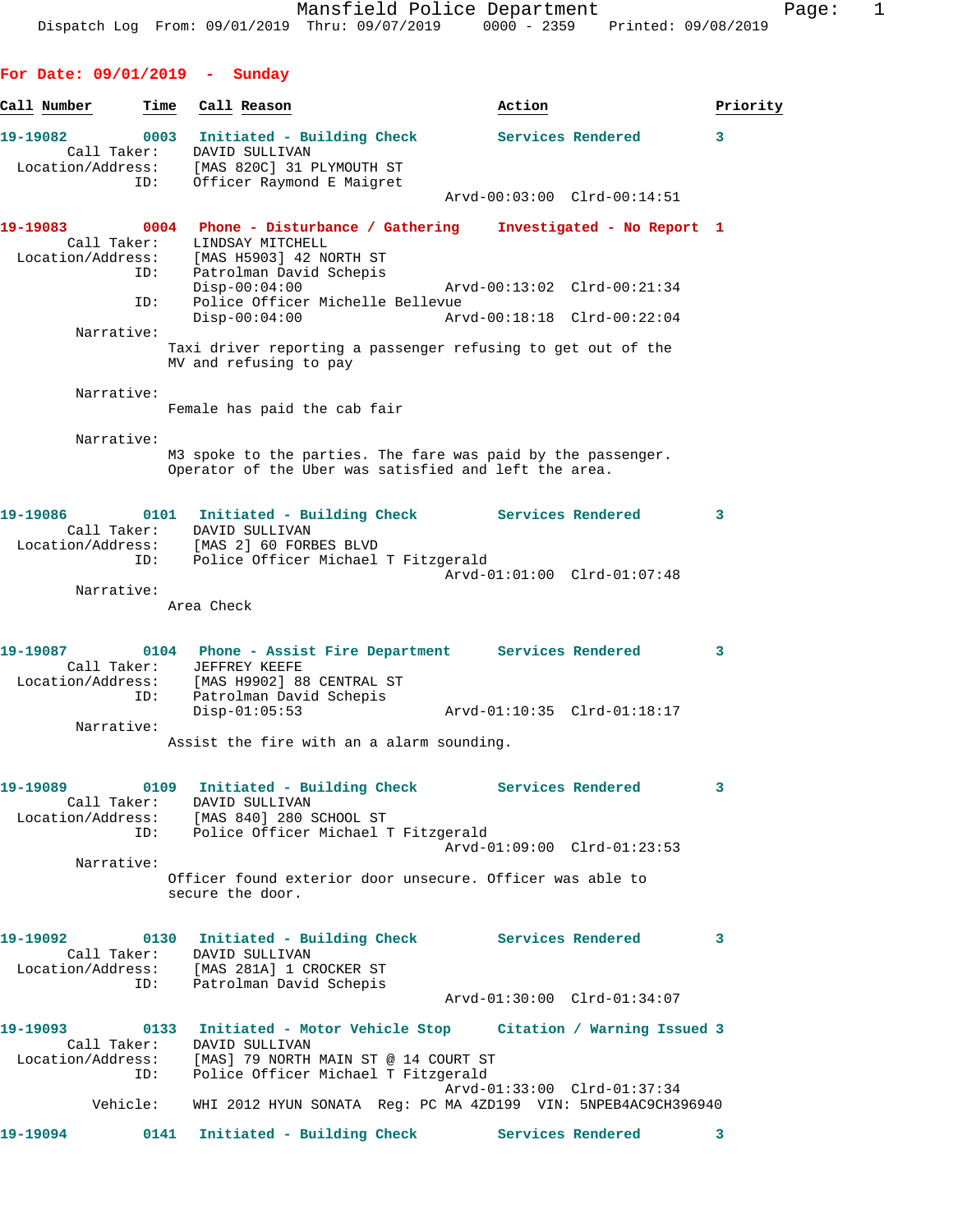Mansfield Police Department
Dispatch Log From: 09/01/2019 Thru: 09/07/2019 0000 - 2359 Printed: 09/08/2019

## For Date: 09/01/2019 - Sunday

| Call Number | Time | Call Reason | Action | Priority |
|---|---|---|---|---|

**19-19082** 0003 Initiated - Building Check — Services Rendered — 3
Call Taker: DAVID SULLIVAN
Location/Address: [MAS 820C] 31 PLYMOUTH ST
ID: Officer Raymond E Maigret
Arvd-00:03:00 Clrd-00:14:51

**19-19083** 0004 Phone - Disturbance / Gathering — Investigated - No Report — 1
Call Taker: LINDSAY MITCHELL
Location/Address: [MAS H5903] 42 NORTH ST
ID: Patrolman David Schepis
Disp-00:04:00 Arvd-00:13:02 Clrd-00:21:34
ID: Police Officer Michelle Bellevue
Disp-00:04:00 Arvd-00:18:18 Clrd-00:22:04
Narrative:
Taxi driver reporting a passenger refusing to get out of the MV and refusing to pay

Narrative:
Female has paid the cab fair

Narrative:
M3 spoke to the parties. The fare was paid by the passenger. Operator of the Uber was satisfied and left the area.

**19-19086** 0101 Initiated - Building Check — Services Rendered — 3
Call Taker: DAVID SULLIVAN
Location/Address: [MAS 2] 60 FORBES BLVD
ID: Police Officer Michael T Fitzgerald
Arvd-01:01:00 Clrd-01:07:48
Narrative:
Area Check

**19-19087** 0104 Phone - Assist Fire Department — Services Rendered — 3
Call Taker: JEFFREY KEEFE
Location/Address: [MAS H9902] 88 CENTRAL ST
ID: Patrolman David Schepis
Disp-01:05:53 Arvd-01:10:35 Clrd-01:18:17
Narrative:
Assist the fire with an a alarm sounding.

**19-19089** 0109 Initiated - Building Check — Services Rendered — 3
Call Taker: DAVID SULLIVAN
Location/Address: [MAS 840] 280 SCHOOL ST
ID: Police Officer Michael T Fitzgerald
Arvd-01:09:00 Clrd-01:23:53
Narrative:
Officer found exterior door unsecure. Officer was able to secure the door.

**19-19092** 0130 Initiated - Building Check — Services Rendered — 3
Call Taker: DAVID SULLIVAN
Location/Address: [MAS 281A] 1 CROCKER ST
ID: Patrolman David Schepis
Arvd-01:30:00 Clrd-01:34:07

**19-19093** 0133 Initiated - Motor Vehicle Stop — Citation / Warning Issued — 3
Call Taker: DAVID SULLIVAN
Location/Address: [MAS] 79 NORTH MAIN ST @ 14 COURT ST
ID: Police Officer Michael T Fitzgerald
Arvd-01:33:00 Clrd-01:37:34
Vehicle: WHI 2012 HYUN SONATA Reg: PC MA 4ZD199 VIN: 5NPEB4AC9CH396940

**19-19094** 0141 Initiated - Building Check — Services Rendered — 3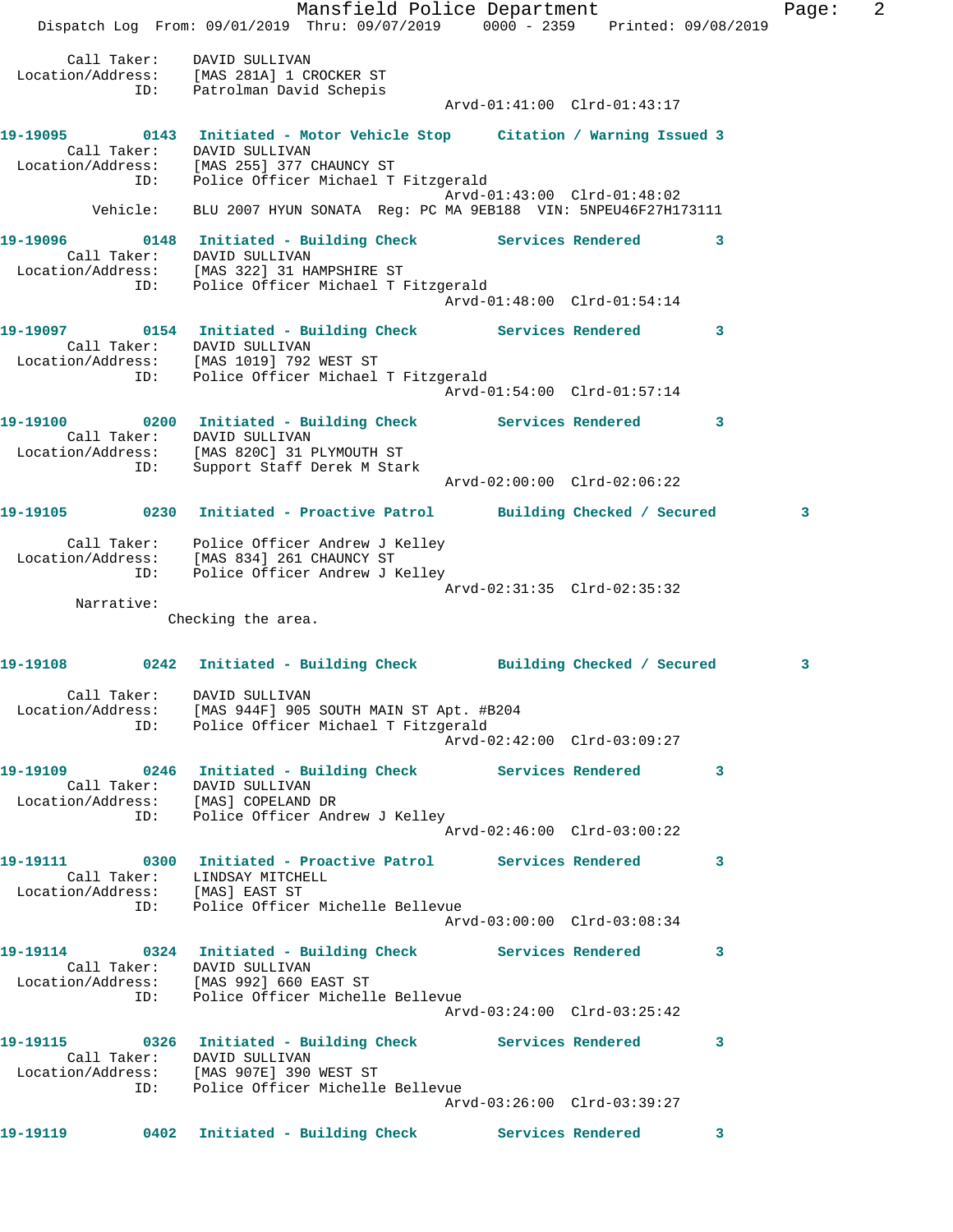Call Taker: DAVID SULLIVAN
Location/Address: [MAS 281A] 1 CROCKER ST
ID: Patrolman David Schepis
Arvd-01:41:00 Clrd-01:43:17

**19-19095** 0143 **Initiated - Motor Vehicle Stop** **Citation / Warning Issued 3**
Call Taker: DAVID SULLIVAN
Location/Address: [MAS 255] 377 CHAUNCY ST
ID: Police Officer Michael T Fitzgerald
Arvd-01:43:00 Clrd-01:48:02
Vehicle: BLU 2007 HYUN SONATA Reg: PC MA 9EB188 VIN: 5NPEU46F27H173111

**19-19096** 0148 **Initiated - Building Check** **Services Rendered 3**
Call Taker: DAVID SULLIVAN
Location/Address: [MAS 322] 31 HAMPSHIRE ST
ID: Police Officer Michael T Fitzgerald
Arvd-01:48:00 Clrd-01:54:14

**19-19097** 0154 **Initiated - Building Check** **Services Rendered 3**
Call Taker: DAVID SULLIVAN
Location/Address: [MAS 1019] 792 WEST ST
ID: Police Officer Michael T Fitzgerald
Arvd-01:54:00 Clrd-01:57:14

**19-19100** 0200 **Initiated - Building Check** **Services Rendered 3**
Call Taker: DAVID SULLIVAN
Location/Address: [MAS 820C] 31 PLYMOUTH ST
ID: Support Staff Derek M Stark
Arvd-02:00:00 Clrd-02:06:22

**19-19105** 0230 **Initiated - Proactive Patrol** **Building Checked / Secured 3**
Call Taker: Police Officer Andrew J Kelley
Location/Address: [MAS 834] 261 CHAUNCY ST
ID: Police Officer Andrew J Kelley
Arvd-02:31:35 Clrd-02:35:32
Narrative:
Checking the area.

**19-19108** 0242 **Initiated - Building Check** **Building Checked / Secured 3**
Call Taker: DAVID SULLIVAN
Location/Address: [MAS 944F] 905 SOUTH MAIN ST Apt. #B204
ID: Police Officer Michael T Fitzgerald
Arvd-02:42:00 Clrd-03:09:27

**19-19109** 0246 **Initiated - Building Check** **Services Rendered 3**
Call Taker: DAVID SULLIVAN
Location/Address: [MAS] COPELAND DR
ID: Police Officer Andrew J Kelley
Arvd-02:46:00 Clrd-03:00:22

**19-19111** 0300 **Initiated - Proactive Patrol** **Services Rendered 3**
Call Taker: LINDSAY MITCHELL
Location/Address: [MAS] EAST ST
ID: Police Officer Michelle Bellevue
Arvd-03:00:00 Clrd-03:08:34

**19-19114** 0324 **Initiated - Building Check** **Services Rendered 3**
Call Taker: DAVID SULLIVAN
Location/Address: [MAS 992] 660 EAST ST
ID: Police Officer Michelle Bellevue
Arvd-03:24:00 Clrd-03:25:42

**19-19115** 0326 **Initiated - Building Check** **Services Rendered 3**
Call Taker: DAVID SULLIVAN
Location/Address: [MAS 907E] 390 WEST ST
ID: Police Officer Michelle Bellevue
Arvd-03:26:00 Clrd-03:39:27

**19-19119** 0402 **Initiated - Building Check** **Services Rendered 3**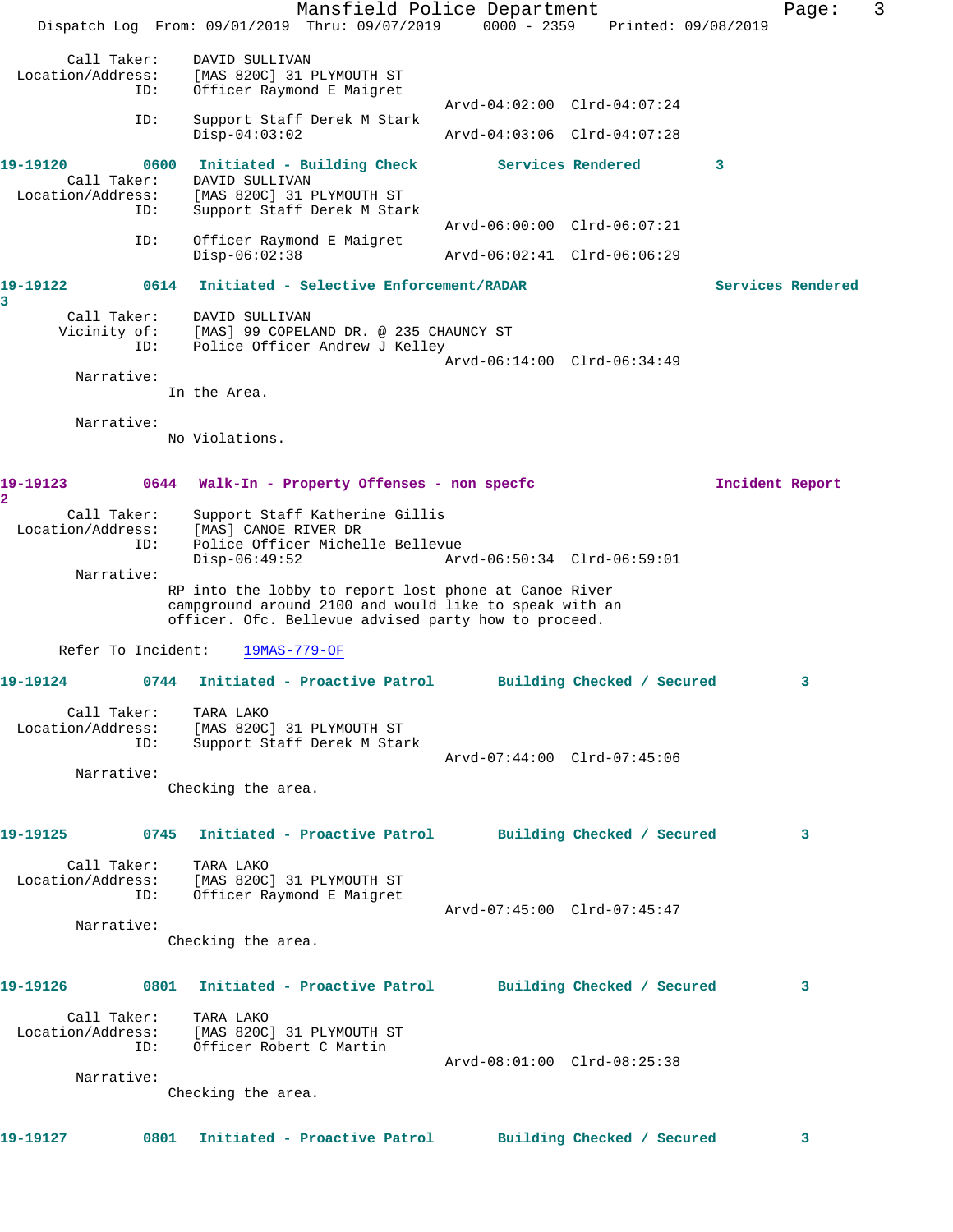Call Taker: DAVID SULLIVAN
Location/Address: [MAS 820C] 31 PLYMOUTH ST
ID: Officer Raymond E Maigret
Arvd-04:02:00 Clrd-04:07:24
ID: Support Staff Derek M Stark
Disp-04:03:02 Arvd-04:03:06 Clrd-04:07:28

**19-19120 0600 Initiated - Building Check Services Rendered 3**

Call Taker: DAVID SULLIVAN
Location/Address: [MAS 820C] 31 PLYMOUTH ST
ID: Support Staff Derek M Stark
Arvd-06:00:00 Clrd-06:07:21
ID: Officer Raymond E Maigret
Disp-06:02:38 Arvd-06:02:41 Clrd-06:06:29

**19-19122 0614 Initiated - Selective Enforcement/RADAR Services Rendered 3**

Call Taker: DAVID SULLIVAN
Vicinity of: [MAS] 99 COPELAND DR. @ 235 CHAUNCY ST
ID: Police Officer Andrew J Kelley
Arvd-06:14:00 Clrd-06:34:49

Narrative:
In the Area.

Narrative:
No Violations.

**19-19123 0644 Walk-In - Property Offenses - non specfc Incident Report 2**

Call Taker: Support Staff Katherine Gillis
Location/Address: [MAS] CANOE RIVER DR
ID: Police Officer Michelle Bellevue
Disp-06:49:52 Arvd-06:50:34 Clrd-06:59:01

Narrative:
RP into the lobby to report lost phone at Canoe River campground around 2100 and would like to speak with an officer. Ofc. Bellevue advised party how to proceed.

Refer To Incident: 19MAS-779-OF

**19-19124 0744 Initiated - Proactive Patrol Building Checked / Secured 3**

Call Taker: TARA LAKO
Location/Address: [MAS 820C] 31 PLYMOUTH ST
ID: Support Staff Derek M Stark
Arvd-07:44:00 Clrd-07:45:06

Narrative:
Checking the area.

**19-19125 0745 Initiated - Proactive Patrol Building Checked / Secured 3**

Call Taker: TARA LAKO
Location/Address: [MAS 820C] 31 PLYMOUTH ST
ID: Officer Raymond E Maigret
Arvd-07:45:00 Clrd-07:45:47

Narrative:
Checking the area.

**19-19126 0801 Initiated - Proactive Patrol Building Checked / Secured 3**

Call Taker: TARA LAKO
Location/Address: [MAS 820C] 31 PLYMOUTH ST
ID: Officer Robert C Martin
Arvd-08:01:00 Clrd-08:25:38

Narrative:
Checking the area.

**19-19127 0801 Initiated - Proactive Patrol Building Checked / Secured 3**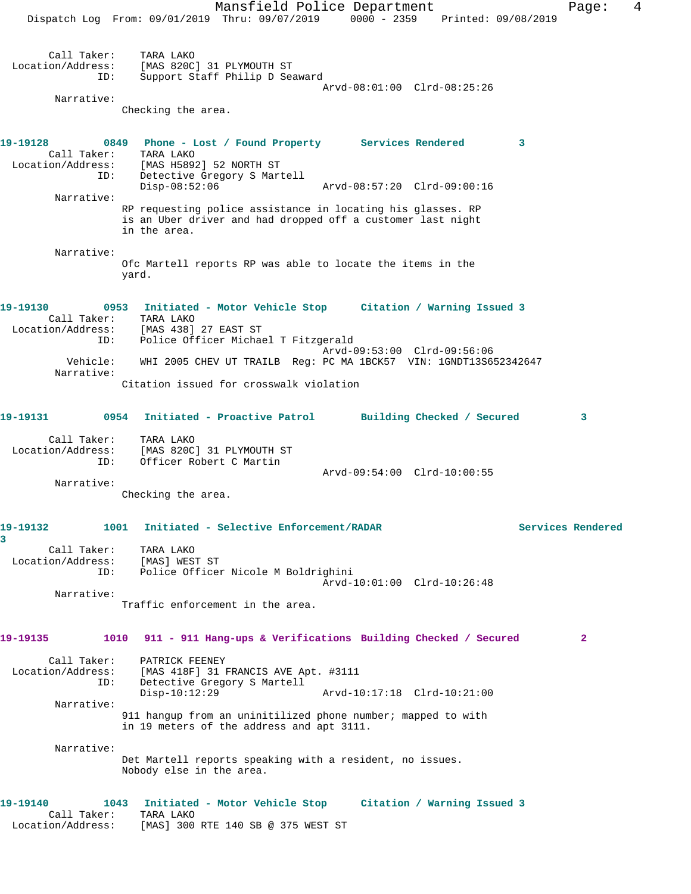Call Taker: TARA LAKO
Location/Address: [MAS 820C] 31 PLYMOUTH ST
ID: Support Staff Philip D Seaward
Arvd-08:01:00 Clrd-08:25:26

Narrative:
Checking the area.

**19-19128** 0849 Phone - Lost / Found Property Services Rendered 3

Call Taker: TARA LAKO
Location/Address: [MAS H5892] 52 NORTH ST
ID: Detective Gregory S Martell
Disp-08:52:06 Arvd-08:57:20 Clrd-09:00:16

Narrative:
RP requesting police assistance in locating his glasses. RP is an Uber driver and had dropped off a customer last night in the area.

Narrative:
Ofc Martell reports RP was able to locate the items in the yard.

**19-19130** 0953 Initiated - Motor Vehicle Stop Citation / Warning Issued 3

Call Taker: TARA LAKO
Location/Address: [MAS 438] 27 EAST ST
ID: Police Officer Michael T Fitzgerald
Arvd-09:53:00 Clrd-09:56:06
Vehicle: WHI 2005 CHEV UT TRAILB Reg: PC MA 1BCK57 VIN: 1GNDT13S652342647

Narrative:
Citation issued for crosswalk violation

**19-19131** 0954 Initiated - Proactive Patrol Building Checked / Secured 3

Call Taker: TARA LAKO
Location/Address: [MAS 820C] 31 PLYMOUTH ST
ID: Officer Robert C Martin
Arvd-09:54:00 Clrd-10:00:55

Narrative:
Checking the area.

**19-19132** 1001 Initiated - Selective Enforcement/RADAR Services Rendered 3

Call Taker: TARA LAKO
Location/Address: [MAS] WEST ST
ID: Police Officer Nicole M Boldrighini
Arvd-10:01:00 Clrd-10:26:48

Narrative:
Traffic enforcement in the area.

**19-19135** 1010 911 - 911 Hang-ups & Verifications Building Checked / Secured 2

Call Taker: PATRICK FEENEY
Location/Address: [MAS 418F] 31 FRANCIS AVE Apt. #3111
ID: Detective Gregory S Martell
Disp-10:12:29 Arvd-10:17:18 Clrd-10:21:00

Narrative:
911 hangup from an uninitilized phone number; mapped to with in 19 meters of the address and apt 3111.

Narrative:
Det Martell reports speaking with a resident, no issues. Nobody else in the area.

**19-19140** 1043 Initiated - Motor Vehicle Stop Citation / Warning Issued 3

Call Taker: TARA LAKO
Location/Address: [MAS] 300 RTE 140 SB @ 375 WEST ST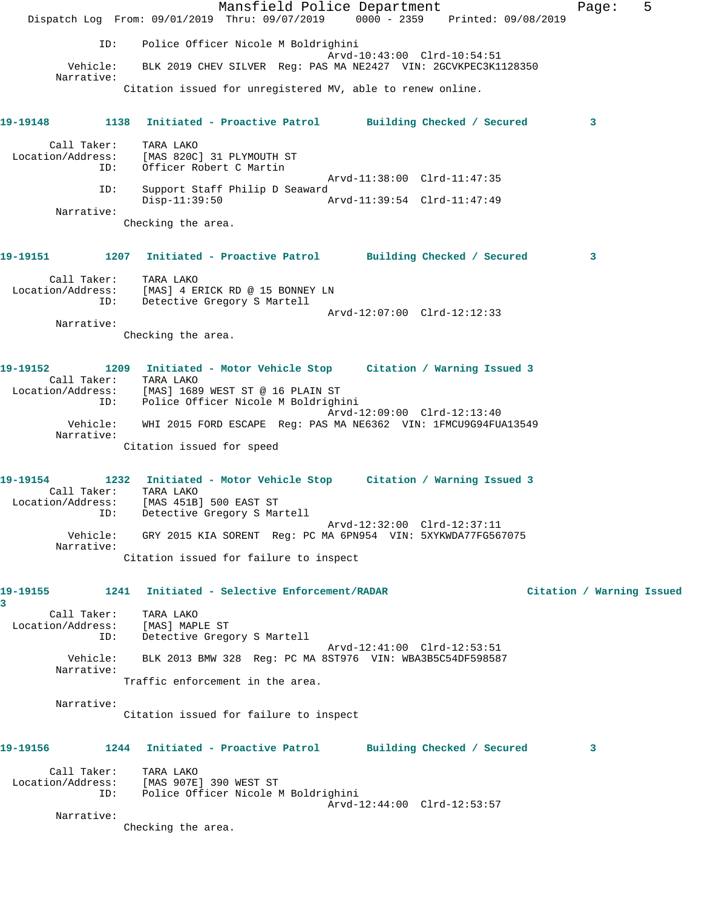ID: Police Officer Nicole M Boldrighini
Arvd-10:43:00 Clrd-10:54:51
Vehicle: BLK 2019 CHEV SILVER Reg: PAS MA NE2427 VIN: 2GCVKPEC3K1128350
Narrative:
Citation issued for unregistered MV, able to renew online.

**19-19148 1138 Initiated - Proactive Patrol Building Checked / Secured 3**

Call Taker: TARA LAKO
Location/Address: [MAS 820C] 31 PLYMOUTH ST
ID: Officer Robert C Martin
Arvd-11:38:00 Clrd-11:47:35
ID: Support Staff Philip D Seaward
Disp-11:39:50 Arvd-11:39:54 Clrd-11:47:49
Narrative:
Checking the area.

**19-19151 1207 Initiated - Proactive Patrol Building Checked / Secured 3**

Call Taker: TARA LAKO
Location/Address: [MAS] 4 ERICK RD @ 15 BONNEY LN
ID: Detective Gregory S Martell
Arvd-12:07:00 Clrd-12:12:33
Narrative:
Checking the area.

**19-19152 1209 Initiated - Motor Vehicle Stop Citation / Warning Issued 3**

Call Taker: TARA LAKO
Location/Address: [MAS] 1689 WEST ST @ 16 PLAIN ST
ID: Police Officer Nicole M Boldrighini
Arvd-12:09:00 Clrd-12:13:40
Vehicle: WHI 2015 FORD ESCAPE Reg: PAS MA NE6362 VIN: 1FMCU9G94FUA13549
Narrative:
Citation issued for speed

**19-19154 1232 Initiated - Motor Vehicle Stop Citation / Warning Issued 3**

Call Taker: TARA LAKO
Location/Address: [MAS 451B] 500 EAST ST
ID: Detective Gregory S Martell
Arvd-12:32:00 Clrd-12:37:11
Vehicle: GRY 2015 KIA SORENT Reg: PC MA 6PN954 VIN: 5XYKWDA77FG567075
Narrative:
Citation issued for failure to inspect

**19-19155 1241 Initiated - Selective Enforcement/RADAR Citation / Warning Issued 3**

Call Taker: TARA LAKO
Location/Address: [MAS] MAPLE ST
ID: Detective Gregory S Martell
Arvd-12:41:00 Clrd-12:53:51
Vehicle: BLK 2013 BMW 328 Reg: PC MA 8ST976 VIN: WBA3B5C54DF598587
Narrative:
Traffic enforcement in the area.

Narrative:
Citation issued for failure to inspect

**19-19156 1244 Initiated - Proactive Patrol Building Checked / Secured 3**

Call Taker: TARA LAKO
Location/Address: [MAS 907E] 390 WEST ST
ID: Police Officer Nicole M Boldrighini
Arvd-12:44:00 Clrd-12:53:57
Narrative:
Checking the area.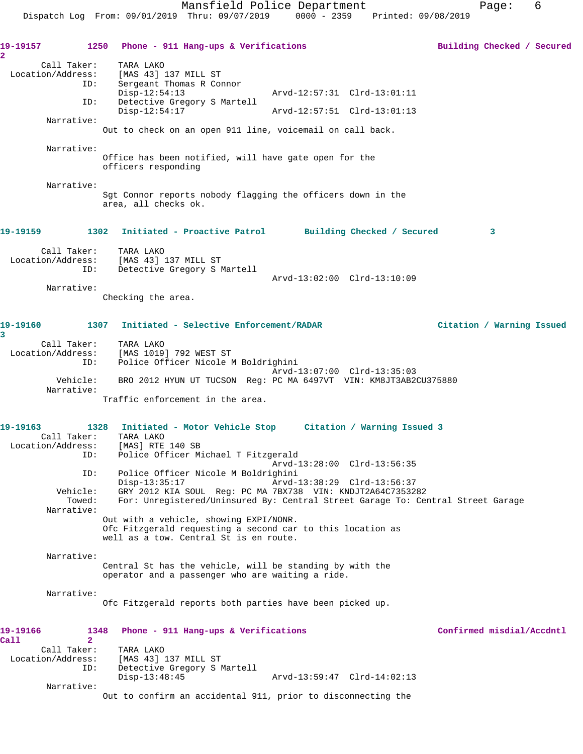**19-19157** 1250 **Phone - 911 Hang-ups & Verifications** **Building Checked / Secured 2**

Call Taker: TARA LAKO
Location/Address: [MAS 43] 137 MILL ST
ID: Sergeant Thomas R Connor
Disp-12:54:13 Arvd-12:57:31 Clrd-13:01:11
ID: Detective Gregory S Martell
Disp-12:54:17 Arvd-12:57:51 Clrd-13:01:13

Narrative:
Out to check on an open 911 line, voicemail on call back.

Narrative:
Office has been notified, will have gate open for the officers responding

Narrative:
Sgt Connor reports nobody flagging the officers down in the area, all checks ok.

**19-19159** 1302 **Initiated - Proactive Patrol** **Building Checked / Secured 3**

Call Taker: TARA LAKO
Location/Address: [MAS 43] 137 MILL ST
ID: Detective Gregory S Martell
Arvd-13:02:00 Clrd-13:10:09

Narrative:
Checking the area.

**19-19160** 1307 **Initiated - Selective Enforcement/RADAR** **Citation / Warning Issued 3**

Call Taker: TARA LAKO
Location/Address: [MAS 1019] 792 WEST ST
ID: Police Officer Nicole M Boldrighini
Arvd-13:07:00 Clrd-13:35:03
Vehicle: BRO 2012 HYUN UT TUCSON Reg: PC MA 6497VT VIN: KM8JT3AB2CU375880

Narrative:
Traffic enforcement in the area.

**19-19163** 1328 **Initiated - Motor Vehicle Stop** **Citation / Warning Issued 3**

Call Taker: TARA LAKO
Location/Address: [MAS] RTE 140 SB
ID: Police Officer Michael T Fitzgerald
Arvd-13:28:00 Clrd-13:56:35
ID: Police Officer Nicole M Boldrighini
Disp-13:35:17 Arvd-13:38:29 Clrd-13:56:37
Vehicle: GRY 2012 KIA SOUL Reg: PC MA 7BX738 VIN: KNDJT2A64C7353282
Towed: For: Unregistered/Uninsured By: Central Street Garage To: Central Street Garage

Narrative:
Out with a vehicle, showing EXPI/NONR.
Ofc Fitzgerald requesting a second car to this location as well as a tow. Central St is en route.

Narrative:
Central St has the vehicle, will be standing by with the operator and a passenger who are waiting a ride.

Narrative:
Ofc Fitzgerald reports both parties have been picked up.

**19-19166** 1348 **Phone - 911 Hang-ups & Verifications** **Confirmed misdial/Accdntl Call 2**

Call Taker: TARA LAKO
Location/Address: [MAS 43] 137 MILL ST
ID: Detective Gregory S Martell
Disp-13:48:45 Arvd-13:59:47 Clrd-14:02:13

Narrative:
Out to confirm an accidental 911, prior to disconnecting the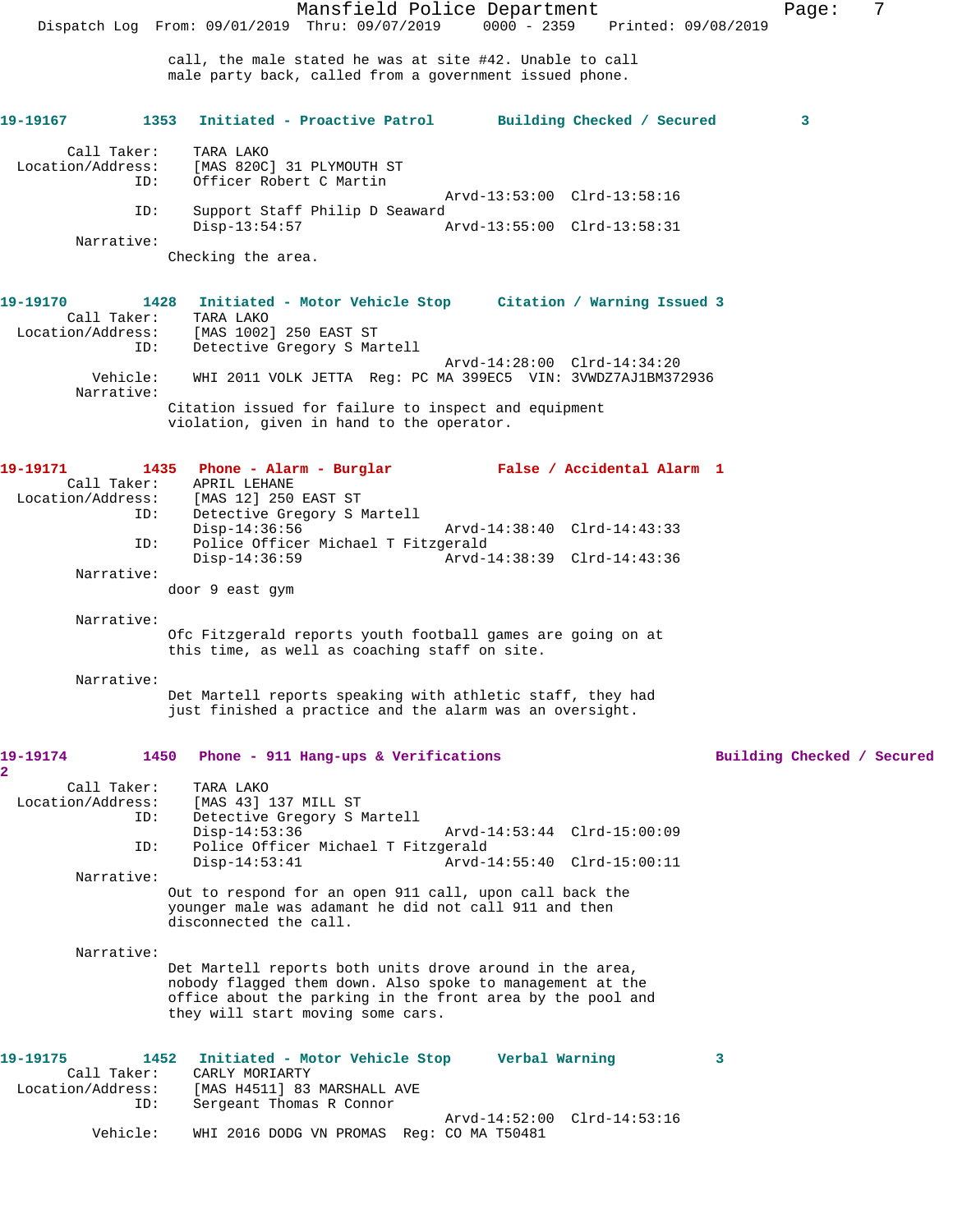call, the male stated he was at site #42. Unable to call male party back, called from a government issued phone.

**19-19167** 1353 **Initiated - Proactive Patrol** **Building Checked / Secured** 3

Call Taker: TARA LAKO
Location/Address: [MAS 820C] 31 PLYMOUTH ST
ID: Officer Robert C Martin
Arvd-13:53:00 Clrd-13:58:16
ID: Support Staff Philip D Seaward
Disp-13:54:57 Arvd-13:55:00 Clrd-13:58:31
Narrative:
Checking the area.

**19-19170** 1428 **Initiated - Motor Vehicle Stop** **Citation / Warning Issued** 3

Call Taker: TARA LAKO
Location/Address: [MAS 1002] 250 EAST ST
ID: Detective Gregory S Martell
Arvd-14:28:00 Clrd-14:34:20
Vehicle: WHI 2011 VOLK JETTA Reg: PC MA 399EC5 VIN: 3VWDZ7AJ1BM372936
Narrative:
Citation issued for failure to inspect and equipment violation, given in hand to the operator.

**19-19171** 1435 **Phone - Alarm - Burglar** **False / Accidental Alarm** 1

Call Taker: APRIL LEHANE
Location/Address: [MAS 12] 250 EAST ST
ID: Detective Gregory S Martell
Disp-14:36:56 Arvd-14:38:40 Clrd-14:43:33
ID: Police Officer Michael T Fitzgerald
Disp-14:36:59 Arvd-14:38:39 Clrd-14:43:36
Narrative:
door 9 east gym

Narrative:
Ofc Fitzgerald reports youth football games are going on at this time, as well as coaching staff on site.

Narrative:
Det Martell reports speaking with athletic staff, they had just finished a practice and the alarm was an oversight.

**19-19174** 1450 **Phone - 911 Hang-ups & Verifications** **Building Checked / Secured** 2

Call Taker: TARA LAKO
Location/Address: [MAS 43] 137 MILL ST
ID: Detective Gregory S Martell
Disp-14:53:36 Arvd-14:53:44 Clrd-15:00:09
ID: Police Officer Michael T Fitzgerald
Disp-14:53:41 Arvd-14:55:40 Clrd-15:00:11
Narrative:
Out to respond for an open 911 call, upon call back the younger male was adamant he did not call 911 and then disconnected the call.

Narrative:
Det Martell reports both units drove around in the area, nobody flagged them down. Also spoke to management at the office about the parking in the front area by the pool and they will start moving some cars.

**19-19175** 1452 **Initiated - Motor Vehicle Stop** **Verbal Warning** 3

Call Taker: CARLY MORIARTY
Location/Address: [MAS H4511] 83 MARSHALL AVE
ID: Sergeant Thomas R Connor
Arvd-14:52:00 Clrd-14:53:16
Vehicle: WHI 2016 DODG VN PROMAS Reg: CO MA T50481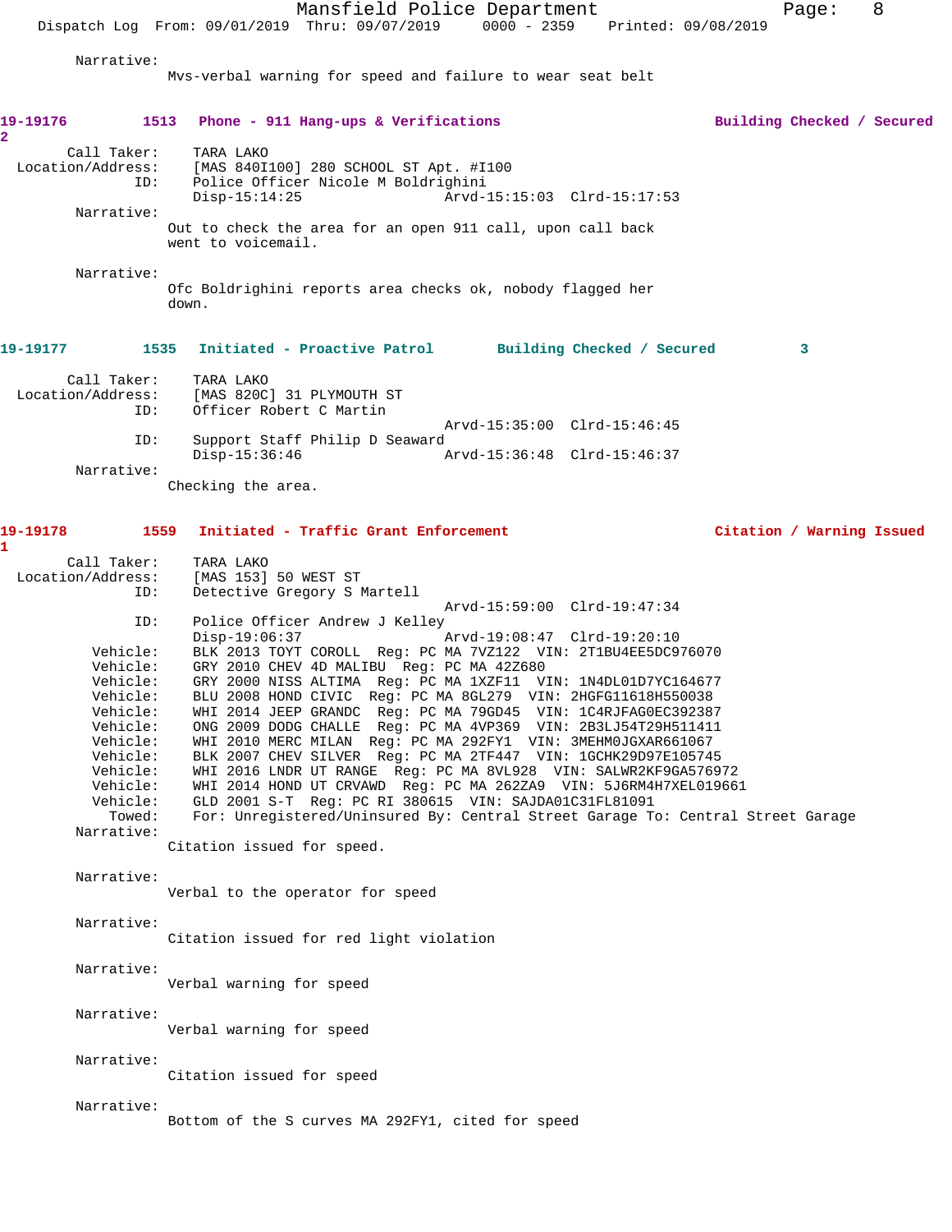Narrative:
Mvs-verbal warning for speed and failure to wear seat belt

**19-19176** 1513 **Phone - 911 Hang-ups & Verifications** **Building Checked / Secured** **2**

Call Taker: TARA LAKO
Location/Address: [MAS 840I100] 280 SCHOOL ST Apt. #I100
ID: Police Officer Nicole M Boldrighini
Disp-15:14:25 Arvd-15:15:03 Clrd-15:17:53

Narrative:
Out to check the area for an open 911 call, upon call back went to voicemail.

Narrative:
Ofc Boldrighini reports area checks ok, nobody flagged her down.

**19-19177** 1535 **Initiated - Proactive Patrol** **Building Checked / Secured** **3**

Call Taker: TARA LAKO
Location/Address: [MAS 820C] 31 PLYMOUTH ST
ID: Officer Robert C Martin
Arvd-15:35:00 Clrd-15:46:45
ID: Support Staff Philip D Seaward
Disp-15:36:46 Arvd-15:36:48 Clrd-15:46:37

Narrative:
Checking the area.

**19-19178** 1559 **Initiated - Traffic Grant Enforcement** **Citation / Warning Issued** **1**

Call Taker: TARA LAKO
Location/Address: [MAS 153] 50 WEST ST
ID: Detective Gregory S Martell
Arvd-15:59:00 Clrd-19:47:34
ID: Police Officer Andrew J Kelley
Disp-19:06:37 Arvd-19:08:47 Clrd-19:20:10
Vehicle: BLK 2013 TOYT COROLL Reg: PC MA 7VZ122 VIN: 2T1BU4EE5DC976070
Vehicle: GRY 2010 CHEV 4D MALIBU Reg: PC MA 42Z680
Vehicle: GRY 2000 NISS ALTIMA Reg: PC MA 1XZF11 VIN: 1N4DL01D7YC164677
Vehicle: BLU 2008 HOND CIVIC Reg: PC MA 8GL279 VIN: 2HGFG11618H550038
Vehicle: WHI 2014 JEEP GRANDC Reg: PC MA 79GD45 VIN: 1C4RJFAG0EC392387
Vehicle: ONG 2009 DODG CHALLE Reg: PC MA 4VP369 VIN: 2B3LJ54T29H511411
Vehicle: WHI 2010 MERC MILAN Reg: PC MA 292FY1 VIN: 3MEHM0JGXAR661067
Vehicle: BLK 2007 CHEV SILVER Reg: PC MA 2TF447 VIN: 1GCHK29D97E105745
Vehicle: WHI 2016 LNDR UT RANGE Reg: PC MA 8VL928 VIN: SALWR2KF9GA576972
Vehicle: WHI 2014 HOND UT CRVAWD Reg: PC MA 262ZA9 VIN: 5J6RM4H7XEL019661
Vehicle: GLD 2001 S-T Reg: PC RI 380615 VIN: SAJDA01C31FL81091
Towed: For: Unregistered/Uninsured By: Central Street Garage To: Central Street Garage

Narrative:
Citation issued for speed.

Narrative:
Verbal to the operator for speed

Narrative:
Citation issued for red light violation

Narrative:
Verbal warning for speed

Narrative:
Verbal warning for speed

Narrative:
Citation issued for speed

Narrative:
Bottom of the S curves MA 292FY1, cited for speed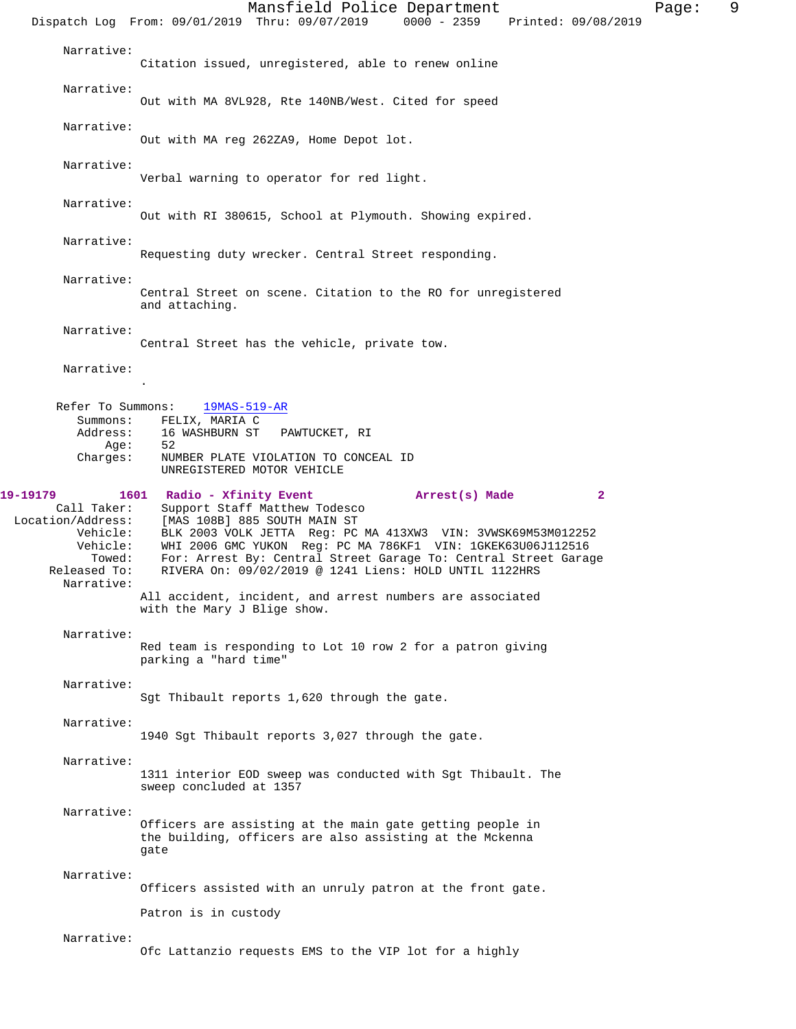Narrative:
Citation issued, unregistered, able to renew online

Narrative:
Out with MA 8VL928, Rte 140NB/West. Cited for speed

Narrative:
Out with MA reg 262ZA9, Home Depot lot.

Narrative:
Verbal warning to operator for red light.

Narrative:
Out with RI 380615, School at Plymouth. Showing expired.

Narrative:
Requesting duty wrecker. Central Street responding.

Narrative:
Central Street on scene. Citation to the RO for unregistered and attaching.

Narrative:
Central Street has the vehicle, private tow.

Narrative:
.

Refer To Summons: 19MAS-519-AR
Summons: FELIX, MARIA C
Address: 16 WASHBURN ST PAWTUCKET, RI
Age: 52
Charges: NUMBER PLATE VIOLATION TO CONCEAL ID
UNREGISTERED MOTOR VEHICLE

**19-19179 1601 Radio - Xfinity Event Arrest(s) Made 2**

Call Taker: Support Staff Matthew Todesco
Location/Address: [MAS 108B] 885 SOUTH MAIN ST
Vehicle: BLK 2003 VOLK JETTA Reg: PC MA 413XW3 VIN: 3VWSK69M53M012252
Vehicle: WHI 2006 GMC YUKON Reg: PC MA 786KF1 VIN: 1GKEK63U06J112516
Towed: For: Arrest By: Central Street Garage To: Central Street Garage
Released To: RIVERA On: 09/02/2019 @ 1241 Liens: HOLD UNTIL 1122HRS

Narrative:
All accident, incident, and arrest numbers are associated with the Mary J Blige show.

Narrative:
Red team is responding to Lot 10 row 2 for a patron giving parking a "hard time"

Narrative:
Sgt Thibault reports 1,620 through the gate.

Narrative:
1940 Sgt Thibault reports 3,027 through the gate.

Narrative:
1311 interior EOD sweep was conducted with Sgt Thibault. The sweep concluded at 1357

Narrative:
Officers are assisting at the main gate getting people in the building, officers are also assisting at the Mckenna gate

Narrative:
Officers assisted with an unruly patron at the front gate.

Patron is in custody

Narrative:
Ofc Lattanzio requests EMS to the VIP lot for a highly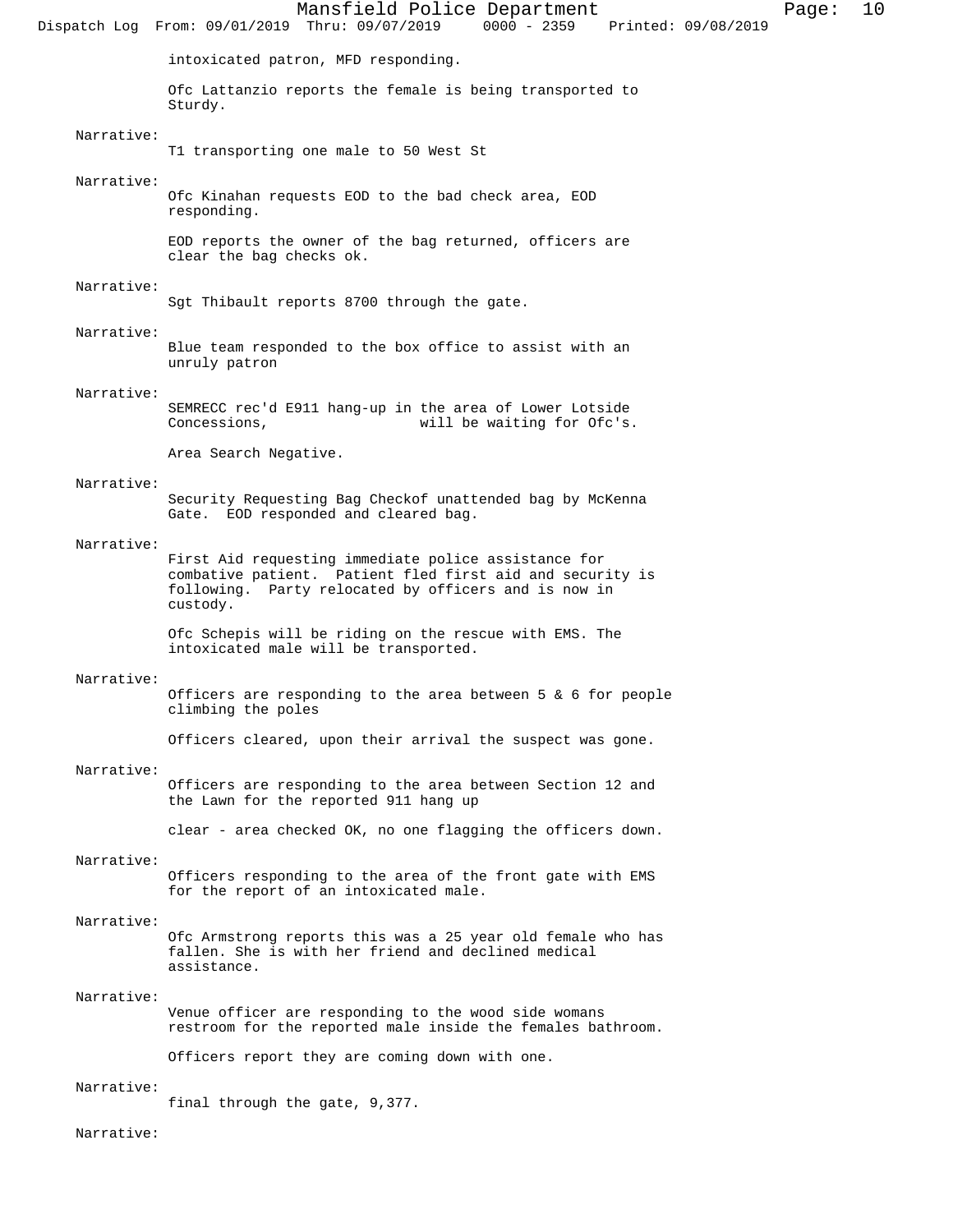intoxicated patron, MFD responding.

Ofc Lattanzio reports the female is being transported to Sturdy.

Narrative:
T1 transporting one male to 50 West St

Narrative:
Ofc Kinahan requests EOD to the bad check area, EOD responding.

EOD reports the owner of the bag returned, officers are clear the bag checks ok.

Narrative:
Sgt Thibault reports 8700 through the gate.

Narrative:
Blue team responded to the box office to assist with an unruly patron

Narrative:
SEMRECC rec'd E911 hang-up in the area of Lower Lotside Concessions, will be waiting for Ofc's.

Area Search Negative.

Narrative:
Security Requesting Bag Checkof unattended bag by McKenna Gate. EOD responded and cleared bag.

Narrative:
First Aid requesting immediate police assistance for combative patient. Patient fled first aid and security is following. Party relocated by officers and is now in custody.

Ofc Schepis will be riding on the rescue with EMS. The intoxicated male will be transported.

Narrative:
Officers are responding to the area between 5 & 6 for people climbing the poles

Officers cleared, upon their arrival the suspect was gone.

Narrative:
Officers are responding to the area between Section 12 and the Lawn for the reported 911 hang up

clear - area checked OK, no one flagging the officers down.

Narrative:
Officers responding to the area of the front gate with EMS for the report of an intoxicated male.

Narrative:
Ofc Armstrong reports this was a 25 year old female who has fallen. She is with her friend and declined medical assistance.

Narrative:
Venue officer are responding to the wood side womans restroom for the reported male inside the females bathroom.

Officers report they are coming down with one.

Narrative:
final through the gate, 9,377.

Narrative: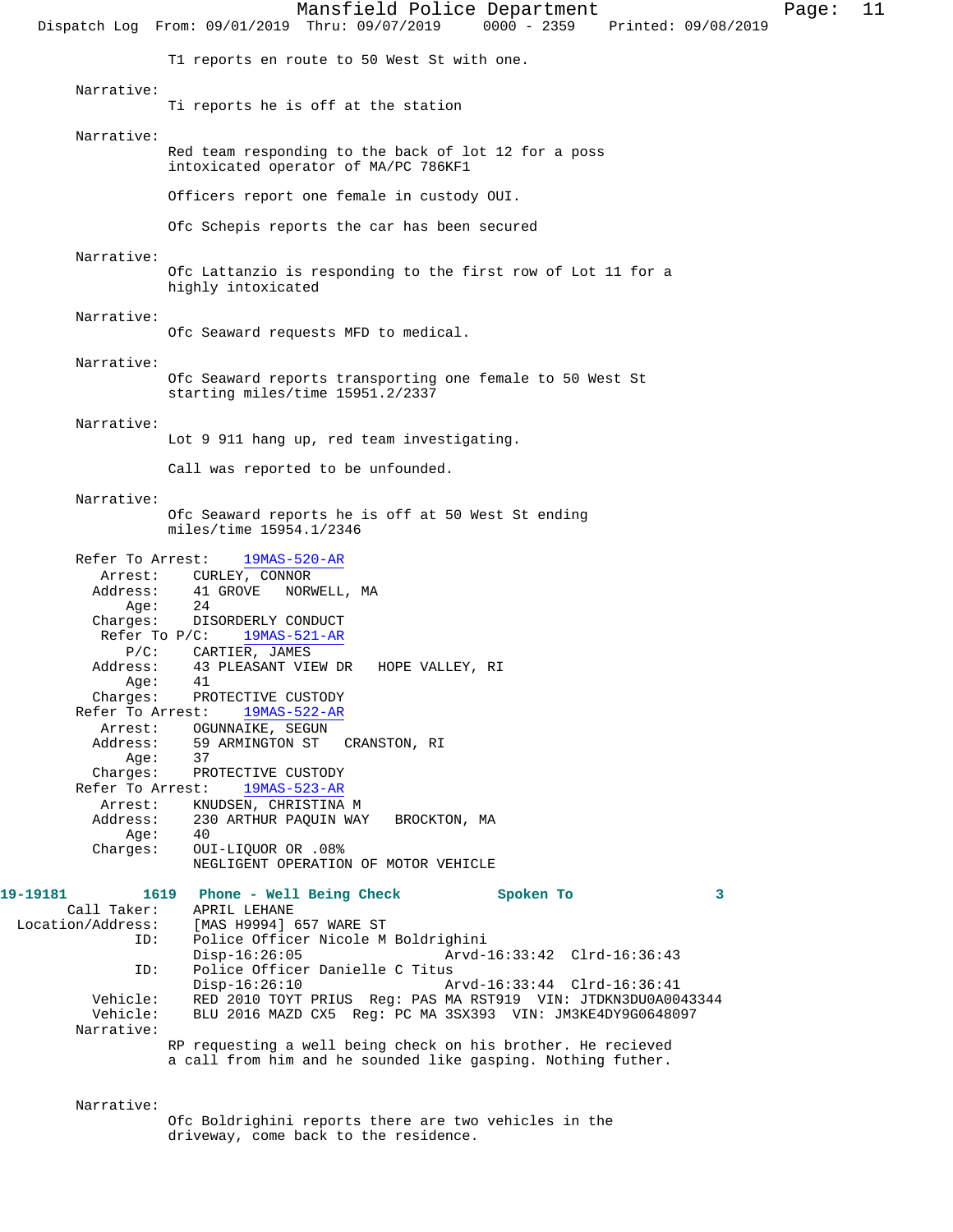T1 reports en route to 50 West St with one.

Narrative:
Ti reports he is off at the station

Narrative:
Red team responding to the back of lot 12 for a poss intoxicated operator of MA/PC 786KF1

Officers report one female in custody OUI.

Ofc Schepis reports the car has been secured

Narrative:
Ofc Lattanzio is responding to the first row of Lot 11 for a highly intoxicated

Narrative:
Ofc Seaward requests MFD to medical.

Narrative:
Ofc Seaward reports transporting one female to 50 West St starting miles/time 15951.2/2337

Narrative:
Lot 9 911 hang up, red team investigating.

Call was reported to be unfounded.

Narrative:
Ofc Seaward reports he is off at 50 West St ending miles/time 15954.1/2346

Refer To Arrest: 19MAS-520-AR
Arrest: CURLEY, CONNOR
Address: 41 GROVE NORWELL, MA
Age: 24
Charges: DISORDERLY CONDUCT

Refer To P/C: 19MAS-521-AR
P/C: CARTIER, JAMES
Address: 43 PLEASANT VIEW DR HOPE VALLEY, RI
Age: 41
Charges: PROTECTIVE CUSTODY

Refer To Arrest: 19MAS-522-AR
Arrest: OGUNNAIKE, SEGUN
Address: 59 ARMINGTON ST CRANSTON, RI
Age: 37
Charges: PROTECTIVE CUSTODY

Refer To Arrest: 19MAS-523-AR
Arrest: KNUDSEN, CHRISTINA M
Address: 230 ARTHUR PAQUIN WAY BROCKTON, MA
Age: 40
Charges: OUI-LIQUOR OR .08%
NEGLIGENT OPERATION OF MOTOR VEHICLE

**19-19181 1619 Phone - Well Being Check Spoken To 3**

Call Taker: APRIL LEHANE
Location/Address: [MAS H9994] 657 WARE ST
ID: Police Officer Nicole M Boldrighini
Disp-16:26:05 Arvd-16:33:42 Clrd-16:36:43
ID: Police Officer Danielle C Titus
Disp-16:26:10 Arvd-16:33:44 Clrd-16:36:41
Vehicle: RED 2010 TOYT PRIUS Reg: PAS MA RST919 VIN: JTDKN3DU0A0043344
Vehicle: BLU 2016 MAZD CX5 Reg: PC MA 3SX393 VIN: JM3KE4DY9G0648097

Narrative:
RP requesting a well being check on his brother. He recieved a call from him and he sounded like gasping. Nothing futher.

Narrative:
Ofc Boldrighini reports there are two vehicles in the driveway, come back to the residence.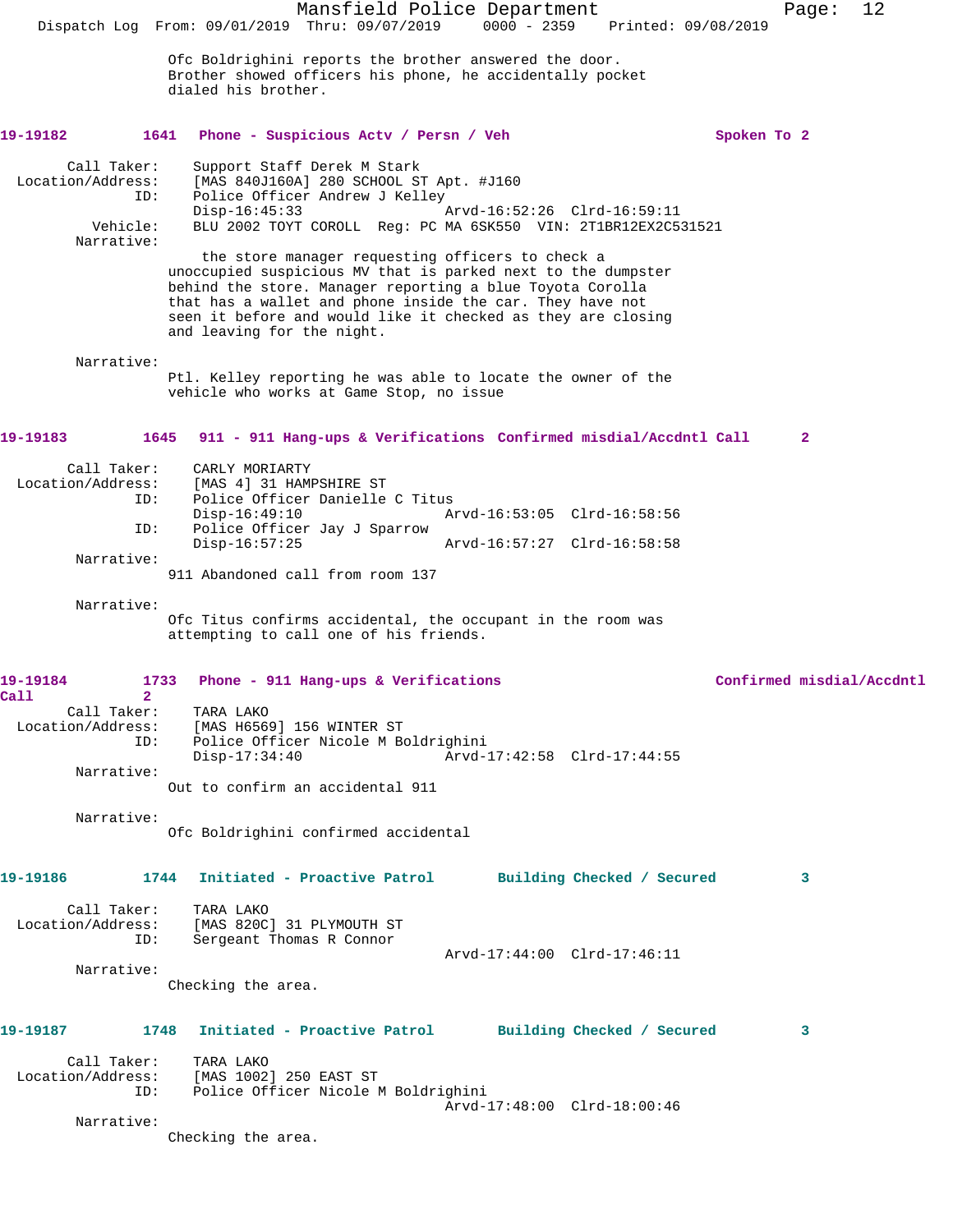Ofc Boldrighini reports the brother answered the door. Brother showed officers his phone, he accidentally pocket dialed his brother.

**19-19182** **1641** **Phone - Suspicious Actv / Persn / Veh** **Spoken To 2**

Call Taker: Support Staff Derek M Stark
Location/Address: [MAS 840J160A] 280 SCHOOL ST Apt. #J160
ID: Police Officer Andrew J Kelley
Disp-16:45:33 Arvd-16:52:26 Clrd-16:59:11
Vehicle: BLU 2002 TOYT COROLL Reg: PC MA 6SK550 VIN: 2T1BR12EX2C531521
Narrative:
the store manager requesting officers to check a unoccupied suspicious MV that is parked next to the dumpster behind the store. Manager reporting a blue Toyota Corolla that has a wallet and phone inside the car. They have not seen it before and would like it checked as they are closing and leaving for the night.

Narrative:
Ptl. Kelley reporting he was able to locate the owner of the vehicle who works at Game Stop, no issue

**19-19183** **1645** **911 - 911 Hang-ups & Verifications** **Confirmed misdial/Accdntl Call** **2**

Call Taker: CARLY MORIARTY
Location/Address: [MAS 4] 31 HAMPSHIRE ST
ID: Police Officer Danielle C Titus
Disp-16:49:10 Arvd-16:53:05 Clrd-16:58:56
ID: Police Officer Jay J Sparrow
Disp-16:57:25 Arvd-16:57:27 Clrd-16:58:58
Narrative:
911 Abandoned call from room 137

Narrative:
Ofc Titus confirms accidental, the occupant in the room was attempting to call one of his friends.

**19-19184** **1733** **Phone - 911 Hang-ups & Verifications** **Confirmed misdial/Accdntl Call** **2**

Call Taker: TARA LAKO
Location/Address: [MAS H6569] 156 WINTER ST
ID: Police Officer Nicole M Boldrighini
Disp-17:34:40 Arvd-17:42:58 Clrd-17:44:55
Narrative:
Out to confirm an accidental 911

Narrative:
Ofc Boldrighini confirmed accidental

**19-19186** **1744** **Initiated - Proactive Patrol** **Building Checked / Secured** **3**

Call Taker: TARA LAKO
Location/Address: [MAS 820C] 31 PLYMOUTH ST
ID: Sergeant Thomas R Connor
Arvd-17:44:00 Clrd-17:46:11
Narrative:
Checking the area.

**19-19187** **1748** **Initiated - Proactive Patrol** **Building Checked / Secured** **3**

Call Taker: TARA LAKO
Location/Address: [MAS 1002] 250 EAST ST
ID: Police Officer Nicole M Boldrighini
Arvd-17:48:00 Clrd-18:00:46
Narrative:
Checking the area.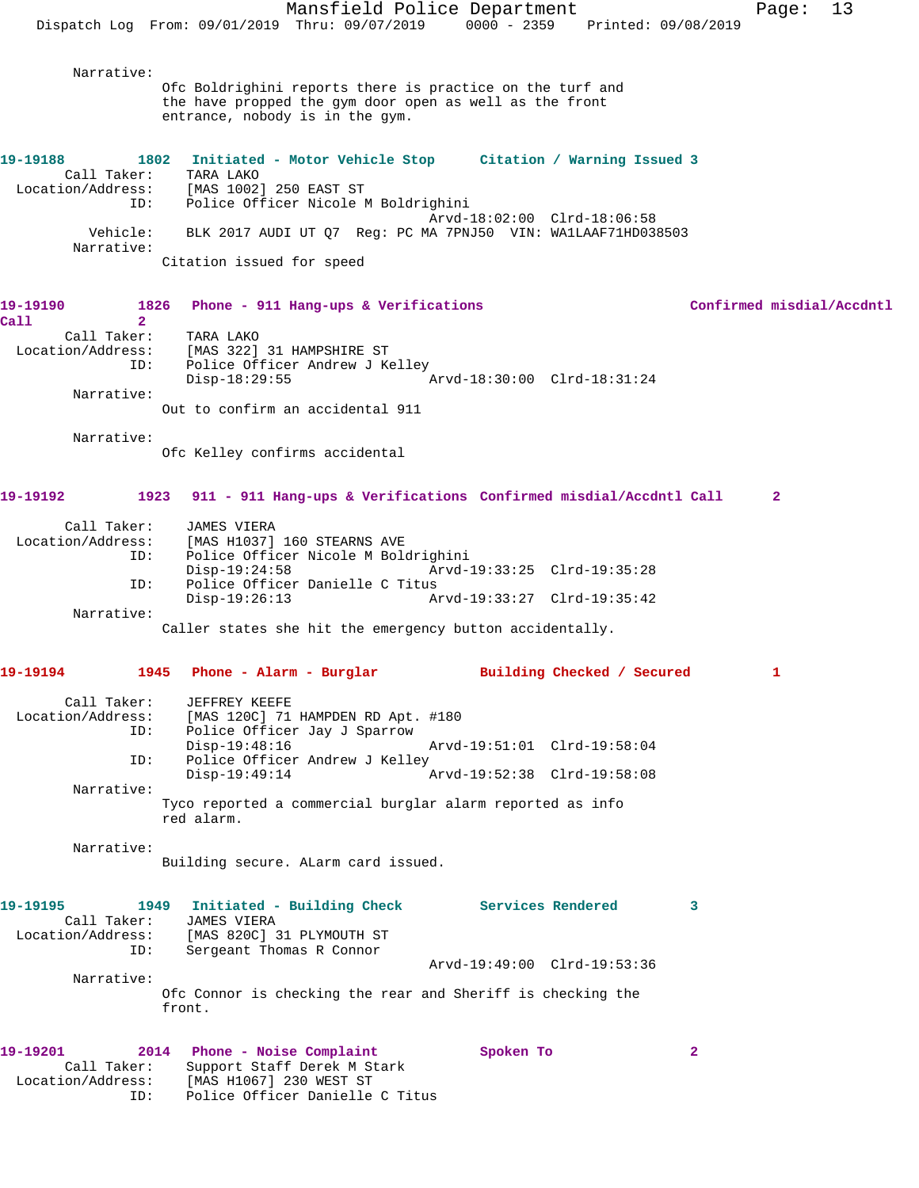Narrative:
Ofc Boldrighini reports there is practice on the turf and the have propped the gym door open as well as the front entrance, nobody is in the gym.

**19-19188 1802 Initiated - Motor Vehicle Stop Citation / Warning Issued 3**

Call Taker: TARA LAKO
Location/Address: [MAS 1002] 250 EAST ST
ID: Police Officer Nicole M Boldrighini
Arvd-18:02:00 Clrd-18:06:58
Vehicle: BLK 2017 AUDI UT Q7 Reg: PC MA 7PNJ50 VIN: WA1LAAF71HD038503
Narrative:
Citation issued for speed

**19-19190 1826 Phone - 911 Hang-ups & Verifications Confirmed misdial/Accdntl Call 2**

Call Taker: TARA LAKO
Location/Address: [MAS 322] 31 HAMPSHIRE ST
ID: Police Officer Andrew J Kelley
Disp-18:29:55 Arvd-18:30:00 Clrd-18:31:24
Narrative:
Out to confirm an accidental 911

Narrative:
Ofc Kelley confirms accidental

**19-19192 1923 911 - 911 Hang-ups & Verifications Confirmed misdial/Accdntl Call 2**

Call Taker: JAMES VIERA
Location/Address: [MAS H1037] 160 STEARNS AVE
ID: Police Officer Nicole M Boldrighini
Disp-19:24:58 Arvd-19:33:25 Clrd-19:35:28
ID: Police Officer Danielle C Titus
Disp-19:26:13 Arvd-19:33:27 Clrd-19:35:42
Narrative:
Caller states she hit the emergency button accidentally.

**19-19194 1945 Phone - Alarm - Burglar Building Checked / Secured 1**

Call Taker: JEFFREY KEEFE
Location/Address: [MAS 120C] 71 HAMPDEN RD Apt. #180
ID: Police Officer Jay J Sparrow
Disp-19:48:16 Arvd-19:51:01 Clrd-19:58:04
ID: Police Officer Andrew J Kelley
Disp-19:49:14 Arvd-19:52:38 Clrd-19:58:08
Narrative:
Tyco reported a commercial burglar alarm reported as info red alarm.

Narrative:
Building secure. ALarm card issued.

**19-19195 1949 Initiated - Building Check Services Rendered 3**

Call Taker: JAMES VIERA
Location/Address: [MAS 820C] 31 PLYMOUTH ST
ID: Sergeant Thomas R Connor
Arvd-19:49:00 Clrd-19:53:36
Narrative:
Ofc Connor is checking the rear and Sheriff is checking the front.

**19-19201 2014 Phone - Noise Complaint Spoken To 2**

Call Taker: Support Staff Derek M Stark
Location/Address: [MAS H1067] 230 WEST ST
ID: Police Officer Danielle C Titus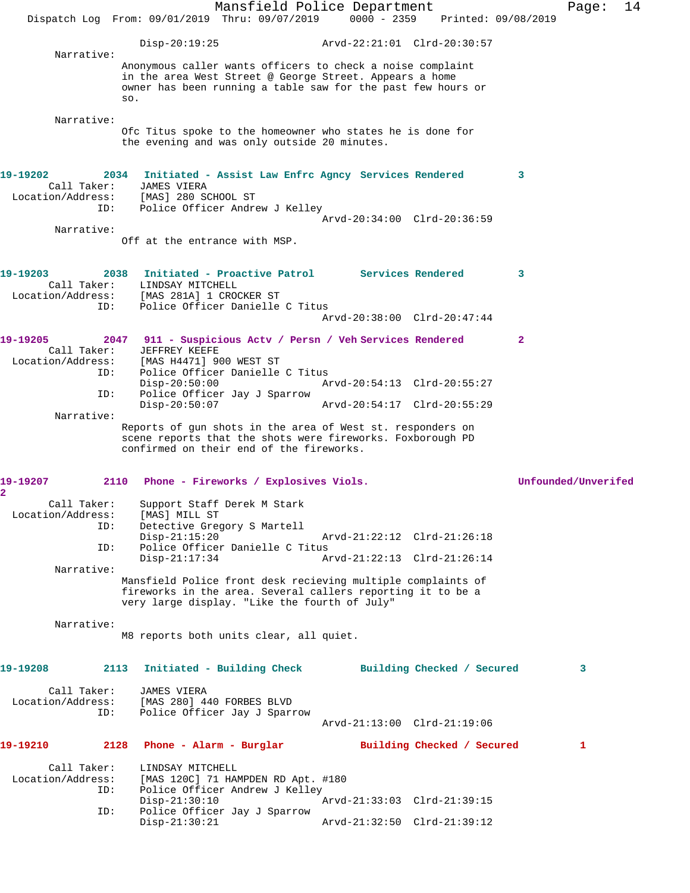Disp-20:19:25 Arvd-22:21:01 Clrd-20:30:57

Narrative:
Anonymous caller wants officers to check a noise complaint in the area West Street @ George Street. Appears a home owner has been running a table saw for the past few hours or so.

Narrative:
Ofc Titus spoke to the homeowner who states he is done for the evening and was only outside 20 minutes.

**19-19202 2034 Initiated - Assist Law Enfrc Agncy Services Rendered 3**

Call Taker: JAMES VIERA
Location/Address: [MAS] 280 SCHOOL ST
ID: Police Officer Andrew J Kelley
Arvd-20:34:00 Clrd-20:36:59

Narrative:
Off at the entrance with MSP.

**19-19203 2038 Initiated - Proactive Patrol Services Rendered 3**

Call Taker: LINDSAY MITCHELL
Location/Address: [MAS 281A] 1 CROCKER ST
ID: Police Officer Danielle C Titus
Arvd-20:38:00 Clrd-20:47:44

**19-19205 2047 911 - Suspicious Actv / Persn / Veh Services Rendered 2**

Call Taker: JEFFREY KEEFE
Location/Address: [MAS H4471] 900 WEST ST
ID: Police Officer Danielle C Titus
Disp-20:50:00 Arvd-20:54:13 Clrd-20:55:27
ID: Police Officer Jay J Sparrow
Disp-20:50:07 Arvd-20:54:17 Clrd-20:55:29

Narrative:
Reports of gun shots in the area of West st. responders on scene reports that the shots were fireworks. Foxborough PD confirmed on their end of the fireworks.

**19-19207 2110 Phone - Fireworks / Explosives Viols. Unfounded/Unverifed 2**

Call Taker: Support Staff Derek M Stark
Location/Address: [MAS] MILL ST
ID: Detective Gregory S Martell
Disp-21:15:20 Arvd-21:22:12 Clrd-21:26:18
ID: Police Officer Danielle C Titus
Disp-21:17:34 Arvd-21:22:13 Clrd-21:26:14

Narrative:
Mansfield Police front desk recieving multiple complaints of fireworks in the area. Several callers reporting it to be a very large display. "Like the fourth of July"

Narrative:
M8 reports both units clear, all quiet.

**19-19208 2113 Initiated - Building Check Building Checked / Secured 3**

Call Taker: JAMES VIERA
Location/Address: [MAS 280] 440 FORBES BLVD
ID: Police Officer Jay J Sparrow
Arvd-21:13:00 Clrd-21:19:06

**19-19210 2128 Phone - Alarm - Burglar Building Checked / Secured 1**

Call Taker: LINDSAY MITCHELL
Location/Address: [MAS 120C] 71 HAMPDEN RD Apt. #180
ID: Police Officer Andrew J Kelley
Disp-21:30:10 Arvd-21:33:03 Clrd-21:39:15
ID: Police Officer Jay J Sparrow
Disp-21:30:21 Arvd-21:32:50 Clrd-21:39:12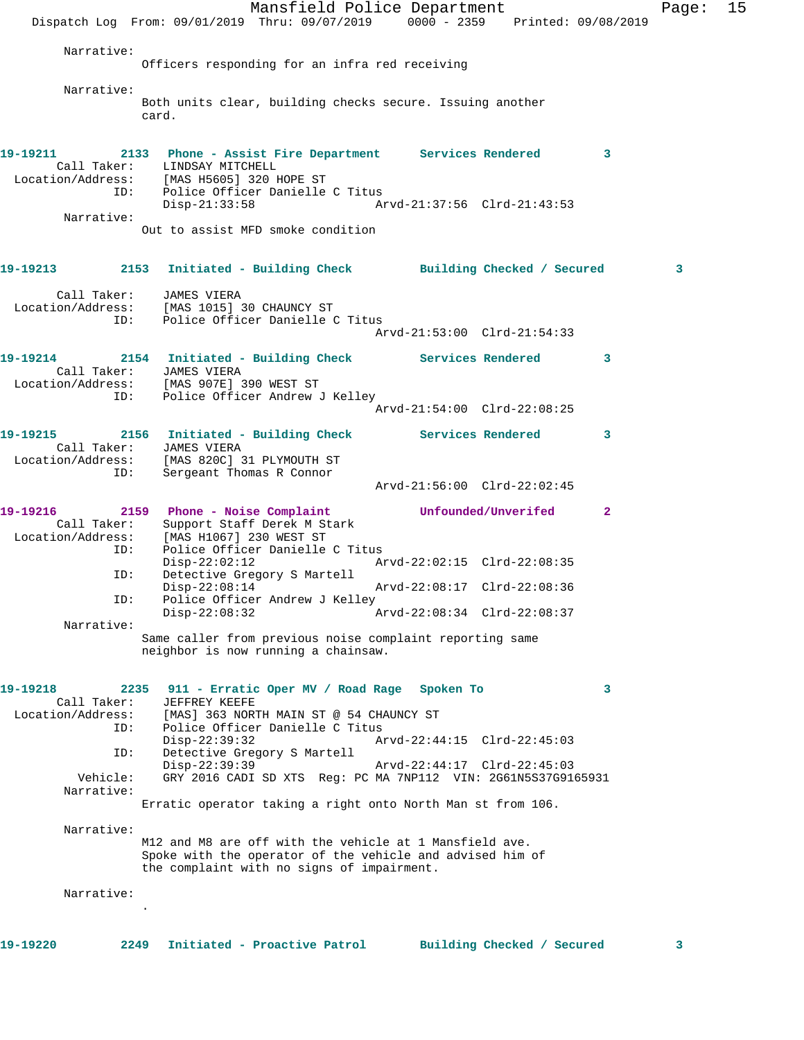Narrative:
Officers responding for an infra red receiving

Narrative:
Both units clear, building checks secure. Issuing another card.

**19-19211 2133 Phone - Assist Fire Department Services Rendered 3**

Call Taker: LINDSAY MITCHELL
Location/Address: [MAS H5605] 320 HOPE ST
ID: Police Officer Danielle C Titus
Disp-21:33:58 Arvd-21:37:56 Clrd-21:43:53

Narrative:
Out to assist MFD smoke condition

**19-19213 2153 Initiated - Building Check Building Checked / Secured 3**

Call Taker: JAMES VIERA
Location/Address: [MAS 1015] 30 CHAUNCY ST
ID: Police Officer Danielle C Titus
Arvd-21:53:00 Clrd-21:54:33

**19-19214 2154 Initiated - Building Check Services Rendered 3**

Call Taker: JAMES VIERA
Location/Address: [MAS 907E] 390 WEST ST
ID: Police Officer Andrew J Kelley
Arvd-21:54:00 Clrd-22:08:25

**19-19215 2156 Initiated - Building Check Services Rendered 3**

Call Taker: JAMES VIERA
Location/Address: [MAS 820C] 31 PLYMOUTH ST
ID: Sergeant Thomas R Connor
Arvd-21:56:00 Clrd-22:02:45

**19-19216 2159 Phone - Noise Complaint Unfounded/Unverifed 2**

Call Taker: Support Staff Derek M Stark
Location/Address: [MAS H1067] 230 WEST ST
ID: Police Officer Danielle C Titus
Disp-22:02:12 Arvd-22:02:15 Clrd-22:08:35
ID: Detective Gregory S Martell
Disp-22:08:14 Arvd-22:08:17 Clrd-22:08:36
ID: Police Officer Andrew J Kelley
Disp-22:08:32 Arvd-22:08:34 Clrd-22:08:37

Narrative:
Same caller from previous noise complaint reporting same neighbor is now running a chainsaw.

**19-19218 2235 911 - Erratic Oper MV / Road Rage Spoken To 3**

Call Taker: JEFFREY KEEFE
Location/Address: [MAS] 363 NORTH MAIN ST @ 54 CHAUNCY ST
ID: Police Officer Danielle C Titus
Disp-22:39:32 Arvd-22:44:15 Clrd-22:45:03
ID: Detective Gregory S Martell
Disp-22:39:39 Arvd-22:44:17 Clrd-22:45:03
Vehicle: GRY 2016 CADI SD XTS Reg: PC MA 7NP112 VIN: 2G61N5S37G9165931

Narrative:
Erratic operator taking a right onto North Man st from 106.

Narrative:
M12 and M8 are off with the vehicle at 1 Mansfield ave. Spoke with the operator of the vehicle and advised him of the complaint with no signs of impairment.

Narrative:
.

**19-19220 2249 Initiated - Proactive Patrol Building Checked / Secured 3**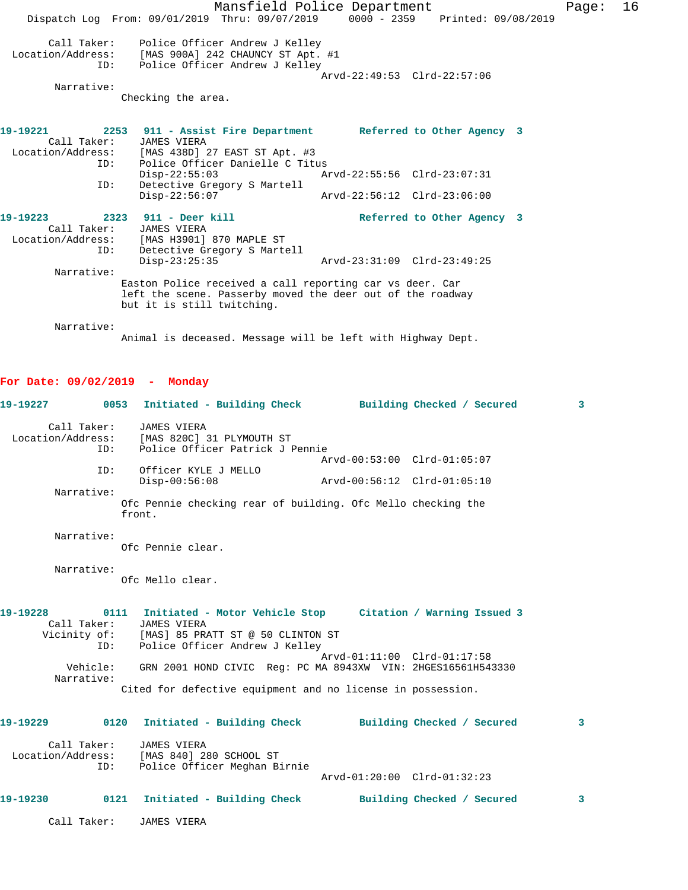Call Taker: Police Officer Andrew J Kelley
Location/Address: [MAS 900A] 242 CHAUNCY ST Apt. #1
ID: Police Officer Andrew J Kelley
Arvd-22:49:53 Clrd-22:57:06
Narrative:
Checking the area.

**19-19221 2253 911 - Assist Fire Department Referred to Other Agency 3**
Call Taker: JAMES VIERA
Location/Address: [MAS 438D] 27 EAST ST Apt. #3
ID: Police Officer Danielle C Titus
Disp-22:55:03 Arvd-22:55:56 Clrd-23:07:31
ID: Detective Gregory S Martell
Disp-22:56:07 Arvd-22:56:12 Clrd-23:06:00

**19-19223 2323 911 - Deer kill Referred to Other Agency 3**
Call Taker: JAMES VIERA
Location/Address: [MAS H3901] 870 MAPLE ST
ID: Detective Gregory S Martell
Disp-23:25:35 Arvd-23:31:09 Clrd-23:49:25
Narrative:
Easton Police received a call reporting car vs deer. Car left the scene. Passerby moved the deer out of the roadway but it is still twitching.

Narrative:
Animal is deceased. Message will be left with Highway Dept.

## For Date: 09/02/2019 - Monday

**19-19227 0053 Initiated - Building Check Building Checked / Secured 3**
Call Taker: JAMES VIERA
Location/Address: [MAS 820C] 31 PLYMOUTH ST
ID: Police Officer Patrick J Pennie
Arvd-00:53:00 Clrd-01:05:07
ID: Officer KYLE J MELLO
Disp-00:56:08 Arvd-00:56:12 Clrd-01:05:10
Narrative:
Ofc Pennie checking rear of building. Ofc Mello checking the front.

Narrative:
Ofc Pennie clear.

Narrative:
Ofc Mello clear.

**19-19228 0111 Initiated - Motor Vehicle Stop Citation / Warning Issued 3**
Call Taker: JAMES VIERA
Vicinity of: [MAS] 85 PRATT ST @ 50 CLINTON ST
ID: Police Officer Andrew J Kelley
Arvd-01:11:00 Clrd-01:17:58
Vehicle: GRN 2001 HOND CIVIC Reg: PC MA 8943XW VIN: 2HGES16561H543330
Narrative:
Cited for defective equipment and no license in possession.

**19-19229 0120 Initiated - Building Check Building Checked / Secured 3**
Call Taker: JAMES VIERA
Location/Address: [MAS 840] 280 SCHOOL ST
ID: Police Officer Meghan Birnie
Arvd-01:20:00 Clrd-01:32:23

**19-19230 0121 Initiated - Building Check Building Checked / Secured 3**
Call Taker: JAMES VIERA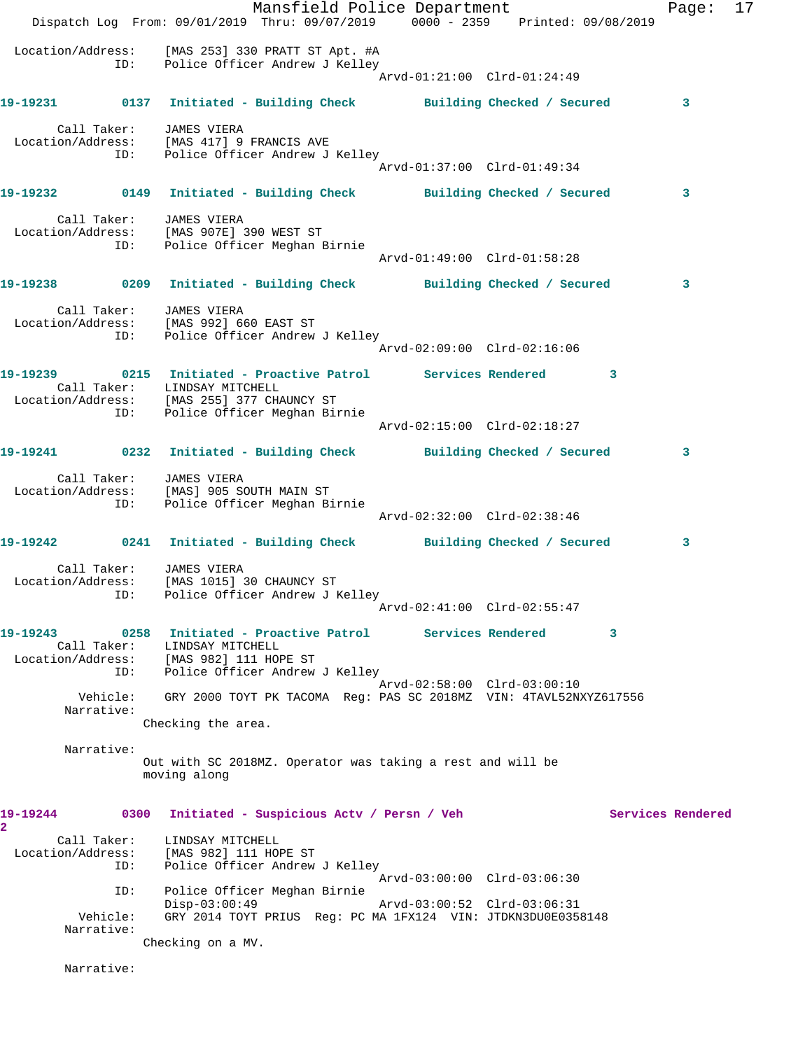Location/Address: [MAS 253] 330 PRATT ST Apt. #A
ID: Police Officer Andrew J Kelley
Arvd-01:21:00 Clrd-01:24:49

**19-19231 0137 Initiated - Building Check Building Checked / Secured 3**

Call Taker: JAMES VIERA
Location/Address: [MAS 417] 9 FRANCIS AVE
ID: Police Officer Andrew J Kelley
Arvd-01:37:00 Clrd-01:49:34

**19-19232 0149 Initiated - Building Check Building Checked / Secured 3**

Call Taker: JAMES VIERA
Location/Address: [MAS 907E] 390 WEST ST
ID: Police Officer Meghan Birnie
Arvd-01:49:00 Clrd-01:58:28

**19-19238 0209 Initiated - Building Check Building Checked / Secured 3**

Call Taker: JAMES VIERA
Location/Address: [MAS 992] 660 EAST ST
ID: Police Officer Andrew J Kelley
Arvd-02:09:00 Clrd-02:16:06

**19-19239 0215 Initiated - Proactive Patrol Services Rendered 3**

Call Taker: LINDSAY MITCHELL
Location/Address: [MAS 255] 377 CHAUNCY ST
ID: Police Officer Meghan Birnie
Arvd-02:15:00 Clrd-02:18:27

**19-19241 0232 Initiated - Building Check Building Checked / Secured 3**

Call Taker: JAMES VIERA
Location/Address: [MAS] 905 SOUTH MAIN ST
ID: Police Officer Meghan Birnie
Arvd-02:32:00 Clrd-02:38:46

**19-19242 0241 Initiated - Building Check Building Checked / Secured 3**

Call Taker: JAMES VIERA
Location/Address: [MAS 1015] 30 CHAUNCY ST
ID: Police Officer Andrew J Kelley
Arvd-02:41:00 Clrd-02:55:47

**19-19243 0258 Initiated - Proactive Patrol Services Rendered 3**

Call Taker: LINDSAY MITCHELL
Location/Address: [MAS 982] 111 HOPE ST
ID: Police Officer Andrew J Kelley
Arvd-02:58:00 Clrd-03:00:10
Vehicle: GRY 2000 TOYT PK TACOMA Reg: PAS SC 2018MZ VIN: 4TAVL52NXYZ617556
Narrative:
Checking the area.

Narrative:
Out with SC 2018MZ. Operator was taking a rest and will be moving along

**19-19244 0300 Initiated - Suspicious Actv / Persn / Veh Services Rendered 2**

Call Taker: LINDSAY MITCHELL
Location/Address: [MAS 982] 111 HOPE ST
ID: Police Officer Andrew J Kelley
Arvd-03:00:00 Clrd-03:06:30
ID: Police Officer Meghan Birnie
Disp-03:00:49 Arvd-03:00:52 Clrd-03:06:31
Vehicle: GRY 2014 TOYT PRIUS Reg: PC MA 1FX124 VIN: JTDKN3DU0E0358148
Narrative:
Checking on a MV.

Narrative: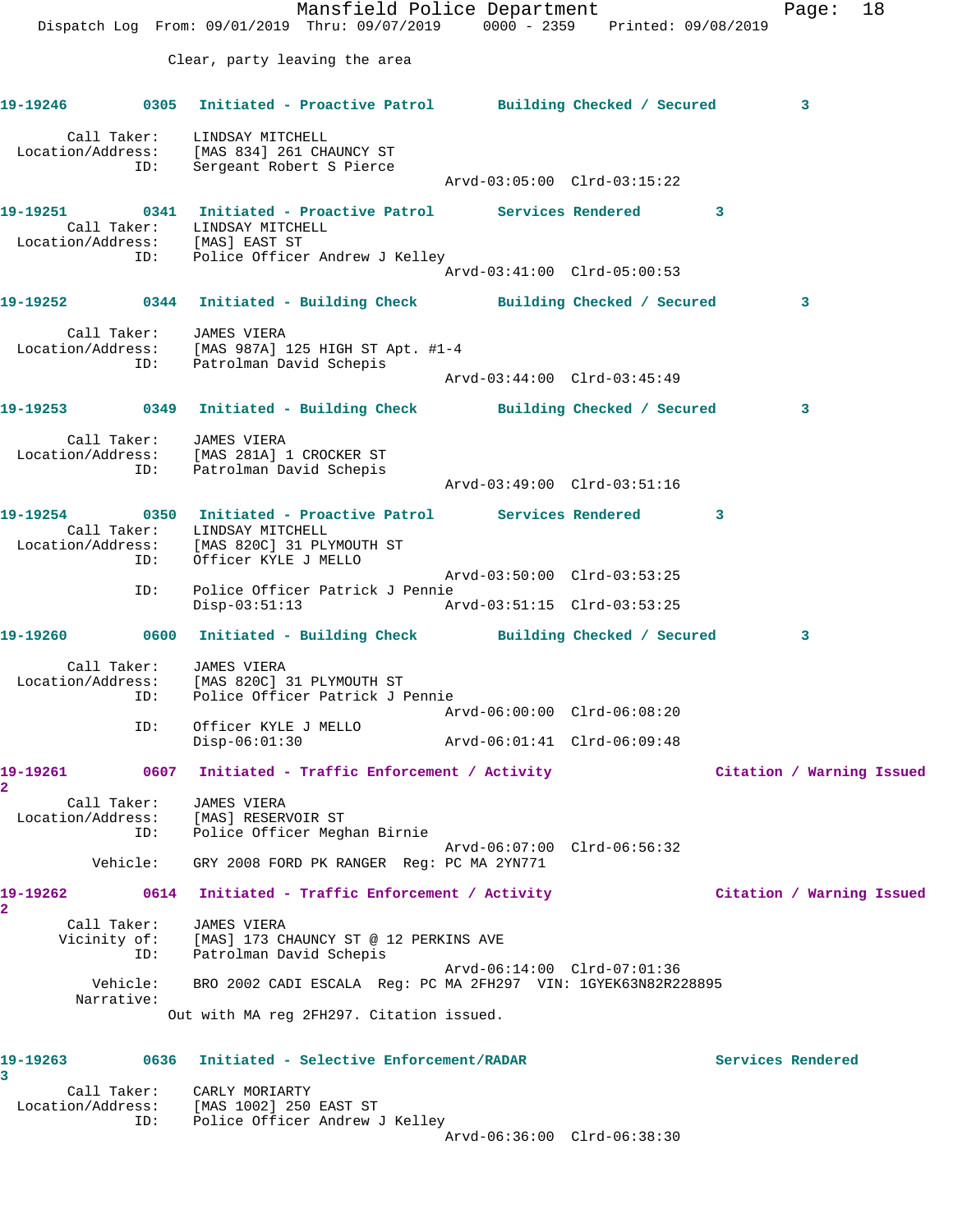Clear, party leaving the area

**19-19246** 0305 **Initiated - Proactive Patrol** **Building Checked / Secured** 3

Call Taker: LINDSAY MITCHELL
Location/Address: [MAS 834] 261 CHAUNCY ST
ID: Sergeant Robert S Pierce
Arvd-03:05:00 Clrd-03:15:22

**19-19251** 0341 **Initiated - Proactive Patrol** **Services Rendered** 3

Call Taker: LINDSAY MITCHELL
Location/Address: [MAS] EAST ST
ID: Police Officer Andrew J Kelley
Arvd-03:41:00 Clrd-05:00:53

**19-19252** 0344 **Initiated - Building Check** **Building Checked / Secured** 3

Call Taker: JAMES VIERA
Location/Address: [MAS 987A] 125 HIGH ST Apt. #1-4
ID: Patrolman David Schepis
Arvd-03:44:00 Clrd-03:45:49

**19-19253** 0349 **Initiated - Building Check** **Building Checked / Secured** 3

Call Taker: JAMES VIERA
Location/Address: [MAS 281A] 1 CROCKER ST
ID: Patrolman David Schepis
Arvd-03:49:00 Clrd-03:51:16

**19-19254** 0350 **Initiated - Proactive Patrol** **Services Rendered** 3

Call Taker: LINDSAY MITCHELL
Location/Address: [MAS 820C] 31 PLYMOUTH ST
ID: Officer KYLE J MELLO
Arvd-03:50:00 Clrd-03:53:25
ID: Police Officer Patrick J Pennie
Disp-03:51:13 Arvd-03:51:15 Clrd-03:53:25

**19-19260** 0600 **Initiated - Building Check** **Building Checked / Secured** 3

Call Taker: JAMES VIERA
Location/Address: [MAS 820C] 31 PLYMOUTH ST
ID: Police Officer Patrick J Pennie
Arvd-06:00:00 Clrd-06:08:20
ID: Officer KYLE J MELLO
Disp-06:01:30 Arvd-06:01:41 Clrd-06:09:48

**19-19261** 0607 **Initiated - Traffic Enforcement / Activity** **Citation / Warning Issued** 2

Call Taker: JAMES VIERA
Location/Address: [MAS] RESERVOIR ST
ID: Police Officer Meghan Birnie
Arvd-06:07:00 Clrd-06:56:32
Vehicle: GRY 2008 FORD PK RANGER Reg: PC MA 2YN771

**19-19262** 0614 **Initiated - Traffic Enforcement / Activity** **Citation / Warning Issued** 2

Call Taker: JAMES VIERA
Vicinity of: [MAS] 173 CHAUNCY ST @ 12 PERKINS AVE
ID: Patrolman David Schepis
Arvd-06:14:00 Clrd-07:01:36
Vehicle: BRO 2002 CADI ESCALA Reg: PC MA 2FH297 VIN: 1GYEK63N82R228895
Narrative:
Out with MA reg 2FH297. Citation issued.

**19-19263** 0636 **Initiated - Selective Enforcement/RADAR** **Services Rendered** 3

Call Taker: CARLY MORIARTY
Location/Address: [MAS 1002] 250 EAST ST
ID: Police Officer Andrew J Kelley
Arvd-06:36:00 Clrd-06:38:30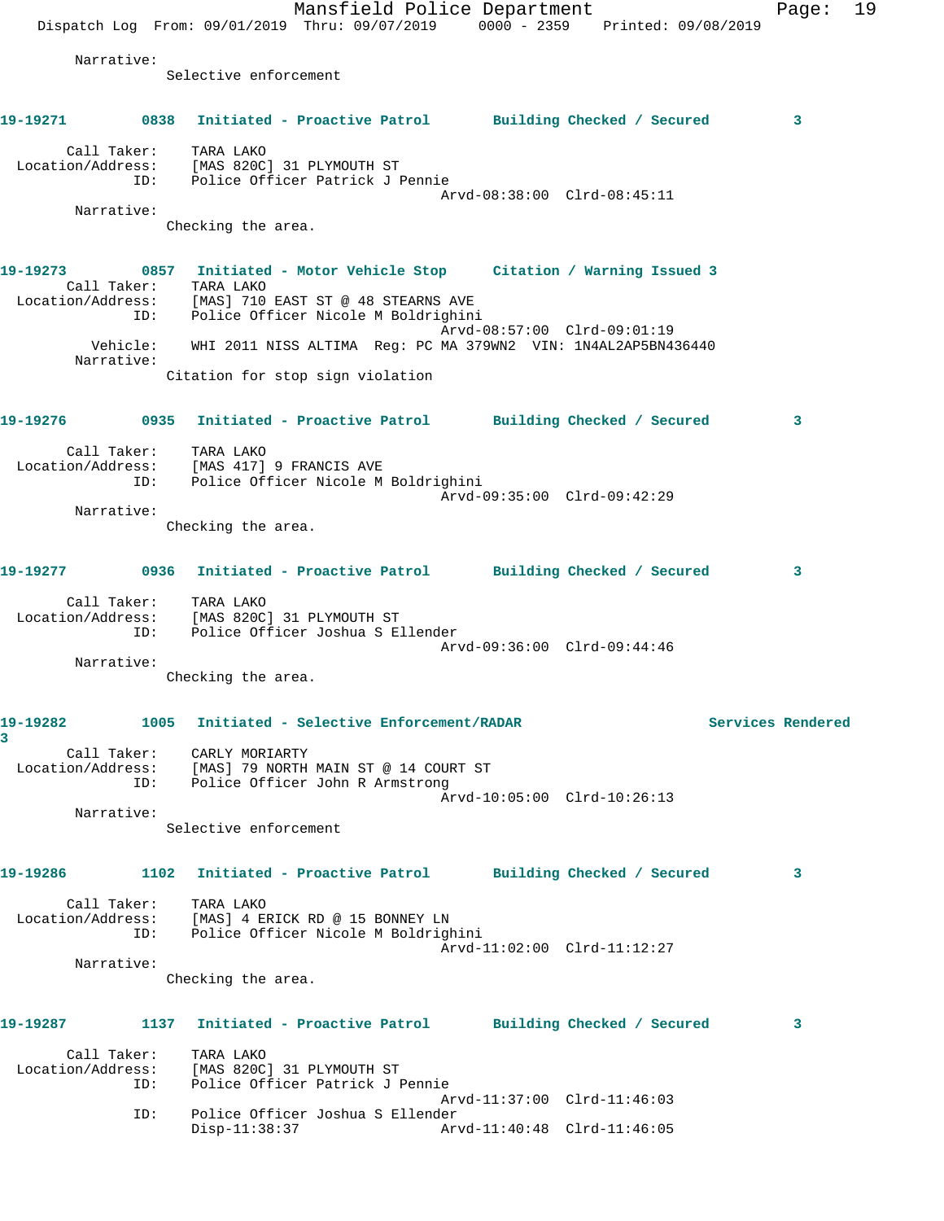Narrative:
Selective enforcement

**19-19271** 0838 **Initiated - Proactive Patrol** **Building Checked / Secured** 3

Call Taker: TARA LAKO
Location/Address: [MAS 820C] 31 PLYMOUTH ST
ID: Police Officer Patrick J Pennie
Arvd-08:38:00 Clrd-08:45:11
Narrative:
Checking the area.

**19-19273** 0857 **Initiated - Motor Vehicle Stop** **Citation / Warning Issued** 3
Call Taker: TARA LAKO
Location/Address: [MAS] 710 EAST ST @ 48 STEARNS AVE
ID: Police Officer Nicole M Boldrighini
Arvd-08:57:00 Clrd-09:01:19
Vehicle: WHI 2011 NISS ALTIMA Reg: PC MA 379WN2 VIN: 1N4AL2AP5BN436440
Narrative:
Citation for stop sign violation

**19-19276** 0935 **Initiated - Proactive Patrol** **Building Checked / Secured** 3

Call Taker: TARA LAKO
Location/Address: [MAS 417] 9 FRANCIS AVE
ID: Police Officer Nicole M Boldrighini
Arvd-09:35:00 Clrd-09:42:29
Narrative:
Checking the area.

**19-19277** 0936 **Initiated - Proactive Patrol** **Building Checked / Secured** 3

Call Taker: TARA LAKO
Location/Address: [MAS 820C] 31 PLYMOUTH ST
ID: Police Officer Joshua S Ellender
Arvd-09:36:00 Clrd-09:44:46
Narrative:
Checking the area.

**19-19282** 1005 **Initiated - Selective Enforcement/RADAR** **Services Rendered** 3
Call Taker: CARLY MORIARTY
Location/Address: [MAS] 79 NORTH MAIN ST @ 14 COURT ST
ID: Police Officer John R Armstrong
Arvd-10:05:00 Clrd-10:26:13
Narrative:
Selective enforcement

**19-19286** 1102 **Initiated - Proactive Patrol** **Building Checked / Secured** 3

Call Taker: TARA LAKO
Location/Address: [MAS] 4 ERICK RD @ 15 BONNEY LN
ID: Police Officer Nicole M Boldrighini
Arvd-11:02:00 Clrd-11:12:27
Narrative:
Checking the area.

**19-19287** 1137 **Initiated - Proactive Patrol** **Building Checked / Secured** 3

Call Taker: TARA LAKO
Location/Address: [MAS 820C] 31 PLYMOUTH ST
ID: Police Officer Patrick J Pennie
Arvd-11:37:00 Clrd-11:46:03
ID: Police Officer Joshua S Ellender
Disp-11:38:37 Arvd-11:40:48 Clrd-11:46:05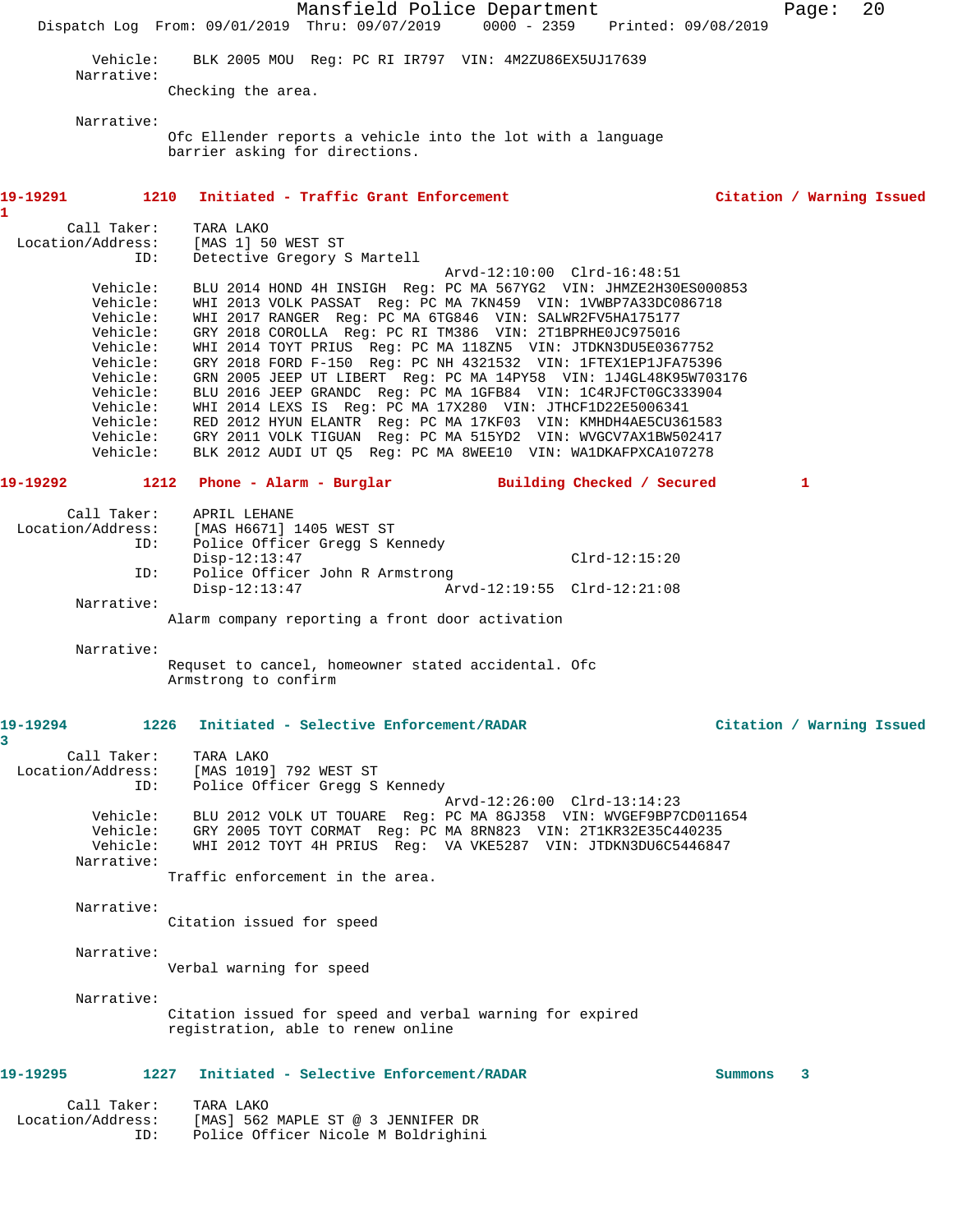Vehicle: BLK 2005 MOU Reg: PC RI IR797 VIN: 4M2ZU86EX5UJ17639

Narrative:

Checking the area.

Narrative:

Ofc Ellender reports a vehicle into the lot with a language barrier asking for directions.

**19-19291 1210 Initiated - Traffic Grant Enforcement Citation / Warning Issued 1**

Call Taker: TARA LAKO
Location/Address: [MAS 1] 50 WEST ST
ID: Detective Gregory S Martell
Arvd-12:10:00 Clrd-16:48:51
Vehicle: BLU 2014 HOND 4H INSIGH Reg: PC MA 567YG2 VIN: JHMZE2H30ES000853
Vehicle: WHI 2013 VOLK PASSAT Reg: PC MA 7KN459 VIN: 1VWBP7A33DC086718
Vehicle: WHI 2017 RANGER Reg: PC MA 6TG846 VIN: SALWR2FV5HA175177
Vehicle: GRY 2018 COROLLA Reg: PC RI TM386 VIN: 2T1BPRHE0JC975016
Vehicle: WHI 2014 TOYT PRIUS Reg: PC MA 118ZN5 VIN: JTDKN3DU5E0367752
Vehicle: GRY 2018 FORD F-150 Reg: PC NH 4321532 VIN: 1FTEX1EP1JFA75396
Vehicle: GRN 2005 JEEP UT LIBERT Reg: PC MA 14PY58 VIN: 1J4GL48K95W703176
Vehicle: BLU 2016 JEEP GRANDC Reg: PC MA 1GFB84 VIN: 1C4RJFCT0GC333904
Vehicle: WHI 2014 LEXS IS Reg: PC MA 17X280 VIN: JTHCF1D22E5006341
Vehicle: RED 2012 HYUN ELANTR Reg: PC MA 17KF03 VIN: KMHDH4AE5CU361583
Vehicle: GRY 2011 VOLK TIGUAN Reg: PC MA 515YD2 VIN: WVGCV7AX1BW502417
Vehicle: BLK 2012 AUDI UT Q5 Reg: PC MA 8WEE10 VIN: WA1DKAFPXCA107278

**19-19292 1212 Phone - Alarm - Burglar Building Checked / Secured 1**

Call Taker: APRIL LEHANE
Location/Address: [MAS H6671] 1405 WEST ST
ID: Police Officer Gregg S Kennedy
Disp-12:13:47 Clrd-12:15:20
ID: Police Officer John R Armstrong
Disp-12:13:47 Arvd-12:19:55 Clrd-12:21:08

Narrative:

Alarm company reporting a front door activation

Narrative:

Requset to cancel, homeowner stated accidental. Ofc Armstrong to confirm

**19-19294 1226 Initiated - Selective Enforcement/RADAR Citation / Warning Issued 3**

Call Taker: TARA LAKO
Location/Address: [MAS 1019] 792 WEST ST
ID: Police Officer Gregg S Kennedy
Arvd-12:26:00 Clrd-13:14:23
Vehicle: BLU 2012 VOLK UT TOUARE Reg: PC MA 8GJ358 VIN: WVGEF9BP7CD011654
Vehicle: GRY 2005 TOYT CORMAT Reg: PC MA 8RN823 VIN: 2T1KR32E35C440235
Vehicle: WHI 2012 TOYT 4H PRIUS Reg: VA VKE5287 VIN: JTDKN3DU6C5446847

Narrative:

Traffic enforcement in the area.

Narrative:

Citation issued for speed

Narrative:

Verbal warning for speed

Narrative:

Citation issued for speed and verbal warning for expired registration, able to renew online

**19-19295 1227 Initiated - Selective Enforcement/RADAR Summons 3**

Call Taker: TARA LAKO
Location/Address: [MAS] 562 MAPLE ST @ 3 JENNIFER DR
ID: Police Officer Nicole M Boldrighini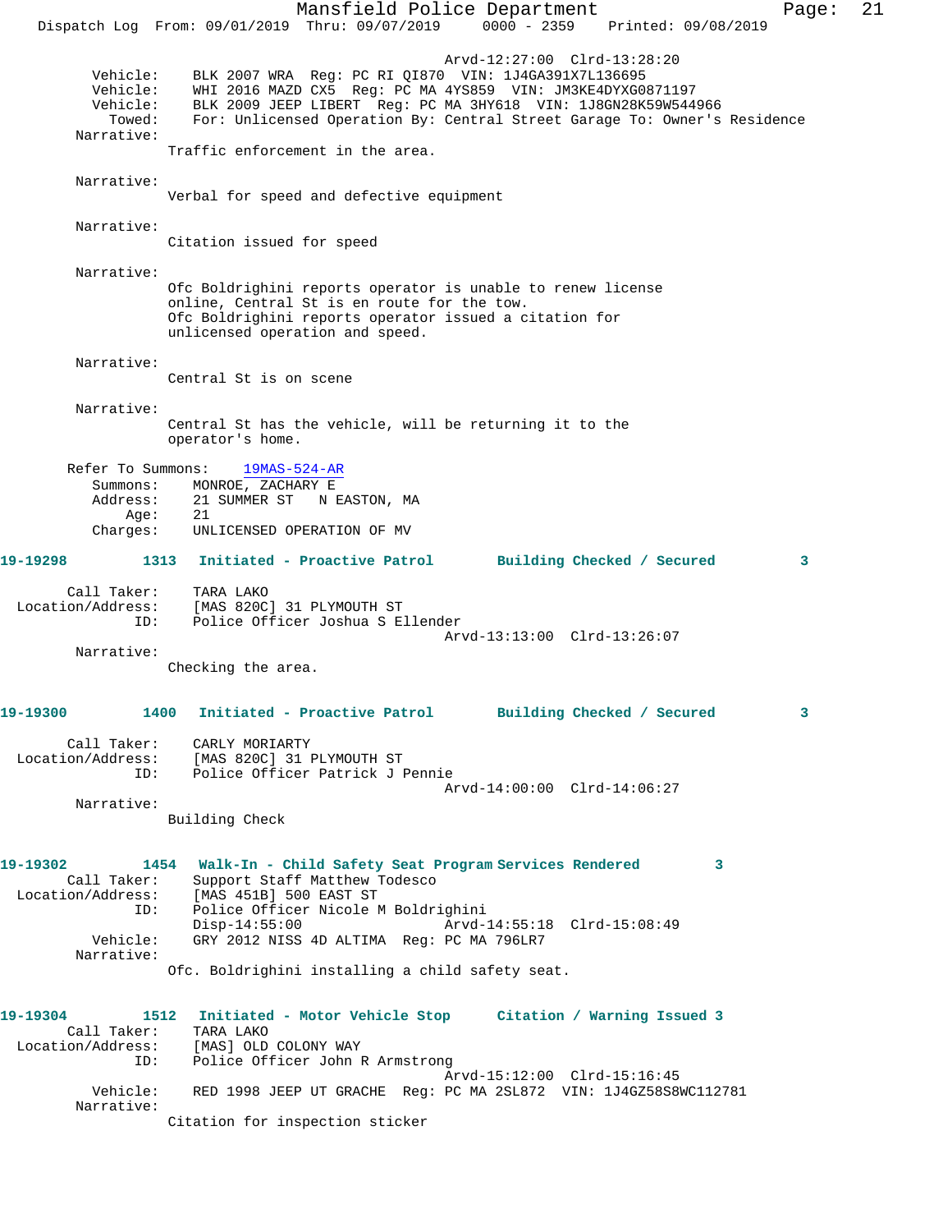Arvd-12:27:00 Clrd-13:28:20

Vehicle: BLK 2007 WRA Reg: PC RI QI870 VIN: 1J4GA391X7L136695
Vehicle: WHI 2016 MAZD CX5 Reg: PC MA 4YS859 VIN: JM3KE4DYXG0871197
Vehicle: BLK 2009 JEEP LIBERT Reg: PC MA 3HY618 VIN: 1J8GN28K59W544966
Towed: For: Unlicensed Operation By: Central Street Garage To: Owner's Residence

Narrative:
Traffic enforcement in the area.

Narrative:
Verbal for speed and defective equipment

Narrative:
Citation issued for speed

Narrative:
Ofc Boldrighini reports operator is unable to renew license online, Central St is en route for the tow.
Ofc Boldrighini reports operator issued a citation for unlicensed operation and speed.

Narrative:
Central St is on scene

Narrative:
Central St has the vehicle, will be returning it to the operator's home.

Refer To Summons: 19MAS-524-AR
Summons: MONROE, ZACHARY E
Address: 21 SUMMER ST N EASTON, MA
Age: 21
Charges: UNLICENSED OPERATION OF MV

**19-19298** 1313 **Initiated - Proactive Patrol** **Building Checked / Secured** 3

Call Taker: TARA LAKO
Location/Address: [MAS 820C] 31 PLYMOUTH ST
ID: Police Officer Joshua S Ellender
Arvd-13:13:00 Clrd-13:26:07

Narrative:
Checking the area.

**19-19300** 1400 **Initiated - Proactive Patrol** **Building Checked / Secured** 3

Call Taker: CARLY MORIARTY
Location/Address: [MAS 820C] 31 PLYMOUTH ST
ID: Police Officer Patrick J Pennie
Arvd-14:00:00 Clrd-14:06:27

Narrative:
Building Check

**19-19302** 1454 **Walk-In - Child Safety Seat Program** **Services Rendered** 3

Call Taker: Support Staff Matthew Todesco
Location/Address: [MAS 451B] 500 EAST ST
ID: Police Officer Nicole M Boldrighini
Disp-14:55:00 Arvd-14:55:18 Clrd-15:08:49
Vehicle: GRY 2012 NISS 4D ALTIMA Reg: PC MA 796LR7

Narrative:
Ofc. Boldrighini installing a child safety seat.

**19-19304** 1512 **Initiated - Motor Vehicle Stop** **Citation / Warning Issued** 3

Call Taker: TARA LAKO
Location/Address: [MAS] OLD COLONY WAY
ID: Police Officer John R Armstrong
Arvd-15:12:00 Clrd-15:16:45
Vehicle: RED 1998 JEEP UT GRACHE Reg: PC MA 2SL872 VIN: 1J4GZ58S8WC112781

Narrative:
Citation for inspection sticker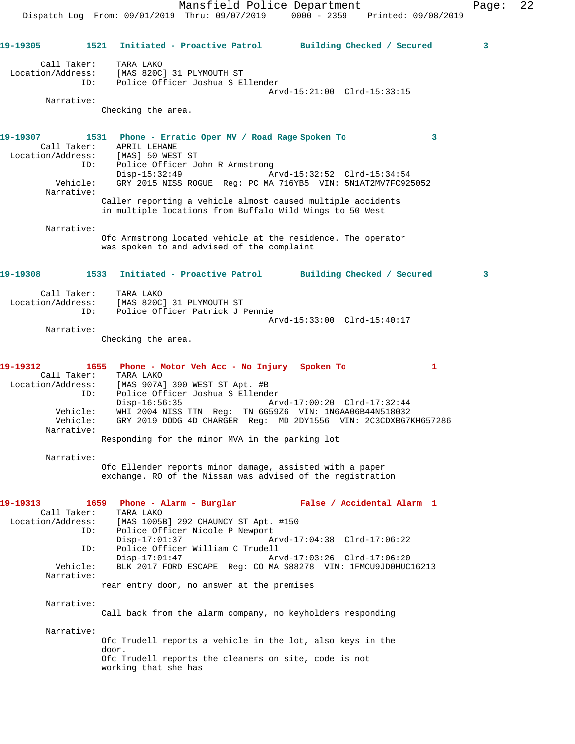**19-19305** 1521 **Initiated - Proactive Patrol** **Building Checked / Secured** 3

Call Taker: TARA LAKO
Location/Address: [MAS 820C] 31 PLYMOUTH ST
ID: Police Officer Joshua S Ellender
Arvd-15:21:00 Clrd-15:33:15
Narrative:
Checking the area.

**19-19307** 1531 **Phone - Erratic Oper MV / Road Rage** **Spoken To** 3
Call Taker: APRIL LEHANE
Location/Address: [MAS] 50 WEST ST
ID: Police Officer John R Armstrong
Disp-15:32:49 Arvd-15:32:52 Clrd-15:34:54
Vehicle: GRY 2015 NISS ROGUE Reg: PC MA 716YB5 VIN: 5N1AT2MV7FC925052
Narrative:
Caller reporting a vehicle almost caused multiple accidents in multiple locations from Buffalo Wild Wings to 50 West

Narrative:
Ofc Armstrong located vehicle at the residence. The operator was spoken to and advised of the complaint

**19-19308** 1533 **Initiated - Proactive Patrol** **Building Checked / Secured** 3

Call Taker: TARA LAKO
Location/Address: [MAS 820C] 31 PLYMOUTH ST
ID: Police Officer Patrick J Pennie
Arvd-15:33:00 Clrd-15:40:17
Narrative:
Checking the area.

**19-19312** 1655 **Phone - Motor Veh Acc - No Injury** **Spoken To** 1
Call Taker: TARA LAKO
Location/Address: [MAS 907A] 390 WEST ST Apt. #B
ID: Police Officer Joshua S Ellender
Disp-16:56:35 Arvd-17:00:20 Clrd-17:32:44
Vehicle: WHI 2004 NISS TTN Reg: TN 6G59Z6 VIN: 1N6AA06B44N518032
Vehicle: GRY 2019 DODG 4D CHARGER Reg: MD 2DY1556 VIN: 2C3CDXBG7KH657286
Narrative:
Responding for the minor MVA in the parking lot

Narrative:
Ofc Ellender reports minor damage, assisted with a paper exchange. RO of the Nissan was advised of the registration

**19-19313** 1659 **Phone - Alarm - Burglar** **False / Accidental Alarm** 1
Call Taker: TARA LAKO
Location/Address: [MAS 1005B] 292 CHAUNCY ST Apt. #150
ID: Police Officer Nicole P Newport
Disp-17:01:37 Arvd-17:04:38 Clrd-17:06:22
ID: Police Officer William C Trudell
Disp-17:01:47 Arvd-17:03:26 Clrd-17:06:20
Vehicle: BLK 2017 FORD ESCAPE Reg: CO MA S88278 VIN: 1FMCU9JD0HUC16213
Narrative:
rear entry door, no answer at the premises

Narrative:
Call back from the alarm company, no keyholders responding

Narrative:
Ofc Trudell reports a vehicle in the lot, also keys in the door.
Ofc Trudell reports the cleaners on site, code is not working that she has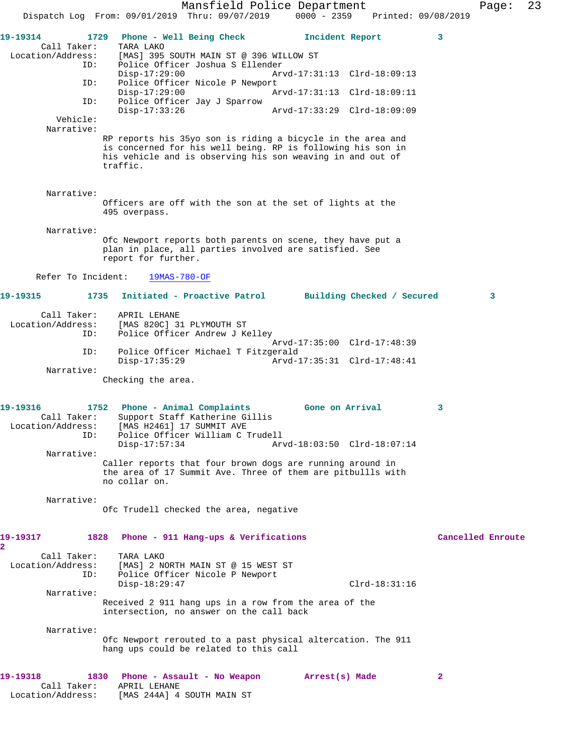19-19314 1729 Phone - Well Being Check Incident Report 3

Call Taker: TARA LAKO
Location/Address: [MAS] 395 SOUTH MAIN ST @ 396 WILLOW ST
ID: Police Officer Joshua S Ellender
Disp-17:29:00 Arvd-17:31:13 Clrd-18:09:13
ID: Police Officer Nicole P Newport
Disp-17:29:00 Arvd-17:31:13 Clrd-18:09:11
ID: Police Officer Jay J Sparrow
Disp-17:33:26 Arvd-17:33:29 Clrd-18:09:09
Vehicle:
Narrative:
RP reports his 35yo son is riding a bicycle in the area and is concerned for his well being. RP is following his son in his vehicle and is observing his son weaving in and out of traffic.

Narrative:
Officers are off with the son at the set of lights at the 495 overpass.

Narrative:
Ofc Newport reports both parents on scene, they have put a plan in place, all parties involved are satisfied. See report for further.

Refer To Incident: 19MAS-780-OF

19-19315 1735 Initiated - Proactive Patrol Building Checked / Secured 3

Call Taker: APRIL LEHANE
Location/Address: [MAS 820C] 31 PLYMOUTH ST
ID: Police Officer Andrew J Kelley
Arvd-17:35:00 Clrd-17:48:39
ID: Police Officer Michael T Fitzgerald
Disp-17:35:29 Arvd-17:35:31 Clrd-17:48:41
Narrative:
Checking the area.

19-19316 1752 Phone - Animal Complaints Gone on Arrival 3

Call Taker: Support Staff Katherine Gillis
Location/Address: [MAS H2461] 17 SUMMIT AVE
ID: Police Officer William C Trudell
Disp-17:57:34 Arvd-18:03:50 Clrd-18:07:14
Narrative:
Caller reports that four brown dogs are running around in the area of 17 Summit Ave. Three of them are pitbullls with no collar on.

Narrative:
Ofc Trudell checked the area, negative

19-19317 1828 Phone - 911 Hang-ups & Verifications Cancelled Enroute 2

Call Taker: TARA LAKO
Location/Address: [MAS] 2 NORTH MAIN ST @ 15 WEST ST
ID: Police Officer Nicole P Newport
Disp-18:29:47 Clrd-18:31:16
Narrative:
Received 2 911 hang ups in a row from the area of the intersection, no answer on the call back

Narrative:
Ofc Newport rerouted to a past physical altercation. The 911 hang ups could be related to this call

19-19318 1830 Phone - Assault - No Weapon Arrest(s) Made 2

Call Taker: APRIL LEHANE
Location/Address: [MAS 244A] 4 SOUTH MAIN ST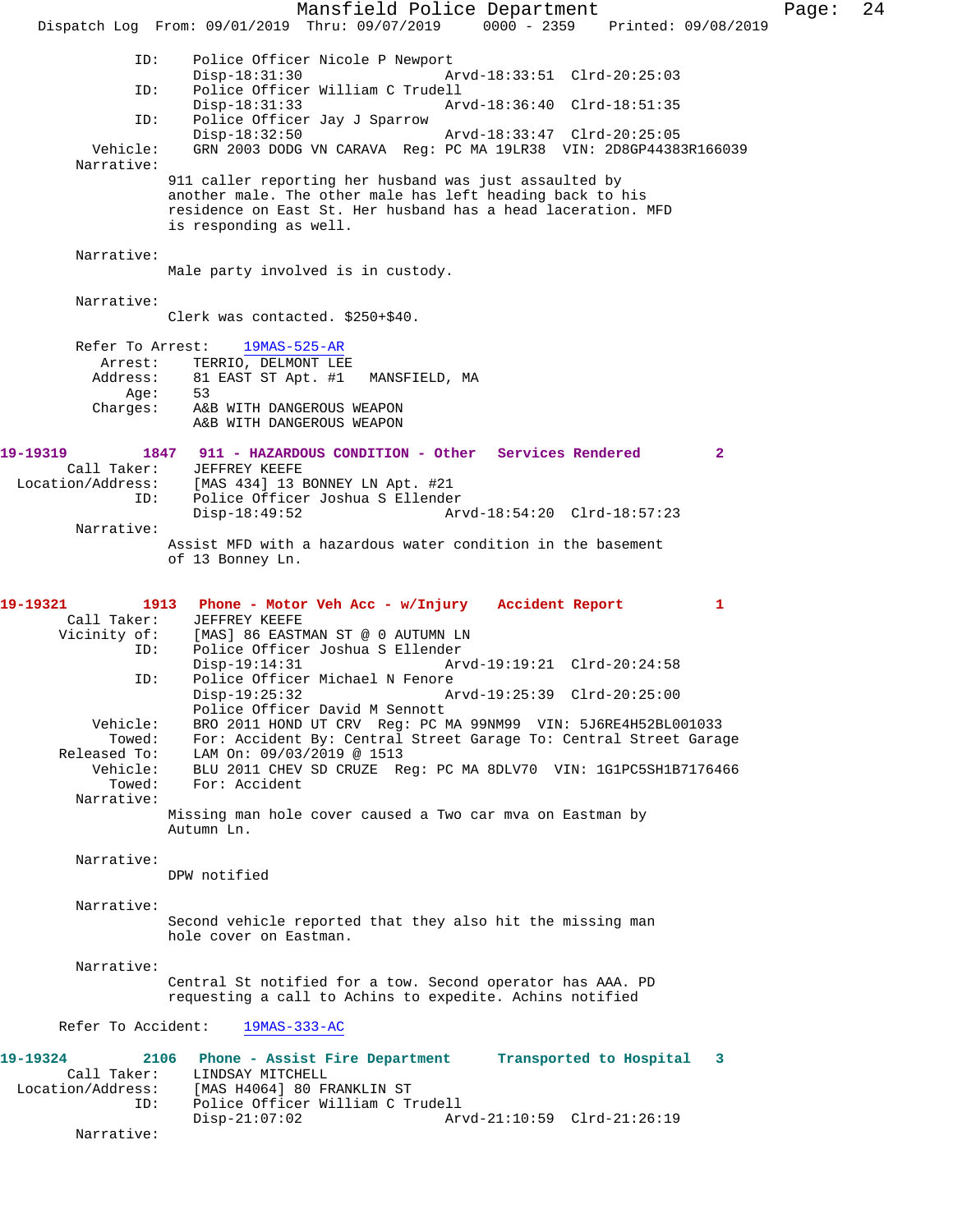ID: Police Officer Nicole P Newport
Disp-18:31:30 Arvd-18:33:51 Clrd-20:25:03
ID: Police Officer William C Trudell
Disp-18:31:33 Arvd-18:36:40 Clrd-18:51:35
ID: Police Officer Jay J Sparrow
Disp-18:32:50 Arvd-18:33:47 Clrd-20:25:05
Vehicle: GRN 2003 DODG VN CARAVA Reg: PC MA 19LR38 VIN: 2D8GP44383R166039
Narrative:
911 caller reporting her husband was just assaulted by another male. The other male has left heading back to his residence on East St. Her husband has a head laceration. MFD is responding as well.

Narrative:
Male party involved is in custody.

Narrative:
Clerk was contacted. $250+$40.

Refer To Arrest: 19MAS-525-AR
Arrest: TERRIO, DELMONT LEE
Address: 81 EAST ST Apt. #1 MANSFIELD, MA
Age: 53
Charges: A&B WITH DANGEROUS WEAPON
A&B WITH DANGEROUS WEAPON

**19-19319 1847 911 - HAZARDOUS CONDITION - Other Services Rendered 2**
Call Taker: JEFFREY KEEFE
Location/Address: [MAS 434] 13 BONNEY LN Apt. #21
ID: Police Officer Joshua S Ellender
Disp-18:49:52 Arvd-18:54:20 Clrd-18:57:23
Narrative:
Assist MFD with a hazardous water condition in the basement of 13 Bonney Ln.

**19-19321 1913 Phone - Motor Veh Acc - w/Injury Accident Report 1**
Call Taker: JEFFREY KEEFE
Vicinity of: [MAS] 86 EASTMAN ST @ 0 AUTUMN LN
ID: Police Officer Joshua S Ellender
Disp-19:14:31 Arvd-19:19:21 Clrd-20:24:58
ID: Police Officer Michael N Fenore
Disp-19:25:32 Arvd-19:25:39 Clrd-20:25:00
Police Officer David M Sennott
Vehicle: BRO 2011 HOND UT CRV Reg: PC MA 99NM99 VIN: 5J6RE4H52BL001033
Towed: For: Accident By: Central Street Garage To: Central Street Garage
Released To: LAM On: 09/03/2019 @ 1513
Vehicle: BLU 2011 CHEV SD CRUZE Reg: PC MA 8DLV70 VIN: 1G1PC5SH1B7176466
Towed: For: Accident
Narrative:
Missing man hole cover caused a Two car mva on Eastman by Autumn Ln.

Narrative:
DPW notified

Narrative:
Second vehicle reported that they also hit the missing man hole cover on Eastman.

Narrative:
Central St notified for a tow. Second operator has AAA. PD requesting a call to Achins to expedite. Achins notified

Refer To Accident: 19MAS-333-AC

**19-19324 2106 Phone - Assist Fire Department Transported to Hospital 3**
Call Taker: LINDSAY MITCHELL
Location/Address: [MAS H4064] 80 FRANKLIN ST
ID: Police Officer William C Trudell
Disp-21:07:02 Arvd-21:10:59 Clrd-21:26:19
Narrative: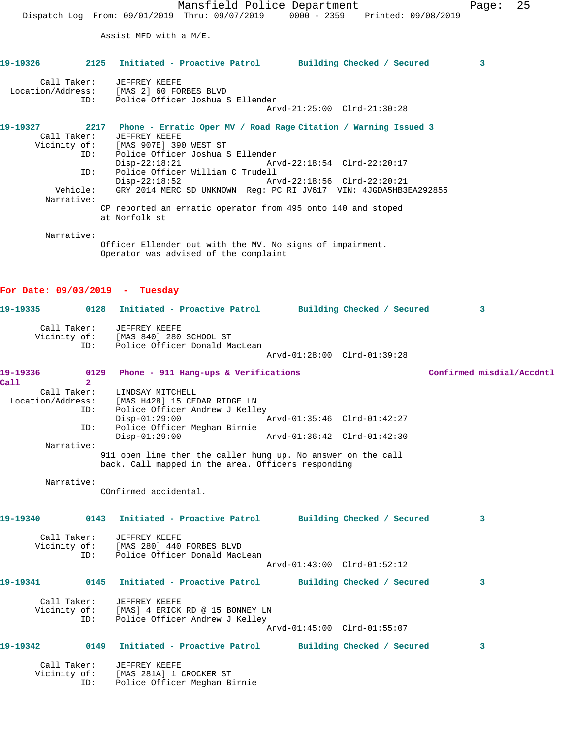Assist MFD with a M/E.

**19-19326** 2125 **Initiated - Proactive Patrol** **Building Checked / Secured** 3

Call Taker: JEFFREY KEEFE
Location/Address: [MAS 2] 60 FORBES BLVD
ID: Police Officer Joshua S Ellender
Arvd-21:25:00 Clrd-21:30:28

**19-19327** 2217 **Phone - Erratic Oper MV / Road Rage Citation / Warning Issued** 3

Call Taker: JEFFREY KEEFE
Vicinity of: [MAS 907E] 390 WEST ST
ID: Police Officer Joshua S Ellender
Disp-22:18:21 Arvd-22:18:54 Clrd-22:20:17
ID: Police Officer William C Trudell
Disp-22:18:52 Arvd-22:18:56 Clrd-22:20:21
Vehicle: GRY 2014 MERC SD UNKNOWN Reg: PC RI JV617 VIN: 4JGDA5HB3EA292855
Narrative:
CP reported an erratic operator from 495 onto 140 and stoped at Norfolk st

Narrative:
Officer Ellender out with the MV. No signs of impairment. Operator was advised of the complaint

## For Date: 09/03/2019 - Tuesday

**19-19335** 0128 **Initiated - Proactive Patrol** **Building Checked / Secured** 3

Call Taker: JEFFREY KEEFE
Vicinity of: [MAS 840] 280 SCHOOL ST
ID: Police Officer Donald MacLean
Arvd-01:28:00 Clrd-01:39:28

**19-19336** 0129 **Phone - 911 Hang-ups & Verifications** **Confirmed misdial/Accdntl Call** 2

Call Taker: LINDSAY MITCHELL
Location/Address: [MAS H428] 15 CEDAR RIDGE LN
ID: Police Officer Andrew J Kelley
Disp-01:29:00 Arvd-01:35:46 Clrd-01:42:27
ID: Police Officer Meghan Birnie
Disp-01:29:00 Arvd-01:36:42 Clrd-01:42:30
Narrative:
911 open line then the caller hung up. No answer on the call back. Call mapped in the area. Officers responding

Narrative:
COnfirmed accidental.

**19-19340** 0143 **Initiated - Proactive Patrol** **Building Checked / Secured** 3

Call Taker: JEFFREY KEEFE
Vicinity of: [MAS 280] 440 FORBES BLVD
ID: Police Officer Donald MacLean
Arvd-01:43:00 Clrd-01:52:12

**19-19341** 0145 **Initiated - Proactive Patrol** **Building Checked / Secured** 3

Call Taker: JEFFREY KEEFE
Vicinity of: [MAS] 4 ERICK RD @ 15 BONNEY LN
ID: Police Officer Andrew J Kelley
Arvd-01:45:00 Clrd-01:55:07

**19-19342** 0149 **Initiated - Proactive Patrol** **Building Checked / Secured** 3

Call Taker: JEFFREY KEEFE
Vicinity of: [MAS 281A] 1 CROCKER ST
ID: Police Officer Meghan Birnie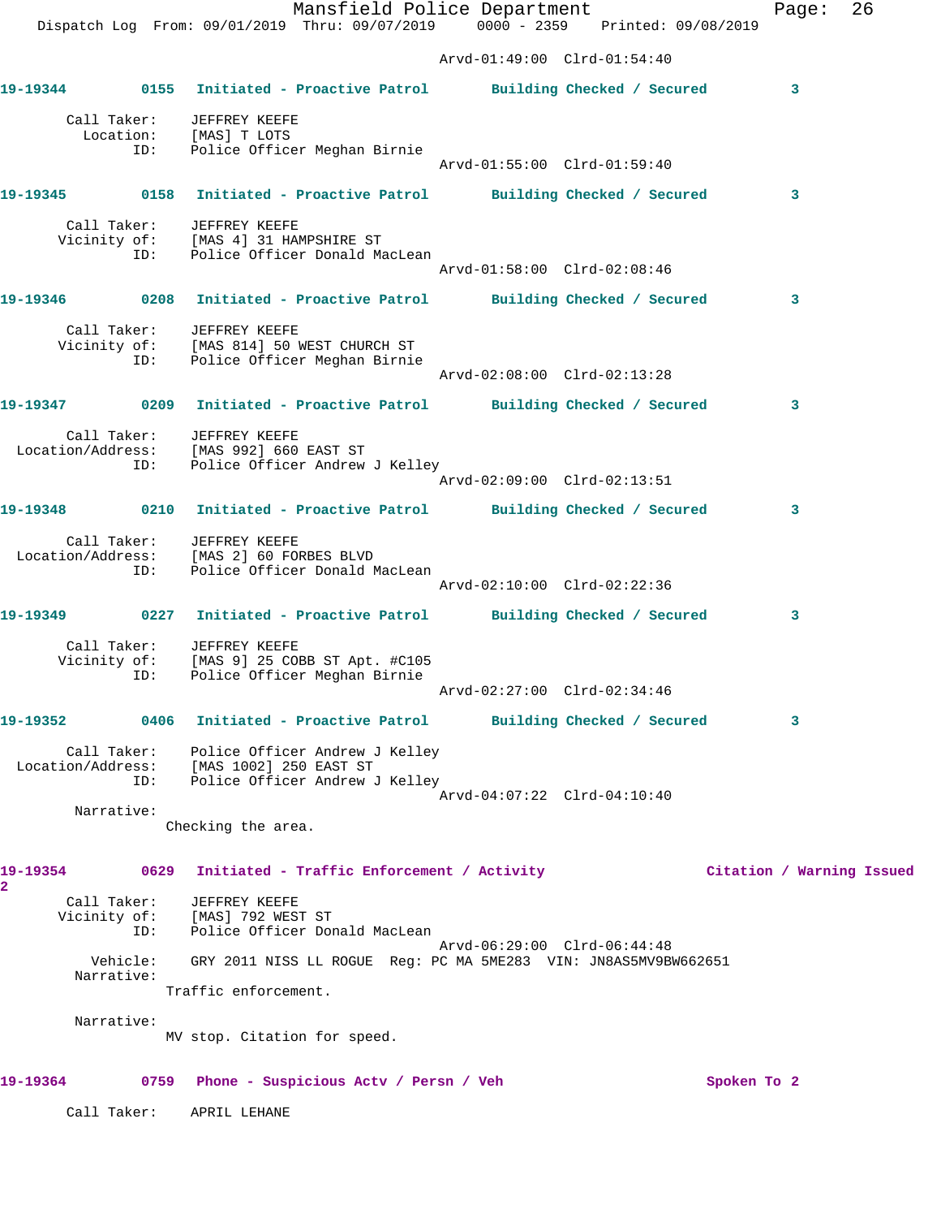Arvd-01:49:00 Clrd-01:54:40

**19-19344** 0155 **Initiated - Proactive Patrol** **Building Checked / Secured** 3

Call Taker: JEFFREY KEEFE
Location: [MAS] T LOTS
ID: Police Officer Meghan Birnie
Arvd-01:55:00 Clrd-01:59:40

**19-19345** 0158 **Initiated - Proactive Patrol** **Building Checked / Secured** 3

Call Taker: JEFFREY KEEFE
Vicinity of: [MAS 4] 31 HAMPSHIRE ST
ID: Police Officer Donald MacLean
Arvd-01:58:00 Clrd-02:08:46

**19-19346** 0208 **Initiated - Proactive Patrol** **Building Checked / Secured** 3

Call Taker: JEFFREY KEEFE
Vicinity of: [MAS 814] 50 WEST CHURCH ST
ID: Police Officer Meghan Birnie
Arvd-02:08:00 Clrd-02:13:28

**19-19347** 0209 **Initiated - Proactive Patrol** **Building Checked / Secured** 3

Call Taker: JEFFREY KEEFE
Location/Address: [MAS 992] 660 EAST ST
ID: Police Officer Andrew J Kelley
Arvd-02:09:00 Clrd-02:13:51

**19-19348** 0210 **Initiated - Proactive Patrol** **Building Checked / Secured** 3

Call Taker: JEFFREY KEEFE
Location/Address: [MAS 2] 60 FORBES BLVD
ID: Police Officer Donald MacLean
Arvd-02:10:00 Clrd-02:22:36

**19-19349** 0227 **Initiated - Proactive Patrol** **Building Checked / Secured** 3

Call Taker: JEFFREY KEEFE
Vicinity of: [MAS 9] 25 COBB ST Apt. #C105
ID: Police Officer Meghan Birnie
Arvd-02:27:00 Clrd-02:34:46

**19-19352** 0406 **Initiated - Proactive Patrol** **Building Checked / Secured** 3

Call Taker: Police Officer Andrew J Kelley
Location/Address: [MAS 1002] 250 EAST ST
ID: Police Officer Andrew J Kelley
Arvd-04:07:22 Clrd-04:10:40

Narrative:
Checking the area.

**19-19354** 0629 **Initiated - Traffic Enforcement / Activity** **Citation / Warning Issued** 2

Call Taker: JEFFREY KEEFE
Vicinity of: [MAS] 792 WEST ST
ID: Police Officer Donald MacLean
Arvd-06:29:00 Clrd-06:44:48
Vehicle: GRY 2011 NISS LL ROGUE Reg: PC MA 5ME283 VIN: JN8AS5MV9BW662651

Narrative:
Traffic enforcement.

Narrative:
MV stop. Citation for speed.

**19-19364** 0759 **Phone - Suspicious Actv / Persn / Veh** **Spoken To** 2

Call Taker: APRIL LEHANE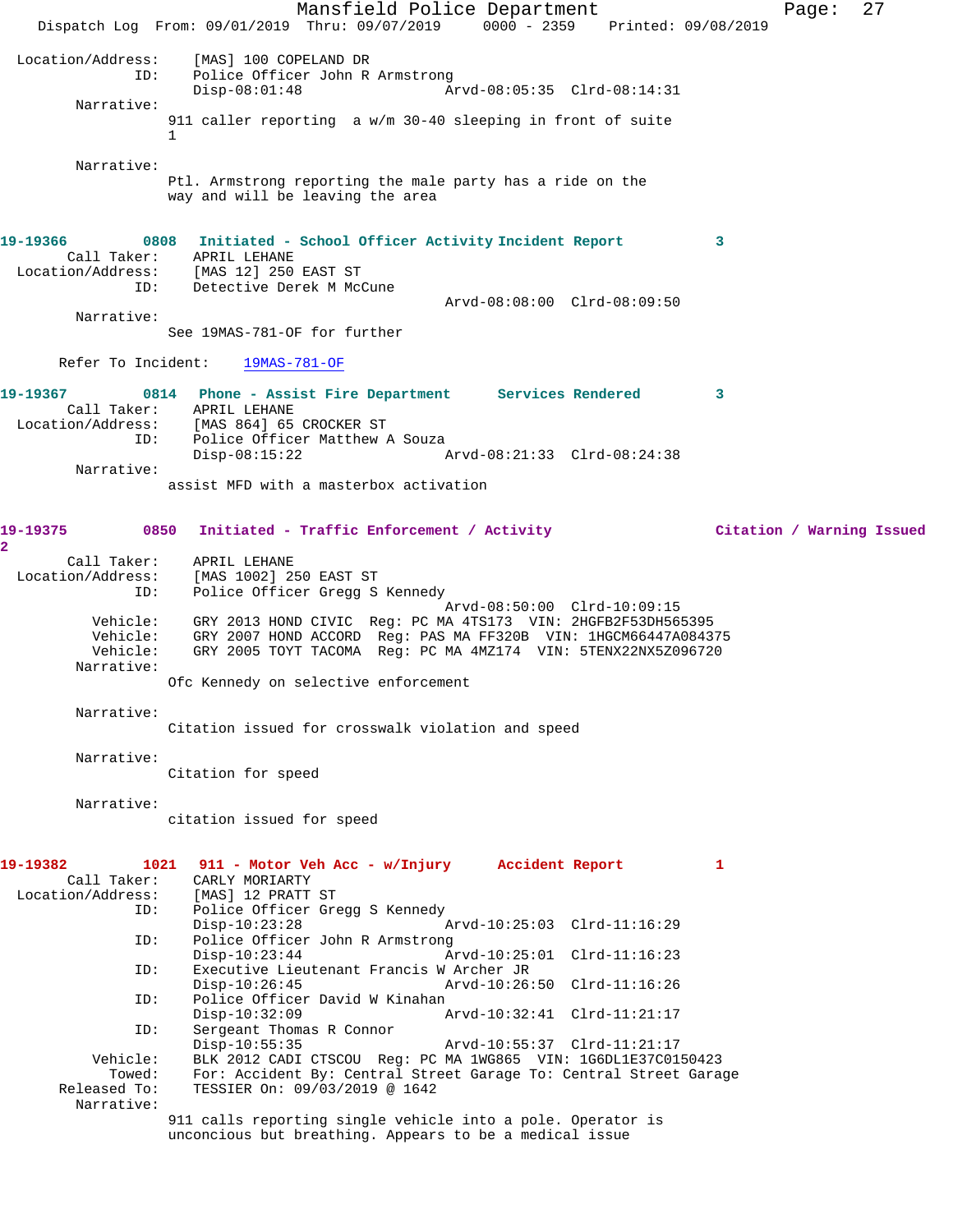```
Location/Address:    [MAS] 100 COPELAND DR
              ID:    Police Officer John R Armstrong
                     Disp-08:01:48                Arvd-08:05:35  Clrd-08:14:31
       Narrative:
                     911 caller reporting  a w/m 30-40 sleeping in front of suite
                     1

       Narrative:
                     Ptl. Armstrong reporting the male party has a ride on the
                     way and will be leaving the area


19-19366        0808   Initiated - School Officer Activity Incident Report          3
      Call Taker:    APRIL LEHANE
Location/Address:    [MAS 12] 250 EAST ST
              ID:    Detective Derek M McCune
                                                  Arvd-08:08:00  Clrd-08:09:50
       Narrative:
                     See 19MAS-781-OF for further

     Refer To Incident:    19MAS-781-OF

19-19367        0814   Phone - Assist Fire Department      Services Rendered        3
      Call Taker:    APRIL LEHANE
Location/Address:    [MAS 864] 65 CROCKER ST
              ID:    Police Officer Matthew A Souza
                     Disp-08:15:22                Arvd-08:21:33  Clrd-08:24:38
       Narrative:
                     assist MFD with a masterbox activation


19-19375        0850   Initiated - Traffic Enforcement / Activity                Citation / Warning Issued
2
      Call Taker:    APRIL LEHANE
Location/Address:    [MAS 1002] 250 EAST ST
              ID:    Police Officer Gregg S Kennedy
                                                  Arvd-08:50:00  Clrd-10:09:15
         Vehicle:    GRY 2013 HOND CIVIC  Reg: PC MA 4TS173  VIN: 2HGFB2F53DH565395
         Vehicle:    GRY 2007 HOND ACCORD  Reg: PAS MA FF320B  VIN: 1HGCM66447A084375
         Vehicle:    GRY 2005 TOYT TACOMA  Reg: PC MA 4MZ174  VIN: 5TENX22NX5Z096720
       Narrative:
                     Ofc Kennedy on selective enforcement

       Narrative:
                     Citation issued for crosswalk violation and speed

       Narrative:
                     Citation for speed

       Narrative:
                     citation issued for speed


19-19382        1021   911 - Motor Veh Acc - w/Injury      Accident Report          1
      Call Taker:    CARLY MORIARTY
Location/Address:    [MAS] 12 PRATT ST
              ID:    Police Officer Gregg S Kennedy
                     Disp-10:23:28                Arvd-10:25:03  Clrd-11:16:29
              ID:    Police Officer John R Armstrong
                     Disp-10:23:44                Arvd-10:25:01  Clrd-11:16:23
              ID:    Executive Lieutenant Francis W Archer JR
                     Disp-10:26:45                Arvd-10:26:50  Clrd-11:16:26
              ID:    Police Officer David W Kinahan
                     Disp-10:32:09                Arvd-10:32:41  Clrd-11:21:17
              ID:    Sergeant Thomas R Connor
                     Disp-10:55:35                Arvd-10:55:37  Clrd-11:21:17
         Vehicle:    BLK 2012 CADI CTSCOU  Reg: PC MA 1WG865  VIN: 1G6DL1E37C0150423
           Towed:    For: Accident By: Central Street Garage To: Central Street Garage
     Released To:    TESSIER On: 09/03/2019 @ 1642
       Narrative:
                     911 calls reporting single vehicle into a pole. Operator is
                     unconcious but breathing. Appears to be a medical issue
```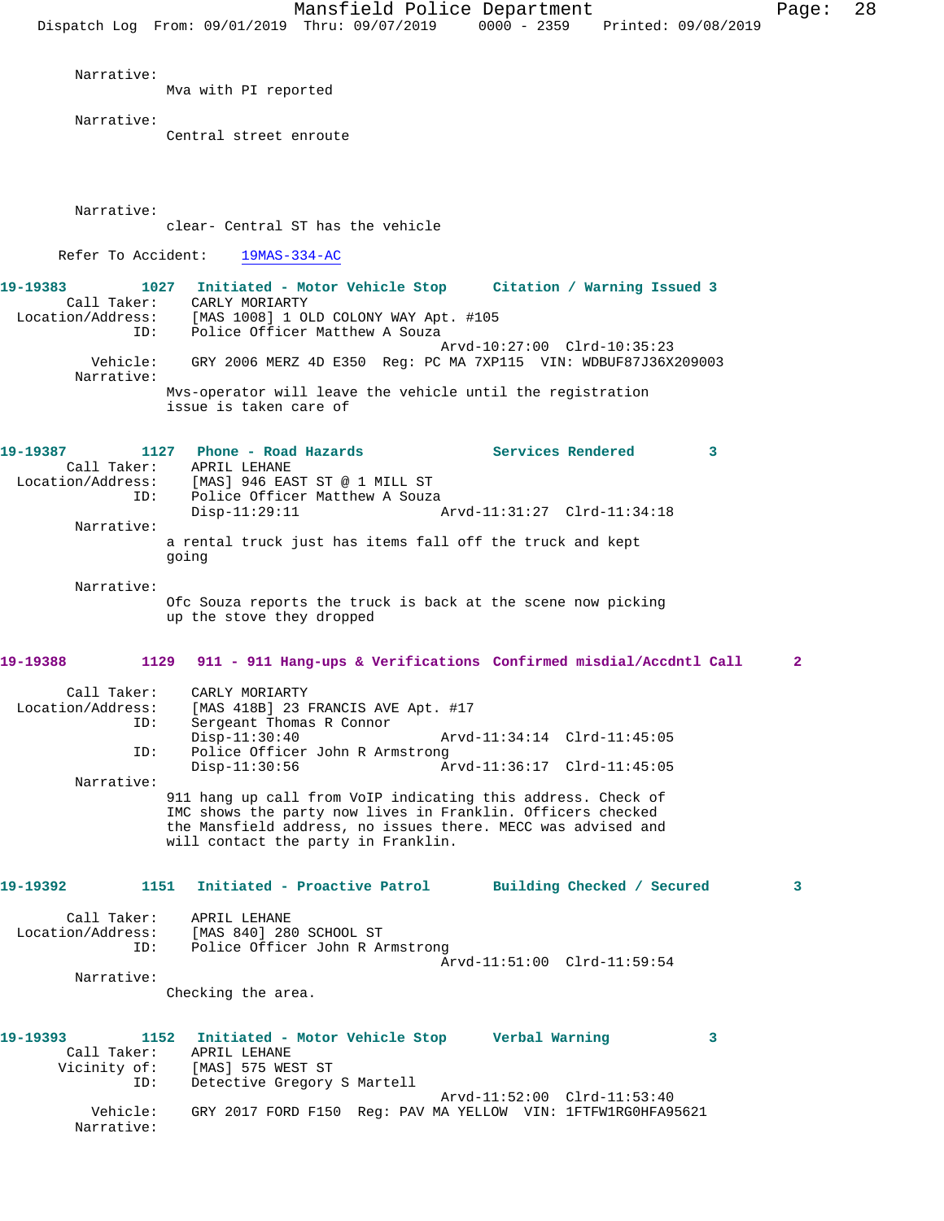Narrative:
Mva with PI reported

Narrative:
Central street enroute

Narrative:
clear- Central ST has the vehicle

Refer To Accident: 19MAS-334-AC

**19-19383 1027 Initiated - Motor Vehicle Stop Citation / Warning Issued 3**

Call Taker: CARLY MORIARTY
Location/Address: [MAS 1008] 1 OLD COLONY WAY Apt. #105
ID: Police Officer Matthew A Souza
Arvd-10:27:00 Clrd-10:35:23
Vehicle: GRY 2006 MERZ 4D E350 Reg: PC MA 7XP115 VIN: WDBUF87J36X209003
Narrative:
Mvs-operator will leave the vehicle until the registration issue is taken care of

**19-19387 1127 Phone - Road Hazards Services Rendered 3**

Call Taker: APRIL LEHANE
Location/Address: [MAS] 946 EAST ST @ 1 MILL ST
ID: Police Officer Matthew A Souza
Disp-11:29:11 Arvd-11:31:27 Clrd-11:34:18
Narrative:
a rental truck just has items fall off the truck and kept going

Narrative:
Ofc Souza reports the truck is back at the scene now picking up the stove they dropped

**19-19388 1129 911 - 911 Hang-ups & Verifications Confirmed misdial/Accdntl Call 2**

Call Taker: CARLY MORIARTY
Location/Address: [MAS 418B] 23 FRANCIS AVE Apt. #17
ID: Sergeant Thomas R Connor
Disp-11:30:40 Arvd-11:34:14 Clrd-11:45:05
ID: Police Officer John R Armstrong
Disp-11:30:56 Arvd-11:36:17 Clrd-11:45:05
Narrative:
911 hang up call from VoIP indicating this address. Check of IMC shows the party now lives in Franklin. Officers checked the Mansfield address, no issues there. MECC was advised and will contact the party in Franklin.

**19-19392 1151 Initiated - Proactive Patrol Building Checked / Secured 3**

Call Taker: APRIL LEHANE
Location/Address: [MAS 840] 280 SCHOOL ST
ID: Police Officer John R Armstrong
Arvd-11:51:00 Clrd-11:59:54
Narrative:
Checking the area.

**19-19393 1152 Initiated - Motor Vehicle Stop Verbal Warning 3**

Call Taker: APRIL LEHANE
Vicinity of: [MAS] 575 WEST ST
ID: Detective Gregory S Martell
Arvd-11:52:00 Clrd-11:53:40
Vehicle: GRY 2017 FORD F150 Reg: PAV MA YELLOW VIN: 1FTFW1RG0HFA95621
Narrative: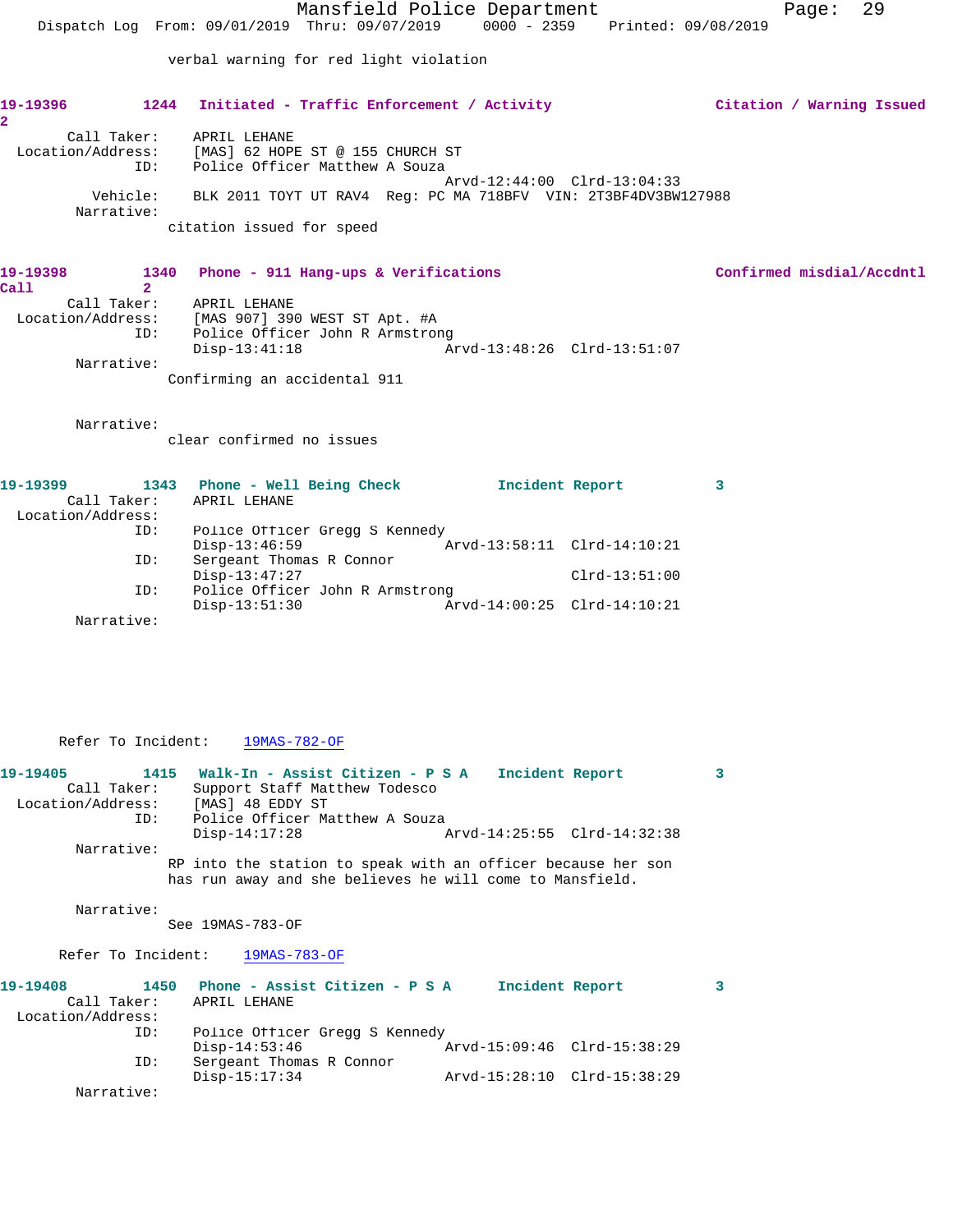verbal warning for red light violation

**19-19396** 1244 **Initiated - Traffic Enforcement / Activity** **Citation / Warning Issued 2**

Call Taker: APRIL LEHANE
Location/Address: [MAS] 62 HOPE ST @ 155 CHURCH ST
ID: Police Officer Matthew A Souza
Arvd-12:44:00 Clrd-13:04:33
Vehicle: BLK 2011 TOYT UT RAV4 Reg: PC MA 718BFV VIN: 2T3BF4DV3BW127988
Narrative:
citation issued for speed

**19-19398** 1340 **Phone - 911 Hang-ups & Verifications** **Confirmed misdial/Accdntl Call** 2

Call Taker: APRIL LEHANE
Location/Address: [MAS 907] 390 WEST ST Apt. #A
ID: Police Officer John R Armstrong
Disp-13:41:18 Arvd-13:48:26 Clrd-13:51:07
Narrative:
Confirming an accidental 911

Narrative:
clear confirmed no issues

**19-19399** 1343 **Phone - Well Being Check** **Incident Report** 3

Call Taker: APRIL LEHANE
Location/Address:
ID: Police Officer Gregg S Kennedy
Disp-13:46:59 Arvd-13:58:11 Clrd-14:10:21
ID: Sergeant Thomas R Connor
Disp-13:47:27 Clrd-13:51:00
ID: Police Officer John R Armstrong
Disp-13:51:30 Arvd-14:00:25 Clrd-14:10:21
Narrative:

Refer To Incident: 19MAS-782-OF

**19-19405** 1415 **Walk-In - Assist Citizen - P S A** **Incident Report** 3

Call Taker: Support Staff Matthew Todesco
Location/Address: [MAS] 48 EDDY ST
ID: Police Officer Matthew A Souza
Disp-14:17:28 Arvd-14:25:55 Clrd-14:32:38
Narrative:
RP into the station to speak with an officer because her son has run away and she believes he will come to Mansfield.

Narrative:
See 19MAS-783-OF

Refer To Incident: 19MAS-783-OF

**19-19408** 1450 **Phone - Assist Citizen - P S A** **Incident Report** 3

Call Taker: APRIL LEHANE
Location/Address:
ID: Police Officer Gregg S Kennedy
Disp-14:53:46 Arvd-15:09:46 Clrd-15:38:29
ID: Sergeant Thomas R Connor
Disp-15:17:34 Arvd-15:28:10 Clrd-15:38:29
Narrative: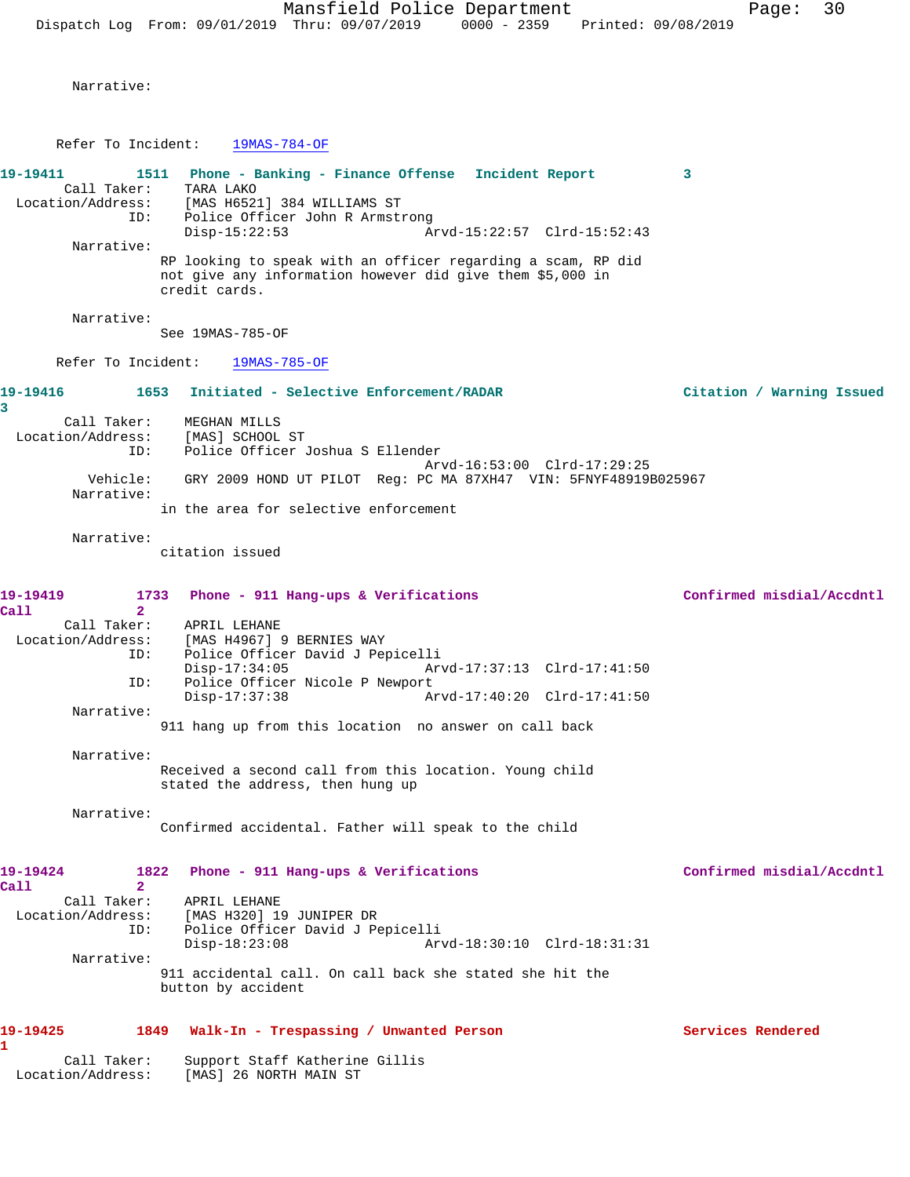Narrative:

Refer To Incident: 19MAS-784-OF

**19-19411 1511 Phone - Banking - Finance Offense Incident Report 3**

Call Taker: TARA LAKO
Location/Address: [MAS H6521] 384 WILLIAMS ST
ID: Police Officer John R Armstrong
Disp-15:22:53 Arvd-15:22:57 Clrd-15:52:43

Narrative:
RP looking to speak with an officer regarding a scam, RP did not give any information however did give them $5,000 in credit cards.

Narrative:
See 19MAS-785-OF

Refer To Incident: 19MAS-785-OF

**19-19416 1653 Initiated - Selective Enforcement/RADAR Citation / Warning Issued 3**

Call Taker: MEGHAN MILLS
Location/Address: [MAS] SCHOOL ST
ID: Police Officer Joshua S Ellender
Arvd-16:53:00 Clrd-17:29:25
Vehicle: GRY 2009 HOND UT PILOT Reg: PC MA 87XH47 VIN: 5FNYF48919B025967

Narrative:
in the area for selective enforcement

Narrative:
citation issued

**19-19419 1733 Phone - 911 Hang-ups & Verifications Confirmed misdial/Accdntl Call 2**

Call Taker: APRIL LEHANE
Location/Address: [MAS H4967] 9 BERNIES WAY
ID: Police Officer David J Pepicelli
Disp-17:34:05 Arvd-17:37:13 Clrd-17:41:50
ID: Police Officer Nicole P Newport
Disp-17:37:38 Arvd-17:40:20 Clrd-17:41:50

Narrative:
911 hang up from this location no answer on call back

Narrative:
Received a second call from this location. Young child stated the address, then hung up

Narrative:
Confirmed accidental. Father will speak to the child

**19-19424 1822 Phone - 911 Hang-ups & Verifications Confirmed misdial/Accdntl Call 2**

Call Taker: APRIL LEHANE
Location/Address: [MAS H320] 19 JUNIPER DR
ID: Police Officer David J Pepicelli
Disp-18:23:08 Arvd-18:30:10 Clrd-18:31:31

Narrative:
911 accidental call. On call back she stated she hit the button by accident

**19-19425 1849 Walk-In - Trespassing / Unwanted Person Services Rendered 1**

Call Taker: Support Staff Katherine Gillis
Location/Address: [MAS] 26 NORTH MAIN ST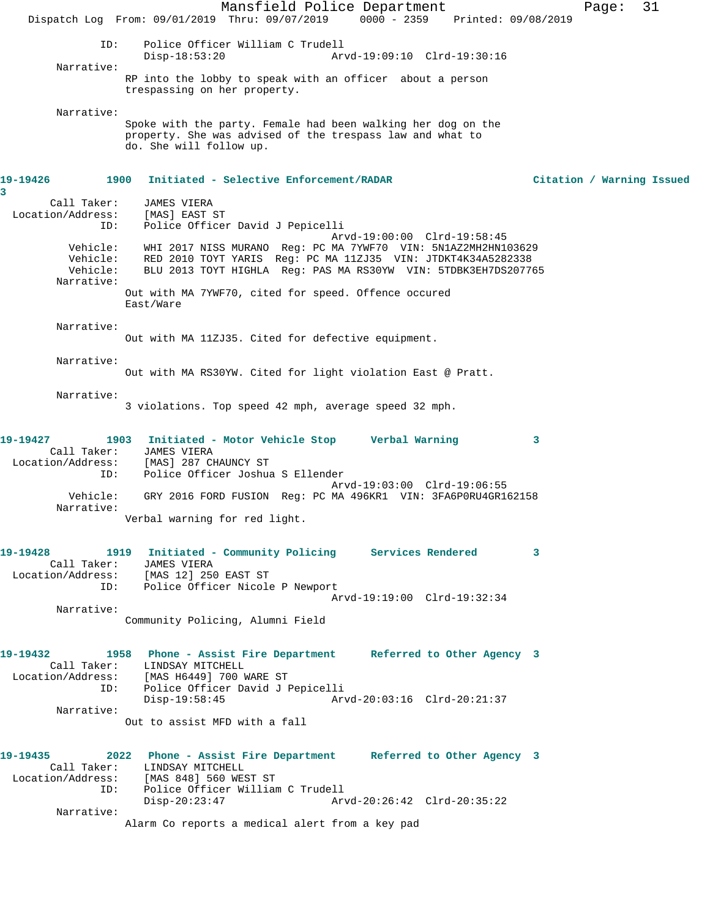```
             ID:    Police Officer William C Trudell
                    Disp-18:53:20               Arvd-19:09:10  Clrd-19:30:16
      Narrative:
                 RP into the lobby to speak with an officer  about a person
                 trespassing on her property.

      Narrative:
                 Spoke with the party. Female had been walking her dog on the
                 property. She was advised of the trespass law and what to
                 do. She will follow up.
```

**19-19426        1900   Initiated - Selective Enforcement/RADAR                Citation / Warning Issued 3**

```
      Call Taker:    JAMES VIERA
 Location/Address:    [MAS] EAST ST
             ID:    Police Officer David J Pepicelli
                                                Arvd-19:00:00  Clrd-19:58:45
         Vehicle:    WHI 2017 NISS MURANO  Reg: PC MA 7YWF70  VIN: 5N1AZ2MH2HN103629
         Vehicle:    RED 2010 TOYT YARIS  Reg: PC MA 11ZJ35  VIN: JTDKT4K34A5282338
         Vehicle:    BLU 2013 TOYT HIGHLA  Reg: PAS MA RS30YW  VIN: 5TDBK3EH7DS207765
      Narrative:
                 Out with MA 7YWF70, cited for speed. Offence occured
                 East/Ware

      Narrative:
                 Out with MA 11ZJ35. Cited for defective equipment.

      Narrative:
                 Out with MA RS30YW. Cited for light violation East @ Pratt.

      Narrative:
                 3 violations. Top speed 42 mph, average speed 32 mph.
```

**19-19427        1903   Initiated - Motor Vehicle Stop      Verbal Warning           3**

```
      Call Taker:    JAMES VIERA
 Location/Address:    [MAS] 287 CHAUNCY ST
             ID:    Police Officer Joshua S Ellender
                                                Arvd-19:03:00  Clrd-19:06:55
         Vehicle:    GRY 2016 FORD FUSION  Reg: PC MA 496KR1  VIN: 3FA6P0RU4GR162158
      Narrative:
                 Verbal warning for red light.
```

**19-19428        1919   Initiated - Community Policing      Services Rendered        3**

```
      Call Taker:    JAMES VIERA
 Location/Address:    [MAS 12] 250 EAST ST
             ID:    Police Officer Nicole P Newport
                                                Arvd-19:19:00  Clrd-19:32:34
      Narrative:
                 Community Policing, Alumni Field
```

**19-19432        1958   Phone - Assist Fire Department      Referred to Other Agency  3**

```
      Call Taker:    LINDSAY MITCHELL
 Location/Address:    [MAS H6449] 700 WARE ST
             ID:    Police Officer David J Pepicelli
                    Disp-19:58:45               Arvd-20:03:16  Clrd-20:21:37
      Narrative:
                 Out to assist MFD with a fall
```

**19-19435        2022   Phone - Assist Fire Department      Referred to Other Agency  3**

```
      Call Taker:    LINDSAY MITCHELL
 Location/Address:    [MAS 848] 560 WEST ST
             ID:    Police Officer William C Trudell
                    Disp-20:23:47               Arvd-20:26:42  Clrd-20:35:22
      Narrative:
                 Alarm Co reports a medical alert from a key pad
```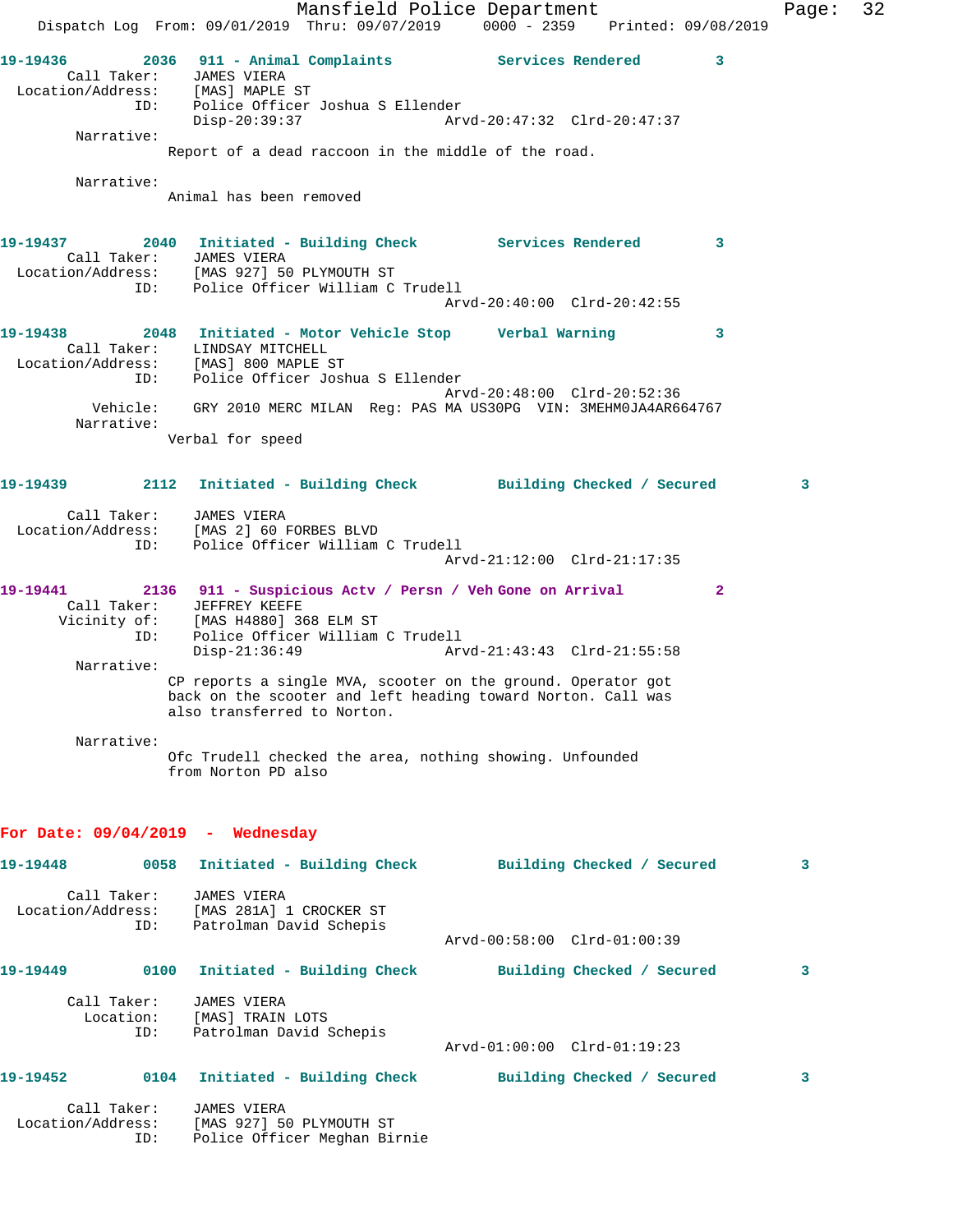**19-19436** 2036 **911 - Animal Complaints** **Services Rendered** 3
Call Taker: JAMES VIERA
Location/Address: [MAS] MAPLE ST
ID: Police Officer Joshua S Ellender
Disp-20:39:37 Arvd-20:47:32 Clrd-20:47:37
Narrative:
Report of a dead raccoon in the middle of the road.

Narrative:
Animal has been removed

**19-19437** 2040 **Initiated - Building Check** **Services Rendered** 3
Call Taker: JAMES VIERA
Location/Address: [MAS 927] 50 PLYMOUTH ST
ID: Police Officer William C Trudell
Arvd-20:40:00 Clrd-20:42:55

**19-19438** 2048 **Initiated - Motor Vehicle Stop** **Verbal Warning** 3
Call Taker: LINDSAY MITCHELL
Location/Address: [MAS] 800 MAPLE ST
ID: Police Officer Joshua S Ellender
Arvd-20:48:00 Clrd-20:52:36
Vehicle: GRY 2010 MERC MILAN Reg: PAS MA US30PG VIN: 3MEHM0JA4AR664767
Narrative:
Verbal for speed

**19-19439** 2112 **Initiated - Building Check** **Building Checked / Secured** 3
Call Taker: JAMES VIERA
Location/Address: [MAS 2] 60 FORBES BLVD
ID: Police Officer William C Trudell
Arvd-21:12:00 Clrd-21:17:35

**19-19441** 2136 **911 - Suspicious Actv / Persn / Veh Gone on Arrival** 2
Call Taker: JEFFREY KEEFE
Vicinity of: [MAS H4880] 368 ELM ST
ID: Police Officer William C Trudell
Disp-21:36:49 Arvd-21:43:43 Clrd-21:55:58
Narrative:
CP reports a single MVA, scooter on the ground. Operator got back on the scooter and left heading toward Norton. Call was also transferred to Norton.

Narrative:
Ofc Trudell checked the area, nothing showing. Unfounded from Norton PD also

## For Date: 09/04/2019 - Wednesday

**19-19448** 0058 **Initiated - Building Check** **Building Checked / Secured** 3
Call Taker: JAMES VIERA
Location/Address: [MAS 281A] 1 CROCKER ST
ID: Patrolman David Schepis
Arvd-00:58:00 Clrd-01:00:39

**19-19449** 0100 **Initiated - Building Check** **Building Checked / Secured** 3
Call Taker: JAMES VIERA
Location: [MAS] TRAIN LOTS
ID: Patrolman David Schepis
Arvd-01:00:00 Clrd-01:19:23

**19-19452** 0104 **Initiated - Building Check** **Building Checked / Secured** 3
Call Taker: JAMES VIERA
Location/Address: [MAS 927] 50 PLYMOUTH ST
ID: Police Officer Meghan Birnie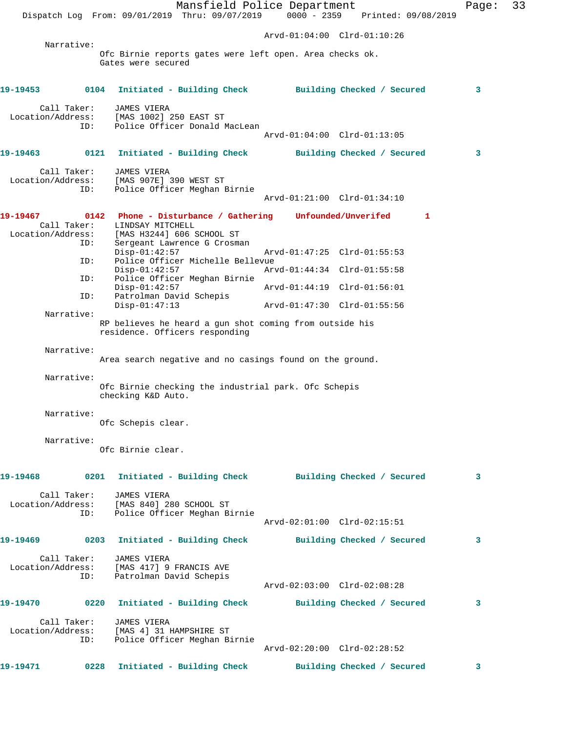Arvd-01:04:00 Clrd-01:10:26

Narrative:
Ofc Birnie reports gates were left open. Area checks ok. Gates were secured

**19-19453 0104 Initiated - Building Check — Building Checked / Secured — 3**

Call Taker: JAMES VIERA
Location/Address: [MAS 1002] 250 EAST ST
ID: Police Officer Donald MacLean
Arvd-01:04:00 Clrd-01:13:05

**19-19463 0121 Initiated - Building Check — Building Checked / Secured — 3**

Call Taker: JAMES VIERA
Location/Address: [MAS 907E] 390 WEST ST
ID: Police Officer Meghan Birnie
Arvd-01:21:00 Clrd-01:34:10

**19-19467 0142 Phone - Disturbance / Gathering — Unfounded/Unverifed — 1**

Call Taker: LINDSAY MITCHELL
Location/Address: [MAS H3244] 606 SCHOOL ST
ID: Sergeant Lawrence G Crosman
Disp-01:42:57 Arvd-01:47:25 Clrd-01:55:53
ID: Police Officer Michelle Bellevue
Disp-01:42:57 Arvd-01:44:34 Clrd-01:55:58
ID: Police Officer Meghan Birnie
Disp-01:42:57 Arvd-01:44:19 Clrd-01:56:01
ID: Patrolman David Schepis
Disp-01:47:13 Arvd-01:47:30 Clrd-01:55:56

Narrative:
RP believes he heard a gun shot coming from outside his residence. Officers responding

Narrative:
Area search negative and no casings found on the ground.

Narrative:
Ofc Birnie checking the industrial park. Ofc Schepis checking K&D Auto.

Narrative:
Ofc Schepis clear.

Narrative:
Ofc Birnie clear.

**19-19468 0201 Initiated - Building Check — Building Checked / Secured — 3**

Call Taker: JAMES VIERA
Location/Address: [MAS 840] 280 SCHOOL ST
ID: Police Officer Meghan Birnie
Arvd-02:01:00 Clrd-02:15:51

**19-19469 0203 Initiated - Building Check — Building Checked / Secured — 3**

Call Taker: JAMES VIERA
Location/Address: [MAS 417] 9 FRANCIS AVE
ID: Patrolman David Schepis
Arvd-02:03:00 Clrd-02:08:28

**19-19470 0220 Initiated - Building Check — Building Checked / Secured — 3**

Call Taker: JAMES VIERA
Location/Address: [MAS 4] 31 HAMPSHIRE ST
ID: Police Officer Meghan Birnie
Arvd-02:20:00 Clrd-02:28:52

**19-19471 0228 Initiated - Building Check — Building Checked / Secured — 3**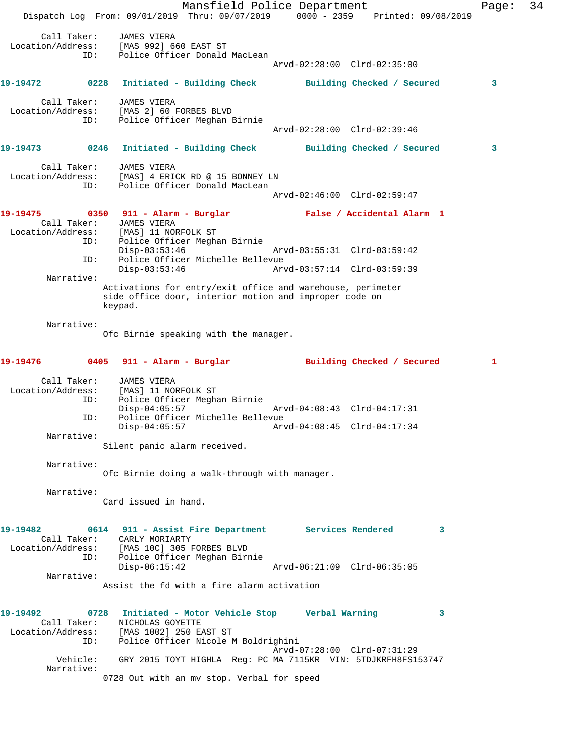Call Taker: JAMES VIERA
Location/Address: [MAS 992] 660 EAST ST
ID: Police Officer Donald MacLean
Arvd-02:28:00 Clrd-02:35:00

**19-19472 0228 Initiated - Building Check Building Checked / Secured 3**

Call Taker: JAMES VIERA
Location/Address: [MAS 2] 60 FORBES BLVD
ID: Police Officer Meghan Birnie
Arvd-02:28:00 Clrd-02:39:46

**19-19473 0246 Initiated - Building Check Building Checked / Secured 3**

Call Taker: JAMES VIERA
Location/Address: [MAS] 4 ERICK RD @ 15 BONNEY LN
ID: Police Officer Donald MacLean
Arvd-02:46:00 Clrd-02:59:47

**19-19475 0350 911 - Alarm - Burglar False / Accidental Alarm 1**

Call Taker: JAMES VIERA
Location/Address: [MAS] 11 NORFOLK ST
ID: Police Officer Meghan Birnie
Disp-03:53:46 Arvd-03:55:31 Clrd-03:59:42
ID: Police Officer Michelle Bellevue
Disp-03:53:46 Arvd-03:57:14 Clrd-03:59:39

Narrative:
Activations for entry/exit office and warehouse, perimeter side office door, interior motion and improper code on keypad.

Narrative:
Ofc Birnie speaking with the manager.

**19-19476 0405 911 - Alarm - Burglar Building Checked / Secured 1**

Call Taker: JAMES VIERA
Location/Address: [MAS] 11 NORFOLK ST
ID: Police Officer Meghan Birnie
Disp-04:05:57 Arvd-04:08:43 Clrd-04:17:31
ID: Police Officer Michelle Bellevue
Disp-04:05:57 Arvd-04:08:45 Clrd-04:17:34

Narrative:
Silent panic alarm received.

Narrative:
Ofc Birnie doing a walk-through with manager.

Narrative:
Card issued in hand.

**19-19482 0614 911 - Assist Fire Department Services Rendered 3**

Call Taker: CARLY MORIARTY
Location/Address: [MAS 10C] 305 FORBES BLVD
ID: Police Officer Meghan Birnie
Disp-06:15:42 Arvd-06:21:09 Clrd-06:35:05

Narrative:
Assist the fd with a fire alarm activation

**19-19492 0728 Initiated - Motor Vehicle Stop Verbal Warning 3**

Call Taker: NICHOLAS GOYETTE
Location/Address: [MAS 1002] 250 EAST ST
ID: Police Officer Nicole M Boldrighini
Arvd-07:28:00 Clrd-07:31:29
Vehicle: GRY 2015 TOYT HIGHLA Reg: PC MA 7115KR VIN: 5TDJKRFH8FS153747

Narrative:
0728 Out with an mv stop. Verbal for speed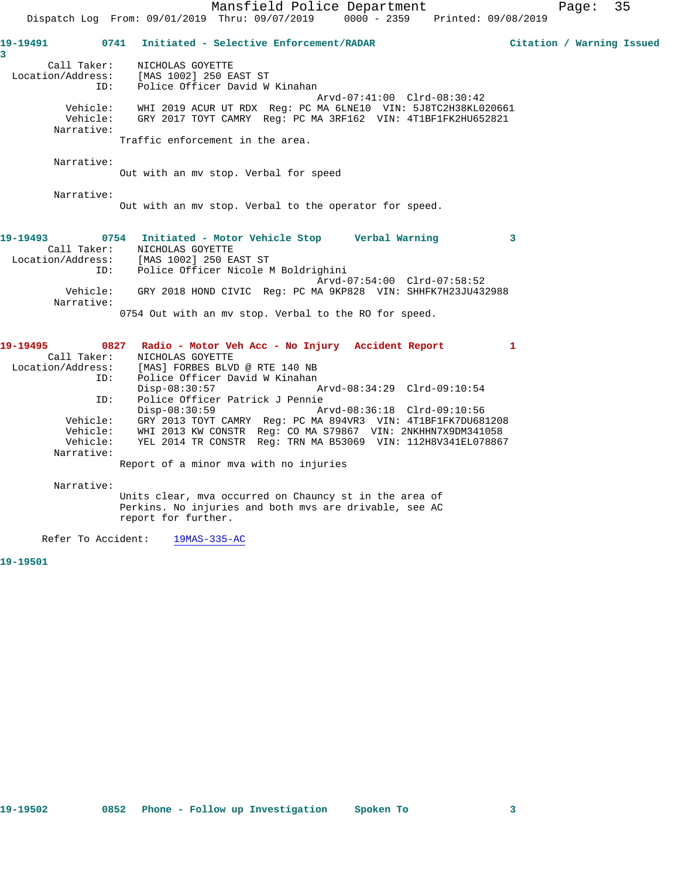**19-19491** 0741 **Initiated - Selective Enforcement/RADAR** **Citation / Warning Issued** 3

Call Taker: NICHOLAS GOYETTE
Location/Address: [MAS 1002] 250 EAST ST
ID: Police Officer David W Kinahan
Arvd-07:41:00 Clrd-08:30:42
Vehicle: WHI 2019 ACUR UT RDX Reg: PC MA 6LNE10 VIN: 5J8TC2H38KL020661
Vehicle: GRY 2017 TOYT CAMRY Reg: PC MA 3RF162 VIN: 4T1BF1FK2HU652821
Narrative:
Traffic enforcement in the area.

Narrative:
Out with an mv stop. Verbal for speed

Narrative:
Out with an mv stop. Verbal to the operator for speed.

**19-19493** 0754 **Initiated - Motor Vehicle Stop** **Verbal Warning** 3

Call Taker: NICHOLAS GOYETTE
Location/Address: [MAS 1002] 250 EAST ST
ID: Police Officer Nicole M Boldrighini
Arvd-07:54:00 Clrd-07:58:52
Vehicle: GRY 2018 HOND CIVIC Reg: PC MA 9KP828 VIN: SHHFK7H23JU432988
Narrative:
0754 Out with an mv stop. Verbal to the RO for speed.

**19-19495** 0827 **Radio - Motor Veh Acc - No Injury** **Accident Report** 1

Call Taker: NICHOLAS GOYETTE
Location/Address: [MAS] FORBES BLVD @ RTE 140 NB
ID: Police Officer David W Kinahan
Disp-08:30:57 Arvd-08:34:29 Clrd-09:10:54
ID: Police Officer Patrick J Pennie
Disp-08:30:59 Arvd-08:36:18 Clrd-09:10:56
Vehicle: GRY 2013 TOYT CAMRY Reg: PC MA 894VR3 VIN: 4T1BF1FK7DU681208
Vehicle: WHI 2013 KW CONSTR Reg: CO MA S79867 VIN: 2NKHHN7X9DM341058
Vehicle: YEL 2014 TR CONSTR Reg: TRN MA B53069 VIN: 112H8V341EL078867
Narrative:
Report of a minor mva with no injuries

Narrative:
Units clear, mva occurred on Chauncy st in the area of Perkins. No injuries and both mvs are drivable, see AC report for further.

Refer To Accident: 19MAS-335-AC

**19-19501**

**19-19502** 0852 **Phone - Follow up Investigation** **Spoken To** 3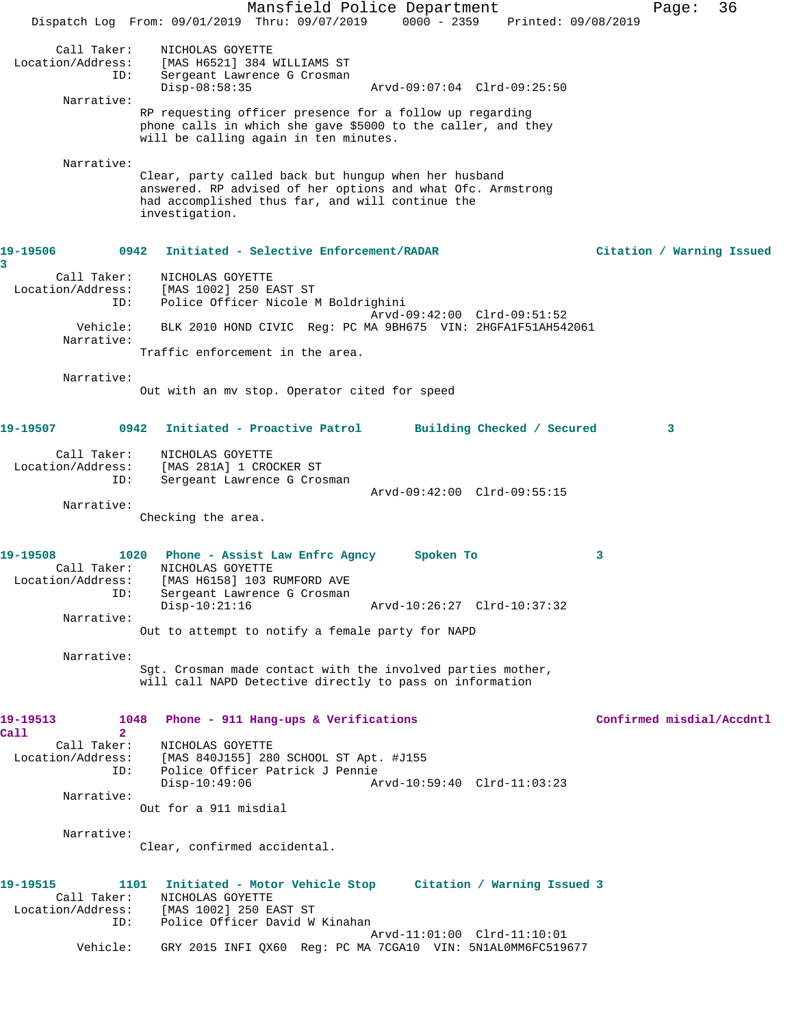Call Taker: NICHOLAS GOYETTE
Location/Address: [MAS H6521] 384 WILLIAMS ST
ID: Sergeant Lawrence G Crosman
Disp-08:58:35 Arvd-09:07:04 Clrd-09:25:50

Narrative:
RP requesting officer presence for a follow up regarding phone calls in which she gave $5000 to the caller, and they will be calling again in ten minutes.

Narrative:
Clear, party called back but hungup when her husband answered. RP advised of her options and what Ofc. Armstrong had accomplished thus far, and will continue the investigation.

**19-19506 0942 Initiated - Selective Enforcement/RADAR Citation / Warning Issued 3**

Call Taker: NICHOLAS GOYETTE
Location/Address: [MAS 1002] 250 EAST ST
ID: Police Officer Nicole M Boldrighini
Arvd-09:42:00 Clrd-09:51:52
Vehicle: BLK 2010 HOND CIVIC Reg: PC MA 9BH675 VIN: 2HGFA1F51AH542061

Narrative:
Traffic enforcement in the area.

Narrative:
Out with an mv stop. Operator cited for speed

**19-19507 0942 Initiated - Proactive Patrol Building Checked / Secured 3**

Call Taker: NICHOLAS GOYETTE
Location/Address: [MAS 281A] 1 CROCKER ST
ID: Sergeant Lawrence G Crosman
Arvd-09:42:00 Clrd-09:55:15

Narrative:
Checking the area.

**19-19508 1020 Phone - Assist Law Enfrc Agncy Spoken To 3**

Call Taker: NICHOLAS GOYETTE
Location/Address: [MAS H6158] 103 RUMFORD AVE
ID: Sergeant Lawrence G Crosman
Disp-10:21:16 Arvd-10:26:27 Clrd-10:37:32

Narrative:
Out to attempt to notify a female party for NAPD

Narrative:
Sgt. Crosman made contact with the involved parties mother, will call NAPD Detective directly to pass on information

**19-19513 1048 Phone - 911 Hang-ups & Verifications Confirmed misdial/Accdntl Call 2**

Call Taker: NICHOLAS GOYETTE
Location/Address: [MAS 840J155] 280 SCHOOL ST Apt. #J155
ID: Police Officer Patrick J Pennie
Disp-10:49:06 Arvd-10:59:40 Clrd-11:03:23

Narrative:
Out for a 911 misdial

Narrative:
Clear, confirmed accidental.

**19-19515 1101 Initiated - Motor Vehicle Stop Citation / Warning Issued 3**

Call Taker: NICHOLAS GOYETTE
Location/Address: [MAS 1002] 250 EAST ST
ID: Police Officer David W Kinahan
Arvd-11:01:00 Clrd-11:10:01
Vehicle: GRY 2015 INFI QX60 Reg: PC MA 7CGA10 VIN: 5N1AL0MM6FC519677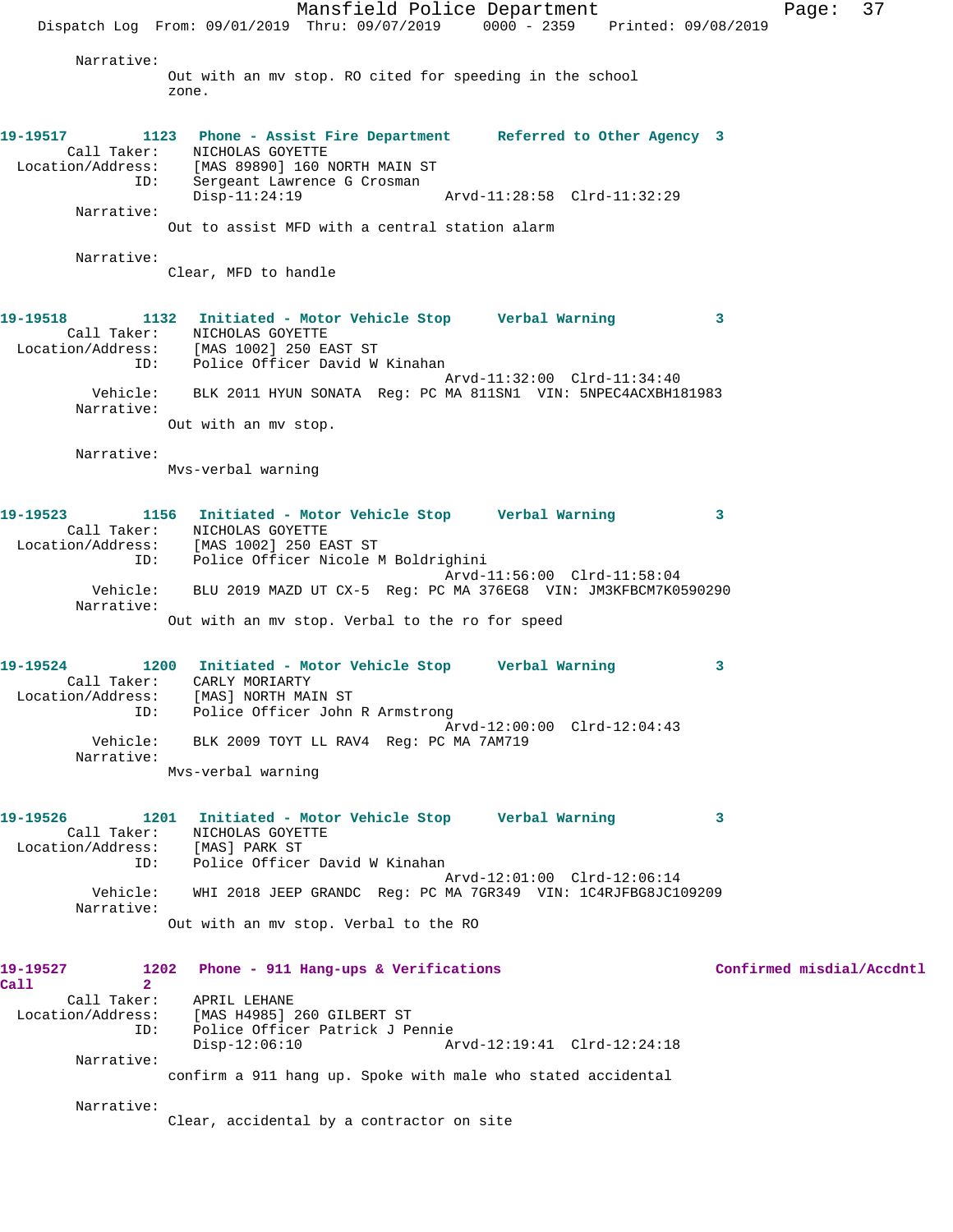Narrative:
Out with an mv stop. RO cited for speeding in the school zone.

**19-19517** 1123 **Phone - Assist Fire Department** **Referred to Other Agency** 3
Call Taker: NICHOLAS GOYETTE
Location/Address: [MAS 89890] 160 NORTH MAIN ST
ID: Sergeant Lawrence G Crosman
Disp-11:24:19 Arvd-11:28:58 Clrd-11:32:29
Narrative:
Out to assist MFD with a central station alarm

Narrative:
Clear, MFD to handle

**19-19518** 1132 **Initiated - Motor Vehicle Stop** **Verbal Warning** 3
Call Taker: NICHOLAS GOYETTE
Location/Address: [MAS 1002] 250 EAST ST
ID: Police Officer David W Kinahan
Arvd-11:32:00 Clrd-11:34:40
Vehicle: BLK 2011 HYUN SONATA Reg: PC MA 811SN1 VIN: 5NPEC4ACXBH181983
Narrative:
Out with an mv stop.

Narrative:
Mvs-verbal warning

**19-19523** 1156 **Initiated - Motor Vehicle Stop** **Verbal Warning** 3
Call Taker: NICHOLAS GOYETTE
Location/Address: [MAS 1002] 250 EAST ST
ID: Police Officer Nicole M Boldrighini
Arvd-11:56:00 Clrd-11:58:04
Vehicle: BLU 2019 MAZD UT CX-5 Reg: PC MA 376EG8 VIN: JM3KFBCM7K0590290
Narrative:
Out with an mv stop. Verbal to the ro for speed

**19-19524** 1200 **Initiated - Motor Vehicle Stop** **Verbal Warning** 3
Call Taker: CARLY MORIARTY
Location/Address: [MAS] NORTH MAIN ST
ID: Police Officer John R Armstrong
Arvd-12:00:00 Clrd-12:04:43
Vehicle: BLK 2009 TOYT LL RAV4 Reg: PC MA 7AM719
Narrative:
Mvs-verbal warning

**19-19526** 1201 **Initiated - Motor Vehicle Stop** **Verbal Warning** 3
Call Taker: NICHOLAS GOYETTE
Location/Address: [MAS] PARK ST
ID: Police Officer David W Kinahan
Arvd-12:01:00 Clrd-12:06:14
Vehicle: WHI 2018 JEEP GRANDC Reg: PC MA 7GR349 VIN: 1C4RJFBG8JC109209
Narrative:
Out with an mv stop. Verbal to the RO

**19-19527** 1202 **Phone - 911 Hang-ups & Verifications** **Confirmed misdial/Accdntl Call** 2
Call Taker: APRIL LEHANE
Location/Address: [MAS H4985] 260 GILBERT ST
ID: Police Officer Patrick J Pennie
Disp-12:06:10 Arvd-12:19:41 Clrd-12:24:18
Narrative:
confirm a 911 hang up. Spoke with male who stated accidental

Narrative:
Clear, accidental by a contractor on site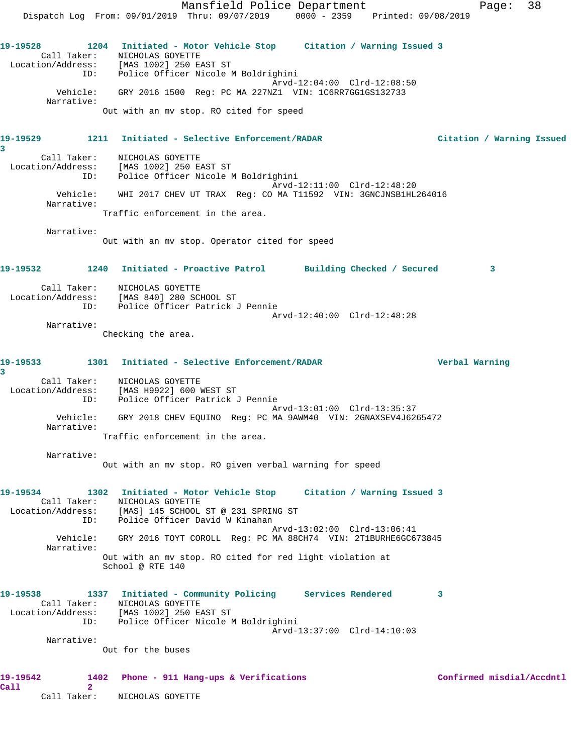**19-19528** 1204 **Initiated - Motor Vehicle Stop** **Citation / Warning Issued 3**

Call Taker: NICHOLAS GOYETTE
Location/Address: [MAS 1002] 250 EAST ST
ID: Police Officer Nicole M Boldrighini
Arvd-12:04:00 Clrd-12:08:50
Vehicle: GRY 2016 1500 Reg: PC MA 227NZ1 VIN: 1C6RR7GG1GS132733
Narrative:
Out with an mv stop. RO cited for speed

**19-19529** 1211 **Initiated - Selective Enforcement/RADAR** **Citation / Warning Issued 3**

Call Taker: NICHOLAS GOYETTE
Location/Address: [MAS 1002] 250 EAST ST
ID: Police Officer Nicole M Boldrighini
Arvd-12:11:00 Clrd-12:48:20
Vehicle: WHI 2017 CHEV UT TRAX Reg: CO MA T11592 VIN: 3GNCJNSB1HL264016
Narrative:
Traffic enforcement in the area.

Narrative:
Out with an mv stop. Operator cited for speed

**19-19532** 1240 **Initiated - Proactive Patrol** **Building Checked / Secured 3**

Call Taker: NICHOLAS GOYETTE
Location/Address: [MAS 840] 280 SCHOOL ST
ID: Police Officer Patrick J Pennie
Arvd-12:40:00 Clrd-12:48:28
Narrative:
Checking the area.

**19-19533** 1301 **Initiated - Selective Enforcement/RADAR** **Verbal Warning 3**

Call Taker: NICHOLAS GOYETTE
Location/Address: [MAS H9922] 600 WEST ST
ID: Police Officer Patrick J Pennie
Arvd-13:01:00 Clrd-13:35:37
Vehicle: GRY 2018 CHEV EQUINO Reg: PC MA 9AWM40 VIN: 2GNAXSEV4J6265472
Narrative:
Traffic enforcement in the area.

Narrative:
Out with an mv stop. RO given verbal warning for speed

**19-19534** 1302 **Initiated - Motor Vehicle Stop** **Citation / Warning Issued 3**

Call Taker: NICHOLAS GOYETTE
Location/Address: [MAS] 145 SCHOOL ST @ 231 SPRING ST
ID: Police Officer David W Kinahan
Arvd-13:02:00 Clrd-13:06:41
Vehicle: GRY 2016 TOYT COROLL Reg: PC MA 88CH74 VIN: 2T1BURHE6GC673845
Narrative:
Out with an mv stop. RO cited for red light violation at School @ RTE 140

**19-19538** 1337 **Initiated - Community Policing** **Services Rendered 3**

Call Taker: NICHOLAS GOYETTE
Location/Address: [MAS 1002] 250 EAST ST
ID: Police Officer Nicole M Boldrighini
Arvd-13:37:00 Clrd-14:10:03
Narrative:
Out for the buses

**19-19542** 1402 **Phone - 911 Hang-ups & Verifications** **Confirmed misdial/Accdntl Call 2**

Call Taker: NICHOLAS GOYETTE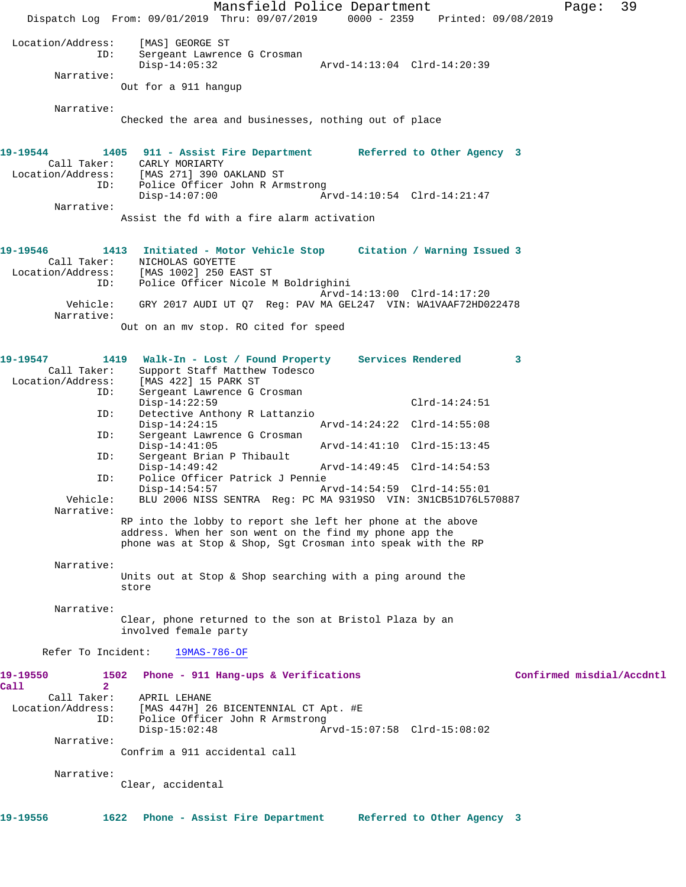```
Location/Address:     [MAS] GEORGE ST
              ID:     Sergeant Lawrence G Crosman
                      Disp-14:05:32                 Arvd-14:13:04  Clrd-14:20:39
       Narrative:
                    Out for a 911 hangup

       Narrative:
                    Checked the area and businesses, nothing out of place
```

**19-19544 1405 911 - Assist Fire Department Referred to Other Agency 3**

```
      Call Taker:     CARLY MORIARTY
Location/Address:     [MAS 271] 390 OAKLAND ST
              ID:     Police Officer John R Armstrong
                      Disp-14:07:00                 Arvd-14:10:54  Clrd-14:21:47
       Narrative:
                    Assist the fd with a fire alarm activation
```

**19-19546 1413 Initiated - Motor Vehicle Stop Citation / Warning Issued 3**

```
      Call Taker:     NICHOLAS GOYETTE
Location/Address:     [MAS 1002] 250 EAST ST
              ID:     Police Officer Nicole M Boldrighini
                                                    Arvd-14:13:00  Clrd-14:17:20
         Vehicle:     GRY 2017 AUDI UT Q7  Reg: PAV MA GEL247  VIN: WA1VAAF72HD022478
       Narrative:
                    Out on an mv stop. RO cited for speed
```

**19-19547 1419 Walk-In - Lost / Found Property Services Rendered 3**

```
      Call Taker:     Support Staff Matthew Todesco
Location/Address:     [MAS 422] 15 PARK ST
              ID:     Sergeant Lawrence G Crosman
                      Disp-14:22:59                                Clrd-14:24:51
              ID:     Detective Anthony R Lattanzio
                      Disp-14:24:15                 Arvd-14:24:22  Clrd-14:55:08
              ID:     Sergeant Lawrence G Crosman
                      Disp-14:41:05                 Arvd-14:41:10  Clrd-15:13:45
              ID:     Sergeant Brian P Thibault
                      Disp-14:49:42                 Arvd-14:49:45  Clrd-14:54:53
              ID:     Police Officer Patrick J Pennie
                      Disp-14:54:57                 Arvd-14:54:59  Clrd-14:55:01
         Vehicle:     BLU 2006 NISS SENTRA  Reg: PC MA 9319SO  VIN: 3N1CB51D76L570887
       Narrative:
                    RP into the lobby to report she left her phone at the above
                    address. When her son went on the find my phone app the
                    phone was at Stop & Shop, Sgt Crosman into speak with the RP

       Narrative:
                    Units out at Stop & Shop searching with a ping around the
                    store

       Narrative:
                    Clear, phone returned to the son at Bristol Plaza by an
                    involved female party

      Refer To Incident:     19MAS-786-OF
```

**19-19550 1502 Phone - 911 Hang-ups & Verifications Confirmed misdial/Accdntl Call 2**

```
      Call Taker:     APRIL LEHANE
Location/Address:     [MAS 447H] 26 BICENTENNIAL CT Apt. #E
              ID:     Police Officer John R Armstrong
                      Disp-15:02:48                 Arvd-15:07:58  Clrd-15:08:02
       Narrative:
                    Confrim a 911 accidental call

       Narrative:
                    Clear, accidental
```

**19-19556 1622 Phone - Assist Fire Department Referred to Other Agency 3**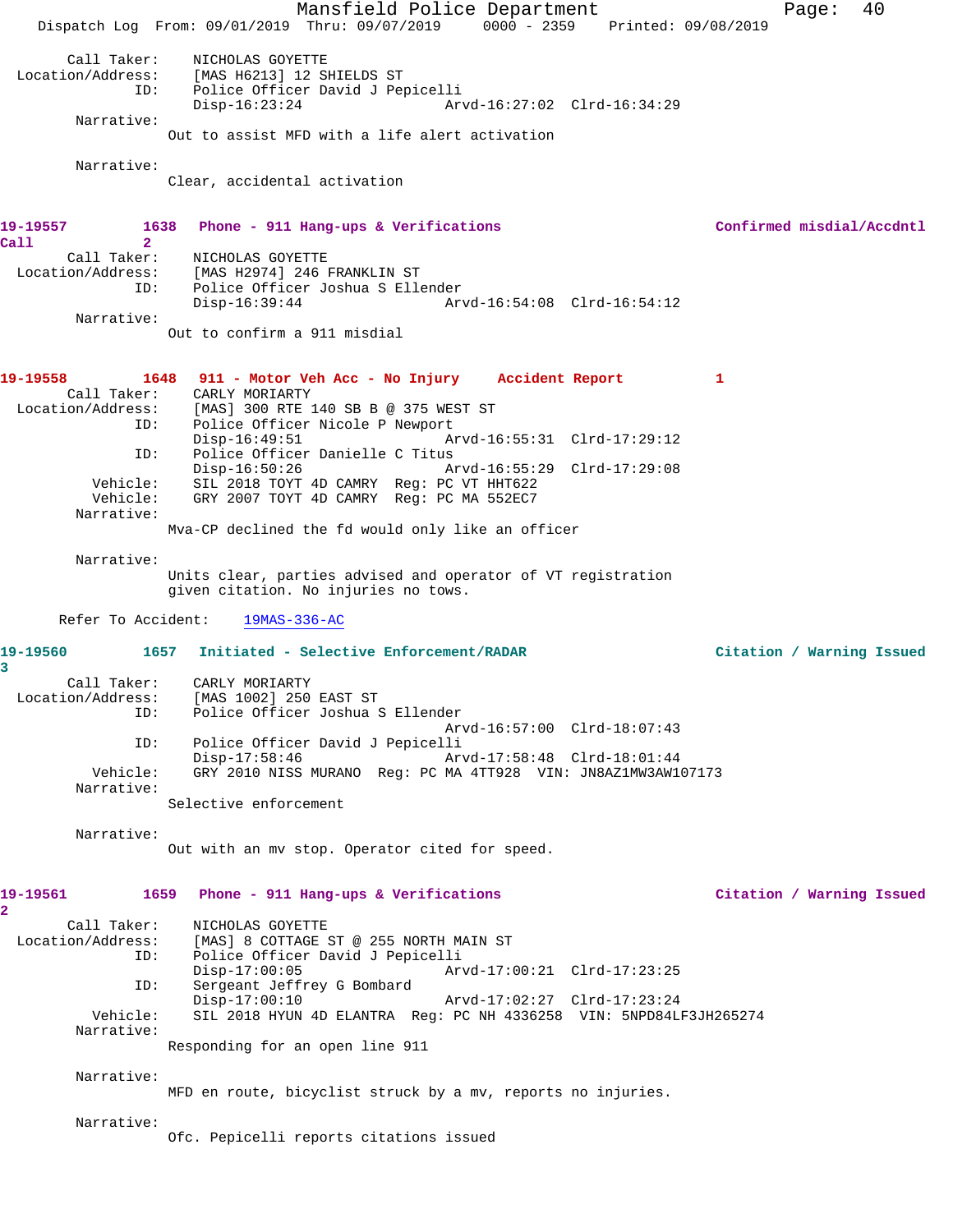Call Taker: NICHOLAS GOYETTE
Location/Address: [MAS H6213] 12 SHIELDS ST
ID: Police Officer David J Pepicelli
Disp-16:23:24 Arvd-16:27:02 Clrd-16:34:29

Narrative:
Out to assist MFD with a life alert activation

Narrative:
Clear, accidental activation

**19-19557 1638 Phone - 911 Hang-ups & Verifications Confirmed misdial/Accdntl Call 2**

Call Taker: NICHOLAS GOYETTE
Location/Address: [MAS H2974] 246 FRANKLIN ST
ID: Police Officer Joshua S Ellender
Disp-16:39:44 Arvd-16:54:08 Clrd-16:54:12

Narrative:
Out to confirm a 911 misdial

**19-19558 1648 911 - Motor Veh Acc - No Injury Accident Report 1**

Call Taker: CARLY MORIARTY
Location/Address: [MAS] 300 RTE 140 SB B @ 375 WEST ST
ID: Police Officer Nicole P Newport
Disp-16:49:51 Arvd-16:55:31 Clrd-17:29:12
ID: Police Officer Danielle C Titus
Disp-16:50:26 Arvd-16:55:29 Clrd-17:29:08
Vehicle: SIL 2018 TOYT 4D CAMRY Reg: PC VT HHT622
Vehicle: GRY 2007 TOYT 4D CAMRY Reg: PC MA 552EC7

Narrative:
Mva-CP declined the fd would only like an officer

Narrative:
Units clear, parties advised and operator of VT registration given citation. No injuries no tows.

Refer To Accident: 19MAS-336-AC

**19-19560 1657 Initiated - Selective Enforcement/RADAR Citation / Warning Issued 3**

Call Taker: CARLY MORIARTY
Location/Address: [MAS 1002] 250 EAST ST
ID: Police Officer Joshua S Ellender
Arvd-16:57:00 Clrd-18:07:43
ID: Police Officer David J Pepicelli
Disp-17:58:46 Arvd-17:58:48 Clrd-18:01:44
Vehicle: GRY 2010 NISS MURANO Reg: PC MA 4TT928 VIN: JN8AZ1MW3AW107173

Narrative:
Selective enforcement

Narrative:
Out with an mv stop. Operator cited for speed.

**19-19561 1659 Phone - 911 Hang-ups & Verifications Citation / Warning Issued 2**

Call Taker: NICHOLAS GOYETTE
Location/Address: [MAS] 8 COTTAGE ST @ 255 NORTH MAIN ST
ID: Police Officer David J Pepicelli
Disp-17:00:05 Arvd-17:00:21 Clrd-17:23:25
ID: Sergeant Jeffrey G Bombard
Disp-17:00:10 Arvd-17:02:27 Clrd-17:23:24
Vehicle: SIL 2018 HYUN 4D ELANTRA Reg: PC NH 4336258 VIN: 5NPD84LF3JH265274

Narrative:
Responding for an open line 911

Narrative:
MFD en route, bicyclist struck by a mv, reports no injuries.

Narrative:
Ofc. Pepicelli reports citations issued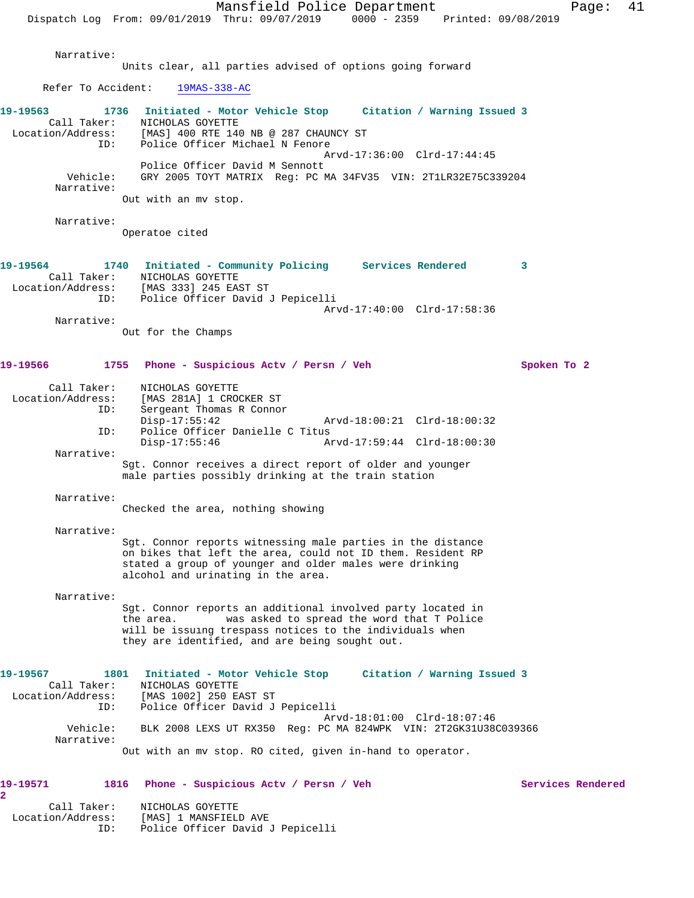Narrative:
Units clear, all parties advised of options going forward

Refer To Accident: 19MAS-338-AC

**19-19563 1736 Initiated - Motor Vehicle Stop Citation / Warning Issued 3**

Call Taker: NICHOLAS GOYETTE
Location/Address: [MAS] 400 RTE 140 NB @ 287 CHAUNCY ST
ID: Police Officer Michael N Fenore
Arvd-17:36:00 Clrd-17:44:45
Police Officer David M Sennott
Vehicle: GRY 2005 TOYT MATRIX Reg: PC MA 34FV35 VIN: 2T1LR32E75C339204
Narrative:
Out with an mv stop.

Narrative:
Operatoe cited

**19-19564 1740 Initiated - Community Policing Services Rendered 3**

Call Taker: NICHOLAS GOYETTE
Location/Address: [MAS 333] 245 EAST ST
ID: Police Officer David J Pepicelli
Arvd-17:40:00 Clrd-17:58:36
Narrative:
Out for the Champs

**19-19566 1755 Phone - Suspicious Actv / Persn / Veh Spoken To 2**

Call Taker: NICHOLAS GOYETTE
Location/Address: [MAS 281A] 1 CROCKER ST
ID: Sergeant Thomas R Connor
Disp-17:55:42 Arvd-18:00:21 Clrd-18:00:32
ID: Police Officer Danielle C Titus
Disp-17:55:46 Arvd-17:59:44 Clrd-18:00:30
Narrative:
Sgt. Connor receives a direct report of older and younger male parties possibly drinking at the train station

Narrative:
Checked the area, nothing showing

Narrative:
Sgt. Connor reports witnessing male parties in the distance on bikes that left the area, could not ID them. Resident RP stated a group of younger and older males were drinking alcohol and urinating in the area.

Narrative:
Sgt. Connor reports an additional involved party located in the area. was asked to spread the word that T Police will be issuing trespass notices to the individuals when they are identified, and are being sought out.

**19-19567 1801 Initiated - Motor Vehicle Stop Citation / Warning Issued 3**

Call Taker: NICHOLAS GOYETTE
Location/Address: [MAS 1002] 250 EAST ST
ID: Police Officer David J Pepicelli
Arvd-18:01:00 Clrd-18:07:46
Vehicle: BLK 2008 LEXS UT RX350 Reg: PC MA 824WPK VIN: 2T2GK31U38C039366
Narrative:
Out with an mv stop. RO cited, given in-hand to operator.

**19-19571 1816 Phone - Suspicious Actv / Persn / Veh Services Rendered 2**

Call Taker: NICHOLAS GOYETTE
Location/Address: [MAS] 1 MANSFIELD AVE
ID: Police Officer David J Pepicelli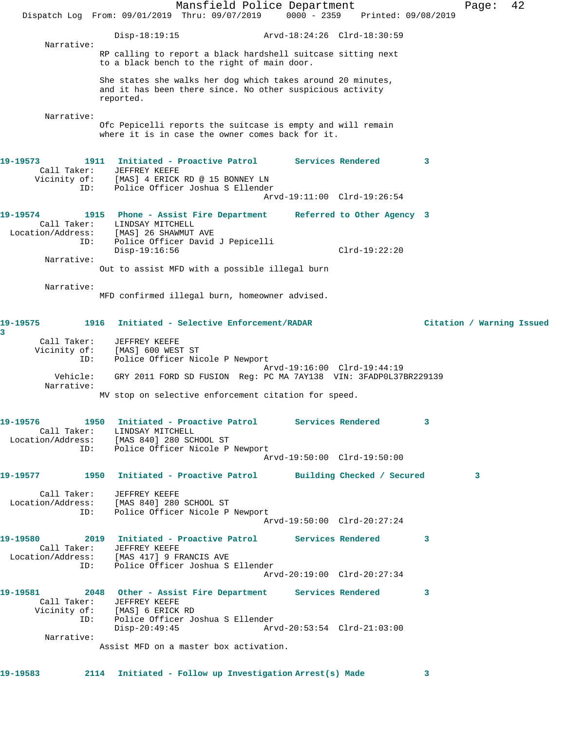Disp-18:19:15 Arvd-18:24:26 Clrd-18:30:59

Narrative:
RP calling to report a black hardshell suitcase sitting next to a black bench to the right of main door.

She states she walks her dog which takes around 20 minutes, and it has been there since. No other suspicious activity reported.

Narrative:
Ofc Pepicelli reports the suitcase is empty and will remain where it is in case the owner comes back for it.

**19-19573** 1911 **Initiated - Proactive Patrol** **Services Rendered** **3**
Call Taker: JEFFREY KEEFE
Vicinity of: [MAS] 4 ERICK RD @ 15 BONNEY LN
ID: Police Officer Joshua S Ellender
Arvd-19:11:00 Clrd-19:26:54

**19-19574** 1915 **Phone - Assist Fire Department** **Referred to Other Agency** **3**
Call Taker: LINDSAY MITCHELL
Location/Address: [MAS] 26 SHAWMUT AVE
ID: Police Officer David J Pepicelli
Disp-19:16:56 Clrd-19:22:20

Narrative:
Out to assist MFD with a possible illegal burn

Narrative:
MFD confirmed illegal burn, homeowner advised.

**19-19575** 1916 **Initiated - Selective Enforcement/RADAR** **Citation / Warning Issued** **3**
Call Taker: JEFFREY KEEFE
Vicinity of: [MAS] 600 WEST ST
ID: Police Officer Nicole P Newport
Arvd-19:16:00 Clrd-19:44:19
Vehicle: GRY 2011 FORD SD FUSION Reg: PC MA 7AY138 VIN: 3FADP0L37BR229139

Narrative:
MV stop on selective enforcement citation for speed.

**19-19576** 1950 **Initiated - Proactive Patrol** **Services Rendered** **3**
Call Taker: LINDSAY MITCHELL
Location/Address: [MAS 840] 280 SCHOOL ST
ID: Police Officer Nicole P Newport
Arvd-19:50:00 Clrd-19:50:00

**19-19577** 1950 **Initiated - Proactive Patrol** **Building Checked / Secured** **3**
Call Taker: JEFFREY KEEFE
Location/Address: [MAS 840] 280 SCHOOL ST
ID: Police Officer Nicole P Newport
Arvd-19:50:00 Clrd-20:27:24

**19-19580** 2019 **Initiated - Proactive Patrol** **Services Rendered** **3**
Call Taker: JEFFREY KEEFE
Location/Address: [MAS 417] 9 FRANCIS AVE
ID: Police Officer Joshua S Ellender
Arvd-20:19:00 Clrd-20:27:34

**19-19581** 2048 **Other - Assist Fire Department** **Services Rendered** **3**
Call Taker: JEFFREY KEEFE
Vicinity of: [MAS] 6 ERICK RD
ID: Police Officer Joshua S Ellender
Disp-20:49:45 Arvd-20:53:54 Clrd-21:03:00

Narrative:
Assist MFD on a master box activation.

**19-19583** 2114 **Initiated - Follow up Investigation** **Arrest(s) Made** **3**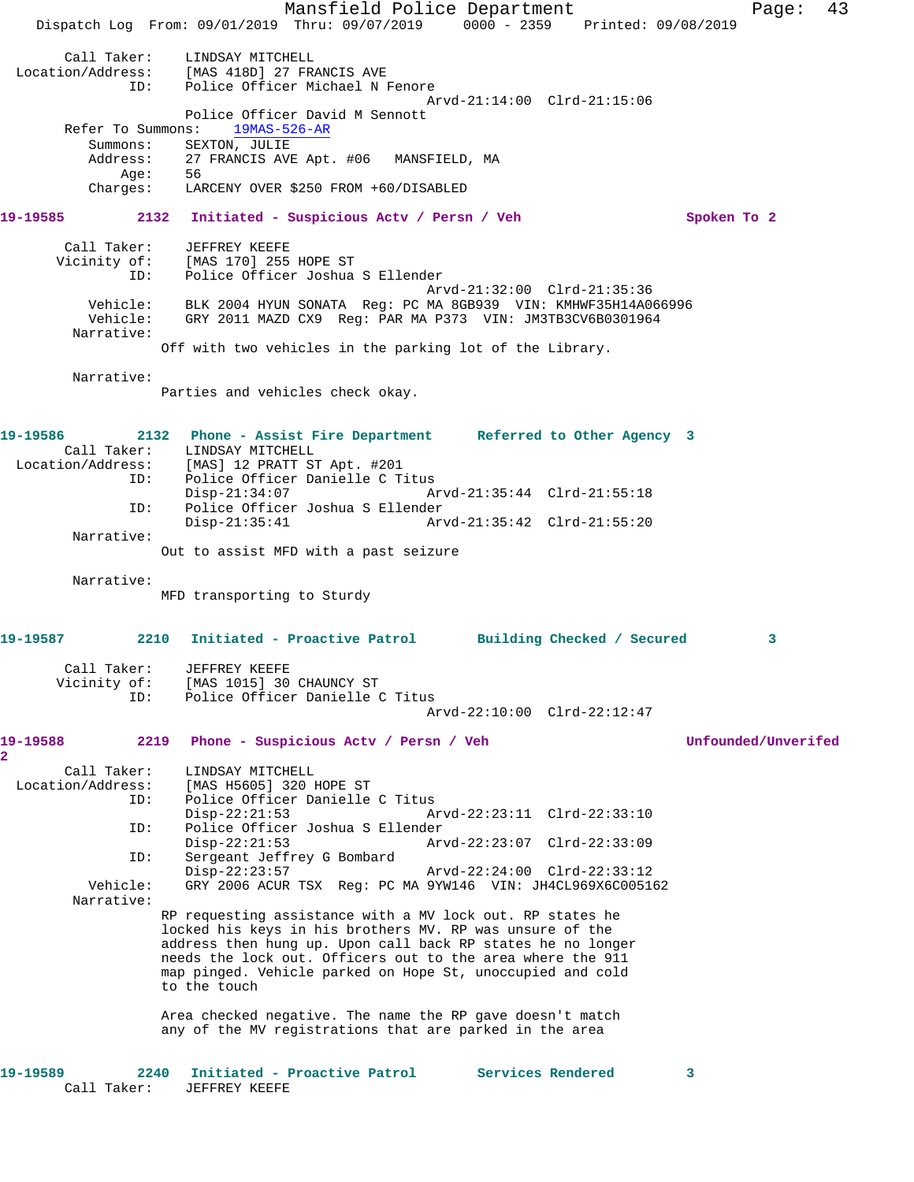Call Taker: LINDSAY MITCHELL
Location/Address: [MAS 418D] 27 FRANCIS AVE
ID: Police Officer Michael N Fenore
Arvd-21:14:00 Clrd-21:15:06
Police Officer David M Sennott
Refer To Summons: 19MAS-526-AR
Summons: SEXTON, JULIE
Address: 27 FRANCIS AVE Apt. #06 MANSFIELD, MA
Age: 56
Charges: LARCENY OVER $250 FROM +60/DISABLED

**19-19585 2132 Initiated - Suspicious Actv / Persn / Veh Spoken To 2**

Call Taker: JEFFREY KEEFE
Vicinity of: [MAS 170] 255 HOPE ST
ID: Police Officer Joshua S Ellender
Arvd-21:32:00 Clrd-21:35:36
Vehicle: BLK 2004 HYUN SONATA Reg: PC MA 8GB939 VIN: KMHWF35H14A066996
Vehicle: GRY 2011 MAZD CX9 Reg: PAR MA P373 VIN: JM3TB3CV6B0301964
Narrative:
Off with two vehicles in the parking lot of the Library.

Narrative:
Parties and vehicles check okay.

**19-19586 2132 Phone - Assist Fire Department Referred to Other Agency 3**

Call Taker: LINDSAY MITCHELL
Location/Address: [MAS] 12 PRATT ST Apt. #201
ID: Police Officer Danielle C Titus
Disp-21:34:07 Arvd-21:35:44 Clrd-21:55:18
ID: Police Officer Joshua S Ellender
Disp-21:35:41 Arvd-21:35:42 Clrd-21:55:20
Narrative:
Out to assist MFD with a past seizure

Narrative:
MFD transporting to Sturdy

**19-19587 2210 Initiated - Proactive Patrol Building Checked / Secured 3**

Call Taker: JEFFREY KEEFE
Vicinity of: [MAS 1015] 30 CHAUNCY ST
ID: Police Officer Danielle C Titus
Arvd-22:10:00 Clrd-22:12:47

**19-19588 2219 Phone - Suspicious Actv / Persn / Veh Unfounded/Unverifed 2**

Call Taker: LINDSAY MITCHELL
Location/Address: [MAS H5605] 320 HOPE ST
ID: Police Officer Danielle C Titus
Disp-22:21:53 Arvd-22:23:11 Clrd-22:33:10
ID: Police Officer Joshua S Ellender
Disp-22:21:53 Arvd-22:23:07 Clrd-22:33:09
ID: Sergeant Jeffrey G Bombard
Disp-22:23:57 Arvd-22:24:00 Clrd-22:33:12
Vehicle: GRY 2006 ACUR TSX Reg: PC MA 9YW146 VIN: JH4CL969X6C005162
Narrative:
RP requesting assistance with a MV lock out. RP states he locked his keys in his brothers MV. RP was unsure of the address then hung up. Upon call back RP states he no longer needs the lock out. Officers out to the area where the 911 map pinged. Vehicle parked on Hope St, unoccupied and cold to the touch

Area checked negative. The name the RP gave doesn't match any of the MV registrations that are parked in the area

**19-19589 2240 Initiated - Proactive Patrol Services Rendered 3**

Call Taker: JEFFREY KEEFE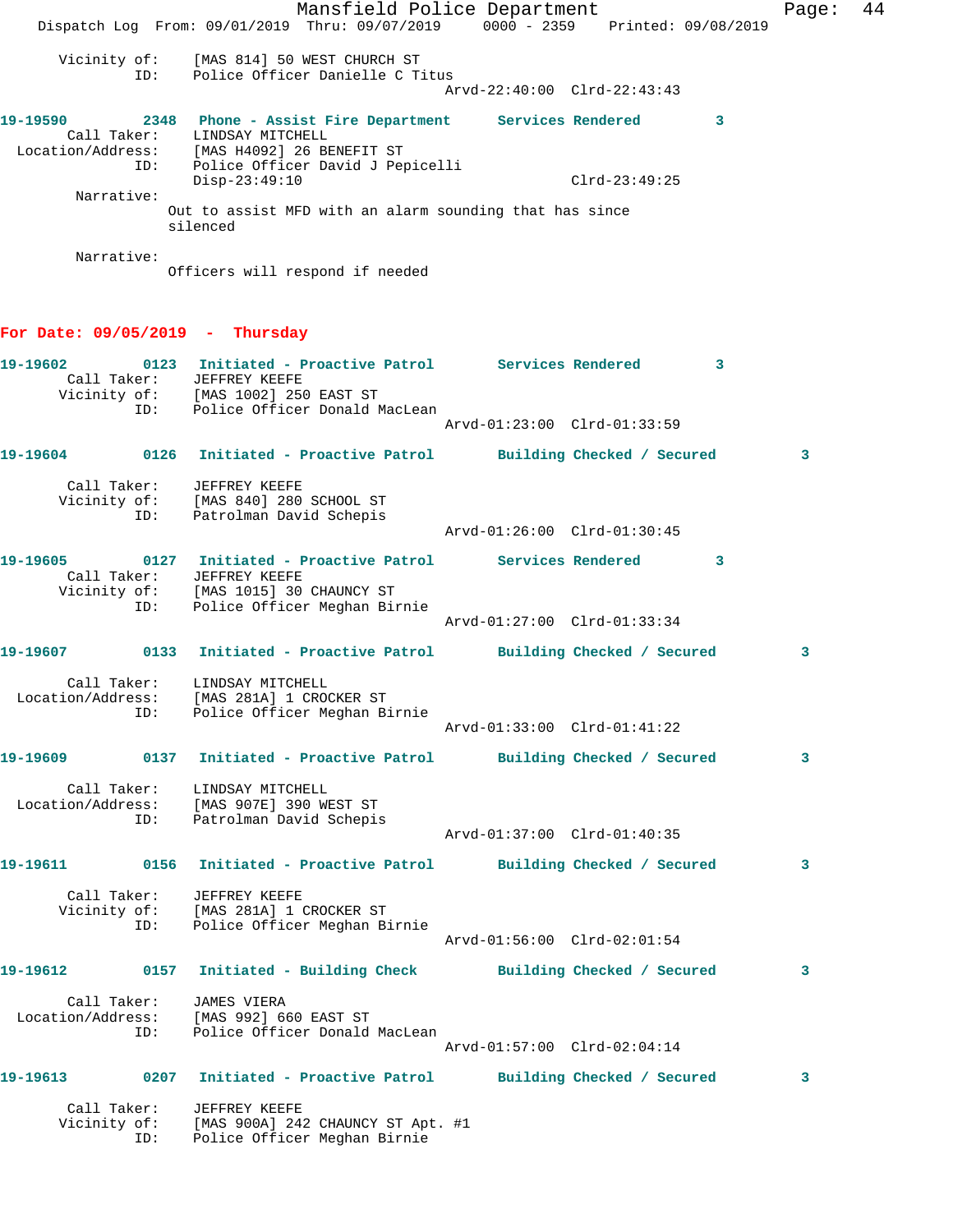Vicinity of: [MAS 814] 50 WEST CHURCH ST
ID: Police Officer Danielle C Titus
Arvd-22:40:00 Clrd-22:43:43

**19-19590 2348 Phone - Assist Fire Department Services Rendered 3**
Call Taker: LINDSAY MITCHELL
Location/Address: [MAS H4092] 26 BENEFIT ST
ID: Police Officer David J Pepicelli
Disp-23:49:10 Clrd-23:49:25
Narrative:
Out to assist MFD with an alarm sounding that has since silenced

Narrative:
Officers will respond if needed

## For Date: 09/05/2019 - Thursday

**19-19602 0123 Initiated - Proactive Patrol Services Rendered 3**
Call Taker: JEFFREY KEEFE
Vicinity of: [MAS 1002] 250 EAST ST
ID: Police Officer Donald MacLean
Arvd-01:23:00 Clrd-01:33:59

**19-19604 0126 Initiated - Proactive Patrol Building Checked / Secured 3**
Call Taker: JEFFREY KEEFE
Vicinity of: [MAS 840] 280 SCHOOL ST
ID: Patrolman David Schepis
Arvd-01:26:00 Clrd-01:30:45

**19-19605 0127 Initiated - Proactive Patrol Services Rendered 3**
Call Taker: JEFFREY KEEFE
Vicinity of: [MAS 1015] 30 CHAUNCY ST
ID: Police Officer Meghan Birnie
Arvd-01:27:00 Clrd-01:33:34

**19-19607 0133 Initiated - Proactive Patrol Building Checked / Secured 3**
Call Taker: LINDSAY MITCHELL
Location/Address: [MAS 281A] 1 CROCKER ST
ID: Police Officer Meghan Birnie
Arvd-01:33:00 Clrd-01:41:22

**19-19609 0137 Initiated - Proactive Patrol Building Checked / Secured 3**
Call Taker: LINDSAY MITCHELL
Location/Address: [MAS 907E] 390 WEST ST
ID: Patrolman David Schepis
Arvd-01:37:00 Clrd-01:40:35

**19-19611 0156 Initiated - Proactive Patrol Building Checked / Secured 3**
Call Taker: JEFFREY KEEFE
Vicinity of: [MAS 281A] 1 CROCKER ST
ID: Police Officer Meghan Birnie
Arvd-01:56:00 Clrd-02:01:54

**19-19612 0157 Initiated - Building Check Building Checked / Secured 3**
Call Taker: JAMES VIERA
Location/Address: [MAS 992] 660 EAST ST
ID: Police Officer Donald MacLean
Arvd-01:57:00 Clrd-02:04:14

**19-19613 0207 Initiated - Proactive Patrol Building Checked / Secured 3**
Call Taker: JEFFREY KEEFE
Vicinity of: [MAS 900A] 242 CHAUNCY ST Apt. #1
ID: Police Officer Meghan Birnie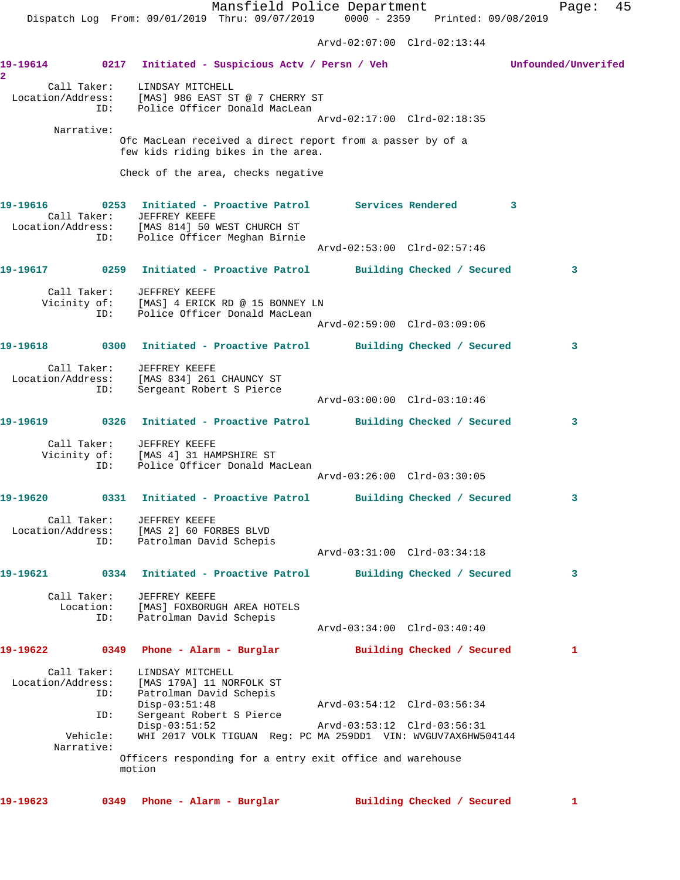Arvd-02:07:00 Clrd-02:13:44

**19-19614 0217 Initiated - Suspicious Actv / Persn / Veh Unfounded/Unverifed 2**

Call Taker: LINDSAY MITCHELL
Location/Address: [MAS] 986 EAST ST @ 7 CHERRY ST
ID: Police Officer Donald MacLean
Arvd-02:17:00 Clrd-02:18:35

Narrative:
Ofc MacLean received a direct report from a passer by of a few kids riding bikes in the area.

Check of the area, checks negative

**19-19616 0253 Initiated - Proactive Patrol Services Rendered 3**

Call Taker: JEFFREY KEEFE
Location/Address: [MAS 814] 50 WEST CHURCH ST
ID: Police Officer Meghan Birnie
Arvd-02:53:00 Clrd-02:57:46

**19-19617 0259 Initiated - Proactive Patrol Building Checked / Secured 3**

Call Taker: JEFFREY KEEFE
Vicinity of: [MAS] 4 ERICK RD @ 15 BONNEY LN
ID: Police Officer Donald MacLean
Arvd-02:59:00 Clrd-03:09:06

**19-19618 0300 Initiated - Proactive Patrol Building Checked / Secured 3**

Call Taker: JEFFREY KEEFE
Location/Address: [MAS 834] 261 CHAUNCY ST
ID: Sergeant Robert S Pierce
Arvd-03:00:00 Clrd-03:10:46

**19-19619 0326 Initiated - Proactive Patrol Building Checked / Secured 3**

Call Taker: JEFFREY KEEFE
Vicinity of: [MAS 4] 31 HAMPSHIRE ST
ID: Police Officer Donald MacLean
Arvd-03:26:00 Clrd-03:30:05

**19-19620 0331 Initiated - Proactive Patrol Building Checked / Secured 3**

Call Taker: JEFFREY KEEFE
Location/Address: [MAS 2] 60 FORBES BLVD
ID: Patrolman David Schepis
Arvd-03:31:00 Clrd-03:34:18

**19-19621 0334 Initiated - Proactive Patrol Building Checked / Secured 3**

Call Taker: JEFFREY KEEFE
Location: [MAS] FOXBORUGH AREA HOTELS
ID: Patrolman David Schepis
Arvd-03:34:00 Clrd-03:40:40

**19-19622 0349 Phone - Alarm - Burglar Building Checked / Secured 1**

Call Taker: LINDSAY MITCHELL
Location/Address: [MAS 179A] 11 NORFOLK ST
ID: Patrolman David Schepis
Disp-03:51:48 Arvd-03:54:12 Clrd-03:56:34
ID: Sergeant Robert S Pierce
Disp-03:51:52 Arvd-03:53:12 Clrd-03:56:31
Vehicle: WHI 2017 VOLK TIGUAN Reg: PC MA 259DD1 VIN: WVGUV7AX6HW504144

Narrative:
Officers responding for a entry exit office and warehouse motion

**19-19623 0349 Phone - Alarm - Burglar Building Checked / Secured 1**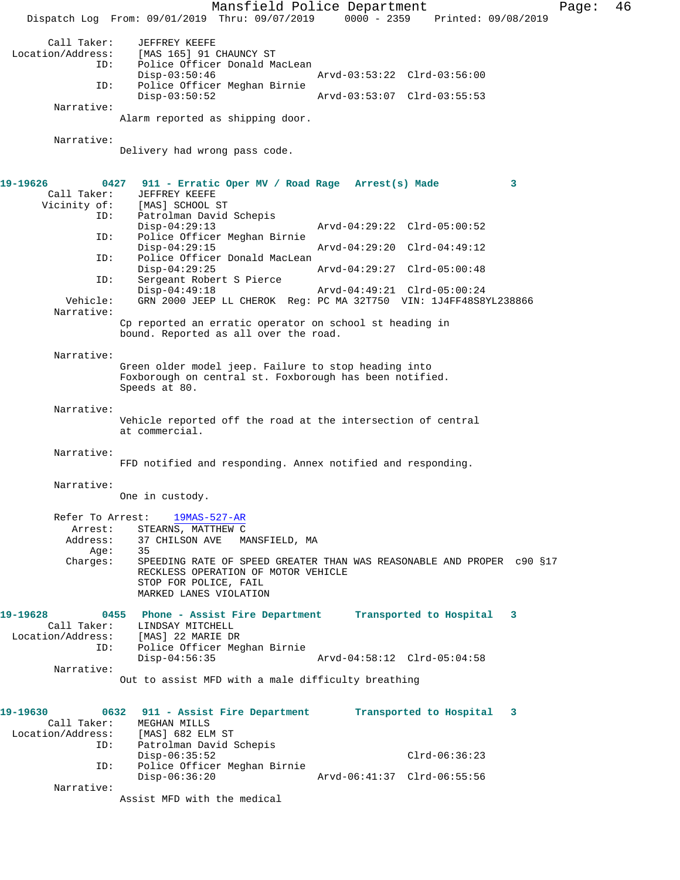Call Taker: JEFFREY KEEFE
Location/Address: [MAS 165] 91 CHAUNCY ST
ID: Police Officer Donald MacLean
Disp-03:50:46 Arvd-03:53:22 Clrd-03:56:00
ID: Police Officer Meghan Birnie
Disp-03:50:52 Arvd-03:53:07 Clrd-03:55:53

Narrative:
Alarm reported as shipping door.

Narrative:
Delivery had wrong pass code.

**19-19626 0427 911 - Erratic Oper MV / Road Rage Arrest(s) Made 3**

Call Taker: JEFFREY KEEFE
Vicinity of: [MAS] SCHOOL ST
ID: Patrolman David Schepis
Disp-04:29:13 Arvd-04:29:22 Clrd-05:00:52
ID: Police Officer Meghan Birnie
Disp-04:29:15 Arvd-04:29:20 Clrd-04:49:12
ID: Police Officer Donald MacLean
Disp-04:29:25 Arvd-04:29:27 Clrd-05:00:48
ID: Sergeant Robert S Pierce
Disp-04:49:18 Arvd-04:49:21 Clrd-05:00:24
Vehicle: GRN 2000 JEEP LL CHEROK Reg: PC MA 32T750 VIN: 1J4FF48S8YL238866

Narrative:
Cp reported an erratic operator on school st heading in bound. Reported as all over the road.

Narrative:
Green older model jeep. Failure to stop heading into Foxborough on central st. Foxborough has been notified. Speeds at 80.

Narrative:
Vehicle reported off the road at the intersection of central at commercial.

Narrative:
FFD notified and responding. Annex notified and responding.

Narrative:
One in custody.

Refer To Arrest: 19MAS-527-AR
Arrest: STEARNS, MATTHEW C
Address: 37 CHILSON AVE MANSFIELD, MA
Age: 35
Charges: SPEEDING RATE OF SPEED GREATER THAN WAS REASONABLE AND PROPER c90 §17
RECKLESS OPERATION OF MOTOR VEHICLE
STOP FOR POLICE, FAIL
MARKED LANES VIOLATION

**19-19628 0455 Phone - Assist Fire Department Transported to Hospital 3**

Call Taker: LINDSAY MITCHELL
Location/Address: [MAS] 22 MARIE DR
ID: Police Officer Meghan Birnie
Disp-04:56:35 Arvd-04:58:12 Clrd-05:04:58

Narrative:
Out to assist MFD with a male difficulty breathing

**19-19630 0632 911 - Assist Fire Department Transported to Hospital 3**

Call Taker: MEGHAN MILLS
Location/Address: [MAS] 682 ELM ST
ID: Patrolman David Schepis
Disp-06:35:52 Clrd-06:36:23
ID: Police Officer Meghan Birnie
Disp-06:36:20 Arvd-06:41:37 Clrd-06:55:56

Narrative:
Assist MFD with the medical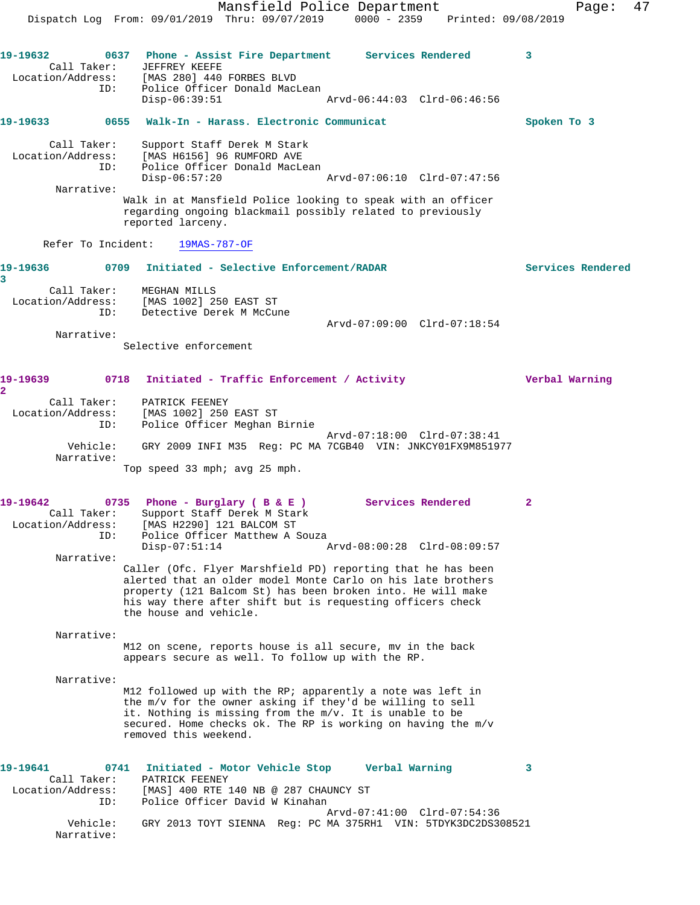19-19632 0637 Phone - Assist Fire Department Services Rendered 3
Call Taker: JEFFREY KEEFE
Location/Address: [MAS 280] 440 FORBES BLVD
ID: Police Officer Donald MacLean
Disp-06:39:51 Arvd-06:44:03 Clrd-06:46:56

19-19633 0655 Walk-In - Harass. Electronic Communicat Spoken To 3
Call Taker: Support Staff Derek M Stark
Location/Address: [MAS H6156] 96 RUMFORD AVE
ID: Police Officer Donald MacLean
Disp-06:57:20 Arvd-07:06:10 Clrd-07:47:56
Narrative:
Walk in at Mansfield Police looking to speak with an officer regarding ongoing blackmail possibly related to previously reported larceny.

Refer To Incident: 19MAS-787-OF

19-19636 0709 Initiated - Selective Enforcement/RADAR Services Rendered 3
Call Taker: MEGHAN MILLS
Location/Address: [MAS 1002] 250 EAST ST
ID: Detective Derek M McCune
Arvd-07:09:00 Clrd-07:18:54
Narrative:
Selective enforcement

19-19639 0718 Initiated - Traffic Enforcement / Activity Verbal Warning 2
Call Taker: PATRICK FEENEY
Location/Address: [MAS 1002] 250 EAST ST
ID: Police Officer Meghan Birnie
Arvd-07:18:00 Clrd-07:38:41
Vehicle: GRY 2009 INFI M35 Reg: PC MA 7CGB40 VIN: JNKCY01FX9M851977
Narrative:
Top speed 33 mph; avg 25 mph.

19-19642 0735 Phone - Burglary ( B & E ) Services Rendered 2
Call Taker: Support Staff Derek M Stark
Location/Address: [MAS H2290] 121 BALCOM ST
ID: Police Officer Matthew A Souza
Disp-07:51:14 Arvd-08:00:28 Clrd-08:09:57
Narrative:
Caller (Ofc. Flyer Marshfield PD) reporting that he has been alerted that an older model Monte Carlo on his late brothers property (121 Balcom St) has been broken into. He will make his way there after shift but is requesting officers check the house and vehicle.

Narrative:
M12 on scene, reports house is all secure, mv in the back appears secure as well. To follow up with the RP.

Narrative:
M12 followed up with the RP; apparently a note was left in the m/v for the owner asking if they'd be willing to sell it. Nothing is missing from the m/v. It is unable to be secured. Home checks ok. The RP is working on having the m/v removed this weekend.

19-19641 0741 Initiated - Motor Vehicle Stop Verbal Warning 3
Call Taker: PATRICK FEENEY
Location/Address: [MAS] 400 RTE 140 NB @ 287 CHAUNCY ST
ID: Police Officer David W Kinahan
Arvd-07:41:00 Clrd-07:54:36
Vehicle: GRY 2013 TOYT SIENNA Reg: PC MA 375RH1 VIN: 5TDYK3DC2DS308521
Narrative: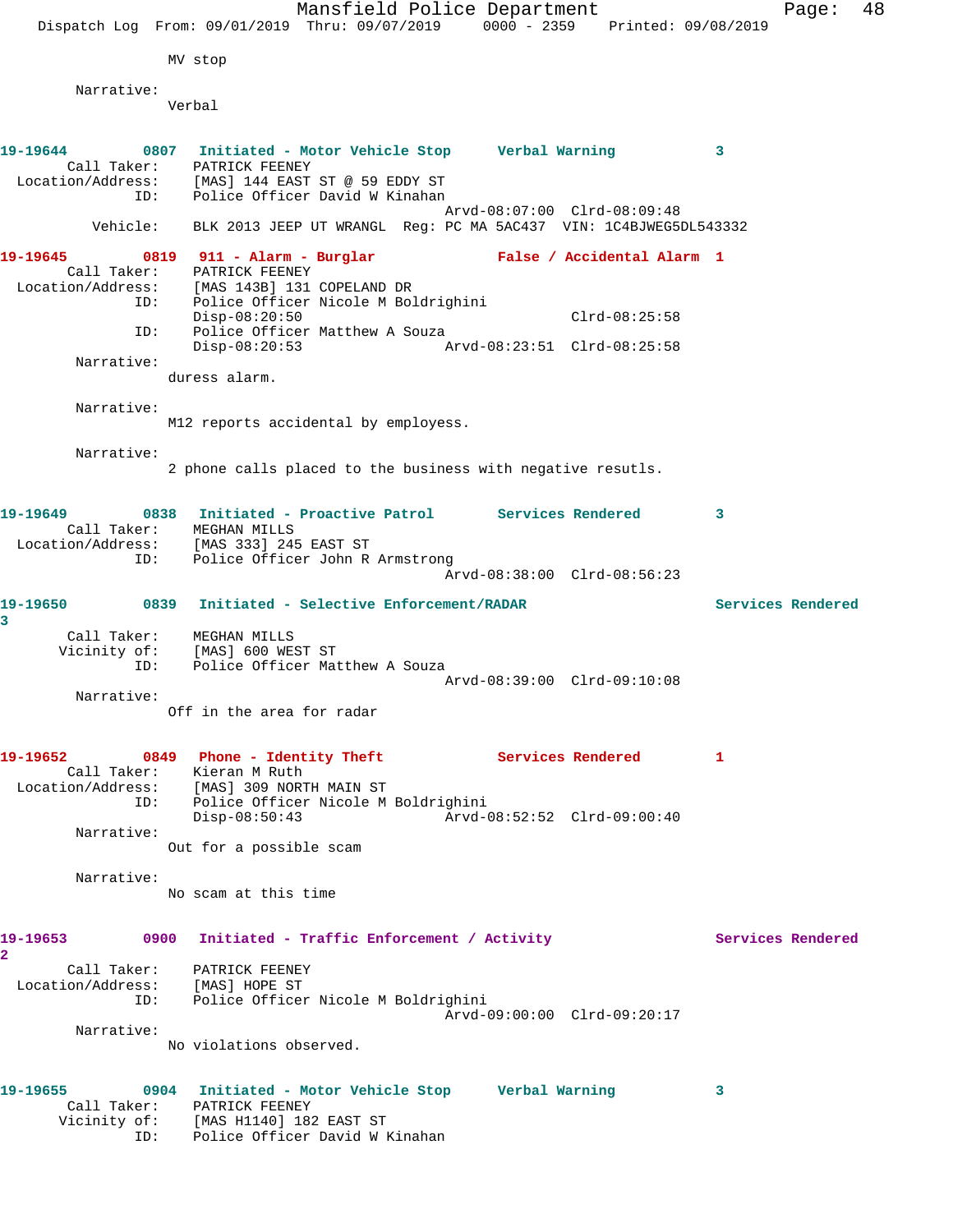MV stop

Narrative:
Verbal

**19-19644 0807 Initiated - Motor Vehicle Stop Verbal Warning 3**
Call Taker: PATRICK FEENEY
Location/Address: [MAS] 144 EAST ST @ 59 EDDY ST
ID: Police Officer David W Kinahan
Arvd-08:07:00 Clrd-08:09:48
Vehicle: BLK 2013 JEEP UT WRANGL Reg: PC MA 5AC437 VIN: 1C4BJWEG5DL543332

**19-19645 0819 911 - Alarm - Burglar False / Accidental Alarm 1**
Call Taker: PATRICK FEENEY
Location/Address: [MAS 143B] 131 COPELAND DR
ID: Police Officer Nicole M Boldrighini
Disp-08:20:50 Clrd-08:25:58
ID: Police Officer Matthew A Souza
Disp-08:20:53 Arvd-08:23:51 Clrd-08:25:58

Narrative:
duress alarm.

Narrative:
M12 reports accidental by employess.

Narrative:
2 phone calls placed to the business with negative resutls.

**19-19649 0838 Initiated - Proactive Patrol Services Rendered 3**
Call Taker: MEGHAN MILLS
Location/Address: [MAS 333] 245 EAST ST
ID: Police Officer John R Armstrong
Arvd-08:38:00 Clrd-08:56:23

**19-19650 0839 Initiated - Selective Enforcement/RADAR Services Rendered 3**
Call Taker: MEGHAN MILLS
Vicinity of: [MAS] 600 WEST ST
ID: Police Officer Matthew A Souza
Arvd-08:39:00 Clrd-09:10:08

Narrative:
Off in the area for radar

**19-19652 0849 Phone - Identity Theft Services Rendered 1**
Call Taker: Kieran M Ruth
Location/Address: [MAS] 309 NORTH MAIN ST
ID: Police Officer Nicole M Boldrighini
Disp-08:50:43 Arvd-08:52:52 Clrd-09:00:40

Narrative:
Out for a possible scam

Narrative:
No scam at this time

**19-19653 0900 Initiated - Traffic Enforcement / Activity Services Rendered 2**
Call Taker: PATRICK FEENEY
Location/Address: [MAS] HOPE ST
ID: Police Officer Nicole M Boldrighini
Arvd-09:00:00 Clrd-09:20:17

Narrative:
No violations observed.

**19-19655 0904 Initiated - Motor Vehicle Stop Verbal Warning 3**
Call Taker: PATRICK FEENEY
Vicinity of: [MAS H1140] 182 EAST ST
ID: Police Officer David W Kinahan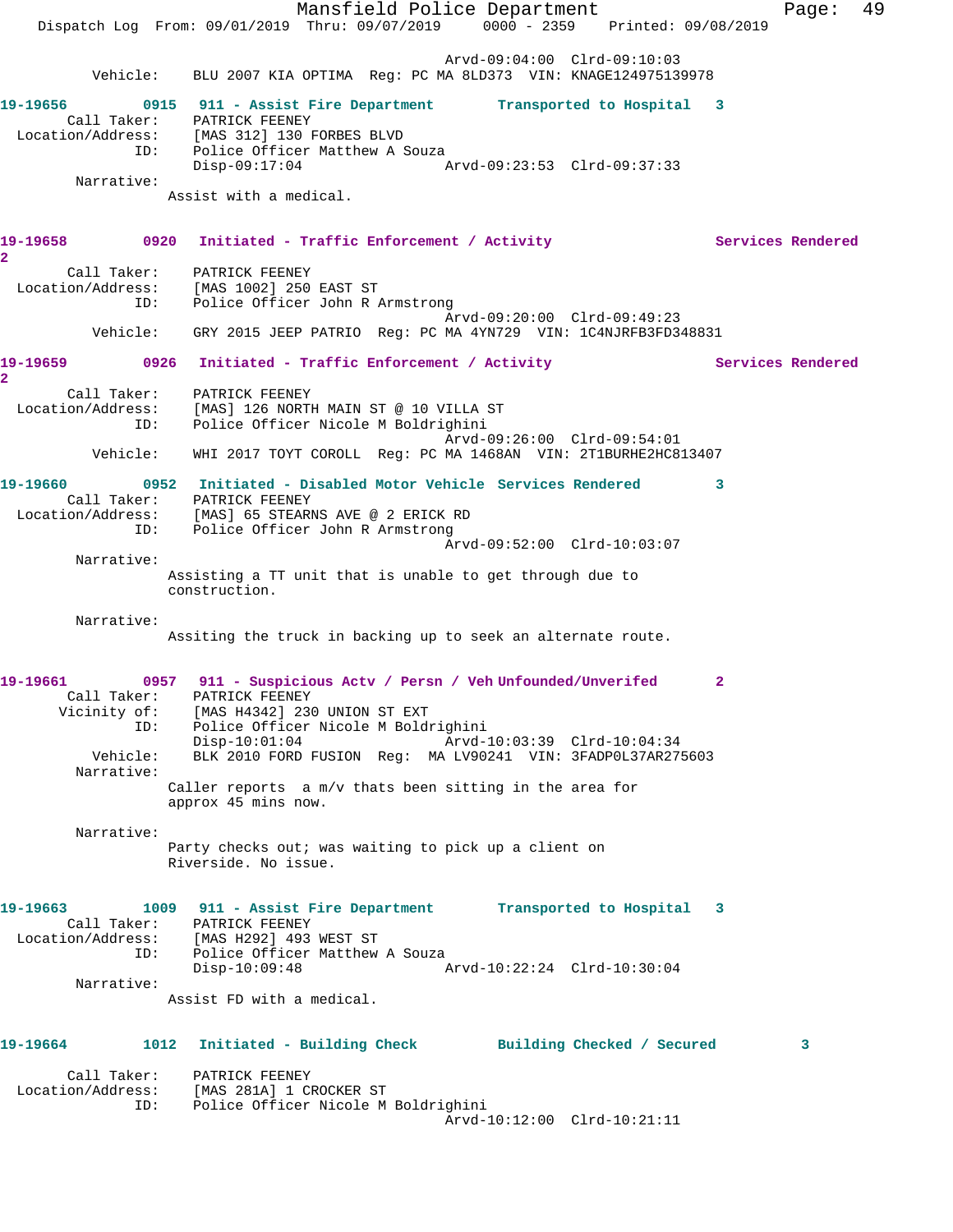Arvd-09:04:00 Clrd-09:10:03
Vehicle: BLU 2007 KIA OPTIMA Reg: PC MA 8LD373 VIN: KNAGE124975139978

**19-19656 0915 911 - Assist Fire Department Transported to Hospital 3**
Call Taker: PATRICK FEENEY
Location/Address: [MAS 312] 130 FORBES BLVD
ID: Police Officer Matthew A Souza
Disp-09:17:04 Arvd-09:23:53 Clrd-09:37:33
Narrative:
Assist with a medical.

**19-19658 0920 Initiated - Traffic Enforcement / Activity Services Rendered 2**
Call Taker: PATRICK FEENEY
Location/Address: [MAS 1002] 250 EAST ST
ID: Police Officer John R Armstrong
Arvd-09:20:00 Clrd-09:49:23
Vehicle: GRY 2015 JEEP PATRIO Reg: PC MA 4YN729 VIN: 1C4NJRFB3FD348831

**19-19659 0926 Initiated - Traffic Enforcement / Activity Services Rendered 2**
Call Taker: PATRICK FEENEY
Location/Address: [MAS] 126 NORTH MAIN ST @ 10 VILLA ST
ID: Police Officer Nicole M Boldrighini
Arvd-09:26:00 Clrd-09:54:01
Vehicle: WHI 2017 TOYT COROLL Reg: PC MA 1468AN VIN: 2T1BURHE2HC813407

**19-19660 0952 Initiated - Disabled Motor Vehicle Services Rendered 3**
Call Taker: PATRICK FEENEY
Location/Address: [MAS] 65 STEARNS AVE @ 2 ERICK RD
ID: Police Officer John R Armstrong
Arvd-09:52:00 Clrd-10:03:07
Narrative:
Assisting a TT unit that is unable to get through due to construction.

Narrative:
Assiting the truck in backing up to seek an alternate route.

**19-19661 0957 911 - Suspicious Actv / Persn / Veh Unfounded/Unverifed 2**
Call Taker: PATRICK FEENEY
Vicinity of: [MAS H4342] 230 UNION ST EXT
ID: Police Officer Nicole M Boldrighini
Disp-10:01:04 Arvd-10:03:39 Clrd-10:04:34
Vehicle: BLK 2010 FORD FUSION Reg: MA LV90241 VIN: 3FADP0L37AR275603
Narrative:
Caller reports a m/v thats been sitting in the area for approx 45 mins now.

Narrative:
Party checks out; was waiting to pick up a client on Riverside. No issue.

**19-19663 1009 911 - Assist Fire Department Transported to Hospital 3**
Call Taker: PATRICK FEENEY
Location/Address: [MAS H292] 493 WEST ST
ID: Police Officer Matthew A Souza
Disp-10:09:48 Arvd-10:22:24 Clrd-10:30:04
Narrative:
Assist FD with a medical.

**19-19664 1012 Initiated - Building Check Building Checked / Secured 3**
Call Taker: PATRICK FEENEY
Location/Address: [MAS 281A] 1 CROCKER ST
ID: Police Officer Nicole M Boldrighini
Arvd-10:12:00 Clrd-10:21:11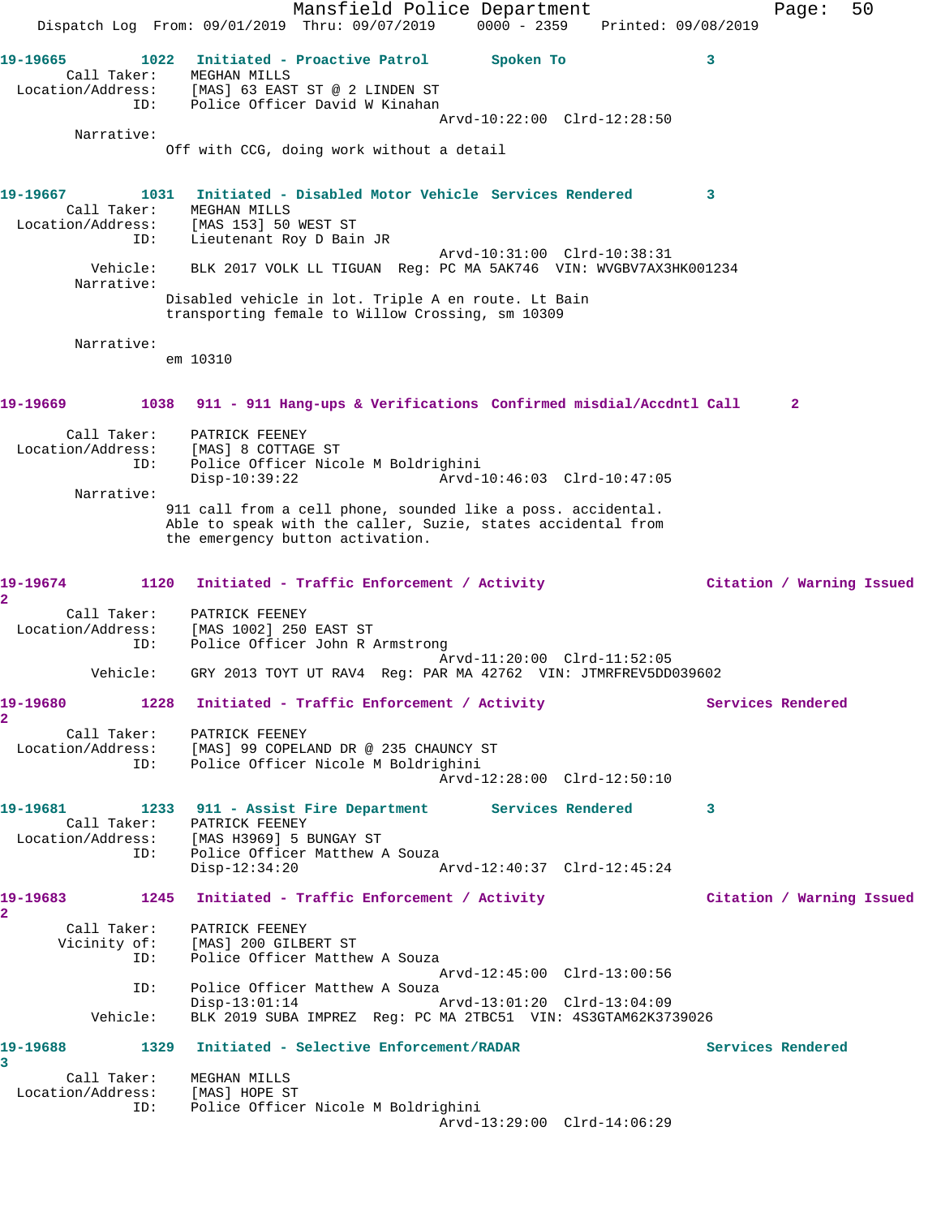**19-19665** 1022 **Initiated - Proactive Patrol** **Spoken To** **3**

Call Taker: MEGHAN MILLS
Location/Address: [MAS] 63 EAST ST @ 2 LINDEN ST
ID: Police Officer David W Kinahan
Arvd-10:22:00 Clrd-12:28:50

Narrative:
Off with CCG, doing work without a detail

**19-19667** 1031 **Initiated - Disabled Motor Vehicle** **Services Rendered** **3**

Call Taker: MEGHAN MILLS
Location/Address: [MAS 153] 50 WEST ST
ID: Lieutenant Roy D Bain JR
Arvd-10:31:00 Clrd-10:38:31
Vehicle: BLK 2017 VOLK LL TIGUAN Reg: PC MA 5AK746 VIN: WVGBV7AX3HK001234

Narrative:
Disabled vehicle in lot. Triple A en route. Lt Bain transporting female to Willow Crossing, sm 10309

Narrative:
em 10310

**19-19669** 1038 **911 - 911 Hang-ups & Verifications** **Confirmed misdial/Accdntl Call** **2**

Call Taker: PATRICK FEENEY
Location/Address: [MAS] 8 COTTAGE ST
ID: Police Officer Nicole M Boldrighini
Disp-10:39:22 Arvd-10:46:03 Clrd-10:47:05

Narrative:
911 call from a cell phone, sounded like a poss. accidental. Able to speak with the caller, Suzie, states accidental from the emergency button activation.

**19-19674** 1120 **Initiated - Traffic Enforcement / Activity** **Citation / Warning Issued** **2**

Call Taker: PATRICK FEENEY
Location/Address: [MAS 1002] 250 EAST ST
ID: Police Officer John R Armstrong
Arvd-11:20:00 Clrd-11:52:05
Vehicle: GRY 2013 TOYT UT RAV4 Reg: PAR MA 42762 VIN: JTMRFREV5DD039602

**19-19680** 1228 **Initiated - Traffic Enforcement / Activity** **Services Rendered** **2**

Call Taker: PATRICK FEENEY
Location/Address: [MAS] 99 COPELAND DR @ 235 CHAUNCY ST
ID: Police Officer Nicole M Boldrighini
Arvd-12:28:00 Clrd-12:50:10

**19-19681** 1233 **911 - Assist Fire Department** **Services Rendered** **3**

Call Taker: PATRICK FEENEY
Location/Address: [MAS H3969] 5 BUNGAY ST
ID: Police Officer Matthew A Souza
Disp-12:34:20 Arvd-12:40:37 Clrd-12:45:24

**19-19683** 1245 **Initiated - Traffic Enforcement / Activity** **Citation / Warning Issued** **2**

Call Taker: PATRICK FEENEY
Vicinity of: [MAS] 200 GILBERT ST
ID: Police Officer Matthew A Souza
Arvd-12:45:00 Clrd-13:00:56
ID: Police Officer Matthew A Souza
Disp-13:01:14 Arvd-13:01:20 Clrd-13:04:09
Vehicle: BLK 2019 SUBA IMPREZ Reg: PC MA 2TBC51 VIN: 4S3GTAM62K3739026

**19-19688** 1329 **Initiated - Selective Enforcement/RADAR** **Services Rendered** **3**

Call Taker: MEGHAN MILLS
Location/Address: [MAS] HOPE ST
ID: Police Officer Nicole M Boldrighini
Arvd-13:29:00 Clrd-14:06:29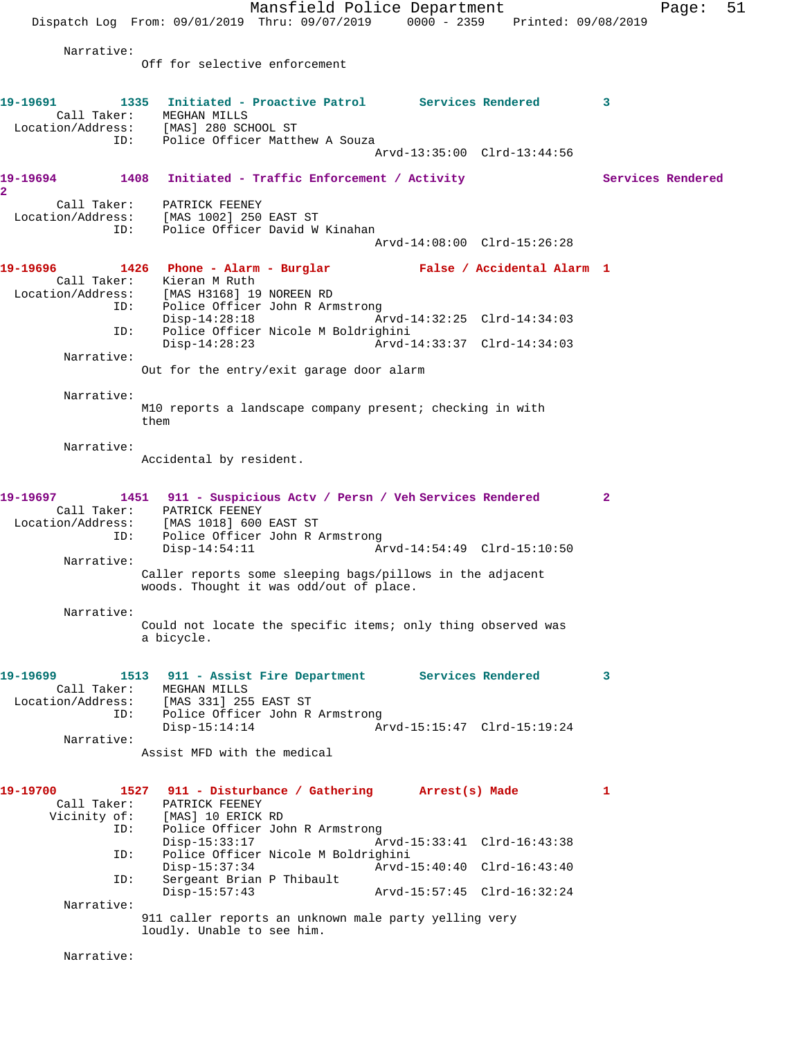Narrative:
Off for selective enforcement

**19-19691** 1335 Initiated - Proactive Patrol Services Rendered 3
Call Taker: MEGHAN MILLS
Location/Address: [MAS] 280 SCHOOL ST
ID: Police Officer Matthew A Souza
Arvd-13:35:00 Clrd-13:44:56

**19-19694** 1408 Initiated - Traffic Enforcement / Activity Services Rendered 2
Call Taker: PATRICK FEENEY
Location/Address: [MAS 1002] 250 EAST ST
ID: Police Officer David W Kinahan
Arvd-14:08:00 Clrd-15:26:28

**19-19696** 1426 Phone - Alarm - Burglar False / Accidental Alarm 1
Call Taker: Kieran M Ruth
Location/Address: [MAS H3168] 19 NOREEN RD
ID: Police Officer John R Armstrong
Disp-14:28:18 Arvd-14:32:25 Clrd-14:34:03
ID: Police Officer Nicole M Boldrighini
Disp-14:28:23 Arvd-14:33:37 Clrd-14:34:03
Narrative:
Out for the entry/exit garage door alarm

Narrative:
M10 reports a landscape company present; checking in with them

Narrative:
Accidental by resident.

**19-19697** 1451 911 - Suspicious Actv / Persn / Veh Services Rendered 2
Call Taker: PATRICK FEENEY
Location/Address: [MAS 1018] 600 EAST ST
ID: Police Officer John R Armstrong
Disp-14:54:11 Arvd-14:54:49 Clrd-15:10:50
Narrative:
Caller reports some sleeping bags/pillows in the adjacent woods. Thought it was odd/out of place.

Narrative:
Could not locate the specific items; only thing observed was a bicycle.

**19-19699** 1513 911 - Assist Fire Department Services Rendered 3
Call Taker: MEGHAN MILLS
Location/Address: [MAS 331] 255 EAST ST
ID: Police Officer John R Armstrong
Disp-15:14:14 Arvd-15:15:47 Clrd-15:19:24
Narrative:
Assist MFD with the medical

**19-19700** 1527 911 - Disturbance / Gathering Arrest(s) Made 1
Call Taker: PATRICK FEENEY
Vicinity of: [MAS] 10 ERICK RD
ID: Police Officer John R Armstrong
Disp-15:33:17 Arvd-15:33:41 Clrd-16:43:38
ID: Police Officer Nicole M Boldrighini
Disp-15:37:34 Arvd-15:40:40 Clrd-16:43:40
ID: Sergeant Brian P Thibault
Disp-15:57:43 Arvd-15:57:45 Clrd-16:32:24
Narrative:
911 caller reports an unknown male party yelling very loudly. Unable to see him.

Narrative: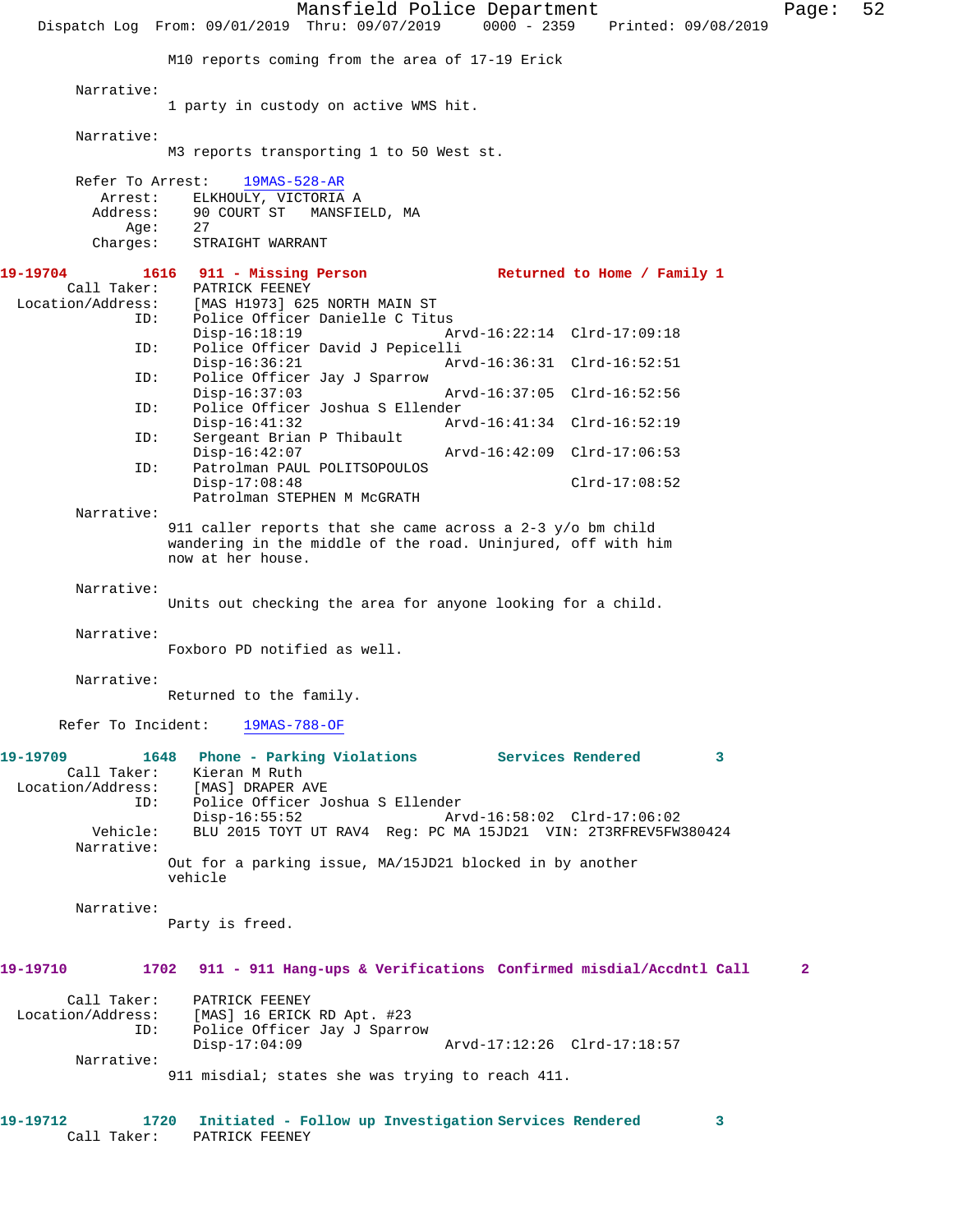M10 reports coming from the area of 17-19 Erick

Narrative:
1 party in custody on active WMS hit.

Narrative:
M3 reports transporting 1 to 50 West st.

Refer To Arrest: 19MAS-528-AR
Arrest: ELKHOULY, VICTORIA A
Address: 90 COURT ST MANSFIELD, MA
Age: 27
Charges: STRAIGHT WARRANT

**19-19704 1616 911 - Missing Person Returned to Home / Family 1**

Call Taker: PATRICK FEENEY
Location/Address: [MAS H1973] 625 NORTH MAIN ST
ID: Police Officer Danielle C Titus
Disp-16:18:19 Arvd-16:22:14 Clrd-17:09:18
ID: Police Officer David J Pepicelli
Disp-16:36:21 Arvd-16:36:31 Clrd-16:52:51
ID: Police Officer Jay J Sparrow
Disp-16:37:03 Arvd-16:37:05 Clrd-16:52:56
ID: Police Officer Joshua S Ellender
Disp-16:41:32 Arvd-16:41:34 Clrd-16:52:19
ID: Sergeant Brian P Thibault
Disp-16:42:07 Arvd-16:42:09 Clrd-17:06:53
ID: Patrolman PAUL POLITSOPOULOS
Disp-17:08:48 Clrd-17:08:52
Patrolman STEPHEN M McGRATH

Narrative:
911 caller reports that she came across a 2-3 y/o bm child wandering in the middle of the road. Uninjured, off with him now at her house.

Narrative:
Units out checking the area for anyone looking for a child.

Narrative:
Foxboro PD notified as well.

Narrative:
Returned to the family.

Refer To Incident: 19MAS-788-OF

**19-19709 1648 Phone - Parking Violations Services Rendered 3**

Call Taker: Kieran M Ruth
Location/Address: [MAS] DRAPER AVE
ID: Police Officer Joshua S Ellender
Disp-16:55:52 Arvd-16:58:02 Clrd-17:06:02
Vehicle: BLU 2015 TOYT UT RAV4 Reg: PC MA 15JD21 VIN: 2T3RFREV5FW380424

Narrative:
Out for a parking issue, MA/15JD21 blocked in by another vehicle

Narrative:
Party is freed.

**19-19710 1702 911 - 911 Hang-ups & Verifications Confirmed misdial/Accdntl Call 2**

Call Taker: PATRICK FEENEY
Location/Address: [MAS] 16 ERICK RD Apt. #23
ID: Police Officer Jay J Sparrow
Disp-17:04:09 Arvd-17:12:26 Clrd-17:18:57

Narrative:
911 misdial; states she was trying to reach 411.

**19-19712 1720 Initiated - Follow up Investigation Services Rendered 3**

Call Taker: PATRICK FEENEY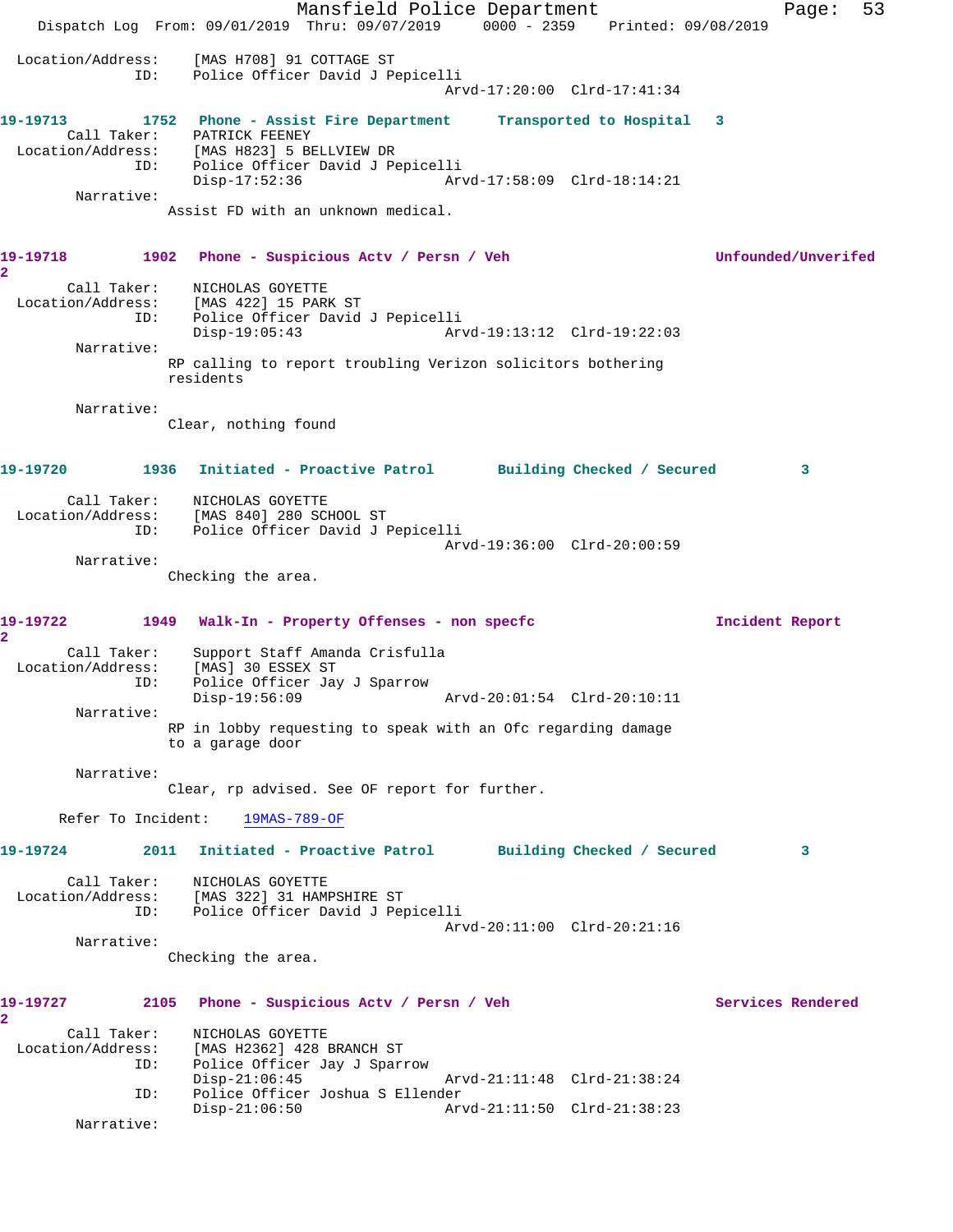Location/Address: [MAS H708] 91 COTTAGE ST
ID: Police Officer David J Pepicelli
Arvd-17:20:00 Clrd-17:41:34

**19-19713** 1752 Phone - Assist Fire Department Transported to Hospital 3

Call Taker: PATRICK FEENEY
Location/Address: [MAS H823] 5 BELLVIEW DR
ID: Police Officer David J Pepicelli
Disp-17:52:36 Arvd-17:58:09 Clrd-18:14:21

Narrative:
Assist FD with an unknown medical.

**19-19718** 1902 Phone - Suspicious Actv / Persn / Veh Unfounded/Unverifed 2

Call Taker: NICHOLAS GOYETTE
Location/Address: [MAS 422] 15 PARK ST
ID: Police Officer David J Pepicelli
Disp-19:05:43 Arvd-19:13:12 Clrd-19:22:03

Narrative:
RP calling to report troubling Verizon solicitors bothering residents

Narrative:
Clear, nothing found

**19-19720** 1936 Initiated - Proactive Patrol Building Checked / Secured 3

Call Taker: NICHOLAS GOYETTE
Location/Address: [MAS 840] 280 SCHOOL ST
ID: Police Officer David J Pepicelli
Arvd-19:36:00 Clrd-20:00:59

Narrative:
Checking the area.

**19-19722** 1949 Walk-In - Property Offenses - non specfc Incident Report 2

Call Taker: Support Staff Amanda Crisfulla
Location/Address: [MAS] 30 ESSEX ST
ID: Police Officer Jay J Sparrow
Disp-19:56:09 Arvd-20:01:54 Clrd-20:10:11

Narrative:
RP in lobby requesting to speak with an Ofc regarding damage to a garage door

Narrative:
Clear, rp advised. See OF report for further.

Refer To Incident: 19MAS-789-OF

**19-19724** 2011 Initiated - Proactive Patrol Building Checked / Secured 3

Call Taker: NICHOLAS GOYETTE
Location/Address: [MAS 322] 31 HAMPSHIRE ST
ID: Police Officer David J Pepicelli
Arvd-20:11:00 Clrd-20:21:16

Narrative:
Checking the area.

**19-19727** 2105 Phone - Suspicious Actv / Persn / Veh Services Rendered 2

Call Taker: NICHOLAS GOYETTE
Location/Address: [MAS H2362] 428 BRANCH ST
ID: Police Officer Jay J Sparrow
Disp-21:06:45 Arvd-21:11:48 Clrd-21:38:24
ID: Police Officer Joshua S Ellender
Disp-21:06:50 Arvd-21:11:50 Clrd-21:38:23

Narrative: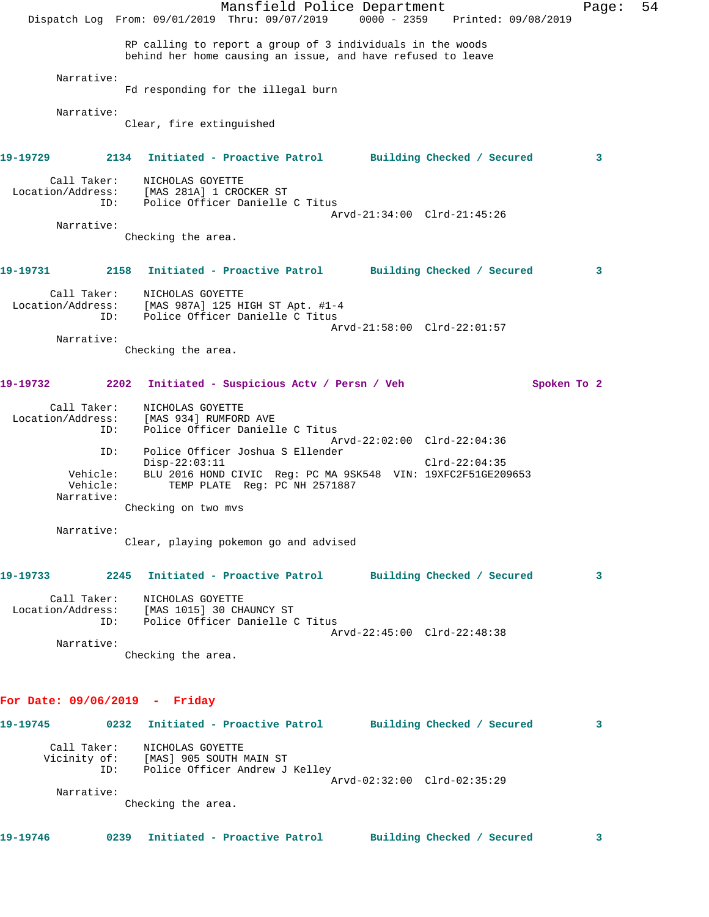RP calling to report a group of 3 individuals in the woods behind her home causing an issue, and have refused to leave

Narrative:
Fd responding for the illegal burn

Narrative:
Clear, fire extinguished

**19-19729 2134 Initiated - Proactive Patrol Building Checked / Secured 3**

Call Taker: NICHOLAS GOYETTE
Location/Address: [MAS 281A] 1 CROCKER ST
ID: Police Officer Danielle C Titus
Arvd-21:34:00 Clrd-21:45:26
Narrative:
Checking the area.

**19-19731 2158 Initiated - Proactive Patrol Building Checked / Secured 3**

Call Taker: NICHOLAS GOYETTE
Location/Address: [MAS 987A] 125 HIGH ST Apt. #1-4
ID: Police Officer Danielle C Titus
Arvd-21:58:00 Clrd-22:01:57
Narrative:
Checking the area.

**19-19732 2202 Initiated - Suspicious Actv / Persn / Veh Spoken To 2**

Call Taker: NICHOLAS GOYETTE
Location/Address: [MAS 934] RUMFORD AVE
ID: Police Officer Danielle C Titus
Arvd-22:02:00 Clrd-22:04:36
ID: Police Officer Joshua S Ellender
Disp-22:03:11 Clrd-22:04:35
Vehicle: BLU 2016 HOND CIVIC Reg: PC MA 9SK548 VIN: 19XFC2F51GE209653
Vehicle: TEMP PLATE Reg: PC NH 2571887
Narrative:
Checking on two mvs

Narrative:
Clear, playing pokemon go and advised

**19-19733 2245 Initiated - Proactive Patrol Building Checked / Secured 3**

Call Taker: NICHOLAS GOYETTE
Location/Address: [MAS 1015] 30 CHAUNCY ST
ID: Police Officer Danielle C Titus
Arvd-22:45:00 Clrd-22:48:38
Narrative:
Checking the area.

## For Date: 09/06/2019 - Friday

**19-19745 0232 Initiated - Proactive Patrol Building Checked / Secured 3**

Call Taker: NICHOLAS GOYETTE
Vicinity of: [MAS] 905 SOUTH MAIN ST
ID: Police Officer Andrew J Kelley
Arvd-02:32:00 Clrd-02:35:29
Narrative:
Checking the area.

**19-19746 0239 Initiated - Proactive Patrol Building Checked / Secured 3**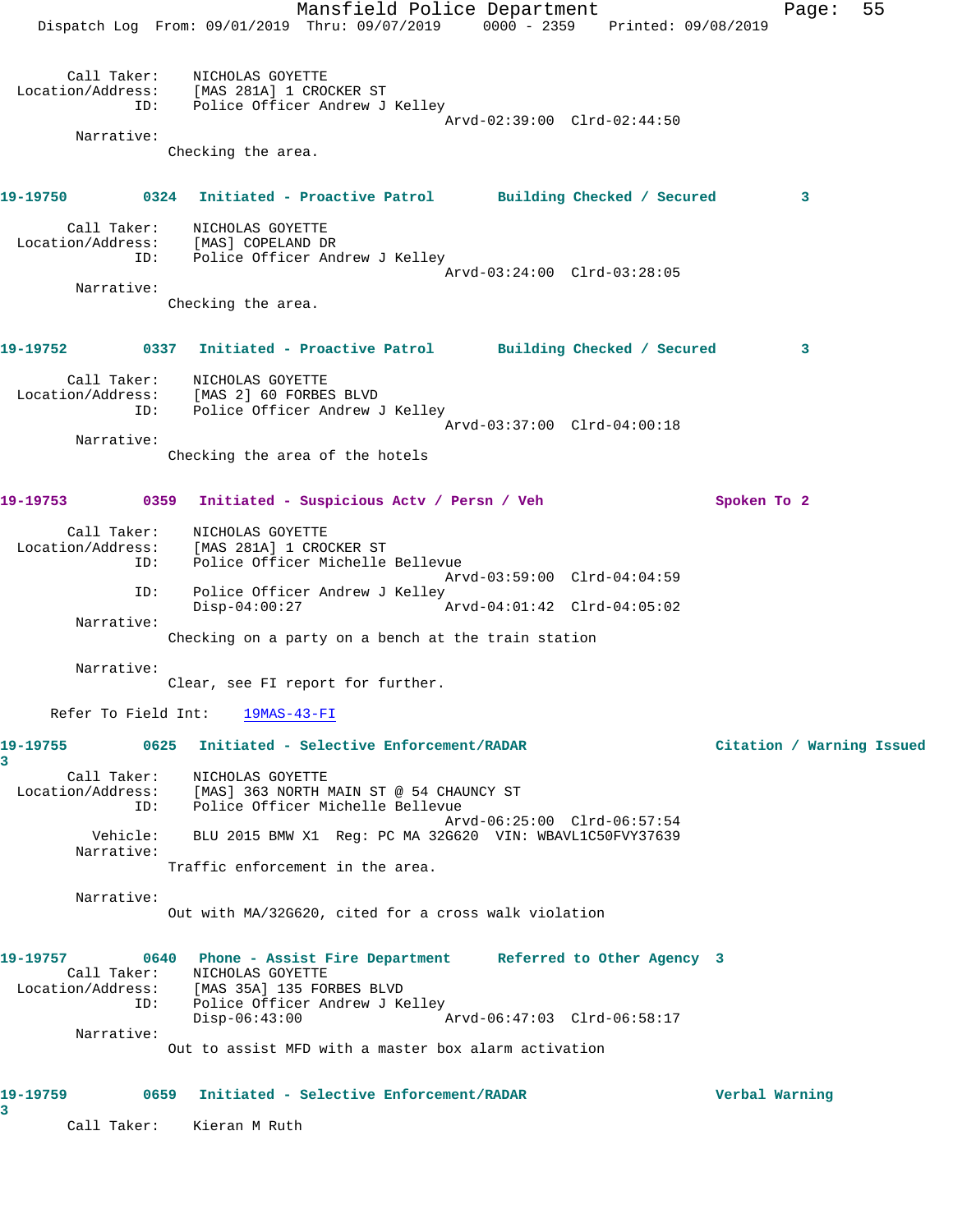Call Taker: NICHOLAS GOYETTE
Location/Address: [MAS 281A] 1 CROCKER ST
ID: Police Officer Andrew J Kelley
Arvd-02:39:00 Clrd-02:44:50
Narrative:
Checking the area.

**19-19750 0324 Initiated - Proactive Patrol Building Checked / Secured 3**

Call Taker: NICHOLAS GOYETTE
Location/Address: [MAS] COPELAND DR
ID: Police Officer Andrew J Kelley
Arvd-03:24:00 Clrd-03:28:05
Narrative:
Checking the area.

**19-19752 0337 Initiated - Proactive Patrol Building Checked / Secured 3**

Call Taker: NICHOLAS GOYETTE
Location/Address: [MAS 2] 60 FORBES BLVD
ID: Police Officer Andrew J Kelley
Arvd-03:37:00 Clrd-04:00:18
Narrative:
Checking the area of the hotels

**19-19753 0359 Initiated - Suspicious Actv / Persn / Veh Spoken To 2**

Call Taker: NICHOLAS GOYETTE
Location/Address: [MAS 281A] 1 CROCKER ST
ID: Police Officer Michelle Bellevue
Arvd-03:59:00 Clrd-04:04:59
ID: Police Officer Andrew J Kelley
Disp-04:00:27 Arvd-04:01:42 Clrd-04:05:02
Narrative:
Checking on a party on a bench at the train station

Narrative:
Clear, see FI report for further.

Refer To Field Int: 19MAS-43-FI

**19-19755 0625 Initiated - Selective Enforcement/RADAR Citation / Warning Issued 3**

Call Taker: NICHOLAS GOYETTE
Location/Address: [MAS] 363 NORTH MAIN ST @ 54 CHAUNCY ST
ID: Police Officer Michelle Bellevue
Arvd-06:25:00 Clrd-06:57:54
Vehicle: BLU 2015 BMW X1 Reg: PC MA 32G620 VIN: WBAVL1C50FVY37639
Narrative:
Traffic enforcement in the area.

Narrative:
Out with MA/32G620, cited for a cross walk violation

**19-19757 0640 Phone - Assist Fire Department Referred to Other Agency 3**

Call Taker: NICHOLAS GOYETTE
Location/Address: [MAS 35A] 135 FORBES BLVD
ID: Police Officer Andrew J Kelley
Disp-06:43:00 Arvd-06:47:03 Clrd-06:58:17
Narrative:
Out to assist MFD with a master box alarm activation

**19-19759 0659 Initiated - Selective Enforcement/RADAR Verbal Warning 3**

Call Taker: Kieran M Ruth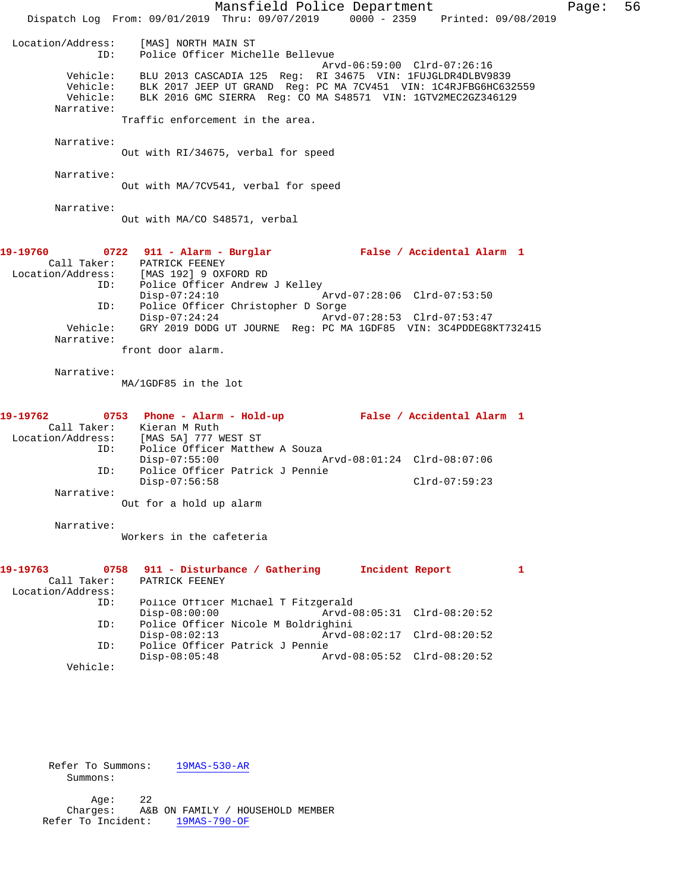```
Location/Address:    [MAS] NORTH MAIN ST
              ID:    Police Officer Michelle Bellevue
                                               Arvd-06:59:00  Clrd-07:26:16
         Vehicle:    BLU 2013 CASCADIA 125  Reg:  RI 34675  VIN: 1FUJGLDR4DLBV9839
         Vehicle:    BLK 2017 JEEP UT GRAND  Reg: PC MA 7CV451  VIN: 1C4RJFBG6HC632559
         Vehicle:    BLK 2016 GMC SIERRA  Reg: CO MA S48571  VIN: 1GTV2MEC2GZ346129
       Narrative:
                 Traffic enforcement in the area.

       Narrative:
                 Out with RI/34675, verbal for speed

       Narrative:
                 Out with MA/7CV541, verbal for speed

       Narrative:
                 Out with MA/CO S48571, verbal

19-19760        0722   911 - Alarm - Burglar           False / Accidental Alarm  1
      Call Taker:    PATRICK FEENEY
Location/Address:    [MAS 192] 9 OXFORD RD
              ID:    Police Officer Andrew J Kelley
                     Disp-07:24:10                 Arvd-07:28:06  Clrd-07:53:50
              ID:    Police Officer Christopher D Sorge
                     Disp-07:24:24                 Arvd-07:28:53  Clrd-07:53:47
         Vehicle:    GRY 2019 DODG UT JOURNE  Reg: PC MA 1GDF85  VIN: 3C4PDDEG8KT732415
       Narrative:
                 front door alarm.

       Narrative:
                 MA/1GDF85 in the lot

19-19762        0753   Phone - Alarm - Hold-up         False / Accidental Alarm  1
      Call Taker:    Kieran M Ruth
Location/Address:    [MAS 5A] 777 WEST ST
              ID:    Police Officer Matthew A Souza
                     Disp-07:55:00                 Arvd-08:01:24  Clrd-08:07:06
              ID:    Police Officer Patrick J Pennie
                     Disp-07:56:58                                Clrd-07:59:23
       Narrative:
                 Out for a hold up alarm

       Narrative:
                 Workers in the cafeteria

19-19763        0758   911 - Disturbance / Gathering   Incident Report           1
      Call Taker:    PATRICK FEENEY
Location/Address:
              ID:    Police Officer Michael T Fitzgerald
                     Disp-08:00:00                 Arvd-08:05:31  Clrd-08:20:52
              ID:    Police Officer Nicole M Boldrighini
                     Disp-08:02:13                 Arvd-08:02:17  Clrd-08:20:52
              ID:    Police Officer Patrick J Pennie
                     Disp-08:05:48                 Arvd-08:05:52  Clrd-08:20:52
         Vehicle:



      Refer To Summons:    19MAS-530-AR
         Summons:

            Age:    22
        Charges:    A&B ON FAMILY / HOUSEHOLD MEMBER
     Refer To Incident:    19MAS-790-OF
```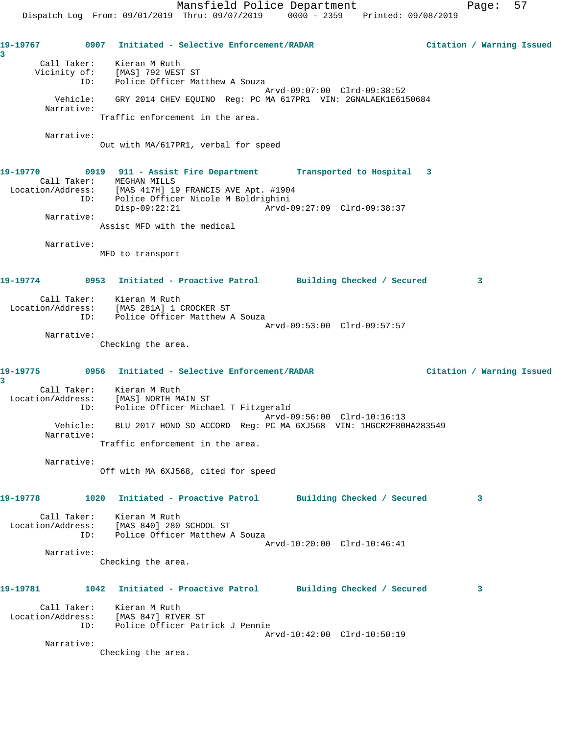**19-19767** 0907 **Initiated - Selective Enforcement/RADAR** **Citation / Warning Issued** 3

Call Taker: Kieran M Ruth
Vicinity of: [MAS] 792 WEST ST
ID: Police Officer Matthew A Souza
Arvd-09:07:00 Clrd-09:38:52
Vehicle: GRY 2014 CHEV EQUINO Reg: PC MA 617PR1 VIN: 2GNALAEK1E6150684
Narrative:
Traffic enforcement in the area.

Narrative:
Out with MA/617PR1, verbal for speed

**19-19770** 0919 **911 - Assist Fire Department** **Transported to Hospital** 3

Call Taker: MEGHAN MILLS
Location/Address: [MAS 417H] 19 FRANCIS AVE Apt. #1904
ID: Police Officer Nicole M Boldrighini
Disp-09:22:21 Arvd-09:27:09 Clrd-09:38:37
Narrative:
Assist MFD with the medical

Narrative:
MFD to transport

**19-19774** 0953 **Initiated - Proactive Patrol** **Building Checked / Secured** 3

Call Taker: Kieran M Ruth
Location/Address: [MAS 281A] 1 CROCKER ST
ID: Police Officer Matthew A Souza
Arvd-09:53:00 Clrd-09:57:57
Narrative:
Checking the area.

**19-19775** 0956 **Initiated - Selective Enforcement/RADAR** **Citation / Warning Issued** 3

Call Taker: Kieran M Ruth
Location/Address: [MAS] NORTH MAIN ST
ID: Police Officer Michael T Fitzgerald
Arvd-09:56:00 Clrd-10:16:13
Vehicle: BLU 2017 HOND SD ACCORD Reg: PC MA 6XJ568 VIN: 1HGCR2F80HA283549
Narrative:
Traffic enforcement in the area.

Narrative:
Off with MA 6XJ568, cited for speed

**19-19778** 1020 **Initiated - Proactive Patrol** **Building Checked / Secured** 3

Call Taker: Kieran M Ruth
Location/Address: [MAS 840] 280 SCHOOL ST
ID: Police Officer Matthew A Souza
Arvd-10:20:00 Clrd-10:46:41
Narrative:
Checking the area.

**19-19781** 1042 **Initiated - Proactive Patrol** **Building Checked / Secured** 3

Call Taker: Kieran M Ruth
Location/Address: [MAS 847] RIVER ST
ID: Police Officer Patrick J Pennie
Arvd-10:42:00 Clrd-10:50:19
Narrative:
Checking the area.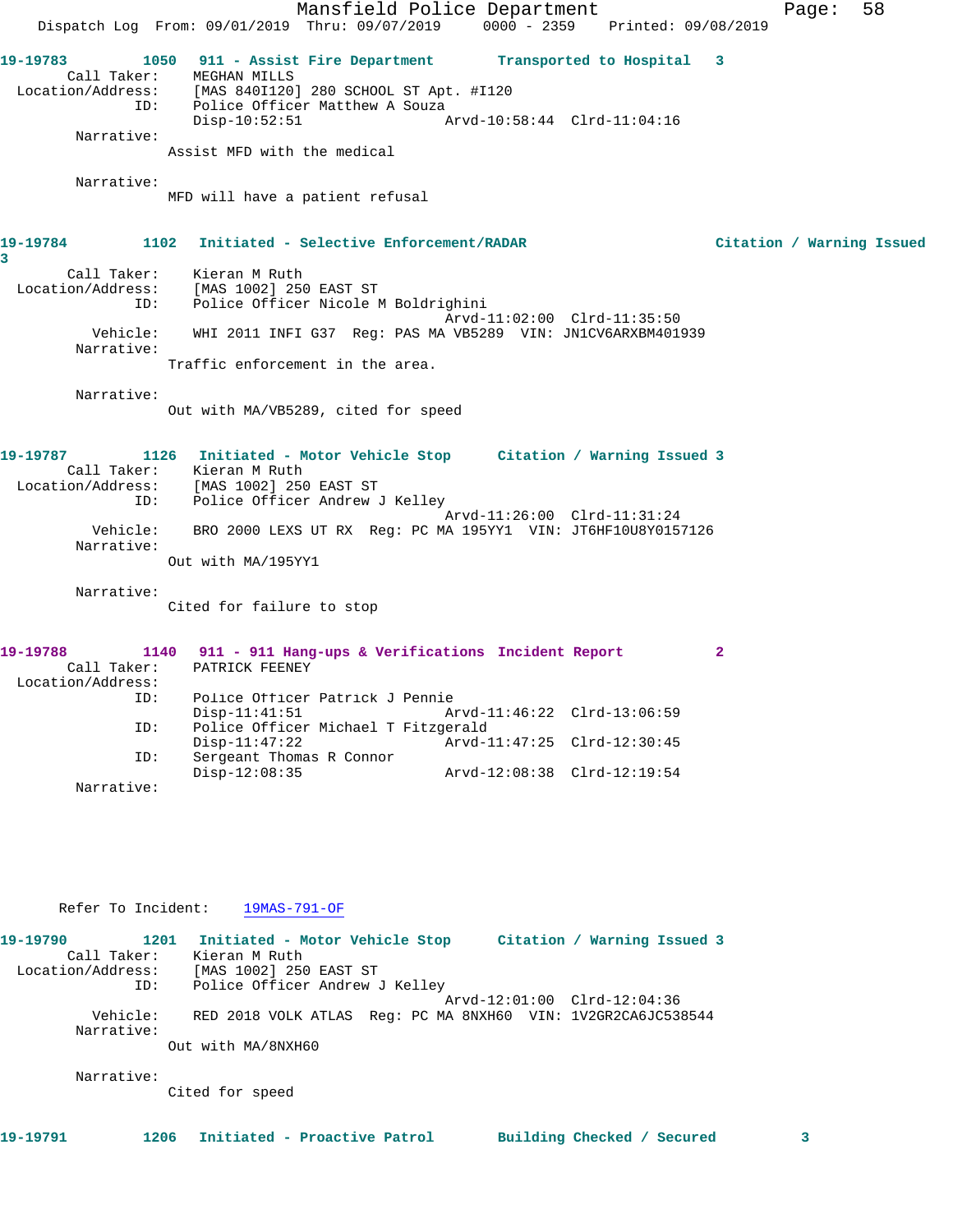**19-19783** 1050 911 - Assist Fire Department Transported to Hospital 3

Call Taker: MEGHAN MILLS
Location/Address: [MAS 840I120] 280 SCHOOL ST Apt. #I120
ID: Police Officer Matthew A Souza
Disp-10:52:51 Arvd-10:58:44 Clrd-11:04:16

Narrative:
Assist MFD with the medical

Narrative:
MFD will have a patient refusal

**19-19784** 1102 Initiated - Selective Enforcement/RADAR Citation / Warning Issued 3

Call Taker: Kieran M Ruth
Location/Address: [MAS 1002] 250 EAST ST
ID: Police Officer Nicole M Boldrighini
Arvd-11:02:00 Clrd-11:35:50
Vehicle: WHI 2011 INFI G37 Reg: PAS MA VB5289 VIN: JN1CV6ARXBM401939

Narrative:
Traffic enforcement in the area.

Narrative:
Out with MA/VB5289, cited for speed

**19-19787** 1126 Initiated - Motor Vehicle Stop Citation / Warning Issued 3

Call Taker: Kieran M Ruth
Location/Address: [MAS 1002] 250 EAST ST
ID: Police Officer Andrew J Kelley
Arvd-11:26:00 Clrd-11:31:24
Vehicle: BRO 2000 LEXS UT RX Reg: PC MA 195YY1 VIN: JT6HF10U8Y0157126

Narrative:
Out with MA/195YY1

Narrative:
Cited for failure to stop

**19-19788** 1140 911 - 911 Hang-ups & Verifications Incident Report 2

Call Taker: PATRICK FEENEY
Location/Address:
ID: Police Officer Patrick J Pennie
Disp-11:41:51 Arvd-11:46:22 Clrd-13:06:59
ID: Police Officer Michael T Fitzgerald
Disp-11:47:22 Arvd-11:47:25 Clrd-12:30:45
ID: Sergeant Thomas R Connor
Disp-12:08:35 Arvd-12:08:38 Clrd-12:19:54

Narrative:

Refer To Incident: 19MAS-791-OF

**19-19790** 1201 Initiated - Motor Vehicle Stop Citation / Warning Issued 3

Call Taker: Kieran M Ruth
Location/Address: [MAS 1002] 250 EAST ST
ID: Police Officer Andrew J Kelley
Arvd-12:01:00 Clrd-12:04:36
Vehicle: RED 2018 VOLK ATLAS Reg: PC MA 8NXH60 VIN: 1V2GR2CA6JC538544

Narrative:
Out with MA/8NXH60

Narrative:
Cited for speed

**19-19791** 1206 Initiated - Proactive Patrol Building Checked / Secured 3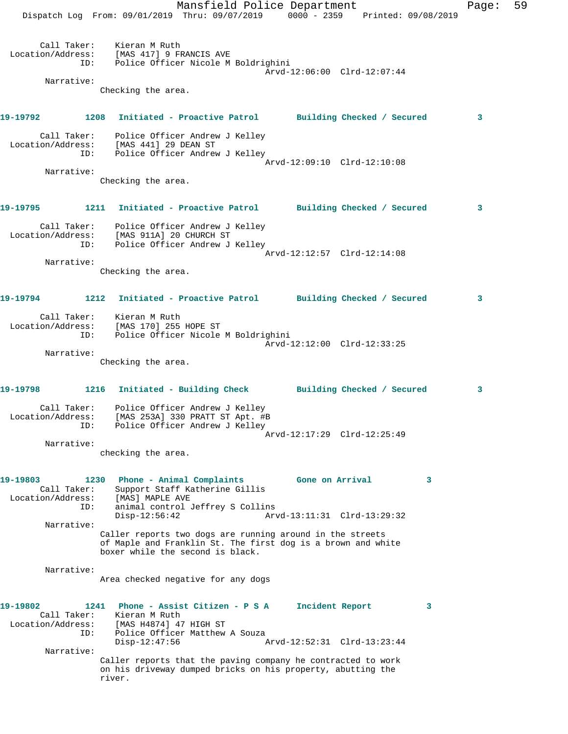Call Taker: Kieran M Ruth
Location/Address: [MAS 417] 9 FRANCIS AVE
ID: Police Officer Nicole M Boldrighini
Arvd-12:06:00 Clrd-12:07:44
Narrative:
Checking the area.

**19-19792 1208 Initiated - Proactive Patrol Building Checked / Secured 3**

Call Taker: Police Officer Andrew J Kelley
Location/Address: [MAS 441] 29 DEAN ST
ID: Police Officer Andrew J Kelley
Arvd-12:09:10 Clrd-12:10:08
Narrative:
Checking the area.

**19-19795 1211 Initiated - Proactive Patrol Building Checked / Secured 3**

Call Taker: Police Officer Andrew J Kelley
Location/Address: [MAS 911A] 20 CHURCH ST
ID: Police Officer Andrew J Kelley
Arvd-12:12:57 Clrd-12:14:08
Narrative:
Checking the area.

**19-19794 1212 Initiated - Proactive Patrol Building Checked / Secured 3**

Call Taker: Kieran M Ruth
Location/Address: [MAS 170] 255 HOPE ST
ID: Police Officer Nicole M Boldrighini
Arvd-12:12:00 Clrd-12:33:25
Narrative:
Checking the area.

**19-19798 1216 Initiated - Building Check Building Checked / Secured 3**

Call Taker: Police Officer Andrew J Kelley
Location/Address: [MAS 253A] 330 PRATT ST Apt. #B
ID: Police Officer Andrew J Kelley
Arvd-12:17:29 Clrd-12:25:49
Narrative:
checking the area.

**19-19803 1230 Phone - Animal Complaints Gone on Arrival 3**

Call Taker: Support Staff Katherine Gillis
Location/Address: [MAS] MAPLE AVE
ID: animal control Jeffrey S Collins
Disp-12:56:42 Arvd-13:11:31 Clrd-13:29:32
Narrative:
Caller reports two dogs are running around in the streets of Maple and Franklin St. The first dog is a brown and white boxer while the second is black.

Narrative:
Area checked negative for any dogs

**19-19802 1241 Phone - Assist Citizen - P S A Incident Report 3**

Call Taker: Kieran M Ruth
Location/Address: [MAS H4874] 47 HIGH ST
ID: Police Officer Matthew A Souza
Disp-12:47:56 Arvd-12:52:31 Clrd-13:23:44
Narrative:
Caller reports that the paving company he contracted to work on his driveway dumped bricks on his property, abutting the river.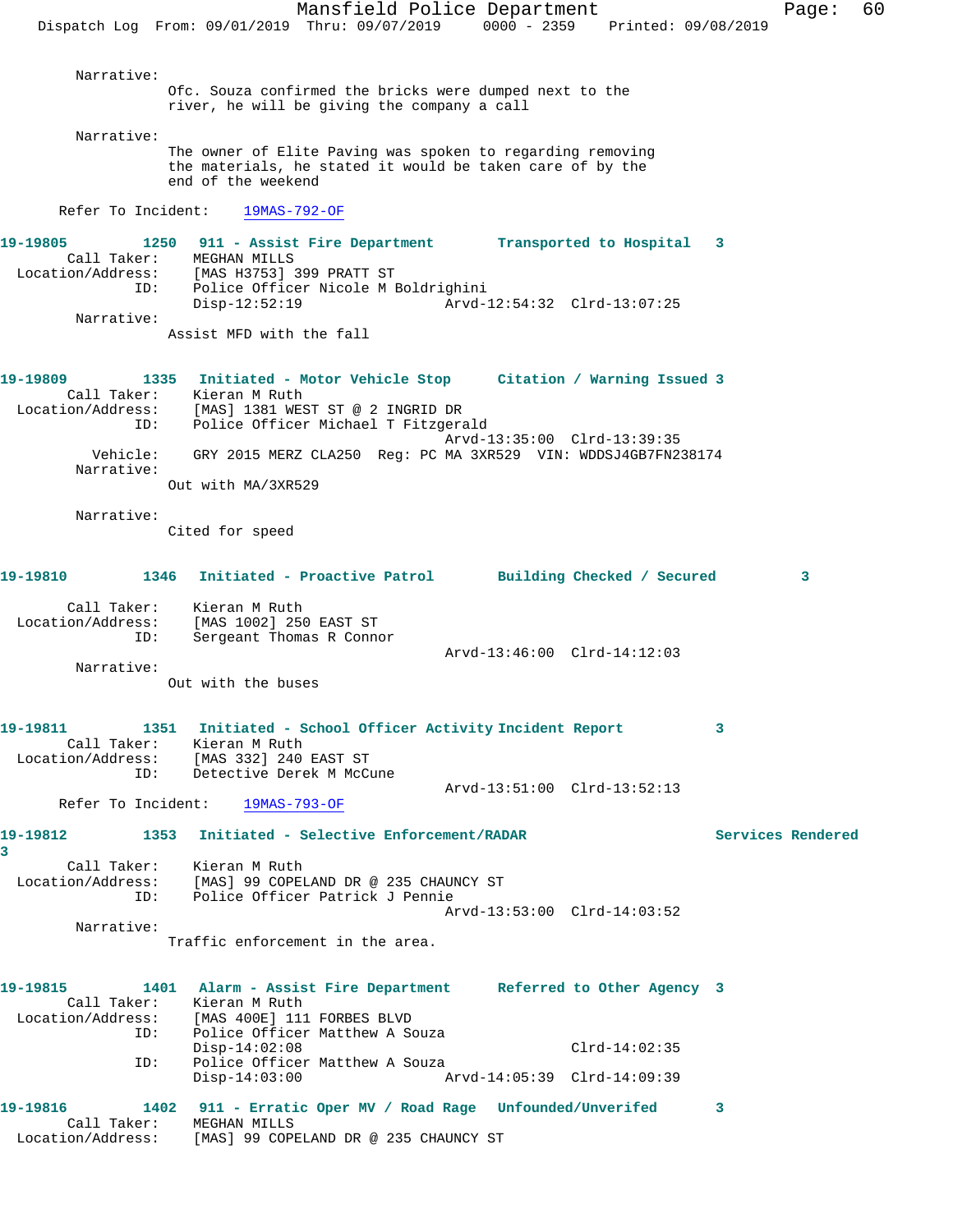Narrative:
Ofc. Souza confirmed the bricks were dumped next to the river, he will be giving the company a call

Narrative:
The owner of Elite Paving was spoken to regarding removing the materials, he stated it would be taken care of by the end of the weekend

Refer To Incident: 19MAS-792-OF

**19-19805 1250 911 - Assist Fire Department Transported to Hospital 3**

Call Taker: MEGHAN MILLS
Location/Address: [MAS H3753] 399 PRATT ST
ID: Police Officer Nicole M Boldrighini
Disp-12:52:19 Arvd-12:54:32 Clrd-13:07:25

Narrative:
Assist MFD with the fall

**19-19809 1335 Initiated - Motor Vehicle Stop Citation / Warning Issued 3**

Call Taker: Kieran M Ruth
Location/Address: [MAS] 1381 WEST ST @ 2 INGRID DR
ID: Police Officer Michael T Fitzgerald
Arvd-13:35:00 Clrd-13:39:35
Vehicle: GRY 2015 MERZ CLA250 Reg: PC MA 3XR529 VIN: WDDSJ4GB7FN238174

Narrative:
Out with MA/3XR529

Narrative:
Cited for speed

**19-19810 1346 Initiated - Proactive Patrol Building Checked / Secured 3**

Call Taker: Kieran M Ruth
Location/Address: [MAS 1002] 250 EAST ST
ID: Sergeant Thomas R Connor
Arvd-13:46:00 Clrd-14:12:03

Narrative:
Out with the buses

**19-19811 1351 Initiated - School Officer Activity Incident Report 3**

Call Taker: Kieran M Ruth
Location/Address: [MAS 332] 240 EAST ST
ID: Detective Derek M McCune
Arvd-13:51:00 Clrd-13:52:13

Refer To Incident: 19MAS-793-OF

**19-19812 1353 Initiated - Selective Enforcement/RADAR Services Rendered 3**

Call Taker: Kieran M Ruth
Location/Address: [MAS] 99 COPELAND DR @ 235 CHAUNCY ST
ID: Police Officer Patrick J Pennie
Arvd-13:53:00 Clrd-14:03:52

Narrative:
Traffic enforcement in the area.

**19-19815 1401 Alarm - Assist Fire Department Referred to Other Agency 3**

Call Taker: Kieran M Ruth
Location/Address: [MAS 400E] 111 FORBES BLVD
ID: Police Officer Matthew A Souza
Disp-14:02:08 Clrd-14:02:35
ID: Police Officer Matthew A Souza
Disp-14:03:00 Arvd-14:05:39 Clrd-14:09:39

**19-19816 1402 911 - Erratic Oper MV / Road Rage Unfounded/Unverifed 3**

Call Taker: MEGHAN MILLS
Location/Address: [MAS] 99 COPELAND DR @ 235 CHAUNCY ST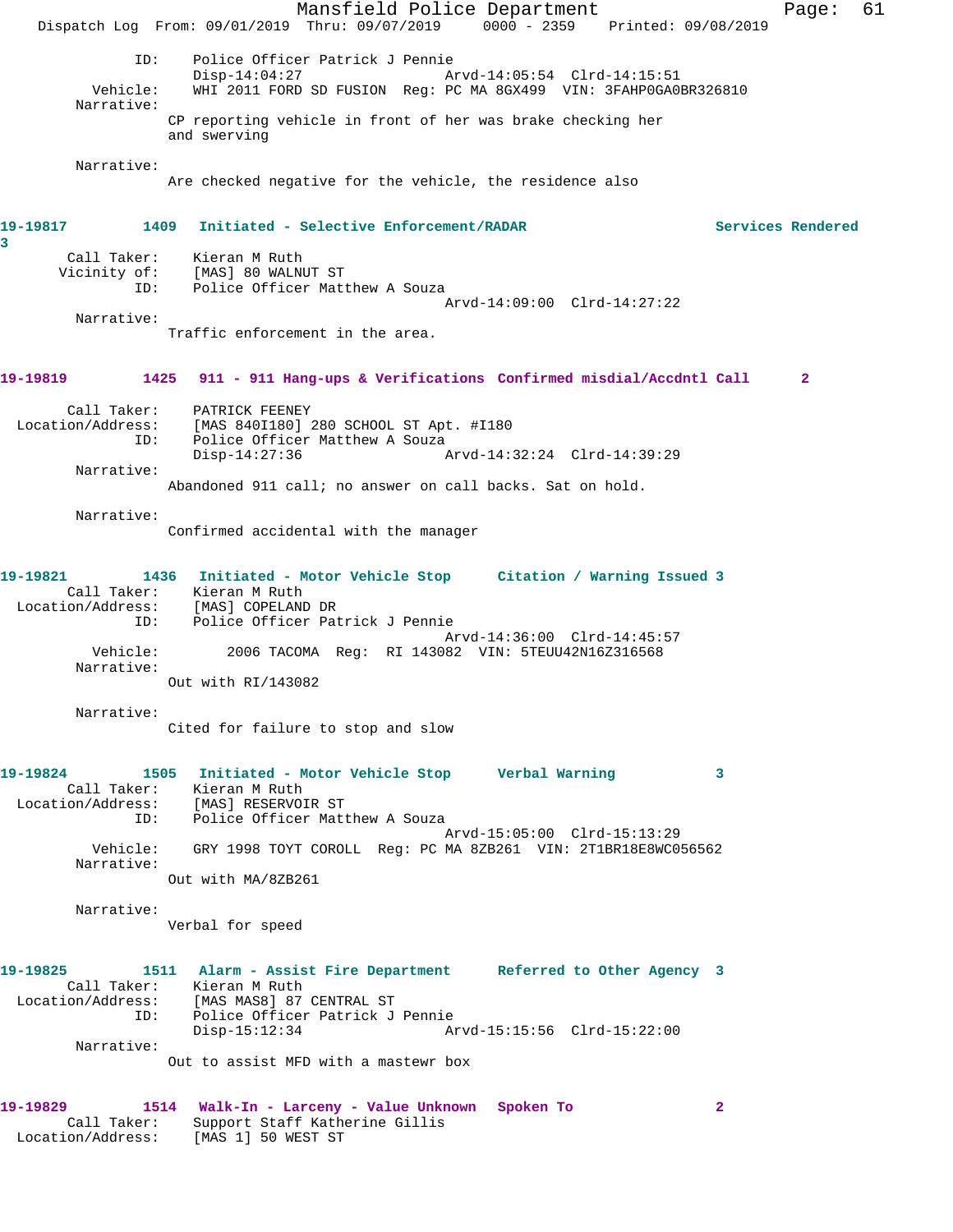ID: Police Officer Patrick J Pennie
Disp-14:04:27 Arvd-14:05:54 Clrd-14:15:51
Vehicle: WHI 2011 FORD SD FUSION Reg: PC MA 8GX499 VIN: 3FAHP0GA0BR326810
Narrative:
CP reporting vehicle in front of her was brake checking her and swerving

Narrative:
Are checked negative for the vehicle, the residence also

**19-19817 1409 Initiated - Selective Enforcement/RADAR Services Rendered 3**
Call Taker: Kieran M Ruth
Vicinity of: [MAS] 80 WALNUT ST
ID: Police Officer Matthew A Souza
Arvd-14:09:00 Clrd-14:27:22
Narrative:
Traffic enforcement in the area.

**19-19819 1425 911 - 911 Hang-ups & Verifications Confirmed misdial/Accdntl Call 2**
Call Taker: PATRICK FEENEY
Location/Address: [MAS 840I180] 280 SCHOOL ST Apt. #I180
ID: Police Officer Matthew A Souza
Disp-14:27:36 Arvd-14:32:24 Clrd-14:39:29
Narrative:
Abandoned 911 call; no answer on call backs. Sat on hold.

Narrative:
Confirmed accidental with the manager

**19-19821 1436 Initiated - Motor Vehicle Stop Citation / Warning Issued 3**
Call Taker: Kieran M Ruth
Location/Address: [MAS] COPELAND DR
ID: Police Officer Patrick J Pennie
Arvd-14:36:00 Clrd-14:45:57
Vehicle: 2006 TACOMA Reg: RI 143082 VIN: 5TEUU42N16Z316568
Narrative:
Out with RI/143082

Narrative:
Cited for failure to stop and slow

**19-19824 1505 Initiated - Motor Vehicle Stop Verbal Warning 3**
Call Taker: Kieran M Ruth
Location/Address: [MAS] RESERVOIR ST
ID: Police Officer Matthew A Souza
Arvd-15:05:00 Clrd-15:13:29
Vehicle: GRY 1998 TOYT COROLL Reg: PC MA 8ZB261 VIN: 2T1BR18E8WC056562
Narrative:
Out with MA/8ZB261

Narrative:
Verbal for speed

**19-19825 1511 Alarm - Assist Fire Department Referred to Other Agency 3**
Call Taker: Kieran M Ruth
Location/Address: [MAS MAS8] 87 CENTRAL ST
ID: Police Officer Patrick J Pennie
Disp-15:12:34 Arvd-15:15:56 Clrd-15:22:00
Narrative:
Out to assist MFD with a mastewr box

**19-19829 1514 Walk-In - Larceny - Value Unknown Spoken To 2**
Call Taker: Support Staff Katherine Gillis
Location/Address: [MAS 1] 50 WEST ST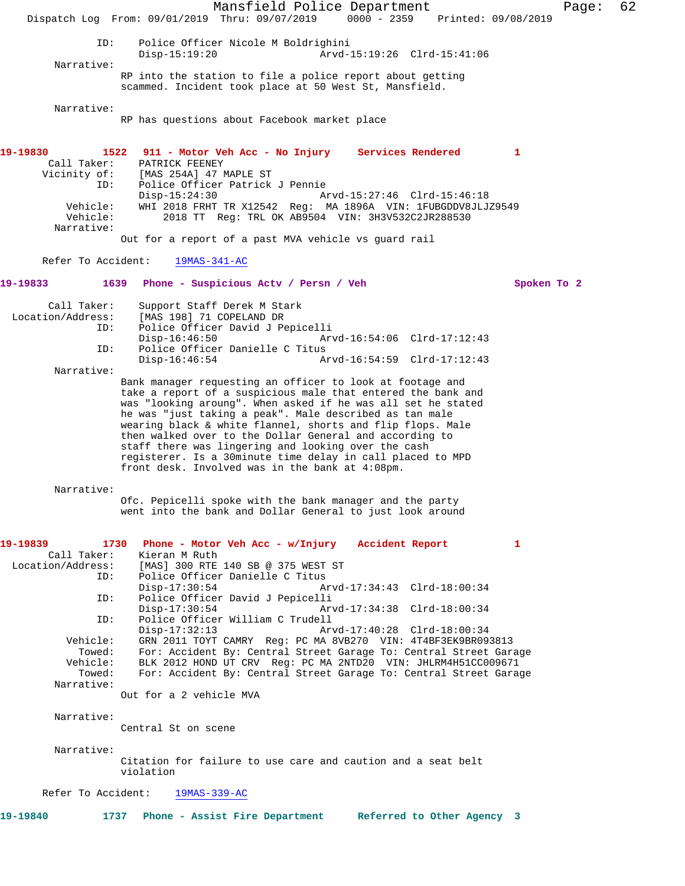ID: Police Officer Nicole M Boldrighini
Disp-15:19:20 Arvd-15:19:26 Clrd-15:41:06

Narrative:
RP into the station to file a police report about getting scammed. Incident took place at 50 West St, Mansfield.

Narrative:
RP has questions about Facebook market place

**19-19830 1522 911 - Motor Veh Acc - No Injury Services Rendered 1**

Call Taker: PATRICK FEENEY
Vicinity of: [MAS 254A] 47 MAPLE ST
ID: Police Officer Patrick J Pennie
Disp-15:24:30 Arvd-15:27:46 Clrd-15:46:18
Vehicle: WHI 2018 FRHT TR X12542 Reg: MA 1896A VIN: 1FUBGDDV8JLJZ9549
Vehicle: 2018 TT Reg: TRL OK AB9504 VIN: 3H3V532C2JR288530
Narrative:
Out for a report of a past MVA vehicle vs guard rail

Refer To Accident: 19MAS-341-AC

**19-19833 1639 Phone - Suspicious Actv / Persn / Veh Spoken To 2**

Call Taker: Support Staff Derek M Stark
Location/Address: [MAS 198] 71 COPELAND DR
ID: Police Officer David J Pepicelli
Disp-16:46:50 Arvd-16:54:06 Clrd-17:12:43
ID: Police Officer Danielle C Titus
Disp-16:46:54 Arvd-16:54:59 Clrd-17:12:43
Narrative:
Bank manager requesting an officer to look at footage and take a report of a suspicious male that entered the bank and was "looking aroung". When asked if he was all set he stated he was "just taking a peak". Male described as tan male wearing black & white flannel, shorts and flip flops. Male then walked over to the Dollar General and according to staff there was lingering and looking over the cash registerer. Is a 30minute time delay in call placed to MPD front desk. Involved was in the bank at 4:08pm.

Narrative:
Ofc. Pepicelli spoke with the bank manager and the party went into the bank and Dollar General to just look around

**19-19839 1730 Phone - Motor Veh Acc - w/Injury Accident Report 1**

Call Taker: Kieran M Ruth
Location/Address: [MAS] 300 RTE 140 SB @ 375 WEST ST
ID: Police Officer Danielle C Titus
Disp-17:30:54 Arvd-17:34:43 Clrd-18:00:34
ID: Police Officer David J Pepicelli
Disp-17:30:54 Arvd-17:34:38 Clrd-18:00:34
ID: Police Officer William C Trudell
Disp-17:32:13 Arvd-17:40:28 Clrd-18:00:34
Vehicle: GRN 2011 TOYT CAMRY Reg: PC MA 8VB270 VIN: 4T4BF3EK9BR093813
Towed: For: Accident By: Central Street Garage To: Central Street Garage
Vehicle: BLK 2012 HOND UT CRV Reg: PC MA 2NTD20 VIN: JHLRM4H51CC009671
Towed: For: Accident By: Central Street Garage To: Central Street Garage
Narrative:
Out for a 2 vehicle MVA

Narrative:
Central St on scene

Narrative:
Citation for failure to use care and caution and a seat belt violation

Refer To Accident: 19MAS-339-AC

**19-19840 1737 Phone - Assist Fire Department Referred to Other Agency 3**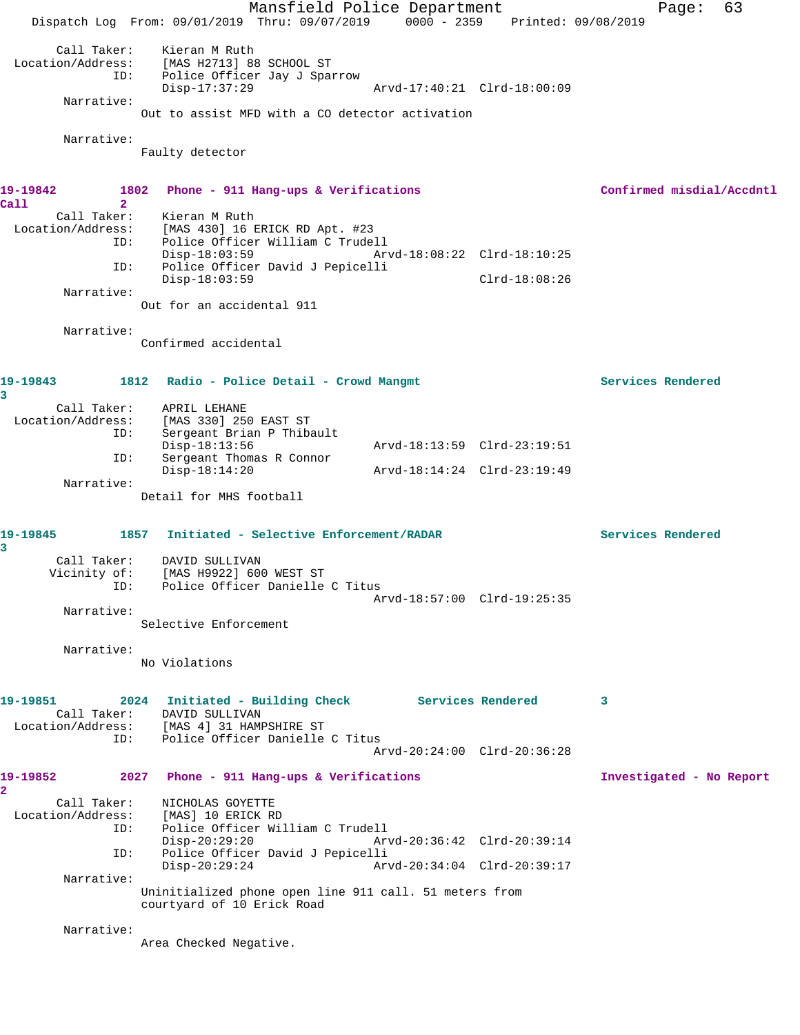Call Taker: Kieran M Ruth
Location/Address: [MAS H2713] 88 SCHOOL ST
ID: Police Officer Jay J Sparrow
Disp-17:37:29 Arvd-17:40:21 Clrd-18:00:09

Narrative:
Out to assist MFD with a CO detector activation

Narrative:
Faulty detector

**19-19842 1802 Phone - 911 Hang-ups & Verifications Confirmed misdial/Accdntl Call 2**

Call Taker: Kieran M Ruth
Location/Address: [MAS 430] 16 ERICK RD Apt. #23
ID: Police Officer William C Trudell
Disp-18:03:59 Arvd-18:08:22 Clrd-18:10:25
ID: Police Officer David J Pepicelli
Disp-18:03:59 Clrd-18:08:26

Narrative:
Out for an accidental 911

Narrative:
Confirmed accidental

**19-19843 1812 Radio - Police Detail - Crowd Mangmt Services Rendered 3**

Call Taker: APRIL LEHANE
Location/Address: [MAS 330] 250 EAST ST
ID: Sergeant Brian P Thibault
Disp-18:13:56 Arvd-18:13:59 Clrd-23:19:51
ID: Sergeant Thomas R Connor
Disp-18:14:20 Arvd-18:14:24 Clrd-23:19:49

Narrative:
Detail for MHS football

**19-19845 1857 Initiated - Selective Enforcement/RADAR Services Rendered 3**

Call Taker: DAVID SULLIVAN
Vicinity of: [MAS H9922] 600 WEST ST
ID: Police Officer Danielle C Titus
Arvd-18:57:00 Clrd-19:25:35

Narrative:
Selective Enforcement

Narrative:
No Violations

**19-19851 2024 Initiated - Building Check Services Rendered 3**

Call Taker: DAVID SULLIVAN
Location/Address: [MAS 4] 31 HAMPSHIRE ST
ID: Police Officer Danielle C Titus
Arvd-20:24:00 Clrd-20:36:28

**19-19852 2027 Phone - 911 Hang-ups & Verifications Investigated - No Report 2**

Call Taker: NICHOLAS GOYETTE
Location/Address: [MAS] 10 ERICK RD
ID: Police Officer William C Trudell
Disp-20:29:20 Arvd-20:36:42 Clrd-20:39:14
ID: Police Officer David J Pepicelli
Disp-20:29:24 Arvd-20:34:04 Clrd-20:39:17

Narrative:
Uninitialized phone open line 911 call. 51 meters from courtyard of 10 Erick Road

Narrative:
Area Checked Negative.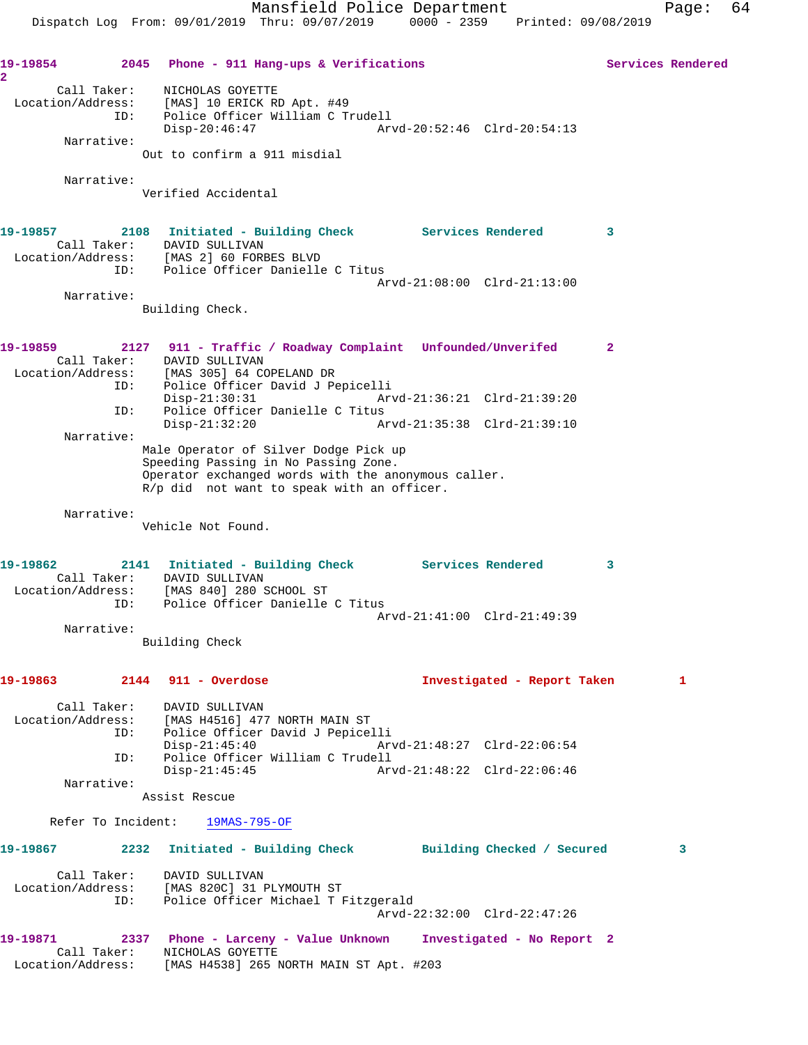**19-19854** 2045 Phone - 911 Hang-ups & Verifications Services Rendered 2

Call Taker: NICHOLAS GOYETTE
Location/Address: [MAS] 10 ERICK RD Apt. #49
ID: Police Officer William C Trudell
Disp-20:46:47 Arvd-20:52:46 Clrd-20:54:13

Narrative:
Out to confirm a 911 misdial

Narrative:
Verified Accidental

**19-19857** 2108 Initiated - Building Check Services Rendered 3

Call Taker: DAVID SULLIVAN
Location/Address: [MAS 2] 60 FORBES BLVD
ID: Police Officer Danielle C Titus
Arvd-21:08:00 Clrd-21:13:00

Narrative:
Building Check.

**19-19859** 2127 911 - Traffic / Roadway Complaint Unfounded/Unverifed 2

Call Taker: DAVID SULLIVAN
Location/Address: [MAS 305] 64 COPELAND DR
ID: Police Officer David J Pepicelli
Disp-21:30:31 Arvd-21:36:21 Clrd-21:39:20
ID: Police Officer Danielle C Titus
Disp-21:32:20 Arvd-21:35:38 Clrd-21:39:10

Narrative:
Male Operator of Silver Dodge Pick up
Speeding Passing in No Passing Zone.
Operator exchanged words with the anonymous caller.
R/p did not want to speak with an officer.

Narrative:
Vehicle Not Found.

**19-19862** 2141 Initiated - Building Check Services Rendered 3

Call Taker: DAVID SULLIVAN
Location/Address: [MAS 840] 280 SCHOOL ST
ID: Police Officer Danielle C Titus
Arvd-21:41:00 Clrd-21:49:39

Narrative:
Building Check

**19-19863** 2144 911 - Overdose Investigated - Report Taken 1

Call Taker: DAVID SULLIVAN
Location/Address: [MAS H4516] 477 NORTH MAIN ST
ID: Police Officer David J Pepicelli
Disp-21:45:40 Arvd-21:48:27 Clrd-22:06:54
ID: Police Officer William C Trudell
Disp-21:45:45 Arvd-21:48:22 Clrd-22:06:46

Narrative:
Assist Rescue

Refer To Incident: 19MAS-795-OF

**19-19867** 2232 Initiated - Building Check Building Checked / Secured 3

Call Taker: DAVID SULLIVAN
Location/Address: [MAS 820C] 31 PLYMOUTH ST
ID: Police Officer Michael T Fitzgerald
Arvd-22:32:00 Clrd-22:47:26

**19-19871** 2337 Phone - Larceny - Value Unknown Investigated - No Report 2

Call Taker: NICHOLAS GOYETTE
Location/Address: [MAS H4538] 265 NORTH MAIN ST Apt. #203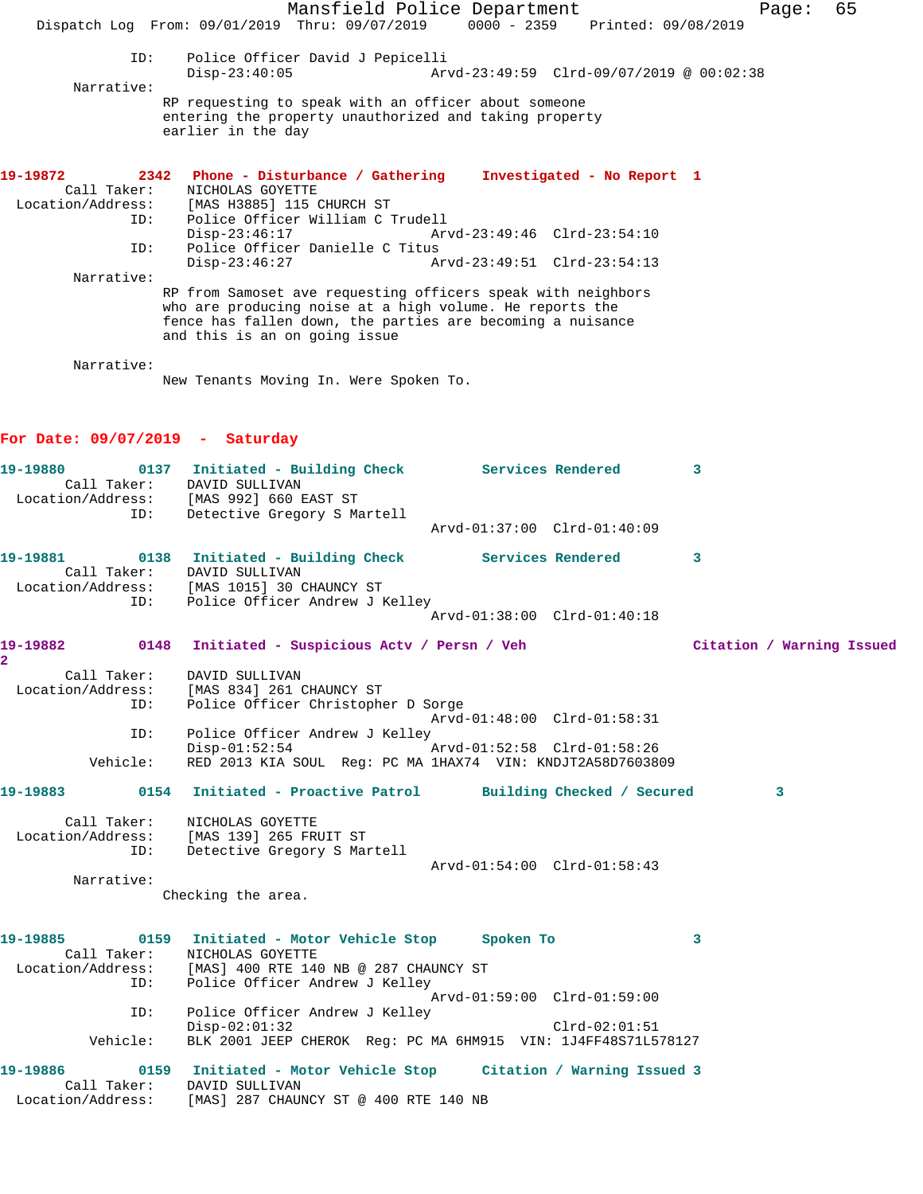ID: Police Officer David J Pepicelli
Disp-23:40:05 Arvd-23:49:59 Clrd-09/07/2019 @ 00:02:38

Narrative:
RP requesting to speak with an officer about someone entering the property unauthorized and taking property earlier in the day

**19-19872 2342 Phone - Disturbance / Gathering Investigated - No Report 1**

Call Taker: NICHOLAS GOYETTE
Location/Address: [MAS H3885] 115 CHURCH ST
ID: Police Officer William C Trudell
Disp-23:46:17 Arvd-23:49:46 Clrd-23:54:10
ID: Police Officer Danielle C Titus
Disp-23:46:27 Arvd-23:49:51 Clrd-23:54:13

Narrative:
RP from Samoset ave requesting officers speak with neighbors who are producing noise at a high volume. He reports the fence has fallen down, the parties are becoming a nuisance and this is an on going issue

Narrative:
New Tenants Moving In. Were Spoken To.

## For Date: 09/07/2019 - Saturday

**19-19880 0137 Initiated - Building Check Services Rendered 3**

Call Taker: DAVID SULLIVAN
Location/Address: [MAS 992] 660 EAST ST
ID: Detective Gregory S Martell
Arvd-01:37:00 Clrd-01:40:09

**19-19881 0138 Initiated - Building Check Services Rendered 3**

Call Taker: DAVID SULLIVAN
Location/Address: [MAS 1015] 30 CHAUNCY ST
ID: Police Officer Andrew J Kelley
Arvd-01:38:00 Clrd-01:40:18

**19-19882 0148 Initiated - Suspicious Actv / Persn / Veh Citation / Warning Issued 2**

Call Taker: DAVID SULLIVAN
Location/Address: [MAS 834] 261 CHAUNCY ST
ID: Police Officer Christopher D Sorge
Arvd-01:48:00 Clrd-01:58:31
ID: Police Officer Andrew J Kelley
Disp-01:52:54 Arvd-01:52:58 Clrd-01:58:26
Vehicle: RED 2013 KIA SOUL Reg: PC MA 1HAX74 VIN: KNDJT2A58D7603809

**19-19883 0154 Initiated - Proactive Patrol Building Checked / Secured 3**

Call Taker: NICHOLAS GOYETTE
Location/Address: [MAS 139] 265 FRUIT ST
ID: Detective Gregory S Martell
Arvd-01:54:00 Clrd-01:58:43

Narrative:
Checking the area.

**19-19885 0159 Initiated - Motor Vehicle Stop Spoken To 3**

Call Taker: NICHOLAS GOYETTE
Location/Address: [MAS] 400 RTE 140 NB @ 287 CHAUNCY ST
ID: Police Officer Andrew J Kelley
Arvd-01:59:00 Clrd-01:59:00
ID: Police Officer Andrew J Kelley
Disp-02:01:32 Clrd-02:01:51
Vehicle: BLK 2001 JEEP CHEROK Reg: PC MA 6HM915 VIN: 1J4FF48S71L578127

**19-19886 0159 Initiated - Motor Vehicle Stop Citation / Warning Issued 3**

Call Taker: DAVID SULLIVAN
Location/Address: [MAS] 287 CHAUNCY ST @ 400 RTE 140 NB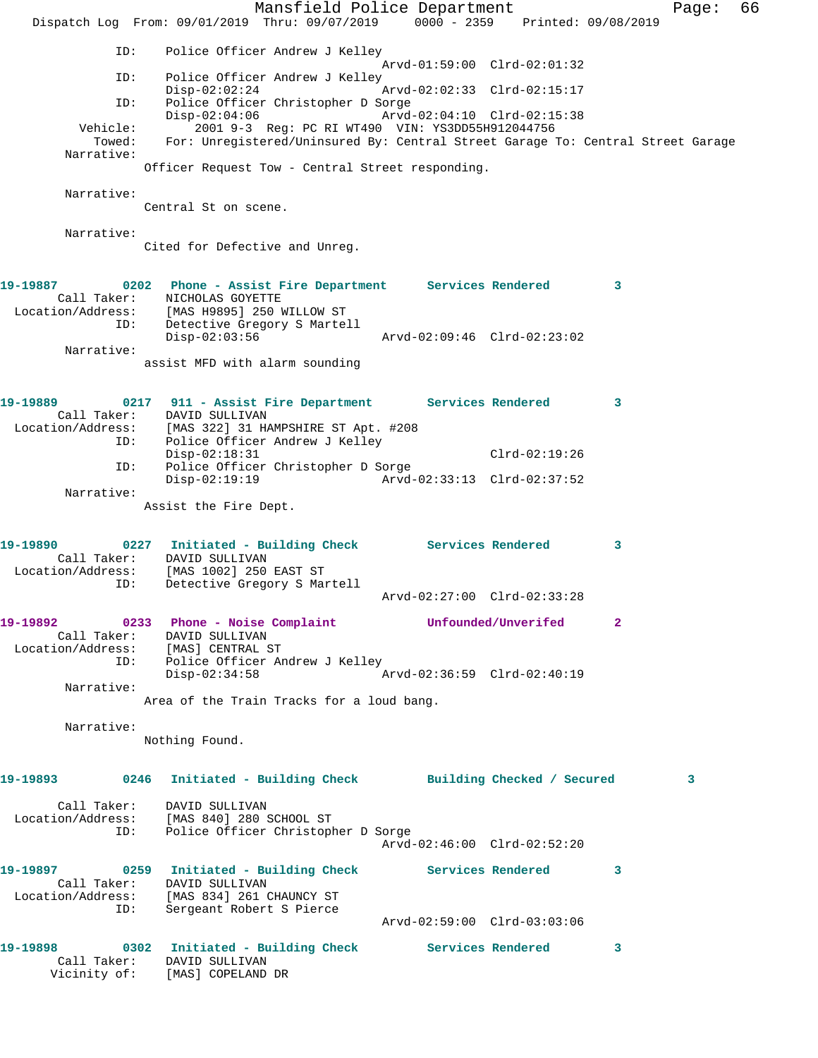```
            ID:    Police Officer Andrew J Kelley
                                              Arvd-01:59:00  Clrd-02:01:32
            ID:    Police Officer Andrew J Kelley
                   Disp-02:02:24              Arvd-02:02:33  Clrd-02:15:17
            ID:    Police Officer Christopher D Sorge
                   Disp-02:04:06              Arvd-02:04:10  Clrd-02:15:38
       Vehicle:         2001 9-3  Reg: PC RI WT490  VIN: YS3DD55H912044756
         Towed:    For: Unregistered/Uninsured By: Central Street Garage To: Central Street Garage
     Narrative:
                 Officer Request Tow - Central Street responding.

     Narrative:
                 Central St on scene.

     Narrative:
                 Cited for Defective and Unreg.


19-19887        0202   Phone - Assist Fire Department      Services Rendered        3
       Call Taker:     NICHOLAS GOYETTE
  Location/Address:    [MAS H9895] 250 WILLOW ST
            ID:    Detective Gregory S Martell
                   Disp-02:03:56              Arvd-02:09:46  Clrd-02:23:02
     Narrative:
                 assist MFD with alarm sounding


19-19889        0217   911 - Assist Fire Department        Services Rendered        3
       Call Taker:     DAVID SULLIVAN
  Location/Address:    [MAS 322] 31 HAMPSHIRE ST Apt. #208
            ID:    Police Officer Andrew J Kelley
                   Disp-02:18:31                             Clrd-02:19:26
            ID:    Police Officer Christopher D Sorge
                   Disp-02:19:19              Arvd-02:33:13  Clrd-02:37:52
     Narrative:
                 Assist the Fire Dept.


19-19890        0227   Initiated - Building Check          Services Rendered        3
       Call Taker:     DAVID SULLIVAN
  Location/Address:    [MAS 1002] 250 EAST ST
            ID:    Detective Gregory S Martell
                                              Arvd-02:27:00  Clrd-02:33:28

19-19892        0233   Phone - Noise Complaint             Unfounded/Unverifed      2
       Call Taker:     DAVID SULLIVAN
  Location/Address:    [MAS] CENTRAL ST
            ID:    Police Officer Andrew J Kelley
                   Disp-02:34:58              Arvd-02:36:59  Clrd-02:40:19
     Narrative:
                 Area of the Train Tracks for a loud bang.

     Narrative:
                 Nothing Found.


19-19893        0246   Initiated - Building Check          Building Checked / Secured        3

       Call Taker:     DAVID SULLIVAN
  Location/Address:    [MAS 840] 280 SCHOOL ST
            ID:    Police Officer Christopher D Sorge
                                              Arvd-02:46:00  Clrd-02:52:20

19-19897        0259   Initiated - Building Check          Services Rendered        3
       Call Taker:     DAVID SULLIVAN
  Location/Address:    [MAS 834] 261 CHAUNCY ST
            ID:    Sergeant Robert S Pierce
                                              Arvd-02:59:00  Clrd-03:03:06

19-19898        0302   Initiated - Building Check          Services Rendered        3
       Call Taker:     DAVID SULLIVAN
      Vicinity of:     [MAS] COPELAND DR
```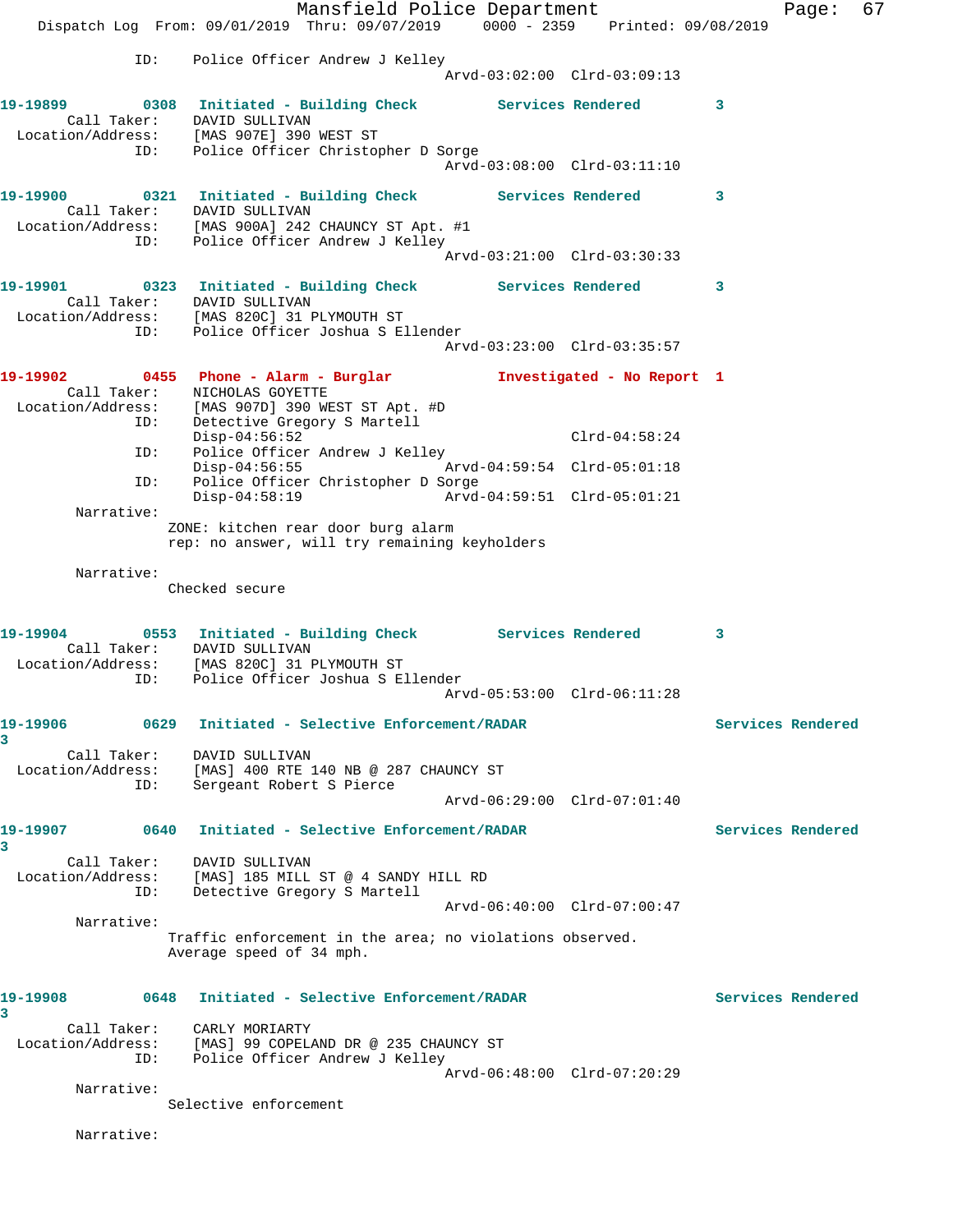ID: Police Officer Andrew J Kelley
Arvd-03:02:00 Clrd-03:09:13

**19-19899** 0308 **Initiated - Building Check** **Services Rendered** 3
Call Taker: DAVID SULLIVAN
Location/Address: [MAS 907E] 390 WEST ST
ID: Police Officer Christopher D Sorge
Arvd-03:08:00 Clrd-03:11:10

**19-19900** 0321 **Initiated - Building Check** **Services Rendered** 3
Call Taker: DAVID SULLIVAN
Location/Address: [MAS 900A] 242 CHAUNCY ST Apt. #1
ID: Police Officer Andrew J Kelley
Arvd-03:21:00 Clrd-03:30:33

**19-19901** 0323 **Initiated - Building Check** **Services Rendered** 3
Call Taker: DAVID SULLIVAN
Location/Address: [MAS 820C] 31 PLYMOUTH ST
ID: Police Officer Joshua S Ellender
Arvd-03:23:00 Clrd-03:35:57

**19-19902** 0455 **Phone - Alarm - Burglar** **Investigated - No Report** 1
Call Taker: NICHOLAS GOYETTE
Location/Address: [MAS 907D] 390 WEST ST Apt. #D
ID: Detective Gregory S Martell
Disp-04:56:52 Clrd-04:58:24
ID: Police Officer Andrew J Kelley
Disp-04:56:55 Arvd-04:59:54 Clrd-05:01:18
ID: Police Officer Christopher D Sorge
Disp-04:58:19 Arvd-04:59:51 Clrd-05:01:21
Narrative:
ZONE: kitchen rear door burg alarm
rep: no answer, will try remaining keyholders

Narrative:
Checked secure

**19-19904** 0553 **Initiated - Building Check** **Services Rendered** 3
Call Taker: DAVID SULLIVAN
Location/Address: [MAS 820C] 31 PLYMOUTH ST
ID: Police Officer Joshua S Ellender
Arvd-05:53:00 Clrd-06:11:28

**19-19906** 0629 **Initiated - Selective Enforcement/RADAR** **Services Rendered** 3
Call Taker: DAVID SULLIVAN
Location/Address: [MAS] 400 RTE 140 NB @ 287 CHAUNCY ST
ID: Sergeant Robert S Pierce
Arvd-06:29:00 Clrd-07:01:40

**19-19907** 0640 **Initiated - Selective Enforcement/RADAR** **Services Rendered** 3
Call Taker: DAVID SULLIVAN
Location/Address: [MAS] 185 MILL ST @ 4 SANDY HILL RD
ID: Detective Gregory S Martell
Arvd-06:40:00 Clrd-07:00:47
Narrative:
Traffic enforcement in the area; no violations observed.
Average speed of 34 mph.

**19-19908** 0648 **Initiated - Selective Enforcement/RADAR** **Services Rendered** 3
Call Taker: CARLY MORIARTY
Location/Address: [MAS] 99 COPELAND DR @ 235 CHAUNCY ST
ID: Police Officer Andrew J Kelley
Arvd-06:48:00 Clrd-07:20:29
Narrative:
Selective enforcement

Narrative: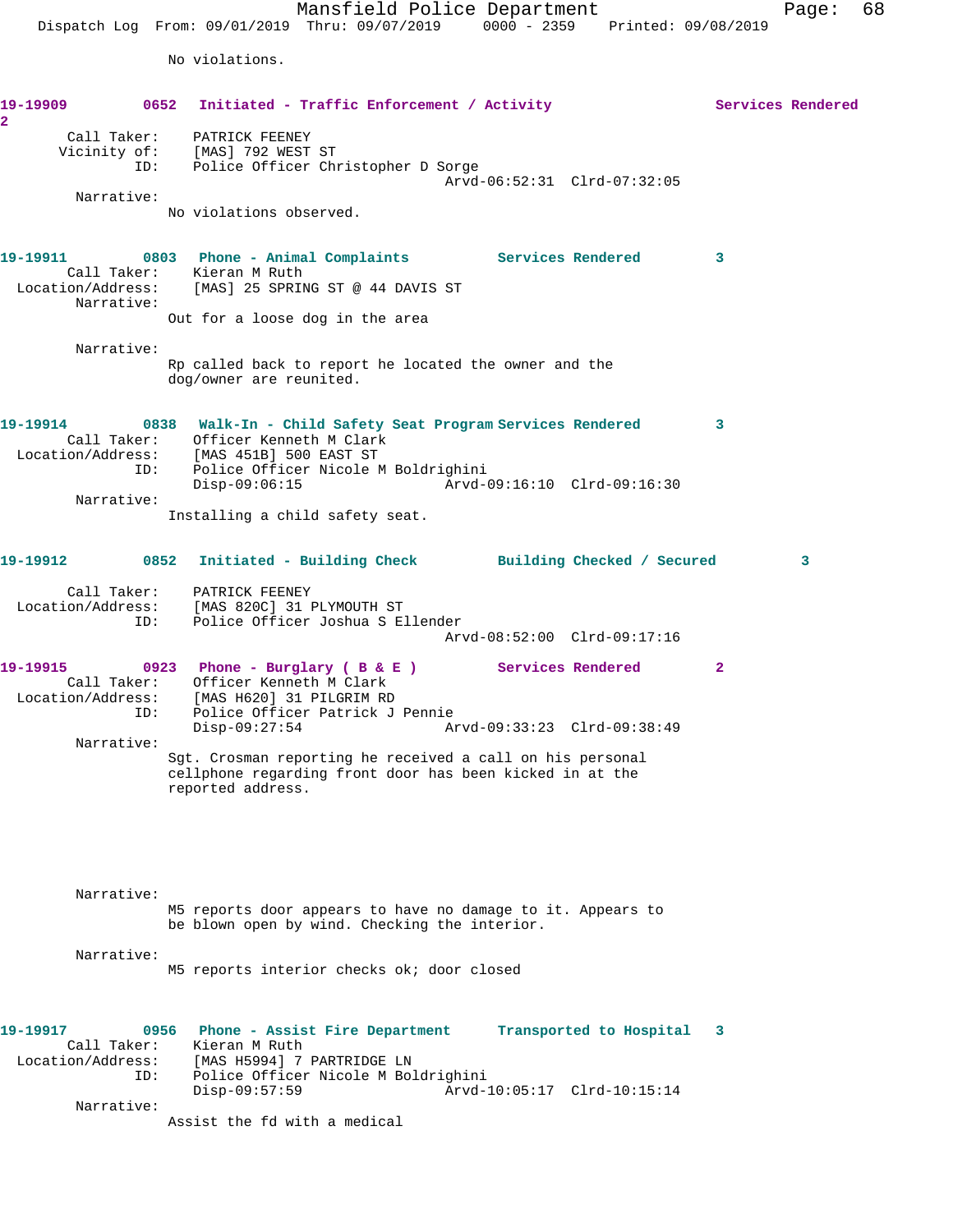No violations.

**19-19909** 0652 **Initiated - Traffic Enforcement / Activity** **Services Rendered** 2

Call Taker: PATRICK FEENEY
Vicinity of: [MAS] 792 WEST ST
ID: Police Officer Christopher D Sorge
Arvd-06:52:31 Clrd-07:32:05

Narrative:
No violations observed.

**19-19911** 0803 **Phone - Animal Complaints** **Services Rendered** 3

Call Taker: Kieran M Ruth
Location/Address: [MAS] 25 SPRING ST @ 44 DAVIS ST

Narrative:
Out for a loose dog in the area

Narrative:
Rp called back to report he located the owner and the dog/owner are reunited.

**19-19914** 0838 **Walk-In - Child Safety Seat Program** **Services Rendered** 3

Call Taker: Officer Kenneth M Clark
Location/Address: [MAS 451B] 500 EAST ST
ID: Police Officer Nicole M Boldrighini
Disp-09:06:15 Arvd-09:16:10 Clrd-09:16:30

Narrative:
Installing a child safety seat.

**19-19912** 0852 **Initiated - Building Check** **Building Checked / Secured** 3

Call Taker: PATRICK FEENEY
Location/Address: [MAS 820C] 31 PLYMOUTH ST
ID: Police Officer Joshua S Ellender
Arvd-08:52:00 Clrd-09:17:16

**19-19915** 0923 **Phone - Burglary ( B & E )** **Services Rendered** 2

Call Taker: Officer Kenneth M Clark
Location/Address: [MAS H620] 31 PILGRIM RD
ID: Police Officer Patrick J Pennie
Disp-09:27:54 Arvd-09:33:23 Clrd-09:38:49

Narrative:
Sgt. Crosman reporting he received a call on his personal cellphone regarding front door has been kicked in at the reported address.

Narrative:
M5 reports door appears to have no damage to it. Appears to be blown open by wind. Checking the interior.

Narrative:
M5 reports interior checks ok; door closed

**19-19917** 0956 **Phone - Assist Fire Department** **Transported to Hospital** 3

Call Taker: Kieran M Ruth
Location/Address: [MAS H5994] 7 PARTRIDGE LN
ID: Police Officer Nicole M Boldrighini
Disp-09:57:59 Arvd-10:05:17 Clrd-10:15:14

Narrative:
Assist the fd with a medical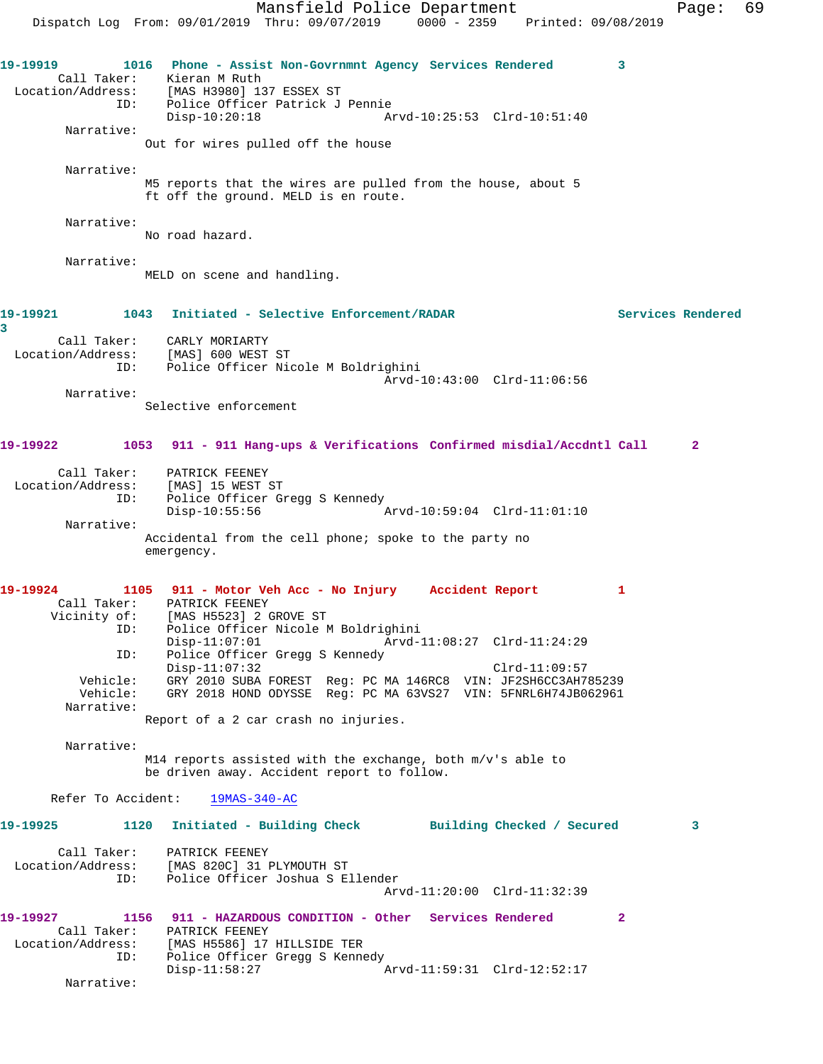**19-19919** 1016 **Phone - Assist Non-Govrnmnt Agency** **Services Rendered** 3

Call Taker: Kieran M Ruth
Location/Address: [MAS H3980] 137 ESSEX ST
ID: Police Officer Patrick J Pennie
Disp-10:20:18 Arvd-10:25:53 Clrd-10:51:40

Narrative:
Out for wires pulled off the house

Narrative:
M5 reports that the wires are pulled from the house, about 5 ft off the ground. MELD is en route.

Narrative:
No road hazard.

Narrative:
MELD on scene and handling.

**19-19921** 1043 **Initiated - Selective Enforcement/RADAR** **Services Rendered** 3

Call Taker: CARLY MORIARTY
Location/Address: [MAS] 600 WEST ST
ID: Police Officer Nicole M Boldrighini
Arvd-10:43:00 Clrd-11:06:56

Narrative:
Selective enforcement

**19-19922** 1053 **911 - 911 Hang-ups & Verifications** **Confirmed misdial/Accdntl Call** 2

Call Taker: PATRICK FEENEY
Location/Address: [MAS] 15 WEST ST
ID: Police Officer Gregg S Kennedy
Disp-10:55:56 Arvd-10:59:04 Clrd-11:01:10

Narrative:
Accidental from the cell phone; spoke to the party no emergency.

**19-19924** 1105 **911 - Motor Veh Acc - No Injury** **Accident Report** 1

Call Taker: PATRICK FEENEY
Vicinity of: [MAS H5523] 2 GROVE ST
ID: Police Officer Nicole M Boldrighini
Disp-11:07:01 Arvd-11:08:27 Clrd-11:24:29
ID: Police Officer Gregg S Kennedy
Disp-11:07:32 Clrd-11:09:57
Vehicle: GRY 2010 SUBA FOREST Reg: PC MA 146RC8 VIN: JF2SH6CC3AH785239
Vehicle: GRY 2018 HOND ODYSSE Reg: PC MA 63VS27 VIN: 5FNRL6H74JB062961

Narrative:
Report of a 2 car crash no injuries.

Narrative:
M14 reports assisted with the exchange, both m/v's able to be driven away. Accident report to follow.

Refer To Accident: 19MAS-340-AC

**19-19925** 1120 **Initiated - Building Check** **Building Checked / Secured** 3

Call Taker: PATRICK FEENEY
Location/Address: [MAS 820C] 31 PLYMOUTH ST
ID: Police Officer Joshua S Ellender
Arvd-11:20:00 Clrd-11:32:39

**19-19927** 1156 **911 - HAZARDOUS CONDITION - Other** **Services Rendered** 2

Call Taker: PATRICK FEENEY
Location/Address: [MAS H5586] 17 HILLSIDE TER
ID: Police Officer Gregg S Kennedy
Disp-11:58:27 Arvd-11:59:31 Clrd-12:52:17

Narrative: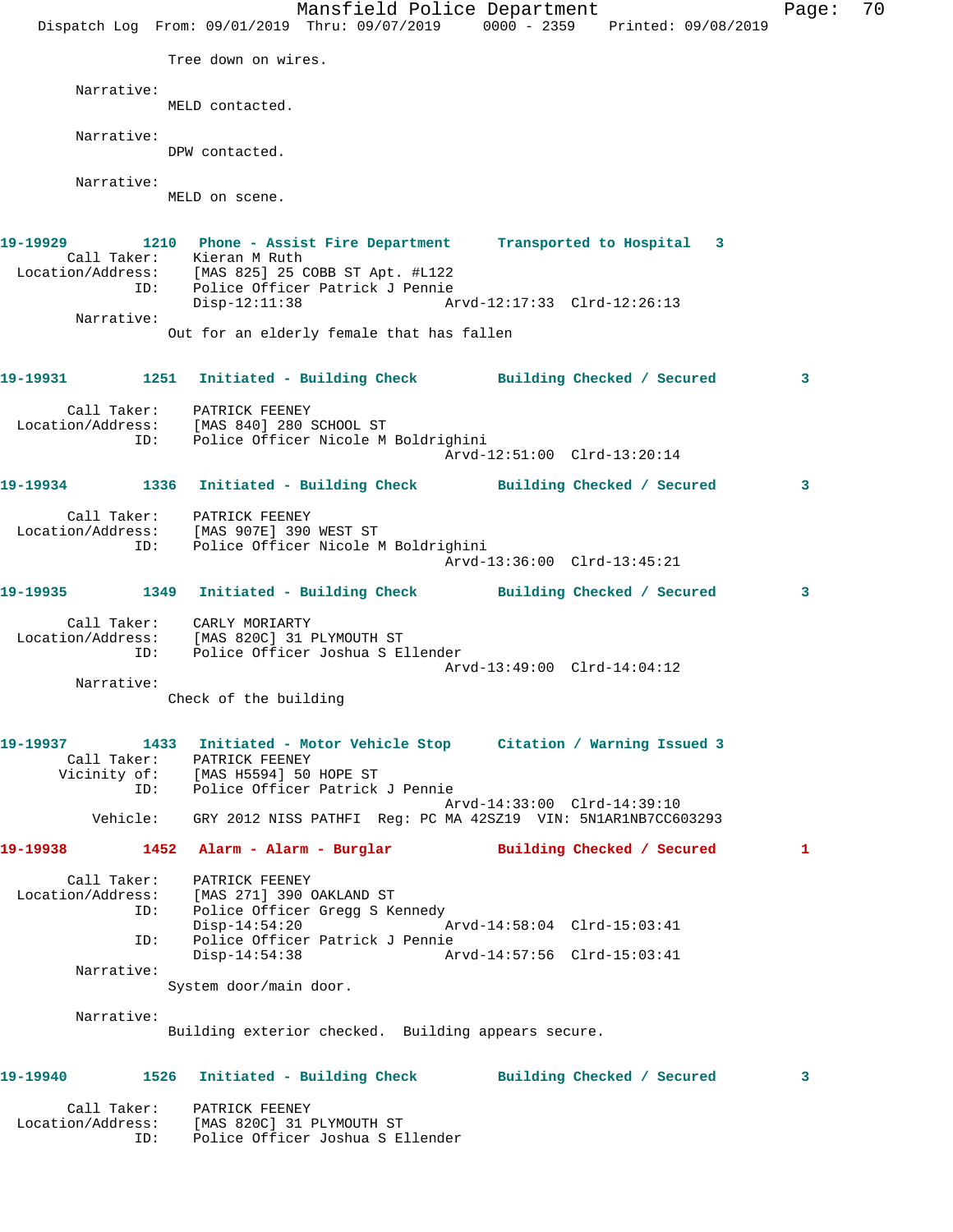Tree down on wires.

Narrative:
MELD contacted.

Narrative:
DPW contacted.

Narrative:
MELD on scene.

**19-19929 1210 Phone - Assist Fire Department Transported to Hospital 3**

Call Taker: Kieran M Ruth
Location/Address: [MAS 825] 25 COBB ST Apt. #L122
ID: Police Officer Patrick J Pennie
Disp-12:11:38 Arvd-12:17:33 Clrd-12:26:13

Narrative:
Out for an elderly female that has fallen

**19-19931 1251 Initiated - Building Check Building Checked / Secured 3**

Call Taker: PATRICK FEENEY
Location/Address: [MAS 840] 280 SCHOOL ST
ID: Police Officer Nicole M Boldrighini
Arvd-12:51:00 Clrd-13:20:14

**19-19934 1336 Initiated - Building Check Building Checked / Secured 3**

Call Taker: PATRICK FEENEY
Location/Address: [MAS 907E] 390 WEST ST
ID: Police Officer Nicole M Boldrighini
Arvd-13:36:00 Clrd-13:45:21

**19-19935 1349 Initiated - Building Check Building Checked / Secured 3**

Call Taker: CARLY MORIARTY
Location/Address: [MAS 820C] 31 PLYMOUTH ST
ID: Police Officer Joshua S Ellender
Arvd-13:49:00 Clrd-14:04:12

Narrative:
Check of the building

**19-19937 1433 Initiated - Motor Vehicle Stop Citation / Warning Issued 3**

Call Taker: PATRICK FEENEY
Vicinity of: [MAS H5594] 50 HOPE ST
ID: Police Officer Patrick J Pennie
Arvd-14:33:00 Clrd-14:39:10
Vehicle: GRY 2012 NISS PATHFI Reg: PC MA 42SZ19 VIN: 5N1AR1NB7CC603293

**19-19938 1452 Alarm - Alarm - Burglar Building Checked / Secured 1**

Call Taker: PATRICK FEENEY
Location/Address: [MAS 271] 390 OAKLAND ST
ID: Police Officer Gregg S Kennedy
Disp-14:54:20 Arvd-14:58:04 Clrd-15:03:41
ID: Police Officer Patrick J Pennie
Disp-14:54:38 Arvd-14:57:56 Clrd-15:03:41

Narrative:
System door/main door.

Narrative:
Building exterior checked. Building appears secure.

**19-19940 1526 Initiated - Building Check Building Checked / Secured 3**

Call Taker: PATRICK FEENEY
Location/Address: [MAS 820C] 31 PLYMOUTH ST
ID: Police Officer Joshua S Ellender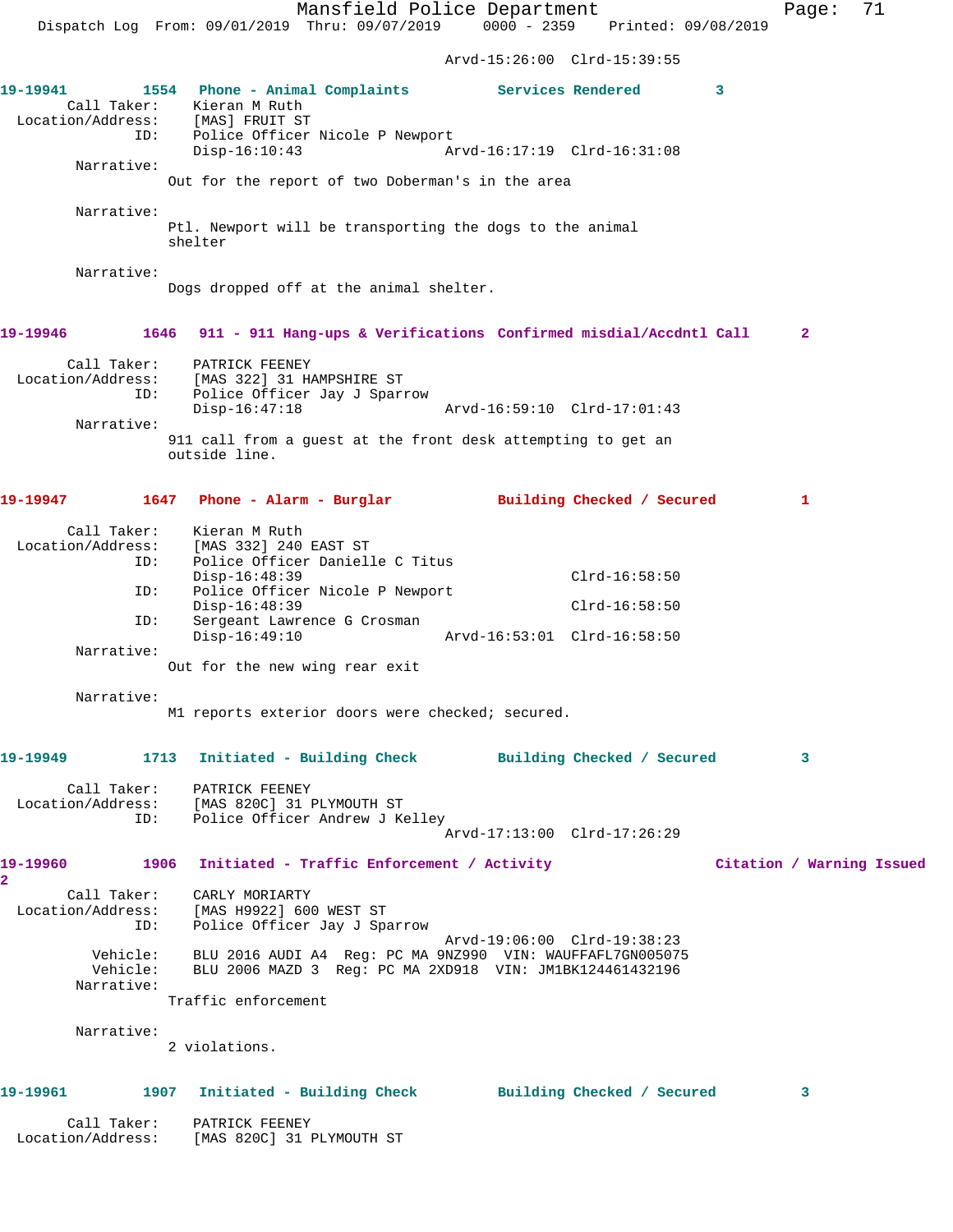Arvd-15:26:00 Clrd-15:39:55

**19-19941 1554 Phone - Animal Complaints Services Rendered 3**

Call Taker: Kieran M Ruth
Location/Address: [MAS] FRUIT ST
ID: Police Officer Nicole P Newport
Disp-16:10:43 Arvd-16:17:19 Clrd-16:31:08

Narrative:
Out for the report of two Doberman's in the area

Narrative:
Ptl. Newport will be transporting the dogs to the animal shelter

Narrative:
Dogs dropped off at the animal shelter.

**19-19946 1646 911 - 911 Hang-ups & Verifications Confirmed misdial/Accdntl Call 2**

Call Taker: PATRICK FEENEY
Location/Address: [MAS 322] 31 HAMPSHIRE ST
ID: Police Officer Jay J Sparrow
Disp-16:47:18 Arvd-16:59:10 Clrd-17:01:43

Narrative:
911 call from a guest at the front desk attempting to get an outside line.

**19-19947 1647 Phone - Alarm - Burglar Building Checked / Secured 1**

Call Taker: Kieran M Ruth
Location/Address: [MAS 332] 240 EAST ST
ID: Police Officer Danielle C Titus
Disp-16:48:39 Clrd-16:58:50
ID: Police Officer Nicole P Newport
Disp-16:48:39 Clrd-16:58:50
ID: Sergeant Lawrence G Crosman
Disp-16:49:10 Arvd-16:53:01 Clrd-16:58:50

Narrative:
Out for the new wing rear exit

Narrative:
M1 reports exterior doors were checked; secured.

**19-19949 1713 Initiated - Building Check Building Checked / Secured 3**

Call Taker: PATRICK FEENEY
Location/Address: [MAS 820C] 31 PLYMOUTH ST
ID: Police Officer Andrew J Kelley
Arvd-17:13:00 Clrd-17:26:29

**19-19960 1906 Initiated - Traffic Enforcement / Activity Citation / Warning Issued 2**

Call Taker: CARLY MORIARTY
Location/Address: [MAS H9922] 600 WEST ST
ID: Police Officer Jay J Sparrow
Arvd-19:06:00 Clrd-19:38:23
Vehicle: BLU 2016 AUDI A4 Reg: PC MA 9NZ990 VIN: WAUFFAFL7GN005075
Vehicle: BLU 2006 MAZD 3 Reg: PC MA 2XD918 VIN: JM1BK124461432196

Narrative:
Traffic enforcement

Narrative:
2 violations.

**19-19961 1907 Initiated - Building Check Building Checked / Secured 3**

Call Taker: PATRICK FEENEY
Location/Address: [MAS 820C] 31 PLYMOUTH ST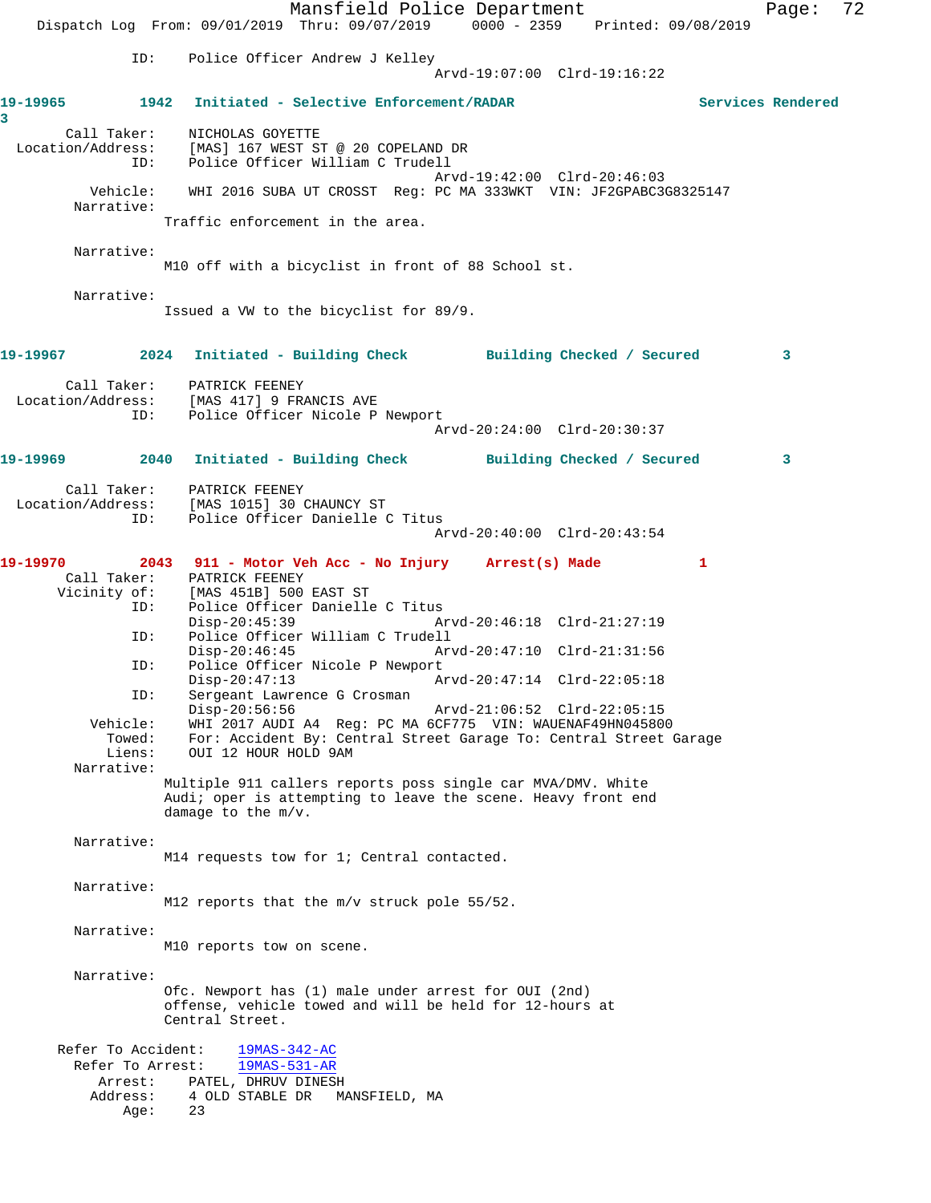ID: Police Officer Andrew J Kelley
Arvd-19:07:00 Clrd-19:16:22

**19-19965 1942 Initiated - Selective Enforcement/RADAR Services Rendered 3**

Call Taker: NICHOLAS GOYETTE
Location/Address: [MAS] 167 WEST ST @ 20 COPELAND DR
ID: Police Officer William C Trudell
Arvd-19:42:00 Clrd-20:46:03
Vehicle: WHI 2016 SUBA UT CROSST Reg: PC MA 333WKT VIN: JF2GPABC3G8325147
Narrative:
Traffic enforcement in the area.

Narrative:
M10 off with a bicyclist in front of 88 School st.

Narrative:
Issued a VW to the bicyclist for 89/9.

**19-19967 2024 Initiated - Building Check Building Checked / Secured 3**

Call Taker: PATRICK FEENEY
Location/Address: [MAS 417] 9 FRANCIS AVE
ID: Police Officer Nicole P Newport
Arvd-20:24:00 Clrd-20:30:37

**19-19969 2040 Initiated - Building Check Building Checked / Secured 3**

Call Taker: PATRICK FEENEY
Location/Address: [MAS 1015] 30 CHAUNCY ST
ID: Police Officer Danielle C Titus
Arvd-20:40:00 Clrd-20:43:54

**19-19970 2043 911 - Motor Veh Acc - No Injury Arrest(s) Made 1**

Call Taker: PATRICK FEENEY
Vicinity of: [MAS 451B] 500 EAST ST
ID: Police Officer Danielle C Titus
Disp-20:45:39 Arvd-20:46:18 Clrd-21:27:19
ID: Police Officer William C Trudell
Disp-20:46:45 Arvd-20:47:10 Clrd-21:31:56
ID: Police Officer Nicole P Newport
Disp-20:47:13 Arvd-20:47:14 Clrd-22:05:18
ID: Sergeant Lawrence G Crosman
Disp-20:56:56 Arvd-21:06:52 Clrd-22:05:15
Vehicle: WHI 2017 AUDI A4 Reg: PC MA 6CF775 VIN: WAUENAF49HN045800
Towed: For: Accident By: Central Street Garage To: Central Street Garage
Liens: OUI 12 HOUR HOLD 9AM
Narrative:
Multiple 911 callers reports poss single car MVA/DMV. White Audi; oper is attempting to leave the scene. Heavy front end damage to the m/v.

Narrative:
M14 requests tow for 1; Central contacted.

Narrative:
M12 reports that the m/v struck pole 55/52.

Narrative:
M10 reports tow on scene.

Narrative:
Ofc. Newport has (1) male under arrest for OUI (2nd) offense, vehicle towed and will be held for 12-hours at Central Street.

Refer To Accident: 19MAS-342-AC
Refer To Arrest: 19MAS-531-AR
Arrest: PATEL, DHRUV DINESH
Address: 4 OLD STABLE DR MANSFIELD, MA
Age: 23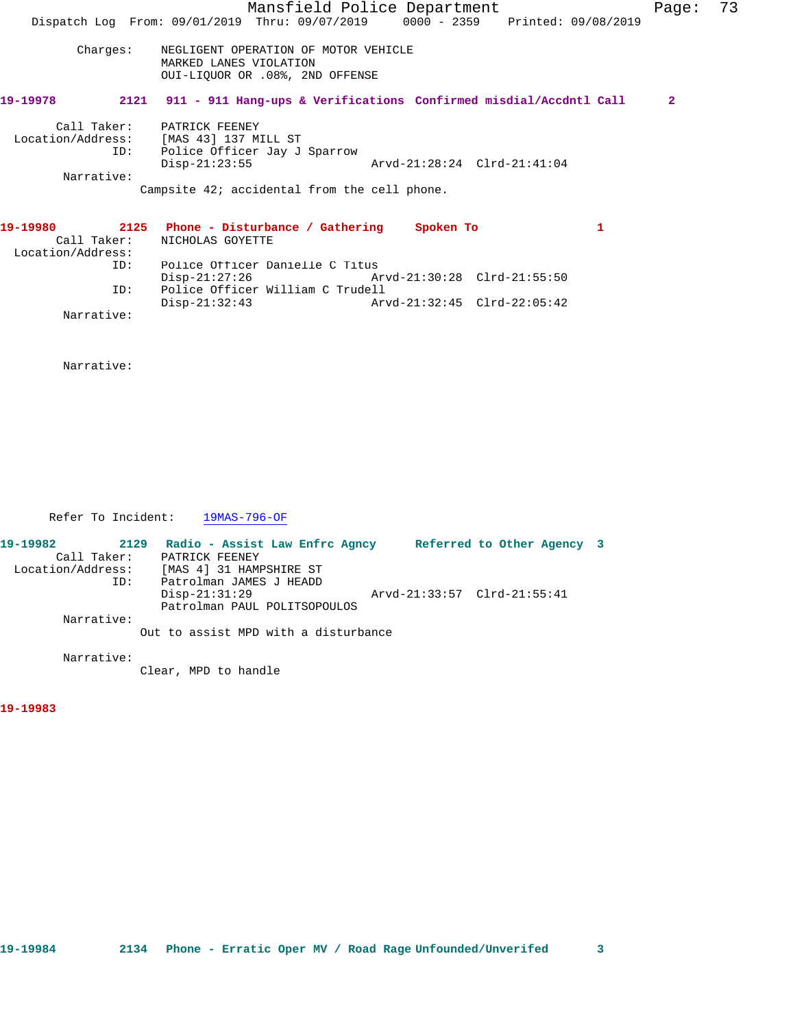Charges: NEGLIGENT OPERATION OF MOTOR VEHICLE
MARKED LANES VIOLATION
OUI-LIQUOR OR .08%, 2ND OFFENSE

**19-19978 2121 911 - 911 Hang-ups & Verifications Confirmed misdial/Accdntl Call 2**

Call Taker: PATRICK FEENEY
Location/Address: [MAS 43] 137 MILL ST
ID: Police Officer Jay J Sparrow
Disp-21:23:55 Arvd-21:28:24 Clrd-21:41:04
Narrative:
Campsite 42; accidental from the cell phone.

**19-19980 2125 Phone - Disturbance / Gathering Spoken To 1**

Call Taker: NICHOLAS GOYETTE
Location/Address:
ID: Police Officer Danielle C Titus
Disp-21:27:26 Arvd-21:30:28 Clrd-21:55:50
ID: Police Officer William C Trudell
Disp-21:32:43 Arvd-21:32:45 Clrd-22:05:42
Narrative:

Narrative:

Refer To Incident: 19MAS-796-OF

**19-19982 2129 Radio - Assist Law Enfrc Agncy Referred to Other Agency 3**

Call Taker: PATRICK FEENEY
Location/Address: [MAS 4] 31 HAMPSHIRE ST
ID: Patrolman JAMES J HEADD
Disp-21:31:29 Arvd-21:33:57 Clrd-21:55:41
Patrolman PAUL POLITSOPOULOS
Narrative:
Out to assist MPD with a disturbance

Narrative:
Clear, MPD to handle

**19-19983**

**19-19984 2134 Phone - Erratic Oper MV / Road Rage Unfounded/Unverifed 3**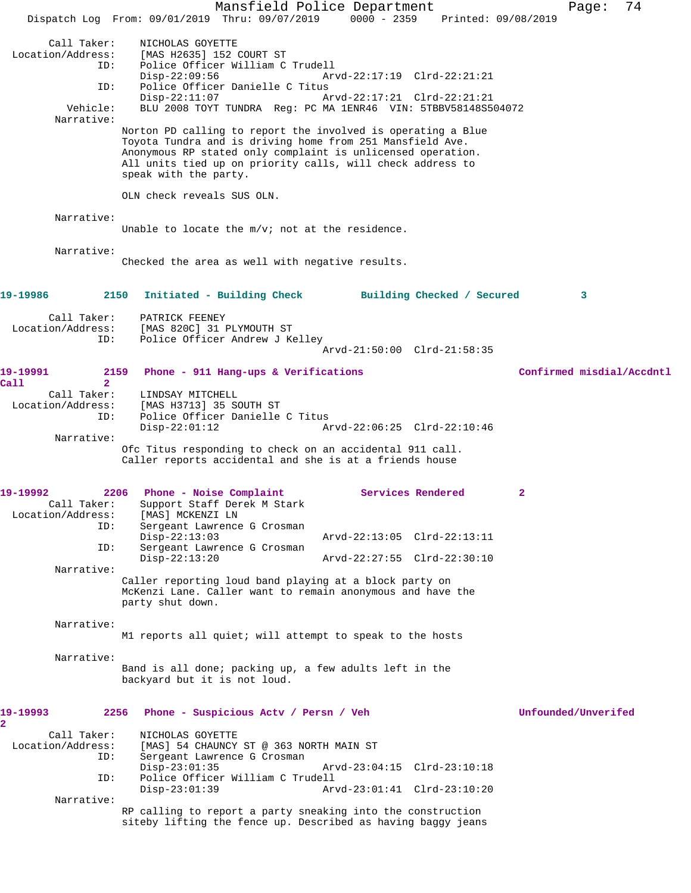Call Taker: NICHOLAS GOYETTE
Location/Address: [MAS H2635] 152 COURT ST
ID: Police Officer William C Trudell
Disp-22:09:56 Arvd-22:17:19 Clrd-22:21:21
ID: Police Officer Danielle C Titus
Disp-22:11:07 Arvd-22:17:21 Clrd-22:21:21
Vehicle: BLU 2008 TOYT TUNDRA Reg: PC MA 1ENR46 VIN: 5TBBV58148S504072
Narrative:
Norton PD calling to report the involved is operating a Blue Toyota Tundra and is driving home from 251 Mansfield Ave. Anonymous RP stated only complaint is unlicensed operation. All units tied up on priority calls, will check address to speak with the party.

OLN check reveals SUS OLN.

Narrative:
Unable to locate the m/v; not at the residence.

Narrative:
Checked the area as well with negative results.

**19-19986 2150 Initiated - Building Check Building Checked / Secured 3**

Call Taker: PATRICK FEENEY
Location/Address: [MAS 820C] 31 PLYMOUTH ST
ID: Police Officer Andrew J Kelley
Arvd-21:50:00 Clrd-21:58:35

**19-19991 2159 Phone - 911 Hang-ups & Verifications Confirmed misdial/Accdntl Call 2**

Call Taker: LINDSAY MITCHELL
Location/Address: [MAS H3713] 35 SOUTH ST
ID: Police Officer Danielle C Titus
Disp-22:01:12 Arvd-22:06:25 Clrd-22:10:46
Narrative:
Ofc Titus responding to check on an accidental 911 call. Caller reports accidental and she is at a friends house

**19-19992 2206 Phone - Noise Complaint Services Rendered 2**

Call Taker: Support Staff Derek M Stark
Location/Address: [MAS] MCKENZI LN
ID: Sergeant Lawrence G Crosman
Disp-22:13:03 Arvd-22:13:05 Clrd-22:13:11
ID: Sergeant Lawrence G Crosman
Disp-22:13:20 Arvd-22:27:55 Clrd-22:30:10
Narrative:
Caller reporting loud band playing at a block party on McKenzi Lane. Caller want to remain anonymous and have the party shut down.

Narrative:
M1 reports all quiet; will attempt to speak to the hosts

Narrative:
Band is all done; packing up, a few adults left in the backyard but it is not loud.

**19-19993 2256 Phone - Suspicious Actv / Persn / Veh Unfounded/Unverifed 2**

Call Taker: NICHOLAS GOYETTE
Location/Address: [MAS] 54 CHAUNCY ST @ 363 NORTH MAIN ST
ID: Sergeant Lawrence G Crosman
Disp-23:01:35 Arvd-23:04:15 Clrd-23:10:18
ID: Police Officer William C Trudell
Disp-23:01:39 Arvd-23:01:41 Clrd-23:10:20
Narrative:
RP calling to report a party sneaking into the construction siteby lifting the fence up. Described as having baggy jeans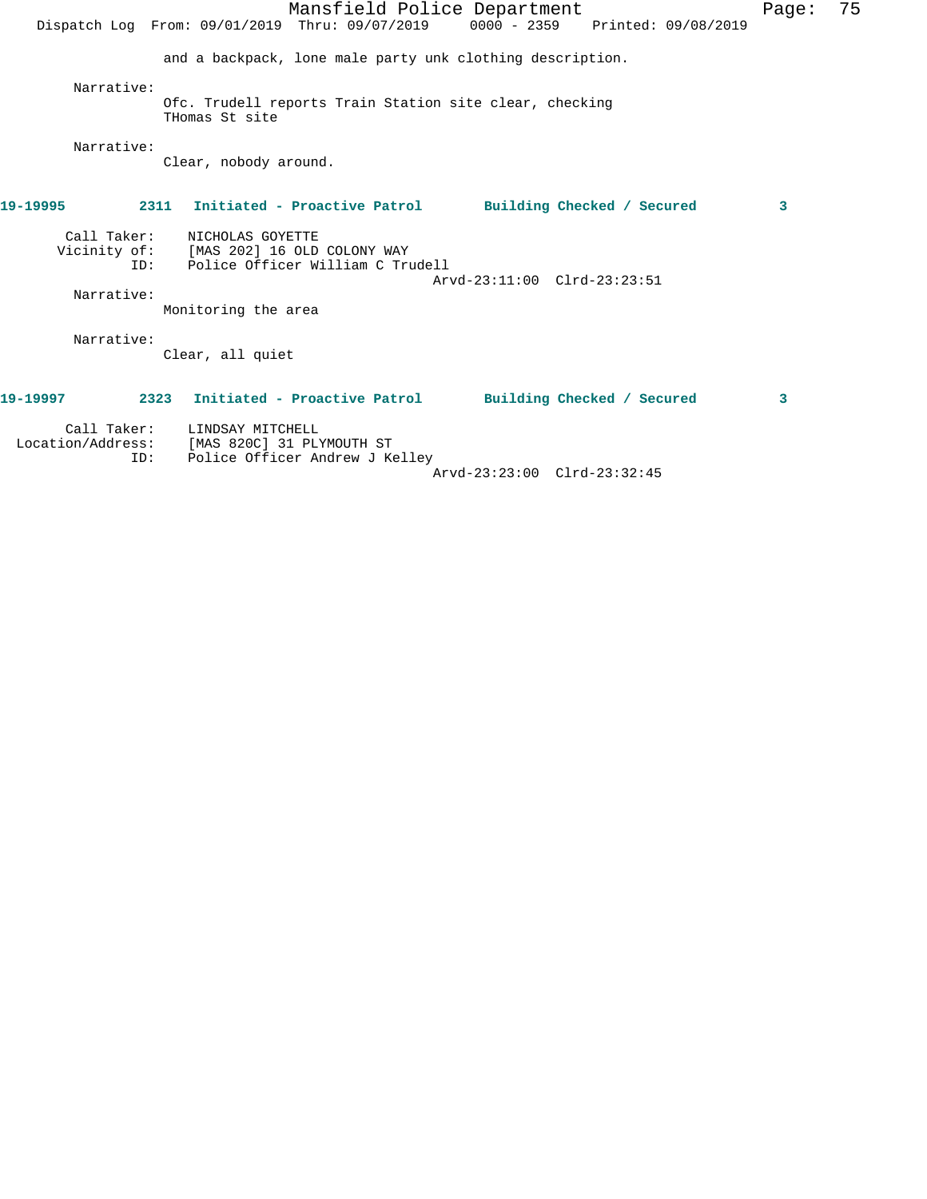and a backpack, lone male party unk clothing description.

Narrative:
Ofc. Trudell reports Train Station site clear, checking THomas St site

Narrative:
Clear, nobody around.

**19-19995 2311 Initiated - Proactive Patrol Building Checked / Secured 3**

Call Taker: NICHOLAS GOYETTE
Vicinity of: [MAS 202] 16 OLD COLONY WAY
ID: Police Officer William C Trudell
Arvd-23:11:00 Clrd-23:23:51

Narrative:
Monitoring the area

Narrative:
Clear, all quiet

**19-19997 2323 Initiated - Proactive Patrol Building Checked / Secured 3**

Call Taker: LINDSAY MITCHELL
Location/Address: [MAS 820C] 31 PLYMOUTH ST
ID: Police Officer Andrew J Kelley
Arvd-23:23:00 Clrd-23:32:45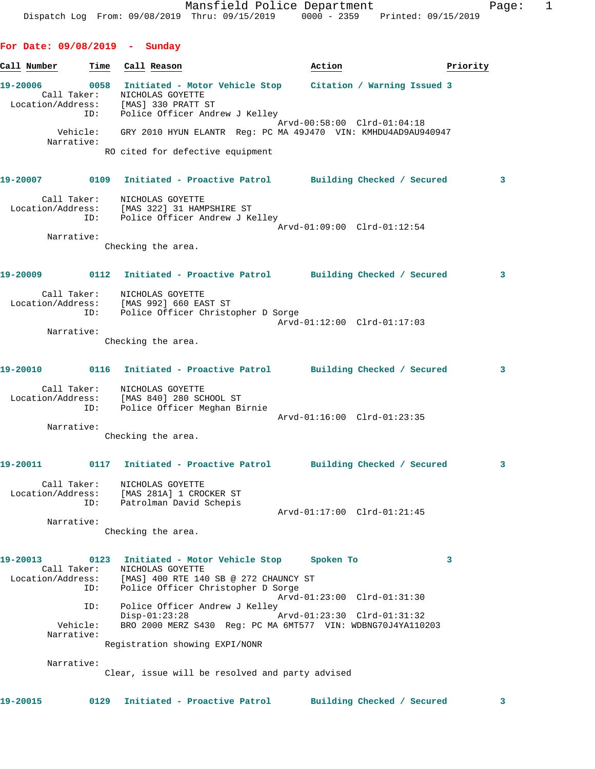**For Date: 09/08/2019 - Sunday**

| Call Number | Time | Call Reason | Action | Priority |
|---|---|---|---|---|

**19-20006** 0058 Initiated - Motor Vehicle Stop — Citation / Warning Issued 3

```
        Call Taker:    NICHOLAS GOYETTE
  Location/Address:    [MAS] 330 PRATT ST
                ID:    Police Officer Andrew J Kelley
                                           Arvd-00:58:00  Clrd-01:04:18
           Vehicle:    GRY 2010 HYUN ELANTR  Reg: PC MA 49J470  VIN: KMHDU4AD9AU940947
         Narrative:
                    RO cited for defective equipment
```

**19-20007** 0109 Initiated - Proactive Patrol — Building Checked / Secured 3

```
        Call Taker:    NICHOLAS GOYETTE
  Location/Address:    [MAS 322] 31 HAMPSHIRE ST
                ID:    Police Officer Andrew J Kelley
                                           Arvd-01:09:00  Clrd-01:12:54
         Narrative:
                    Checking the area.
```

**19-20009** 0112 Initiated - Proactive Patrol — Building Checked / Secured 3

```
        Call Taker:    NICHOLAS GOYETTE
  Location/Address:    [MAS 992] 660 EAST ST
                ID:    Police Officer Christopher D Sorge
                                           Arvd-01:12:00  Clrd-01:17:03
         Narrative:
                    Checking the area.
```

**19-20010** 0116 Initiated - Proactive Patrol — Building Checked / Secured 3

```
        Call Taker:    NICHOLAS GOYETTE
  Location/Address:    [MAS 840] 280 SCHOOL ST
                ID:    Police Officer Meghan Birnie
                                           Arvd-01:16:00  Clrd-01:23:35
         Narrative:
                    Checking the area.
```

**19-20011** 0117 Initiated - Proactive Patrol — Building Checked / Secured 3

```
        Call Taker:    NICHOLAS GOYETTE
  Location/Address:    [MAS 281A] 1 CROCKER ST
                ID:    Patrolman David Schepis
                                           Arvd-01:17:00  Clrd-01:21:45
         Narrative:
                    Checking the area.
```

**19-20013** 0123 Initiated - Motor Vehicle Stop — Spoken To 3

```
        Call Taker:    NICHOLAS GOYETTE
  Location/Address:    [MAS] 400 RTE 140 SB @ 272 CHAUNCY ST
                ID:    Police Officer Christopher D Sorge
                                           Arvd-01:23:00  Clrd-01:31:30
                ID:    Police Officer Andrew J Kelley
                       Disp-01:23:28       Arvd-01:23:30  Clrd-01:31:32
           Vehicle:    BRO 2000 MERZ S430  Reg: PC MA 6MT577  VIN: WDBNG70J4YA110203
         Narrative:
                    Registration showing EXPI/NONR

         Narrative:
                    Clear, issue will be resolved and party advised
```

**19-20015** 0129 Initiated - Proactive Patrol — Building Checked / Secured 3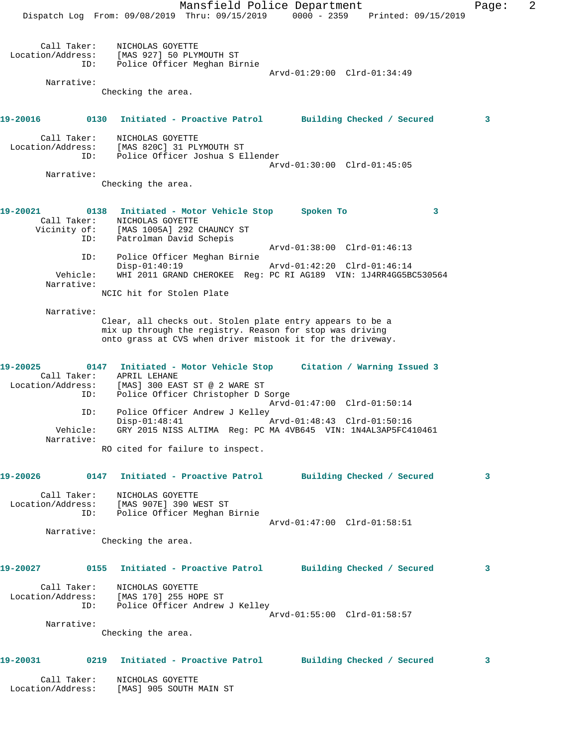Call Taker: NICHOLAS GOYETTE
Location/Address: [MAS 927] 50 PLYMOUTH ST
ID: Police Officer Meghan Birnie
Arvd-01:29:00 Clrd-01:34:49

Narrative:
Checking the area.

**19-20016 0130 Initiated - Proactive Patrol Building Checked / Secured 3**

Call Taker: NICHOLAS GOYETTE
Location/Address: [MAS 820C] 31 PLYMOUTH ST
ID: Police Officer Joshua S Ellender
Arvd-01:30:00 Clrd-01:45:05

Narrative:
Checking the area.

**19-20021 0138 Initiated - Motor Vehicle Stop Spoken To 3**

Call Taker: NICHOLAS GOYETTE
Vicinity of: [MAS 1005A] 292 CHAUNCY ST
ID: Patrolman David Schepis
Arvd-01:38:00 Clrd-01:46:13
ID: Police Officer Meghan Birnie
Disp-01:40:19 Arvd-01:42:20 Clrd-01:46:14
Vehicle: WHI 2011 GRAND CHEROKEE Reg: PC RI AG189 VIN: 1J4RR4GG5BC530564

Narrative:
NCIC hit for Stolen Plate

Narrative:
Clear, all checks out. Stolen plate entry appears to be a mix up through the registry. Reason for stop was driving onto grass at CVS when driver mistook it for the driveway.

**19-20025 0147 Initiated - Motor Vehicle Stop Citation / Warning Issued 3**

Call Taker: APRIL LEHANE
Location/Address: [MAS] 300 EAST ST @ 2 WARE ST
ID: Police Officer Christopher D Sorge
Arvd-01:47:00 Clrd-01:50:14
ID: Police Officer Andrew J Kelley
Disp-01:48:41 Arvd-01:48:43 Clrd-01:50:16
Vehicle: GRY 2015 NISS ALTIMA Reg: PC MA 4VB645 VIN: 1N4AL3AP5FC410461

Narrative:
RO cited for failure to inspect.

**19-20026 0147 Initiated - Proactive Patrol Building Checked / Secured 3**

Call Taker: NICHOLAS GOYETTE
Location/Address: [MAS 907E] 390 WEST ST
ID: Police Officer Meghan Birnie
Arvd-01:47:00 Clrd-01:58:51

Narrative:
Checking the area.

**19-20027 0155 Initiated - Proactive Patrol Building Checked / Secured 3**

Call Taker: NICHOLAS GOYETTE
Location/Address: [MAS 170] 255 HOPE ST
ID: Police Officer Andrew J Kelley
Arvd-01:55:00 Clrd-01:58:57

Narrative:
Checking the area.

**19-20031 0219 Initiated - Proactive Patrol Building Checked / Secured 3**

Call Taker: NICHOLAS GOYETTE
Location/Address: [MAS] 905 SOUTH MAIN ST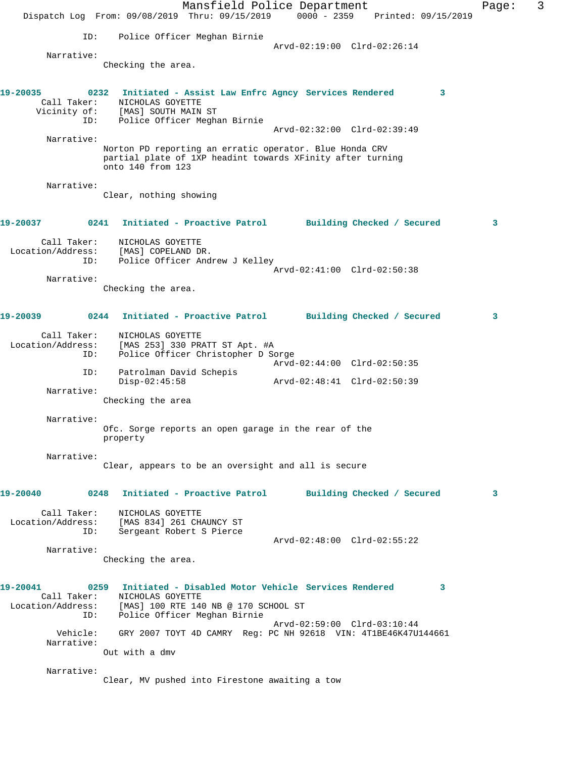ID: Police Officer Meghan Birnie
Arvd-02:19:00 Clrd-02:26:14

Narrative:
Checking the area.

**19-20035 0232 Initiated - Assist Law Enfrc Agncy Services Rendered 3**

Call Taker: NICHOLAS GOYETTE
Vicinity of: [MAS] SOUTH MAIN ST
ID: Police Officer Meghan Birnie
Arvd-02:32:00 Clrd-02:39:49

Narrative:
Norton PD reporting an erratic operator. Blue Honda CRV partial plate of 1XP headint towards XFinity after turning onto 140 from 123

Narrative:
Clear, nothing showing

**19-20037 0241 Initiated - Proactive Patrol Building Checked / Secured 3**

Call Taker: NICHOLAS GOYETTE
Location/Address: [MAS] COPELAND DR.
ID: Police Officer Andrew J Kelley
Arvd-02:41:00 Clrd-02:50:38

Narrative:
Checking the area.

**19-20039 0244 Initiated - Proactive Patrol Building Checked / Secured 3**

Call Taker: NICHOLAS GOYETTE
Location/Address: [MAS 253] 330 PRATT ST Apt. #A
ID: Police Officer Christopher D Sorge
Arvd-02:44:00 Clrd-02:50:35
ID: Patrolman David Schepis
Disp-02:45:58 Arvd-02:48:41 Clrd-02:50:39

Narrative:
Checking the area

Narrative:
Ofc. Sorge reports an open garage in the rear of the property

Narrative:
Clear, appears to be an oversight and all is secure

**19-20040 0248 Initiated - Proactive Patrol Building Checked / Secured 3**

Call Taker: NICHOLAS GOYETTE
Location/Address: [MAS 834] 261 CHAUNCY ST
ID: Sergeant Robert S Pierce
Arvd-02:48:00 Clrd-02:55:22

Narrative:
Checking the area.

**19-20041 0259 Initiated - Disabled Motor Vehicle Services Rendered 3**

Call Taker: NICHOLAS GOYETTE
Location/Address: [MAS] 100 RTE 140 NB @ 170 SCHOOL ST
ID: Police Officer Meghan Birnie
Arvd-02:59:00 Clrd-03:10:44
Vehicle: GRY 2007 TOYT 4D CAMRY Reg: PC NH 92618 VIN: 4T1BE46K47U144661

Narrative:
Out with a dmv

Narrative:
Clear, MV pushed into Firestone awaiting a tow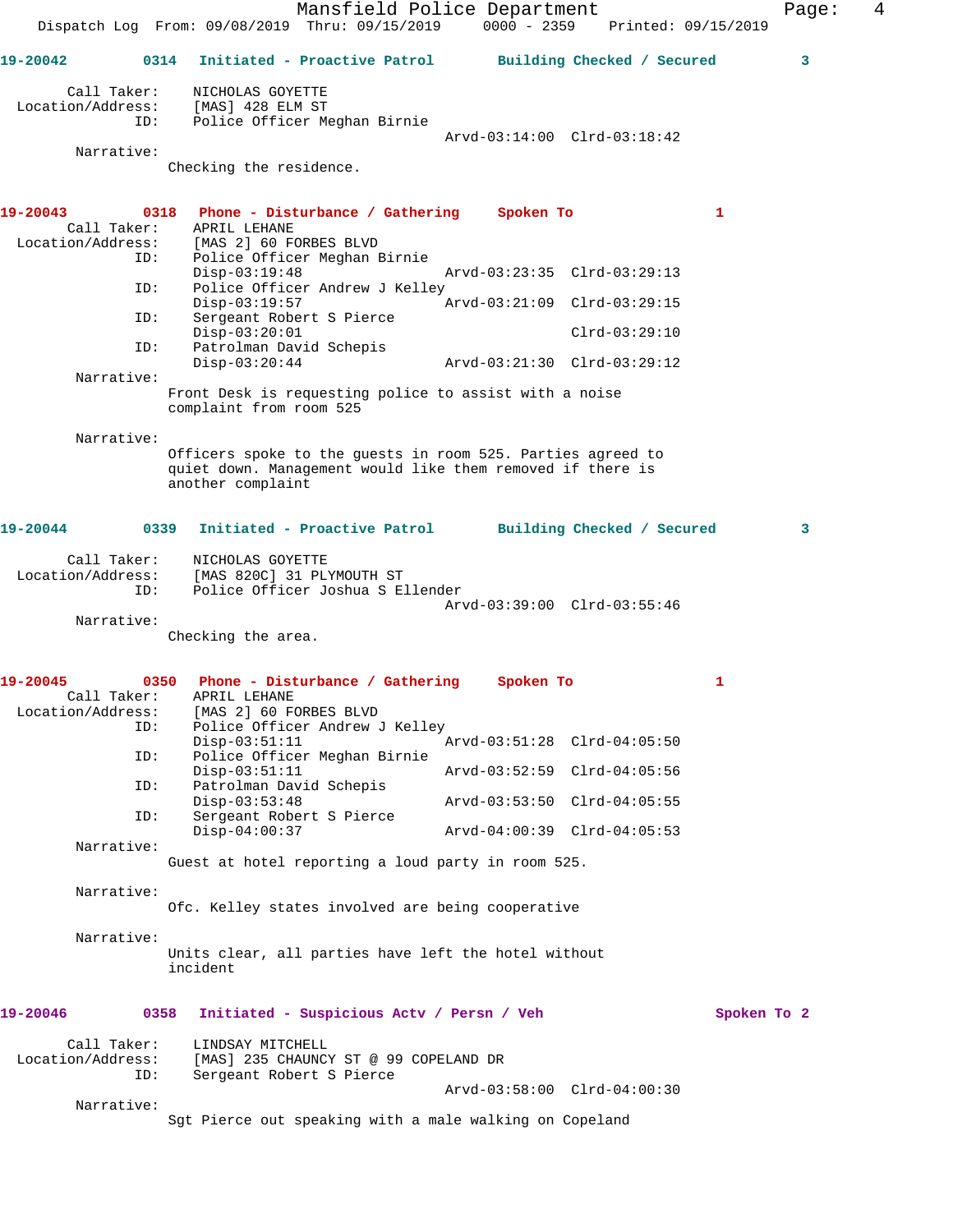**19-20042** 0314 Initiated - Proactive Patrol — Building Checked / Secured — 3

Call Taker: NICHOLAS GOYETTE
Location/Address: [MAS] 428 ELM ST
ID: Police Officer Meghan Birnie
Arvd-03:14:00 Clrd-03:18:42

Narrative:
Checking the residence.

**19-20043** 0318 Phone - Disturbance / Gathering — Spoken To — 1

Call Taker: APRIL LEHANE
Location/Address: [MAS 2] 60 FORBES BLVD
ID: Police Officer Meghan Birnie
Disp-03:19:48 Arvd-03:23:35 Clrd-03:29:13
ID: Police Officer Andrew J Kelley
Disp-03:19:57 Arvd-03:21:09 Clrd-03:29:15
ID: Sergeant Robert S Pierce
Disp-03:20:01 Clrd-03:29:10
ID: Patrolman David Schepis
Disp-03:20:44 Arvd-03:21:30 Clrd-03:29:12

Narrative:
Front Desk is requesting police to assist with a noise complaint from room 525

Narrative:
Officers spoke to the guests in room 525. Parties agreed to quiet down. Management would like them removed if there is another complaint

**19-20044** 0339 Initiated - Proactive Patrol — Building Checked / Secured — 3

Call Taker: NICHOLAS GOYETTE
Location/Address: [MAS 820C] 31 PLYMOUTH ST
ID: Police Officer Joshua S Ellender
Arvd-03:39:00 Clrd-03:55:46

Narrative:
Checking the area.

**19-20045** 0350 Phone - Disturbance / Gathering — Spoken To — 1

Call Taker: APRIL LEHANE
Location/Address: [MAS 2] 60 FORBES BLVD
ID: Police Officer Andrew J Kelley
Disp-03:51:11 Arvd-03:51:28 Clrd-04:05:50
ID: Police Officer Meghan Birnie
Disp-03:51:11 Arvd-03:52:59 Clrd-04:05:56
ID: Patrolman David Schepis
Disp-03:53:48 Arvd-03:53:50 Clrd-04:05:55
ID: Sergeant Robert S Pierce
Disp-04:00:37 Arvd-04:00:39 Clrd-04:05:53

Narrative:
Guest at hotel reporting a loud party in room 525.

Narrative:
Ofc. Kelley states involved are being cooperative

Narrative:
Units clear, all parties have left the hotel without incident

**19-20046** 0358 Initiated - Suspicious Actv / Persn / Veh — Spoken To — 2

Call Taker: LINDSAY MITCHELL
Location/Address: [MAS] 235 CHAUNCY ST @ 99 COPELAND DR
ID: Sergeant Robert S Pierce
Arvd-03:58:00 Clrd-04:00:30

Narrative:
Sgt Pierce out speaking with a male walking on Copeland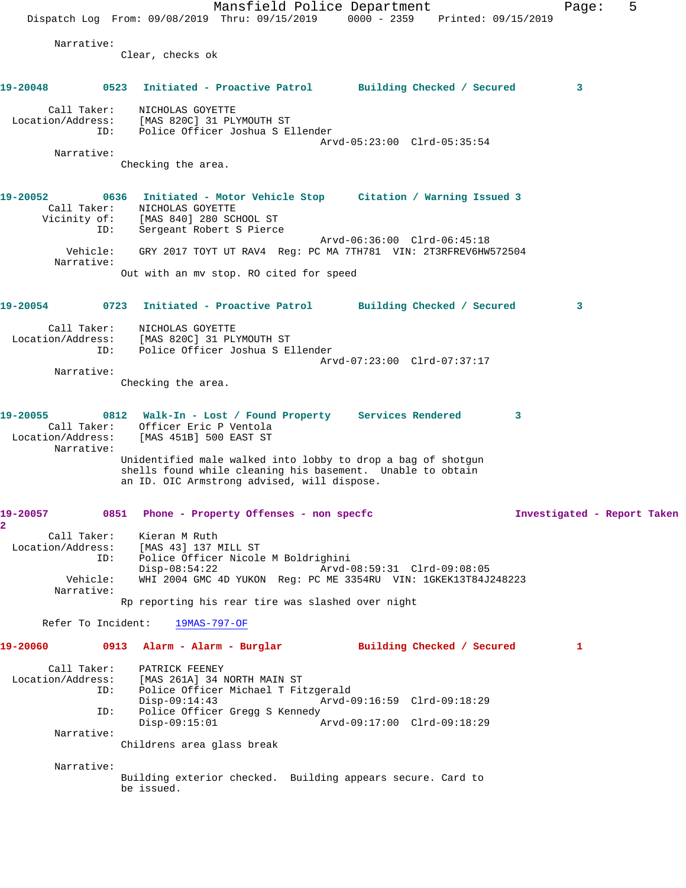Narrative:
Clear, checks ok

**19-20048** 0523 Initiated - Proactive Patrol Building Checked / Secured 3

Call Taker: NICHOLAS GOYETTE
Location/Address: [MAS 820C] 31 PLYMOUTH ST
ID: Police Officer Joshua S Ellender
Arvd-05:23:00 Clrd-05:35:54
Narrative:
Checking the area.

**19-20052** 0636 Initiated - Motor Vehicle Stop Citation / Warning Issued 3
Call Taker: NICHOLAS GOYETTE
Vicinity of: [MAS 840] 280 SCHOOL ST
ID: Sergeant Robert S Pierce
Arvd-06:36:00 Clrd-06:45:18
Vehicle: GRY 2017 TOYT UT RAV4 Reg: PC MA 7TH781 VIN: 2T3RFREV6HW572504
Narrative:
Out with an mv stop. RO cited for speed

**19-20054** 0723 Initiated - Proactive Patrol Building Checked / Secured 3

Call Taker: NICHOLAS GOYETTE
Location/Address: [MAS 820C] 31 PLYMOUTH ST
ID: Police Officer Joshua S Ellender
Arvd-07:23:00 Clrd-07:37:17
Narrative:
Checking the area.

**19-20055** 0812 Walk-In - Lost / Found Property Services Rendered 3
Call Taker: Officer Eric P Ventola
Location/Address: [MAS 451B] 500 EAST ST
Narrative:
Unidentified male walked into lobby to drop a bag of shotgun shells found while cleaning his basement. Unable to obtain an ID. OIC Armstrong advised, will dispose.

**19-20057** 0851 Phone - Property Offenses - non specfc Investigated - Report Taken 2
Call Taker: Kieran M Ruth
Location/Address: [MAS 43] 137 MILL ST
ID: Police Officer Nicole M Boldrighini
Disp-08:54:22 Arvd-08:59:31 Clrd-09:08:05
Vehicle: WHI 2004 GMC 4D YUKON Reg: PC ME 3354RU VIN: 1GKEK13T84J248223
Narrative:
Rp reporting his rear tire was slashed over night

Refer To Incident: 19MAS-797-OF

**19-20060** 0913 Alarm - Alarm - Burglar Building Checked / Secured 1

Call Taker: PATRICK FEENEY
Location/Address: [MAS 261A] 34 NORTH MAIN ST
ID: Police Officer Michael T Fitzgerald
Disp-09:14:43 Arvd-09:16:59 Clrd-09:18:29
ID: Police Officer Gregg S Kennedy
Disp-09:15:01 Arvd-09:17:00 Clrd-09:18:29
Narrative:
Childrens area glass break

Narrative:
Building exterior checked. Building appears secure. Card to be issued.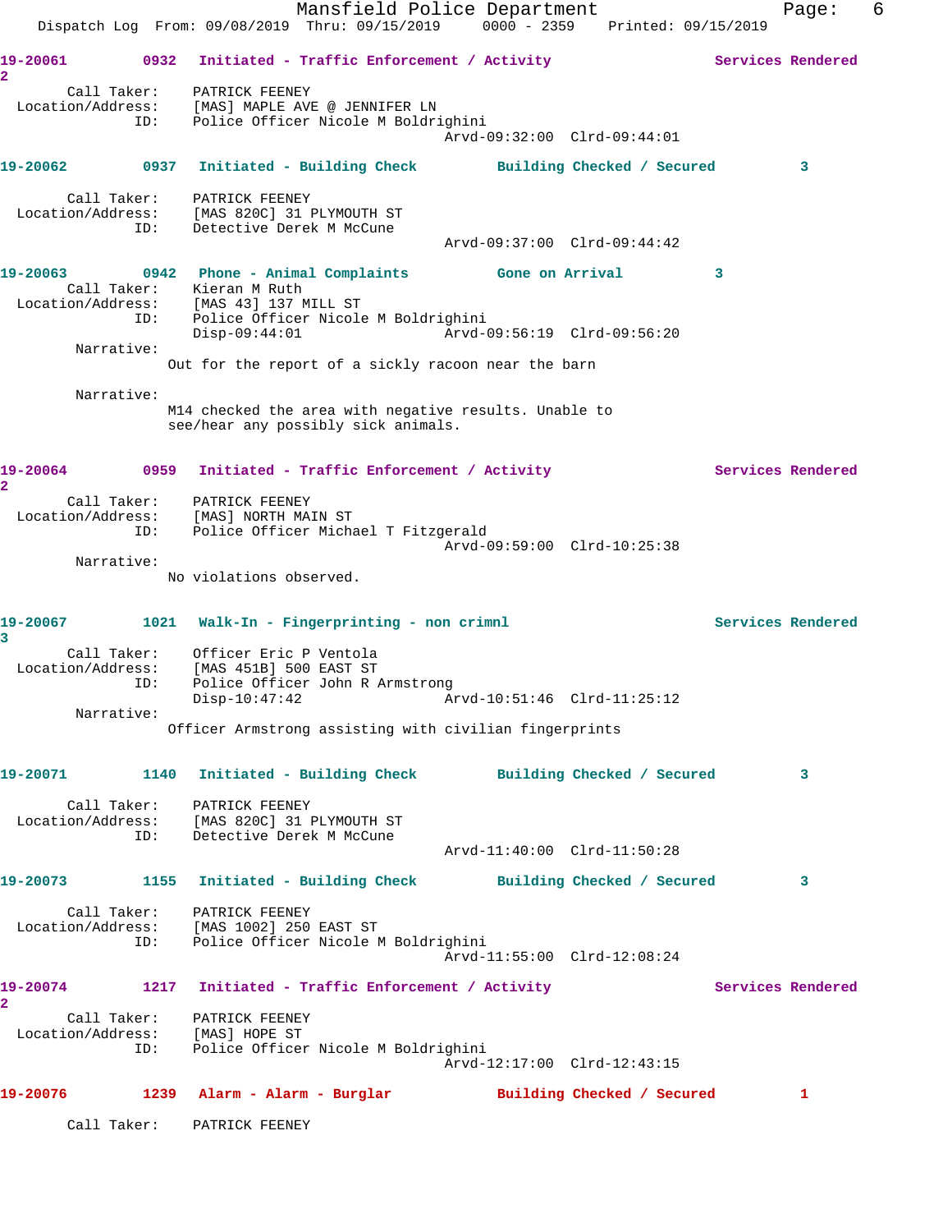**19-20061** 0932 Initiated - Traffic Enforcement / Activity — Services Rendered 2

Call Taker: PATRICK FEENEY
Location/Address: [MAS] MAPLE AVE @ JENNIFER LN
ID: Police Officer Nicole M Boldrighini
Arvd-09:32:00 Clrd-09:44:01

**19-20062** 0937 Initiated - Building Check — Building Checked / Secured 3

Call Taker: PATRICK FEENEY
Location/Address: [MAS 820C] 31 PLYMOUTH ST
ID: Detective Derek M McCune
Arvd-09:37:00 Clrd-09:44:42

**19-20063** 0942 Phone - Animal Complaints — Gone on Arrival 3

Call Taker: Kieran M Ruth
Location/Address: [MAS 43] 137 MILL ST
ID: Police Officer Nicole M Boldrighini
Disp-09:44:01 Arvd-09:56:19 Clrd-09:56:20

Narrative:
Out for the report of a sickly racoon near the barn

Narrative:
M14 checked the area with negative results. Unable to see/hear any possibly sick animals.

**19-20064** 0959 Initiated - Traffic Enforcement / Activity — Services Rendered 2

Call Taker: PATRICK FEENEY
Location/Address: [MAS] NORTH MAIN ST
ID: Police Officer Michael T Fitzgerald
Arvd-09:59:00 Clrd-10:25:38

Narrative:
No violations observed.

**19-20067** 1021 Walk-In - Fingerprinting - non crimnl — Services Rendered 3

Call Taker: Officer Eric P Ventola
Location/Address: [MAS 451B] 500 EAST ST
ID: Police Officer John R Armstrong
Disp-10:47:42 Arvd-10:51:46 Clrd-11:25:12

Narrative:
Officer Armstrong assisting with civilian fingerprints

**19-20071** 1140 Initiated - Building Check — Building Checked / Secured 3

Call Taker: PATRICK FEENEY
Location/Address: [MAS 820C] 31 PLYMOUTH ST
ID: Detective Derek M McCune
Arvd-11:40:00 Clrd-11:50:28

**19-20073** 1155 Initiated - Building Check — Building Checked / Secured 3

Call Taker: PATRICK FEENEY
Location/Address: [MAS 1002] 250 EAST ST
ID: Police Officer Nicole M Boldrighini
Arvd-11:55:00 Clrd-12:08:24

**19-20074** 1217 Initiated - Traffic Enforcement / Activity — Services Rendered 2

Call Taker: PATRICK FEENEY
Location/Address: [MAS] HOPE ST
ID: Police Officer Nicole M Boldrighini
Arvd-12:17:00 Clrd-12:43:15

**19-20076** 1239 Alarm - Alarm - Burglar — Building Checked / Secured 1

Call Taker: PATRICK FEENEY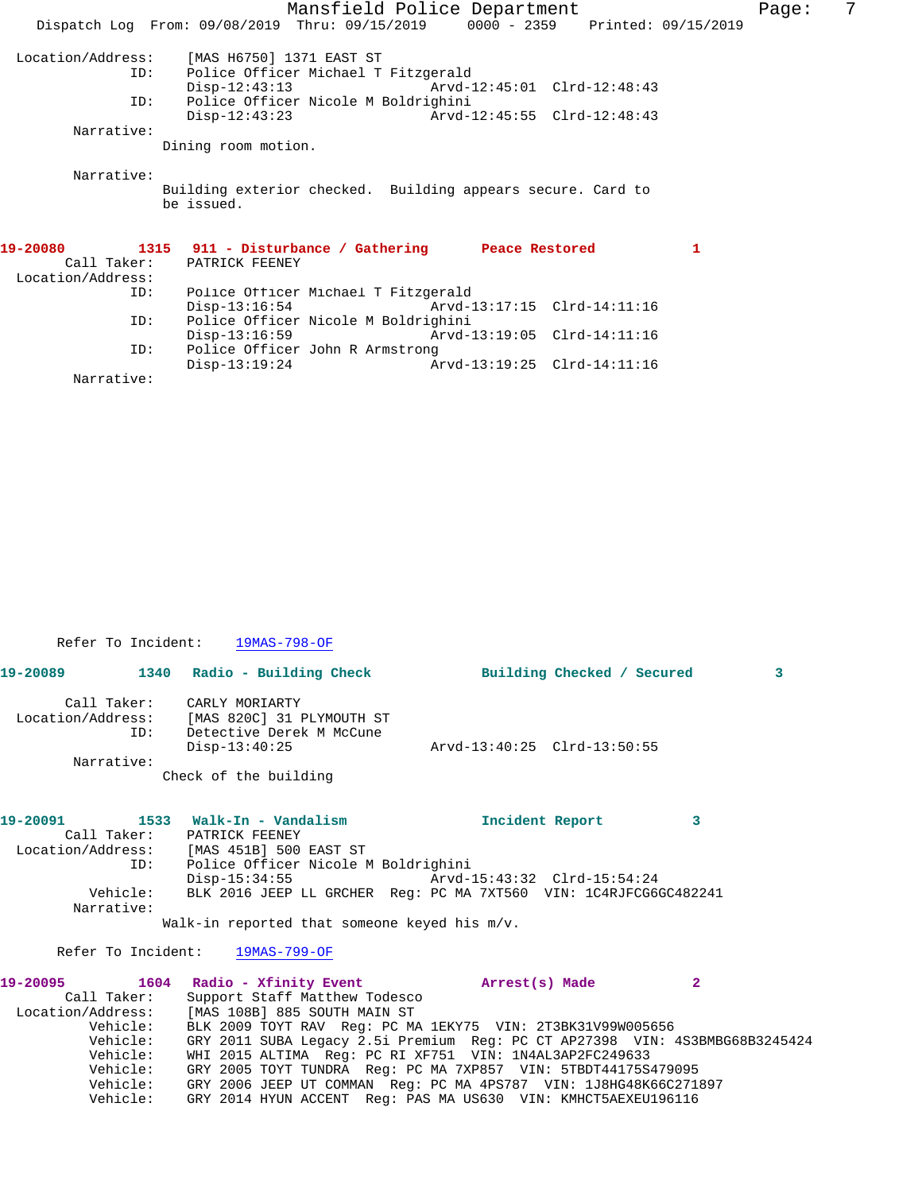Location/Address: [MAS H6750] 1371 EAST ST
ID: Police Officer Michael T Fitzgerald
Disp-12:43:13 Arvd-12:45:01 Clrd-12:48:43
ID: Police Officer Nicole M Boldrighini
Disp-12:43:23 Arvd-12:45:55 Clrd-12:48:43
Narrative:
Dining room motion.

Narrative:
Building exterior checked. Building appears secure. Card to be issued.

**19-20080 1315 911 - Disturbance / Gathering Peace Restored 1**

Call Taker: PATRICK FEENEY
Location/Address:
ID: Police Officer Michael T Fitzgerald
Disp-13:16:54 Arvd-13:17:15 Clrd-14:11:16
ID: Police Officer Nicole M Boldrighini
Disp-13:16:59 Arvd-13:19:05 Clrd-14:11:16
ID: Police Officer John R Armstrong
Disp-13:19:24 Arvd-13:19:25 Clrd-14:11:16
Narrative:

Refer To Incident: 19MAS-798-OF

**19-20089 1340 Radio - Building Check Building Checked / Secured 3**

Call Taker: CARLY MORIARTY
Location/Address: [MAS 820C] 31 PLYMOUTH ST
ID: Detective Derek M McCune
Disp-13:40:25 Arvd-13:40:25 Clrd-13:50:55
Narrative:
Check of the building

**19-20091 1533 Walk-In - Vandalism Incident Report 3**

Call Taker: PATRICK FEENEY
Location/Address: [MAS 451B] 500 EAST ST
ID: Police Officer Nicole M Boldrighini
Disp-15:34:55 Arvd-15:43:32 Clrd-15:54:24
Vehicle: BLK 2016 JEEP LL GRCHER Reg: PC MA 7XT560 VIN: 1C4RJFCG6GC482241
Narrative:
Walk-in reported that someone keyed his m/v.

Refer To Incident: 19MAS-799-OF

**19-20095 1604 Radio - Xfinity Event Arrest(s) Made 2**

Call Taker: Support Staff Matthew Todesco
Location/Address: [MAS 108B] 885 SOUTH MAIN ST
Vehicle: BLK 2009 TOYT RAV Reg: PC MA 1EKY75 VIN: 2T3BK31V99W005656
Vehicle: GRY 2011 SUBA Legacy 2.5i Premium Reg: PC CT AP27398 VIN: 4S3BMBG68B3245424
Vehicle: WHI 2015 ALTIMA Reg: PC RI XF751 VIN: 1N4AL3AP2FC249633
Vehicle: GRY 2005 TOYT TUNDRA Reg: PC MA 7XP857 VIN: 5TBDT44175S479095
Vehicle: GRY 2006 JEEP UT COMMAN Reg: PC MA 4PS787 VIN: 1J8HG48K66C271897
Vehicle: GRY 2014 HYUN ACCENT Reg: PAS MA US630 VIN: KMHCT5AEXEU196116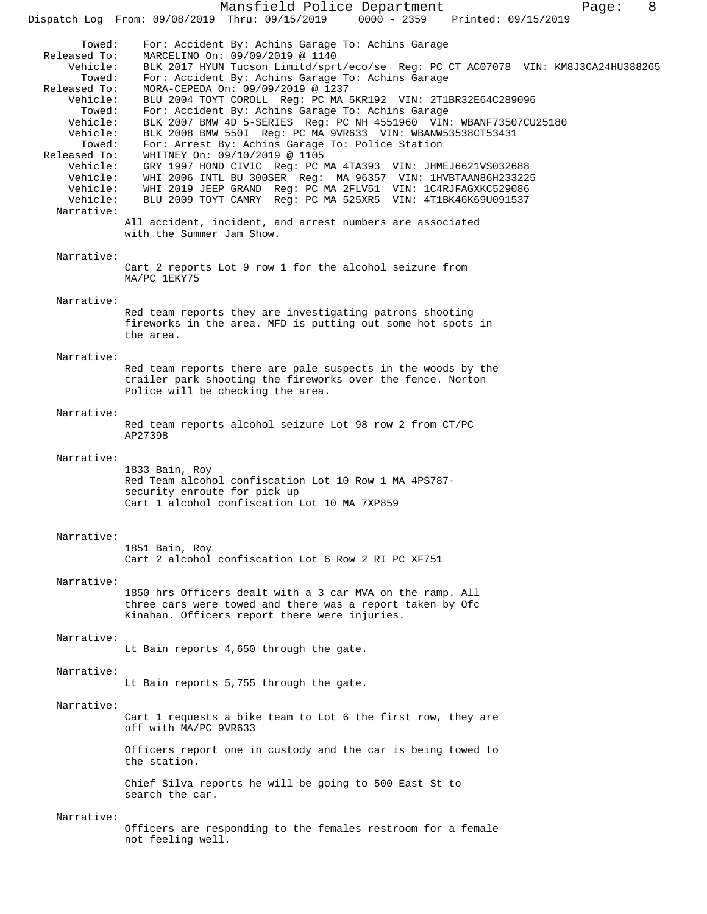Towed: For: Accident By: Achins Garage To: Achins Garage
Released To: MARCELINO On: 09/09/2019 @ 1140
Vehicle: BLK 2017 HYUN Tucson Limitd/sprt/eco/se Reg: PC CT AC07078 VIN: KM8J3CA24HU388265
Towed: For: Accident By: Achins Garage To: Achins Garage
Released To: MORA-CEPEDA On: 09/09/2019 @ 1237
Vehicle: BLU 2004 TOYT COROLL Reg: PC MA 5KR192 VIN: 2T1BR32E64C289096
Towed: For: Accident By: Achins Garage To: Achins Garage
Vehicle: BLK 2007 BMW 4D 5-SERIES Reg: PC NH 4551960 VIN: WBANF73507CU25180
Vehicle: BLK 2008 BMW 550I Reg: PC MA 9VR633 VIN: WBANW53538CT53431
Towed: For: Arrest By: Achins Garage To: Police Station
Released To: WHITNEY On: 09/10/2019 @ 1105
Vehicle: GRY 1997 HOND CIVIC Reg: PC MA 4TA393 VIN: JHMEJ6621VS032688
Vehicle: WHI 2006 INTL BU 300SER Reg: MA 96357 VIN: 1HVBTAAN86H233225
Vehicle: WHI 2019 JEEP GRAND Reg: PC MA 2FLV51 VIN: 1C4RJFAGXKC529086
Vehicle: BLU 2009 TOYT CAMRY Reg: PC MA 525XR5 VIN: 4T1BK46K69U091537

Narrative:
All accident, incident, and arrest numbers are associated with the Summer Jam Show.

Narrative:
Cart 2 reports Lot 9 row 1 for the alcohol seizure from MA/PC 1EKY75

Narrative:
Red team reports they are investigating patrons shooting fireworks in the area. MFD is putting out some hot spots in the area.

Narrative:
Red team reports there are pale suspects in the woods by the trailer park shooting the fireworks over the fence. Norton Police will be checking the area.

Narrative:
Red team reports alcohol seizure Lot 98 row 2 from CT/PC AP27398

Narrative:
1833 Bain, Roy
Red Team alcohol confiscation Lot 10 Row 1 MA 4PS787-
security enroute for pick up
Cart 1 alcohol confiscation Lot 10 MA 7XP859

Narrative:
1851 Bain, Roy
Cart 2 alcohol confiscation Lot 6 Row 2 RI PC XF751

Narrative:
1850 hrs Officers dealt with a 3 car MVA on the ramp. All three cars were towed and there was a report taken by Ofc Kinahan. Officers report there were injuries.

Narrative:
Lt Bain reports 4,650 through the gate.

Narrative:
Lt Bain reports 5,755 through the gate.

Narrative:
Cart 1 requests a bike team to Lot 6 the first row, they are off with MA/PC 9VR633

Officers report one in custody and the car is being towed to the station.

Chief Silva reports he will be going to 500 East St to search the car.

Narrative:
Officers are responding to the females restroom for a female not feeling well.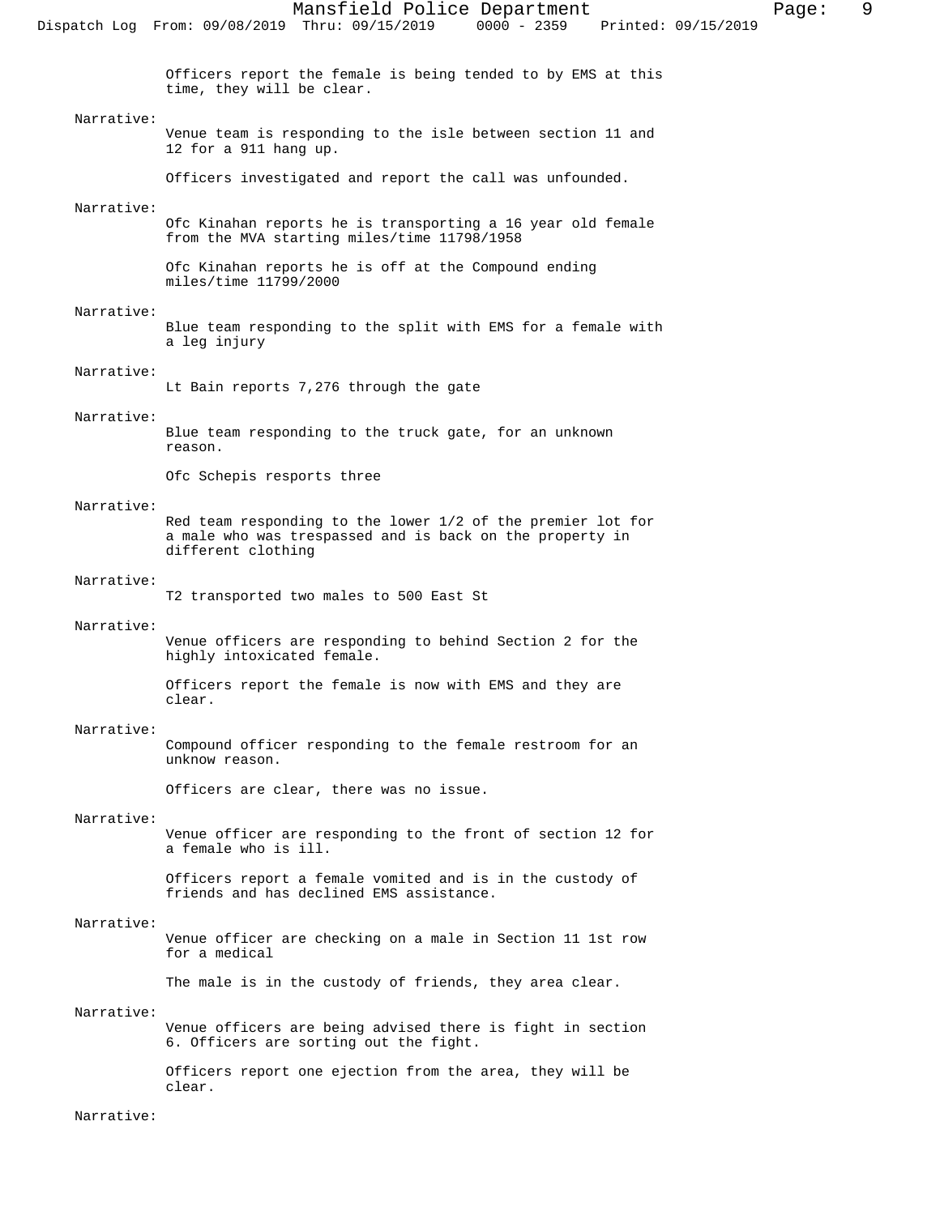Officers report the female is being tended to by EMS at this time, they will be clear.

Narrative:
Venue team is responding to the isle between section 11 and 12 for a 911 hang up.

Officers investigated and report the call was unfounded.

Narrative:
Ofc Kinahan reports he is transporting a 16 year old female from the MVA starting miles/time 11798/1958

Ofc Kinahan reports he is off at the Compound ending miles/time 11799/2000

Narrative:
Blue team responding to the split with EMS for a female with a leg injury

Narrative:
Lt Bain reports 7,276 through the gate

Narrative:
Blue team responding to the truck gate, for an unknown reason.

Ofc Schepis resports three

Narrative:
Red team responding to the lower 1/2 of the premier lot for a male who was trespassed and is back on the property in different clothing

Narrative:
T2 transported two males to 500 East St

Narrative:
Venue officers are responding to behind Section 2 for the highly intoxicated female.

Officers report the female is now with EMS and they are clear.

Narrative:
Compound officer responding to the female restroom for an unknow reason.

Officers are clear, there was no issue.

Narrative:
Venue officer are responding to the front of section 12 for a female who is ill.

Officers report a female vomited and is in the custody of friends and has declined EMS assistance.

Narrative:
Venue officer are checking on a male in Section 11 1st row for a medical

The male is in the custody of friends, they area clear.

Narrative:
Venue officers are being advised there is fight in section 6. Officers are sorting out the fight.

Officers report one ejection from the area, they will be clear.

Narrative: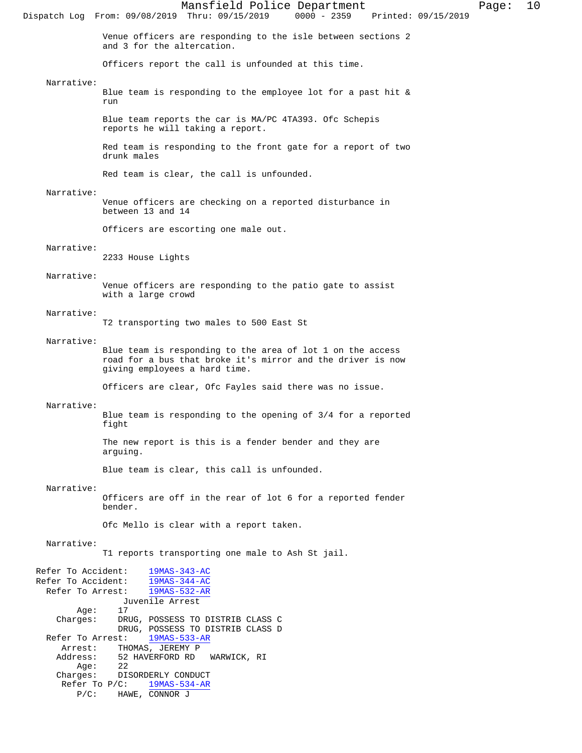Venue officers are responding to the isle between sections 2 and 3 for the altercation.

Officers report the call is unfounded at this time.

Narrative:

Blue team is responding to the employee lot for a past hit & run

Blue team reports the car is MA/PC 4TA393. Ofc Schepis reports he will taking a report.

Red team is responding to the front gate for a report of two drunk males

Red team is clear, the call is unfounded.

Narrative:

Venue officers are checking on a reported disturbance in between 13 and 14

Officers are escorting one male out.

Narrative:

2233 House Lights

Narrative:

Venue officers are responding to the patio gate to assist with a large crowd

Narrative:

T2 transporting two males to 500 East St

Narrative:

Blue team is responding to the area of lot 1 on the access road for a bus that broke it's mirror and the driver is now giving employees a hard time.

Officers are clear, Ofc Fayles said there was no issue.

Narrative:

Blue team is responding to the opening of 3/4 for a reported fight

The new report is this is a fender bender and they are arguing.

Blue team is clear, this call is unfounded.

Narrative:

Officers are off in the rear of lot 6 for a reported fender bender.

Ofc Mello is clear with a report taken.

Narrative:

T1 reports transporting one male to Ash St jail.

Refer To Accident: 19MAS-343-AC
Refer To Accident: 19MAS-344-AC
Refer To Arrest: 19MAS-532-AR
Juvenile Arrest
Age: 17
Charges: DRUG, POSSESS TO DISTRIB CLASS C
DRUG, POSSESS TO DISTRIB CLASS D
Refer To Arrest: 19MAS-533-AR
Arrest: THOMAS, JEREMY P
Address: 52 HAVERFORD RD WARWICK, RI
Age: 22
Charges: DISORDERLY CONDUCT
Refer To P/C: 19MAS-534-AR
P/C: HAWE, CONNOR J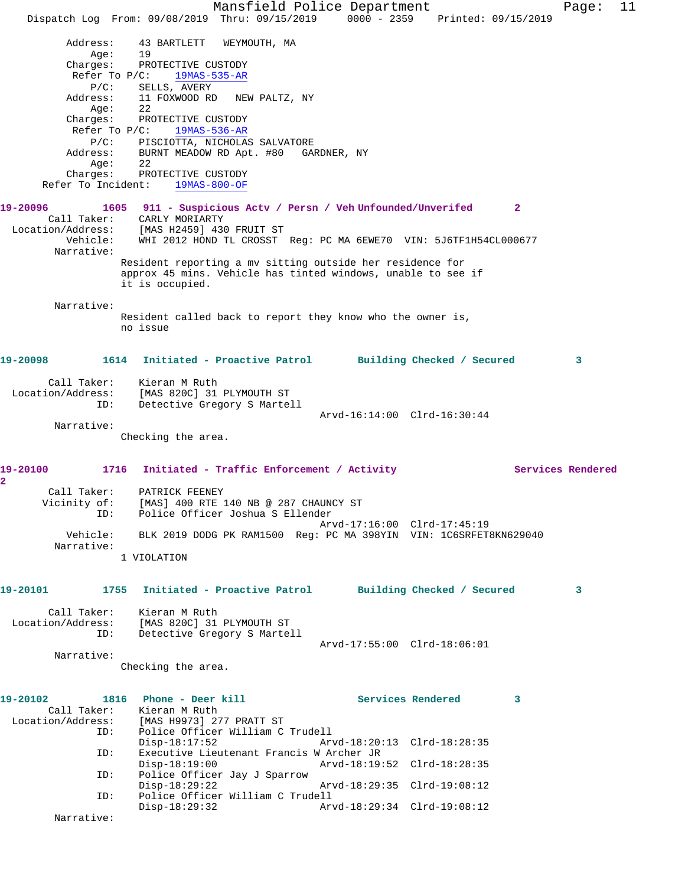Address: 43 BARTLETT WEYMOUTH, MA
Age: 19
Charges: PROTECTIVE CUSTODY
Refer To P/C: 19MAS-535-AR
P/C: SELLS, AVERY
Address: 11 FOXWOOD RD NEW PALTZ, NY
Age: 22
Charges: PROTECTIVE CUSTODY
Refer To P/C: 19MAS-536-AR
P/C: PISCIOTTA, NICHOLAS SALVATORE
Address: BURNT MEADOW RD Apt. #80 GARDNER, NY
Age: 22
Charges: PROTECTIVE CUSTODY
Refer To Incident: 19MAS-800-OF

**19-20096 1605 911 - Suspicious Actv / Persn / Veh Unfounded/Unverifed 2**

Call Taker: CARLY MORIARTY
Location/Address: [MAS H2459] 430 FRUIT ST
Vehicle: WHI 2012 HOND TL CROSST Reg: PC MA 6EWE70 VIN: 5J6TF1H54CL000677
Narrative:
Resident reporting a mv sitting outside her residence for approx 45 mins. Vehicle has tinted windows, unable to see if it is occupied.

Narrative:
Resident called back to report they know who the owner is, no issue

**19-20098 1614 Initiated - Proactive Patrol Building Checked / Secured 3**

Call Taker: Kieran M Ruth
Location/Address: [MAS 820C] 31 PLYMOUTH ST
ID: Detective Gregory S Martell
Arvd-16:14:00 Clrd-16:30:44
Narrative:
Checking the area.

**19-20100 1716 Initiated - Traffic Enforcement / Activity Services Rendered 2**

Call Taker: PATRICK FEENEY
Vicinity of: [MAS] 400 RTE 140 NB @ 287 CHAUNCY ST
ID: Police Officer Joshua S Ellender
Arvd-17:16:00 Clrd-17:45:19
Vehicle: BLK 2019 DODG PK RAM1500 Reg: PC MA 398YIN VIN: 1C6SRFET8KN629040
Narrative:
1 VIOLATION

**19-20101 1755 Initiated - Proactive Patrol Building Checked / Secured 3**

Call Taker: Kieran M Ruth
Location/Address: [MAS 820C] 31 PLYMOUTH ST
ID: Detective Gregory S Martell
Arvd-17:55:00 Clrd-18:06:01
Narrative:
Checking the area.

**19-20102 1816 Phone - Deer kill Services Rendered 3**

Call Taker: Kieran M Ruth
Location/Address: [MAS H9973] 277 PRATT ST
ID: Police Officer William C Trudell
Disp-18:17:52 Arvd-18:20:13 Clrd-18:28:35
ID: Executive Lieutenant Francis W Archer JR
Disp-18:19:00 Arvd-18:19:52 Clrd-18:28:35
ID: Police Officer Jay J Sparrow
Disp-18:29:22 Arvd-18:29:35 Clrd-19:08:12
ID: Police Officer William C Trudell
Disp-18:29:32 Arvd-18:29:34 Clrd-19:08:12
Narrative: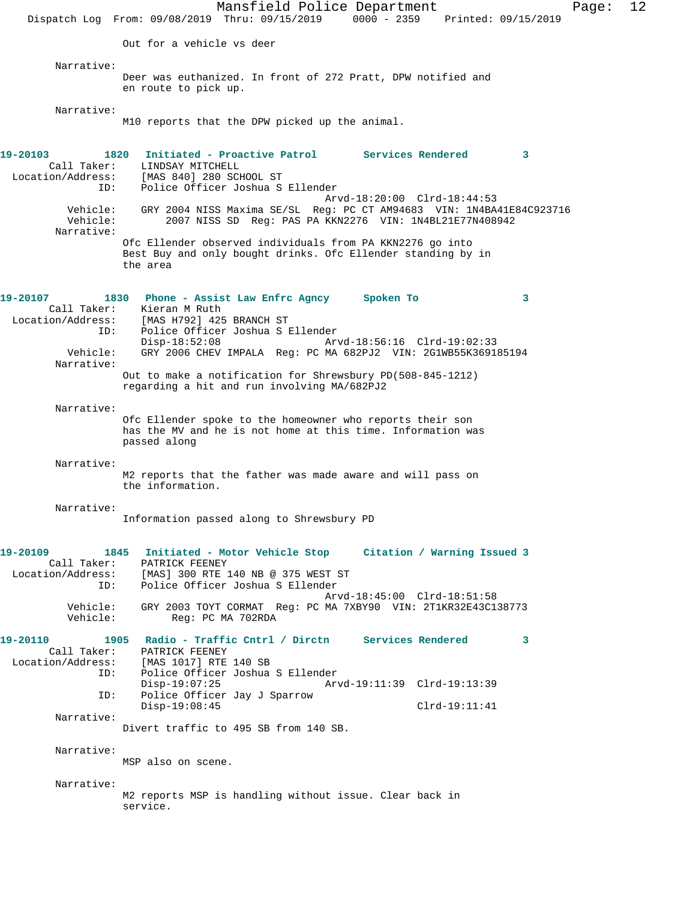Out for a vehicle vs deer

Narrative:
Deer was euthanized. In front of 272 Pratt, DPW notified and en route to pick up.

Narrative:
M10 reports that the DPW picked up the animal.

**19-20103 1820 Initiated - Proactive Patrol Services Rendered 3**

Call Taker: LINDSAY MITCHELL
Location/Address: [MAS 840] 280 SCHOOL ST
ID: Police Officer Joshua S Ellender
Arvd-18:20:00 Clrd-18:44:53
Vehicle: GRY 2004 NISS Maxima SE/SL Reg: PC CT AM94683 VIN: 1N4BA41E84C923716
Vehicle: 2007 NISS SD Reg: PAS PA KKN2276 VIN: 1N4BL21E77N408942
Narrative:
Ofc Ellender observed individuals from PA KKN2276 go into Best Buy and only bought drinks. Ofc Ellender standing by in the area

**19-20107 1830 Phone - Assist Law Enfrc Agncy Spoken To 3**

Call Taker: Kieran M Ruth
Location/Address: [MAS H792] 425 BRANCH ST
ID: Police Officer Joshua S Ellender
Disp-18:52:08 Arvd-18:56:16 Clrd-19:02:33
Vehicle: GRY 2006 CHEV IMPALA Reg: PC MA 682PJ2 VIN: 2G1WB55K369185194
Narrative:
Out to make a notification for Shrewsbury PD(508-845-1212) regarding a hit and run involving MA/682PJ2

Narrative:
Ofc Ellender spoke to the homeowner who reports their son has the MV and he is not home at this time. Information was passed along

Narrative:
M2 reports that the father was made aware and will pass on the information.

Narrative:
Information passed along to Shrewsbury PD

**19-20109 1845 Initiated - Motor Vehicle Stop Citation / Warning Issued 3**

Call Taker: PATRICK FEENEY
Location/Address: [MAS] 300 RTE 140 NB @ 375 WEST ST
ID: Police Officer Joshua S Ellender
Arvd-18:45:00 Clrd-18:51:58
Vehicle: GRY 2003 TOYT CORMAT Reg: PC MA 7XBY90 VIN: 2T1KR32E43C138773
Vehicle: Reg: PC MA 702RDA

**19-20110 1905 Radio - Traffic Cntrl / Dirctn Services Rendered 3**

Call Taker: PATRICK FEENEY
Location/Address: [MAS 1017] RTE 140 SB
ID: Police Officer Joshua S Ellender
Disp-19:07:25 Arvd-19:11:39 Clrd-19:13:39
ID: Police Officer Jay J Sparrow
Disp-19:08:45 Clrd-19:11:41
Narrative:
Divert traffic to 495 SB from 140 SB.

Narrative:
MSP also on scene.

Narrative:
M2 reports MSP is handling without issue. Clear back in service.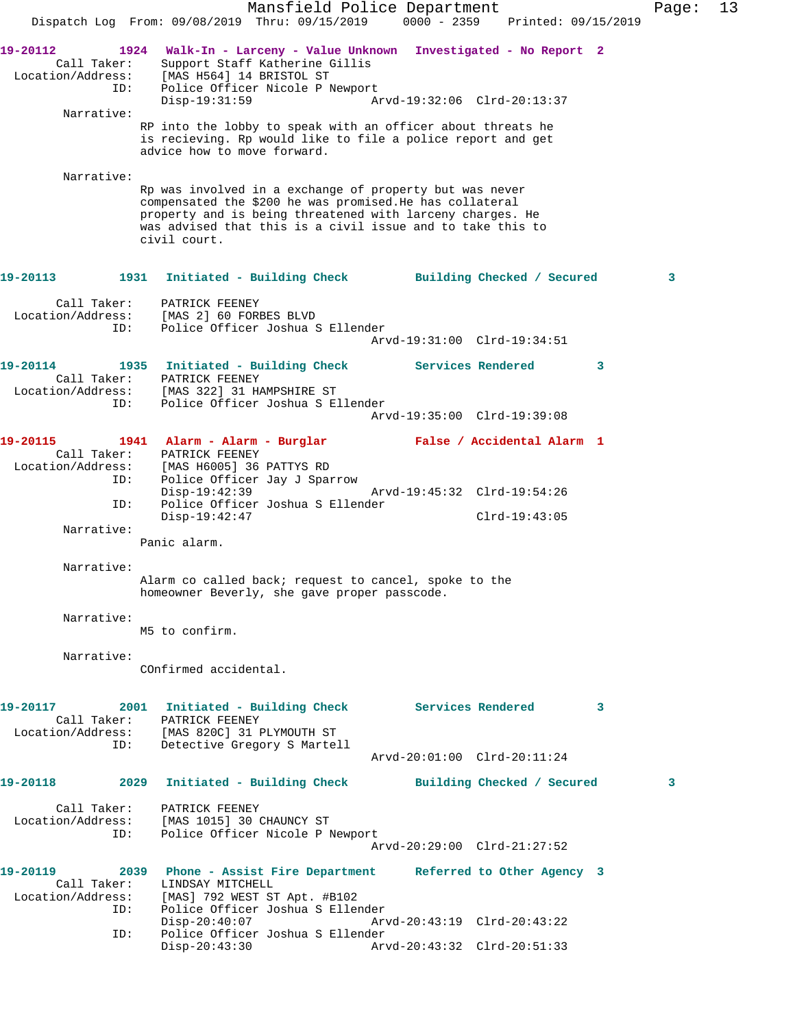19-20112 1924 Walk-In - Larceny - Value Unknown Investigated - No Report 2

Call Taker: Support Staff Katherine Gillis
Location/Address: [MAS H564] 14 BRISTOL ST
ID: Police Officer Nicole P Newport
Disp-19:31:59 Arvd-19:32:06 Clrd-20:13:37

Narrative:
RP into the lobby to speak with an officer about threats he is recieving. Rp would like to file a police report and get advice how to move forward.

Narrative:
Rp was involved in a exchange of property but was never compensated the $200 he was promised.He has collateral property and is being threatened with larceny charges. He was advised that this is a civil issue and to take this to civil court.

19-20113 1931 Initiated - Building Check Building Checked / Secured 3

Call Taker: PATRICK FEENEY
Location/Address: [MAS 2] 60 FORBES BLVD
ID: Police Officer Joshua S Ellender
Arvd-19:31:00 Clrd-19:34:51

19-20114 1935 Initiated - Building Check Services Rendered 3

Call Taker: PATRICK FEENEY
Location/Address: [MAS 322] 31 HAMPSHIRE ST
ID: Police Officer Joshua S Ellender
Arvd-19:35:00 Clrd-19:39:08

19-20115 1941 Alarm - Alarm - Burglar False / Accidental Alarm 1

Call Taker: PATRICK FEENEY
Location/Address: [MAS H6005] 36 PATTYS RD
ID: Police Officer Jay J Sparrow
Disp-19:42:39 Arvd-19:45:32 Clrd-19:54:26
ID: Police Officer Joshua S Ellender
Disp-19:42:47 Clrd-19:43:05

Narrative:
Panic alarm.

Narrative:
Alarm co called back; request to cancel, spoke to the homeowner Beverly, she gave proper passcode.

Narrative:
M5 to confirm.

Narrative:
COnfirmed accidental.

19-20117 2001 Initiated - Building Check Services Rendered 3

Call Taker: PATRICK FEENEY
Location/Address: [MAS 820C] 31 PLYMOUTH ST
ID: Detective Gregory S Martell
Arvd-20:01:00 Clrd-20:11:24

19-20118 2029 Initiated - Building Check Building Checked / Secured 3

Call Taker: PATRICK FEENEY
Location/Address: [MAS 1015] 30 CHAUNCY ST
ID: Police Officer Nicole P Newport
Arvd-20:29:00 Clrd-21:27:52

19-20119 2039 Phone - Assist Fire Department Referred to Other Agency 3

Call Taker: LINDSAY MITCHELL
Location/Address: [MAS] 792 WEST ST Apt. #B102
ID: Police Officer Joshua S Ellender
Disp-20:40:07 Arvd-20:43:19 Clrd-20:43:22
ID: Police Officer Joshua S Ellender
Disp-20:43:30 Arvd-20:43:32 Clrd-20:51:33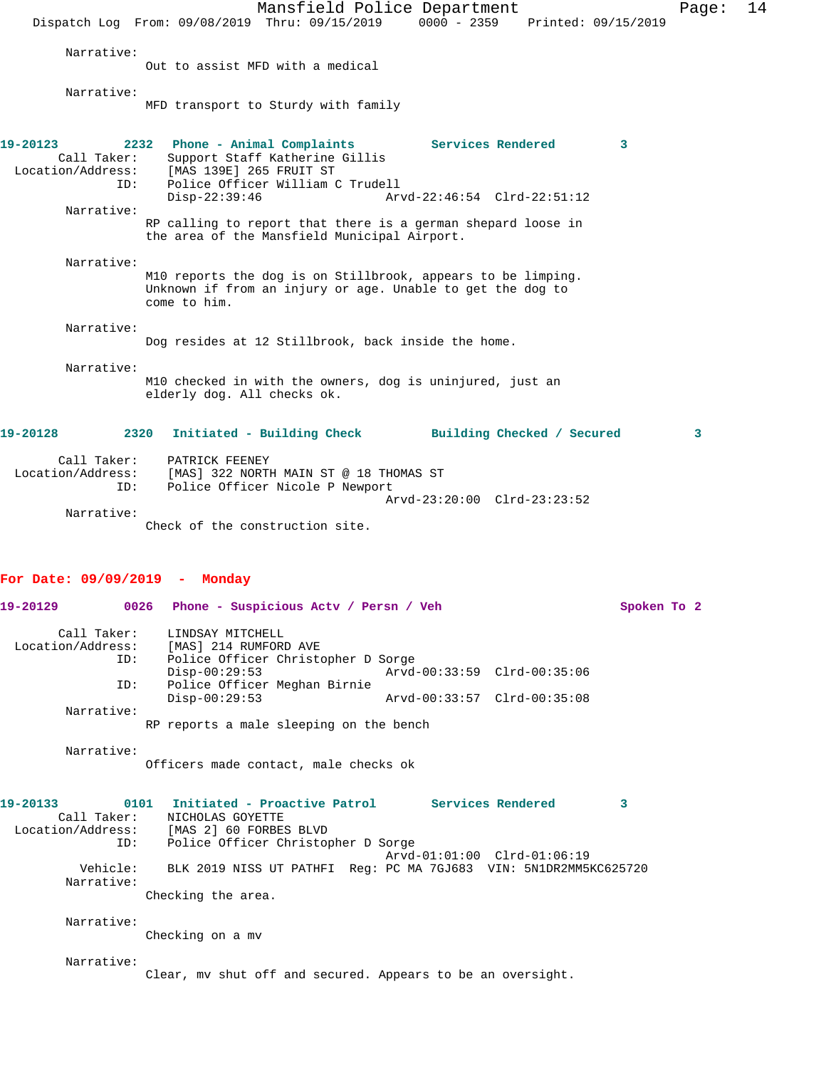Narrative:
Out to assist MFD with a medical

Narrative:
MFD transport to Sturdy with family

**19-20123 2232 Phone - Animal Complaints Services Rendered 3**

Call Taker: Support Staff Katherine Gillis
Location/Address: [MAS 139E] 265 FRUIT ST
ID: Police Officer William C Trudell
Disp-22:39:46 Arvd-22:46:54 Clrd-22:51:12

Narrative:
RP calling to report that there is a german shepard loose in the area of the Mansfield Municipal Airport.

Narrative:
M10 reports the dog is on Stillbrook, appears to be limping. Unknown if from an injury or age. Unable to get the dog to come to him.

Narrative:
Dog resides at 12 Stillbrook, back inside the home.

Narrative:
M10 checked in with the owners, dog is uninjured, just an elderly dog. All checks ok.

**19-20128 2320 Initiated - Building Check Building Checked / Secured 3**

Call Taker: PATRICK FEENEY
Location/Address: [MAS] 322 NORTH MAIN ST @ 18 THOMAS ST
ID: Police Officer Nicole P Newport
Arvd-23:20:00 Clrd-23:23:52

Narrative:
Check of the construction site.

## For Date: 09/09/2019 - Monday

**19-20129 0026 Phone - Suspicious Actv / Persn / Veh Spoken To 2**

Call Taker: LINDSAY MITCHELL
Location/Address: [MAS] 214 RUMFORD AVE
ID: Police Officer Christopher D Sorge
Disp-00:29:53 Arvd-00:33:59 Clrd-00:35:06
ID: Police Officer Meghan Birnie
Disp-00:29:53 Arvd-00:33:57 Clrd-00:35:08

Narrative:
RP reports a male sleeping on the bench

Narrative:
Officers made contact, male checks ok

**19-20133 0101 Initiated - Proactive Patrol Services Rendered 3**

Call Taker: NICHOLAS GOYETTE
Location/Address: [MAS 2] 60 FORBES BLVD
ID: Police Officer Christopher D Sorge
Arvd-01:01:00 Clrd-01:06:19
Vehicle: BLK 2019 NISS UT PATHFI Reg: PC MA 7GJ683 VIN: 5N1DR2MM5KC625720

Narrative:
Checking the area.

Narrative:
Checking on a mv

Narrative:
Clear, mv shut off and secured. Appears to be an oversight.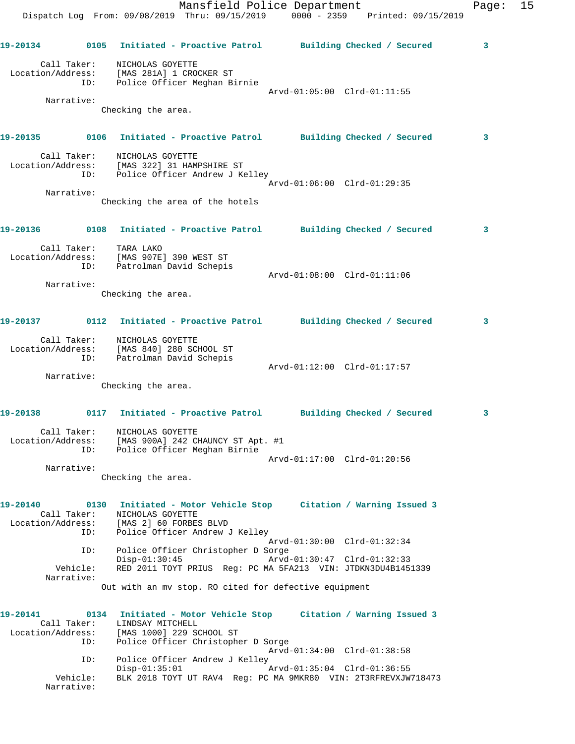**19-20134 0105 Initiated - Proactive Patrol Building Checked / Secured 3**

Call Taker: NICHOLAS GOYETTE
Location/Address: [MAS 281A] 1 CROCKER ST
ID: Police Officer Meghan Birnie
Arvd-01:05:00 Clrd-01:11:55
Narrative:
Checking the area.

**19-20135 0106 Initiated - Proactive Patrol Building Checked / Secured 3**

Call Taker: NICHOLAS GOYETTE
Location/Address: [MAS 322] 31 HAMPSHIRE ST
ID: Police Officer Andrew J Kelley
Arvd-01:06:00 Clrd-01:29:35
Narrative:
Checking the area of the hotels

**19-20136 0108 Initiated - Proactive Patrol Building Checked / Secured 3**

Call Taker: TARA LAKO
Location/Address: [MAS 907E] 390 WEST ST
ID: Patrolman David Schepis
Arvd-01:08:00 Clrd-01:11:06
Narrative:
Checking the area.

**19-20137 0112 Initiated - Proactive Patrol Building Checked / Secured 3**

Call Taker: NICHOLAS GOYETTE
Location/Address: [MAS 840] 280 SCHOOL ST
ID: Patrolman David Schepis
Arvd-01:12:00 Clrd-01:17:57
Narrative:
Checking the area.

**19-20138 0117 Initiated - Proactive Patrol Building Checked / Secured 3**

Call Taker: NICHOLAS GOYETTE
Location/Address: [MAS 900A] 242 CHAUNCY ST Apt. #1
ID: Police Officer Meghan Birnie
Arvd-01:17:00 Clrd-01:20:56
Narrative:
Checking the area.

**19-20140 0130 Initiated - Motor Vehicle Stop Citation / Warning Issued 3**

Call Taker: NICHOLAS GOYETTE
Location/Address: [MAS 2] 60 FORBES BLVD
ID: Police Officer Andrew J Kelley
Arvd-01:30:00 Clrd-01:32:34
ID: Police Officer Christopher D Sorge
Disp-01:30:45 Arvd-01:30:47 Clrd-01:32:33
Vehicle: RED 2011 TOYT PRIUS Reg: PC MA 5FA213 VIN: JTDKN3DU4B1451339
Narrative:
Out with an mv stop. RO cited for defective equipment

**19-20141 0134 Initiated - Motor Vehicle Stop Citation / Warning Issued 3**

Call Taker: LINDSAY MITCHELL
Location/Address: [MAS 1000] 229 SCHOOL ST
ID: Police Officer Christopher D Sorge
Arvd-01:34:00 Clrd-01:38:58
ID: Police Officer Andrew J Kelley
Disp-01:35:01 Arvd-01:35:04 Clrd-01:36:55
Vehicle: BLK 2018 TOYT UT RAV4 Reg: PC MA 9MKR80 VIN: 2T3RFREVXJW718473
Narrative: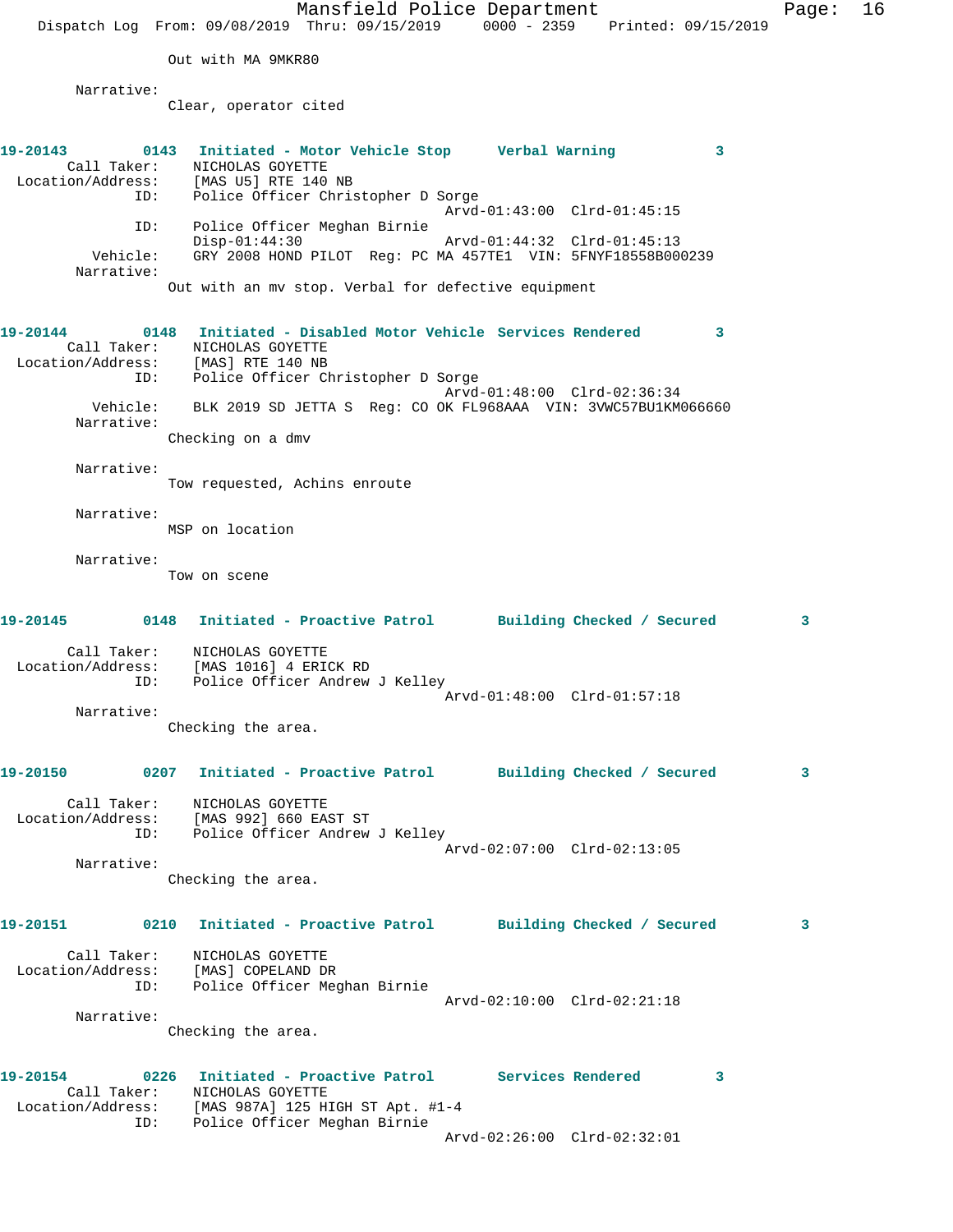Out with MA 9MKR80

Narrative:
Clear, operator cited

**19-20143 0143 Initiated - Motor Vehicle Stop Verbal Warning 3**

Call Taker: NICHOLAS GOYETTE
Location/Address: [MAS U5] RTE 140 NB
ID: Police Officer Christopher D Sorge
Arvd-01:43:00 Clrd-01:45:15
ID: Police Officer Meghan Birnie
Disp-01:44:30 Arvd-01:44:32 Clrd-01:45:13
Vehicle: GRY 2008 HOND PILOT Reg: PC MA 457TE1 VIN: 5FNYF18558B000239
Narrative:
Out with an mv stop. Verbal for defective equipment

**19-20144 0148 Initiated - Disabled Motor Vehicle Services Rendered 3**

Call Taker: NICHOLAS GOYETTE
Location/Address: [MAS] RTE 140 NB
ID: Police Officer Christopher D Sorge
Arvd-01:48:00 Clrd-02:36:34
Vehicle: BLK 2019 SD JETTA S Reg: CO OK FL968AAA VIN: 3VWC57BU1KM066660
Narrative:
Checking on a dmv

Narrative:
Tow requested, Achins enroute

Narrative:
MSP on location

Narrative:
Tow on scene

**19-20145 0148 Initiated - Proactive Patrol Building Checked / Secured 3**

Call Taker: NICHOLAS GOYETTE
Location/Address: [MAS 1016] 4 ERICK RD
ID: Police Officer Andrew J Kelley
Arvd-01:48:00 Clrd-01:57:18
Narrative:
Checking the area.

**19-20150 0207 Initiated - Proactive Patrol Building Checked / Secured 3**

Call Taker: NICHOLAS GOYETTE
Location/Address: [MAS 992] 660 EAST ST
ID: Police Officer Andrew J Kelley
Arvd-02:07:00 Clrd-02:13:05
Narrative:
Checking the area.

**19-20151 0210 Initiated - Proactive Patrol Building Checked / Secured 3**

Call Taker: NICHOLAS GOYETTE
Location/Address: [MAS] COPELAND DR
ID: Police Officer Meghan Birnie
Arvd-02:10:00 Clrd-02:21:18
Narrative:
Checking the area.

**19-20154 0226 Initiated - Proactive Patrol Services Rendered 3**

Call Taker: NICHOLAS GOYETTE
Location/Address: [MAS 987A] 125 HIGH ST Apt. #1-4
ID: Police Officer Meghan Birnie
Arvd-02:26:00 Clrd-02:32:01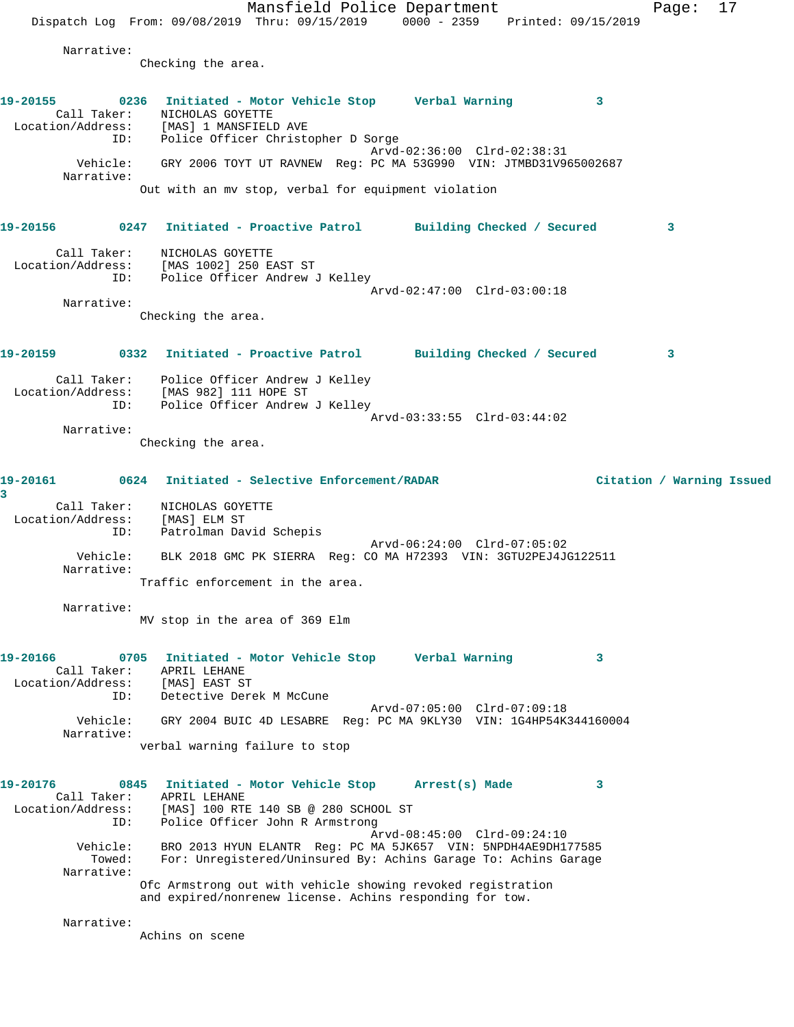Narrative:
Checking the area.

**19-20155** 0236 **Initiated - Motor Vehicle Stop** **Verbal Warning** 3
Call Taker: NICHOLAS GOYETTE
Location/Address: [MAS] 1 MANSFIELD AVE
ID: Police Officer Christopher D Sorge
Arvd-02:36:00 Clrd-02:38:31
Vehicle: GRY 2006 TOYT UT RAVNEW Reg: PC MA 53G990 VIN: JTMBD31V965002687
Narrative:
Out with an mv stop, verbal for equipment violation

**19-20156** 0247 **Initiated - Proactive Patrol** **Building Checked / Secured** 3
Call Taker: NICHOLAS GOYETTE
Location/Address: [MAS 1002] 250 EAST ST
ID: Police Officer Andrew J Kelley
Arvd-02:47:00 Clrd-03:00:18
Narrative:
Checking the area.

**19-20159** 0332 **Initiated - Proactive Patrol** **Building Checked / Secured** 3
Call Taker: Police Officer Andrew J Kelley
Location/Address: [MAS 982] 111 HOPE ST
ID: Police Officer Andrew J Kelley
Arvd-03:33:55 Clrd-03:44:02
Narrative:
Checking the area.

**19-20161** 0624 **Initiated - Selective Enforcement/RADAR** **Citation / Warning Issued** 3
Call Taker: NICHOLAS GOYETTE
Location/Address: [MAS] ELM ST
ID: Patrolman David Schepis
Arvd-06:24:00 Clrd-07:05:02
Vehicle: BLK 2018 GMC PK SIERRA Reg: CO MA H72393 VIN: 3GTU2PEJ4JG122511
Narrative:
Traffic enforcement in the area.

Narrative:
MV stop in the area of 369 Elm

**19-20166** 0705 **Initiated - Motor Vehicle Stop** **Verbal Warning** 3
Call Taker: APRIL LEHANE
Location/Address: [MAS] EAST ST
ID: Detective Derek M McCune
Arvd-07:05:00 Clrd-07:09:18
Vehicle: GRY 2004 BUIC 4D LESABRE Reg: PC MA 9KLY30 VIN: 1G4HP54K344160004
Narrative:
verbal warning failure to stop

**19-20176** 0845 **Initiated - Motor Vehicle Stop** **Arrest(s) Made** 3
Call Taker: APRIL LEHANE
Location/Address: [MAS] 100 RTE 140 SB @ 280 SCHOOL ST
ID: Police Officer John R Armstrong
Arvd-08:45:00 Clrd-09:24:10
Vehicle: BRO 2013 HYUN ELANTR Reg: PC MA 5JK657 VIN: 5NPDH4AE9DH177585
Towed: For: Unregistered/Uninsured By: Achins Garage To: Achins Garage
Narrative:
Ofc Armstrong out with vehicle showing revoked registration and expired/nonrenew license. Achins responding for tow.

Narrative:
Achins on scene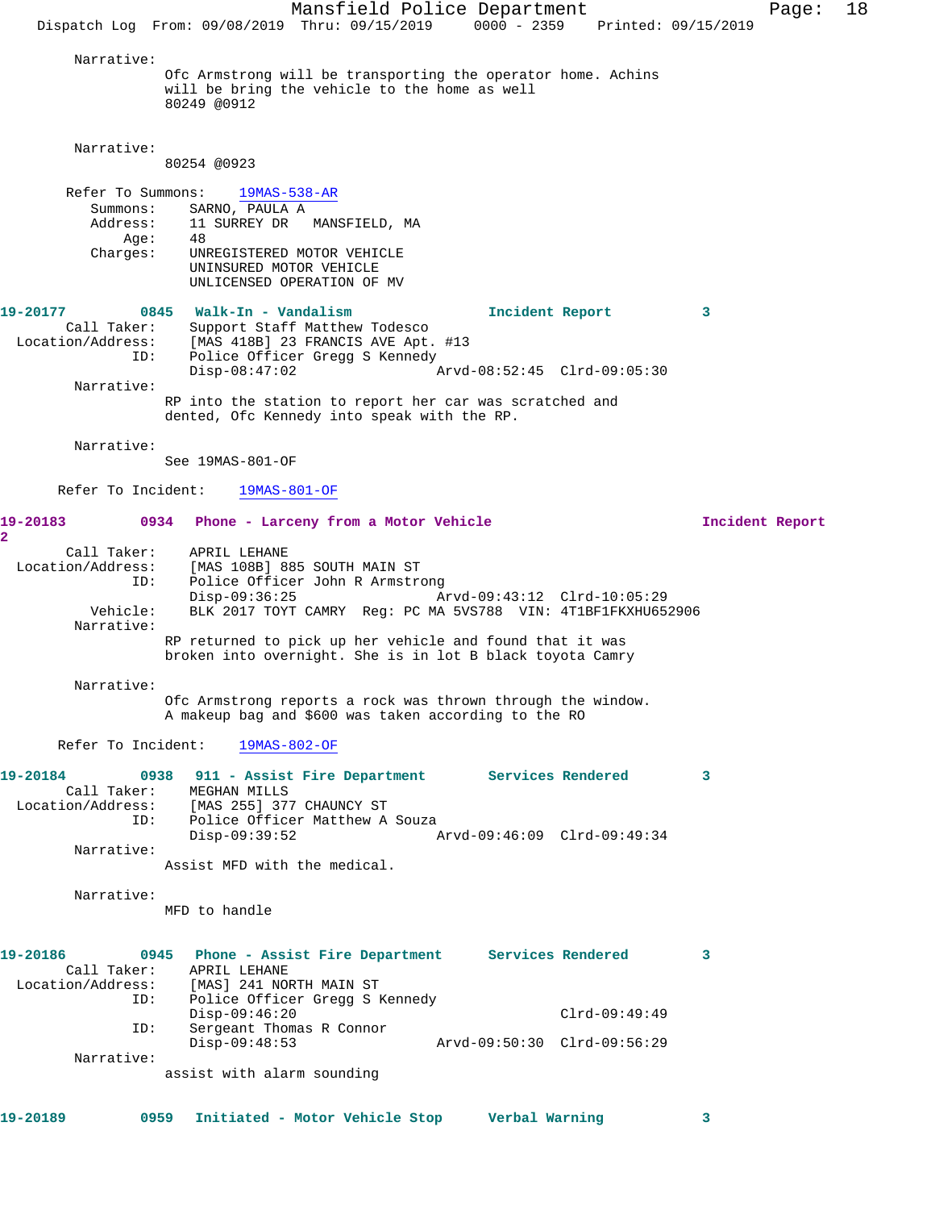Narrative:
Ofc Armstrong will be transporting the operator home. Achins will be bring the vehicle to the home as well
80249 @0912

Narrative:
80254 @0923

Refer To Summons: 19MAS-538-AR
Summons: SARNO, PAULA A
Address: 11 SURREY DR MANSFIELD, MA
Age: 48
Charges: UNREGISTERED MOTOR VEHICLE
UNINSURED MOTOR VEHICLE
UNLICENSED OPERATION OF MV

**19-20177 0845 Walk-In - Vandalism Incident Report 3**

Call Taker: Support Staff Matthew Todesco
Location/Address: [MAS 418B] 23 FRANCIS AVE Apt. #13
ID: Police Officer Gregg S Kennedy
Disp-08:47:02 Arvd-08:52:45 Clrd-09:05:30

Narrative:
RP into the station to report her car was scratched and dented, Ofc Kennedy into speak with the RP.

Narrative:
See 19MAS-801-OF

Refer To Incident: 19MAS-801-OF

**19-20183 0934 Phone - Larceny from a Motor Vehicle Incident Report 2**

Call Taker: APRIL LEHANE
Location/Address: [MAS 108B] 885 SOUTH MAIN ST
ID: Police Officer John R Armstrong
Disp-09:36:25 Arvd-09:43:12 Clrd-10:05:29
Vehicle: BLK 2017 TOYT CAMRY Reg: PC MA 5VS788 VIN: 4T1BF1FKXHU652906

Narrative:
RP returned to pick up her vehicle and found that it was broken into overnight. She is in lot B black toyota Camry

Narrative:
Ofc Armstrong reports a rock was thrown through the window. A makeup bag and $600 was taken according to the RO

Refer To Incident: 19MAS-802-OF

**19-20184 0938 911 - Assist Fire Department Services Rendered 3**

Call Taker: MEGHAN MILLS
Location/Address: [MAS 255] 377 CHAUNCY ST
ID: Police Officer Matthew A Souza
Disp-09:39:52 Arvd-09:46:09 Clrd-09:49:34

Narrative:
Assist MFD with the medical.

Narrative:
MFD to handle

**19-20186 0945 Phone - Assist Fire Department Services Rendered 3**

Call Taker: APRIL LEHANE
Location/Address: [MAS] 241 NORTH MAIN ST
ID: Police Officer Gregg S Kennedy
Disp-09:46:20 Clrd-09:49:49
ID: Sergeant Thomas R Connor
Disp-09:48:53 Arvd-09:50:30 Clrd-09:56:29

Narrative:
assist with alarm sounding

**19-20189 0959 Initiated - Motor Vehicle Stop Verbal Warning 3**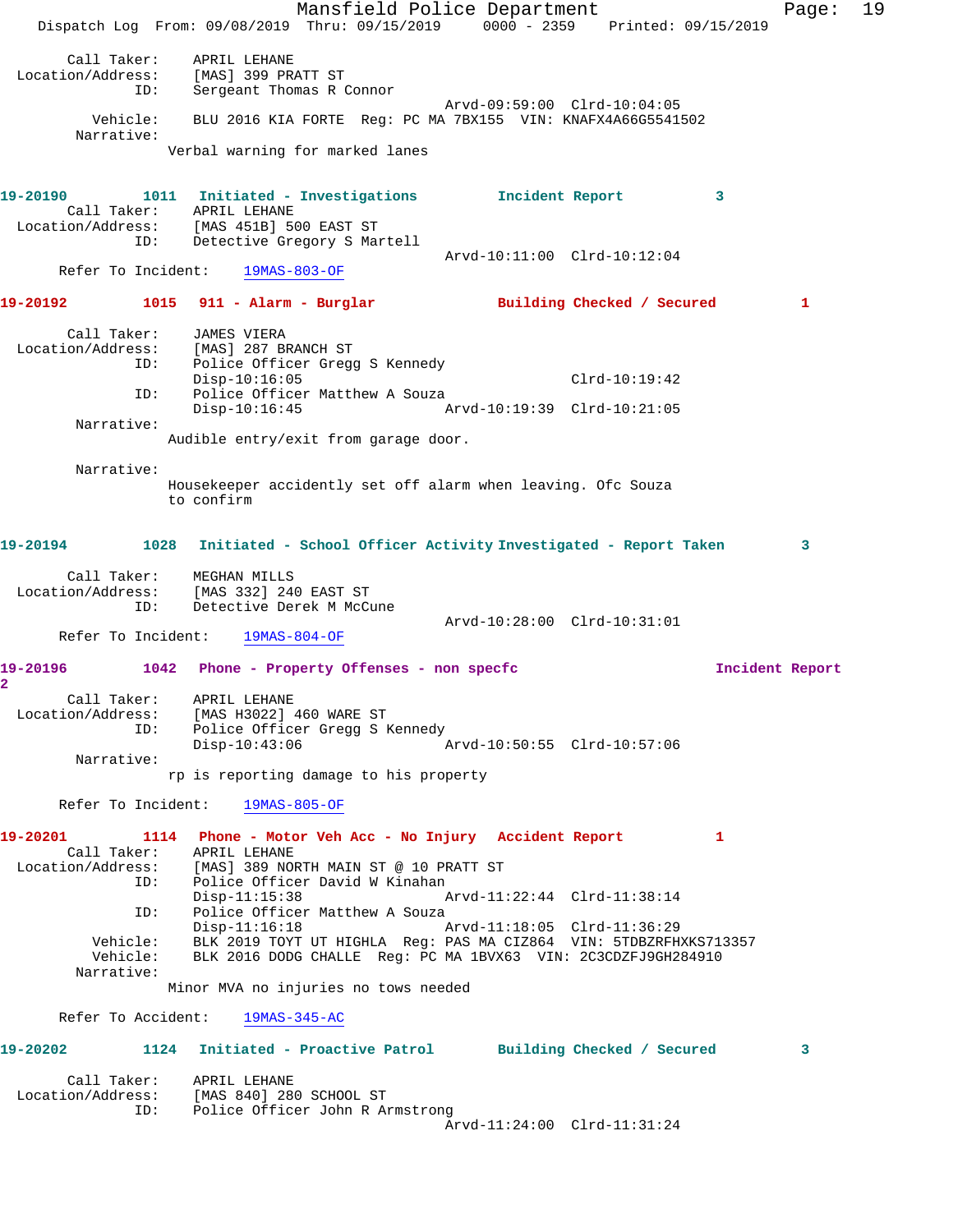Call Taker: APRIL LEHANE
Location/Address: [MAS] 399 PRATT ST
ID: Sergeant Thomas R Connor
Arvd-09:59:00 Clrd-10:04:05
Vehicle: BLU 2016 KIA FORTE Reg: PC MA 7BX155 VIN: KNAFX4A66G5541502
Narrative:
Verbal warning for marked lanes

**19-20190 1011 Initiated - Investigations Incident Report 3**
Call Taker: APRIL LEHANE
Location/Address: [MAS 451B] 500 EAST ST
ID: Detective Gregory S Martell
Arvd-10:11:00 Clrd-10:12:04
Refer To Incident: 19MAS-803-OF

**19-20192 1015 911 - Alarm - Burglar Building Checked / Secured 1**
Call Taker: JAMES VIERA
Location/Address: [MAS] 287 BRANCH ST
ID: Police Officer Gregg S Kennedy
Disp-10:16:05 Clrd-10:19:42
ID: Police Officer Matthew A Souza
Disp-10:16:45 Arvd-10:19:39 Clrd-10:21:05
Narrative:
Audible entry/exit from garage door.

Narrative:
Housekeeper accidently set off alarm when leaving. Ofc Souza to confirm

**19-20194 1028 Initiated - School Officer Activity Investigated - Report Taken 3**
Call Taker: MEGHAN MILLS
Location/Address: [MAS 332] 240 EAST ST
ID: Detective Derek M McCune
Arvd-10:28:00 Clrd-10:31:01
Refer To Incident: 19MAS-804-OF

**19-20196 1042 Phone - Property Offenses - non specfc Incident Report 2**
Call Taker: APRIL LEHANE
Location/Address: [MAS H3022] 460 WARE ST
ID: Police Officer Gregg S Kennedy
Disp-10:43:06 Arvd-10:50:55 Clrd-10:57:06
Narrative:
rp is reporting damage to his property

Refer To Incident: 19MAS-805-OF

**19-20201 1114 Phone - Motor Veh Acc - No Injury Accident Report 1**
Call Taker: APRIL LEHANE
Location/Address: [MAS] 389 NORTH MAIN ST @ 10 PRATT ST
ID: Police Officer David W Kinahan
Disp-11:15:38 Arvd-11:22:44 Clrd-11:38:14
ID: Police Officer Matthew A Souza
Disp-11:16:18 Arvd-11:18:05 Clrd-11:36:29
Vehicle: BLK 2019 TOYT UT HIGHLA Reg: PAS MA CIZ864 VIN: 5TDBZRFHXKS713357
Vehicle: BLK 2016 DODG CHALLE Reg: PC MA 1BVX63 VIN: 2C3CDZFJ9GH284910
Narrative:
Minor MVA no injuries no tows needed

Refer To Accident: 19MAS-345-AC

**19-20202 1124 Initiated - Proactive Patrol Building Checked / Secured 3**
Call Taker: APRIL LEHANE
Location/Address: [MAS 840] 280 SCHOOL ST
ID: Police Officer John R Armstrong
Arvd-11:24:00 Clrd-11:31:24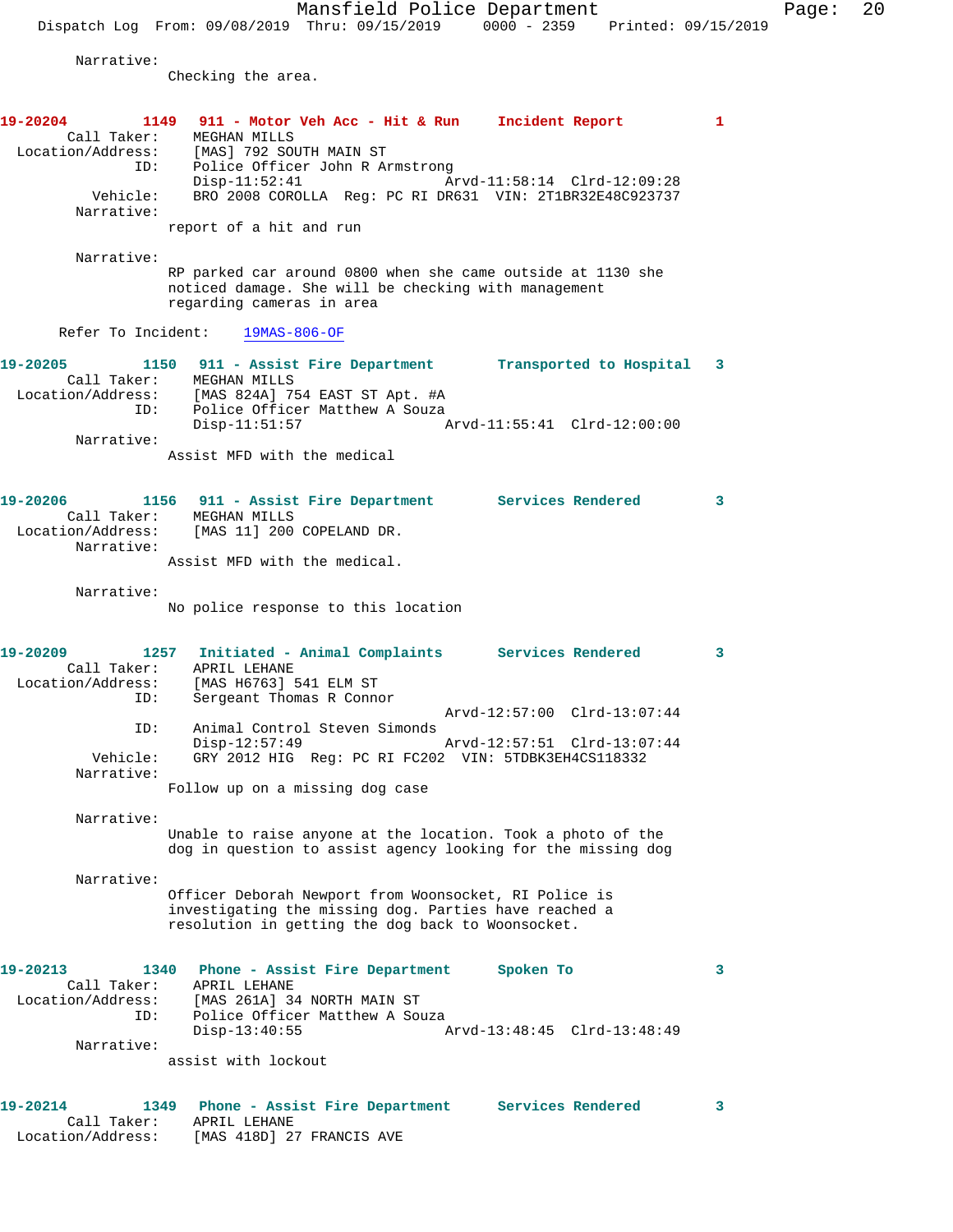Narrative:
Checking the area.

**19-20204 1149 911 - Motor Veh Acc - Hit & Run Incident Report 1**

Call Taker: MEGHAN MILLS
Location/Address: [MAS] 792 SOUTH MAIN ST
ID: Police Officer John R Armstrong
Disp-11:52:41 Arvd-11:58:14 Clrd-12:09:28
Vehicle: BRO 2008 COROLLA Reg: PC RI DR631 VIN: 2T1BR32E48C923737
Narrative:
report of a hit and run

Narrative:
RP parked car around 0800 when she came outside at 1130 she noticed damage. She will be checking with management regarding cameras in area

Refer To Incident: 19MAS-806-OF

**19-20205 1150 911 - Assist Fire Department Transported to Hospital 3**

Call Taker: MEGHAN MILLS
Location/Address: [MAS 824A] 754 EAST ST Apt. #A
ID: Police Officer Matthew A Souza
Disp-11:51:57 Arvd-11:55:41 Clrd-12:00:00
Narrative:
Assist MFD with the medical

**19-20206 1156 911 - Assist Fire Department Services Rendered 3**

Call Taker: MEGHAN MILLS
Location/Address: [MAS 11] 200 COPELAND DR.
Narrative:
Assist MFD with the medical.

Narrative:
No police response to this location

**19-20209 1257 Initiated - Animal Complaints Services Rendered 3**

Call Taker: APRIL LEHANE
Location/Address: [MAS H6763] 541 ELM ST
ID: Sergeant Thomas R Connor
Arvd-12:57:00 Clrd-13:07:44
ID: Animal Control Steven Simonds
Disp-12:57:49 Arvd-12:57:51 Clrd-13:07:44
Vehicle: GRY 2012 HIG Reg: PC RI FC202 VIN: 5TDBK3EH4CS118332
Narrative:
Follow up on a missing dog case

Narrative:
Unable to raise anyone at the location. Took a photo of the dog in question to assist agency looking for the missing dog

Narrative:
Officer Deborah Newport from Woonsocket, RI Police is investigating the missing dog. Parties have reached a resolution in getting the dog back to Woonsocket.

**19-20213 1340 Phone - Assist Fire Department Spoken To 3**

Call Taker: APRIL LEHANE
Location/Address: [MAS 261A] 34 NORTH MAIN ST
ID: Police Officer Matthew A Souza
Disp-13:40:55 Arvd-13:48:45 Clrd-13:48:49
Narrative:
assist with lockout

**19-20214 1349 Phone - Assist Fire Department Services Rendered 3**

Call Taker: APRIL LEHANE
Location/Address: [MAS 418D] 27 FRANCIS AVE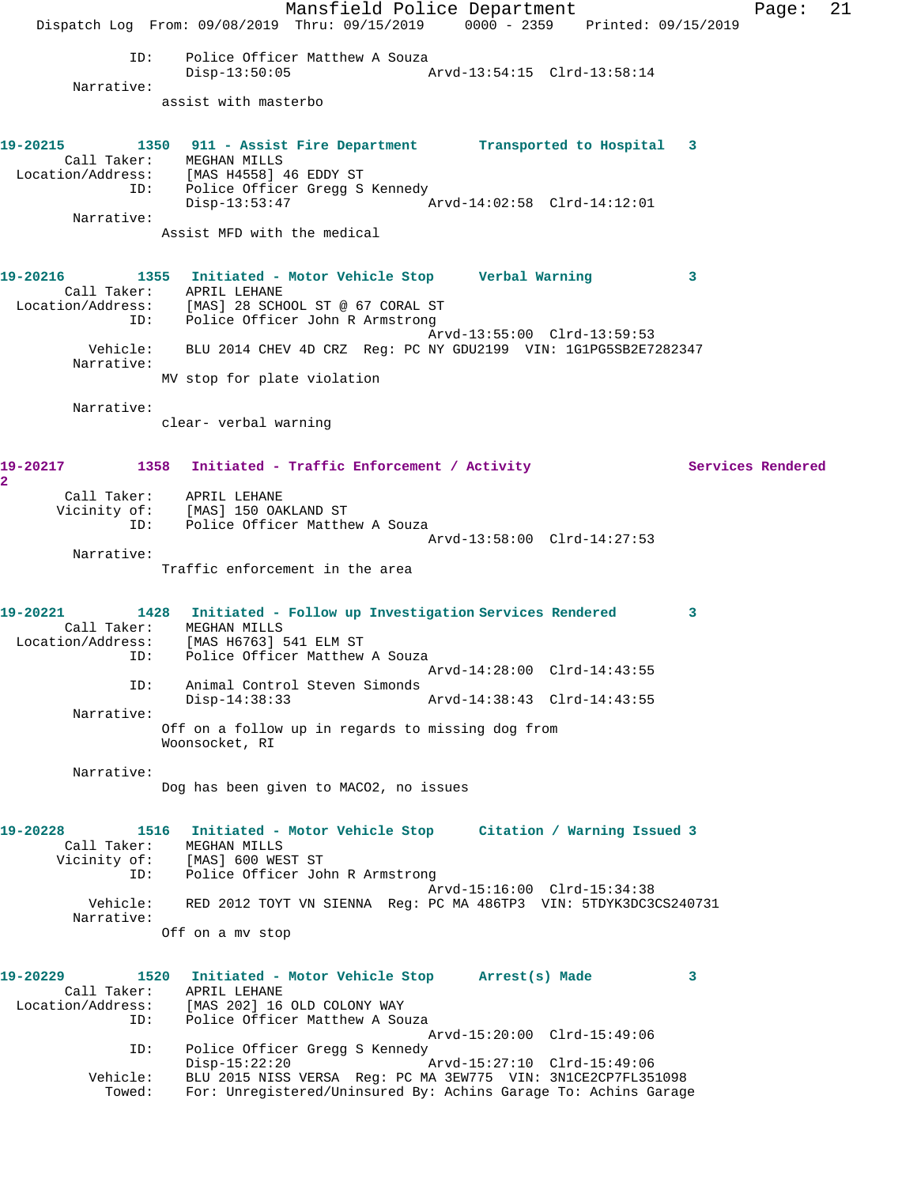```
            ID:    Police Officer Matthew A Souza
                   Disp-13:50:05                Arvd-13:54:15  Clrd-13:58:14
      Narrative:
                  assist with masterbo


19-20215        1350   911 - Assist Fire Department       Transported to Hospital   3
      Call Taker:    MEGHAN MILLS
  Location/Address:    [MAS H4558] 46 EDDY ST
            ID:    Police Officer Gregg S Kennedy
                   Disp-13:53:47                Arvd-14:02:58  Clrd-14:12:01
      Narrative:
                  Assist MFD with the medical


19-20216        1355   Initiated - Motor Vehicle Stop      Verbal Warning            3
      Call Taker:    APRIL LEHANE
  Location/Address:    [MAS] 28 SCHOOL ST @ 67 CORAL ST
            ID:    Police Officer John R Armstrong
                                                Arvd-13:55:00  Clrd-13:59:53
         Vehicle:    BLU 2014 CHEV 4D CRZ  Reg: PC NY GDU2199  VIN: 1G1PG5SB2E7282347
      Narrative:
                  MV stop for plate violation

      Narrative:
                  clear- verbal warning


19-20217        1358   Initiated - Traffic Enforcement / Activity                Services Rendered
2
      Call Taker:    APRIL LEHANE
     Vicinity of:    [MAS] 150 OAKLAND ST
            ID:    Police Officer Matthew A Souza
                                                Arvd-13:58:00  Clrd-14:27:53
      Narrative:
                  Traffic enforcement in the area


19-20221        1428   Initiated - Follow up Investigation Services Rendered        3
      Call Taker:    MEGHAN MILLS
  Location/Address:    [MAS H6763] 541 ELM ST
            ID:    Police Officer Matthew A Souza
                                                Arvd-14:28:00  Clrd-14:43:55
            ID:    Animal Control Steven Simonds
                   Disp-14:38:33                Arvd-14:38:43  Clrd-14:43:55
      Narrative:
                  Off on a follow up in regards to missing dog from
                  Woonsocket, RI

      Narrative:
                  Dog has been given to MACO2, no issues


19-20228        1516   Initiated - Motor Vehicle Stop      Citation / Warning Issued 3
      Call Taker:    MEGHAN MILLS
     Vicinity of:    [MAS] 600 WEST ST
            ID:    Police Officer John R Armstrong
                                                Arvd-15:16:00  Clrd-15:34:38
         Vehicle:    RED 2012 TOYT VN SIENNA  Reg: PC MA 486TP3  VIN: 5TDYK3DC3CS240731
      Narrative:
                  Off on a mv stop


19-20229        1520   Initiated - Motor Vehicle Stop      Arrest(s) Made            3
      Call Taker:    APRIL LEHANE
  Location/Address:    [MAS 202] 16 OLD COLONY WAY
            ID:    Police Officer Matthew A Souza
                                                Arvd-15:20:00  Clrd-15:49:06
            ID:    Police Officer Gregg S Kennedy
                   Disp-15:22:20                Arvd-15:27:10  Clrd-15:49:06
         Vehicle:    BLU 2015 NISS VERSA  Reg: PC MA 3EW775  VIN: 3N1CE2CP7FL351098
          Towed:    For: Unregistered/Uninsured By: Achins Garage To: Achins Garage
```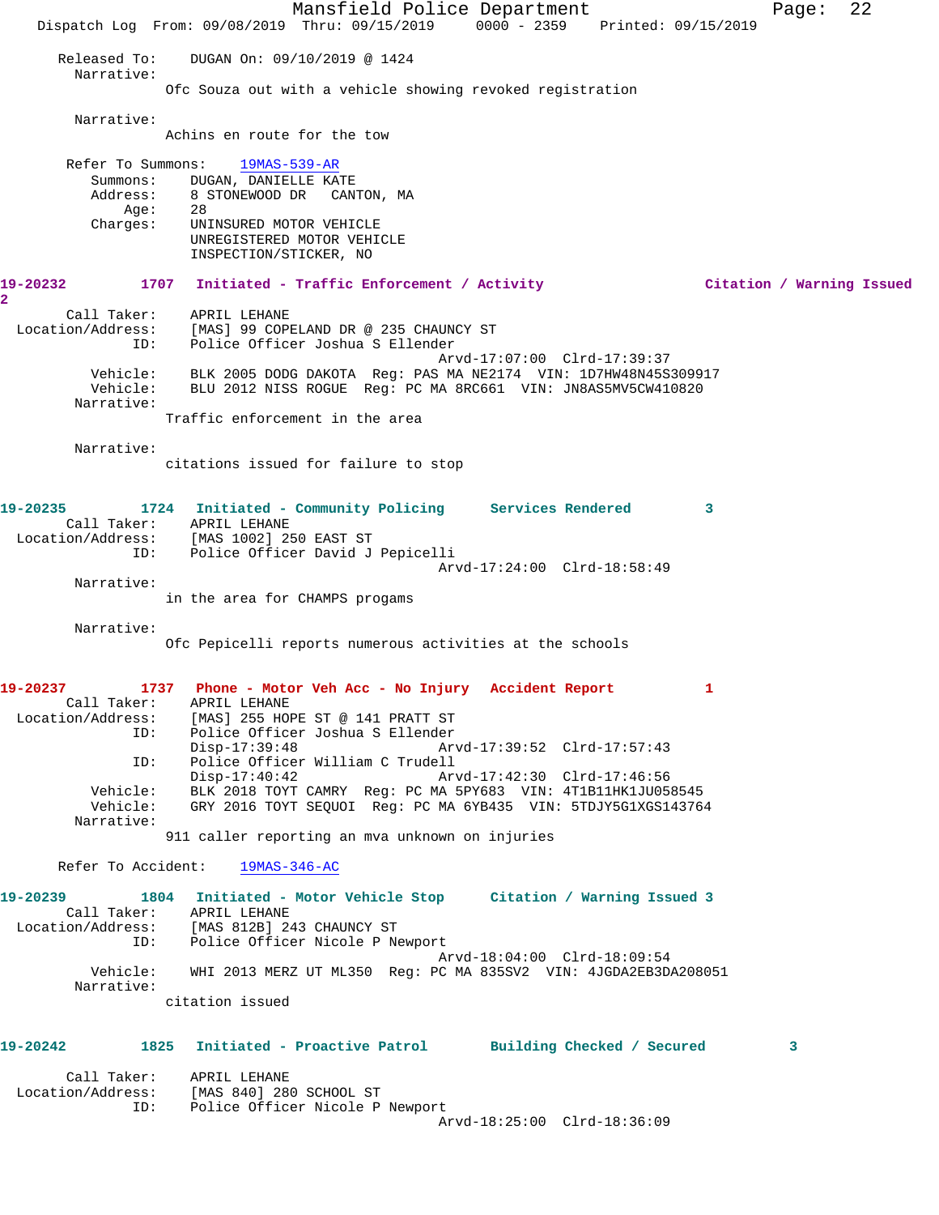Released To: DUGAN On: 09/10/2019 @ 1424

Narrative:
Ofc Souza out with a vehicle showing revoked registration

Narrative:
Achins en route for the tow

Refer To Summons: 19MAS-539-AR
Summons: DUGAN, DANIELLE KATE
Address: 8 STONEWOOD DR CANTON, MA
Age: 28
Charges: UNINSURED MOTOR VEHICLE
UNREGISTERED MOTOR VEHICLE
INSPECTION/STICKER, NO

**19-20232 1707 Initiated - Traffic Enforcement / Activity Citation / Warning Issued 2**

Call Taker: APRIL LEHANE
Location/Address: [MAS] 99 COPELAND DR @ 235 CHAUNCY ST
ID: Police Officer Joshua S Ellender
Arvd-17:07:00 Clrd-17:39:37
Vehicle: BLK 2005 DODG DAKOTA Reg: PAS MA NE2174 VIN: 1D7HW48N45S309917
Vehicle: BLU 2012 NISS ROGUE Reg: PC MA 8RC661 VIN: JN8AS5MV5CW410820

Narrative:
Traffic enforcement in the area

Narrative:
citations issued for failure to stop

**19-20235 1724 Initiated - Community Policing Services Rendered 3**

Call Taker: APRIL LEHANE
Location/Address: [MAS 1002] 250 EAST ST
ID: Police Officer David J Pepicelli
Arvd-17:24:00 Clrd-18:58:49

Narrative:
in the area for CHAMPS progams

Narrative:
Ofc Pepicelli reports numerous activities at the schools

**19-20237 1737 Phone - Motor Veh Acc - No Injury Accident Report 1**

Call Taker: APRIL LEHANE
Location/Address: [MAS] 255 HOPE ST @ 141 PRATT ST
ID: Police Officer Joshua S Ellender
Disp-17:39:48 Arvd-17:39:52 Clrd-17:57:43
ID: Police Officer William C Trudell
Disp-17:40:42 Arvd-17:42:30 Clrd-17:46:56
Vehicle: BLK 2018 TOYT CAMRY Reg: PC MA 5PY683 VIN: 4T1B11HK1JU058545
Vehicle: GRY 2016 TOYT SEQUOI Reg: PC MA 6YB435 VIN: 5TDJY5G1XGS143764

Narrative:
911 caller reporting an mva unknown on injuries

Refer To Accident: 19MAS-346-AC

**19-20239 1804 Initiated - Motor Vehicle Stop Citation / Warning Issued 3**

Call Taker: APRIL LEHANE
Location/Address: [MAS 812B] 243 CHAUNCY ST
ID: Police Officer Nicole P Newport
Arvd-18:04:00 Clrd-18:09:54
Vehicle: WHI 2013 MERZ UT ML350 Reg: PC MA 835SV2 VIN: 4JGDA2EB3DA208051

Narrative:
citation issued

**19-20242 1825 Initiated - Proactive Patrol Building Checked / Secured 3**

Call Taker: APRIL LEHANE
Location/Address: [MAS 840] 280 SCHOOL ST
ID: Police Officer Nicole P Newport
Arvd-18:25:00 Clrd-18:36:09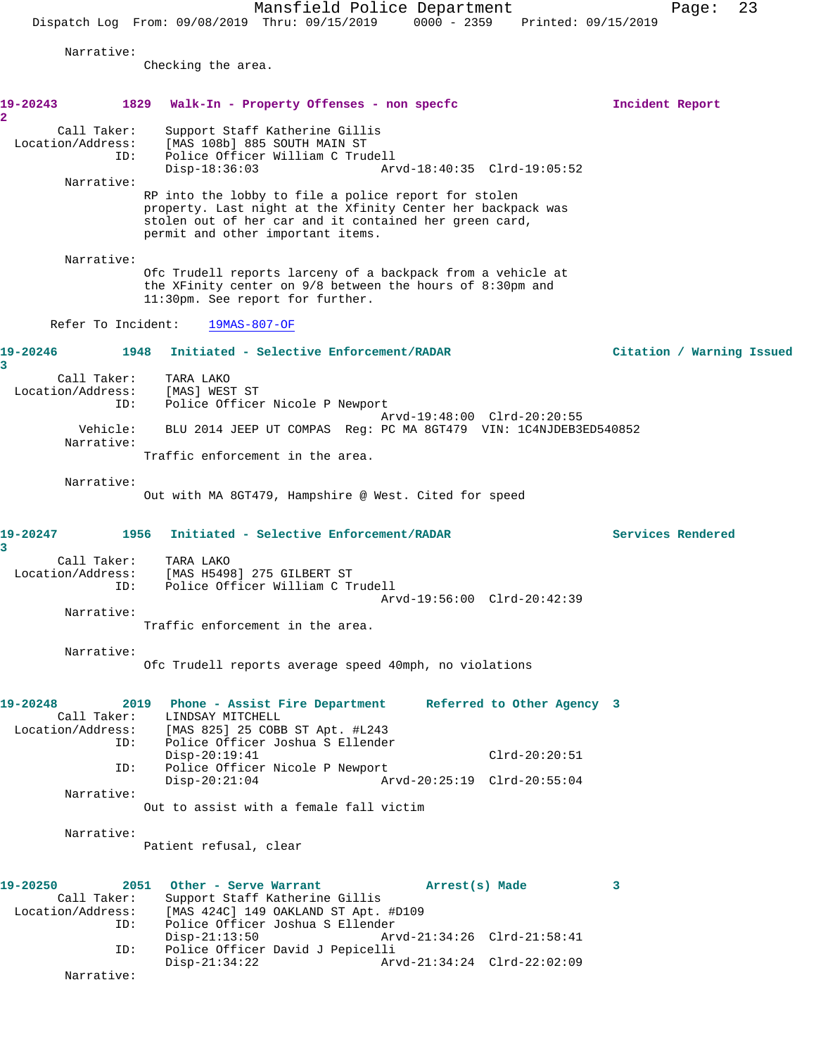Narrative:
Checking the area.

**19-20243 2 1829 Walk-In - Property Offenses - non specfc — Incident Report**

Call Taker: Support Staff Katherine Gillis
Location/Address: [MAS 108b] 885 SOUTH MAIN ST
ID: Police Officer William C Trudell
Disp-18:36:03 Arvd-18:40:35 Clrd-19:05:52

Narrative:
RP into the lobby to file a police report for stolen property. Last night at the Xfinity Center her backpack was stolen out of her car and it contained her green card, permit and other important items.

Narrative:
Ofc Trudell reports larceny of a backpack from a vehicle at the XFinity center on 9/8 between the hours of 8:30pm and 11:30pm. See report for further.

Refer To Incident: 19MAS-807-OF

**19-20246 3 1948 Initiated - Selective Enforcement/RADAR — Citation / Warning Issued**

Call Taker: TARA LAKO
Location/Address: [MAS] WEST ST
ID: Police Officer Nicole P Newport
Arvd-19:48:00 Clrd-20:20:55
Vehicle: BLU 2014 JEEP UT COMPAS Reg: PC MA 8GT479 VIN: 1C4NJDEB3ED540852

Narrative:
Traffic enforcement in the area.

Narrative:
Out with MA 8GT479, Hampshire @ West. Cited for speed

**19-20247 3 1956 Initiated - Selective Enforcement/RADAR — Services Rendered**

Call Taker: TARA LAKO
Location/Address: [MAS H5498] 275 GILBERT ST
ID: Police Officer William C Trudell
Arvd-19:56:00 Clrd-20:42:39

Narrative:
Traffic enforcement in the area.

Narrative:
Ofc Trudell reports average speed 40mph, no violations

**19-20248 2019 Phone - Assist Fire Department — Referred to Other Agency 3**

Call Taker: LINDSAY MITCHELL
Location/Address: [MAS 825] 25 COBB ST Apt. #L243
ID: Police Officer Joshua S Ellender
Disp-20:19:41 Clrd-20:20:51
ID: Police Officer Nicole P Newport
Disp-20:21:04 Arvd-20:25:19 Clrd-20:55:04

Narrative:
Out to assist with a female fall victim

Narrative:
Patient refusal, clear

**19-20250 2051 Other - Serve Warrant — Arrest(s) Made 3**

Call Taker: Support Staff Katherine Gillis
Location/Address: [MAS 424C] 149 OAKLAND ST Apt. #D109
ID: Police Officer Joshua S Ellender
Disp-21:13:50 Arvd-21:34:26 Clrd-21:58:41
ID: Police Officer David J Pepicelli
Disp-21:34:22 Arvd-21:34:24 Clrd-22:02:09

Narrative: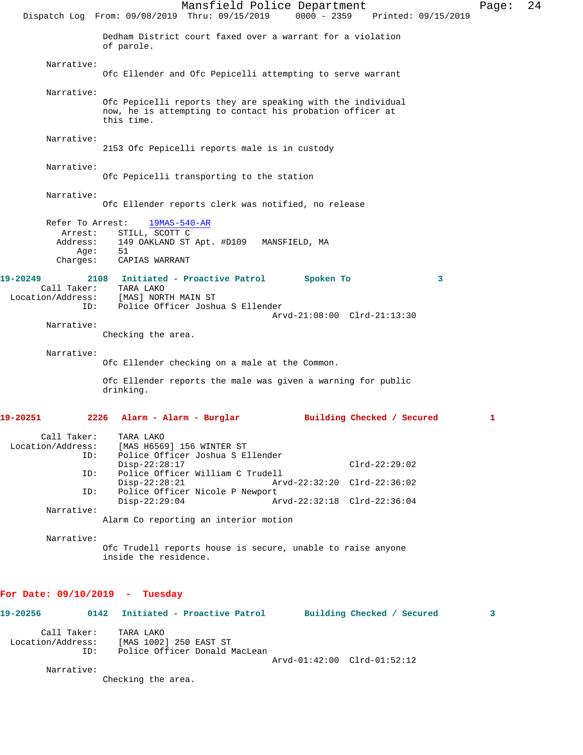Dedham District court faxed over a warrant for a violation of parole.

Narrative:
Ofc Ellender and Ofc Pepicelli attempting to serve warrant

Narrative:
Ofc Pepicelli reports they are speaking with the individual now, he is attempting to contact his probation officer at this time.

Narrative:
2153 Ofc Pepicelli reports male is in custody

Narrative:
Ofc Pepicelli transporting to the station

Narrative:
Ofc Ellender reports clerk was notified, no release

Refer To Arrest: 19MAS-540-AR
Arrest: STILL, SCOTT C
Address: 149 OAKLAND ST Apt. #D109 MANSFIELD, MA
Age: 51
Charges: CAPIAS WARRANT

**19-20249 2108 Initiated - Proactive Patrol Spoken To 3**

Call Taker: TARA LAKO
Location/Address: [MAS] NORTH MAIN ST
ID: Police Officer Joshua S Ellender
Arvd-21:08:00 Clrd-21:13:30

Narrative:
Checking the area.

Narrative:
Ofc Ellender checking on a male at the Common.

Ofc Ellender reports the male was given a warning for public drinking.

**19-20251 2226 Alarm - Alarm - Burglar Building Checked / Secured 1**

Call Taker: TARA LAKO
Location/Address: [MAS H6569] 156 WINTER ST
ID: Police Officer Joshua S Ellender
Disp-22:28:17 Clrd-22:29:02
ID: Police Officer William C Trudell
Disp-22:28:21 Arvd-22:32:20 Clrd-22:36:02
ID: Police Officer Nicole P Newport
Disp-22:29:04 Arvd-22:32:18 Clrd-22:36:04

Narrative:
Alarm Co reporting an interior motion

Narrative:
Ofc Trudell reports house is secure, unable to raise anyone inside the residence.

## For Date: 09/10/2019 - Tuesday

**19-20256 0142 Initiated - Proactive Patrol Building Checked / Secured 3**

Call Taker: TARA LAKO
Location/Address: [MAS 1002] 250 EAST ST
ID: Police Officer Donald MacLean
Arvd-01:42:00 Clrd-01:52:12

Narrative:
Checking the area.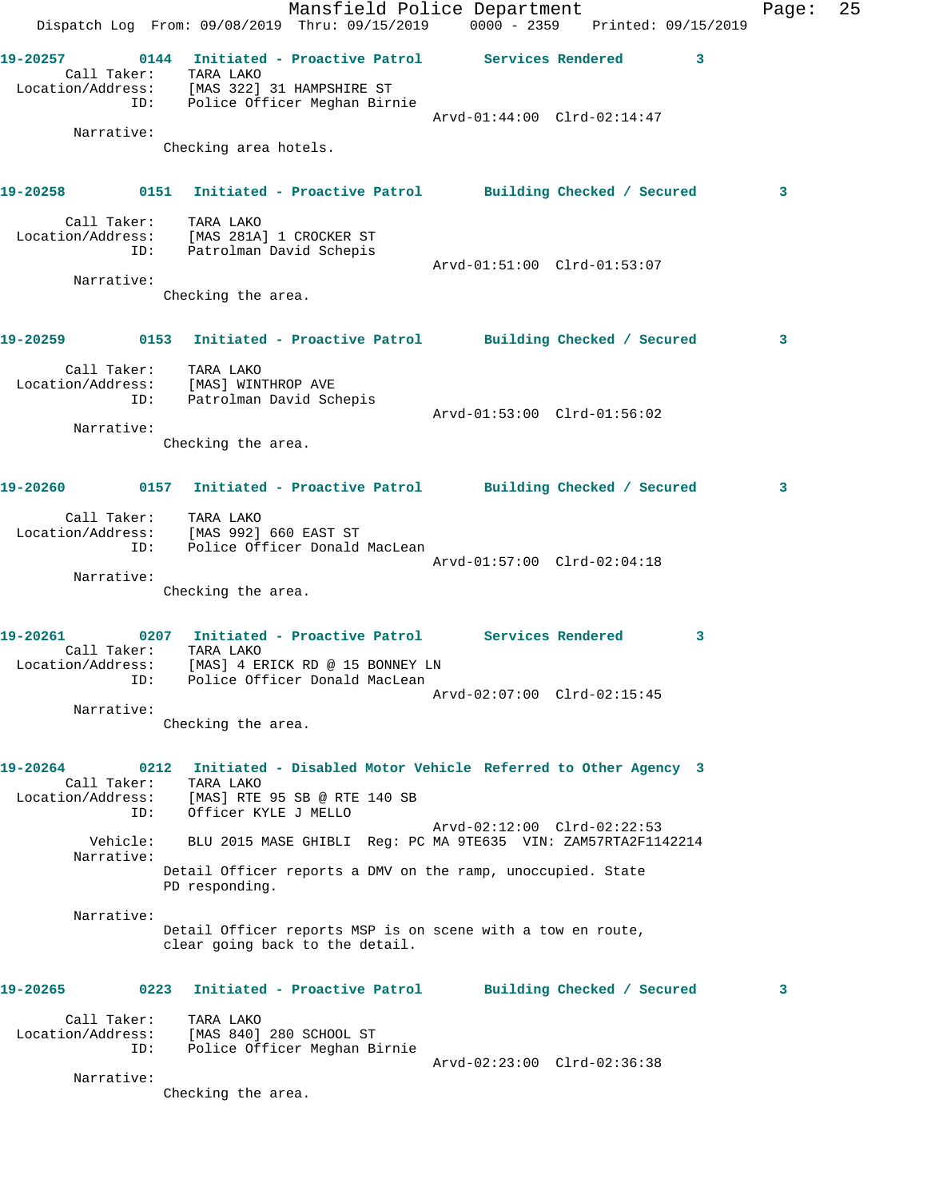**19-20257** 0144 **Initiated - Proactive Patrol** **Services Rendered** 3

Call Taker: TARA LAKO
Location/Address: [MAS 322] 31 HAMPSHIRE ST
ID: Police Officer Meghan Birnie
Arvd-01:44:00 Clrd-02:14:47

Narrative:
Checking area hotels.

**19-20258** 0151 **Initiated - Proactive Patrol** **Building Checked / Secured** 3

Call Taker: TARA LAKO
Location/Address: [MAS 281A] 1 CROCKER ST
ID: Patrolman David Schepis
Arvd-01:51:00 Clrd-01:53:07

Narrative:
Checking the area.

**19-20259** 0153 **Initiated - Proactive Patrol** **Building Checked / Secured** 3

Call Taker: TARA LAKO
Location/Address: [MAS] WINTHROP AVE
ID: Patrolman David Schepis
Arvd-01:53:00 Clrd-01:56:02

Narrative:
Checking the area.

**19-20260** 0157 **Initiated - Proactive Patrol** **Building Checked / Secured** 3

Call Taker: TARA LAKO
Location/Address: [MAS 992] 660 EAST ST
ID: Police Officer Donald MacLean
Arvd-01:57:00 Clrd-02:04:18

Narrative:
Checking the area.

**19-20261** 0207 **Initiated - Proactive Patrol** **Services Rendered** 3

Call Taker: TARA LAKO
Location/Address: [MAS] 4 ERICK RD @ 15 BONNEY LN
ID: Police Officer Donald MacLean
Arvd-02:07:00 Clrd-02:15:45

Narrative:
Checking the area.

**19-20264** 0212 **Initiated - Disabled Motor Vehicle** **Referred to Other Agency** 3

Call Taker: TARA LAKO
Location/Address: [MAS] RTE 95 SB @ RTE 140 SB
ID: Officer KYLE J MELLO
Arvd-02:12:00 Clrd-02:22:53
Vehicle: BLU 2015 MASE GHIBLI Reg: PC MA 9TE635 VIN: ZAM57RTA2F1142214

Narrative:
Detail Officer reports a DMV on the ramp, unoccupied. State PD responding.

Narrative:
Detail Officer reports MSP is on scene with a tow en route, clear going back to the detail.

**19-20265** 0223 **Initiated - Proactive Patrol** **Building Checked / Secured** 3

Call Taker: TARA LAKO
Location/Address: [MAS 840] 280 SCHOOL ST
ID: Police Officer Meghan Birnie
Arvd-02:23:00 Clrd-02:36:38

Narrative:
Checking the area.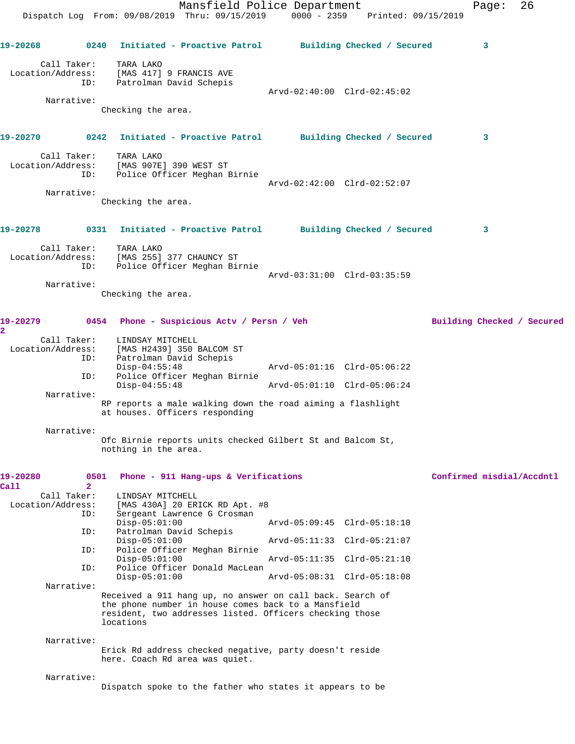19-20268 0240 Initiated - Proactive Patrol Building Checked / Secured 3

Call Taker: TARA LAKO
Location/Address: [MAS 417] 9 FRANCIS AVE
ID: Patrolman David Schepis
Arvd-02:40:00 Clrd-02:45:02
Narrative:
Checking the area.

19-20270 0242 Initiated - Proactive Patrol Building Checked / Secured 3

Call Taker: TARA LAKO
Location/Address: [MAS 907E] 390 WEST ST
ID: Police Officer Meghan Birnie
Arvd-02:42:00 Clrd-02:52:07
Narrative:
Checking the area.

19-20278 0331 Initiated - Proactive Patrol Building Checked / Secured 3

Call Taker: TARA LAKO
Location/Address: [MAS 255] 377 CHAUNCY ST
ID: Police Officer Meghan Birnie
Arvd-03:31:00 Clrd-03:35:59
Narrative:
Checking the area.

19-20279 0454 Phone - Suspicious Actv / Persn / Veh Building Checked / Secured 2

Call Taker: LINDSAY MITCHELL
Location/Address: [MAS H2439] 350 BALCOM ST
ID: Patrolman David Schepis
Disp-04:55:48 Arvd-05:01:16 Clrd-05:06:22
ID: Police Officer Meghan Birnie
Disp-04:55:48 Arvd-05:01:10 Clrd-05:06:24
Narrative:
RP reports a male walking down the road aiming a flashlight at houses. Officers responding

Narrative:
Ofc Birnie reports units checked Gilbert St and Balcom St, nothing in the area.

19-20280 0501 Phone - 911 Hang-ups & Verifications Confirmed misdial/Accdntl Call 2

Call Taker: LINDSAY MITCHELL
Location/Address: [MAS 430A] 20 ERICK RD Apt. #8
ID: Sergeant Lawrence G Crosman
Disp-05:01:00 Arvd-05:09:45 Clrd-05:18:10
ID: Patrolman David Schepis
Disp-05:01:00 Arvd-05:11:33 Clrd-05:21:07
ID: Police Officer Meghan Birnie
Disp-05:01:00 Arvd-05:11:35 Clrd-05:21:10
ID: Police Officer Donald MacLean
Disp-05:01:00 Arvd-05:08:31 Clrd-05:18:08
Narrative:
Received a 911 hang up, no answer on call back. Search of the phone number in house comes back to a Mansfield resident, two addresses listed. Officers checking those locations

Narrative:
Erick Rd address checked negative, party doesn't reside here. Coach Rd area was quiet.

Narrative:
Dispatch spoke to the father who states it appears to be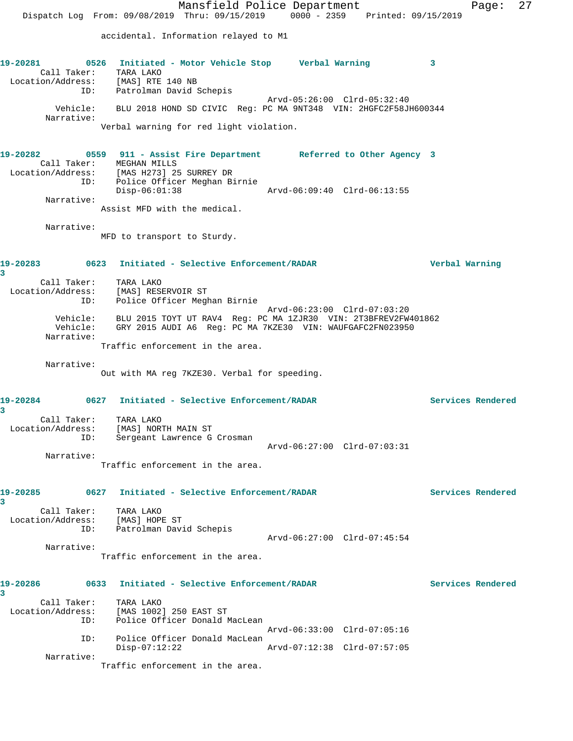accidental. Information relayed to M1

**19-20281** 0526 **Initiated - Motor Vehicle Stop** **Verbal Warning** **3**

Call Taker: TARA LAKO
Location/Address: [MAS] RTE 140 NB
ID: Patrolman David Schepis
Arvd-05:26:00 Clrd-05:32:40
Vehicle: BLU 2018 HOND SD CIVIC Reg: PC MA 9NT348 VIN: 2HGFC2F58JH600344
Narrative:
Verbal warning for red light violation.

**19-20282** 0559 **911 - Assist Fire Department** **Referred to Other Agency** **3**

Call Taker: MEGHAN MILLS
Location/Address: [MAS H273] 25 SURREY DR
ID: Police Officer Meghan Birnie
Disp-06:01:38 Arvd-06:09:40 Clrd-06:13:55
Narrative:
Assist MFD with the medical.

Narrative:
MFD to transport to Sturdy.

**19-20283** 0623 **Initiated - Selective Enforcement/RADAR** **Verbal Warning** **3**

Call Taker: TARA LAKO
Location/Address: [MAS] RESERVOIR ST
ID: Police Officer Meghan Birnie
Arvd-06:23:00 Clrd-07:03:20
Vehicle: BLU 2015 TOYT UT RAV4 Reg: PC MA 1ZJR30 VIN: 2T3BFREV2FW401862
Vehicle: GRY 2015 AUDI A6 Reg: PC MA 7KZE30 VIN: WAUFGAFC2FN023950
Narrative:
Traffic enforcement in the area.

Narrative:
Out with MA reg 7KZE30. Verbal for speeding.

**19-20284** 0627 **Initiated - Selective Enforcement/RADAR** **Services Rendered** **3**

Call Taker: TARA LAKO
Location/Address: [MAS] NORTH MAIN ST
ID: Sergeant Lawrence G Crosman
Arvd-06:27:00 Clrd-07:03:31
Narrative:
Traffic enforcement in the area.

**19-20285** 0627 **Initiated - Selective Enforcement/RADAR** **Services Rendered** **3**

Call Taker: TARA LAKO
Location/Address: [MAS] HOPE ST
ID: Patrolman David Schepis
Arvd-06:27:00 Clrd-07:45:54
Narrative:
Traffic enforcement in the area.

**19-20286** 0633 **Initiated - Selective Enforcement/RADAR** **Services Rendered** **3**

Call Taker: TARA LAKO
Location/Address: [MAS 1002] 250 EAST ST
ID: Police Officer Donald MacLean
Arvd-06:33:00 Clrd-07:05:16
ID: Police Officer Donald MacLean
Disp-07:12:22 Arvd-07:12:38 Clrd-07:57:05
Narrative:
Traffic enforcement in the area.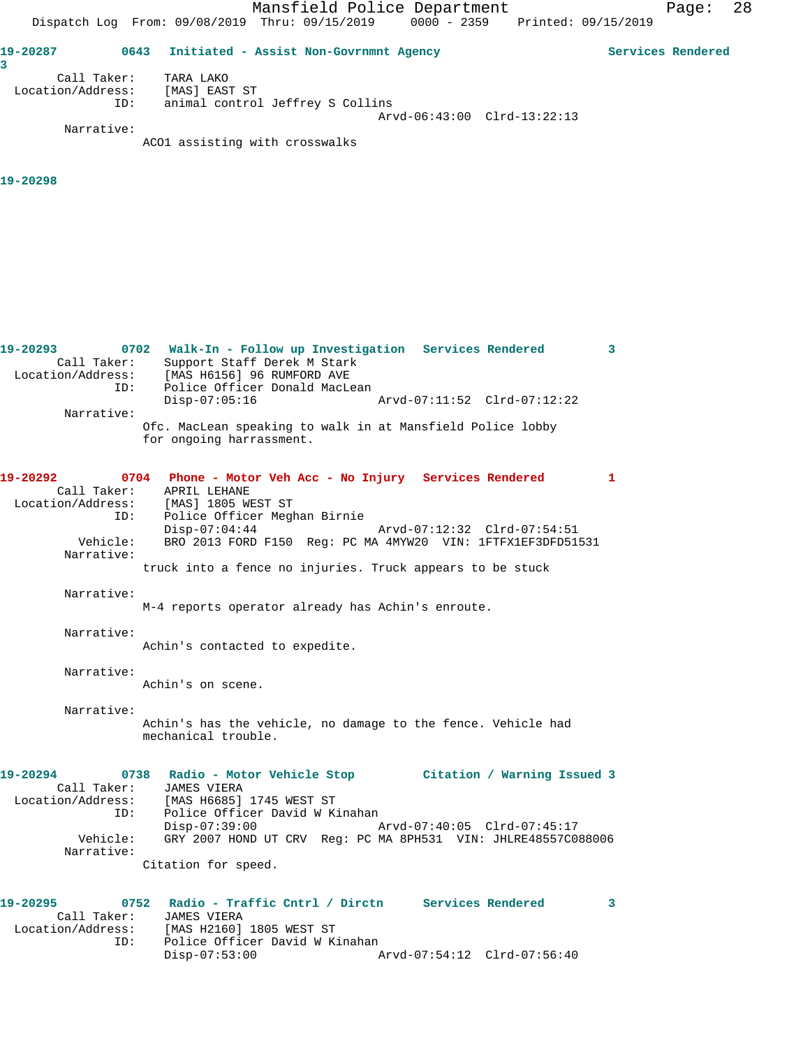**19-20287** 0643 Initiated - Assist Non-Govrnmnt Agency Services Rendered 3

Call Taker: TARA LAKO
Location/Address: [MAS] EAST ST
ID: animal control Jeffrey S Collins
Arvd-06:43:00 Clrd-13:22:13

Narrative:
ACO1 assisting with crosswalks

**19-20298**

**19-20293** 0702 Walk-In - Follow up Investigation Services Rendered 3

Call Taker: Support Staff Derek M Stark
Location/Address: [MAS H6156] 96 RUMFORD AVE
ID: Police Officer Donald MacLean
Disp-07:05:16 Arvd-07:11:52 Clrd-07:12:22

Narrative:
Ofc. MacLean speaking to walk in at Mansfield Police lobby for ongoing harrassment.

**19-20292** 0704 Phone - Motor Veh Acc - No Injury Services Rendered 1

Call Taker: APRIL LEHANE
Location/Address: [MAS] 1805 WEST ST
ID: Police Officer Meghan Birnie
Disp-07:04:44 Arvd-07:12:32 Clrd-07:54:51
Vehicle: BRO 2013 FORD F150 Reg: PC MA 4MYW20 VIN: 1FTFX1EF3DFD51531

Narrative:
truck into a fence no injuries. Truck appears to be stuck

Narrative:
M-4 reports operator already has Achin's enroute.

Narrative:
Achin's contacted to expedite.

Narrative:
Achin's on scene.

Narrative:
Achin's has the vehicle, no damage to the fence. Vehicle had mechanical trouble.

**19-20294** 0738 Radio - Motor Vehicle Stop Citation / Warning Issued 3

Call Taker: JAMES VIERA
Location/Address: [MAS H6685] 1745 WEST ST
ID: Police Officer David W Kinahan
Disp-07:39:00 Arvd-07:40:05 Clrd-07:45:17
Vehicle: GRY 2007 HOND UT CRV Reg: PC MA 8PH531 VIN: JHLRE48557C088006

Narrative:
Citation for speed.

**19-20295** 0752 Radio - Traffic Cntrl / Dirctn Services Rendered 3

Call Taker: JAMES VIERA
Location/Address: [MAS H2160] 1805 WEST ST
ID: Police Officer David W Kinahan
Disp-07:53:00 Arvd-07:54:12 Clrd-07:56:40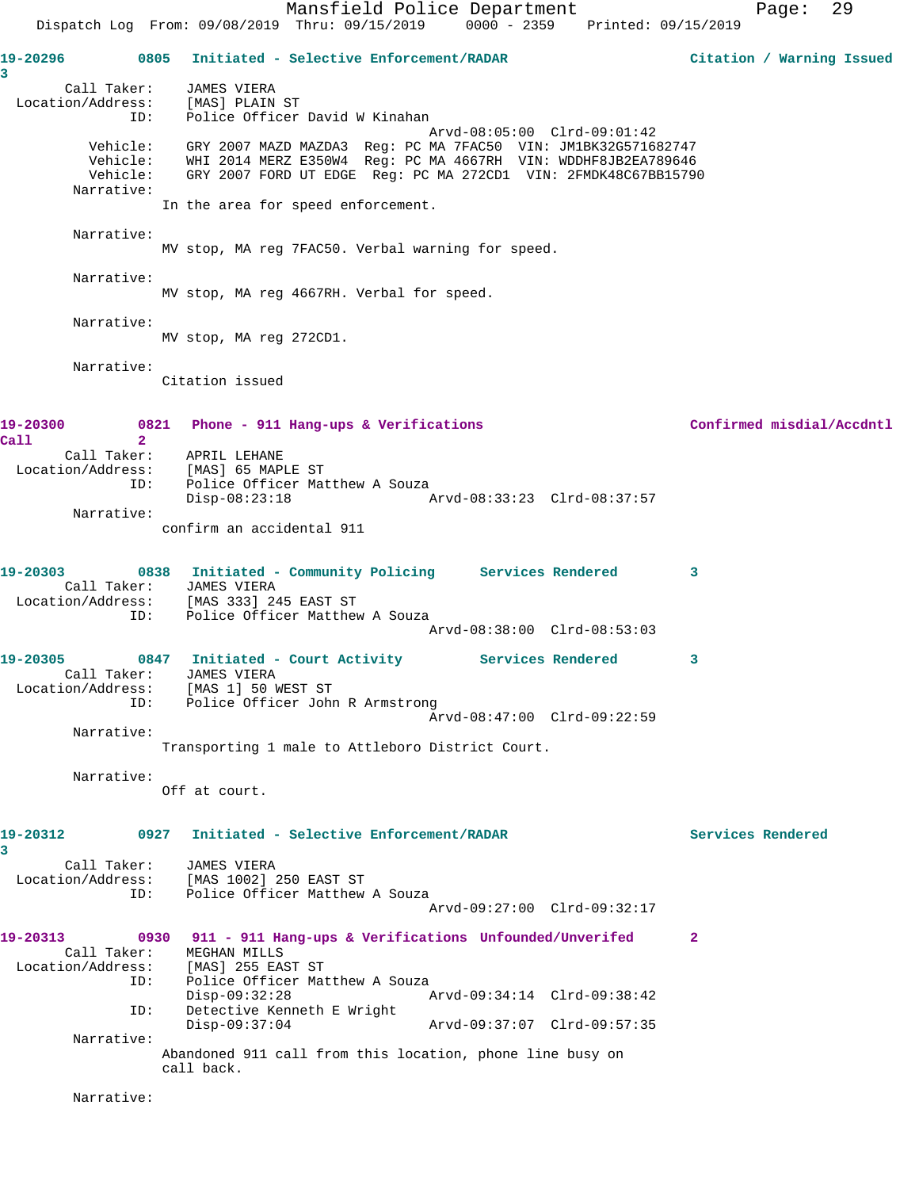**19-20296** 0805 Initiated - Selective Enforcement/RADAR — Citation / Warning Issued 3

Call Taker: JAMES VIERA
Location/Address: [MAS] PLAIN ST
ID: Police Officer David W Kinahan
Arvd-08:05:00 Clrd-09:01:42
Vehicle: GRY 2007 MAZD MAZDA3 Reg: PC MA 7FAC50 VIN: JM1BK32G571682747
Vehicle: WHI 2014 MERZ E350W4 Reg: PC MA 4667RH VIN: WDDHF8JB2EA789646
Vehicle: GRY 2007 FORD UT EDGE Reg: PC MA 272CD1 VIN: 2FMDK48C67BB15790

Narrative:
In the area for speed enforcement.

Narrative:
MV stop, MA reg 7FAC50. Verbal warning for speed.

Narrative:
MV stop, MA reg 4667RH. Verbal for speed.

Narrative:
MV stop, MA reg 272CD1.

Narrative:
Citation issued

**19-20300** 0821 Phone - 911 Hang-ups & Verifications — Confirmed misdial/Accdntl Call 2

Call Taker: APRIL LEHANE
Location/Address: [MAS] 65 MAPLE ST
ID: Police Officer Matthew A Souza
Disp-08:23:18 Arvd-08:33:23 Clrd-08:37:57

Narrative:
confirm an accidental 911

**19-20303** 0838 Initiated - Community Policing — Services Rendered 3

Call Taker: JAMES VIERA
Location/Address: [MAS 333] 245 EAST ST
ID: Police Officer Matthew A Souza
Arvd-08:38:00 Clrd-08:53:03

**19-20305** 0847 Initiated - Court Activity — Services Rendered 3

Call Taker: JAMES VIERA
Location/Address: [MAS 1] 50 WEST ST
ID: Police Officer John R Armstrong
Arvd-08:47:00 Clrd-09:22:59

Narrative:
Transporting 1 male to Attleboro District Court.

Narrative:
Off at court.

**19-20312** 0927 Initiated - Selective Enforcement/RADAR — Services Rendered 3

Call Taker: JAMES VIERA
Location/Address: [MAS 1002] 250 EAST ST
ID: Police Officer Matthew A Souza
Arvd-09:27:00 Clrd-09:32:17

**19-20313** 0930 911 - 911 Hang-ups & Verifications — Unfounded/Unverifed 2

Call Taker: MEGHAN MILLS
Location/Address: [MAS] 255 EAST ST
ID: Police Officer Matthew A Souza
Disp-09:32:28 Arvd-09:34:14 Clrd-09:38:42
ID: Detective Kenneth E Wright
Disp-09:37:04 Arvd-09:37:07 Clrd-09:57:35

Narrative:
Abandoned 911 call from this location, phone line busy on call back.

Narrative: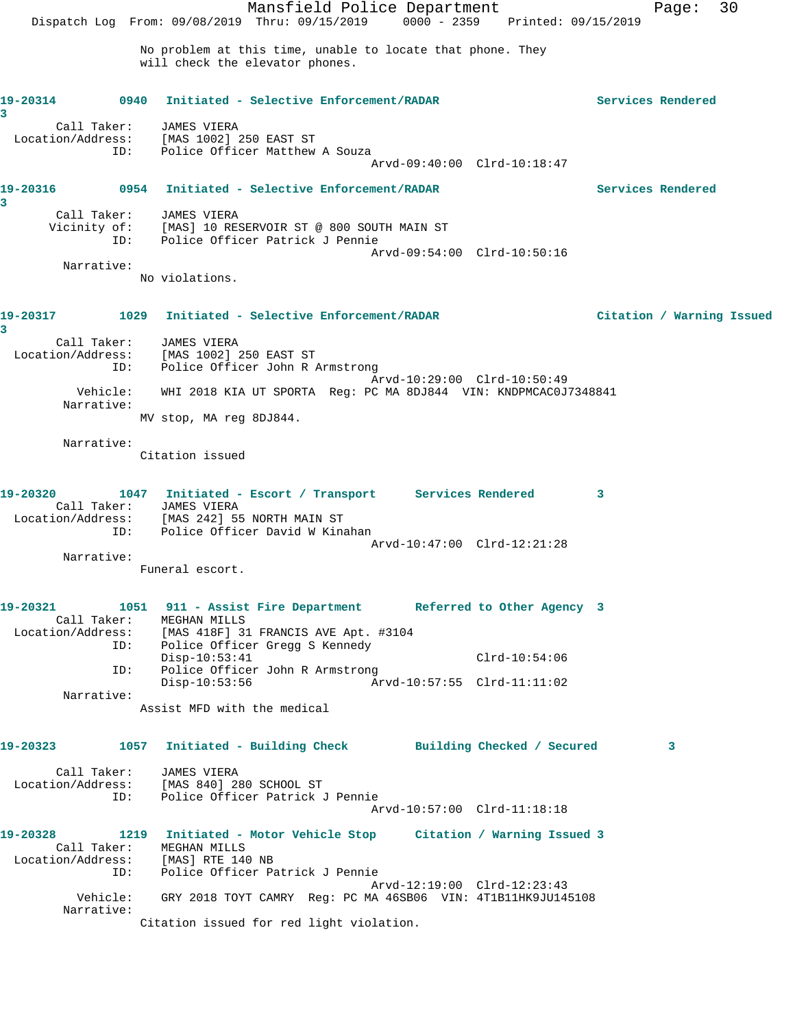No problem at this time, unable to locate that phone. They will check the elevator phones.

**19-20314** 0940 **Initiated - Selective Enforcement/RADAR** **Services Rendered** 3

Call Taker: JAMES VIERA
Location/Address: [MAS 1002] 250 EAST ST
ID: Police Officer Matthew A Souza
Arvd-09:40:00 Clrd-10:18:47

**19-20316** 0954 **Initiated - Selective Enforcement/RADAR** **Services Rendered** 3

Call Taker: JAMES VIERA
Vicinity of: [MAS] 10 RESERVOIR ST @ 800 SOUTH MAIN ST
ID: Police Officer Patrick J Pennie
Arvd-09:54:00 Clrd-10:50:16
Narrative:
No violations.

**19-20317** 1029 **Initiated - Selective Enforcement/RADAR** **Citation / Warning Issued** 3

Call Taker: JAMES VIERA
Location/Address: [MAS 1002] 250 EAST ST
ID: Police Officer John R Armstrong
Arvd-10:29:00 Clrd-10:50:49
Vehicle: WHI 2018 KIA UT SPORTA Reg: PC MA 8DJ844 VIN: KNDPMCAC0J7348841
Narrative:
MV stop, MA reg 8DJ844.

Narrative:
Citation issued

**19-20320** 1047 **Initiated - Escort / Transport** **Services Rendered** 3

Call Taker: JAMES VIERA
Location/Address: [MAS 242] 55 NORTH MAIN ST
ID: Police Officer David W Kinahan
Arvd-10:47:00 Clrd-12:21:28
Narrative:
Funeral escort.

**19-20321** 1051 **911 - Assist Fire Department** **Referred to Other Agency** 3

Call Taker: MEGHAN MILLS
Location/Address: [MAS 418F] 31 FRANCIS AVE Apt. #3104
ID: Police Officer Gregg S Kennedy
Disp-10:53:41 Clrd-10:54:06
ID: Police Officer John R Armstrong
Disp-10:53:56 Arvd-10:57:55 Clrd-11:11:02
Narrative:
Assist MFD with the medical

**19-20323** 1057 **Initiated - Building Check** **Building Checked / Secured** 3

Call Taker: JAMES VIERA
Location/Address: [MAS 840] 280 SCHOOL ST
ID: Police Officer Patrick J Pennie
Arvd-10:57:00 Clrd-11:18:18

**19-20328** 1219 **Initiated - Motor Vehicle Stop** **Citation / Warning Issued** 3

Call Taker: MEGHAN MILLS
Location/Address: [MAS] RTE 140 NB
ID: Police Officer Patrick J Pennie
Arvd-12:19:00 Clrd-12:23:43
Vehicle: GRY 2018 TOYT CAMRY Reg: PC MA 46SB06 VIN: 4T1B11HK9JU145108
Narrative:
Citation issued for red light violation.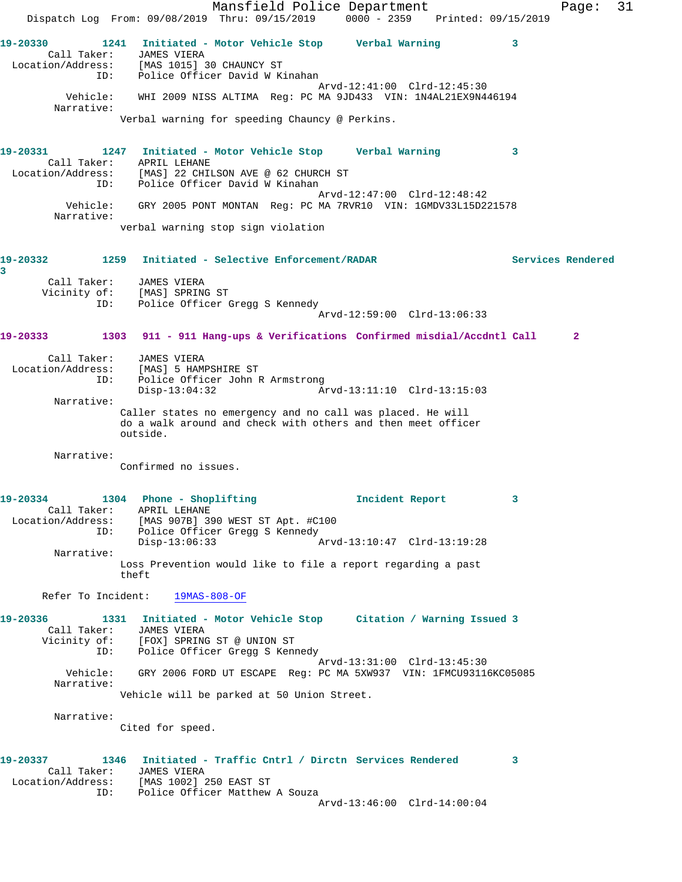19-20330 1241 Initiated - Motor Vehicle Stop Verbal Warning 3
Call Taker: JAMES VIERA
Location/Address: [MAS 1015] 30 CHAUNCY ST
ID: Police Officer David W Kinahan
Arvd-12:41:00 Clrd-12:45:30
Vehicle: WHI 2009 NISS ALTIMA Reg: PC MA 9JD433 VIN: 1N4AL21EX9N446194
Narrative:
Verbal warning for speeding Chauncy @ Perkins.

19-20331 1247 Initiated - Motor Vehicle Stop Verbal Warning 3
Call Taker: APRIL LEHANE
Location/Address: [MAS] 22 CHILSON AVE @ 62 CHURCH ST
ID: Police Officer David W Kinahan
Arvd-12:47:00 Clrd-12:48:42
Vehicle: GRY 2005 PONT MONTAN Reg: PC MA 7RVR10 VIN: 1GMDV33L15D221578
Narrative:
verbal warning stop sign violation

19-20332 1259 Initiated - Selective Enforcement/RADAR Services Rendered 3
Call Taker: JAMES VIERA
Vicinity of: [MAS] SPRING ST
ID: Police Officer Gregg S Kennedy
Arvd-12:59:00 Clrd-13:06:33

19-20333 1303 911 - 911 Hang-ups & Verifications Confirmed misdial/Accdntl Call 2
Call Taker: JAMES VIERA
Location/Address: [MAS] 5 HAMPSHIRE ST
ID: Police Officer John R Armstrong
Disp-13:04:32 Arvd-13:11:10 Clrd-13:15:03
Narrative:
Caller states no emergency and no call was placed. He will do a walk around and check with others and then meet officer outside.

Narrative:
Confirmed no issues.

19-20334 1304 Phone - Shoplifting Incident Report 3
Call Taker: APRIL LEHANE
Location/Address: [MAS 907B] 390 WEST ST Apt. #C100
ID: Police Officer Gregg S Kennedy
Disp-13:06:33 Arvd-13:10:47 Clrd-13:19:28
Narrative:
Loss Prevention would like to file a report regarding a past theft

Refer To Incident: 19MAS-808-OF

19-20336 1331 Initiated - Motor Vehicle Stop Citation / Warning Issued 3
Call Taker: JAMES VIERA
Vicinity of: [FOX] SPRING ST @ UNION ST
ID: Police Officer Gregg S Kennedy
Arvd-13:31:00 Clrd-13:45:30
Vehicle: GRY 2006 FORD UT ESCAPE Reg: PC MA 5XW937 VIN: 1FMCU93116KC05085
Narrative:
Vehicle will be parked at 50 Union Street.

Narrative:
Cited for speed.

19-20337 1346 Initiated - Traffic Cntrl / Dirctn Services Rendered 3
Call Taker: JAMES VIERA
Location/Address: [MAS 1002] 250 EAST ST
ID: Police Officer Matthew A Souza
Arvd-13:46:00 Clrd-14:00:04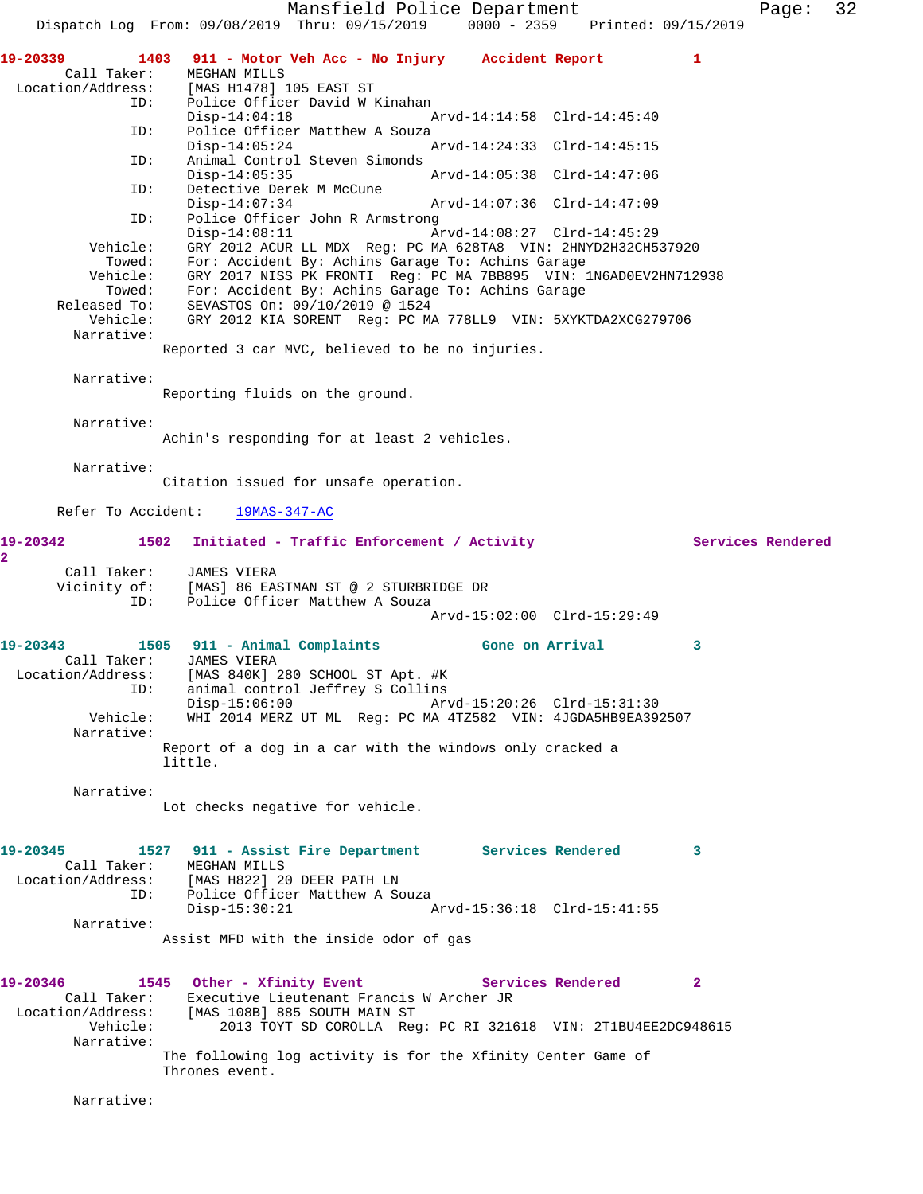**19-20339** 1403 **911 - Motor Veh Acc - No Injury** **Accident Report** 1

Call Taker: MEGHAN MILLS
Location/Address: [MAS H1478] 105 EAST ST
ID: Police Officer David W Kinahan
Disp-14:04:18 Arvd-14:14:58 Clrd-14:45:40
ID: Police Officer Matthew A Souza
Disp-14:05:24 Arvd-14:24:33 Clrd-14:45:15
ID: Animal Control Steven Simonds
Disp-14:05:35 Arvd-14:05:38 Clrd-14:47:06
ID: Detective Derek M McCune
Disp-14:07:34 Arvd-14:07:36 Clrd-14:47:09
ID: Police Officer John R Armstrong
Disp-14:08:11 Arvd-14:08:27 Clrd-14:45:29
Vehicle: GRY 2012 ACUR LL MDX Reg: PC MA 628TA8 VIN: 2HNYD2H32CH537920
Towed: For: Accident By: Achins Garage To: Achins Garage
Vehicle: GRY 2017 NISS PK FRONTI Reg: PC MA 7BB895 VIN: 1N6AD0EV2HN712938
Towed: For: Accident By: Achins Garage To: Achins Garage
Released To: SEVASTOS On: 09/10/2019 @ 1524
Vehicle: GRY 2012 KIA SORENT Reg: PC MA 778LL9 VIN: 5XYKTDA2XCG279706
Narrative:
Reported 3 car MVC, believed to be no injuries.

Narrative:
Reporting fluids on the ground.

Narrative:
Achin's responding for at least 2 vehicles.

Narrative:
Citation issued for unsafe operation.

Refer To Accident: 19MAS-347-AC

**19-20342** 1502 **Initiated - Traffic Enforcement / Activity** **Services Rendered** 2

Call Taker: JAMES VIERA
Vicinity of: [MAS] 86 EASTMAN ST @ 2 STURBRIDGE DR
ID: Police Officer Matthew A Souza
Arvd-15:02:00 Clrd-15:29:49

**19-20343** 1505 **911 - Animal Complaints** **Gone on Arrival** 3

Call Taker: JAMES VIERA
Location/Address: [MAS 840K] 280 SCHOOL ST Apt. #K
ID: animal control Jeffrey S Collins
Disp-15:06:00 Arvd-15:20:26 Clrd-15:31:30
Vehicle: WHI 2014 MERZ UT ML Reg: PC MA 4TZ582 VIN: 4JGDA5HB9EA392507
Narrative:
Report of a dog in a car with the windows only cracked a little.

Narrative:
Lot checks negative for vehicle.

**19-20345** 1527 **911 - Assist Fire Department** **Services Rendered** 3

Call Taker: MEGHAN MILLS
Location/Address: [MAS H822] 20 DEER PATH LN
ID: Police Officer Matthew A Souza
Disp-15:30:21 Arvd-15:36:18 Clrd-15:41:55
Narrative:
Assist MFD with the inside odor of gas

**19-20346** 1545 **Other - Xfinity Event** **Services Rendered** 2

Call Taker: Executive Lieutenant Francis W Archer JR
Location/Address: [MAS 108B] 885 SOUTH MAIN ST
Vehicle: 2013 TOYT SD COROLLA Reg: PC RI 321618 VIN: 2T1BU4EE2DC948615
Narrative:
The following log activity is for the Xfinity Center Game of Thrones event.

Narrative: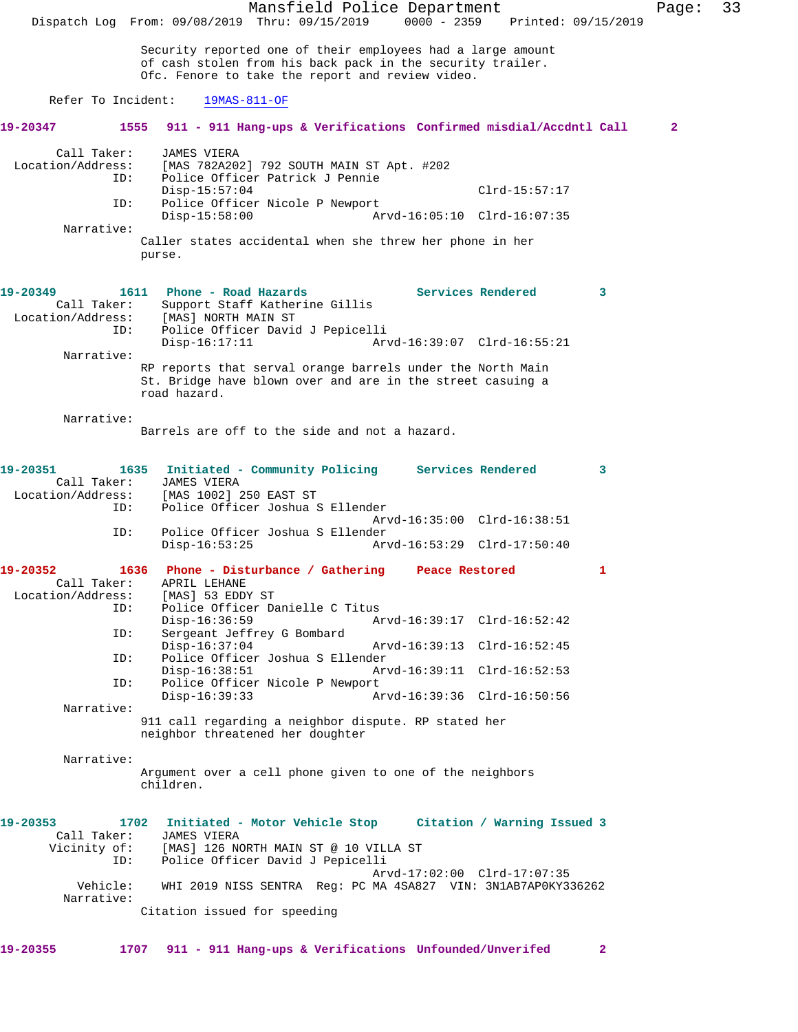Security reported one of their employees had a large amount of cash stolen from his back pack in the security trailer. Ofc. Fenore to take the report and review video.

Refer To Incident: 19MAS-811-OF

**19-20347** 1555 **911 - 911 Hang-ups & Verifications** Confirmed misdial/Accdntl Call 2

Call Taker: JAMES VIERA
Location/Address: [MAS 782A202] 792 SOUTH MAIN ST Apt. #202
ID: Police Officer Patrick J Pennie
Disp-15:57:04 Clrd-15:57:17
ID: Police Officer Nicole P Newport
Disp-15:58:00 Arvd-16:05:10 Clrd-16:07:35
Narrative:
Caller states accidental when she threw her phone in her purse.

**19-20349** 1611 **Phone - Road Hazards** Services Rendered 3

Call Taker: Support Staff Katherine Gillis
Location/Address: [MAS] NORTH MAIN ST
ID: Police Officer David J Pepicelli
Disp-16:17:11 Arvd-16:39:07 Clrd-16:55:21
Narrative:
RP reports that serval orange barrels under the North Main St. Bridge have blown over and are in the street casuing a road hazard.

Narrative:
Barrels are off to the side and not a hazard.

**19-20351** 1635 **Initiated - Community Policing** Services Rendered 3

Call Taker: JAMES VIERA
Location/Address: [MAS 1002] 250 EAST ST
ID: Police Officer Joshua S Ellender
Arvd-16:35:00 Clrd-16:38:51
ID: Police Officer Joshua S Ellender
Disp-16:53:25 Arvd-16:53:29 Clrd-17:50:40

**19-20352** 1636 **Phone - Disturbance / Gathering** Peace Restored 1

Call Taker: APRIL LEHANE
Location/Address: [MAS] 53 EDDY ST
ID: Police Officer Danielle C Titus
Disp-16:36:59 Arvd-16:39:17 Clrd-16:52:42
ID: Sergeant Jeffrey G Bombard
Disp-16:37:04 Arvd-16:39:13 Clrd-16:52:45
ID: Police Officer Joshua S Ellender
Disp-16:38:51 Arvd-16:39:11 Clrd-16:52:53
ID: Police Officer Nicole P Newport
Disp-16:39:33 Arvd-16:39:36 Clrd-16:50:56
Narrative:
911 call regarding a neighbor dispute. RP stated her neighbor threatened her doughter

Narrative:
Argument over a cell phone given to one of the neighbors children.

**19-20353** 1702 **Initiated - Motor Vehicle Stop** Citation / Warning Issued 3

Call Taker: JAMES VIERA
Vicinity of: [MAS] 126 NORTH MAIN ST @ 10 VILLA ST
ID: Police Officer David J Pepicelli
Arvd-17:02:00 Clrd-17:07:35
Vehicle: WHI 2019 NISS SENTRA Reg: PC MA 4SA827 VIN: 3N1AB7AP0KY336262
Narrative:
Citation issued for speeding

**19-20355** 1707 **911 - 911 Hang-ups & Verifications** Unfounded/Unverifed 2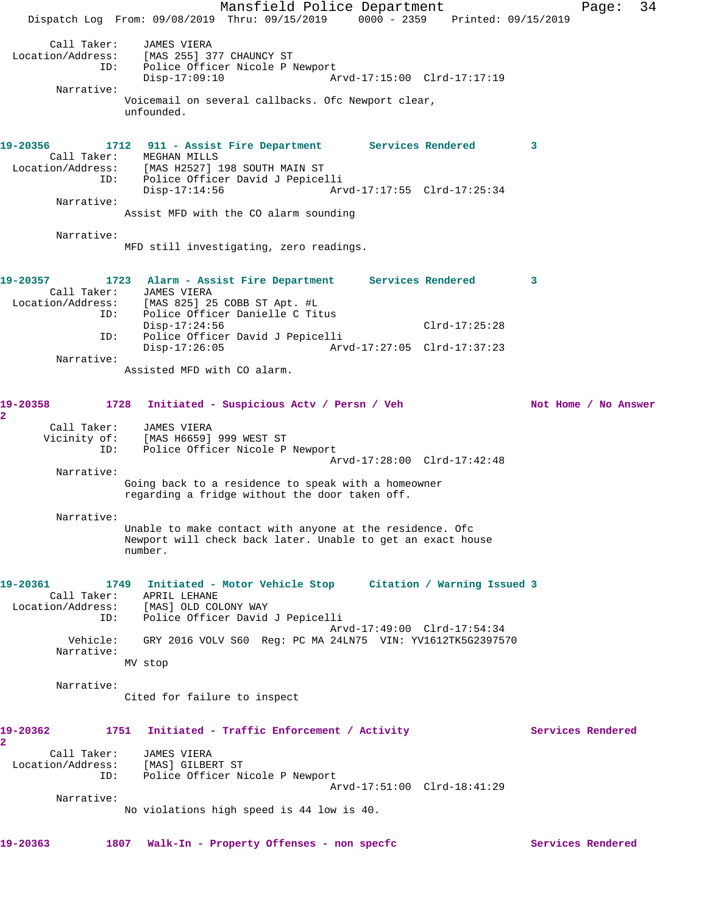Call Taker: JAMES VIERA
Location/Address: [MAS 255] 377 CHAUNCY ST
ID: Police Officer Nicole P Newport
Disp-17:09:10 Arvd-17:15:00 Clrd-17:17:19

Narrative:
Voicemail on several callbacks. Ofc Newport clear, unfounded.

**19-20356 1712 911 - Assist Fire Department Services Rendered 3**

Call Taker: MEGHAN MILLS
Location/Address: [MAS H2527] 198 SOUTH MAIN ST
ID: Police Officer David J Pepicelli
Disp-17:14:56 Arvd-17:17:55 Clrd-17:25:34

Narrative:
Assist MFD with the CO alarm sounding

Narrative:
MFD still investigating, zero readings.

**19-20357 1723 Alarm - Assist Fire Department Services Rendered 3**

Call Taker: JAMES VIERA
Location/Address: [MAS 825] 25 COBB ST Apt. #L
ID: Police Officer Danielle C Titus
Disp-17:24:56 Clrd-17:25:28
ID: Police Officer David J Pepicelli
Disp-17:26:05 Arvd-17:27:05 Clrd-17:37:23

Narrative:
Assisted MFD with CO alarm.

**19-20358 1728 Initiated - Suspicious Actv / Persn / Veh Not Home / No Answer 2**

Call Taker: JAMES VIERA
Vicinity of: [MAS H6659] 999 WEST ST
ID: Police Officer Nicole P Newport
Arvd-17:28:00 Clrd-17:42:48

Narrative:
Going back to a residence to speak with a homeowner regarding a fridge without the door taken off.

Narrative:
Unable to make contact with anyone at the residence. Ofc Newport will check back later. Unable to get an exact house number.

**19-20361 1749 Initiated - Motor Vehicle Stop Citation / Warning Issued 3**

Call Taker: APRIL LEHANE
Location/Address: [MAS] OLD COLONY WAY
ID: Police Officer David J Pepicelli
Arvd-17:49:00 Clrd-17:54:34
Vehicle: GRY 2016 VOLV S60 Reg: PC MA 24LN75 VIN: YV1612TK5G2397570

Narrative:
MV stop

Narrative:
Cited for failure to inspect

**19-20362 1751 Initiated - Traffic Enforcement / Activity Services Rendered 2**

Call Taker: JAMES VIERA
Location/Address: [MAS] GILBERT ST
ID: Police Officer Nicole P Newport
Arvd-17:51:00 Clrd-18:41:29

Narrative:
No violations high speed is 44 low is 40.

**19-20363 1807 Walk-In - Property Offenses - non specfc Services Rendered**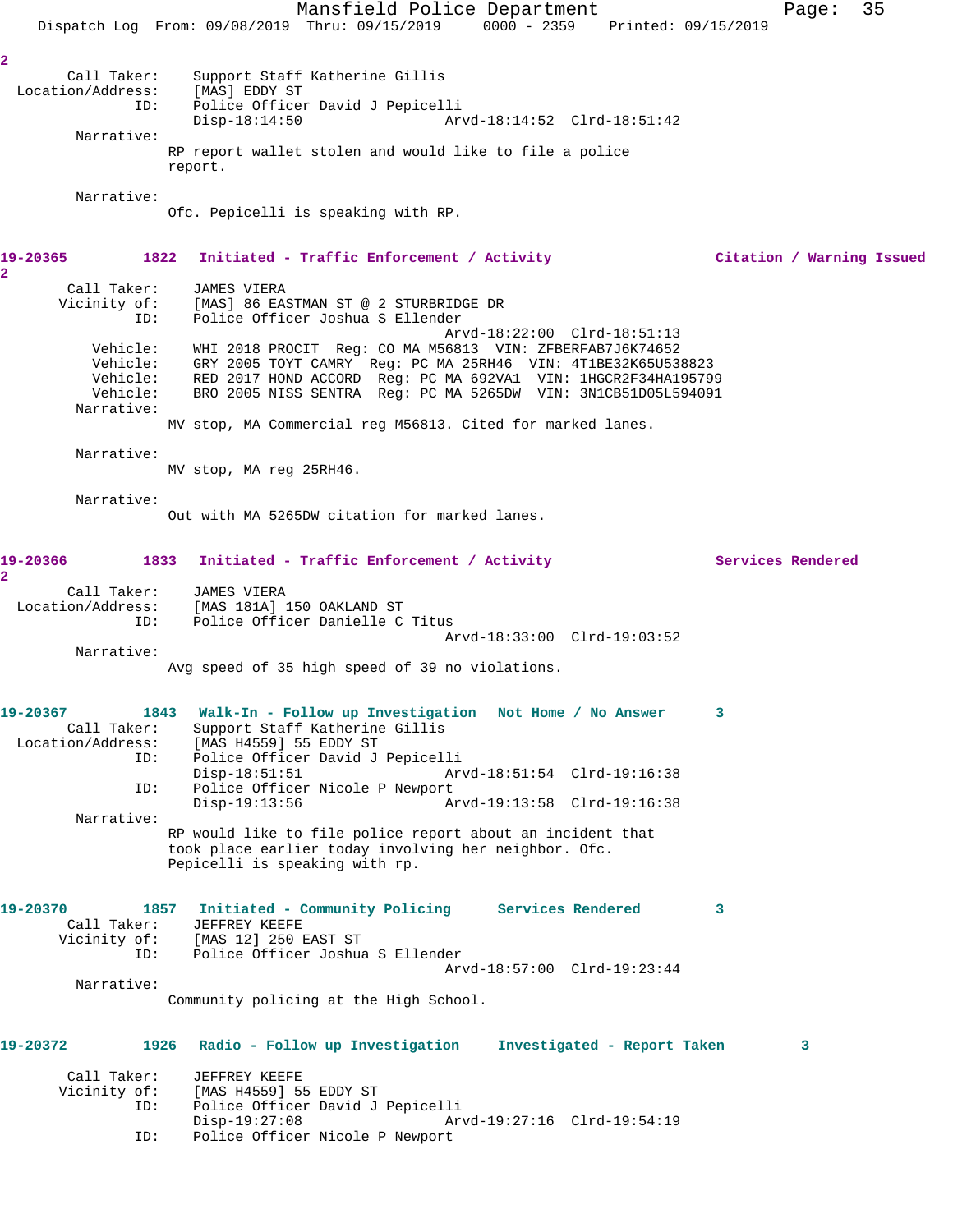2

```
       Call Taker:    Support Staff Katherine Gillis
  Location/Address:    [MAS] EDDY ST
               ID:    Police Officer David J Pepicelli
                      Disp-18:14:50                 Arvd-18:14:52  Clrd-18:51:42
        Narrative:
                   RP report wallet stolen and would like to file a police
                   report.

        Narrative:
                   Ofc. Pepicelli is speaking with RP.
```

**19-20365** 1822 **Initiated - Traffic Enforcement / Activity** **Citation / Warning Issued**
2

```
       Call Taker:    JAMES VIERA
       Vicinity of:    [MAS] 86 EASTMAN ST @ 2 STURBRIDGE DR
               ID:    Police Officer Joshua S Ellender
                                                    Arvd-18:22:00  Clrd-18:51:13
          Vehicle:    WHI 2018 PROCIT  Reg: CO MA M56813  VIN: ZFBERFAB7J6K74652
          Vehicle:    GRY 2005 TOYT CAMRY  Reg: PC MA 25RH46  VIN: 4T1BE32K65U538823
          Vehicle:    RED 2017 HOND ACCORD  Reg: PC MA 692VA1  VIN: 1HGCR2F34HA195799
          Vehicle:    BRO 2005 NISS SENTRA  Reg: PC MA 5265DW  VIN: 3N1CB51D05L594091
        Narrative:
                   MV stop, MA Commercial reg M56813. Cited for marked lanes.

        Narrative:
                   MV stop, MA reg 25RH46.

        Narrative:
                   Out with MA 5265DW citation for marked lanes.
```

**19-20366** 1833 **Initiated - Traffic Enforcement / Activity** **Services Rendered**
2

```
       Call Taker:    JAMES VIERA
  Location/Address:    [MAS 181A] 150 OAKLAND ST
               ID:    Police Officer Danielle C Titus
                                                    Arvd-18:33:00  Clrd-19:03:52
        Narrative:
                   Avg speed of 35 high speed of 39 no violations.
```

**19-20367** 1843 **Walk-In - Follow up Investigation** **Not Home / No Answer** 3

```
       Call Taker:    Support Staff Katherine Gillis
  Location/Address:    [MAS H4559] 55 EDDY ST
               ID:    Police Officer David J Pepicelli
                      Disp-18:51:51                 Arvd-18:51:54  Clrd-19:16:38
               ID:    Police Officer Nicole P Newport
                      Disp-19:13:56                 Arvd-19:13:58  Clrd-19:16:38
        Narrative:
                   RP would like to file police report about an incident that
                   took place earlier today involving her neighbor. Ofc.
                   Pepicelli is speaking with rp.
```

**19-20370** 1857 **Initiated - Community Policing** **Services Rendered** 3

```
       Call Taker:    JEFFREY KEEFE
       Vicinity of:    [MAS 12] 250 EAST ST
               ID:    Police Officer Joshua S Ellender
                                                    Arvd-18:57:00  Clrd-19:23:44
        Narrative:
                   Community policing at the High School.
```

**19-20372** 1926 **Radio - Follow up Investigation** **Investigated - Report Taken** 3

```
       Call Taker:    JEFFREY KEEFE
       Vicinity of:    [MAS H4559] 55 EDDY ST
               ID:    Police Officer David J Pepicelli
                      Disp-19:27:08                 Arvd-19:27:16  Clrd-19:54:19
               ID:    Police Officer Nicole P Newport
```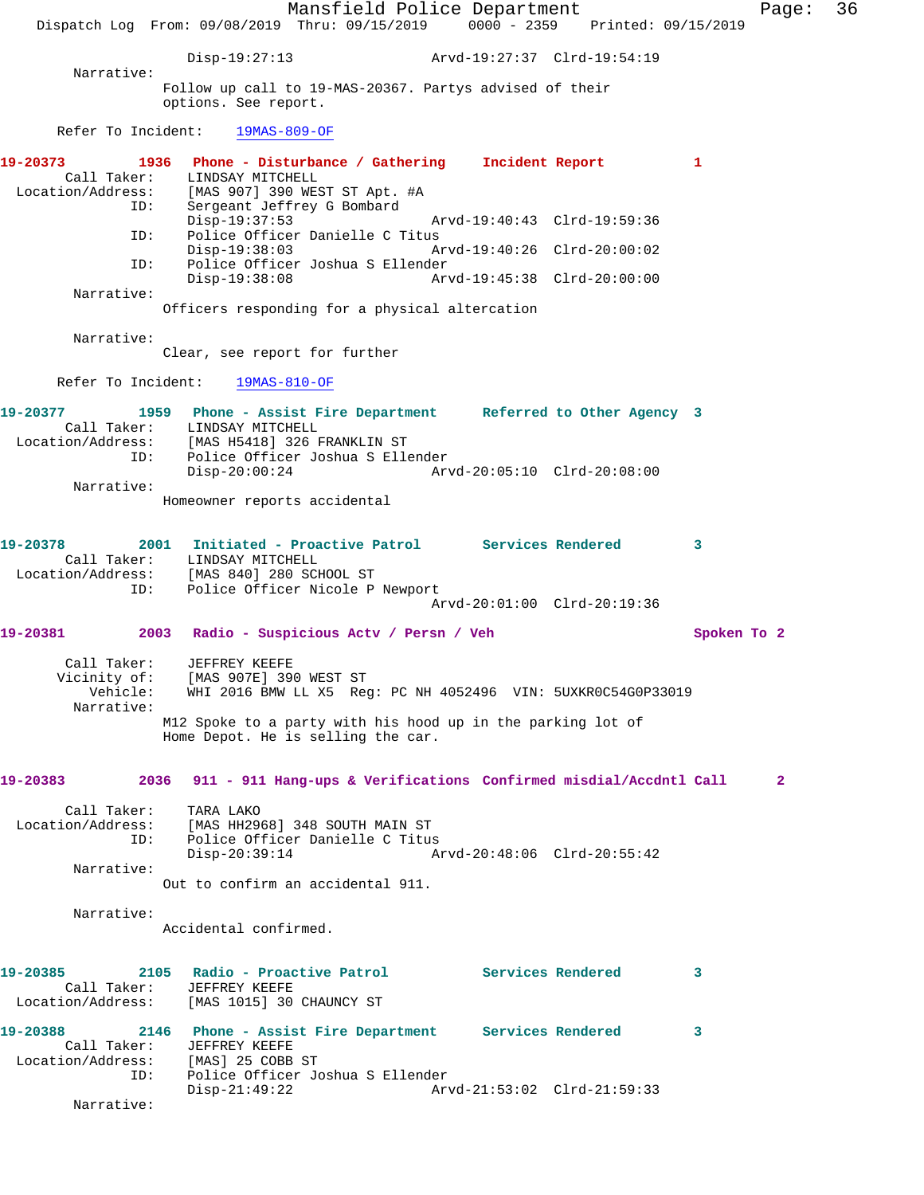Disp-19:27:13 Arvd-19:27:37 Clrd-19:54:19

Narrative:

Follow up call to 19-MAS-20367. Partys advised of their options. See report.

Refer To Incident: 19MAS-809-OF

**19-20373 1936 Phone - Disturbance / Gathering Incident Report 1**

Call Taker: LINDSAY MITCHELL

Location/Address: [MAS 907] 390 WEST ST Apt. #A

ID: Sergeant Jeffrey G Bombard
Disp-19:37:53 Arvd-19:40:43 Clrd-19:59:36

ID: Police Officer Danielle C Titus
Disp-19:38:03 Arvd-19:40:26 Clrd-20:00:02

ID: Police Officer Joshua S Ellender
Disp-19:38:08 Arvd-19:45:38 Clrd-20:00:00

Narrative:

Officers responding for a physical altercation

Narrative:

Clear, see report for further

Refer To Incident: 19MAS-810-OF

**19-20377 1959 Phone - Assist Fire Department Referred to Other Agency 3**

Call Taker: LINDSAY MITCHELL

Location/Address: [MAS H5418] 326 FRANKLIN ST

ID: Police Officer Joshua S Ellender
Disp-20:00:24 Arvd-20:05:10 Clrd-20:08:00

Narrative:

Homeowner reports accidental

**19-20378 2001 Initiated - Proactive Patrol Services Rendered 3**

Call Taker: LINDSAY MITCHELL

Location/Address: [MAS 840] 280 SCHOOL ST

ID: Police Officer Nicole P Newport
Arvd-20:01:00 Clrd-20:19:36

**19-20381 2003 Radio - Suspicious Actv / Persn / Veh Spoken To 2**

Call Taker: JEFFREY KEEFE

Vicinity of: [MAS 907E] 390 WEST ST

Vehicle: WHI 2016 BMW LL X5 Reg: PC NH 4052496 VIN: 5UXKR0C54G0P33019

Narrative:

M12 Spoke to a party with his hood up in the parking lot of Home Depot. He is selling the car.

**19-20383 2036 911 - 911 Hang-ups & Verifications Confirmed misdial/Accdntl Call 2**

Call Taker: TARA LAKO

Location/Address: [MAS HH2968] 348 SOUTH MAIN ST

ID: Police Officer Danielle C Titus
Disp-20:39:14 Arvd-20:48:06 Clrd-20:55:42

Narrative:

Out to confirm an accidental 911.

Narrative:

Accidental confirmed.

**19-20385 2105 Radio - Proactive Patrol Services Rendered 3**

Call Taker: JEFFREY KEEFE

Location/Address: [MAS 1015] 30 CHAUNCY ST

**19-20388 2146 Phone - Assist Fire Department Services Rendered 3**

Call Taker: JEFFREY KEEFE

Location/Address: [MAS] 25 COBB ST

ID: Police Officer Joshua S Ellender
Disp-21:49:22 Arvd-21:53:02 Clrd-21:59:33

Narrative: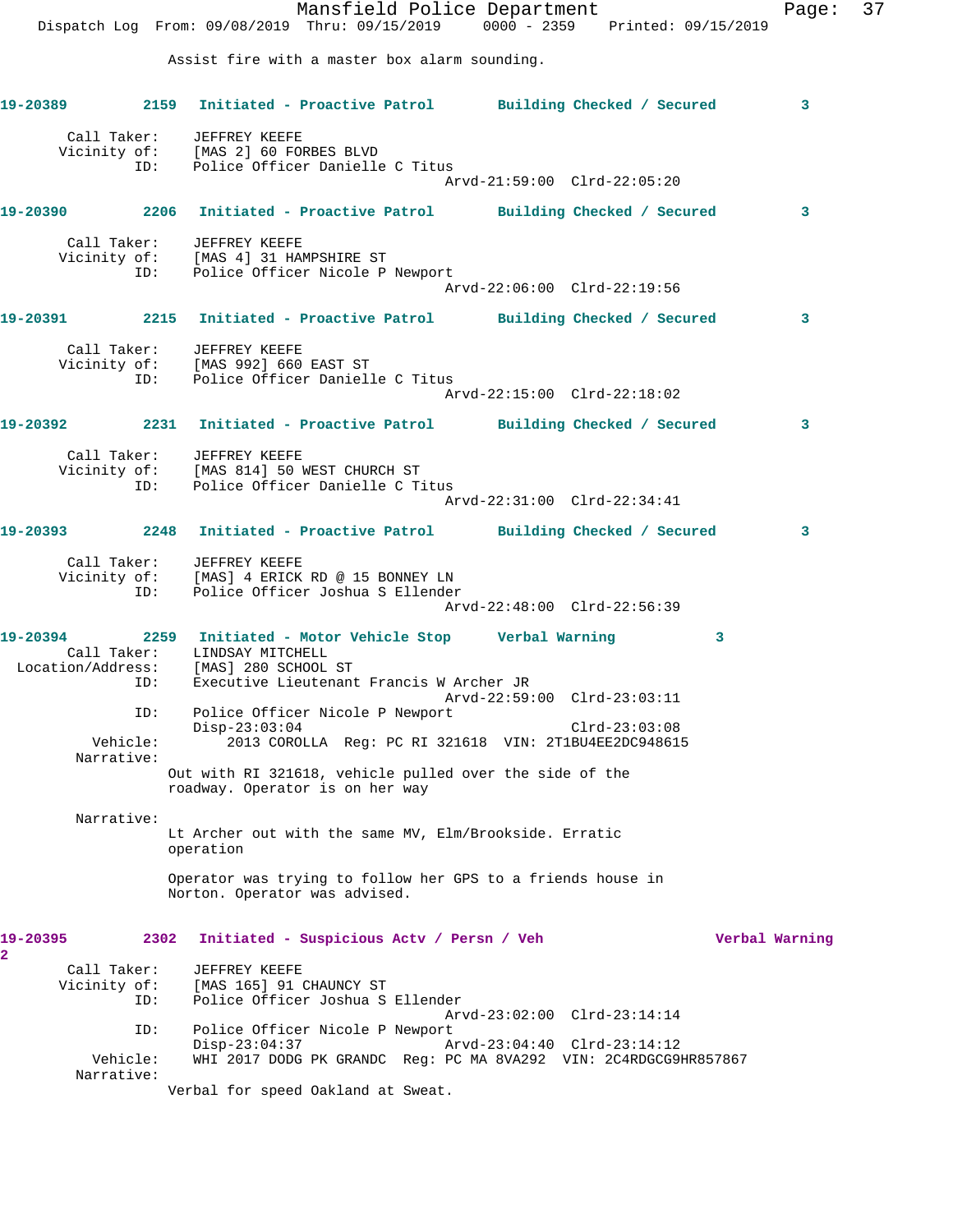Assist fire with a master box alarm sounding.

**19-20389** 2159 **Initiated - Proactive Patrol** **Building Checked / Secured** 3

Call Taker: JEFFREY KEEFE
Vicinity of: [MAS 2] 60 FORBES BLVD
ID: Police Officer Danielle C Titus
Arvd-21:59:00 Clrd-22:05:20

**19-20390** 2206 **Initiated - Proactive Patrol** **Building Checked / Secured** 3

Call Taker: JEFFREY KEEFE
Vicinity of: [MAS 4] 31 HAMPSHIRE ST
ID: Police Officer Nicole P Newport
Arvd-22:06:00 Clrd-22:19:56

**19-20391** 2215 **Initiated - Proactive Patrol** **Building Checked / Secured** 3

Call Taker: JEFFREY KEEFE
Vicinity of: [MAS 992] 660 EAST ST
ID: Police Officer Danielle C Titus
Arvd-22:15:00 Clrd-22:18:02

**19-20392** 2231 **Initiated - Proactive Patrol** **Building Checked / Secured** 3

Call Taker: JEFFREY KEEFE
Vicinity of: [MAS 814] 50 WEST CHURCH ST
ID: Police Officer Danielle C Titus
Arvd-22:31:00 Clrd-22:34:41

**19-20393** 2248 **Initiated - Proactive Patrol** **Building Checked / Secured** 3

Call Taker: JEFFREY KEEFE
Vicinity of: [MAS] 4 ERICK RD @ 15 BONNEY LN
ID: Police Officer Joshua S Ellender
Arvd-22:48:00 Clrd-22:56:39

**19-20394** 2259 **Initiated - Motor Vehicle Stop** **Verbal Warning** 3
Call Taker: LINDSAY MITCHELL
Location/Address: [MAS] 280 SCHOOL ST
ID: Executive Lieutenant Francis W Archer JR
Arvd-22:59:00 Clrd-23:03:11
ID: Police Officer Nicole P Newport
Disp-23:03:04 Clrd-23:03:08
Vehicle: 2013 COROLLA Reg: PC RI 321618 VIN: 2T1BU4EE2DC948615
Narrative:
Out with RI 321618, vehicle pulled over the side of the roadway. Operator is on her way

Narrative:
Lt Archer out with the same MV, Elm/Brookside. Erratic operation

Operator was trying to follow her GPS to a friends house in Norton. Operator was advised.

**19-20395** 2302 **Initiated - Suspicious Actv / Persn / Veh** **Verbal Warning** 2
Call Taker: JEFFREY KEEFE
Vicinity of: [MAS 165] 91 CHAUNCY ST
ID: Police Officer Joshua S Ellender
Arvd-23:02:00 Clrd-23:14:14
ID: Police Officer Nicole P Newport
Disp-23:04:37 Arvd-23:04:40 Clrd-23:14:12
Vehicle: WHI 2017 DODG PK GRANDC Reg: PC MA 8VA292 VIN: 2C4RDGCG9HR857867
Narrative:
Verbal for speed Oakland at Sweat.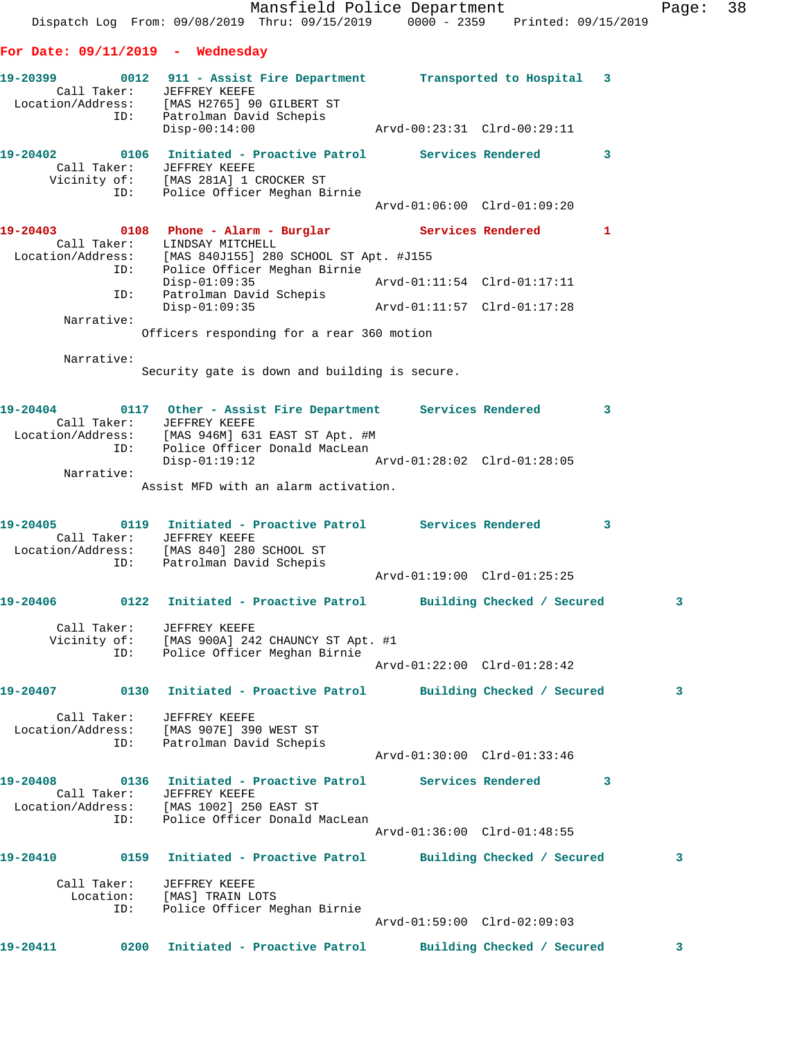## For Date: 09/11/2019 - Wednesday

**19-20399 0012 911 - Assist Fire Department Transported to Hospital 3**
Call Taker: JEFFREY KEEFE
Location/Address: [MAS H2765] 90 GILBERT ST
ID: Patrolman David Schepis
Disp-00:14:00 Arvd-00:23:31 Clrd-00:29:11

**19-20402 0106 Initiated - Proactive Patrol Services Rendered 3**
Call Taker: JEFFREY KEEFE
Vicinity of: [MAS 281A] 1 CROCKER ST
ID: Police Officer Meghan Birnie
Arvd-01:06:00 Clrd-01:09:20

**19-20403 0108 Phone - Alarm - Burglar Services Rendered 1**
Call Taker: LINDSAY MITCHELL
Location/Address: [MAS 840J155] 280 SCHOOL ST Apt. #J155
ID: Police Officer Meghan Birnie
Disp-01:09:35 Arvd-01:11:54 Clrd-01:17:11
ID: Patrolman David Schepis
Disp-01:09:35 Arvd-01:11:57 Clrd-01:17:28
Narrative:
Officers responding for a rear 360 motion

Narrative:
Security gate is down and building is secure.

**19-20404 0117 Other - Assist Fire Department Services Rendered 3**
Call Taker: JEFFREY KEEFE
Location/Address: [MAS 946M] 631 EAST ST Apt. #M
ID: Police Officer Donald MacLean
Disp-01:19:12 Arvd-01:28:02 Clrd-01:28:05
Narrative:
Assist MFD with an alarm activation.

**19-20405 0119 Initiated - Proactive Patrol Services Rendered 3**
Call Taker: JEFFREY KEEFE
Location/Address: [MAS 840] 280 SCHOOL ST
ID: Patrolman David Schepis
Arvd-01:19:00 Clrd-01:25:25

**19-20406 0122 Initiated - Proactive Patrol Building Checked / Secured 3**
Call Taker: JEFFREY KEEFE
Vicinity of: [MAS 900A] 242 CHAUNCY ST Apt. #1
ID: Police Officer Meghan Birnie
Arvd-01:22:00 Clrd-01:28:42

**19-20407 0130 Initiated - Proactive Patrol Building Checked / Secured 3**
Call Taker: JEFFREY KEEFE
Location/Address: [MAS 907E] 390 WEST ST
ID: Patrolman David Schepis
Arvd-01:30:00 Clrd-01:33:46

**19-20408 0136 Initiated - Proactive Patrol Services Rendered 3**
Call Taker: JEFFREY KEEFE
Location/Address: [MAS 1002] 250 EAST ST
ID: Police Officer Donald MacLean
Arvd-01:36:00 Clrd-01:48:55

**19-20410 0159 Initiated - Proactive Patrol Building Checked / Secured 3**
Call Taker: JEFFREY KEEFE
Location: [MAS] TRAIN LOTS
ID: Police Officer Meghan Birnie
Arvd-01:59:00 Clrd-02:09:03

**19-20411 0200 Initiated - Proactive Patrol Building Checked / Secured 3**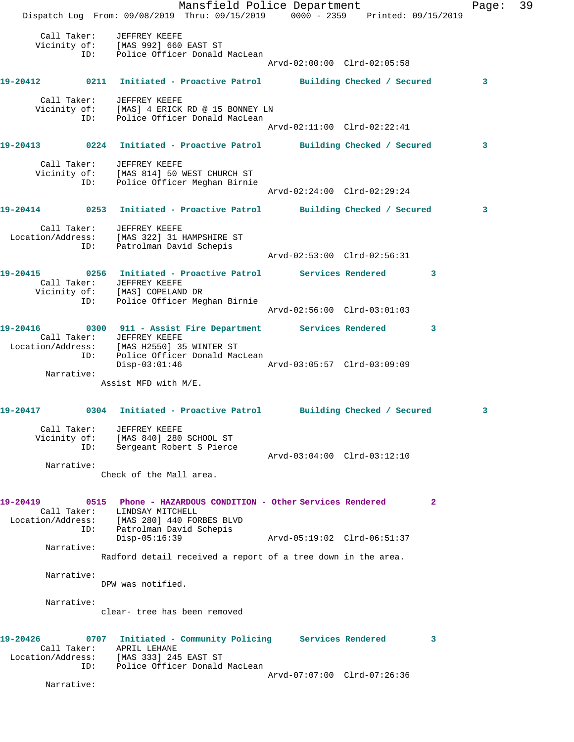Call Taker: JEFFREY KEEFE
Vicinity of: [MAS 992] 660 EAST ST
ID: Police Officer Donald MacLean
Arvd-02:00:00 Clrd-02:05:58

**19-20412 0211 Initiated - Proactive Patrol Building Checked / Secured 3**

Call Taker: JEFFREY KEEFE
Vicinity of: [MAS] 4 ERICK RD @ 15 BONNEY LN
ID: Police Officer Donald MacLean
Arvd-02:11:00 Clrd-02:22:41

**19-20413 0224 Initiated - Proactive Patrol Building Checked / Secured 3**

Call Taker: JEFFREY KEEFE
Vicinity of: [MAS 814] 50 WEST CHURCH ST
ID: Police Officer Meghan Birnie
Arvd-02:24:00 Clrd-02:29:24

**19-20414 0253 Initiated - Proactive Patrol Building Checked / Secured 3**

Call Taker: JEFFREY KEEFE
Location/Address: [MAS 322] 31 HAMPSHIRE ST
ID: Patrolman David Schepis
Arvd-02:53:00 Clrd-02:56:31

**19-20415 0256 Initiated - Proactive Patrol Services Rendered 3**

Call Taker: JEFFREY KEEFE
Vicinity of: [MAS] COPELAND DR
ID: Police Officer Meghan Birnie
Arvd-02:56:00 Clrd-03:01:03

**19-20416 0300 911 - Assist Fire Department Services Rendered 3**

Call Taker: JEFFREY KEEFE
Location/Address: [MAS H2550] 35 WINTER ST
ID: Police Officer Donald MacLean
Disp-03:01:46 Arvd-03:05:57 Clrd-03:09:09
Narrative:
Assist MFD with M/E.

**19-20417 0304 Initiated - Proactive Patrol Building Checked / Secured 3**

Call Taker: JEFFREY KEEFE
Vicinity of: [MAS 840] 280 SCHOOL ST
ID: Sergeant Robert S Pierce
Arvd-03:04:00 Clrd-03:12:10
Narrative:
Check of the Mall area.

**19-20419 0515 Phone - HAZARDOUS CONDITION - Other Services Rendered 2**

Call Taker: LINDSAY MITCHELL
Location/Address: [MAS 280] 440 FORBES BLVD
ID: Patrolman David Schepis
Disp-05:16:39 Arvd-05:19:02 Clrd-06:51:37
Narrative:
Radford detail received a report of a tree down in the area.

Narrative:
DPW was notified.

Narrative:
clear- tree has been removed

**19-20426 0707 Initiated - Community Policing Services Rendered 3**

Call Taker: APRIL LEHANE
Location/Address: [MAS 333] 245 EAST ST
ID: Police Officer Donald MacLean
Arvd-07:07:00 Clrd-07:26:36
Narrative: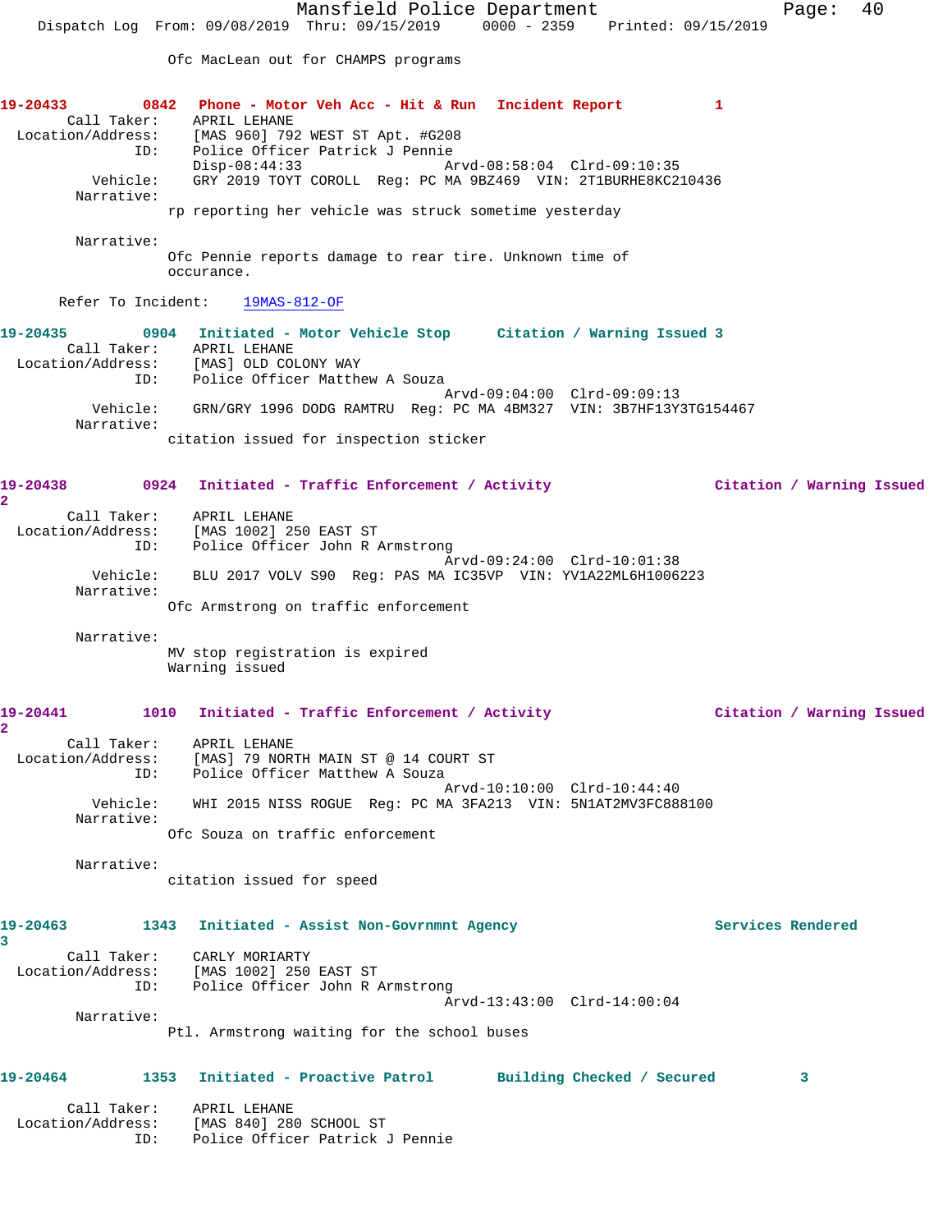Ofc MacLean out for CHAMPS programs

**19-20433 0842 Phone - Motor Veh Acc - Hit & Run Incident Report 1**

Call Taker: APRIL LEHANE
Location/Address: [MAS 960] 792 WEST ST Apt. #G208
ID: Police Officer Patrick J Pennie
Disp-08:44:33 Arvd-08:58:04 Clrd-09:10:35
Vehicle: GRY 2019 TOYT COROLL Reg: PC MA 9BZ469 VIN: 2T1BURHE8KC210436
Narrative:
rp reporting her vehicle was struck sometime yesterday

Narrative:
Ofc Pennie reports damage to rear tire. Unknown time of occurance.

Refer To Incident: 19MAS-812-OF

**19-20435 0904 Initiated - Motor Vehicle Stop Citation / Warning Issued 3**

Call Taker: APRIL LEHANE
Location/Address: [MAS] OLD COLONY WAY
ID: Police Officer Matthew A Souza
Arvd-09:04:00 Clrd-09:09:13
Vehicle: GRN/GRY 1996 DODG RAMTRU Reg: PC MA 4BM327 VIN: 3B7HF13Y3TG154467
Narrative:
citation issued for inspection sticker

**19-20438 0924 Initiated - Traffic Enforcement / Activity Citation / Warning Issued 2**

Call Taker: APRIL LEHANE
Location/Address: [MAS 1002] 250 EAST ST
ID: Police Officer John R Armstrong
Arvd-09:24:00 Clrd-10:01:38
Vehicle: BLU 2017 VOLV S90 Reg: PAS MA IC35VP VIN: YV1A22ML6H1006223
Narrative:
Ofc Armstrong on traffic enforcement

Narrative:
MV stop registration is expired
Warning issued

**19-20441 1010 Initiated - Traffic Enforcement / Activity Citation / Warning Issued 2**

Call Taker: APRIL LEHANE
Location/Address: [MAS] 79 NORTH MAIN ST @ 14 COURT ST
ID: Police Officer Matthew A Souza
Arvd-10:10:00 Clrd-10:44:40
Vehicle: WHI 2015 NISS ROGUE Reg: PC MA 3FA213 VIN: 5N1AT2MV3FC888100
Narrative:
Ofc Souza on traffic enforcement

Narrative:
citation issued for speed

**19-20463 1343 Initiated - Assist Non-Govrnmnt Agency Services Rendered 3**

Call Taker: CARLY MORIARTY
Location/Address: [MAS 1002] 250 EAST ST
ID: Police Officer John R Armstrong
Arvd-13:43:00 Clrd-14:00:04
Narrative:
Ptl. Armstrong waiting for the school buses

**19-20464 1353 Initiated - Proactive Patrol Building Checked / Secured 3**

Call Taker: APRIL LEHANE
Location/Address: [MAS 840] 280 SCHOOL ST
ID: Police Officer Patrick J Pennie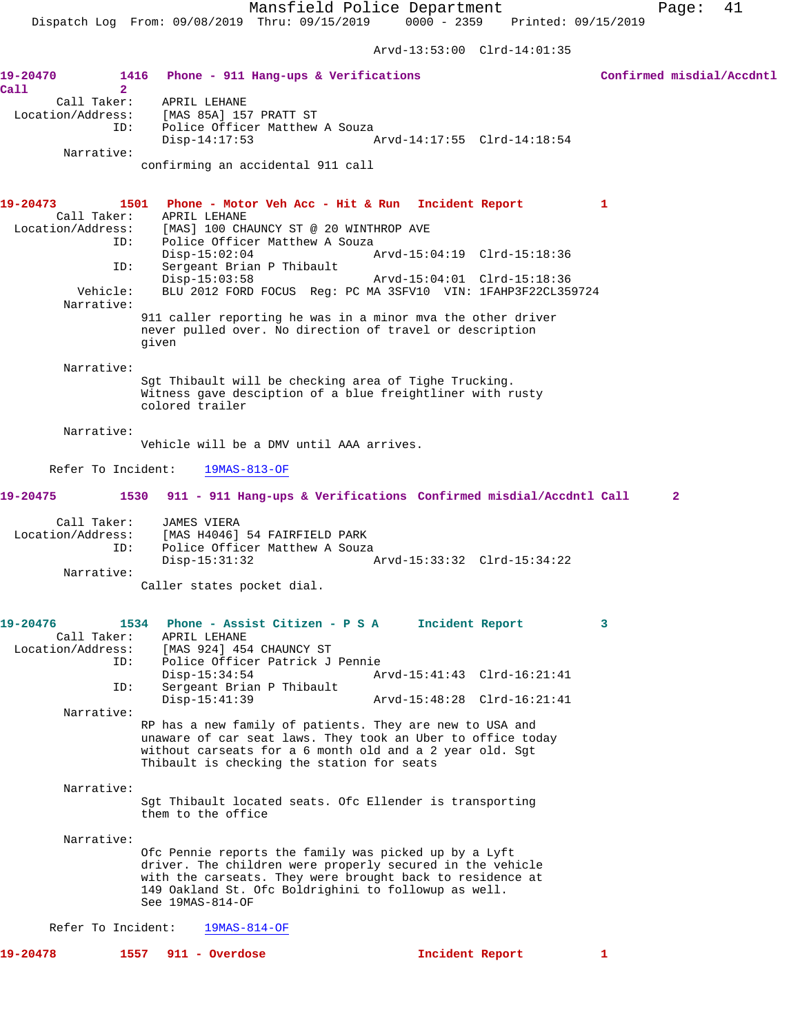Arvd-13:53:00 Clrd-14:01:35

**19-20470** 1416 **Phone - 911 Hang-ups & Verifications** **Confirmed misdial/Accdntl Call** 2

Call Taker: APRIL LEHANE
Location/Address: [MAS 85A] 157 PRATT ST
ID: Police Officer Matthew A Souza
Disp-14:17:53 Arvd-14:17:55 Clrd-14:18:54

Narrative:
confirming an accidental 911 call

**19-20473** 1501 **Phone - Motor Veh Acc - Hit & Run** **Incident Report** 1

Call Taker: APRIL LEHANE
Location/Address: [MAS] 100 CHAUNCY ST @ 20 WINTHROP AVE
ID: Police Officer Matthew A Souza
Disp-15:02:04 Arvd-15:04:19 Clrd-15:18:36
ID: Sergeant Brian P Thibault
Disp-15:03:58 Arvd-15:04:01 Clrd-15:18:36
Vehicle: BLU 2012 FORD FOCUS Reg: PC MA 3SFV10 VIN: 1FAHP3F22CL359724

Narrative:
911 caller reporting he was in a minor mva the other driver never pulled over. No direction of travel or description given

Narrative:
Sgt Thibault will be checking area of Tighe Trucking. Witness gave desciption of a blue freightliner with rusty colored trailer

Narrative:
Vehicle will be a DMV until AAA arrives.

Refer To Incident: 19MAS-813-OF

**19-20475** 1530 **911 - 911 Hang-ups & Verifications** **Confirmed misdial/Accdntl Call** 2

Call Taker: JAMES VIERA
Location/Address: [MAS H4046] 54 FAIRFIELD PARK
ID: Police Officer Matthew A Souza
Disp-15:31:32 Arvd-15:33:32 Clrd-15:34:22

Narrative:
Caller states pocket dial.

**19-20476** 1534 **Phone - Assist Citizen - P S A** **Incident Report** 3

Call Taker: APRIL LEHANE
Location/Address: [MAS 924] 454 CHAUNCY ST
ID: Police Officer Patrick J Pennie
Disp-15:34:54 Arvd-15:41:43 Clrd-16:21:41
ID: Sergeant Brian P Thibault
Disp-15:41:39 Arvd-15:48:28 Clrd-16:21:41

Narrative:
RP has a new family of patients. They are new to USA and unaware of car seat laws. They took an Uber to office today without carseats for a 6 month old and a 2 year old. Sgt Thibault is checking the station for seats

Narrative:
Sgt Thibault located seats. Ofc Ellender is transporting them to the office

Narrative:
Ofc Pennie reports the family was picked up by a Lyft driver. The children were properly secured in the vehicle with the carseats. They were brought back to residence at 149 Oakland St. Ofc Boldrighini to followup as well. See 19MAS-814-OF

Refer To Incident: 19MAS-814-OF

**19-20478** 1557 **911 - Overdose** **Incident Report** 1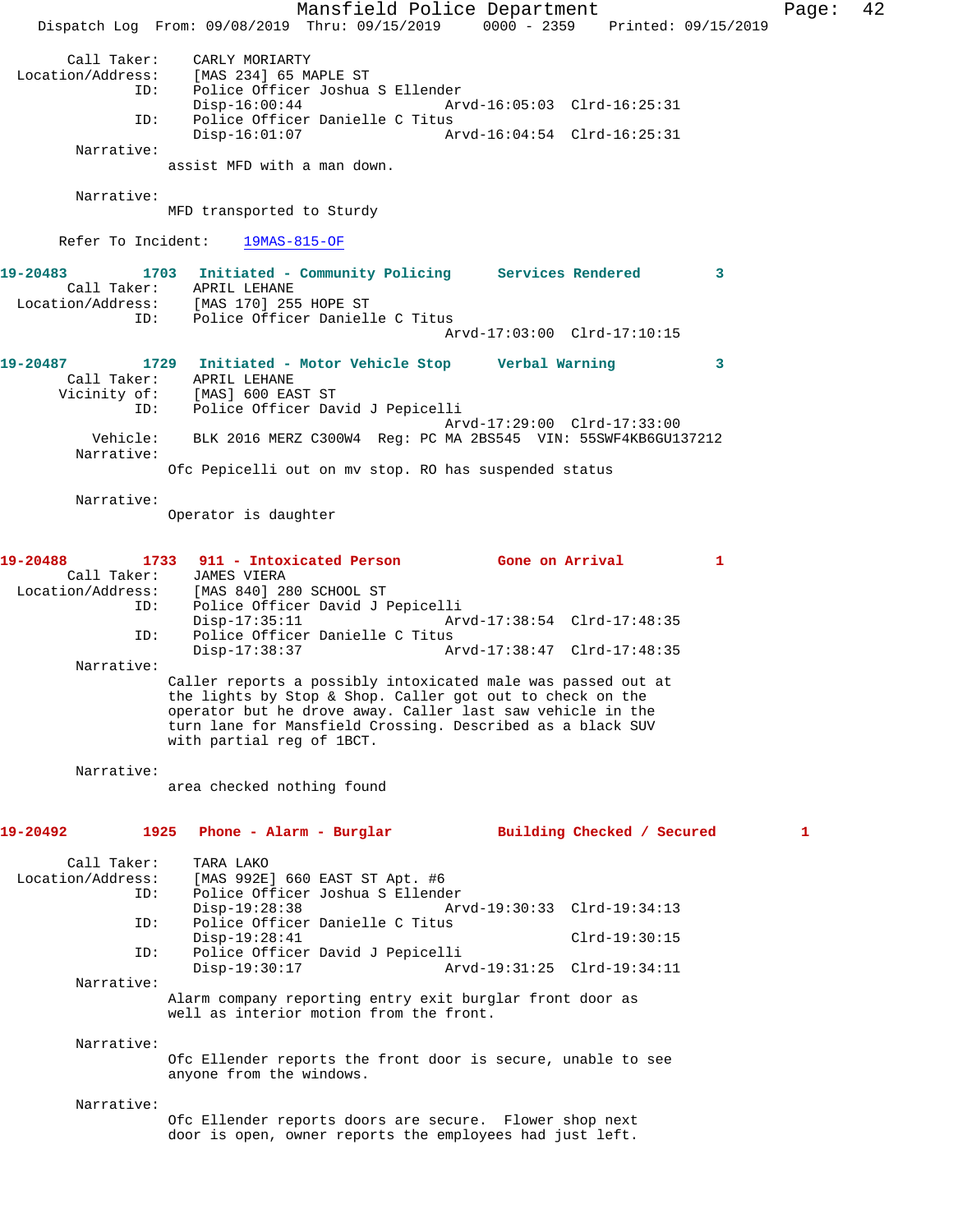Call Taker: CARLY MORIARTY
Location/Address: [MAS 234] 65 MAPLE ST
ID: Police Officer Joshua S Ellender
Disp-16:00:44 Arvd-16:05:03 Clrd-16:25:31
ID: Police Officer Danielle C Titus
Disp-16:01:07 Arvd-16:04:54 Clrd-16:25:31
Narrative:
assist MFD with a man down.

Narrative:
MFD transported to Sturdy

Refer To Incident: 19MAS-815-OF

**19-20483 1703 Initiated - Community Policing Services Rendered 3**
Call Taker: APRIL LEHANE
Location/Address: [MAS 170] 255 HOPE ST
ID: Police Officer Danielle C Titus
Arvd-17:03:00 Clrd-17:10:15

**19-20487 1729 Initiated - Motor Vehicle Stop Verbal Warning 3**
Call Taker: APRIL LEHANE
Vicinity of: [MAS] 600 EAST ST
ID: Police Officer David J Pepicelli
Arvd-17:29:00 Clrd-17:33:00
Vehicle: BLK 2016 MERZ C300W4 Reg: PC MA 2BS545 VIN: 55SWF4KB6GU137212
Narrative:
Ofc Pepicelli out on mv stop. RO has suspended status

Narrative:
Operator is daughter

**19-20488 1733 911 - Intoxicated Person Gone on Arrival 1**
Call Taker: JAMES VIERA
Location/Address: [MAS 840] 280 SCHOOL ST
ID: Police Officer David J Pepicelli
Disp-17:35:11 Arvd-17:38:54 Clrd-17:48:35
ID: Police Officer Danielle C Titus
Disp-17:38:37 Arvd-17:38:47 Clrd-17:48:35
Narrative:
Caller reports a possibly intoxicated male was passed out at the lights by Stop & Shop. Caller got out to check on the operator but he drove away. Caller last saw vehicle in the turn lane for Mansfield Crossing. Described as a black SUV with partial reg of 1BCT.

Narrative:
area checked nothing found

**19-20492 1925 Phone - Alarm - Burglar Building Checked / Secured 1**
Call Taker: TARA LAKO
Location/Address: [MAS 992E] 660 EAST ST Apt. #6
ID: Police Officer Joshua S Ellender
Disp-19:28:38 Arvd-19:30:33 Clrd-19:34:13
ID: Police Officer Danielle C Titus
Disp-19:28:41 Clrd-19:30:15
ID: Police Officer David J Pepicelli
Disp-19:30:17 Arvd-19:31:25 Clrd-19:34:11
Narrative:
Alarm company reporting entry exit burglar front door as well as interior motion from the front.

Narrative:
Ofc Ellender reports the front door is secure, unable to see anyone from the windows.

Narrative:
Ofc Ellender reports doors are secure. Flower shop next door is open, owner reports the employees had just left.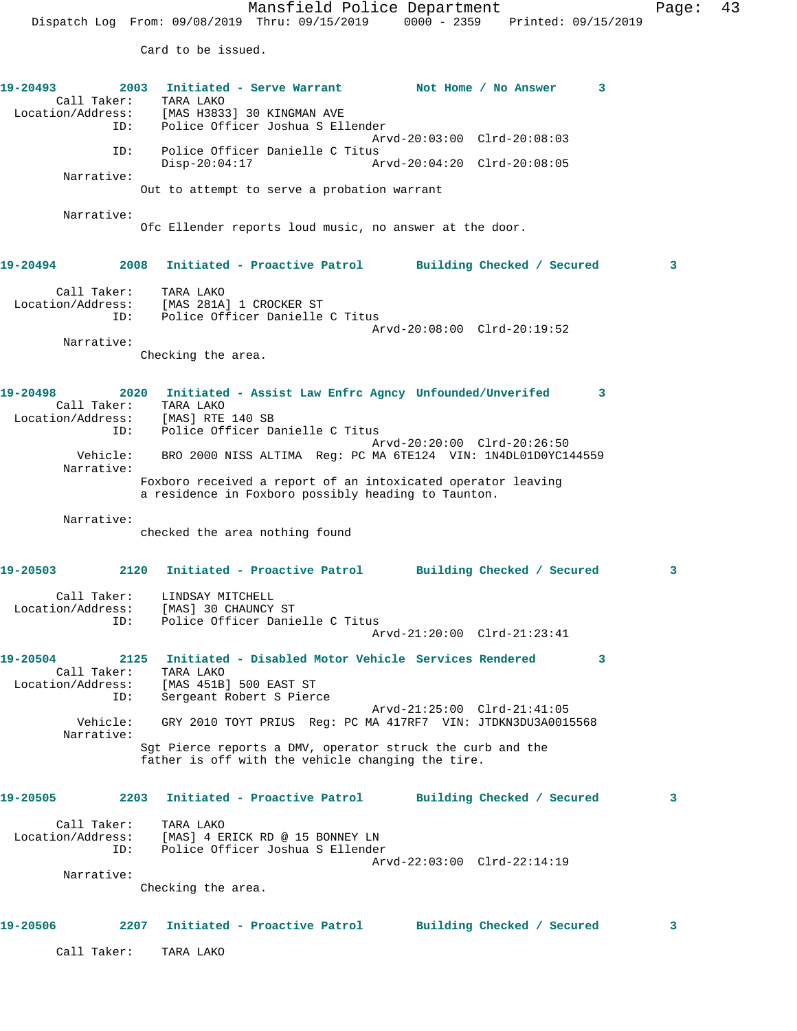Card to be issued.

**19-20493 2003 Initiated - Serve Warrant Not Home / No Answer 3**

Call Taker: TARA LAKO
Location/Address: [MAS H3833] 30 KINGMAN AVE
ID: Police Officer Joshua S Ellender
Arvd-20:03:00 Clrd-20:08:03
ID: Police Officer Danielle C Titus
Disp-20:04:17 Arvd-20:04:20 Clrd-20:08:05
Narrative:
Out to attempt to serve a probation warrant

Narrative:
Ofc Ellender reports loud music, no answer at the door.

**19-20494 2008 Initiated - Proactive Patrol Building Checked / Secured 3**

Call Taker: TARA LAKO
Location/Address: [MAS 281A] 1 CROCKER ST
ID: Police Officer Danielle C Titus
Arvd-20:08:00 Clrd-20:19:52
Narrative:
Checking the area.

**19-20498 2020 Initiated - Assist Law Enfrc Agncy Unfounded/Unverifed 3**

Call Taker: TARA LAKO
Location/Address: [MAS] RTE 140 SB
ID: Police Officer Danielle C Titus
Arvd-20:20:00 Clrd-20:26:50
Vehicle: BRO 2000 NISS ALTIMA Reg: PC MA 6TE124 VIN: 1N4DL01D0YC144559
Narrative:
Foxboro received a report of an intoxicated operator leaving a residence in Foxboro possibly heading to Taunton.

Narrative:
checked the area nothing found

**19-20503 2120 Initiated - Proactive Patrol Building Checked / Secured 3**

Call Taker: LINDSAY MITCHELL
Location/Address: [MAS] 30 CHAUNCY ST
ID: Police Officer Danielle C Titus
Arvd-21:20:00 Clrd-21:23:41

**19-20504 2125 Initiated - Disabled Motor Vehicle Services Rendered 3**

Call Taker: TARA LAKO
Location/Address: [MAS 451B] 500 EAST ST
ID: Sergeant Robert S Pierce
Arvd-21:25:00 Clrd-21:41:05
Vehicle: GRY 2010 TOYT PRIUS Reg: PC MA 417RF7 VIN: JTDKN3DU3A0015568
Narrative:
Sgt Pierce reports a DMV, operator struck the curb and the father is off with the vehicle changing the tire.

**19-20505 2203 Initiated - Proactive Patrol Building Checked / Secured 3**

Call Taker: TARA LAKO
Location/Address: [MAS] 4 ERICK RD @ 15 BONNEY LN
ID: Police Officer Joshua S Ellender
Arvd-22:03:00 Clrd-22:14:19
Narrative:
Checking the area.

**19-20506 2207 Initiated - Proactive Patrol Building Checked / Secured 3**

Call Taker: TARA LAKO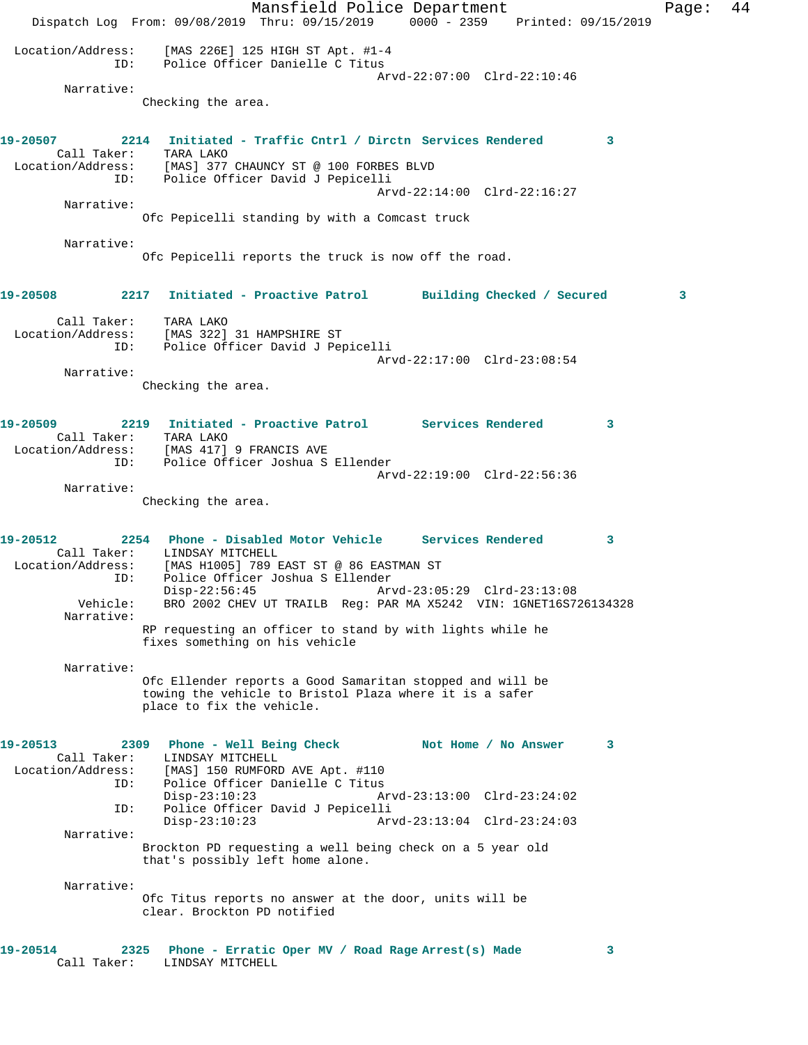Location/Address: [MAS 226E] 125 HIGH ST Apt. #1-4
ID: Police Officer Danielle C Titus
Arvd-22:07:00 Clrd-22:10:46

Narrative:
Checking the area.

**19-20507 2214 Initiated - Traffic Cntrl / Dirctn Services Rendered 3**

Call Taker: TARA LAKO
Location/Address: [MAS] 377 CHAUNCY ST @ 100 FORBES BLVD
ID: Police Officer David J Pepicelli
Arvd-22:14:00 Clrd-22:16:27

Narrative:
Ofc Pepicelli standing by with a Comcast truck

Narrative:
Ofc Pepicelli reports the truck is now off the road.

**19-20508 2217 Initiated - Proactive Patrol Building Checked / Secured 3**

Call Taker: TARA LAKO
Location/Address: [MAS 322] 31 HAMPSHIRE ST
ID: Police Officer David J Pepicelli
Arvd-22:17:00 Clrd-23:08:54

Narrative:
Checking the area.

**19-20509 2219 Initiated - Proactive Patrol Services Rendered 3**

Call Taker: TARA LAKO
Location/Address: [MAS 417] 9 FRANCIS AVE
ID: Police Officer Joshua S Ellender
Arvd-22:19:00 Clrd-22:56:36

Narrative:
Checking the area.

**19-20512 2254 Phone - Disabled Motor Vehicle Services Rendered 3**

Call Taker: LINDSAY MITCHELL
Location/Address: [MAS H1005] 789 EAST ST @ 86 EASTMAN ST
ID: Police Officer Joshua S Ellender
Disp-22:56:45 Arvd-23:05:29 Clrd-23:13:08
Vehicle: BRO 2002 CHEV UT TRAILB Reg: PAR MA X5242 VIN: 1GNET16S726134328

Narrative:
RP requesting an officer to stand by with lights while he fixes something on his vehicle

Narrative:
Ofc Ellender reports a Good Samaritan stopped and will be towing the vehicle to Bristol Plaza where it is a safer place to fix the vehicle.

**19-20513 2309 Phone - Well Being Check Not Home / No Answer 3**

Call Taker: LINDSAY MITCHELL
Location/Address: [MAS] 150 RUMFORD AVE Apt. #110
ID: Police Officer Danielle C Titus
Disp-23:10:23 Arvd-23:13:00 Clrd-23:24:02
ID: Police Officer David J Pepicelli
Disp-23:10:23 Arvd-23:13:04 Clrd-23:24:03

Narrative:
Brockton PD requesting a well being check on a 5 year old that's possibly left home alone.

Narrative:
Ofc Titus reports no answer at the door, units will be clear. Brockton PD notified

**19-20514 2325 Phone - Erratic Oper MV / Road Rage Arrest(s) Made 3**

Call Taker: LINDSAY MITCHELL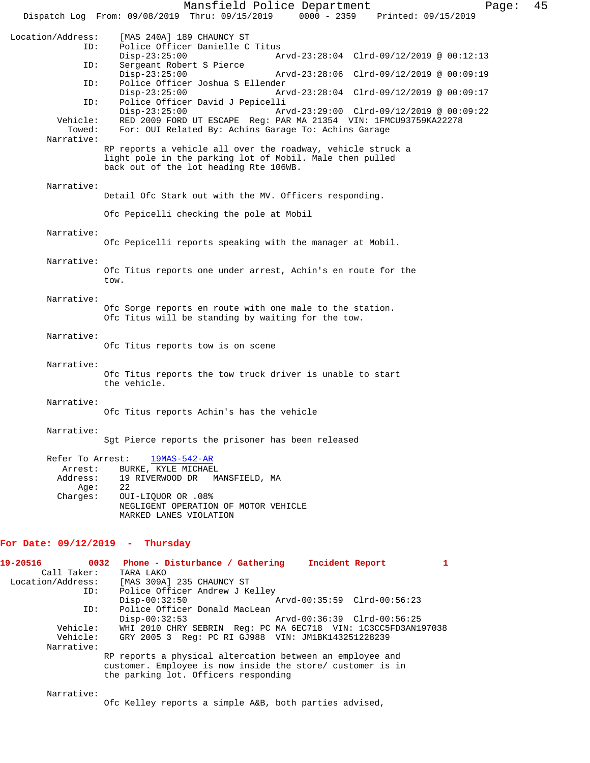Location/Address: [MAS 240A] 189 CHAUNCY ST
ID: Police Officer Danielle C Titus
Disp-23:25:00 Arvd-23:28:04 Clrd-09/12/2019 @ 00:12:13
ID: Sergeant Robert S Pierce
Disp-23:25:00 Arvd-23:28:06 Clrd-09/12/2019 @ 00:09:19
ID: Police Officer Joshua S Ellender
Disp-23:25:00 Arvd-23:28:04 Clrd-09/12/2019 @ 00:09:17
ID: Police Officer David J Pepicelli
Disp-23:25:00 Arvd-23:29:00 Clrd-09/12/2019 @ 00:09:22
Vehicle: RED 2009 FORD UT ESCAPE Reg: PAR MA 21354 VIN: 1FMCU93759KA22278
Towed: For: OUI Related By: Achins Garage To: Achins Garage

Narrative:
RP reports a vehicle all over the roadway, vehicle struck a light pole in the parking lot of Mobil. Male then pulled back out of the lot heading Rte 106WB.

Narrative:
Detail Ofc Stark out with the MV. Officers responding.

Ofc Pepicelli checking the pole at Mobil

Narrative:
Ofc Pepicelli reports speaking with the manager at Mobil.

Narrative:
Ofc Titus reports one under arrest, Achin's en route for the tow.

Narrative:
Ofc Sorge reports en route with one male to the station. Ofc Titus will be standing by waiting for the tow.

Narrative:
Ofc Titus reports tow is on scene

Narrative:
Ofc Titus reports the tow truck driver is unable to start the vehicle.

Narrative:
Ofc Titus reports Achin's has the vehicle

Narrative:
Sgt Pierce reports the prisoner has been released

Refer To Arrest: 19MAS-542-AR
Arrest: BURKE, KYLE MICHAEL
Address: 19 RIVERWOOD DR MANSFIELD, MA
Age: 22
Charges: OUI-LIQUOR OR .08%
NEGLIGENT OPERATION OF MOTOR VEHICLE
MARKED LANES VIOLATION

## For Date: 09/12/2019 - Thursday

**19-20516 0032 Phone - Disturbance / Gathering Incident Report 1**

Call Taker: TARA LAKO
Location/Address: [MAS 309A] 235 CHAUNCY ST
ID: Police Officer Andrew J Kelley
Disp-00:32:50 Arvd-00:35:59 Clrd-00:56:23
ID: Police Officer Donald MacLean
Disp-00:32:53 Arvd-00:36:39 Clrd-00:56:25
Vehicle: WHI 2010 CHRY SEBRIN Reg: PC MA 6EC718 VIN: 1C3CC5FD3AN197038
Vehicle: GRY 2005 3 Reg: PC RI GJ988 VIN: JM1BK143251228239

Narrative:
RP reports a physical altercation between an employee and customer. Employee is now inside the store/ customer is in the parking lot. Officers responding

Narrative:
Ofc Kelley reports a simple A&B, both parties advised,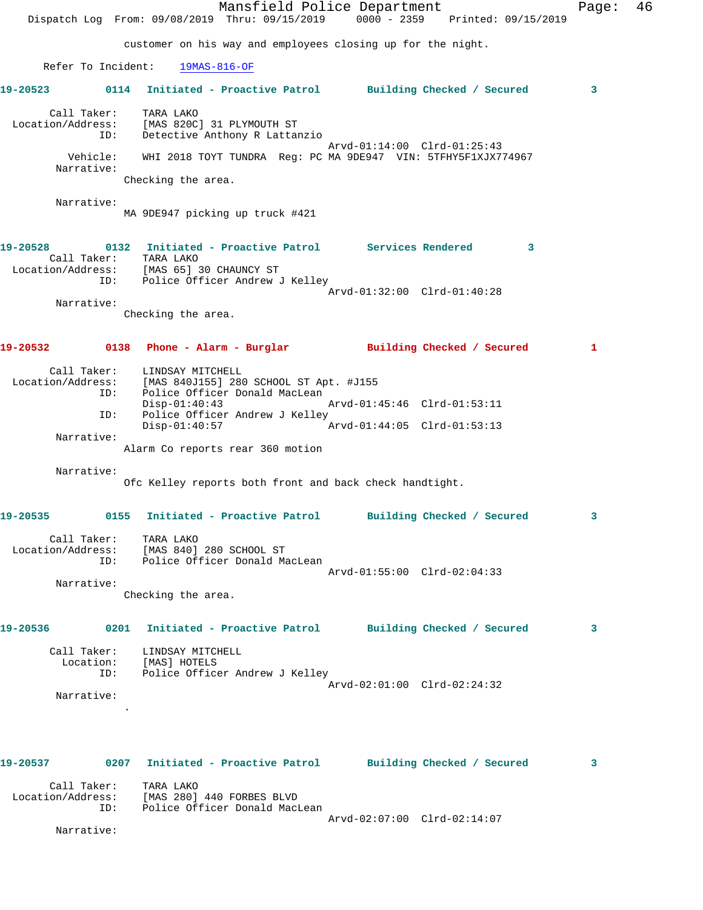customer on his way and employees closing up for the night.

Refer To Incident: 19MAS-816-OF

**19-20523 0114 Initiated - Proactive Patrol Building Checked / Secured 3**

Call Taker: TARA LAKO
Location/Address: [MAS 820C] 31 PLYMOUTH ST
ID: Detective Anthony R Lattanzio
Arvd-01:14:00 Clrd-01:25:43
Vehicle: WHI 2018 TOYT TUNDRA Reg: PC MA 9DE947 VIN: 5TFHY5F1XJX774967
Narrative:
Checking the area.

Narrative:
MA 9DE947 picking up truck #421

**19-20528 0132 Initiated - Proactive Patrol Services Rendered 3**

Call Taker: TARA LAKO
Location/Address: [MAS 65] 30 CHAUNCY ST
ID: Police Officer Andrew J Kelley
Arvd-01:32:00 Clrd-01:40:28
Narrative:
Checking the area.

**19-20532 0138 Phone - Alarm - Burglar Building Checked / Secured 1**

Call Taker: LINDSAY MITCHELL
Location/Address: [MAS 840J155] 280 SCHOOL ST Apt. #J155
ID: Police Officer Donald MacLean
Disp-01:40:43 Arvd-01:45:46 Clrd-01:53:11
ID: Police Officer Andrew J Kelley
Disp-01:40:57 Arvd-01:44:05 Clrd-01:53:13
Narrative:
Alarm Co reports rear 360 motion

Narrative:
Ofc Kelley reports both front and back check handtight.

**19-20535 0155 Initiated - Proactive Patrol Building Checked / Secured 3**

Call Taker: TARA LAKO
Location/Address: [MAS 840] 280 SCHOOL ST
ID: Police Officer Donald MacLean
Arvd-01:55:00 Clrd-02:04:33
Narrative:
Checking the area.

**19-20536 0201 Initiated - Proactive Patrol Building Checked / Secured 3**

Call Taker: LINDSAY MITCHELL
Location: [MAS] HOTELS
ID: Police Officer Andrew J Kelley
Arvd-02:01:00 Clrd-02:24:32
Narrative:
.

**19-20537 0207 Initiated - Proactive Patrol Building Checked / Secured 3**

Call Taker: TARA LAKO
Location/Address: [MAS 280] 440 FORBES BLVD
ID: Police Officer Donald MacLean
Arvd-02:07:00 Clrd-02:14:07
Narrative: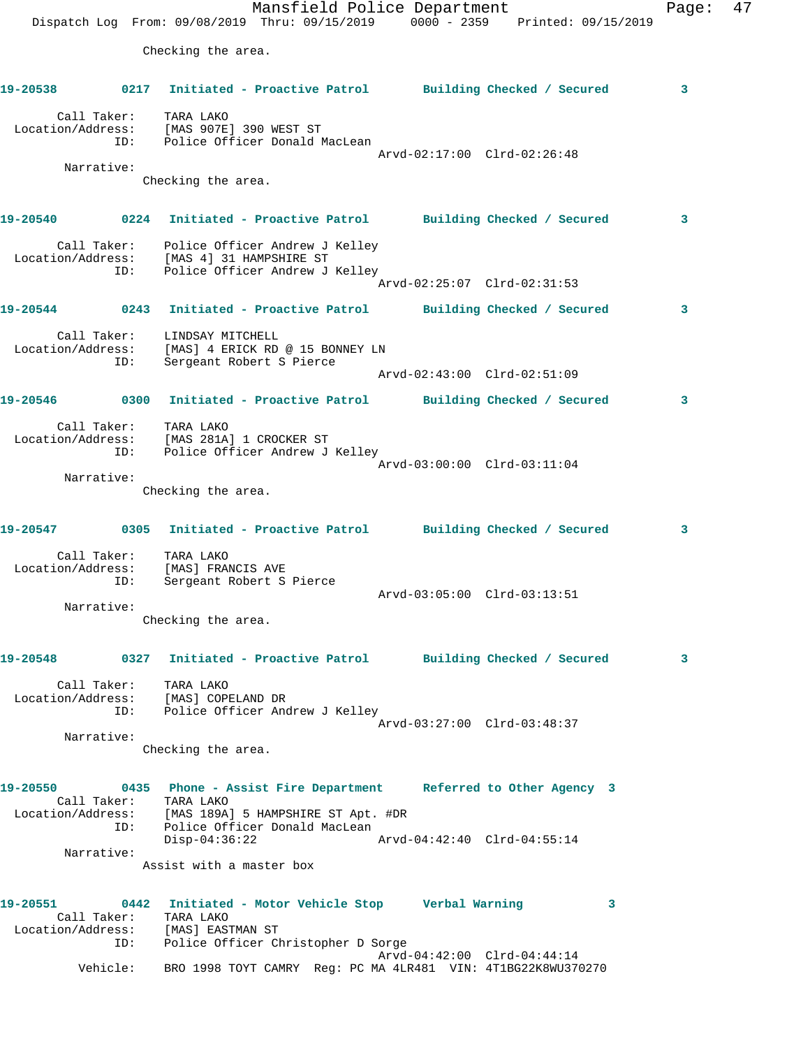Checking the area.

**19-20538** 0217 **Initiated - Proactive Patrol** **Building Checked / Secured** 3

Call Taker: TARA LAKO
Location/Address: [MAS 907E] 390 WEST ST
ID: Police Officer Donald MacLean
Arvd-02:17:00 Clrd-02:26:48
Narrative:
Checking the area.

**19-20540** 0224 **Initiated - Proactive Patrol** **Building Checked / Secured** 3

Call Taker: Police Officer Andrew J Kelley
Location/Address: [MAS 4] 31 HAMPSHIRE ST
ID: Police Officer Andrew J Kelley
Arvd-02:25:07 Clrd-02:31:53

**19-20544** 0243 **Initiated - Proactive Patrol** **Building Checked / Secured** 3

Call Taker: LINDSAY MITCHELL
Location/Address: [MAS] 4 ERICK RD @ 15 BONNEY LN
ID: Sergeant Robert S Pierce
Arvd-02:43:00 Clrd-02:51:09

**19-20546** 0300 **Initiated - Proactive Patrol** **Building Checked / Secured** 3

Call Taker: TARA LAKO
Location/Address: [MAS 281A] 1 CROCKER ST
ID: Police Officer Andrew J Kelley
Arvd-03:00:00 Clrd-03:11:04
Narrative:
Checking the area.

**19-20547** 0305 **Initiated - Proactive Patrol** **Building Checked / Secured** 3

Call Taker: TARA LAKO
Location/Address: [MAS] FRANCIS AVE
ID: Sergeant Robert S Pierce
Arvd-03:05:00 Clrd-03:13:51
Narrative:
Checking the area.

**19-20548** 0327 **Initiated - Proactive Patrol** **Building Checked / Secured** 3

Call Taker: TARA LAKO
Location/Address: [MAS] COPELAND DR
ID: Police Officer Andrew J Kelley
Arvd-03:27:00 Clrd-03:48:37
Narrative:
Checking the area.

**19-20550** 0435 **Phone - Assist Fire Department** **Referred to Other Agency** 3
Call Taker: TARA LAKO
Location/Address: [MAS 189A] 5 HAMPSHIRE ST Apt. #DR
ID: Police Officer Donald MacLean
Disp-04:36:22 Arvd-04:42:40 Clrd-04:55:14
Narrative:
Assist with a master box

**19-20551** 0442 **Initiated - Motor Vehicle Stop** **Verbal Warning** 3
Call Taker: TARA LAKO
Location/Address: [MAS] EASTMAN ST
ID: Police Officer Christopher D Sorge
Arvd-04:42:00 Clrd-04:44:14
Vehicle: BRO 1998 TOYT CAMRY Reg: PC MA 4LR481 VIN: 4T1BG22K8WU370270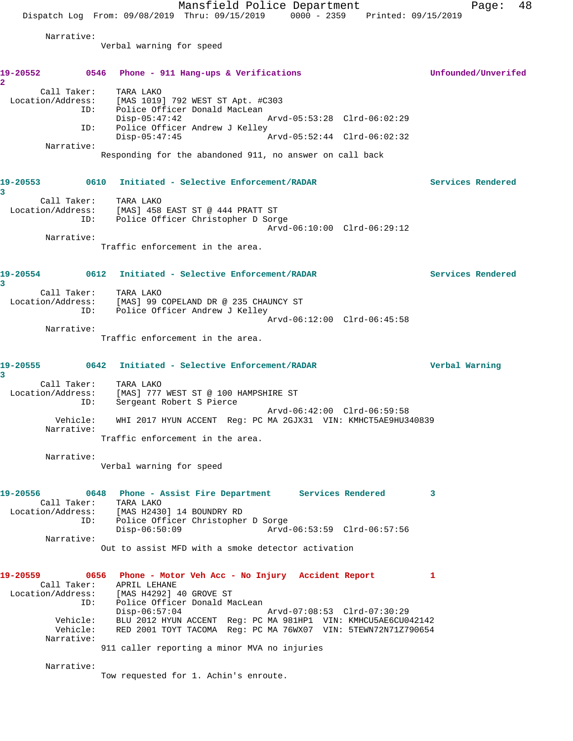Narrative:
Verbal warning for speed

**19-20552** 0546 Phone - 911 Hang-ups & Verifications — Unfounded/Unverifed
2

Call Taker: TARA LAKO
Location/Address: [MAS 1019] 792 WEST ST Apt. #C303
ID: Police Officer Donald MacLean
Disp-05:47:42 Arvd-05:53:28 Clrd-06:02:29
ID: Police Officer Andrew J Kelley
Disp-05:47:45 Arvd-05:52:44 Clrd-06:02:32
Narrative:
Responding for the abandoned 911, no answer on call back

**19-20553** 0610 Initiated - Selective Enforcement/RADAR — Services Rendered
3

Call Taker: TARA LAKO
Location/Address: [MAS] 458 EAST ST @ 444 PRATT ST
ID: Police Officer Christopher D Sorge
Arvd-06:10:00 Clrd-06:29:12
Narrative:
Traffic enforcement in the area.

**19-20554** 0612 Initiated - Selective Enforcement/RADAR — Services Rendered
3

Call Taker: TARA LAKO
Location/Address: [MAS] 99 COPELAND DR @ 235 CHAUNCY ST
ID: Police Officer Andrew J Kelley
Arvd-06:12:00 Clrd-06:45:58
Narrative:
Traffic enforcement in the area.

**19-20555** 0642 Initiated - Selective Enforcement/RADAR — Verbal Warning
3

Call Taker: TARA LAKO
Location/Address: [MAS] 777 WEST ST @ 100 HAMPSHIRE ST
ID: Sergeant Robert S Pierce
Arvd-06:42:00 Clrd-06:59:58
Vehicle: WHI 2017 HYUN ACCENT Reg: PC MA 2GJX31 VIN: KMHCT5AE9HU340839
Narrative:
Traffic enforcement in the area.

Narrative:
Verbal warning for speed

**19-20556** 0648 Phone - Assist Fire Department — Services Rendered 3

Call Taker: TARA LAKO
Location/Address: [MAS H2430] 14 BOUNDRY RD
ID: Police Officer Christopher D Sorge
Disp-06:50:09 Arvd-06:53:59 Clrd-06:57:56
Narrative:
Out to assist MFD with a smoke detector activation

**19-20559** 0656 Phone - Motor Veh Acc - No Injury — Accident Report 1

Call Taker: APRIL LEHANE
Location/Address: [MAS H4292] 40 GROVE ST
ID: Police Officer Donald MacLean
Disp-06:57:04 Arvd-07:08:53 Clrd-07:30:29
Vehicle: BLU 2012 HYUN ACCENT Reg: PC MA 981HP1 VIN: KMHCU5AE6CU042142
Vehicle: RED 2001 TOYT TACOMA Reg: PC MA 76WX07 VIN: 5TEWN72N71Z790654
Narrative:
911 caller reporting a minor MVA no injuries

Narrative:
Tow requested for 1. Achin's enroute.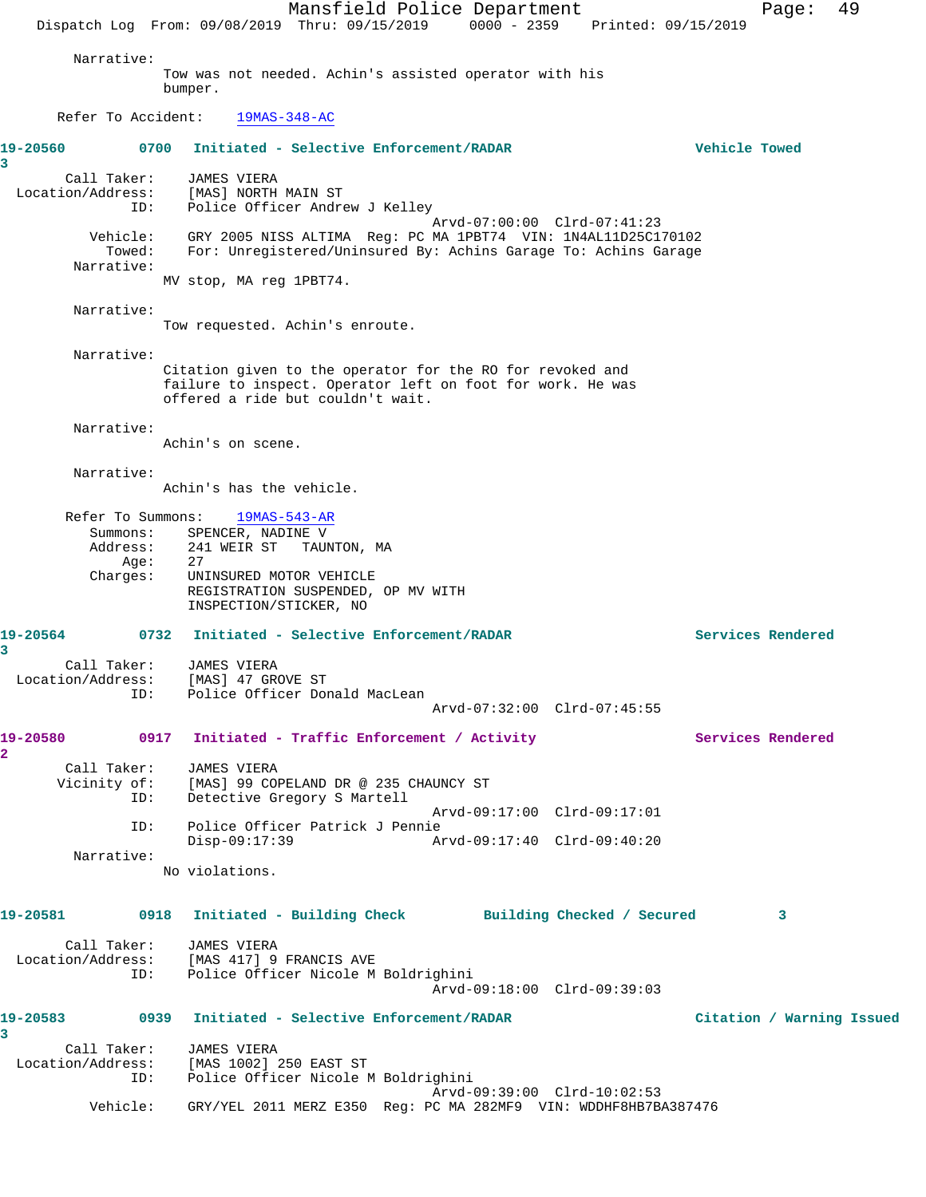Narrative:
Tow was not needed. Achin's assisted operator with his bumper.

Refer To Accident: 19MAS-348-AC

**19-20560 0700 Initiated - Selective Enforcement/RADAR Vehicle Towed 3**

Call Taker: JAMES VIERA
Location/Address: [MAS] NORTH MAIN ST
ID: Police Officer Andrew J Kelley
Arvd-07:00:00 Clrd-07:41:23
Vehicle: GRY 2005 NISS ALTIMA Reg: PC MA 1PBT74 VIN: 1N4AL11D25C170102
Towed: For: Unregistered/Uninsured By: Achins Garage To: Achins Garage
Narrative:
MV stop, MA reg 1PBT74.

Narrative:
Tow requested. Achin's enroute.

Narrative:
Citation given to the operator for the RO for revoked and failure to inspect. Operator left on foot for work. He was offered a ride but couldn't wait.

Narrative:
Achin's on scene.

Narrative:
Achin's has the vehicle.

Refer To Summons: 19MAS-543-AR
Summons: SPENCER, NADINE V
Address: 241 WEIR ST TAUNTON, MA
Age: 27
Charges: UNINSURED MOTOR VEHICLE
REGISTRATION SUSPENDED, OP MV WITH
INSPECTION/STICKER, NO

**19-20564 0732 Initiated - Selective Enforcement/RADAR Services Rendered 3**

Call Taker: JAMES VIERA
Location/Address: [MAS] 47 GROVE ST
ID: Police Officer Donald MacLean
Arvd-07:32:00 Clrd-07:45:55

**19-20580 0917 Initiated - Traffic Enforcement / Activity Services Rendered 2**

Call Taker: JAMES VIERA
Vicinity of: [MAS] 99 COPELAND DR @ 235 CHAUNCY ST
ID: Detective Gregory S Martell
Arvd-09:17:00 Clrd-09:17:01
ID: Police Officer Patrick J Pennie
Disp-09:17:39 Arvd-09:17:40 Clrd-09:40:20
Narrative:
No violations.

**19-20581 0918 Initiated - Building Check Building Checked / Secured 3**

Call Taker: JAMES VIERA
Location/Address: [MAS 417] 9 FRANCIS AVE
ID: Police Officer Nicole M Boldrighini
Arvd-09:18:00 Clrd-09:39:03

**19-20583 0939 Initiated - Selective Enforcement/RADAR Citation / Warning Issued 3**

Call Taker: JAMES VIERA
Location/Address: [MAS 1002] 250 EAST ST
ID: Police Officer Nicole M Boldrighini
Arvd-09:39:00 Clrd-10:02:53
Vehicle: GRY/YEL 2011 MERZ E350 Reg: PC MA 282MF9 VIN: WDDHF8HB7BA387476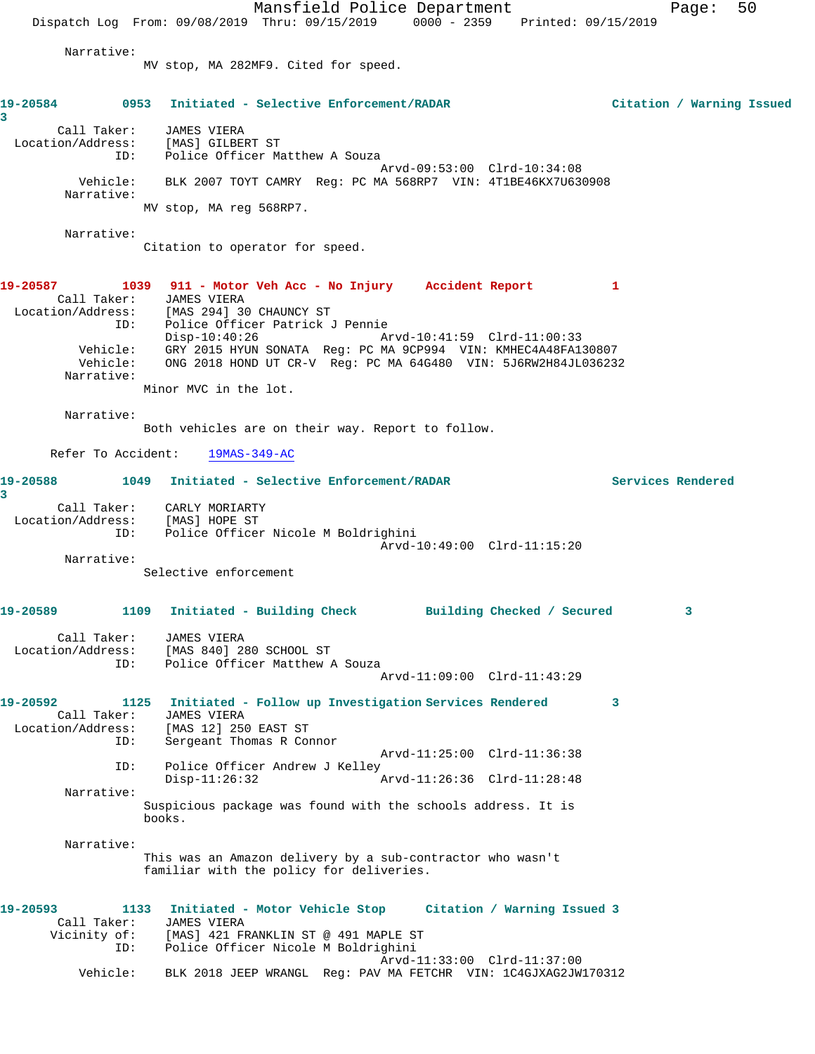Narrative:
MV stop, MA 282MF9. Cited for speed.

**19-20584 0953 Initiated - Selective Enforcement/RADAR Citation / Warning Issued 3**

Call Taker: JAMES VIERA
Location/Address: [MAS] GILBERT ST
ID: Police Officer Matthew A Souza
Arvd-09:53:00 Clrd-10:34:08
Vehicle: BLK 2007 TOYT CAMRY Reg: PC MA 568RP7 VIN: 4T1BE46KX7U630908
Narrative:
MV stop, MA reg 568RP7.

Narrative:
Citation to operator for speed.

**19-20587 1039 911 - Motor Veh Acc - No Injury Accident Report 1**

Call Taker: JAMES VIERA
Location/Address: [MAS 294] 30 CHAUNCY ST
ID: Police Officer Patrick J Pennie
Disp-10:40:26 Arvd-10:41:59 Clrd-11:00:33
Vehicle: GRY 2015 HYUN SONATA Reg: PC MA 9CP994 VIN: KMHEC4A48FA130807
Vehicle: ONG 2018 HOND UT CR-V Reg: PC MA 64G480 VIN: 5J6RW2H84JL036232
Narrative:
Minor MVC in the lot.

Narrative:
Both vehicles are on their way. Report to follow.

Refer To Accident: 19MAS-349-AC

**19-20588 1049 Initiated - Selective Enforcement/RADAR Services Rendered 3**

Call Taker: CARLY MORIARTY
Location/Address: [MAS] HOPE ST
ID: Police Officer Nicole M Boldrighini
Arvd-10:49:00 Clrd-11:15:20
Narrative:
Selective enforcement

**19-20589 1109 Initiated - Building Check Building Checked / Secured 3**

Call Taker: JAMES VIERA
Location/Address: [MAS 840] 280 SCHOOL ST
ID: Police Officer Matthew A Souza
Arvd-11:09:00 Clrd-11:43:29

**19-20592 1125 Initiated - Follow up Investigation Services Rendered 3**

Call Taker: JAMES VIERA
Location/Address: [MAS 12] 250 EAST ST
ID: Sergeant Thomas R Connor
Arvd-11:25:00 Clrd-11:36:38
ID: Police Officer Andrew J Kelley
Disp-11:26:32 Arvd-11:26:36 Clrd-11:28:48
Narrative:
Suspicious package was found with the schools address. It is books.

Narrative:
This was an Amazon delivery by a sub-contractor who wasn't familiar with the policy for deliveries.

**19-20593 1133 Initiated - Motor Vehicle Stop Citation / Warning Issued 3**

Call Taker: JAMES VIERA
Vicinity of: [MAS] 421 FRANKLIN ST @ 491 MAPLE ST
ID: Police Officer Nicole M Boldrighini
Arvd-11:33:00 Clrd-11:37:00
Vehicle: BLK 2018 JEEP WRANGL Reg: PAV MA FETCHR VIN: 1C4GJXAG2JW170312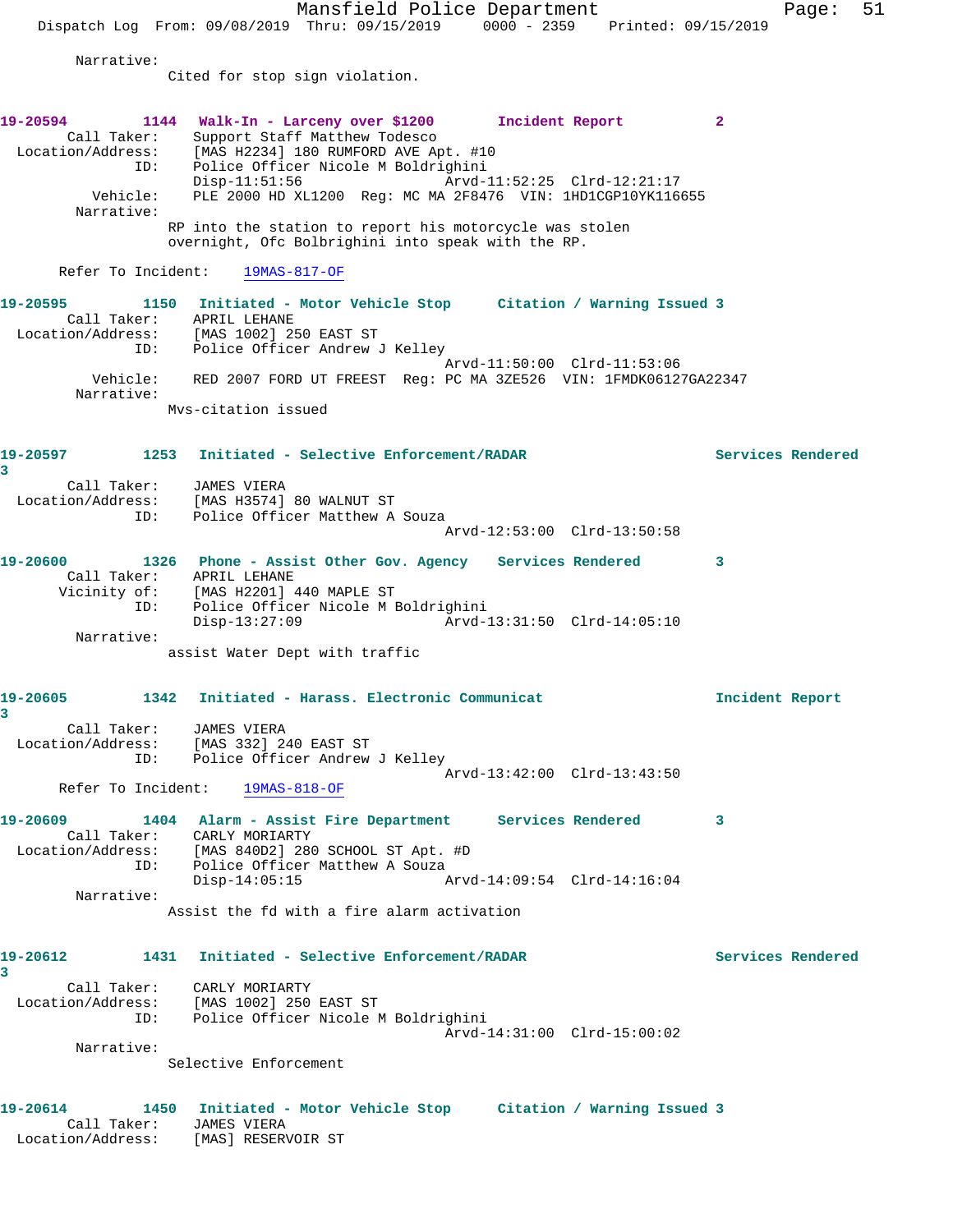Narrative:
Cited for stop sign violation.

**19-20594 1144 Walk-In - Larceny over $1200 Incident Report 2**

Call Taker: Support Staff Matthew Todesco
Location/Address: [MAS H2234] 180 RUMFORD AVE Apt. #10
ID: Police Officer Nicole M Boldrighini
Disp-11:51:56 Arvd-11:52:25 Clrd-12:21:17
Vehicle: PLE 2000 HD XL1200 Reg: MC MA 2F8476 VIN: 1HD1CGP10YK116655
Narrative:
RP into the station to report his motorcycle was stolen overnight, Ofc Bolbrighini into speak with the RP.

Refer To Incident: 19MAS-817-OF

**19-20595 1150 Initiated - Motor Vehicle Stop Citation / Warning Issued 3**

Call Taker: APRIL LEHANE
Location/Address: [MAS 1002] 250 EAST ST
ID: Police Officer Andrew J Kelley
Arvd-11:50:00 Clrd-11:53:06
Vehicle: RED 2007 FORD UT FREEST Reg: PC MA 3ZE526 VIN: 1FMDK06127GA22347
Narrative:
Mvs-citation issued

**19-20597 1253 Initiated - Selective Enforcement/RADAR Services Rendered 3**

Call Taker: JAMES VIERA
Location/Address: [MAS H3574] 80 WALNUT ST
ID: Police Officer Matthew A Souza
Arvd-12:53:00 Clrd-13:50:58

**19-20600 1326 Phone - Assist Other Gov. Agency Services Rendered 3**

Call Taker: APRIL LEHANE
Vicinity of: [MAS H2201] 440 MAPLE ST
ID: Police Officer Nicole M Boldrighini
Disp-13:27:09 Arvd-13:31:50 Clrd-14:05:10
Narrative:
assist Water Dept with traffic

**19-20605 1342 Initiated - Harass. Electronic Communicat Incident Report 3**

Call Taker: JAMES VIERA
Location/Address: [MAS 332] 240 EAST ST
ID: Police Officer Andrew J Kelley
Arvd-13:42:00 Clrd-13:43:50
Refer To Incident: 19MAS-818-OF

**19-20609 1404 Alarm - Assist Fire Department Services Rendered 3**

Call Taker: CARLY MORIARTY
Location/Address: [MAS 840D2] 280 SCHOOL ST Apt. #D
ID: Police Officer Matthew A Souza
Disp-14:05:15 Arvd-14:09:54 Clrd-14:16:04
Narrative:
Assist the fd with a fire alarm activation

**19-20612 1431 Initiated - Selective Enforcement/RADAR Services Rendered 3**

Call Taker: CARLY MORIARTY
Location/Address: [MAS 1002] 250 EAST ST
ID: Police Officer Nicole M Boldrighini
Arvd-14:31:00 Clrd-15:00:02
Narrative:
Selective Enforcement

**19-20614 1450 Initiated - Motor Vehicle Stop Citation / Warning Issued 3**

Call Taker: JAMES VIERA
Location/Address: [MAS] RESERVOIR ST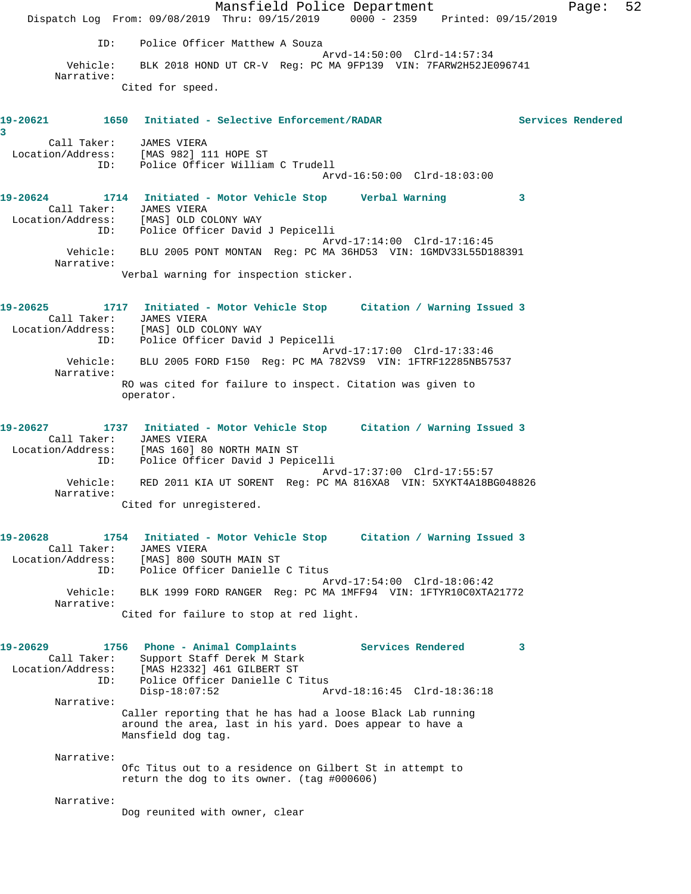ID: Police Officer Matthew A Souza
Arvd-14:50:00 Clrd-14:57:34
Vehicle: BLK 2018 HOND UT CR-V Reg: PC MA 9FP139 VIN: 7FARW2H52JE096741
Narrative:
Cited for speed.

**19-20621 1650 Initiated - Selective Enforcement/RADAR Services Rendered 3**
Call Taker: JAMES VIERA
Location/Address: [MAS 982] 111 HOPE ST
ID: Police Officer William C Trudell
Arvd-16:50:00 Clrd-18:03:00

**19-20624 1714 Initiated - Motor Vehicle Stop Verbal Warning 3**
Call Taker: JAMES VIERA
Location/Address: [MAS] OLD COLONY WAY
ID: Police Officer David J Pepicelli
Arvd-17:14:00 Clrd-17:16:45
Vehicle: BLU 2005 PONT MONTAN Reg: PC MA 36HD53 VIN: 1GMDV33L55D188391
Narrative:
Verbal warning for inspection sticker.

**19-20625 1717 Initiated - Motor Vehicle Stop Citation / Warning Issued 3**
Call Taker: JAMES VIERA
Location/Address: [MAS] OLD COLONY WAY
ID: Police Officer David J Pepicelli
Arvd-17:17:00 Clrd-17:33:46
Vehicle: BLU 2005 FORD F150 Reg: PC MA 782VS9 VIN: 1FTRF12285NB57537
Narrative:
RO was cited for failure to inspect. Citation was given to operator.

**19-20627 1737 Initiated - Motor Vehicle Stop Citation / Warning Issued 3**
Call Taker: JAMES VIERA
Location/Address: [MAS 160] 80 NORTH MAIN ST
ID: Police Officer David J Pepicelli
Arvd-17:37:00 Clrd-17:55:57
Vehicle: RED 2011 KIA UT SORENT Reg: PC MA 816XA8 VIN: 5XYKT4A18BG048826
Narrative:
Cited for unregistered.

**19-20628 1754 Initiated - Motor Vehicle Stop Citation / Warning Issued 3**
Call Taker: JAMES VIERA
Location/Address: [MAS] 800 SOUTH MAIN ST
ID: Police Officer Danielle C Titus
Arvd-17:54:00 Clrd-18:06:42
Vehicle: BLK 1999 FORD RANGER Reg: PC MA 1MFF94 VIN: 1FTYR10C0XTA21772
Narrative:
Cited for failure to stop at red light.

**19-20629 1756 Phone - Animal Complaints Services Rendered 3**
Call Taker: Support Staff Derek M Stark
Location/Address: [MAS H2332] 461 GILBERT ST
ID: Police Officer Danielle C Titus
Disp-18:07:52 Arvd-18:16:45 Clrd-18:36:18
Narrative:
Caller reporting that he has had a loose Black Lab running around the area, last in his yard. Does appear to have a Mansfield dog tag.

Narrative:
Ofc Titus out to a residence on Gilbert St in attempt to return the dog to its owner. (tag #000606)

Narrative:
Dog reunited with owner, clear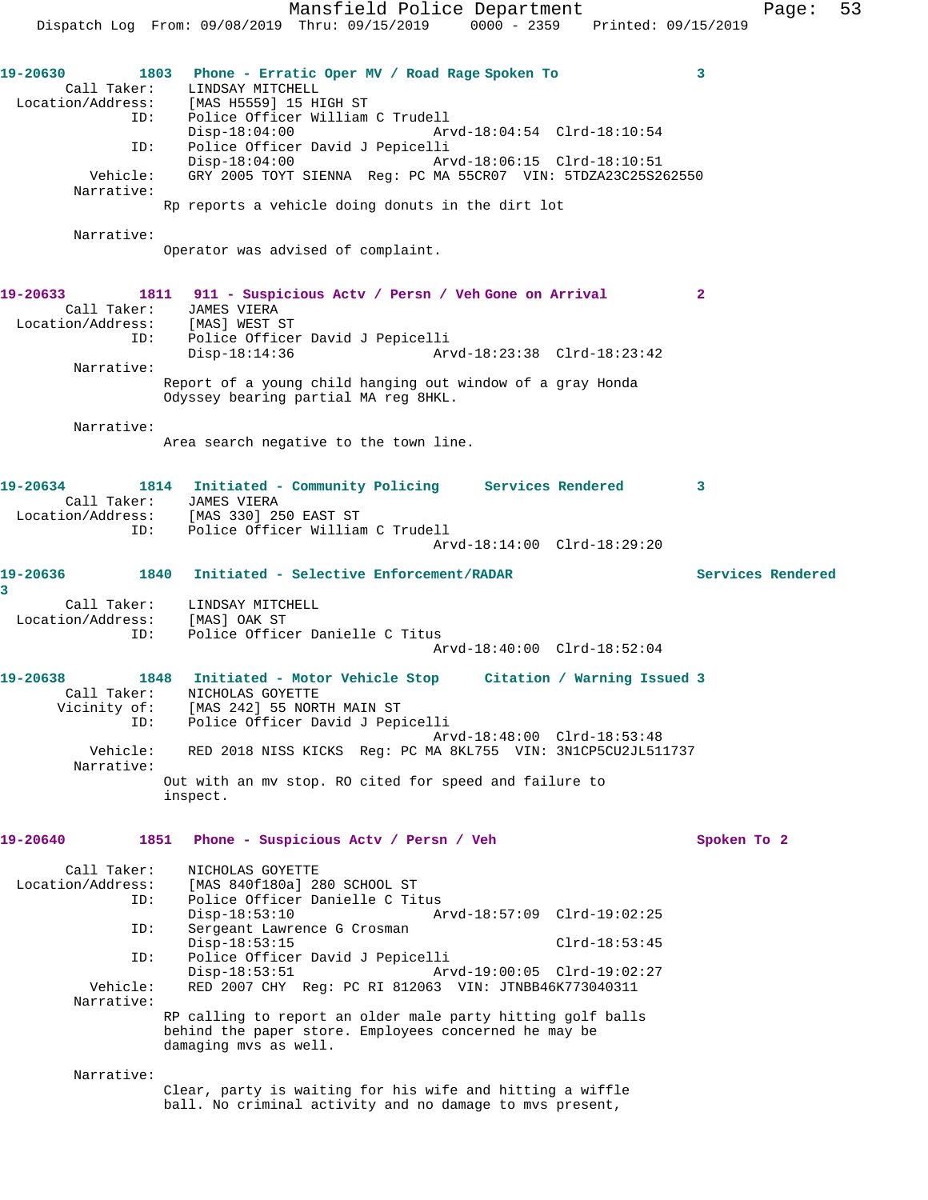**19-20630** 1803 **Phone - Erratic Oper MV / Road Rage Spoken To** 3

Call Taker: LINDSAY MITCHELL
Location/Address: [MAS H5559] 15 HIGH ST
ID: Police Officer William C Trudell
Disp-18:04:00 Arvd-18:04:54 Clrd-18:10:54
ID: Police Officer David J Pepicelli
Disp-18:04:00 Arvd-18:06:15 Clrd-18:10:51
Vehicle: GRY 2005 TOYT SIENNA Reg: PC MA 55CR07 VIN: 5TDZA23C25S262550
Narrative:
Rp reports a vehicle doing donuts in the dirt lot

Narrative:
Operator was advised of complaint.

**19-20633** 1811 **911 - Suspicious Actv / Persn / Veh Gone on Arrival** 2

Call Taker: JAMES VIERA
Location/Address: [MAS] WEST ST
ID: Police Officer David J Pepicelli
Disp-18:14:36 Arvd-18:23:38 Clrd-18:23:42
Narrative:
Report of a young child hanging out window of a gray Honda Odyssey bearing partial MA reg 8HKL.

Narrative:
Area search negative to the town line.

**19-20634** 1814 **Initiated - Community Policing Services Rendered** 3

Call Taker: JAMES VIERA
Location/Address: [MAS 330] 250 EAST ST
ID: Police Officer William C Trudell
Arvd-18:14:00 Clrd-18:29:20

**19-20636** 1840 **Initiated - Selective Enforcement/RADAR Services Rendered** 3

Call Taker: LINDSAY MITCHELL
Location/Address: [MAS] OAK ST
ID: Police Officer Danielle C Titus
Arvd-18:40:00 Clrd-18:52:04

**19-20638** 1848 **Initiated - Motor Vehicle Stop Citation / Warning Issued** 3

Call Taker: NICHOLAS GOYETTE
Vicinity of: [MAS 242] 55 NORTH MAIN ST
ID: Police Officer David J Pepicelli
Arvd-18:48:00 Clrd-18:53:48
Vehicle: RED 2018 NISS KICKS Reg: PC MA 8KL755 VIN: 3N1CP5CU2JL511737
Narrative:
Out with an mv stop. RO cited for speed and failure to inspect.

**19-20640** 1851 **Phone - Suspicious Actv / Persn / Veh Spoken To** 2

Call Taker: NICHOLAS GOYETTE
Location/Address: [MAS 840f180a] 280 SCHOOL ST
ID: Police Officer Danielle C Titus
Disp-18:53:10 Arvd-18:57:09 Clrd-19:02:25
ID: Sergeant Lawrence G Crosman
Disp-18:53:15 Clrd-18:53:45
ID: Police Officer David J Pepicelli
Disp-18:53:51 Arvd-19:00:05 Clrd-19:02:27
Vehicle: RED 2007 CHY Reg: PC RI 812063 VIN: JTNBB46K773040311
Narrative:
RP calling to report an older male party hitting golf balls behind the paper store. Employees concerned he may be damaging mvs as well.

Narrative:
Clear, party is waiting for his wife and hitting a wiffle ball. No criminal activity and no damage to mvs present,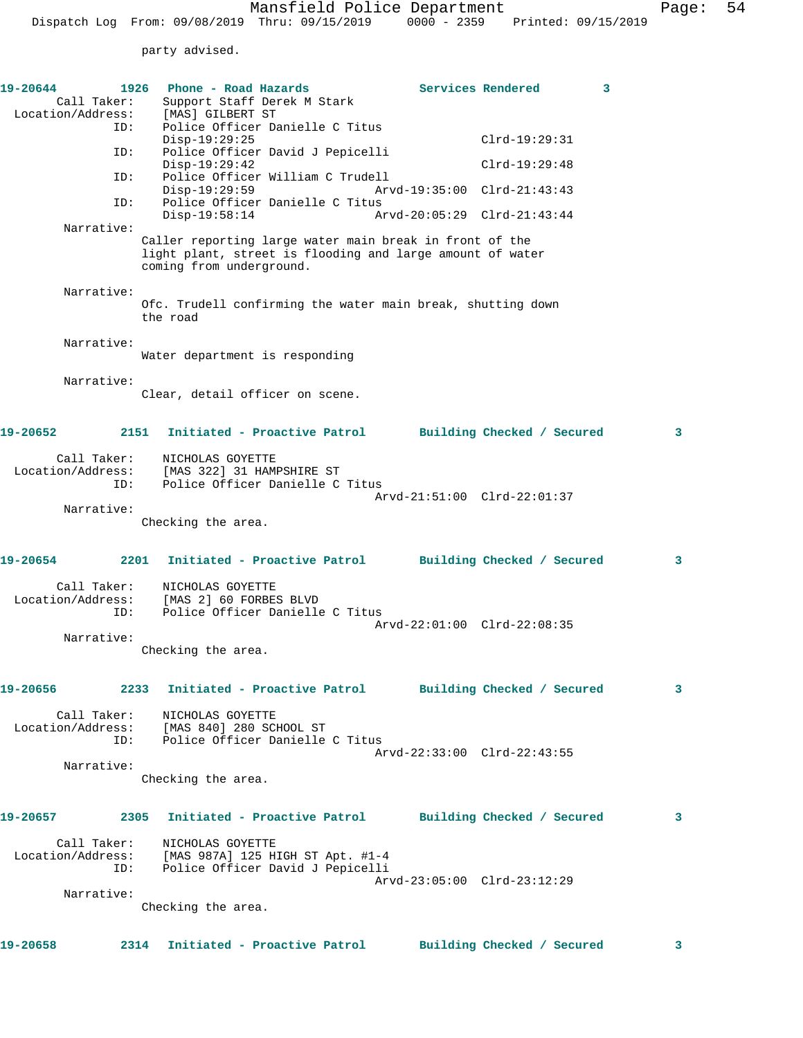party advised.

**19-20644** 1926 **Phone - Road Hazards** **Services Rendered** 3

Call Taker: Support Staff Derek M Stark
Location/Address: [MAS] GILBERT ST
ID: Police Officer Danielle C Titus
Disp-19:29:25 Clrd-19:29:31
ID: Police Officer David J Pepicelli
Disp-19:29:42 Clrd-19:29:48
ID: Police Officer William C Trudell
Disp-19:29:59 Arvd-19:35:00 Clrd-21:43:43
ID: Police Officer Danielle C Titus
Disp-19:58:14 Arvd-20:05:29 Clrd-21:43:44

Narrative:
Caller reporting large water main break in front of the light plant, street is flooding and large amount of water coming from underground.

Narrative:
Ofc. Trudell confirming the water main break, shutting down the road

Narrative:
Water department is responding

Narrative:
Clear, detail officer on scene.

**19-20652** 2151 **Initiated - Proactive Patrol** **Building Checked / Secured** 3

Call Taker: NICHOLAS GOYETTE
Location/Address: [MAS 322] 31 HAMPSHIRE ST
ID: Police Officer Danielle C Titus
Arvd-21:51:00 Clrd-22:01:37

Narrative:
Checking the area.

**19-20654** 2201 **Initiated - Proactive Patrol** **Building Checked / Secured** 3

Call Taker: NICHOLAS GOYETTE
Location/Address: [MAS 2] 60 FORBES BLVD
ID: Police Officer Danielle C Titus
Arvd-22:01:00 Clrd-22:08:35

Narrative:
Checking the area.

**19-20656** 2233 **Initiated - Proactive Patrol** **Building Checked / Secured** 3

Call Taker: NICHOLAS GOYETTE
Location/Address: [MAS 840] 280 SCHOOL ST
ID: Police Officer Danielle C Titus
Arvd-22:33:00 Clrd-22:43:55

Narrative:
Checking the area.

**19-20657** 2305 **Initiated - Proactive Patrol** **Building Checked / Secured** 3

Call Taker: NICHOLAS GOYETTE
Location/Address: [MAS 987A] 125 HIGH ST Apt. #1-4
ID: Police Officer David J Pepicelli
Arvd-23:05:00 Clrd-23:12:29

Narrative:
Checking the area.

**19-20658** 2314 **Initiated - Proactive Patrol** **Building Checked / Secured** 3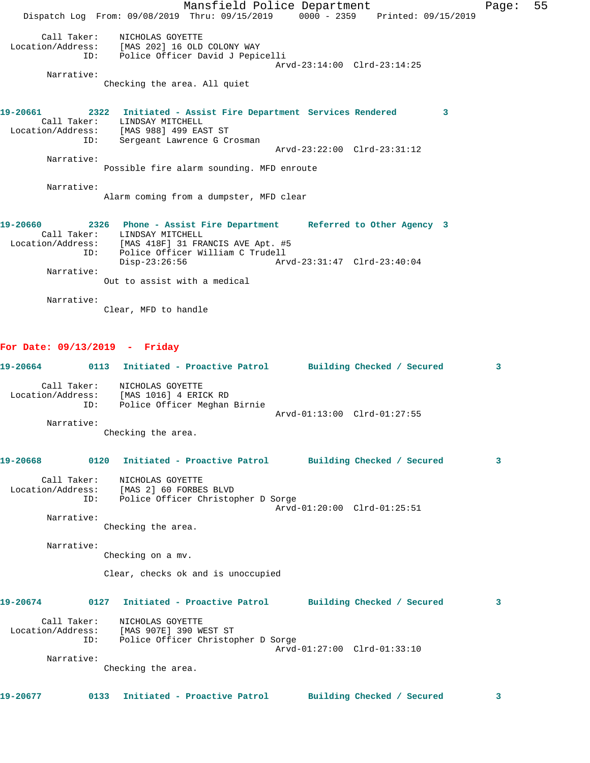Call Taker: NICHOLAS GOYETTE
Location/Address: [MAS 202] 16 OLD COLONY WAY
ID: Police Officer David J Pepicelli
Arvd-23:14:00 Clrd-23:14:25
Narrative:
Checking the area. All quiet

**19-20661 2322 Initiated - Assist Fire Department Services Rendered 3**
Call Taker: LINDSAY MITCHELL
Location/Address: [MAS 988] 499 EAST ST
ID: Sergeant Lawrence G Crosman
Arvd-23:22:00 Clrd-23:31:12
Narrative:
Possible fire alarm sounding. MFD enroute

Narrative:
Alarm coming from a dumpster, MFD clear

**19-20660 2326 Phone - Assist Fire Department Referred to Other Agency 3**
Call Taker: LINDSAY MITCHELL
Location/Address: [MAS 418F] 31 FRANCIS AVE Apt. #5
ID: Police Officer William C Trudell
Disp-23:26:56 Arvd-23:31:47 Clrd-23:40:04
Narrative:
Out to assist with a medical

Narrative:
Clear, MFD to handle

## For Date: 09/13/2019 - Friday

**19-20664 0113 Initiated - Proactive Patrol Building Checked / Secured 3**
Call Taker: NICHOLAS GOYETTE
Location/Address: [MAS 1016] 4 ERICK RD
ID: Police Officer Meghan Birnie
Arvd-01:13:00 Clrd-01:27:55
Narrative:
Checking the area.

**19-20668 0120 Initiated - Proactive Patrol Building Checked / Secured 3**
Call Taker: NICHOLAS GOYETTE
Location/Address: [MAS 2] 60 FORBES BLVD
ID: Police Officer Christopher D Sorge
Arvd-01:20:00 Clrd-01:25:51
Narrative:
Checking the area.

Narrative:
Checking on a mv.

Clear, checks ok and is unoccupied

**19-20674 0127 Initiated - Proactive Patrol Building Checked / Secured 3**
Call Taker: NICHOLAS GOYETTE
Location/Address: [MAS 907E] 390 WEST ST
ID: Police Officer Christopher D Sorge
Arvd-01:27:00 Clrd-01:33:10
Narrative:
Checking the area.

**19-20677 0133 Initiated - Proactive Patrol Building Checked / Secured 3**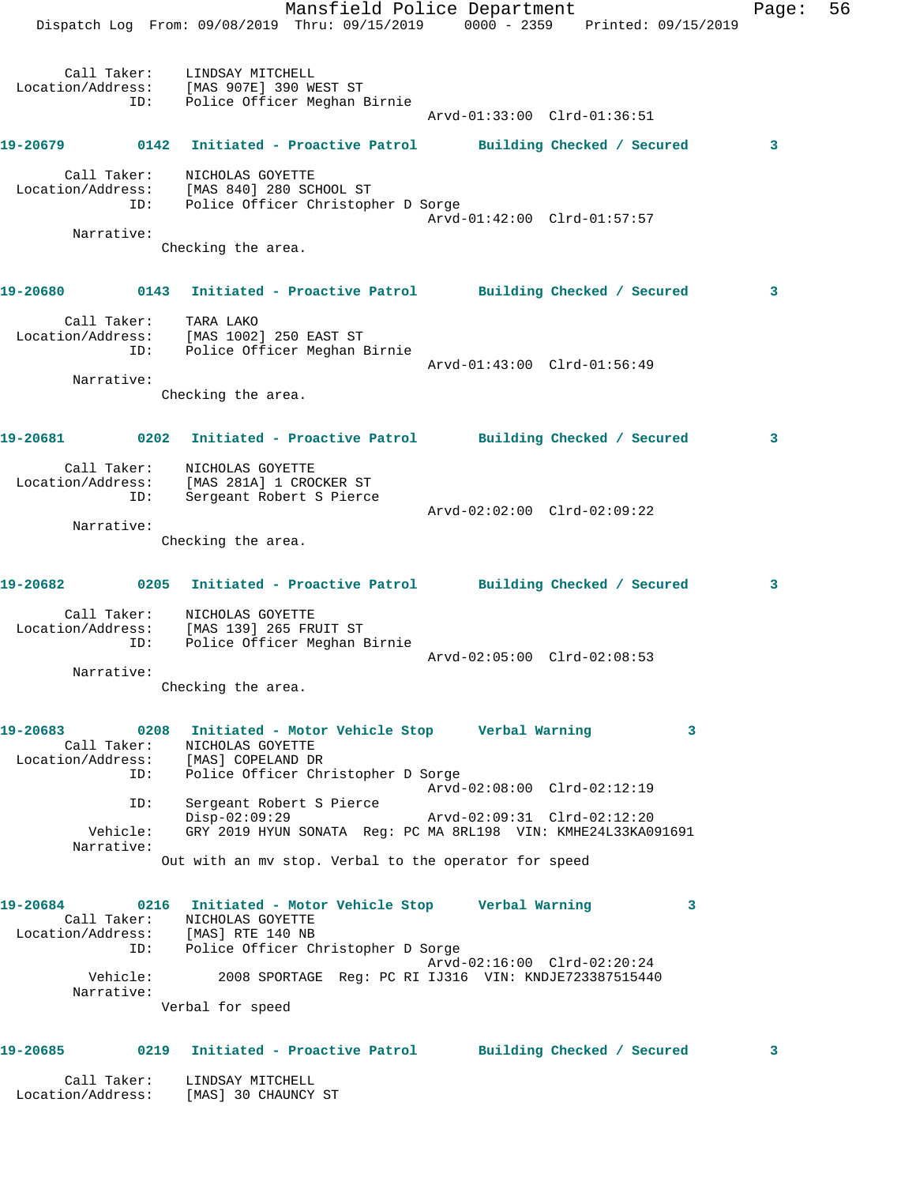Call Taker: LINDSAY MITCHELL
Location/Address: [MAS 907E] 390 WEST ST
ID: Police Officer Meghan Birnie
Arvd-01:33:00 Clrd-01:36:51

**19-20679 0142 Initiated - Proactive Patrol Building Checked / Secured 3**

Call Taker: NICHOLAS GOYETTE
Location/Address: [MAS 840] 280 SCHOOL ST
ID: Police Officer Christopher D Sorge
Arvd-01:42:00 Clrd-01:57:57
Narrative:
Checking the area.

**19-20680 0143 Initiated - Proactive Patrol Building Checked / Secured 3**

Call Taker: TARA LAKO
Location/Address: [MAS 1002] 250 EAST ST
ID: Police Officer Meghan Birnie
Arvd-01:43:00 Clrd-01:56:49
Narrative:
Checking the area.

**19-20681 0202 Initiated - Proactive Patrol Building Checked / Secured 3**

Call Taker: NICHOLAS GOYETTE
Location/Address: [MAS 281A] 1 CROCKER ST
ID: Sergeant Robert S Pierce
Arvd-02:02:00 Clrd-02:09:22
Narrative:
Checking the area.

**19-20682 0205 Initiated - Proactive Patrol Building Checked / Secured 3**

Call Taker: NICHOLAS GOYETTE
Location/Address: [MAS 139] 265 FRUIT ST
ID: Police Officer Meghan Birnie
Arvd-02:05:00 Clrd-02:08:53
Narrative:
Checking the area.

**19-20683 0208 Initiated - Motor Vehicle Stop Verbal Warning 3**

Call Taker: NICHOLAS GOYETTE
Location/Address: [MAS] COPELAND DR
ID: Police Officer Christopher D Sorge
Arvd-02:08:00 Clrd-02:12:19
ID: Sergeant Robert S Pierce
Disp-02:09:29 Arvd-02:09:31 Clrd-02:12:20
Vehicle: GRY 2019 HYUN SONATA Reg: PC MA 8RL198 VIN: KMHE24L33KA091691
Narrative:
Out with an mv stop. Verbal to the operator for speed

**19-20684 0216 Initiated - Motor Vehicle Stop Verbal Warning 3**

Call Taker: NICHOLAS GOYETTE
Location/Address: [MAS] RTE 140 NB
ID: Police Officer Christopher D Sorge
Arvd-02:16:00 Clrd-02:20:24
Vehicle: 2008 SPORTAGE Reg: PC RI IJ316 VIN: KNDJE723387515440
Narrative:
Verbal for speed

**19-20685 0219 Initiated - Proactive Patrol Building Checked / Secured 3**

Call Taker: LINDSAY MITCHELL
Location/Address: [MAS] 30 CHAUNCY ST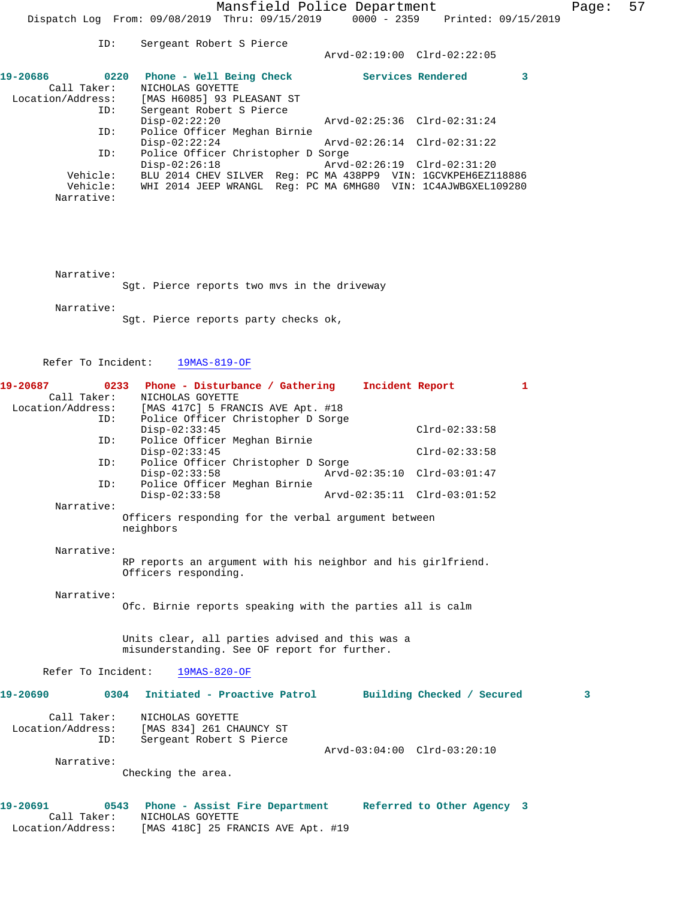ID: Sergeant Robert S Pierce
Arvd-02:19:00 Clrd-02:22:05

**19-20686 0220 Phone - Well Being Check Services Rendered 3**

Call Taker: NICHOLAS GOYETTE
Location/Address: [MAS H6085] 93 PLEASANT ST
ID: Sergeant Robert S Pierce
Disp-02:22:20 Arvd-02:25:36 Clrd-02:31:24
ID: Police Officer Meghan Birnie
Disp-02:22:24 Arvd-02:26:14 Clrd-02:31:22
ID: Police Officer Christopher D Sorge
Disp-02:26:18 Arvd-02:26:19 Clrd-02:31:20
Vehicle: BLU 2014 CHEV SILVER Reg: PC MA 438PP9 VIN: 1GCVKPEH6EZ118886
Vehicle: WHI 2014 JEEP WRANGL Reg: PC MA 6MHG80 VIN: 1C4AJWBGXEL109280
Narrative:

Narrative:
Sgt. Pierce reports two mvs in the driveway

Narrative:
Sgt. Pierce reports party checks ok,

Refer To Incident: 19MAS-819-OF

**19-20687 0233 Phone - Disturbance / Gathering Incident Report 1**

Call Taker: NICHOLAS GOYETTE
Location/Address: [MAS 417C] 5 FRANCIS AVE Apt. #18
ID: Police Officer Christopher D Sorge
Disp-02:33:45 Clrd-02:33:58
ID: Police Officer Meghan Birnie
Disp-02:33:45 Clrd-02:33:58
ID: Police Officer Christopher D Sorge
Disp-02:33:58 Arvd-02:35:10 Clrd-03:01:47
ID: Police Officer Meghan Birnie
Disp-02:33:58 Arvd-02:35:11 Clrd-03:01:52
Narrative:
Officers responding for the verbal argument between neighbors

Narrative:
RP reports an argument with his neighbor and his girlfriend. Officers responding.

Narrative:
Ofc. Birnie reports speaking with the parties all is calm

Units clear, all parties advised and this was a misunderstanding. See OF report for further.

Refer To Incident: 19MAS-820-OF

**19-20690 0304 Initiated - Proactive Patrol Building Checked / Secured 3**

Call Taker: NICHOLAS GOYETTE
Location/Address: [MAS 834] 261 CHAUNCY ST
ID: Sergeant Robert S Pierce
Arvd-03:04:00 Clrd-03:20:10
Narrative:
Checking the area.

**19-20691 0543 Phone - Assist Fire Department Referred to Other Agency 3**

Call Taker: NICHOLAS GOYETTE
Location/Address: [MAS 418C] 25 FRANCIS AVE Apt. #19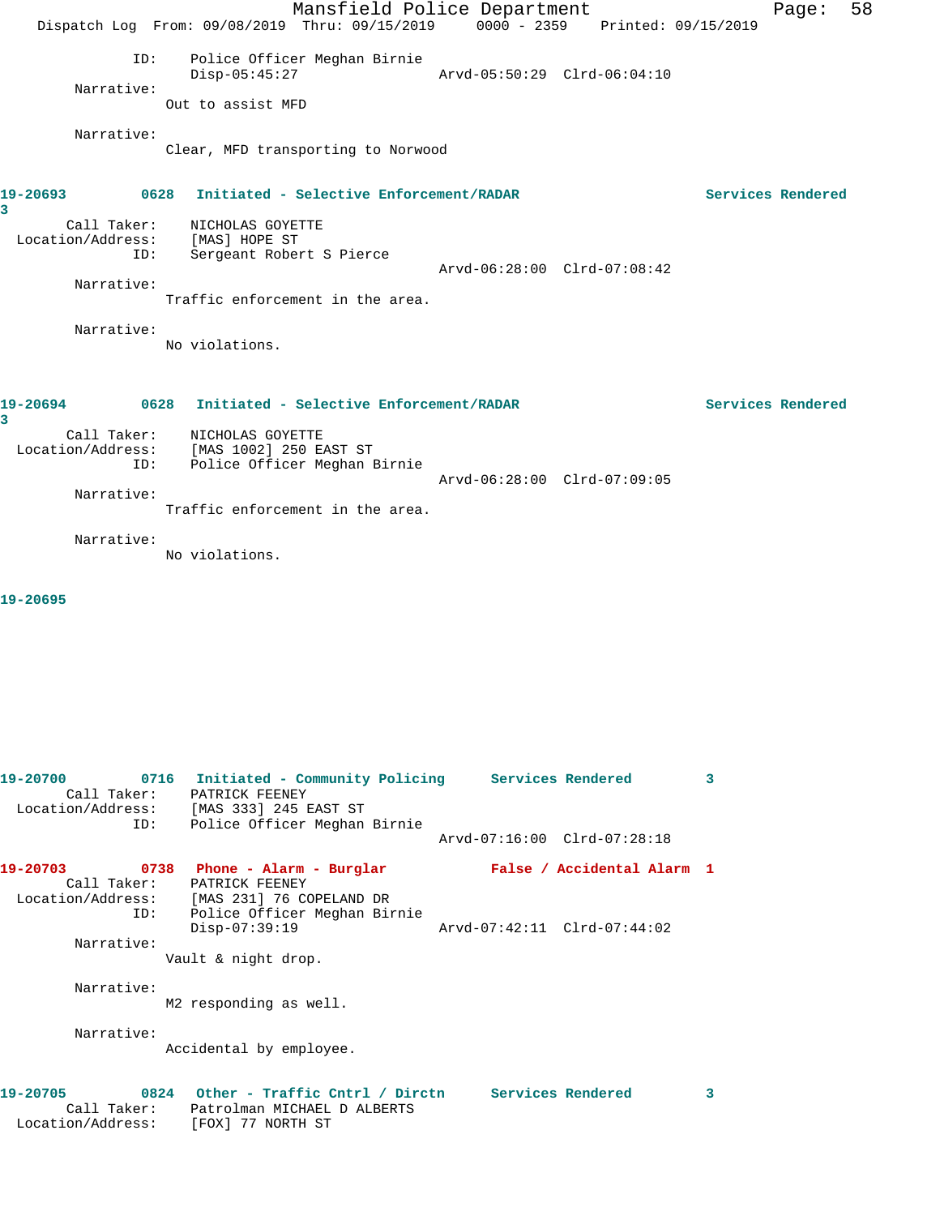ID: Police Officer Meghan Birnie
Disp-05:45:27 Arvd-05:50:29 Clrd-06:04:10

Narrative:
Out to assist MFD

Narrative:
Clear, MFD transporting to Norwood

**19-20693 0628 Initiated - Selective Enforcement/RADAR Services Rendered 3**

Call Taker: NICHOLAS GOYETTE
Location/Address: [MAS] HOPE ST
ID: Sergeant Robert S Pierce
Arvd-06:28:00 Clrd-07:08:42

Narrative:
Traffic enforcement in the area.

Narrative:
No violations.

**19-20694 0628 Initiated - Selective Enforcement/RADAR Services Rendered 3**

Call Taker: NICHOLAS GOYETTE
Location/Address: [MAS 1002] 250 EAST ST
ID: Police Officer Meghan Birnie
Arvd-06:28:00 Clrd-07:09:05

Narrative:
Traffic enforcement in the area.

Narrative:
No violations.

**19-20695**

**19-20700 0716 Initiated - Community Policing Services Rendered 3**

Call Taker: PATRICK FEENEY
Location/Address: [MAS 333] 245 EAST ST
ID: Police Officer Meghan Birnie
Arvd-07:16:00 Clrd-07:28:18

**19-20703 0738 Phone - Alarm - Burglar False / Accidental Alarm 1**

Call Taker: PATRICK FEENEY
Location/Address: [MAS 231] 76 COPELAND DR
ID: Police Officer Meghan Birnie
Disp-07:39:19 Arvd-07:42:11 Clrd-07:44:02

Narrative:
Vault & night drop.

Narrative:
M2 responding as well.

Narrative:
Accidental by employee.

**19-20705 0824 Other - Traffic Cntrl / Dirctn Services Rendered 3**

Call Taker: Patrolman MICHAEL D ALBERTS
Location/Address: [FOX] 77 NORTH ST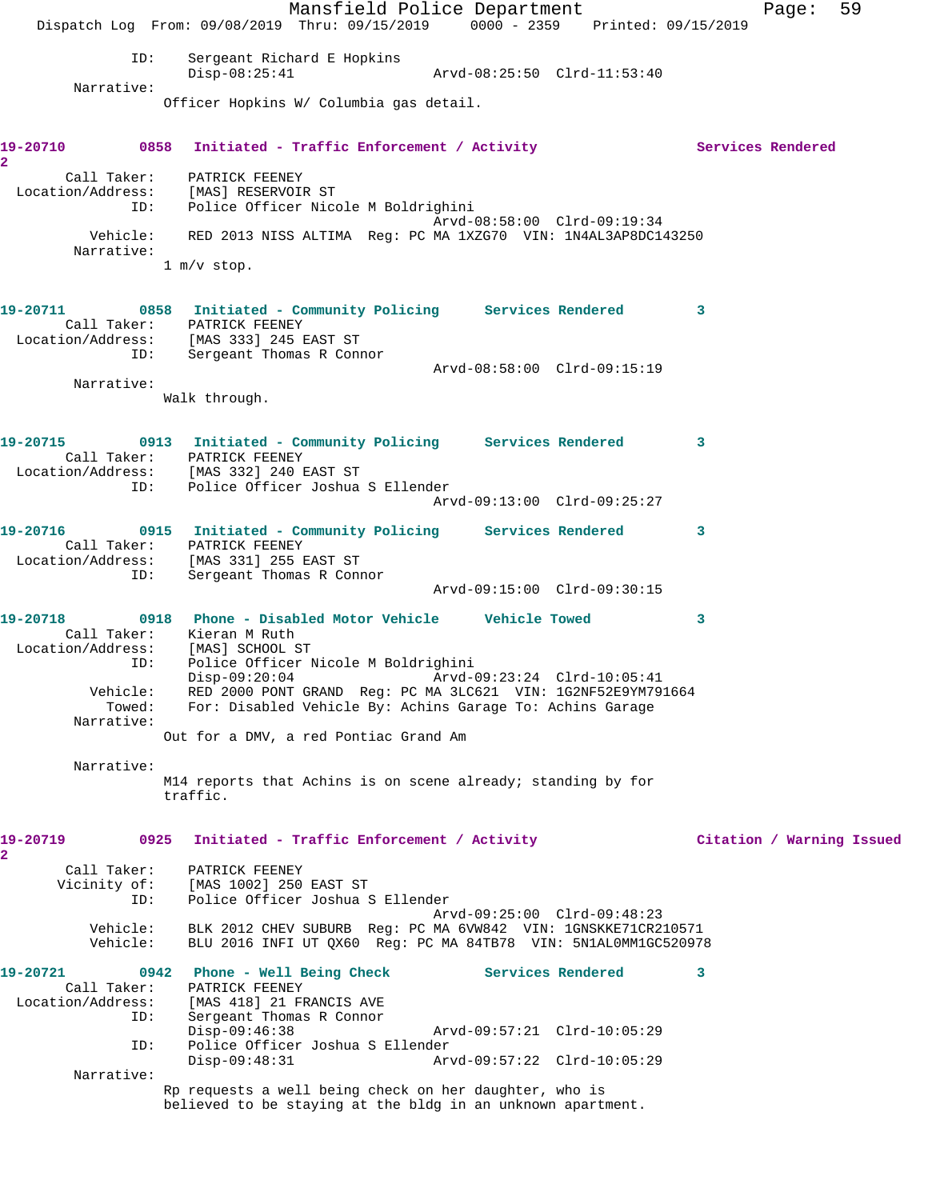ID: Sergeant Richard E Hopkins
Disp-08:25:41 Arvd-08:25:50 Clrd-11:53:40

Narrative:
Officer Hopkins W/ Columbia gas detail.

**19-20710 0858 Initiated - Traffic Enforcement / Activity Services Rendered 2**

Call Taker: PATRICK FEENEY
Location/Address: [MAS] RESERVOIR ST
ID: Police Officer Nicole M Boldrighini
Arvd-08:58:00 Clrd-09:19:34
Vehicle: RED 2013 NISS ALTIMA Reg: PC MA 1XZG70 VIN: 1N4AL3AP8DC143250
Narrative:
1 m/v stop.

**19-20711 0858 Initiated - Community Policing Services Rendered 3**

Call Taker: PATRICK FEENEY
Location/Address: [MAS 333] 245 EAST ST
ID: Sergeant Thomas R Connor
Arvd-08:58:00 Clrd-09:15:19
Narrative:
Walk through.

**19-20715 0913 Initiated - Community Policing Services Rendered 3**

Call Taker: PATRICK FEENEY
Location/Address: [MAS 332] 240 EAST ST
ID: Police Officer Joshua S Ellender
Arvd-09:13:00 Clrd-09:25:27

**19-20716 0915 Initiated - Community Policing Services Rendered 3**

Call Taker: PATRICK FEENEY
Location/Address: [MAS 331] 255 EAST ST
ID: Sergeant Thomas R Connor
Arvd-09:15:00 Clrd-09:30:15

**19-20718 0918 Phone - Disabled Motor Vehicle Vehicle Towed 3**

Call Taker: Kieran M Ruth
Location/Address: [MAS] SCHOOL ST
ID: Police Officer Nicole M Boldrighini
Disp-09:20:04 Arvd-09:23:24 Clrd-10:05:41
Vehicle: RED 2000 PONT GRAND Reg: PC MA 3LC621 VIN: 1G2NF52E9YM791664
Towed: For: Disabled Vehicle By: Achins Garage To: Achins Garage
Narrative:
Out for a DMV, a red Pontiac Grand Am

Narrative:
M14 reports that Achins is on scene already; standing by for traffic.

**19-20719 0925 Initiated - Traffic Enforcement / Activity Citation / Warning Issued 2**

Call Taker: PATRICK FEENEY
Vicinity of: [MAS 1002] 250 EAST ST
ID: Police Officer Joshua S Ellender
Arvd-09:25:00 Clrd-09:48:23
Vehicle: BLK 2012 CHEV SUBURB Reg: PC MA 6VW842 VIN: 1GNSKKE71CR210571
Vehicle: BLU 2016 INFI UT QX60 Reg: PC MA 84TB78 VIN: 5N1AL0MM1GC520978

**19-20721 0942 Phone - Well Being Check Services Rendered 3**

Call Taker: PATRICK FEENEY
Location/Address: [MAS 418] 21 FRANCIS AVE
ID: Sergeant Thomas R Connor
Disp-09:46:38 Arvd-09:57:21 Clrd-10:05:29
ID: Police Officer Joshua S Ellender
Disp-09:48:31 Arvd-09:57:22 Clrd-10:05:29
Narrative:
Rp requests a well being check on her daughter, who is believed to be staying at the bldg in an unknown apartment.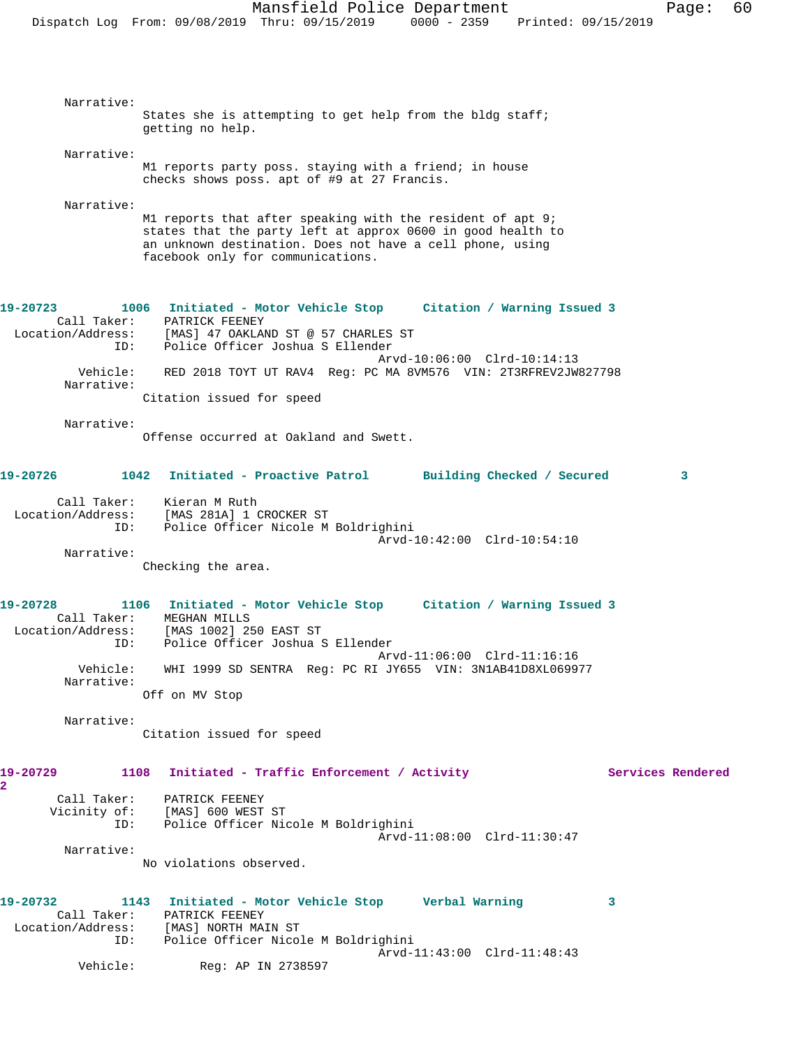Narrative:
States she is attempting to get help from the bldg staff; getting no help.

Narrative:
M1 reports party poss. staying with a friend; in house checks shows poss. apt of #9 at 27 Francis.

Narrative:
M1 reports that after speaking with the resident of apt 9; states that the party left at approx 0600 in good health to an unknown destination. Does not have a cell phone, using facebook only for communications.

**19-20723** 1006 **Initiated - Motor Vehicle Stop** **Citation / Warning Issued 3**

Call Taker: PATRICK FEENEY
Location/Address: [MAS] 47 OAKLAND ST @ 57 CHARLES ST
ID: Police Officer Joshua S Ellender
Arvd-10:06:00 Clrd-10:14:13
Vehicle: RED 2018 TOYT UT RAV4 Reg: PC MA 8VM576 VIN: 2T3RFREV2JW827798
Narrative:
Citation issued for speed

Narrative:
Offense occurred at Oakland and Swett.

**19-20726** 1042 **Initiated - Proactive Patrol** **Building Checked / Secured 3**

Call Taker: Kieran M Ruth
Location/Address: [MAS 281A] 1 CROCKER ST
ID: Police Officer Nicole M Boldrighini
Arvd-10:42:00 Clrd-10:54:10
Narrative:
Checking the area.

**19-20728** 1106 **Initiated - Motor Vehicle Stop** **Citation / Warning Issued 3**

Call Taker: MEGHAN MILLS
Location/Address: [MAS 1002] 250 EAST ST
ID: Police Officer Joshua S Ellender
Arvd-11:06:00 Clrd-11:16:16
Vehicle: WHI 1999 SD SENTRA Reg: PC RI JY655 VIN: 3N1AB41D8XL069977
Narrative:
Off on MV Stop

Narrative:
Citation issued for speed

**19-20729** 1108 **Initiated - Traffic Enforcement / Activity** **Services Rendered 2**

Call Taker: PATRICK FEENEY
Vicinity of: [MAS] 600 WEST ST
ID: Police Officer Nicole M Boldrighini
Arvd-11:08:00 Clrd-11:30:47
Narrative:
No violations observed.

**19-20732** 1143 **Initiated - Motor Vehicle Stop** **Verbal Warning 3**

Call Taker: PATRICK FEENEY
Location/Address: [MAS] NORTH MAIN ST
ID: Police Officer Nicole M Boldrighini
Arvd-11:43:00 Clrd-11:48:43
Vehicle: Reg: AP IN 2738597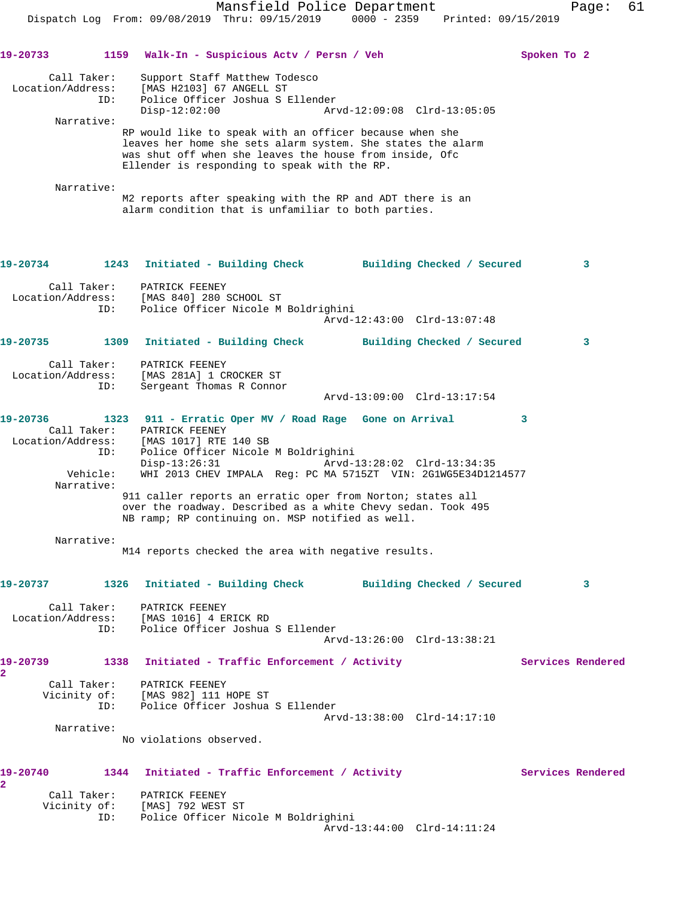**19-20733** 1159 Walk-In - Suspicious Actv / Persn / Veh Spoken To 2

Call Taker: Support Staff Matthew Todesco
Location/Address: [MAS H2103] 67 ANGELL ST
ID: Police Officer Joshua S Ellender
Disp-12:02:00 Arvd-12:09:08 Clrd-13:05:05

Narrative:
RP would like to speak with an officer because when she leaves her home she sets alarm system. She states the alarm was shut off when she leaves the house from inside, Ofc Ellender is responding to speak with the RP.

Narrative:
M2 reports after speaking with the RP and ADT there is an alarm condition that is unfamiliar to both parties.

**19-20734** 1243 Initiated - Building Check Building Checked / Secured 3

Call Taker: PATRICK FEENEY
Location/Address: [MAS 840] 280 SCHOOL ST
ID: Police Officer Nicole M Boldrighini
Arvd-12:43:00 Clrd-13:07:48

**19-20735** 1309 Initiated - Building Check Building Checked / Secured 3

Call Taker: PATRICK FEENEY
Location/Address: [MAS 281A] 1 CROCKER ST
ID: Sergeant Thomas R Connor
Arvd-13:09:00 Clrd-13:17:54

**19-20736** 1323 911 - Erratic Oper MV / Road Rage Gone on Arrival 3

Call Taker: PATRICK FEENEY
Location/Address: [MAS 1017] RTE 140 SB
ID: Police Officer Nicole M Boldrighini
Disp-13:26:31 Arvd-13:28:02 Clrd-13:34:35
Vehicle: WHI 2013 CHEV IMPALA Reg: PC MA 5715ZT VIN: 2G1WG5E34D1214577

Narrative:
911 caller reports an erratic oper from Norton; states all over the roadway. Described as a white Chevy sedan. Took 495 NB ramp; RP continuing on. MSP notified as well.

Narrative:
M14 reports checked the area with negative results.

**19-20737** 1326 Initiated - Building Check Building Checked / Secured 3

Call Taker: PATRICK FEENEY
Location/Address: [MAS 1016] 4 ERICK RD
ID: Police Officer Joshua S Ellender
Arvd-13:26:00 Clrd-13:38:21

**19-20739** 1338 Initiated - Traffic Enforcement / Activity Services Rendered 2

Call Taker: PATRICK FEENEY
Vicinity of: [MAS 982] 111 HOPE ST
ID: Police Officer Joshua S Ellender
Arvd-13:38:00 Clrd-14:17:10

Narrative:
No violations observed.

**19-20740** 1344 Initiated - Traffic Enforcement / Activity Services Rendered 2

Call Taker: PATRICK FEENEY
Vicinity of: [MAS] 792 WEST ST
ID: Police Officer Nicole M Boldrighini
Arvd-13:44:00 Clrd-14:11:24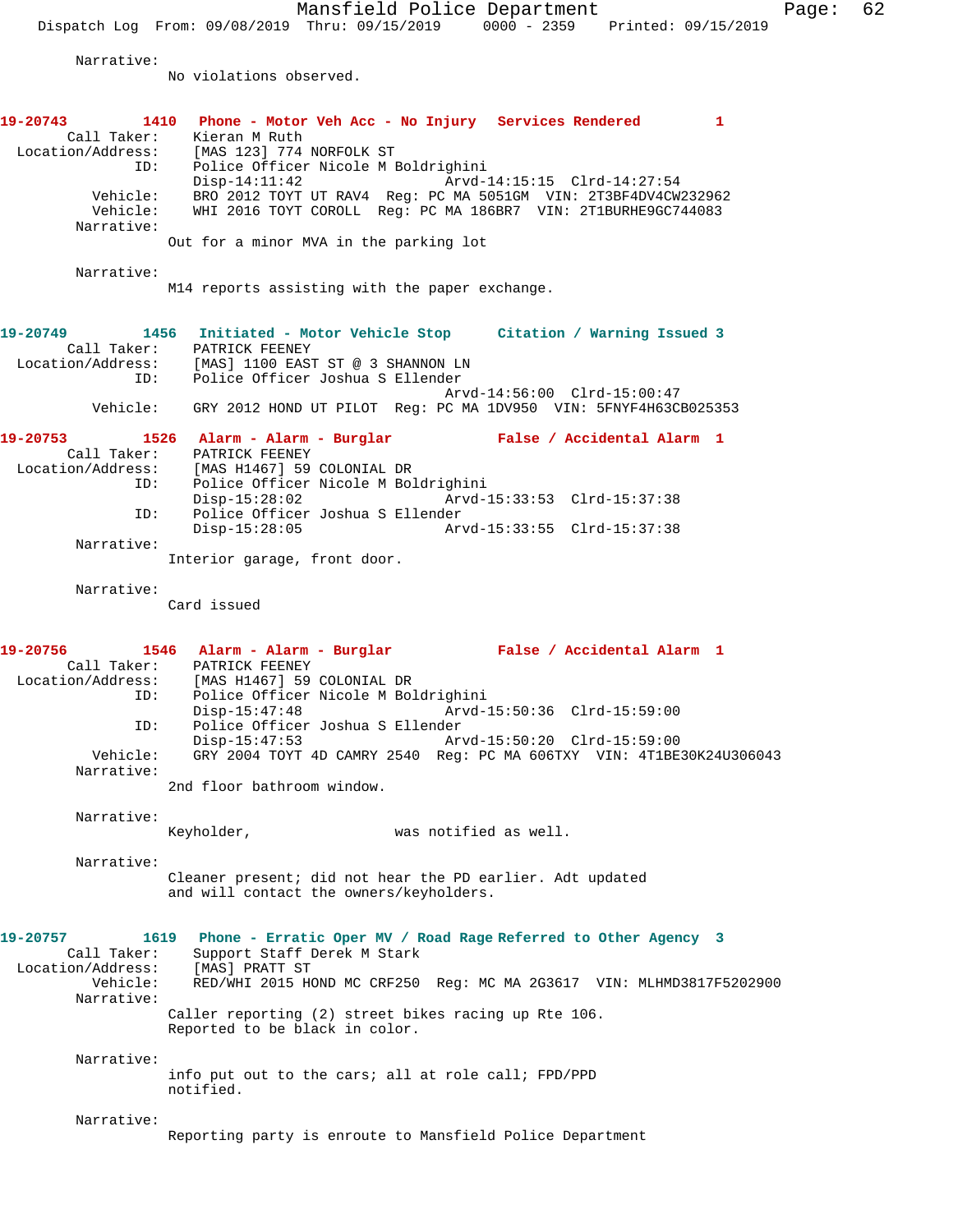Narrative:
No violations observed.

**19-20743 1410 Phone - Motor Veh Acc - No Injury Services Rendered 1**

Call Taker: Kieran M Ruth
Location/Address: [MAS 123] 774 NORFOLK ST
ID: Police Officer Nicole M Boldrighini
Disp-14:11:42 Arvd-14:15:15 Clrd-14:27:54
Vehicle: BRO 2012 TOYT UT RAV4 Reg: PC MA 5051GM VIN: 2T3BF4DV4CW232962
Vehicle: WHI 2016 TOYT COROLL Reg: PC MA 186BR7 VIN: 2T1BURHE9GC744083
Narrative:
Out for a minor MVA in the parking lot

Narrative:
M14 reports assisting with the paper exchange.

**19-20749 1456 Initiated - Motor Vehicle Stop Citation / Warning Issued 3**

Call Taker: PATRICK FEENEY
Location/Address: [MAS] 1100 EAST ST @ 3 SHANNON LN
ID: Police Officer Joshua S Ellender
Arvd-14:56:00 Clrd-15:00:47
Vehicle: GRY 2012 HOND UT PILOT Reg: PC MA 1DV950 VIN: 5FNYF4H63CB025353

**19-20753 1526 Alarm - Alarm - Burglar False / Accidental Alarm 1**

Call Taker: PATRICK FEENEY
Location/Address: [MAS H1467] 59 COLONIAL DR
ID: Police Officer Nicole M Boldrighini
Disp-15:28:02 Arvd-15:33:53 Clrd-15:37:38
ID: Police Officer Joshua S Ellender
Disp-15:28:05 Arvd-15:33:55 Clrd-15:37:38
Narrative:
Interior garage, front door.

Narrative:
Card issued

**19-20756 1546 Alarm - Alarm - Burglar False / Accidental Alarm 1**

Call Taker: PATRICK FEENEY
Location/Address: [MAS H1467] 59 COLONIAL DR
ID: Police Officer Nicole M Boldrighini
Disp-15:47:48 Arvd-15:50:36 Clrd-15:59:00
ID: Police Officer Joshua S Ellender
Disp-15:47:53 Arvd-15:50:20 Clrd-15:59:00
Vehicle: GRY 2004 TOYT 4D CAMRY 2540 Reg: PC MA 606TXY VIN: 4T1BE30K24U306043
Narrative:
2nd floor bathroom window.

Narrative:
Keyholder, was notified as well.

Narrative:
Cleaner present; did not hear the PD earlier. Adt updated and will contact the owners/keyholders.

**19-20757 1619 Phone - Erratic Oper MV / Road Rage Referred to Other Agency 3**

Call Taker: Support Staff Derek M Stark
Location/Address: [MAS] PRATT ST
Vehicle: RED/WHI 2015 HOND MC CRF250 Reg: MC MA 2G3617 VIN: MLHMD3817F5202900
Narrative:
Caller reporting (2) street bikes racing up Rte 106. Reported to be black in color.

Narrative:
info put out to the cars; all at role call; FPD/PPD notified.

Narrative:
Reporting party is enroute to Mansfield Police Department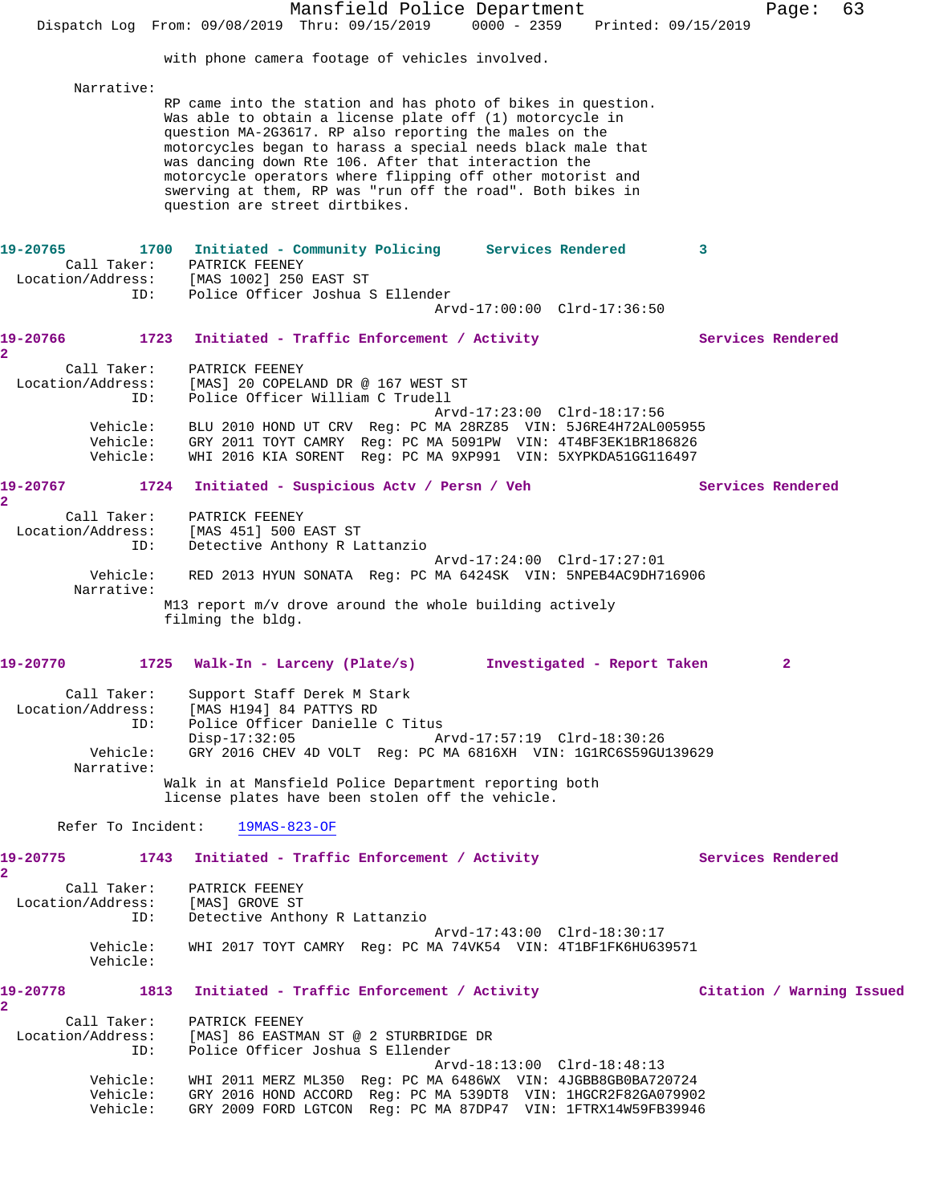with phone camera footage of vehicles involved.

Narrative:

RP came into the station and has photo of bikes in question. Was able to obtain a license plate off (1) motorcycle in question MA-2G3617. RP also reporting the males on the motorcycles began to harass a special needs black male that was dancing down Rte 106. After that interaction the motorcycle operators where flipping off other motorist and swerving at them, RP was "run off the road". Both bikes in question are street dirtbikes.

**19-20765 1700 Initiated - Community Policing Services Rendered 3**

Call Taker: PATRICK FEENEY
Location/Address: [MAS 1002] 250 EAST ST
ID: Police Officer Joshua S Ellender
Arvd-17:00:00 Clrd-17:36:50

**19-20766 1723 Initiated - Traffic Enforcement / Activity Services Rendered 2**

Call Taker: PATRICK FEENEY
Location/Address: [MAS] 20 COPELAND DR @ 167 WEST ST
ID: Police Officer William C Trudell
Arvd-17:23:00 Clrd-18:17:56
Vehicle: BLU 2010 HOND UT CRV Reg: PC MA 28RZ85 VIN: 5J6RE4H72AL005955
Vehicle: GRY 2011 TOYT CAMRY Reg: PC MA 5091PW VIN: 4T4BF3EK1BR186826
Vehicle: WHI 2016 KIA SORENT Reg: PC MA 9XP991 VIN: 5XYPKDA51GG116497

**19-20767 1724 Initiated - Suspicious Actv / Persn / Veh Services Rendered 2**

Call Taker: PATRICK FEENEY
Location/Address: [MAS 451] 500 EAST ST
ID: Detective Anthony R Lattanzio
Arvd-17:24:00 Clrd-17:27:01
Vehicle: RED 2013 HYUN SONATA Reg: PC MA 6424SK VIN: 5NPEB4AC9DH716906
Narrative:

M13 report m/v drove around the whole building actively filming the bldg.

**19-20770 1725 Walk-In - Larceny (Plate/s) Investigated - Report Taken 2**

Call Taker: Support Staff Derek M Stark
Location/Address: [MAS H194] 84 PATTYS RD
ID: Police Officer Danielle C Titus
Disp-17:32:05 Arvd-17:57:19 Clrd-18:30:26
Vehicle: GRY 2016 CHEV 4D VOLT Reg: PC MA 6816XH VIN: 1G1RC6S59GU139629
Narrative:

Walk in at Mansfield Police Department reporting both license plates have been stolen off the vehicle.

Refer To Incident: 19MAS-823-OF

**19-20775 1743 Initiated - Traffic Enforcement / Activity Services Rendered 2**

Call Taker: PATRICK FEENEY
Location/Address: [MAS] GROVE ST
ID: Detective Anthony R Lattanzio
Arvd-17:43:00 Clrd-18:30:17
Vehicle: WHI 2017 TOYT CAMRY Reg: PC MA 74VK54 VIN: 4T1BF1FK6HU639571
Vehicle:

**19-20778 1813 Initiated - Traffic Enforcement / Activity Citation / Warning Issued 2**

Call Taker: PATRICK FEENEY
Location/Address: [MAS] 86 EASTMAN ST @ 2 STURBRIDGE DR
ID: Police Officer Joshua S Ellender
Arvd-18:13:00 Clrd-18:48:13
Vehicle: WHI 2011 MERZ ML350 Reg: PC MA 6486WX VIN: 4JGBB8GB0BA720724
Vehicle: GRY 2016 HOND ACCORD Reg: PC MA 539DT8 VIN: 1HGCR2F82GA079902
Vehicle: GRY 2009 FORD LGTCON Reg: PC MA 87DP47 VIN: 1FTRX14W59FB39946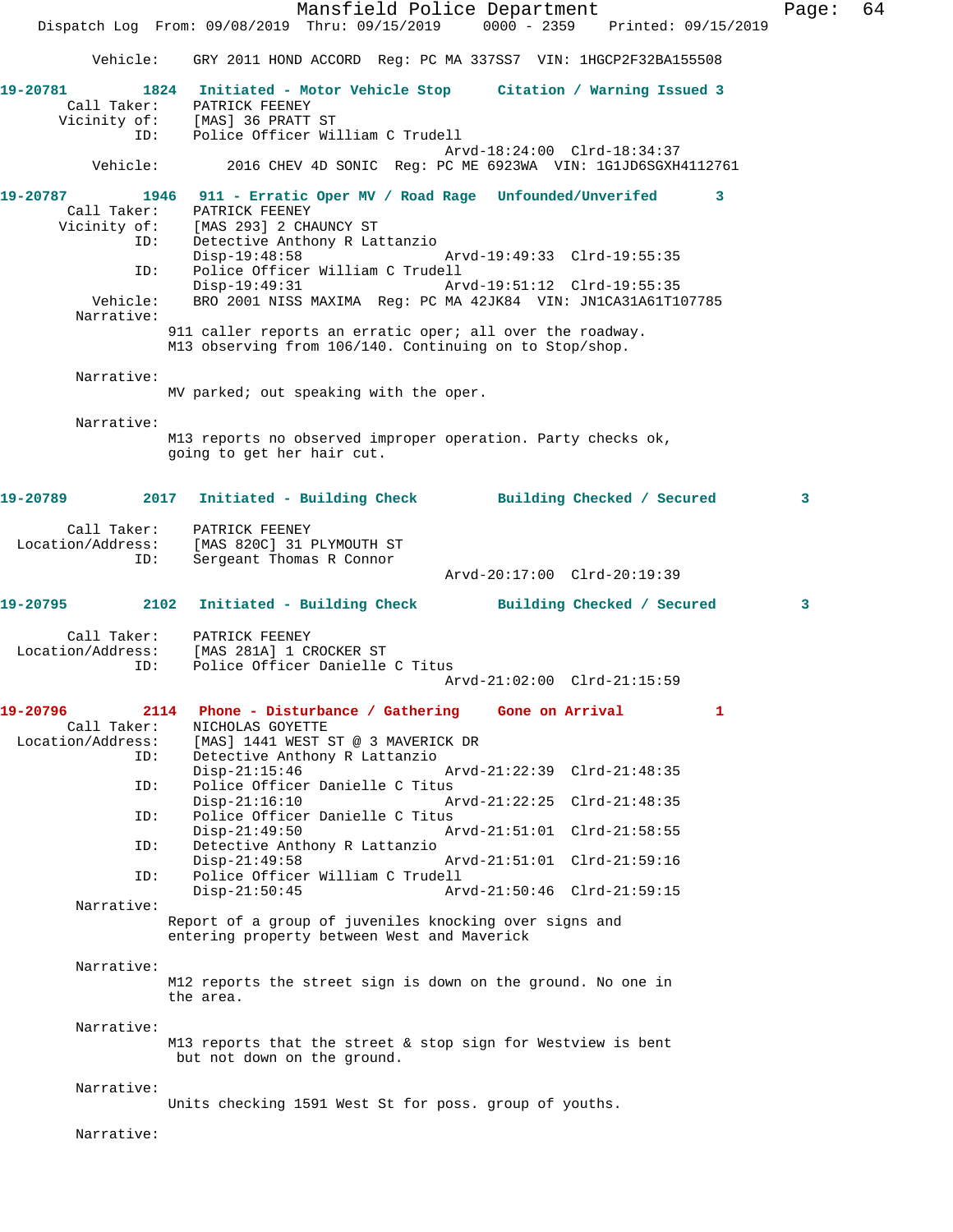Vehicle: GRY 2011 HOND ACCORD Reg: PC MA 337SS7 VIN: 1HGCP2F32BA155508

**19-20781 1824 Initiated - Motor Vehicle Stop Citation / Warning Issued 3**

Call Taker: PATRICK FEENEY
Vicinity of: [MAS] 36 PRATT ST
ID: Police Officer William C Trudell
Arvd-18:24:00 Clrd-18:34:37
Vehicle: 2016 CHEV 4D SONIC Reg: PC ME 6923WA VIN: 1G1JD6SGXH4112761

**19-20787 1946 911 - Erratic Oper MV / Road Rage Unfounded/Unverifed 3**

Call Taker: PATRICK FEENEY
Vicinity of: [MAS 293] 2 CHAUNCY ST
ID: Detective Anthony R Lattanzio
Disp-19:48:58 Arvd-19:49:33 Clrd-19:55:35
ID: Police Officer William C Trudell
Disp-19:49:31 Arvd-19:51:12 Clrd-19:55:35
Vehicle: BRO 2001 NISS MAXIMA Reg: PC MA 42JK84 VIN: JN1CA31A61T107785
Narrative:
911 caller reports an erratic oper; all over the roadway. M13 observing from 106/140. Continuing on to Stop/shop.

Narrative:
MV parked; out speaking with the oper.

Narrative:
M13 reports no observed improper operation. Party checks ok, going to get her hair cut.

**19-20789 2017 Initiated - Building Check Building Checked / Secured 3**

Call Taker: PATRICK FEENEY
Location/Address: [MAS 820C] 31 PLYMOUTH ST
ID: Sergeant Thomas R Connor
Arvd-20:17:00 Clrd-20:19:39

**19-20795 2102 Initiated - Building Check Building Checked / Secured 3**

Call Taker: PATRICK FEENEY
Location/Address: [MAS 281A] 1 CROCKER ST
ID: Police Officer Danielle C Titus
Arvd-21:02:00 Clrd-21:15:59

**19-20796 2114 Phone - Disturbance / Gathering Gone on Arrival 1**

Call Taker: NICHOLAS GOYETTE
Location/Address: [MAS] 1441 WEST ST @ 3 MAVERICK DR
ID: Detective Anthony R Lattanzio
Disp-21:15:46 Arvd-21:22:39 Clrd-21:48:35
ID: Police Officer Danielle C Titus
Disp-21:16:10 Arvd-21:22:25 Clrd-21:48:35
ID: Police Officer Danielle C Titus
Disp-21:49:50 Arvd-21:51:01 Clrd-21:58:55
ID: Detective Anthony R Lattanzio
Disp-21:49:58 Arvd-21:51:01 Clrd-21:59:16
ID: Police Officer William C Trudell
Disp-21:50:45 Arvd-21:50:46 Clrd-21:59:15
Narrative:
Report of a group of juveniles knocking over signs and entering property between West and Maverick

Narrative:
M12 reports the street sign is down on the ground. No one in the area.

Narrative:
M13 reports that the street & stop sign for Westview is bent but not down on the ground.

Narrative:
Units checking 1591 West St for poss. group of youths.

Narrative: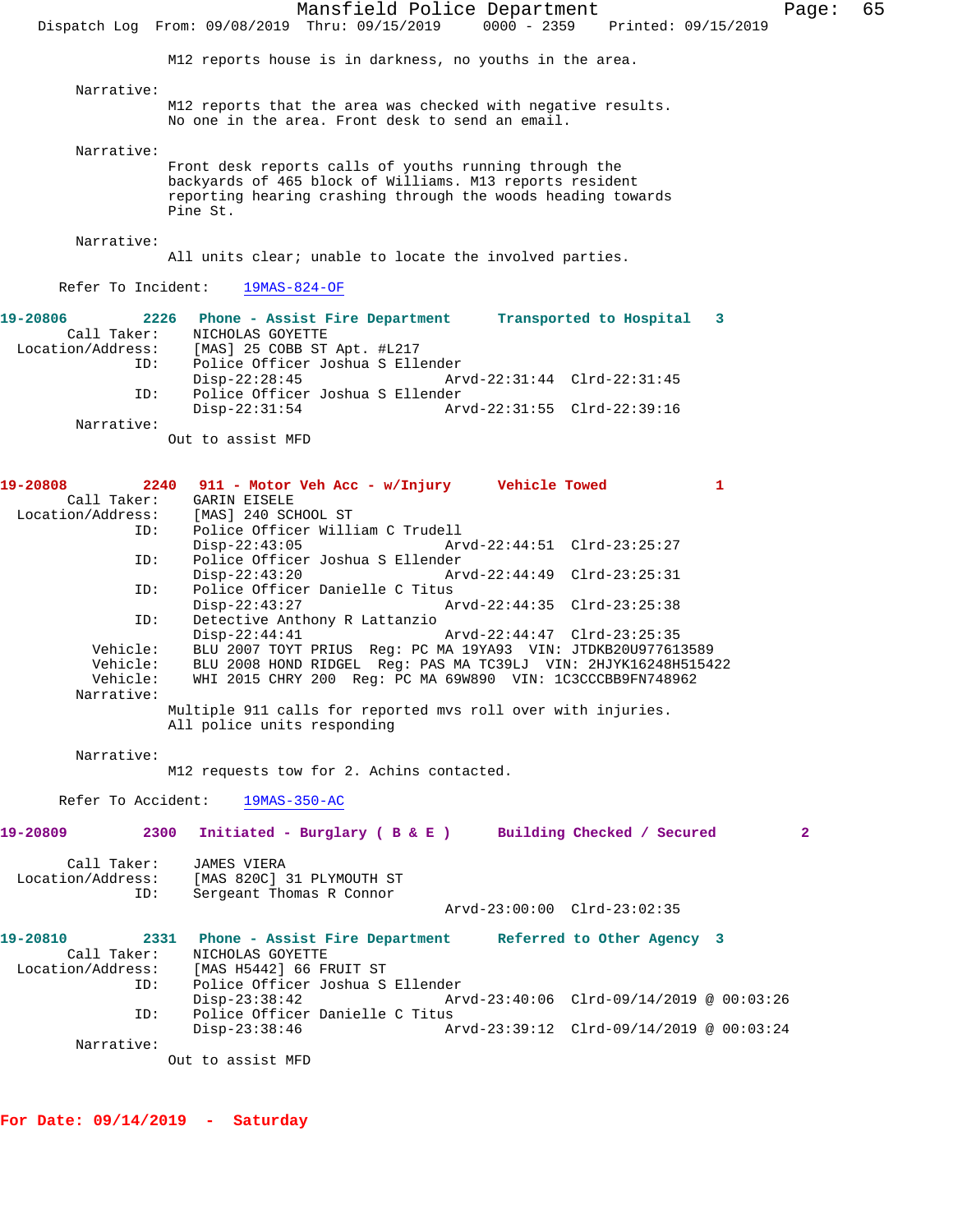M12 reports house is in darkness, no youths in the area.

Narrative:
M12 reports that the area was checked with negative results. No one in the area. Front desk to send an email.

Narrative:
Front desk reports calls of youths running through the backyards of 465 block of Williams. M13 reports resident reporting hearing crashing through the woods heading towards Pine St.

Narrative:
All units clear; unable to locate the involved parties.

Refer To Incident: 19MAS-824-OF

**19-20806 2226 Phone - Assist Fire Department Transported to Hospital 3**

Call Taker: NICHOLAS GOYETTE
Location/Address: [MAS] 25 COBB ST Apt. #L217
ID: Police Officer Joshua S Ellender
Disp-22:28:45 Arvd-22:31:44 Clrd-22:31:45
ID: Police Officer Joshua S Ellender
Disp-22:31:54 Arvd-22:31:55 Clrd-22:39:16
Narrative:
Out to assist MFD

**19-20808 2240 911 - Motor Veh Acc - w/Injury Vehicle Towed 1**

Call Taker: GARIN EISELE
Location/Address: [MAS] 240 SCHOOL ST
ID: Police Officer William C Trudell
Disp-22:43:05 Arvd-22:44:51 Clrd-23:25:27
ID: Police Officer Joshua S Ellender
Disp-22:43:20 Arvd-22:44:49 Clrd-23:25:31
ID: Police Officer Danielle C Titus
Disp-22:43:27 Arvd-22:44:35 Clrd-23:25:38
ID: Detective Anthony R Lattanzio
Disp-22:44:41 Arvd-22:44:47 Clrd-23:25:35
Vehicle: BLU 2007 TOYT PRIUS Reg: PC MA 19YA93 VIN: JTDKB20U977613589
Vehicle: BLU 2008 HOND RIDGEL Reg: PAS MA TC39LJ VIN: 2HJYK16248H515422
Vehicle: WHI 2015 CHRY 200 Reg: PC MA 69W890 VIN: 1C3CCCBB9FN748962
Narrative:
Multiple 911 calls for reported mvs roll over with injuries. All police units responding

Narrative:
M12 requests tow for 2. Achins contacted.

Refer To Accident: 19MAS-350-AC

**19-20809 2300 Initiated - Burglary ( B & E ) Building Checked / Secured 2**

Call Taker: JAMES VIERA
Location/Address: [MAS 820C] 31 PLYMOUTH ST
ID: Sergeant Thomas R Connor
Arvd-23:00:00 Clrd-23:02:35

**19-20810 2331 Phone - Assist Fire Department Referred to Other Agency 3**

Call Taker: NICHOLAS GOYETTE
Location/Address: [MAS H5442] 66 FRUIT ST
ID: Police Officer Joshua S Ellender
Disp-23:38:42 Arvd-23:40:06 Clrd-09/14/2019 @ 00:03:26
ID: Police Officer Danielle C Titus
Disp-23:38:46 Arvd-23:39:12 Clrd-09/14/2019 @ 00:03:24
Narrative:
Out to assist MFD

## For Date: 09/14/2019 - Saturday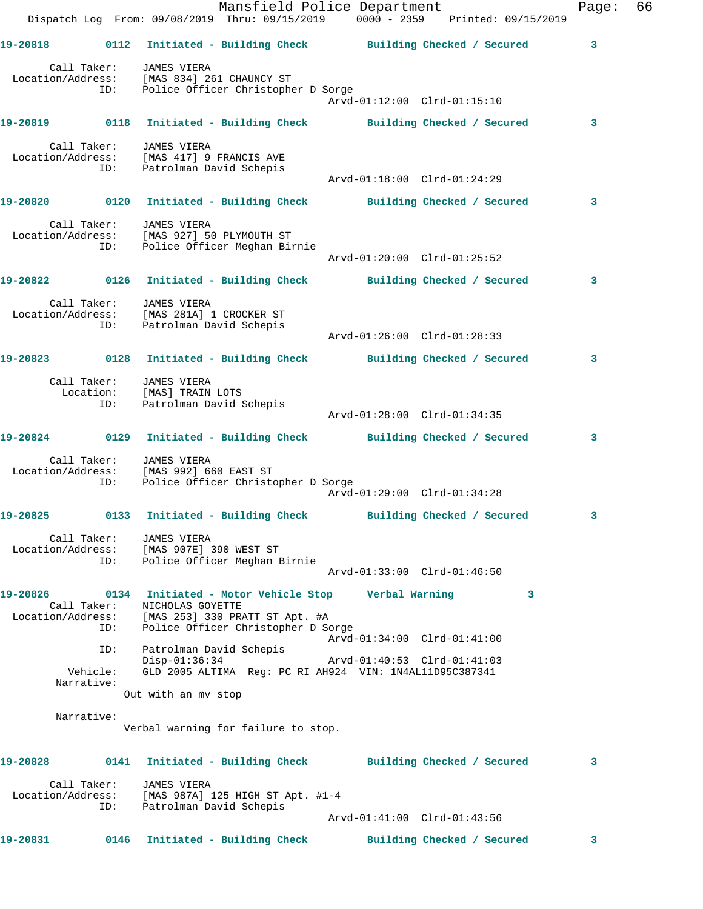19-20818 0112 Initiated - Building Check Building Checked / Secured 3

Call Taker: JAMES VIERA
Location/Address: [MAS 834] 261 CHAUNCY ST
ID: Police Officer Christopher D Sorge
Arvd-01:12:00 Clrd-01:15:10

19-20819 0118 Initiated - Building Check Building Checked / Secured 3

Call Taker: JAMES VIERA
Location/Address: [MAS 417] 9 FRANCIS AVE
ID: Patrolman David Schepis
Arvd-01:18:00 Clrd-01:24:29

19-20820 0120 Initiated - Building Check Building Checked / Secured 3

Call Taker: JAMES VIERA
Location/Address: [MAS 927] 50 PLYMOUTH ST
ID: Police Officer Meghan Birnie
Arvd-01:20:00 Clrd-01:25:52

19-20822 0126 Initiated - Building Check Building Checked / Secured 3

Call Taker: JAMES VIERA
Location/Address: [MAS 281A] 1 CROCKER ST
ID: Patrolman David Schepis
Arvd-01:26:00 Clrd-01:28:33

19-20823 0128 Initiated - Building Check Building Checked / Secured 3

Call Taker: JAMES VIERA
Location: [MAS] TRAIN LOTS
ID: Patrolman David Schepis
Arvd-01:28:00 Clrd-01:34:35

19-20824 0129 Initiated - Building Check Building Checked / Secured 3

Call Taker: JAMES VIERA
Location/Address: [MAS 992] 660 EAST ST
ID: Police Officer Christopher D Sorge
Arvd-01:29:00 Clrd-01:34:28

19-20825 0133 Initiated - Building Check Building Checked / Secured 3

Call Taker: JAMES VIERA
Location/Address: [MAS 907E] 390 WEST ST
ID: Police Officer Meghan Birnie
Arvd-01:33:00 Clrd-01:46:50

19-20826 0134 Initiated - Motor Vehicle Stop Verbal Warning 3
Call Taker: NICHOLAS GOYETTE
Location/Address: [MAS 253] 330 PRATT ST Apt. #A
ID: Police Officer Christopher D Sorge
Arvd-01:34:00 Clrd-01:41:00
ID: Patrolman David Schepis
Disp-01:36:34 Arvd-01:40:53 Clrd-01:41:03
Vehicle: GLD 2005 ALTIMA Reg: PC RI AH924 VIN: 1N4AL11D95C387341
Narrative:
Out with an mv stop

Narrative:
Verbal warning for failure to stop.

19-20828 0141 Initiated - Building Check Building Checked / Secured 3

Call Taker: JAMES VIERA
Location/Address: [MAS 987A] 125 HIGH ST Apt. #1-4
ID: Patrolman David Schepis
Arvd-01:41:00 Clrd-01:43:56

19-20831 0146 Initiated - Building Check Building Checked / Secured 3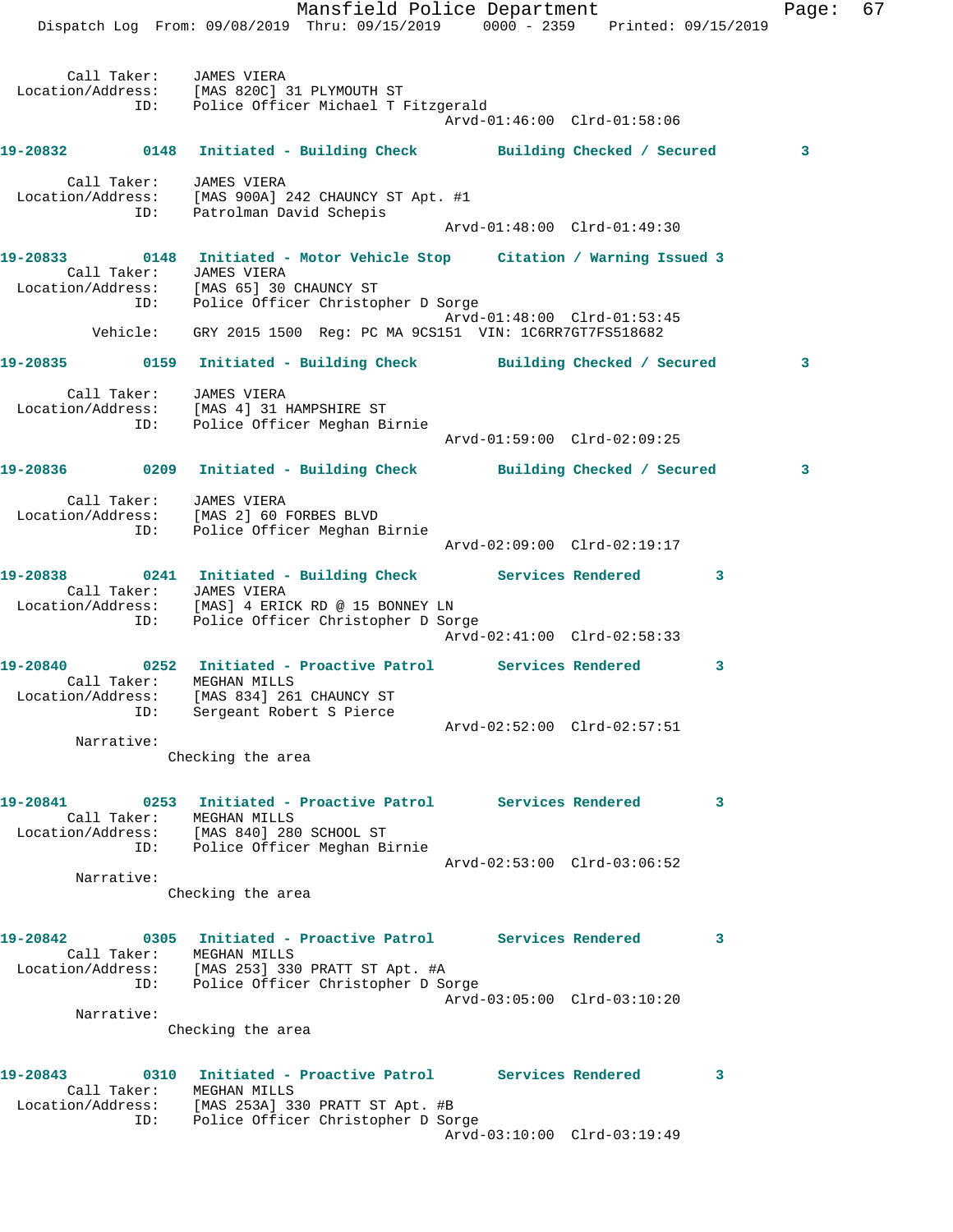Call Taker: JAMES VIERA
Location/Address: [MAS 820C] 31 PLYMOUTH ST
ID: Police Officer Michael T Fitzgerald
Arvd-01:46:00 Clrd-01:58:06

**19-20832 0148 Initiated - Building Check Building Checked / Secured 3**

Call Taker: JAMES VIERA
Location/Address: [MAS 900A] 242 CHAUNCY ST Apt. #1
ID: Patrolman David Schepis
Arvd-01:48:00 Clrd-01:49:30

**19-20833 0148 Initiated - Motor Vehicle Stop Citation / Warning Issued 3**

Call Taker: JAMES VIERA
Location/Address: [MAS 65] 30 CHAUNCY ST
ID: Police Officer Christopher D Sorge
Arvd-01:48:00 Clrd-01:53:45
Vehicle: GRY 2015 1500 Reg: PC MA 9CS151 VIN: 1C6RR7GT7FS518682

**19-20835 0159 Initiated - Building Check Building Checked / Secured 3**

Call Taker: JAMES VIERA
Location/Address: [MAS 4] 31 HAMPSHIRE ST
ID: Police Officer Meghan Birnie
Arvd-01:59:00 Clrd-02:09:25

**19-20836 0209 Initiated - Building Check Building Checked / Secured 3**

Call Taker: JAMES VIERA
Location/Address: [MAS 2] 60 FORBES BLVD
ID: Police Officer Meghan Birnie
Arvd-02:09:00 Clrd-02:19:17

**19-20838 0241 Initiated - Building Check Services Rendered 3**

Call Taker: JAMES VIERA
Location/Address: [MAS] 4 ERICK RD @ 15 BONNEY LN
ID: Police Officer Christopher D Sorge
Arvd-02:41:00 Clrd-02:58:33

**19-20840 0252 Initiated - Proactive Patrol Services Rendered 3**

Call Taker: MEGHAN MILLS
Location/Address: [MAS 834] 261 CHAUNCY ST
ID: Sergeant Robert S Pierce
Arvd-02:52:00 Clrd-02:57:51
Narrative:
Checking the area

**19-20841 0253 Initiated - Proactive Patrol Services Rendered 3**

Call Taker: MEGHAN MILLS
Location/Address: [MAS 840] 280 SCHOOL ST
ID: Police Officer Meghan Birnie
Arvd-02:53:00 Clrd-03:06:52
Narrative:
Checking the area

**19-20842 0305 Initiated - Proactive Patrol Services Rendered 3**

Call Taker: MEGHAN MILLS
Location/Address: [MAS 253] 330 PRATT ST Apt. #A
ID: Police Officer Christopher D Sorge
Arvd-03:05:00 Clrd-03:10:20
Narrative:
Checking the area

**19-20843 0310 Initiated - Proactive Patrol Services Rendered 3**

Call Taker: MEGHAN MILLS
Location/Address: [MAS 253A] 330 PRATT ST Apt. #B
ID: Police Officer Christopher D Sorge
Arvd-03:10:00 Clrd-03:19:49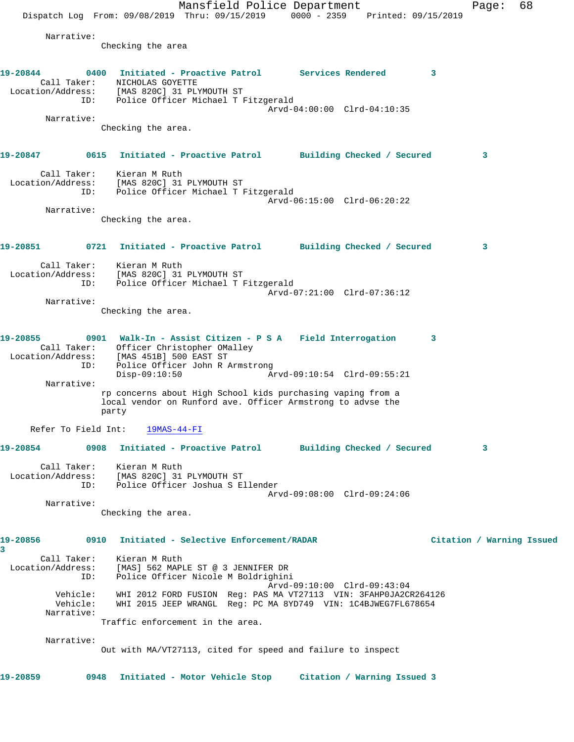Narrative:
Checking the area

**19-20844** 0400 Initiated - Proactive Patrol Services Rendered 3
Call Taker: NICHOLAS GOYETTE
Location/Address: [MAS 820C] 31 PLYMOUTH ST
ID: Police Officer Michael T Fitzgerald
Arvd-04:00:00 Clrd-04:10:35
Narrative:
Checking the area.

**19-20847** 0615 Initiated - Proactive Patrol Building Checked / Secured 3
Call Taker: Kieran M Ruth
Location/Address: [MAS 820C] 31 PLYMOUTH ST
ID: Police Officer Michael T Fitzgerald
Arvd-06:15:00 Clrd-06:20:22
Narrative:
Checking the area.

**19-20851** 0721 Initiated - Proactive Patrol Building Checked / Secured 3
Call Taker: Kieran M Ruth
Location/Address: [MAS 820C] 31 PLYMOUTH ST
ID: Police Officer Michael T Fitzgerald
Arvd-07:21:00 Clrd-07:36:12
Narrative:
Checking the area.

**19-20855** 0901 Walk-In - Assist Citizen - P S A Field Interrogation 3
Call Taker: Officer Christopher OMalley
Location/Address: [MAS 451B] 500 EAST ST
ID: Police Officer John R Armstrong
Disp-09:10:50 Arvd-09:10:54 Clrd-09:55:21
Narrative:
rp concerns about High School kids purchasing vaping from a local vendor on Runford ave. Officer Armstrong to advse the party

Refer To Field Int: 19MAS-44-FI

**19-20854** 0908 Initiated - Proactive Patrol Building Checked / Secured 3
Call Taker: Kieran M Ruth
Location/Address: [MAS 820C] 31 PLYMOUTH ST
ID: Police Officer Joshua S Ellender
Arvd-09:08:00 Clrd-09:24:06
Narrative:
Checking the area.

**19-20856** 0910 Initiated - Selective Enforcement/RADAR Citation / Warning Issued 3
Call Taker: Kieran M Ruth
Location/Address: [MAS] 562 MAPLE ST @ 3 JENNIFER DR
ID: Police Officer Nicole M Boldrighini
Arvd-09:10:00 Clrd-09:43:04
Vehicle: WHI 2012 FORD FUSION Reg: PAS MA VT27113 VIN: 3FAHP0JA2CR264126
Vehicle: WHI 2015 JEEP WRANGL Reg: PC MA 8YD749 VIN: 1C4BJWEG7FL678654
Narrative:
Traffic enforcement in the area.

Narrative:
Out with MA/VT27113, cited for speed and failure to inspect

**19-20859** 0948 Initiated - Motor Vehicle Stop Citation / Warning Issued 3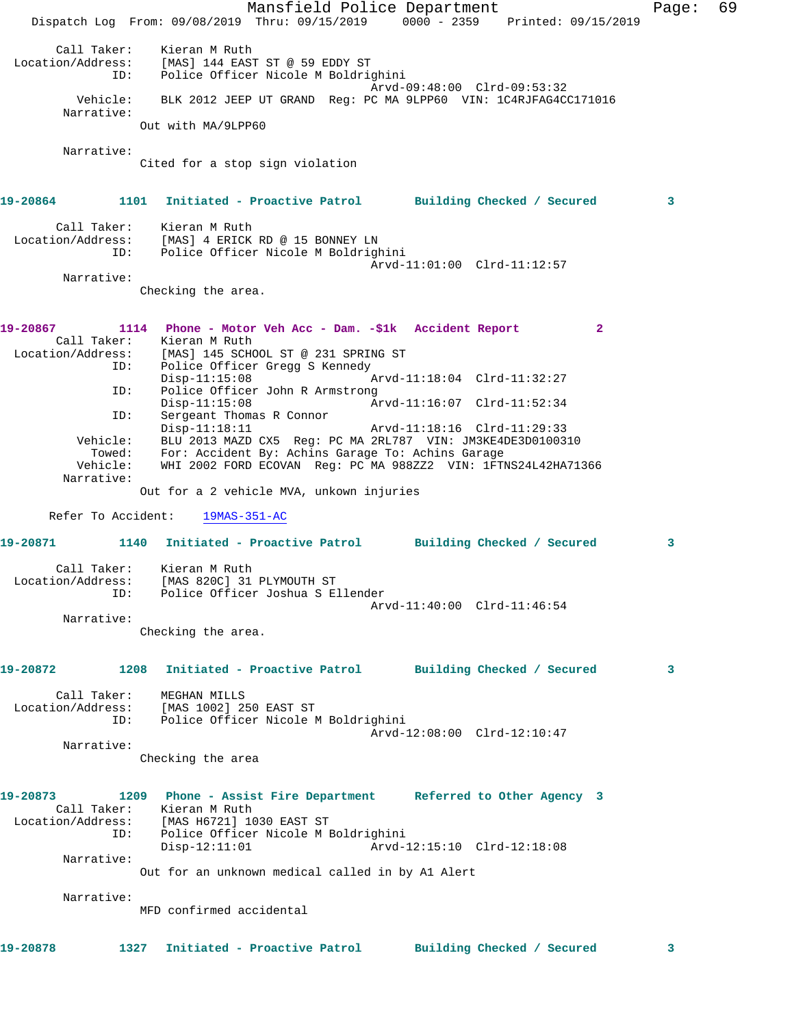Call Taker: Kieran M Ruth
Location/Address: [MAS] 144 EAST ST @ 59 EDDY ST
ID: Police Officer Nicole M Boldrighini
Arvd-09:48:00 Clrd-09:53:32
Vehicle: BLK 2012 JEEP UT GRAND Reg: PC MA 9LPP60 VIN: 1C4RJFAG4CC171016
Narrative:
Out with MA/9LPP60

Narrative:
Cited for a stop sign violation

**19-20864 1101 Initiated - Proactive Patrol Building Checked / Secured 3**

Call Taker: Kieran M Ruth
Location/Address: [MAS] 4 ERICK RD @ 15 BONNEY LN
ID: Police Officer Nicole M Boldrighini
Arvd-11:01:00 Clrd-11:12:57
Narrative:
Checking the area.

**19-20867 1114 Phone - Motor Veh Acc - Dam. -$1k Accident Report 2**

Call Taker: Kieran M Ruth
Location/Address: [MAS] 145 SCHOOL ST @ 231 SPRING ST
ID: Police Officer Gregg S Kennedy
Disp-11:15:08 Arvd-11:18:04 Clrd-11:32:27
ID: Police Officer John R Armstrong
Disp-11:15:08 Arvd-11:16:07 Clrd-11:52:34
ID: Sergeant Thomas R Connor
Disp-11:18:11 Arvd-11:18:16 Clrd-11:29:33
Vehicle: BLU 2013 MAZD CX5 Reg: PC MA 2RL787 VIN: JM3KE4DE3D0100310
Towed: For: Accident By: Achins Garage To: Achins Garage
Vehicle: WHI 2002 FORD ECOVAN Reg: PC MA 988ZZ2 VIN: 1FTNS24L42HA71366
Narrative:
Out for a 2 vehicle MVA, unkown injuries

Refer To Accident: 19MAS-351-AC

**19-20871 1140 Initiated - Proactive Patrol Building Checked / Secured 3**

Call Taker: Kieran M Ruth
Location/Address: [MAS 820C] 31 PLYMOUTH ST
ID: Police Officer Joshua S Ellender
Arvd-11:40:00 Clrd-11:46:54
Narrative:
Checking the area.

**19-20872 1208 Initiated - Proactive Patrol Building Checked / Secured 3**

Call Taker: MEGHAN MILLS
Location/Address: [MAS 1002] 250 EAST ST
ID: Police Officer Nicole M Boldrighini
Arvd-12:08:00 Clrd-12:10:47
Narrative:
Checking the area

**19-20873 1209 Phone - Assist Fire Department Referred to Other Agency 3**

Call Taker: Kieran M Ruth
Location/Address: [MAS H6721] 1030 EAST ST
ID: Police Officer Nicole M Boldrighini
Disp-12:11:01 Arvd-12:15:10 Clrd-12:18:08
Narrative:
Out for an unknown medical called in by A1 Alert

Narrative:
MFD confirmed accidental

**19-20878 1327 Initiated - Proactive Patrol Building Checked / Secured 3**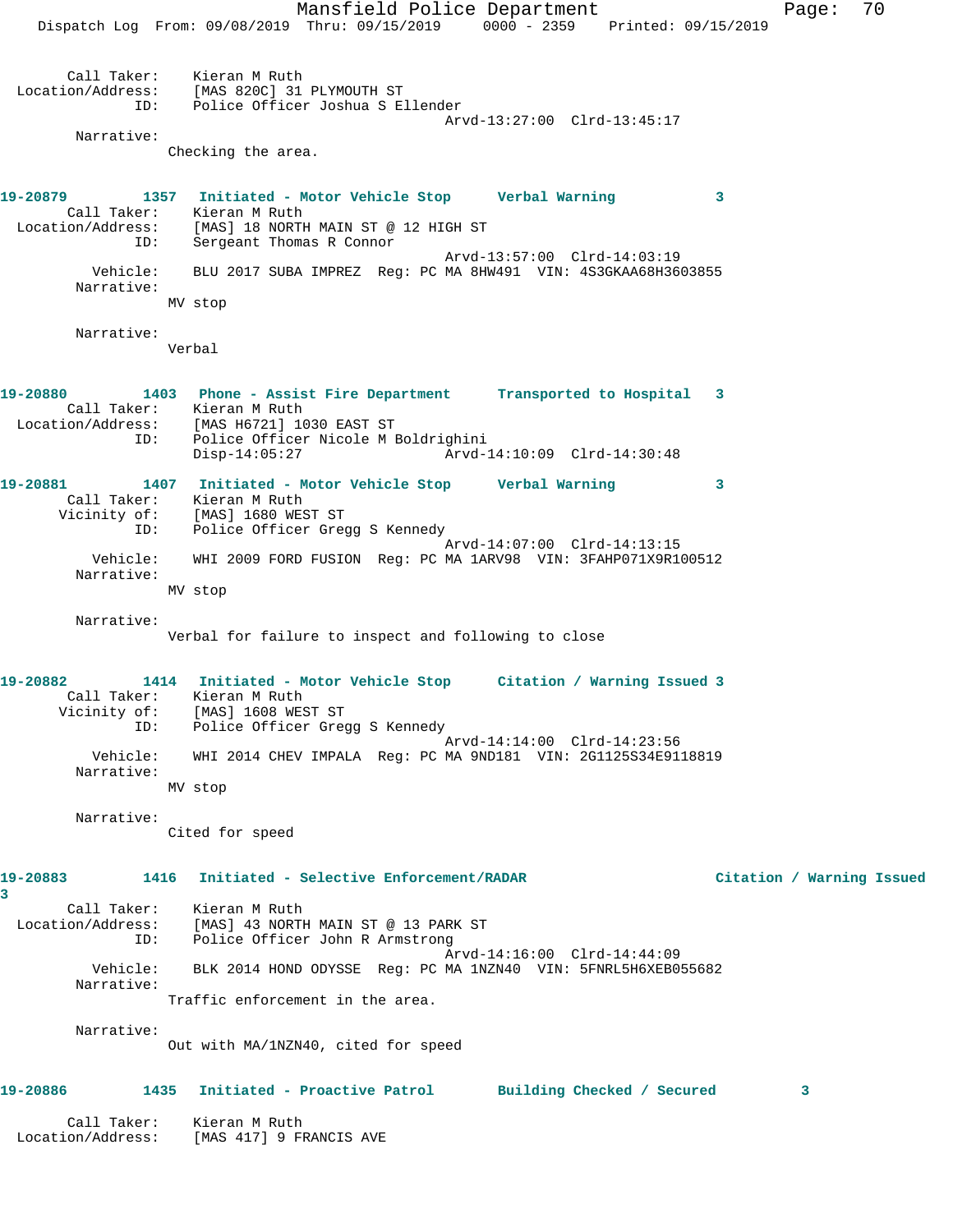```
        Call Taker:    Kieran M Ruth
  Location/Address:    [MAS 820C] 31 PLYMOUTH ST
                ID:    Police Officer Joshua S Ellender
                                         Arvd-13:27:00  Clrd-13:45:17
         Narrative:
                      Checking the area.


19-20879        1357   Initiated - Motor Vehicle Stop      Verbal Warning            3
        Call Taker:    Kieran M Ruth
  Location/Address:    [MAS] 18 NORTH MAIN ST @ 12 HIGH ST
                ID:    Sergeant Thomas R Connor
                                         Arvd-13:57:00  Clrd-14:03:19
           Vehicle:    BLU 2017 SUBA IMPREZ  Reg: PC MA 8HW491  VIN: 4S3GKAA68H3603855
         Narrative:
                      MV stop

         Narrative:
                      Verbal


19-20880        1403   Phone - Assist Fire Department      Transported to Hospital   3
        Call Taker:    Kieran M Ruth
  Location/Address:    [MAS H6721] 1030 EAST ST
                ID:    Police Officer Nicole M Boldrighini
                       Disp-14:05:27             Arvd-14:10:09  Clrd-14:30:48

19-20881        1407   Initiated - Motor Vehicle Stop      Verbal Warning            3
        Call Taker:    Kieran M Ruth
       Vicinity of:    [MAS] 1680 WEST ST
                ID:    Police Officer Gregg S Kennedy
                                         Arvd-14:07:00  Clrd-14:13:15
           Vehicle:    WHI 2009 FORD FUSION  Reg: PC MA 1ARV98  VIN: 3FAHP071X9R100512
         Narrative:
                      MV stop

         Narrative:
                      Verbal for failure to inspect and following to close


19-20882        1414   Initiated - Motor Vehicle Stop      Citation / Warning Issued 3
        Call Taker:    Kieran M Ruth
       Vicinity of:    [MAS] 1608 WEST ST
                ID:    Police Officer Gregg S Kennedy
                                         Arvd-14:14:00  Clrd-14:23:56
           Vehicle:    WHI 2014 CHEV IMPALA  Reg: PC MA 9ND181  VIN: 2G1125S34E9118819
         Narrative:
                      MV stop

         Narrative:
                      Cited for speed


19-20883        1416   Initiated - Selective Enforcement/RADAR                  Citation / Warning Issued
3
        Call Taker:    Kieran M Ruth
  Location/Address:    [MAS] 43 NORTH MAIN ST @ 13 PARK ST
                ID:    Police Officer John R Armstrong
                                         Arvd-14:16:00  Clrd-14:44:09
           Vehicle:    BLK 2014 HOND ODYSSE  Reg: PC MA 1NZN40  VIN: 5FNRL5H6XEB055682
         Narrative:
                      Traffic enforcement in the area.

         Narrative:
                      Out with MA/1NZN40, cited for speed


19-20886        1435   Initiated - Proactive Patrol        Building Checked / Secured          3

        Call Taker:    Kieran M Ruth
  Location/Address:    [MAS 417] 9 FRANCIS AVE
```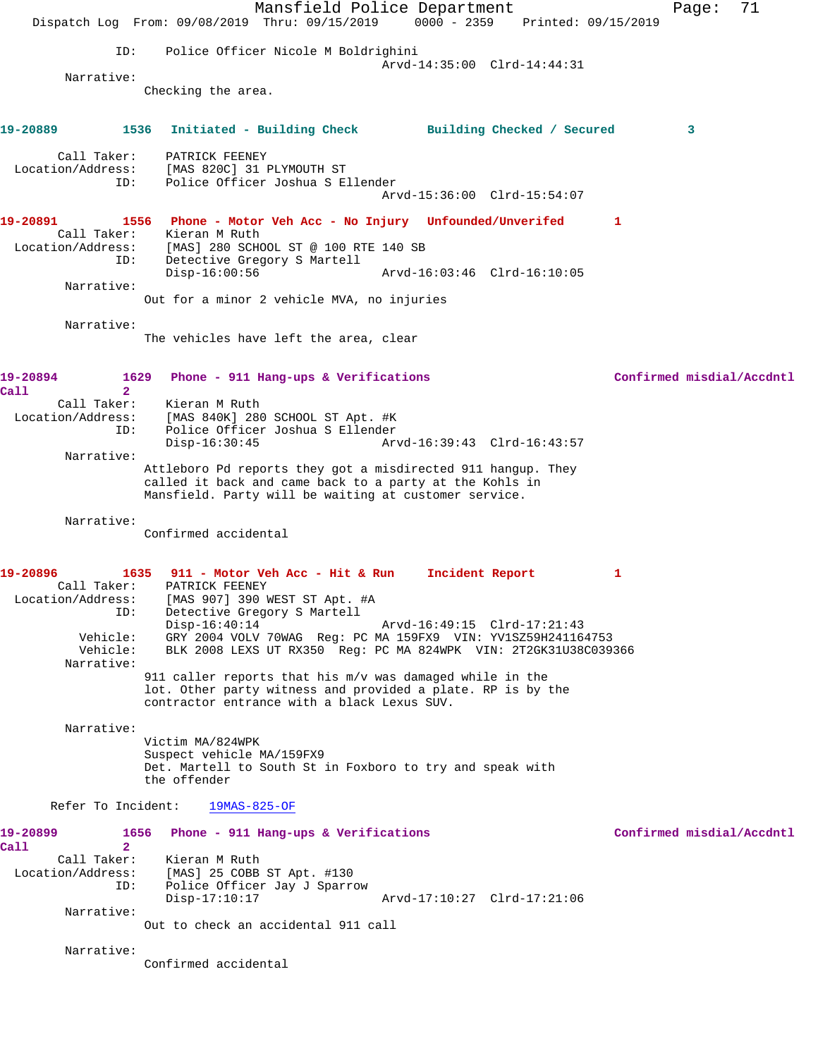ID: Police Officer Nicole M Boldrighini
Arvd-14:35:00 Clrd-14:44:31

Narrative:
Checking the area.

**19-20889 1536 Initiated - Building Check Building Checked / Secured 3**

Call Taker: PATRICK FEENEY
Location/Address: [MAS 820C] 31 PLYMOUTH ST
ID: Police Officer Joshua S Ellender
Arvd-15:36:00 Clrd-15:54:07

**19-20891 1556 Phone - Motor Veh Acc - No Injury Unfounded/Unverifed 1**

Call Taker: Kieran M Ruth
Location/Address: [MAS] 280 SCHOOL ST @ 100 RTE 140 SB
ID: Detective Gregory S Martell
Disp-16:00:56 Arvd-16:03:46 Clrd-16:10:05

Narrative:
Out for a minor 2 vehicle MVA, no injuries

Narrative:
The vehicles have left the area, clear

**19-20894 1629 Phone - 911 Hang-ups & Verifications Confirmed misdial/Accdntl Call 2**

Call Taker: Kieran M Ruth
Location/Address: [MAS 840K] 280 SCHOOL ST Apt. #K
ID: Police Officer Joshua S Ellender
Disp-16:30:45 Arvd-16:39:43 Clrd-16:43:57

Narrative:
Attleboro Pd reports they got a misdirected 911 hangup. They called it back and came back to a party at the Kohls in Mansfield. Party will be waiting at customer service.

Narrative:
Confirmed accidental

**19-20896 1635 911 - Motor Veh Acc - Hit & Run Incident Report 1**

Call Taker: PATRICK FEENEY
Location/Address: [MAS 907] 390 WEST ST Apt. #A
ID: Detective Gregory S Martell
Disp-16:40:14 Arvd-16:49:15 Clrd-17:21:43
Vehicle: GRY 2004 VOLV 70WAG Reg: PC MA 159FX9 VIN: YV1SZ59H241164753
Vehicle: BLK 2008 LEXS UT RX350 Reg: PC MA 824WPK VIN: 2T2GK31U38C039366

Narrative:
911 caller reports that his m/v was damaged while in the lot. Other party witness and provided a plate. RP is by the contractor entrance with a black Lexus SUV.

Narrative:
Victim MA/824WPK
Suspect vehicle MA/159FX9
Det. Martell to South St in Foxboro to try and speak with the offender

Refer To Incident: 19MAS-825-OF

**19-20899 1656 Phone - 911 Hang-ups & Verifications Confirmed misdial/Accdntl Call 2**

Call Taker: Kieran M Ruth
Location/Address: [MAS] 25 COBB ST Apt. #130
ID: Police Officer Jay J Sparrow
Disp-17:10:17 Arvd-17:10:27 Clrd-17:21:06

Narrative:
Out to check an accidental 911 call

Narrative:
Confirmed accidental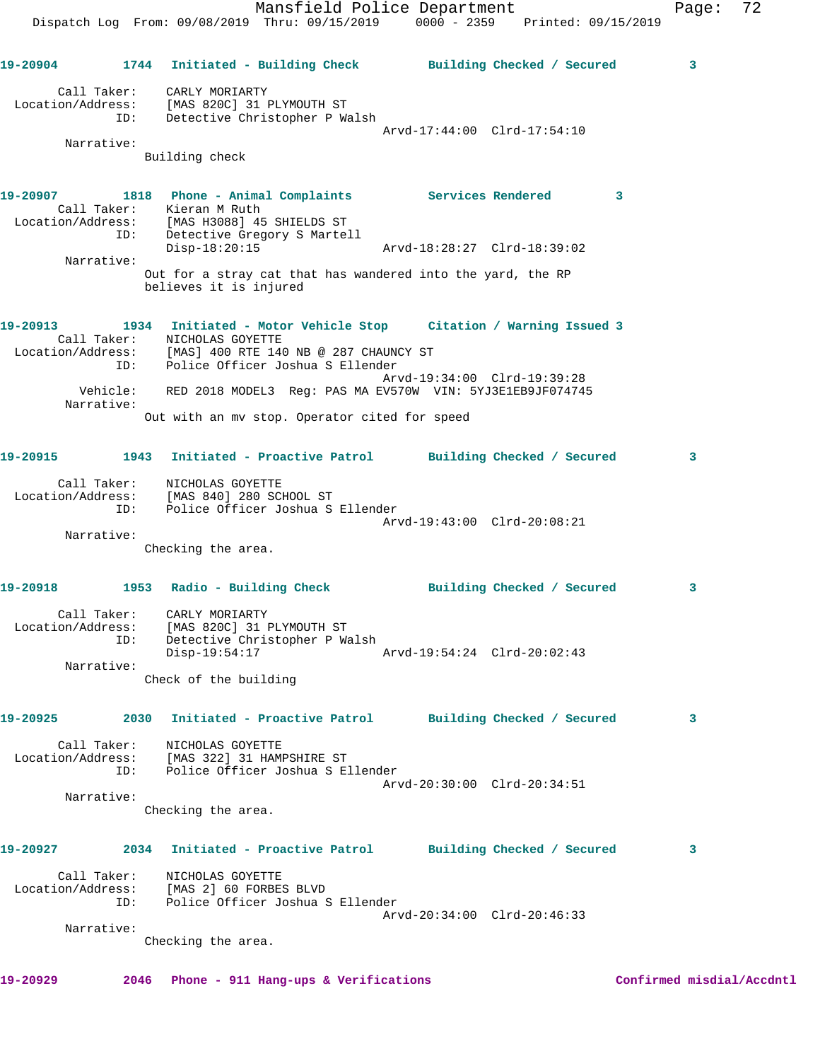19-20904 1744 Initiated - Building Check Building Checked / Secured 3

Call Taker: CARLY MORIARTY
Location/Address: [MAS 820C] 31 PLYMOUTH ST
ID: Detective Christopher P Walsh
Arvd-17:44:00 Clrd-17:54:10
Narrative:
Building check

19-20907 1818 Phone - Animal Complaints Services Rendered 3
Call Taker: Kieran M Ruth
Location/Address: [MAS H3088] 45 SHIELDS ST
ID: Detective Gregory S Martell
Disp-18:20:15 Arvd-18:28:27 Clrd-18:39:02
Narrative:
Out for a stray cat that has wandered into the yard, the RP believes it is injured

19-20913 1934 Initiated - Motor Vehicle Stop Citation / Warning Issued 3
Call Taker: NICHOLAS GOYETTE
Location/Address: [MAS] 400 RTE 140 NB @ 287 CHAUNCY ST
ID: Police Officer Joshua S Ellender
Arvd-19:34:00 Clrd-19:39:28
Vehicle: RED 2018 MODEL3 Reg: PAS MA EV570W VIN: 5YJ3E1EB9JF074745
Narrative:
Out with an mv stop. Operator cited for speed

19-20915 1943 Initiated - Proactive Patrol Building Checked / Secured 3

Call Taker: NICHOLAS GOYETTE
Location/Address: [MAS 840] 280 SCHOOL ST
ID: Police Officer Joshua S Ellender
Arvd-19:43:00 Clrd-20:08:21
Narrative:
Checking the area.

19-20918 1953 Radio - Building Check Building Checked / Secured 3

Call Taker: CARLY MORIARTY
Location/Address: [MAS 820C] 31 PLYMOUTH ST
ID: Detective Christopher P Walsh
Disp-19:54:17 Arvd-19:54:24 Clrd-20:02:43
Narrative:
Check of the building

19-20925 2030 Initiated - Proactive Patrol Building Checked / Secured 3

Call Taker: NICHOLAS GOYETTE
Location/Address: [MAS 322] 31 HAMPSHIRE ST
ID: Police Officer Joshua S Ellender
Arvd-20:30:00 Clrd-20:34:51
Narrative:
Checking the area.

19-20927 2034 Initiated - Proactive Patrol Building Checked / Secured 3

Call Taker: NICHOLAS GOYETTE
Location/Address: [MAS 2] 60 FORBES BLVD
ID: Police Officer Joshua S Ellender
Arvd-20:34:00 Clrd-20:46:33
Narrative:
Checking the area.

19-20929 2046 Phone - 911 Hang-ups & Verifications Confirmed misdial/Accdntl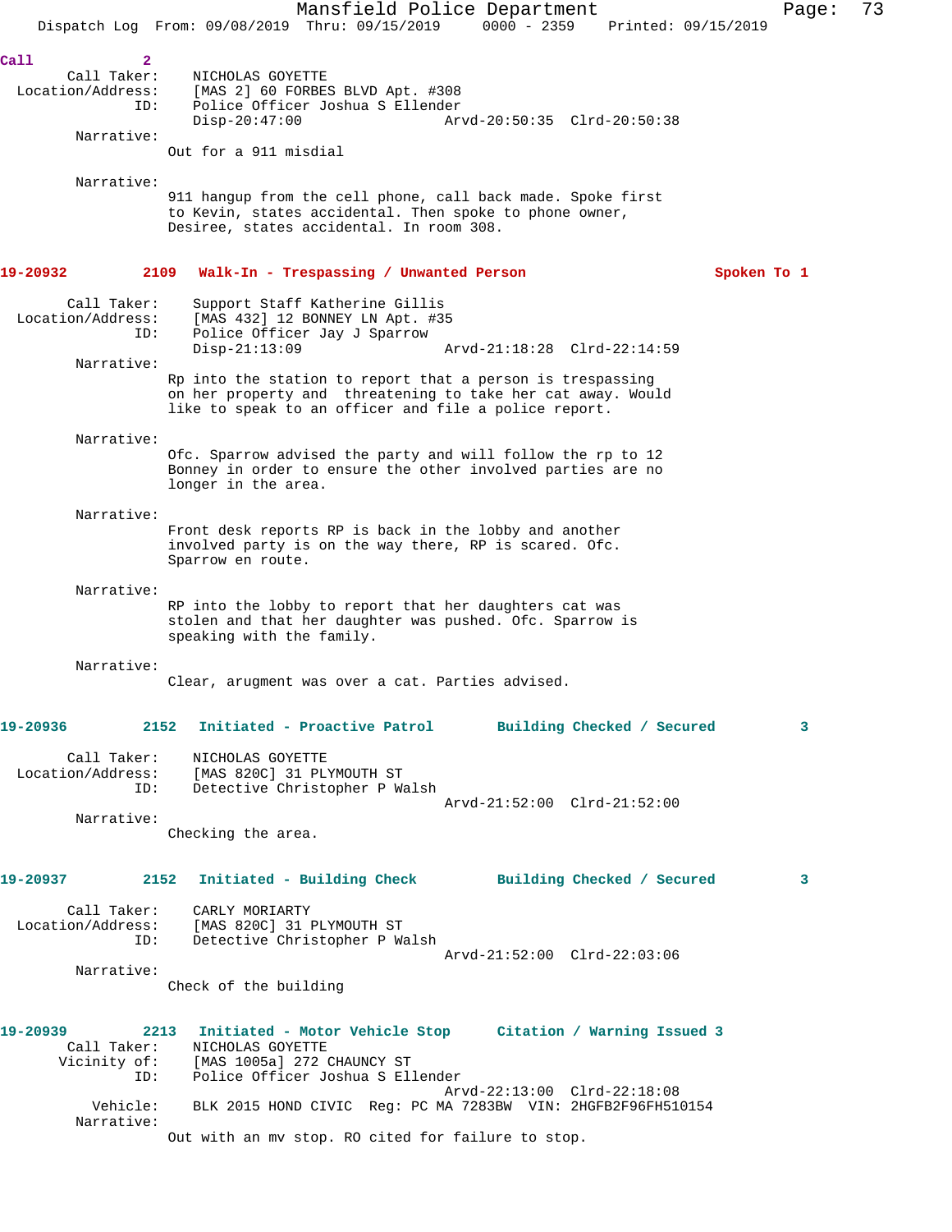Call 2

Call Taker: NICHOLAS GOYETTE
Location/Address: [MAS 2] 60 FORBES BLVD Apt. #308
ID: Police Officer Joshua S Ellender
Disp-20:47:00 Arvd-20:50:35 Clrd-20:50:38

Narrative:
Out for a 911 misdial

Narrative:
911 hangup from the cell phone, call back made. Spoke first to Kevin, states accidental. Then spoke to phone owner, Desiree, states accidental. In room 308.

**19-20932 2109 Walk-In - Trespassing / Unwanted Person Spoken To 1**

Call Taker: Support Staff Katherine Gillis
Location/Address: [MAS 432] 12 BONNEY LN Apt. #35
ID: Police Officer Jay J Sparrow
Disp-21:13:09 Arvd-21:18:28 Clrd-22:14:59

Narrative:
Rp into the station to report that a person is trespassing on her property and threatening to take her cat away. Would like to speak to an officer and file a police report.

Narrative:
Ofc. Sparrow advised the party and will follow the rp to 12 Bonney in order to ensure the other involved parties are no longer in the area.

Narrative:
Front desk reports RP is back in the lobby and another involved party is on the way there, RP is scared. Ofc. Sparrow en route.

Narrative:
RP into the lobby to report that her daughters cat was stolen and that her daughter was pushed. Ofc. Sparrow is speaking with the family.

Narrative:
Clear, arugment was over a cat. Parties advised.

**19-20936 2152 Initiated - Proactive Patrol Building Checked / Secured 3**

Call Taker: NICHOLAS GOYETTE
Location/Address: [MAS 820C] 31 PLYMOUTH ST
ID: Detective Christopher P Walsh
Arvd-21:52:00 Clrd-21:52:00

Narrative:
Checking the area.

**19-20937 2152 Initiated - Building Check Building Checked / Secured 3**

Call Taker: CARLY MORIARTY
Location/Address: [MAS 820C] 31 PLYMOUTH ST
ID: Detective Christopher P Walsh
Arvd-21:52:00 Clrd-22:03:06

Narrative:
Check of the building

**19-20939 2213 Initiated - Motor Vehicle Stop Citation / Warning Issued 3**

Call Taker: NICHOLAS GOYETTE
Vicinity of: [MAS 1005a] 272 CHAUNCY ST
ID: Police Officer Joshua S Ellender
Arvd-22:13:00 Clrd-22:18:08
Vehicle: BLK 2015 HOND CIVIC Reg: PC MA 7283BW VIN: 2HGFB2F96FH510154

Narrative:
Out with an mv stop. RO cited for failure to stop.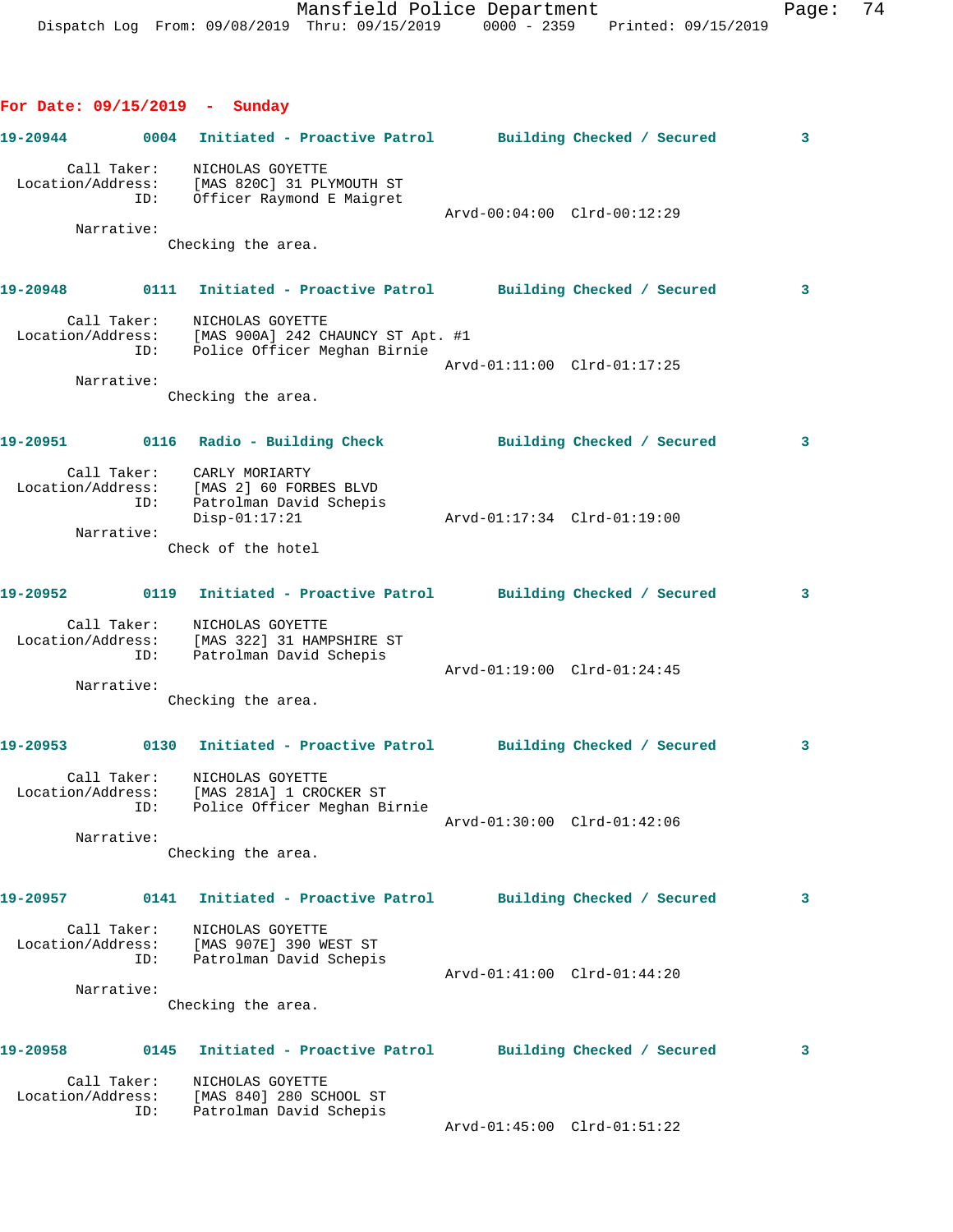**For Date: 09/15/2019 - Sunday**

**19-20944 0004 Initiated - Proactive Patrol Building Checked / Secured 3**

Call Taker: NICHOLAS GOYETTE
Location/Address: [MAS 820C] 31 PLYMOUTH ST
ID: Officer Raymond E Maigret
Arvd-00:04:00 Clrd-00:12:29
Narrative:
Checking the area.

**19-20948 0111 Initiated - Proactive Patrol Building Checked / Secured 3**

Call Taker: NICHOLAS GOYETTE
Location/Address: [MAS 900A] 242 CHAUNCY ST Apt. #1
ID: Police Officer Meghan Birnie
Arvd-01:11:00 Clrd-01:17:25
Narrative:
Checking the area.

**19-20951 0116 Radio - Building Check Building Checked / Secured 3**

Call Taker: CARLY MORIARTY
Location/Address: [MAS 2] 60 FORBES BLVD
ID: Patrolman David Schepis
Disp-01:17:21 Arvd-01:17:34 Clrd-01:19:00
Narrative:
Check of the hotel

**19-20952 0119 Initiated - Proactive Patrol Building Checked / Secured 3**

Call Taker: NICHOLAS GOYETTE
Location/Address: [MAS 322] 31 HAMPSHIRE ST
ID: Patrolman David Schepis
Arvd-01:19:00 Clrd-01:24:45
Narrative:
Checking the area.

**19-20953 0130 Initiated - Proactive Patrol Building Checked / Secured 3**

Call Taker: NICHOLAS GOYETTE
Location/Address: [MAS 281A] 1 CROCKER ST
ID: Police Officer Meghan Birnie
Arvd-01:30:00 Clrd-01:42:06
Narrative:
Checking the area.

**19-20957 0141 Initiated - Proactive Patrol Building Checked / Secured 3**

Call Taker: NICHOLAS GOYETTE
Location/Address: [MAS 907E] 390 WEST ST
ID: Patrolman David Schepis
Arvd-01:41:00 Clrd-01:44:20
Narrative:
Checking the area.

**19-20958 0145 Initiated - Proactive Patrol Building Checked / Secured 3**

Call Taker: NICHOLAS GOYETTE
Location/Address: [MAS 840] 280 SCHOOL ST
ID: Patrolman David Schepis
Arvd-01:45:00 Clrd-01:51:22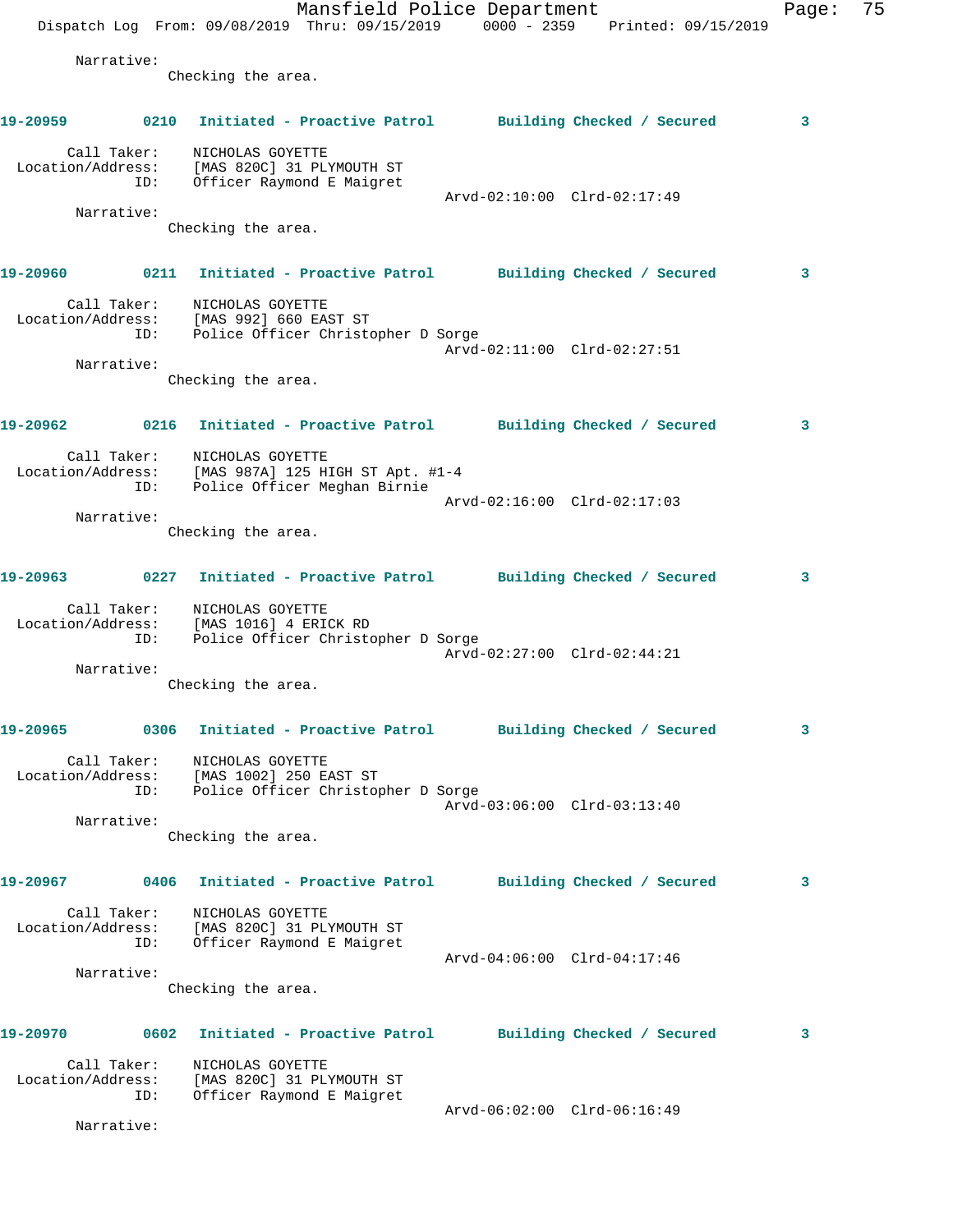Narrative:
Checking the area.

**19-20959 0210 Initiated - Proactive Patrol Building Checked / Secured 3**

Call Taker: NICHOLAS GOYETTE
Location/Address: [MAS 820C] 31 PLYMOUTH ST
ID: Officer Raymond E Maigret
Arvd-02:10:00 Clrd-02:17:49
Narrative:
Checking the area.

**19-20960 0211 Initiated - Proactive Patrol Building Checked / Secured 3**

Call Taker: NICHOLAS GOYETTE
Location/Address: [MAS 992] 660 EAST ST
ID: Police Officer Christopher D Sorge
Arvd-02:11:00 Clrd-02:27:51
Narrative:
Checking the area.

**19-20962 0216 Initiated - Proactive Patrol Building Checked / Secured 3**

Call Taker: NICHOLAS GOYETTE
Location/Address: [MAS 987A] 125 HIGH ST Apt. #1-4
ID: Police Officer Meghan Birnie
Arvd-02:16:00 Clrd-02:17:03
Narrative:
Checking the area.

**19-20963 0227 Initiated - Proactive Patrol Building Checked / Secured 3**

Call Taker: NICHOLAS GOYETTE
Location/Address: [MAS 1016] 4 ERICK RD
ID: Police Officer Christopher D Sorge
Arvd-02:27:00 Clrd-02:44:21
Narrative:
Checking the area.

**19-20965 0306 Initiated - Proactive Patrol Building Checked / Secured 3**

Call Taker: NICHOLAS GOYETTE
Location/Address: [MAS 1002] 250 EAST ST
ID: Police Officer Christopher D Sorge
Arvd-03:06:00 Clrd-03:13:40
Narrative:
Checking the area.

**19-20967 0406 Initiated - Proactive Patrol Building Checked / Secured 3**

Call Taker: NICHOLAS GOYETTE
Location/Address: [MAS 820C] 31 PLYMOUTH ST
ID: Officer Raymond E Maigret
Arvd-04:06:00 Clrd-04:17:46
Narrative:
Checking the area.

**19-20970 0602 Initiated - Proactive Patrol Building Checked / Secured 3**

Call Taker: NICHOLAS GOYETTE
Location/Address: [MAS 820C] 31 PLYMOUTH ST
ID: Officer Raymond E Maigret
Arvd-06:02:00 Clrd-06:16:49
Narrative: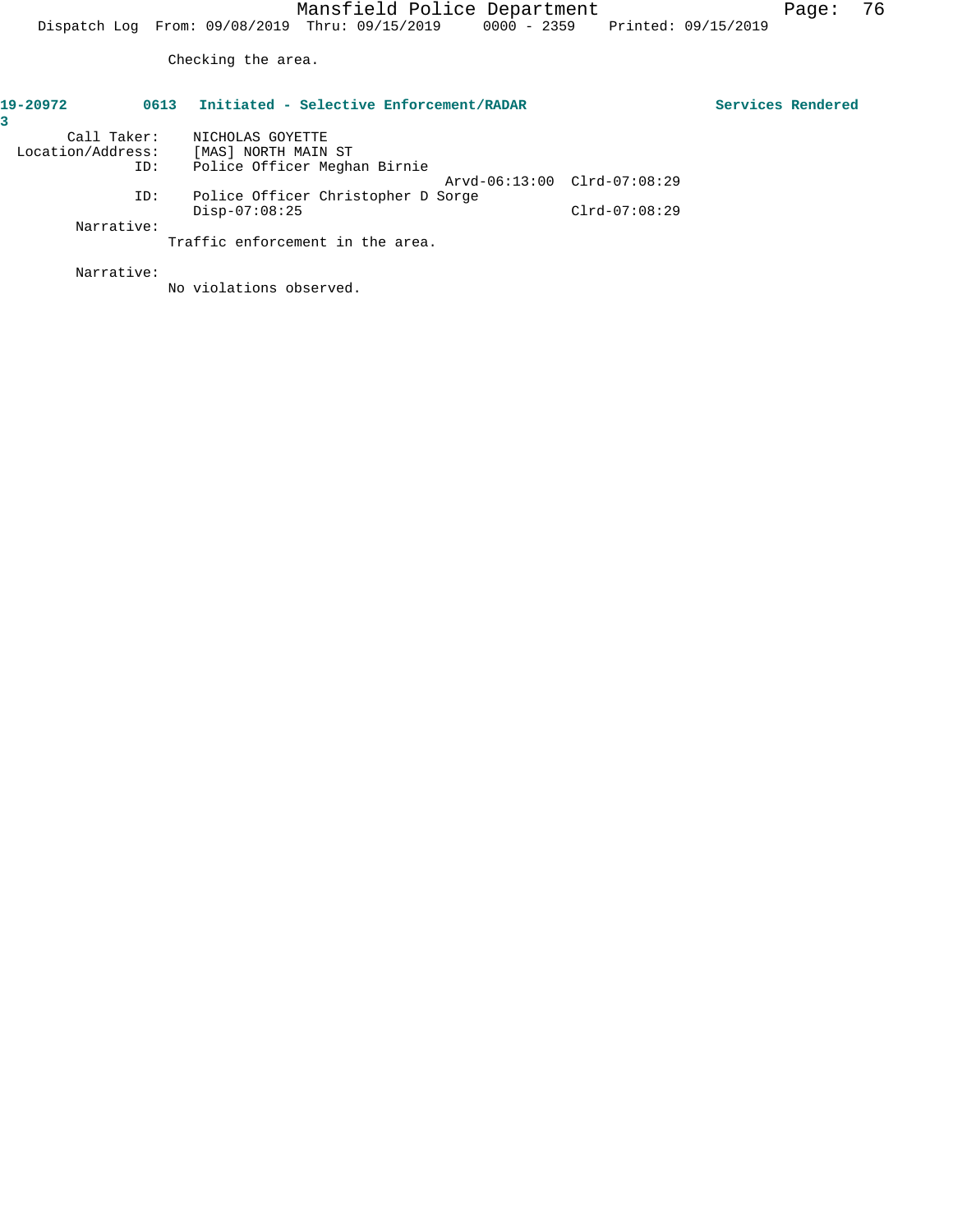Checking the area.

**19-20973 0613 Initiated - Selective Enforcement/RADAR Services Rendered**

Call Taker: NICHOLAS GOYETTE
Location/Address: [MAS] NORTH MAIN ST
ID: Police Officer Meghan Birnie
Arvd-06:13:00 Clrd-07:08:29
ID: Police Officer Christopher D Sorge
Disp-07:08:25 Clrd-07:08:29

Narrative:
Traffic enforcement in the area.

Narrative:
No violations observed.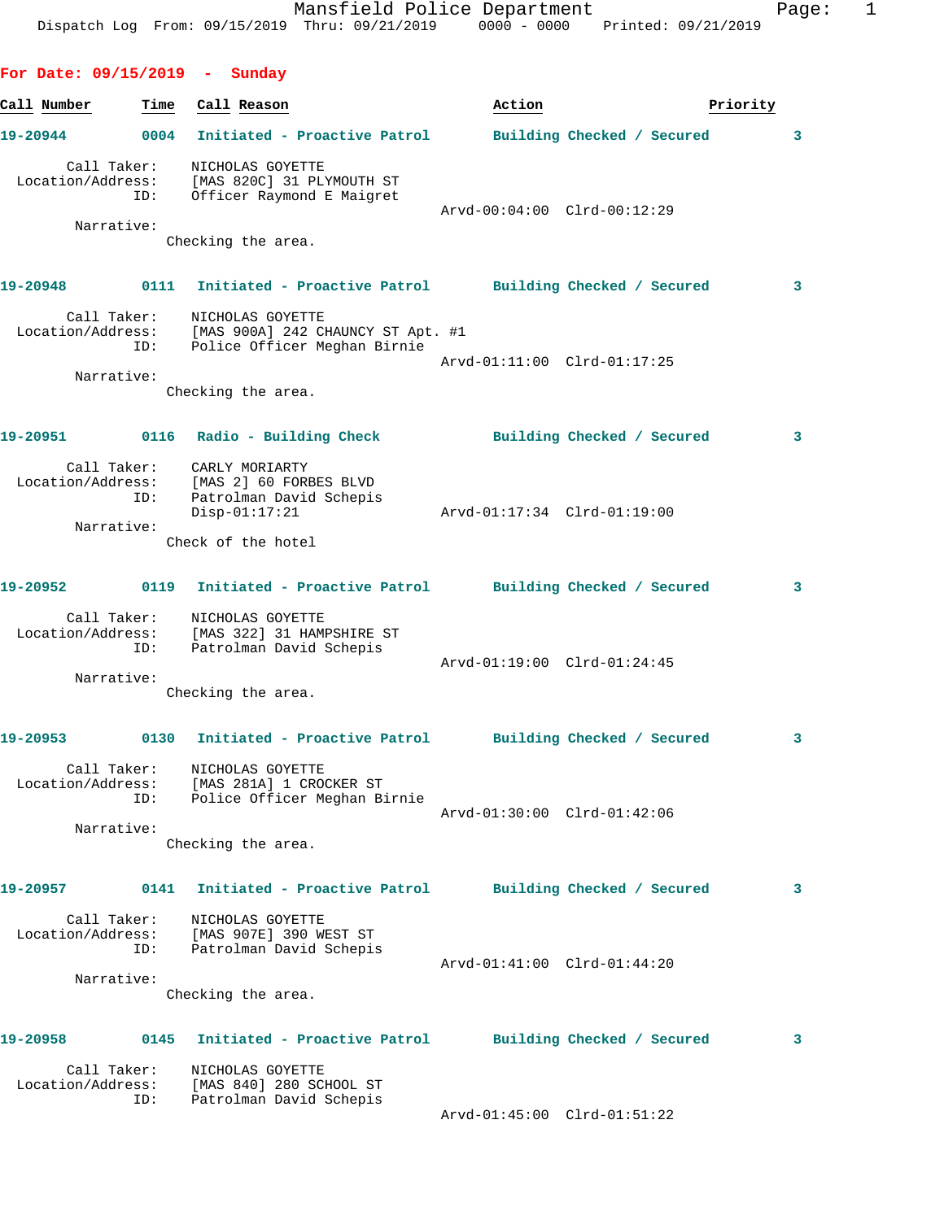Mansfield Police Department
Dispatch Log From: 09/15/2019 Thru: 09/21/2019 0000 - 0000 Printed: 09/21/2019

## For Date: 09/15/2019 - Sunday

| Call Number | Time | Call Reason | Action | Priority |
|---|---|---|---|---|

**19-20944** 0004 Initiated - Proactive Patrol — Building Checked / Secured — 3

Call Taker: NICHOLAS GOYETTE
Location/Address: [MAS 820C] 31 PLYMOUTH ST
ID: Officer Raymond E Maigret
Arvd-00:04:00 Clrd-00:12:29
Narrative:
Checking the area.

**19-20948** 0111 Initiated - Proactive Patrol — Building Checked / Secured — 3

Call Taker: NICHOLAS GOYETTE
Location/Address: [MAS 900A] 242 CHAUNCY ST Apt. #1
ID: Police Officer Meghan Birnie
Arvd-01:11:00 Clrd-01:17:25
Narrative:
Checking the area.

**19-20951** 0116 Radio - Building Check — Building Checked / Secured — 3

Call Taker: CARLY MORIARTY
Location/Address: [MAS 2] 60 FORBES BLVD
ID: Patrolman David Schepis
Disp-01:17:21 Arvd-01:17:34 Clrd-01:19:00
Narrative:
Check of the hotel

**19-20952** 0119 Initiated - Proactive Patrol — Building Checked / Secured — 3

Call Taker: NICHOLAS GOYETTE
Location/Address: [MAS 322] 31 HAMPSHIRE ST
ID: Patrolman David Schepis
Arvd-01:19:00 Clrd-01:24:45
Narrative:
Checking the area.

**19-20953** 0130 Initiated - Proactive Patrol — Building Checked / Secured — 3

Call Taker: NICHOLAS GOYETTE
Location/Address: [MAS 281A] 1 CROCKER ST
ID: Police Officer Meghan Birnie
Arvd-01:30:00 Clrd-01:42:06
Narrative:
Checking the area.

**19-20957** 0141 Initiated - Proactive Patrol — Building Checked / Secured — 3

Call Taker: NICHOLAS GOYETTE
Location/Address: [MAS 907E] 390 WEST ST
ID: Patrolman David Schepis
Arvd-01:41:00 Clrd-01:44:20
Narrative:
Checking the area.

**19-20958** 0145 Initiated - Proactive Patrol — Building Checked / Secured — 3

Call Taker: NICHOLAS GOYETTE
Location/Address: [MAS 840] 280 SCHOOL ST
ID: Patrolman David Schepis
Arvd-01:45:00 Clrd-01:51:22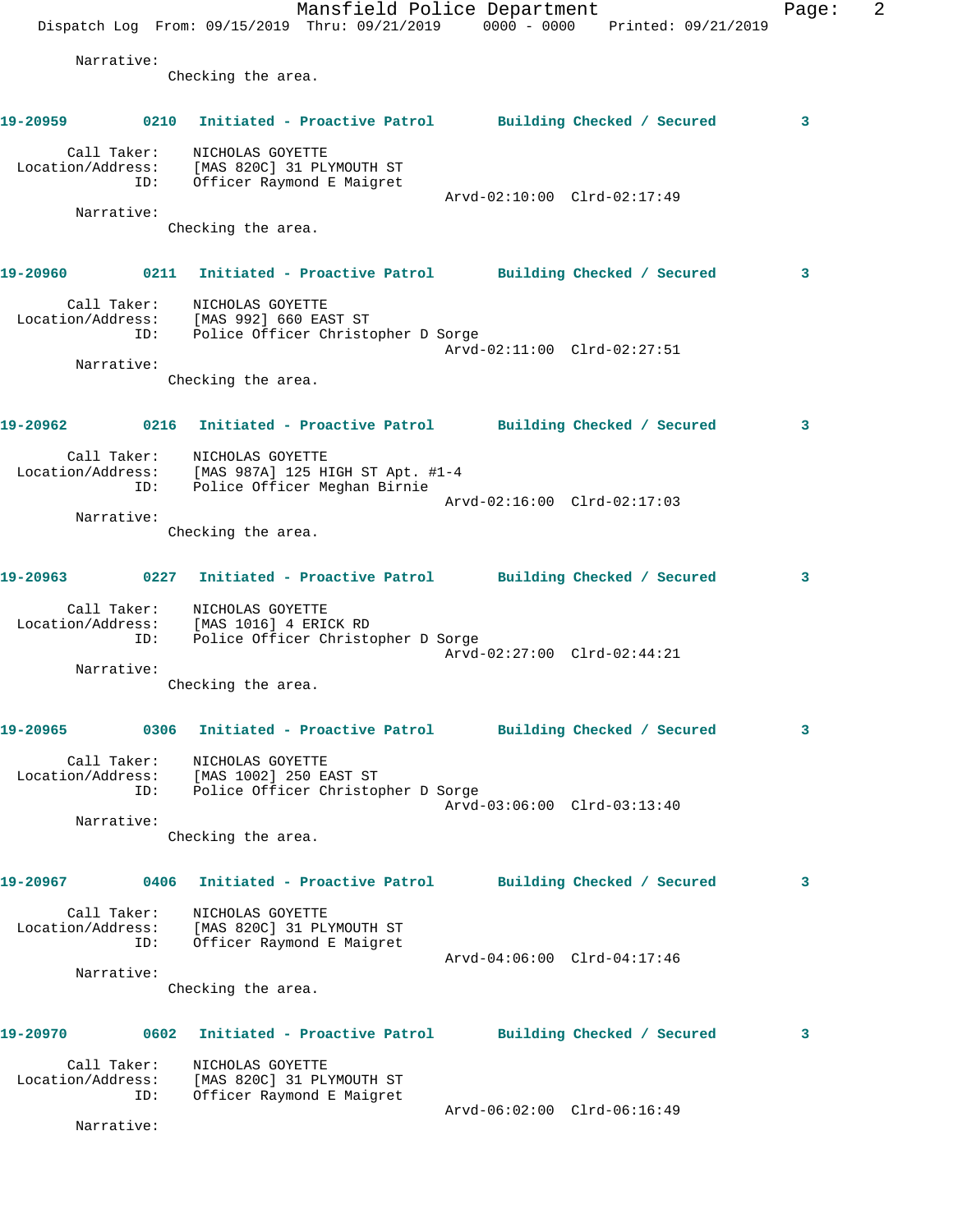Narrative:
Checking the area.

**19-20959** 0210 **Initiated - Proactive Patrol** **Building Checked / Secured** 3

Call Taker: NICHOLAS GOYETTE
Location/Address: [MAS 820C] 31 PLYMOUTH ST
ID: Officer Raymond E Maigret
Arvd-02:10:00 Clrd-02:17:49
Narrative:
Checking the area.

**19-20960** 0211 **Initiated - Proactive Patrol** **Building Checked / Secured** 3

Call Taker: NICHOLAS GOYETTE
Location/Address: [MAS 992] 660 EAST ST
ID: Police Officer Christopher D Sorge
Arvd-02:11:00 Clrd-02:27:51
Narrative:
Checking the area.

**19-20962** 0216 **Initiated - Proactive Patrol** **Building Checked / Secured** 3

Call Taker: NICHOLAS GOYETTE
Location/Address: [MAS 987A] 125 HIGH ST Apt. #1-4
ID: Police Officer Meghan Birnie
Arvd-02:16:00 Clrd-02:17:03
Narrative:
Checking the area.

**19-20963** 0227 **Initiated - Proactive Patrol** **Building Checked / Secured** 3

Call Taker: NICHOLAS GOYETTE
Location/Address: [MAS 1016] 4 ERICK RD
ID: Police Officer Christopher D Sorge
Arvd-02:27:00 Clrd-02:44:21
Narrative:
Checking the area.

**19-20965** 0306 **Initiated - Proactive Patrol** **Building Checked / Secured** 3

Call Taker: NICHOLAS GOYETTE
Location/Address: [MAS 1002] 250 EAST ST
ID: Police Officer Christopher D Sorge
Arvd-03:06:00 Clrd-03:13:40
Narrative:
Checking the area.

**19-20967** 0406 **Initiated - Proactive Patrol** **Building Checked / Secured** 3

Call Taker: NICHOLAS GOYETTE
Location/Address: [MAS 820C] 31 PLYMOUTH ST
ID: Officer Raymond E Maigret
Arvd-04:06:00 Clrd-04:17:46
Narrative:
Checking the area.

**19-20970** 0602 **Initiated - Proactive Patrol** **Building Checked / Secured** 3

Call Taker: NICHOLAS GOYETTE
Location/Address: [MAS 820C] 31 PLYMOUTH ST
ID: Officer Raymond E Maigret
Arvd-06:02:00 Clrd-06:16:49
Narrative: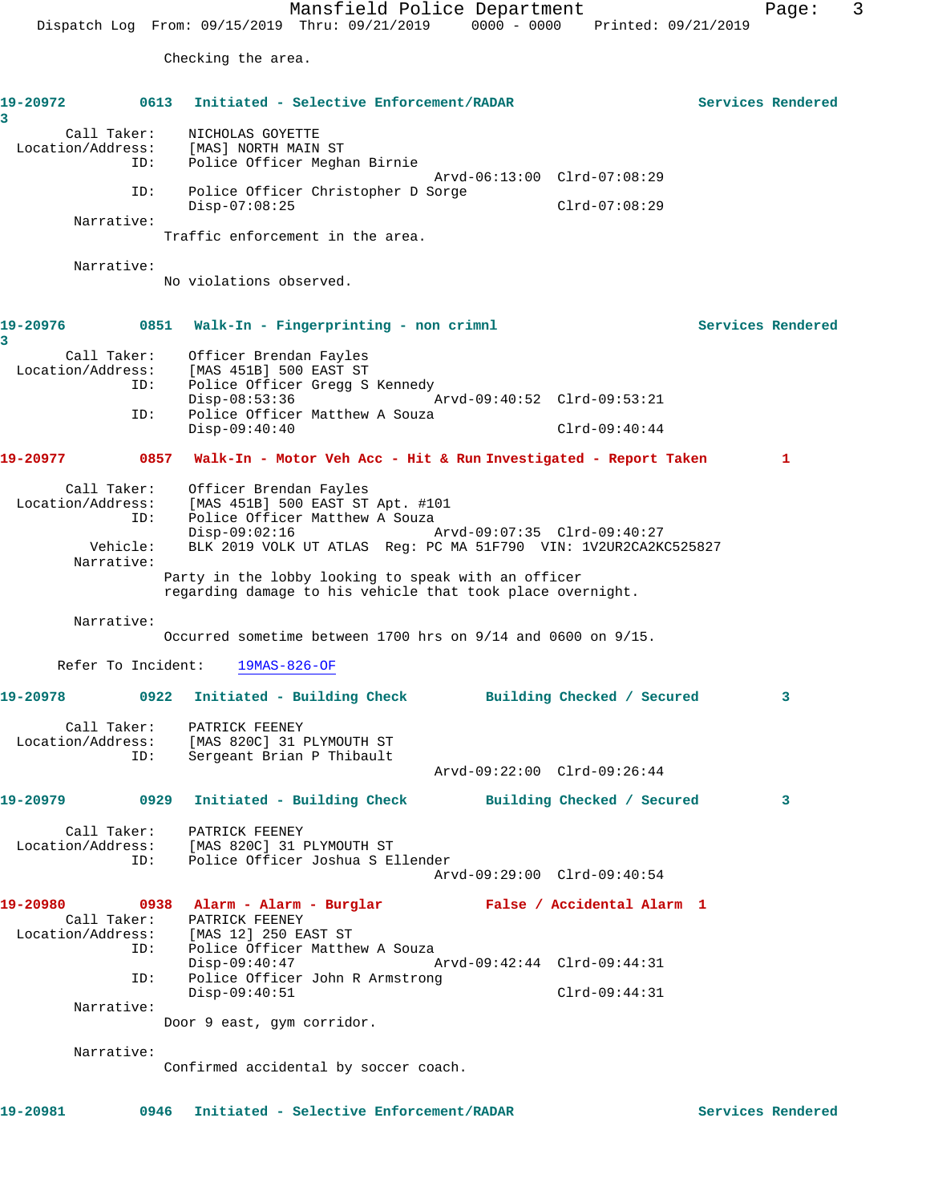Checking the area.

**19-20972** 0613 **Initiated - Selective Enforcement/RADAR** **Services Rendered 3**

Call Taker: NICHOLAS GOYETTE
Location/Address: [MAS] NORTH MAIN ST
ID: Police Officer Meghan Birnie
Arvd-06:13:00 Clrd-07:08:29
ID: Police Officer Christopher D Sorge
Disp-07:08:25 Clrd-07:08:29
Narrative:
Traffic enforcement in the area.

Narrative:
No violations observed.

**19-20976** 0851 **Walk-In - Fingerprinting - non crimnl** **Services Rendered 3**

Call Taker: Officer Brendan Fayles
Location/Address: [MAS 451B] 500 EAST ST
ID: Police Officer Gregg S Kennedy
Disp-08:53:36 Arvd-09:40:52 Clrd-09:53:21
ID: Police Officer Matthew A Souza
Disp-09:40:40 Clrd-09:40:44

**19-20977** 0857 **Walk-In - Motor Veh Acc - Hit & Run Investigated - Report Taken 1**

Call Taker: Officer Brendan Fayles
Location/Address: [MAS 451B] 500 EAST ST Apt. #101
ID: Police Officer Matthew A Souza
Disp-09:02:16 Arvd-09:07:35 Clrd-09:40:27
Vehicle: BLK 2019 VOLK UT ATLAS Reg: PC MA 51F790 VIN: 1V2UR2CA2KC525827
Narrative:
Party in the lobby looking to speak with an officer regarding damage to his vehicle that took place overnight.

Narrative:
Occurred sometime between 1700 hrs on 9/14 and 0600 on 9/15.

Refer To Incident: 19MAS-826-OF

**19-20978** 0922 **Initiated - Building Check** **Building Checked / Secured 3**

Call Taker: PATRICK FEENEY
Location/Address: [MAS 820C] 31 PLYMOUTH ST
ID: Sergeant Brian P Thibault
Arvd-09:22:00 Clrd-09:26:44

**19-20979** 0929 **Initiated - Building Check** **Building Checked / Secured 3**

Call Taker: PATRICK FEENEY
Location/Address: [MAS 820C] 31 PLYMOUTH ST
ID: Police Officer Joshua S Ellender
Arvd-09:29:00 Clrd-09:40:54

**19-20980** 0938 **Alarm - Alarm - Burglar** **False / Accidental Alarm 1**

Call Taker: PATRICK FEENEY
Location/Address: [MAS 12] 250 EAST ST
ID: Police Officer Matthew A Souza
Disp-09:40:47 Arvd-09:42:44 Clrd-09:44:31
ID: Police Officer John R Armstrong
Disp-09:40:51 Clrd-09:44:31
Narrative:
Door 9 east, gym corridor.

Narrative:
Confirmed accidental by soccer coach.

**19-20981** 0946 **Initiated - Selective Enforcement/RADAR** **Services Rendered**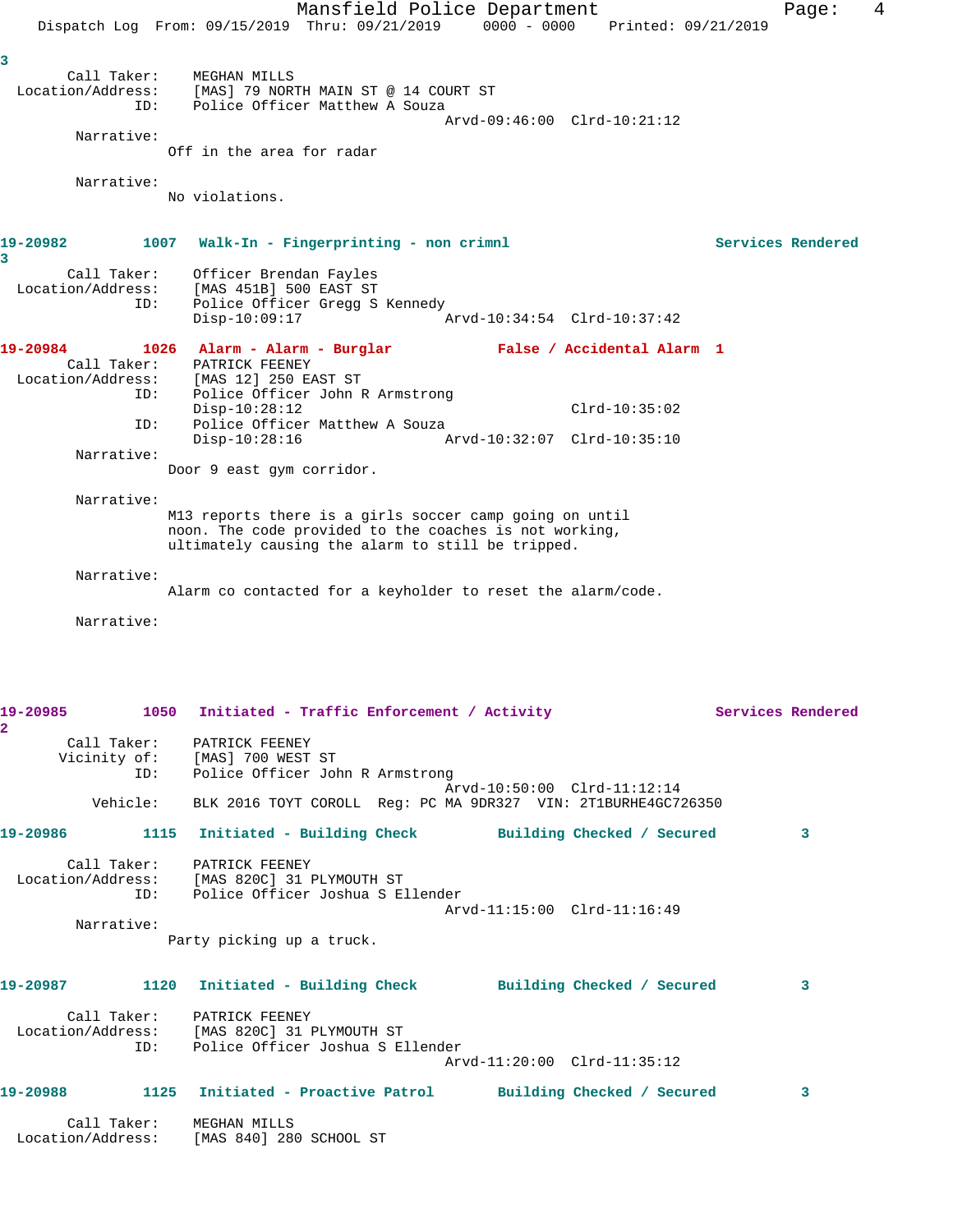3

Call Taker: MEGHAN MILLS
Location/Address: [MAS] 79 NORTH MAIN ST @ 14 COURT ST
ID: Police Officer Matthew A Souza
Arvd-09:46:00 Clrd-10:21:12

Narrative:
Off in the area for radar

Narrative:
No violations.

**19-20982 1007 Walk-In - Fingerprinting - non crimnl Services Rendered**
**3**

Call Taker: Officer Brendan Fayles
Location/Address: [MAS 451B] 500 EAST ST
ID: Police Officer Gregg S Kennedy
Disp-10:09:17 Arvd-10:34:54 Clrd-10:37:42

**19-20984 1026 Alarm - Alarm - Burglar False / Accidental Alarm 1**

Call Taker: PATRICK FEENEY
Location/Address: [MAS 12] 250 EAST ST
ID: Police Officer John R Armstrong
Disp-10:28:12 Clrd-10:35:02
ID: Police Officer Matthew A Souza
Disp-10:28:16 Arvd-10:32:07 Clrd-10:35:10

Narrative:
Door 9 east gym corridor.

Narrative:
M13 reports there is a girls soccer camp going on until noon. The code provided to the coaches is not working, ultimately causing the alarm to still be tripped.

Narrative:
Alarm co contacted for a keyholder to reset the alarm/code.

Narrative:

**19-20985 1050 Initiated - Traffic Enforcement / Activity Services Rendered**
**2**

Call Taker: PATRICK FEENEY
Vicinity of: [MAS] 700 WEST ST
ID: Police Officer John R Armstrong
Arvd-10:50:00 Clrd-11:12:14
Vehicle: BLK 2016 TOYT COROLL Reg: PC MA 9DR327 VIN: 2T1BURHE4GC726350

**19-20986 1115 Initiated - Building Check Building Checked / Secured 3**

Call Taker: PATRICK FEENEY
Location/Address: [MAS 820C] 31 PLYMOUTH ST
ID: Police Officer Joshua S Ellender
Arvd-11:15:00 Clrd-11:16:49

Narrative:
Party picking up a truck.

**19-20987 1120 Initiated - Building Check Building Checked / Secured 3**

Call Taker: PATRICK FEENEY
Location/Address: [MAS 820C] 31 PLYMOUTH ST
ID: Police Officer Joshua S Ellender
Arvd-11:20:00 Clrd-11:35:12

**19-20988 1125 Initiated - Proactive Patrol Building Checked / Secured 3**

Call Taker: MEGHAN MILLS
Location/Address: [MAS 840] 280 SCHOOL ST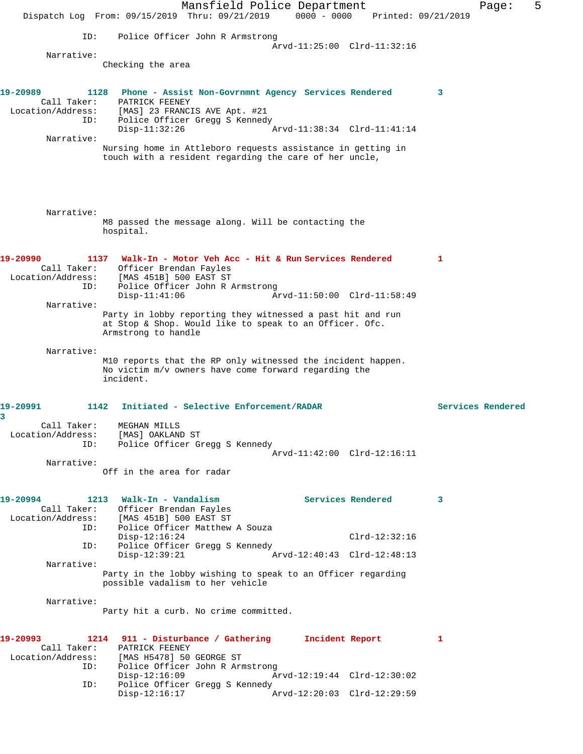ID: Police Officer John R Armstrong
Arvd-11:25:00 Clrd-11:32:16

Narrative:
Checking the area

**19-20989 1128 Phone - Assist Non-Govrnmnt Agency Services Rendered 3**

Call Taker: PATRICK FEENEY
Location/Address: [MAS] 23 FRANCIS AVE Apt. #21
ID: Police Officer Gregg S Kennedy
Disp-11:32:26 Arvd-11:38:34 Clrd-11:41:14

Narrative:
Nursing home in Attleboro requests assistance in getting in touch with a resident regarding the care of her uncle,

Narrative:
M8 passed the message along. Will be contacting the hospital.

**19-20990 1137 Walk-In - Motor Veh Acc - Hit & Run Services Rendered 1**

Call Taker: Officer Brendan Fayles
Location/Address: [MAS 451B] 500 EAST ST
ID: Police Officer John R Armstrong
Disp-11:41:06 Arvd-11:50:00 Clrd-11:58:49

Narrative:
Party in lobby reporting they witnessed a past hit and run at Stop & Shop. Would like to speak to an Officer. Ofc. Armstrong to handle

Narrative:
M10 reports that the RP only witnessed the incident happen. No victim m/v owners have come forward regarding the incident.

**19-20991 1142 Initiated - Selective Enforcement/RADAR Services Rendered 3**

Call Taker: MEGHAN MILLS
Location/Address: [MAS] OAKLAND ST
ID: Police Officer Gregg S Kennedy
Arvd-11:42:00 Clrd-12:16:11

Narrative:
Off in the area for radar

**19-20994 1213 Walk-In - Vandalism Services Rendered 3**

Call Taker: Officer Brendan Fayles
Location/Address: [MAS 451B] 500 EAST ST
ID: Police Officer Matthew A Souza
Disp-12:16:24 Clrd-12:32:16
ID: Police Officer Gregg S Kennedy
Disp-12:39:21 Arvd-12:40:43 Clrd-12:48:13

Narrative:
Party in the lobby wishing to speak to an Officer regarding possible vadalism to her vehicle

Narrative:
Party hit a curb. No crime committed.

**19-20993 1214 911 - Disturbance / Gathering Incident Report 1**

Call Taker: PATRICK FEENEY
Location/Address: [MAS H5478] 50 GEORGE ST
ID: Police Officer John R Armstrong
Disp-12:16:09 Arvd-12:19:44 Clrd-12:30:02
ID: Police Officer Gregg S Kennedy
Disp-12:16:17 Arvd-12:20:03 Clrd-12:29:59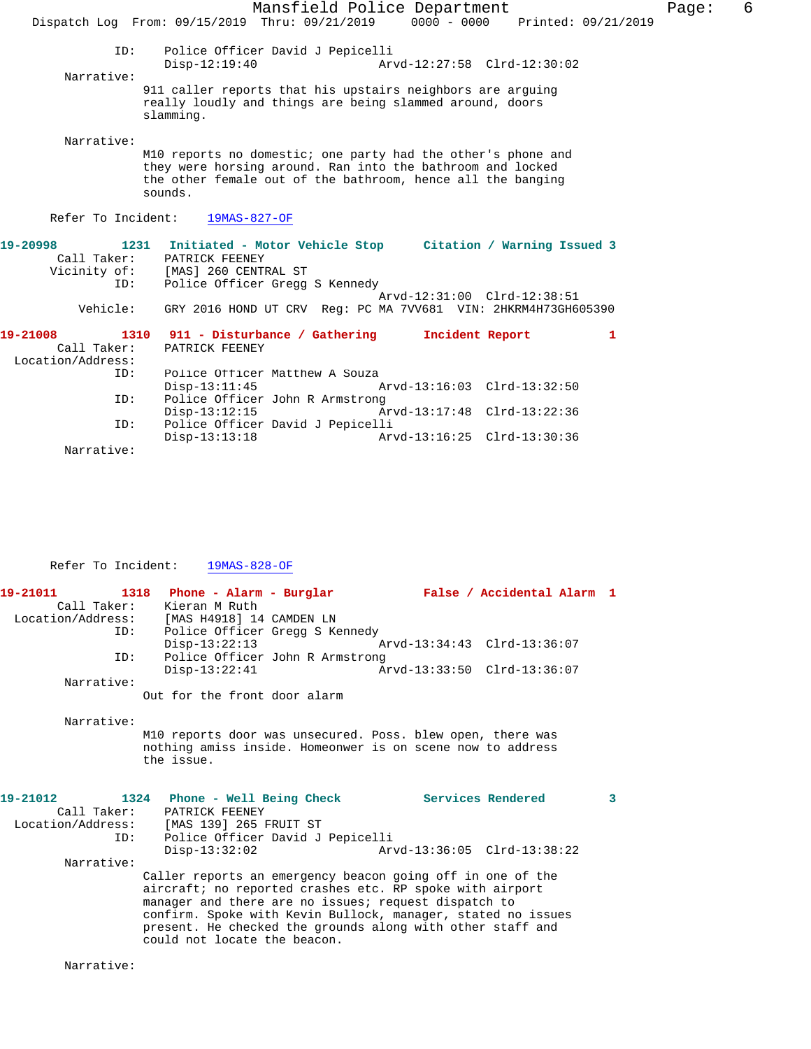ID: Police Officer David J Pepicelli
Disp-12:19:40 Arvd-12:27:58 Clrd-12:30:02

Narrative:
911 caller reports that his upstairs neighbors are arguing really loudly and things are being slammed around, doors slamming.

Narrative:
M10 reports no domestic; one party had the other's phone and they were horsing around. Ran into the bathroom and locked the other female out of the bathroom, hence all the banging sounds.

Refer To Incident: 19MAS-827-OF

**19-20998 1231 Initiated - Motor Vehicle Stop Citation / Warning Issued 3**

Call Taker: PATRICK FEENEY
Vicinity of: [MAS] 260 CENTRAL ST
ID: Police Officer Gregg S Kennedy
Arvd-12:31:00 Clrd-12:38:51
Vehicle: GRY 2016 HOND UT CRV Reg: PC MA 7VV681 VIN: 2HKRM4H73GH605390

**19-21008 1310 911 - Disturbance / Gathering Incident Report 1**

Call Taker: PATRICK FEENEY
Location/Address:
ID: Police Officer Matthew A Souza
Disp-13:11:45 Arvd-13:16:03 Clrd-13:32:50
ID: Police Officer John R Armstrong
Disp-13:12:15 Arvd-13:17:48 Clrd-13:22:36
ID: Police Officer David J Pepicelli
Disp-13:13:18 Arvd-13:16:25 Clrd-13:30:36

Narrative:

Refer To Incident: 19MAS-828-OF

**19-21011 1318 Phone - Alarm - Burglar False / Accidental Alarm 1**

Call Taker: Kieran M Ruth
Location/Address: [MAS H4918] 14 CAMDEN LN
ID: Police Officer Gregg S Kennedy
Disp-13:22:13 Arvd-13:34:43 Clrd-13:36:07
ID: Police Officer John R Armstrong
Disp-13:22:41 Arvd-13:33:50 Clrd-13:36:07

Narrative:
Out for the front door alarm

Narrative:
M10 reports door was unsecured. Poss. blew open, there was nothing amiss inside. Homeowner is on scene now to address the issue.

**19-21012 1324 Phone - Well Being Check Services Rendered 3**

Call Taker: PATRICK FEENEY
Location/Address: [MAS 139] 265 FRUIT ST
ID: Police Officer David J Pepicelli
Disp-13:32:02 Arvd-13:36:05 Clrd-13:38:22

Narrative:
Caller reports an emergency beacon going off in one of the aircraft; no reported crashes etc. RP spoke with airport manager and there are no issues; request dispatch to confirm. Spoke with Kevin Bullock, manager, stated no issues present. He checked the grounds along with other staff and could not locate the beacon.

Narrative: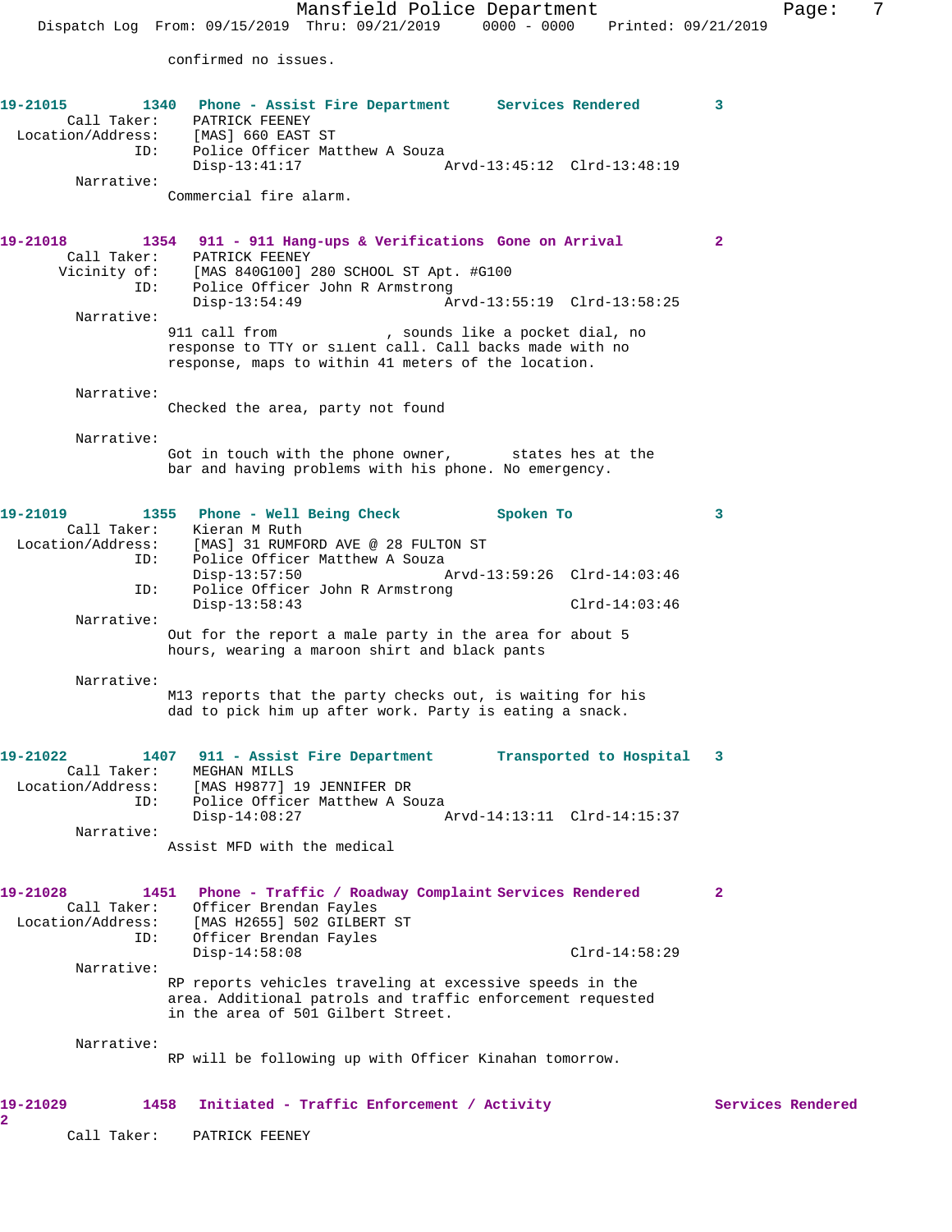confirmed no issues.

**19-21015** 1340 **Phone - Assist Fire Department** Services Rendered 3

Call Taker: PATRICK FEENEY
Location/Address: [MAS] 660 EAST ST
ID: Police Officer Matthew A Souza
Disp-13:41:17 Arvd-13:45:12 Clrd-13:48:19

Narrative:
Commercial fire alarm.

**19-21018** 1354 **911 - 911 Hang-ups & Verifications** Gone on Arrival 2

Call Taker: PATRICK FEENEY
Vicinity of: [MAS 840G100] 280 SCHOOL ST Apt. #G100
ID: Police Officer John R Armstrong
Disp-13:54:49 Arvd-13:55:19 Clrd-13:58:25

Narrative:
911 call from , sounds like a pocket dial, no response to TTY or silent call. Call backs made with no response, maps to within 41 meters of the location.

Narrative:
Checked the area, party not found

Narrative:
Got in touch with the phone owner, states hes at the bar and having problems with his phone. No emergency.

**19-21019** 1355 **Phone - Well Being Check** Spoken To 3

Call Taker: Kieran M Ruth
Location/Address: [MAS] 31 RUMFORD AVE @ 28 FULTON ST
ID: Police Officer Matthew A Souza
Disp-13:57:50 Arvd-13:59:26 Clrd-14:03:46
ID: Police Officer John R Armstrong
Disp-13:58:43 Clrd-14:03:46

Narrative:
Out for the report a male party in the area for about 5 hours, wearing a maroon shirt and black pants

Narrative:
M13 reports that the party checks out, is waiting for his dad to pick him up after work. Party is eating a snack.

**19-21022** 1407 **911 - Assist Fire Department** Transported to Hospital 3

Call Taker: MEGHAN MILLS
Location/Address: [MAS H9877] 19 JENNIFER DR
ID: Police Officer Matthew A Souza
Disp-14:08:27 Arvd-14:13:11 Clrd-14:15:37

Narrative:
Assist MFD with the medical

**19-21028** 1451 **Phone - Traffic / Roadway Complaint** Services Rendered 2

Call Taker: Officer Brendan Fayles
Location/Address: [MAS H2655] 502 GILBERT ST
ID: Officer Brendan Fayles
Disp-14:58:08 Clrd-14:58:29

Narrative:
RP reports vehicles traveling at excessive speeds in the area. Additional patrols and traffic enforcement requested in the area of 501 Gilbert Street.

Narrative:
RP will be following up with Officer Kinahan tomorrow.

**19-21029** 1458 **Initiated - Traffic Enforcement / Activity** Services Rendered 2

Call Taker: PATRICK FEENEY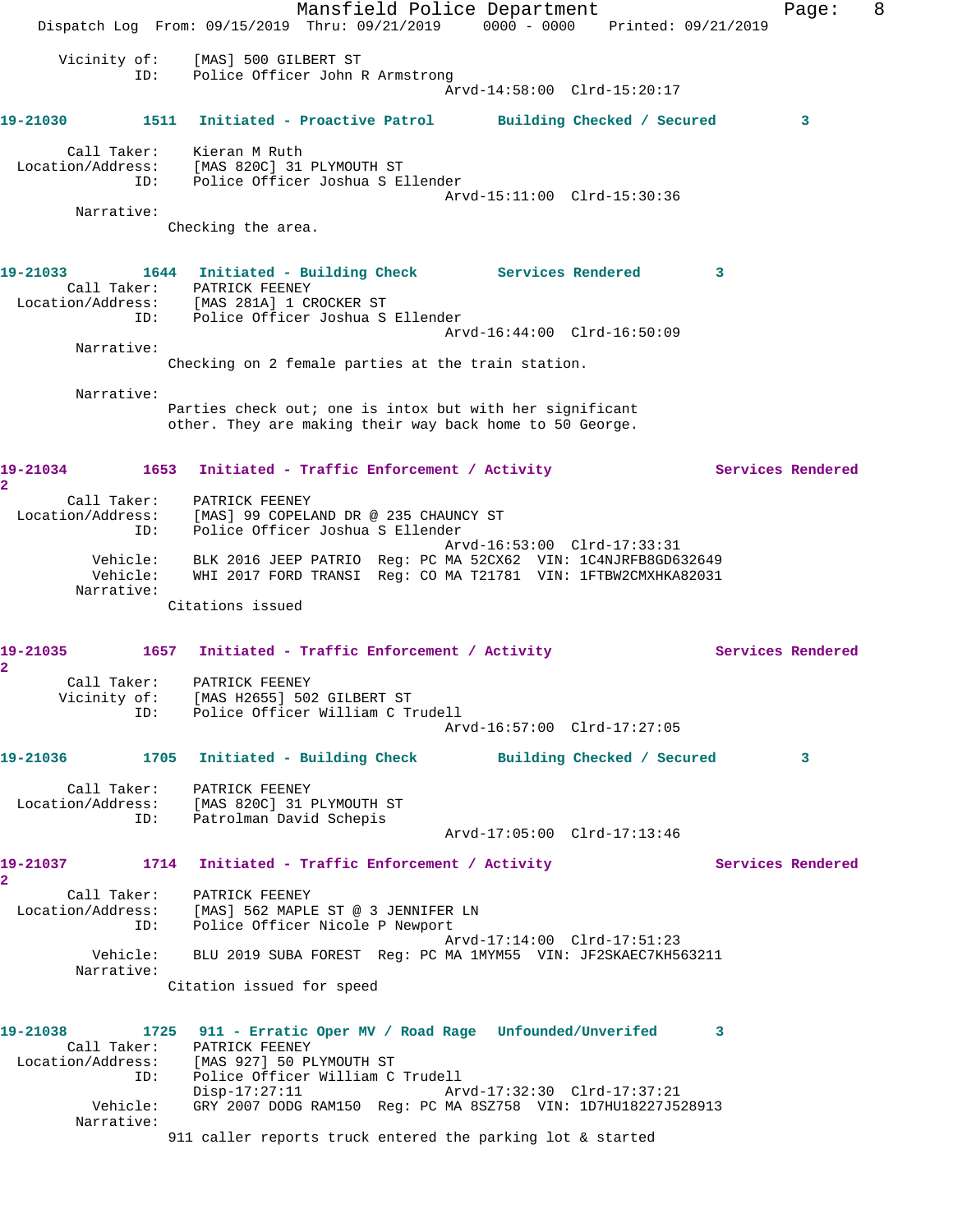Vicinity of: [MAS] 500 GILBERT ST
ID: Police Officer John R Armstrong
Arvd-14:58:00 Clrd-15:20:17

**19-21030** 1511 Initiated - Proactive Patrol Building Checked / Secured 3

Call Taker: Kieran M Ruth
Location/Address: [MAS 820C] 31 PLYMOUTH ST
ID: Police Officer Joshua S Ellender
Arvd-15:11:00 Clrd-15:30:36
Narrative:
Checking the area.

**19-21033** 1644 Initiated - Building Check Services Rendered 3
Call Taker: PATRICK FEENEY
Location/Address: [MAS 281A] 1 CROCKER ST
ID: Police Officer Joshua S Ellender
Arvd-16:44:00 Clrd-16:50:09
Narrative:
Checking on 2 female parties at the train station.

Narrative:
Parties check out; one is intox but with her significant other. They are making their way back home to 50 George.

**19-21034** 1653 Initiated - Traffic Enforcement / Activity Services Rendered 2
Call Taker: PATRICK FEENEY
Location/Address: [MAS] 99 COPELAND DR @ 235 CHAUNCY ST
ID: Police Officer Joshua S Ellender
Arvd-16:53:00 Clrd-17:33:31
Vehicle: BLK 2016 JEEP PATRIO Reg: PC MA 52CX62 VIN: 1C4NJRFB8GD632649
Vehicle: WHI 2017 FORD TRANSI Reg: CO MA T21781 VIN: 1FTBW2CMXHKA82031
Narrative:
Citations issued

**19-21035** 1657 Initiated - Traffic Enforcement / Activity Services Rendered 2
Call Taker: PATRICK FEENEY
Vicinity of: [MAS H2655] 502 GILBERT ST
ID: Police Officer William C Trudell
Arvd-16:57:00 Clrd-17:27:05

**19-21036** 1705 Initiated - Building Check Building Checked / Secured 3

Call Taker: PATRICK FEENEY
Location/Address: [MAS 820C] 31 PLYMOUTH ST
ID: Patrolman David Schepis
Arvd-17:05:00 Clrd-17:13:46

**19-21037** 1714 Initiated - Traffic Enforcement / Activity Services Rendered 2
Call Taker: PATRICK FEENEY
Location/Address: [MAS] 562 MAPLE ST @ 3 JENNIFER LN
ID: Police Officer Nicole P Newport
Arvd-17:14:00 Clrd-17:51:23
Vehicle: BLU 2019 SUBA FOREST Reg: PC MA 1MYM55 VIN: JF2SKAEC7KH563211
Narrative:
Citation issued for speed

**19-21038** 1725 911 - Erratic Oper MV / Road Rage Unfounded/Unverifed 3
Call Taker: PATRICK FEENEY
Location/Address: [MAS 927] 50 PLYMOUTH ST
ID: Police Officer William C Trudell
Disp-17:27:11 Arvd-17:32:30 Clrd-17:37:21
Vehicle: GRY 2007 DODG RAM150 Reg: PC MA 8SZ758 VIN: 1D7HU18227J528913
Narrative:
911 caller reports truck entered the parking lot & started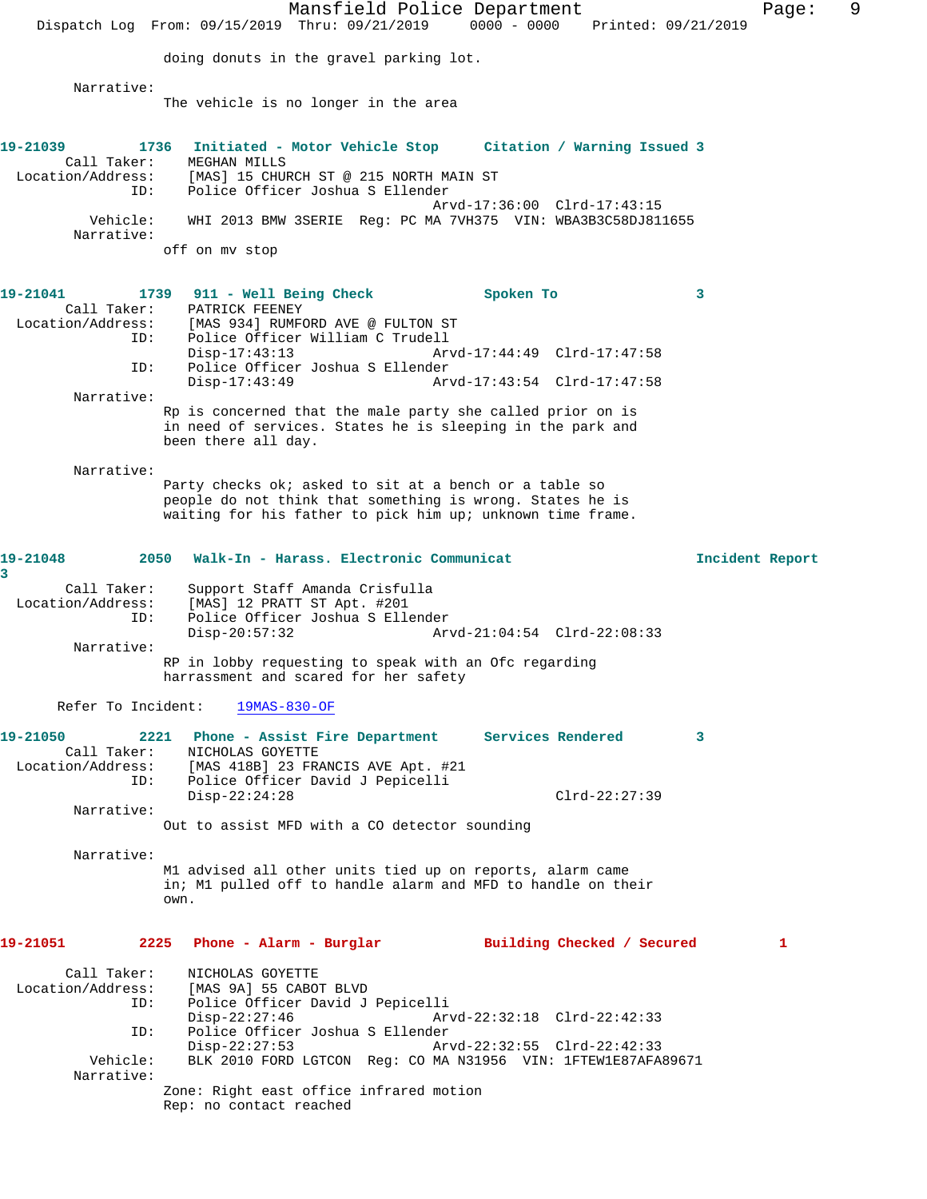doing donuts in the gravel parking lot.

Narrative:
The vehicle is no longer in the area

**19-21039 1736 Initiated - Motor Vehicle Stop Citation / Warning Issued 3**

Call Taker: MEGHAN MILLS
Location/Address: [MAS] 15 CHURCH ST @ 215 NORTH MAIN ST
ID: Police Officer Joshua S Ellender
Arvd-17:36:00 Clrd-17:43:15
Vehicle: WHI 2013 BMW 3SERIE Reg: PC MA 7VH375 VIN: WBA3B3C58DJ811655
Narrative:
off on mv stop

**19-21041 1739 911 - Well Being Check Spoken To 3**

Call Taker: PATRICK FEENEY
Location/Address: [MAS 934] RUMFORD AVE @ FULTON ST
ID: Police Officer William C Trudell
Disp-17:43:13 Arvd-17:44:49 Clrd-17:47:58
ID: Police Officer Joshua S Ellender
Disp-17:43:49 Arvd-17:43:54 Clrd-17:47:58
Narrative:
Rp is concerned that the male party she called prior on is in need of services. States he is sleeping in the park and been there all day.

Narrative:
Party checks ok; asked to sit at a bench or a table so people do not think that something is wrong. States he is waiting for his father to pick him up; unknown time frame.

**19-21048 2050 Walk-In - Harass. Electronic Communicat Incident Report 3**

Call Taker: Support Staff Amanda Crisfulla
Location/Address: [MAS] 12 PRATT ST Apt. #201
ID: Police Officer Joshua S Ellender
Disp-20:57:32 Arvd-21:04:54 Clrd-22:08:33
Narrative:
RP in lobby requesting to speak with an Ofc regarding harrassment and scared for her safety

Refer To Incident: 19MAS-830-OF

**19-21050 2221 Phone - Assist Fire Department Services Rendered 3**

Call Taker: NICHOLAS GOYETTE
Location/Address: [MAS 418B] 23 FRANCIS AVE Apt. #21
ID: Police Officer David J Pepicelli
Disp-22:24:28 Clrd-22:27:39
Narrative:
Out to assist MFD with a CO detector sounding

Narrative:
M1 advised all other units tied up on reports, alarm came in; M1 pulled off to handle alarm and MFD to handle on their own.

**19-21051 2225 Phone - Alarm - Burglar Building Checked / Secured 1**

Call Taker: NICHOLAS GOYETTE
Location/Address: [MAS 9A] 55 CABOT BLVD
ID: Police Officer David J Pepicelli
Disp-22:27:46 Arvd-22:32:18 Clrd-22:42:33
ID: Police Officer Joshua S Ellender
Disp-22:27:53 Arvd-22:32:55 Clrd-22:42:33
Vehicle: BLK 2010 FORD LGTCON Reg: CO MA N31956 VIN: 1FTEW1E87AFA89671
Narrative:
Zone: Right east office infrared motion
Rep: no contact reached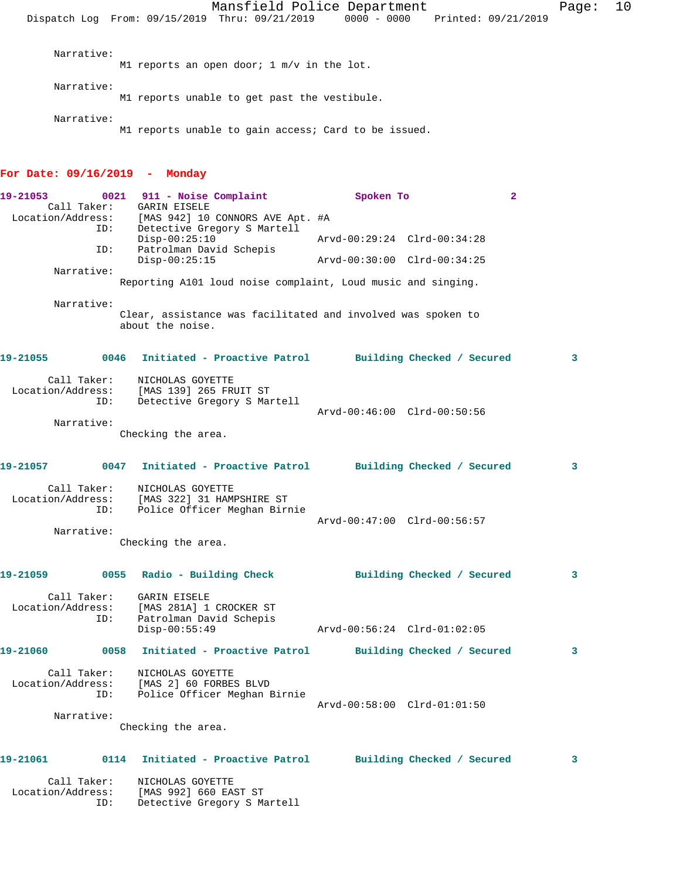Narrative:
M1 reports an open door; 1 m/v in the lot.

Narrative:
M1 reports unable to get past the vestibule.

Narrative:
M1 reports unable to gain access; Card to be issued.

## For Date: 09/16/2019 - Monday

**19-21053 0021 911 - Noise Complaint — Spoken To — 2**

Call Taker: GARIN EISELE
Location/Address: [MAS 942] 10 CONNORS AVE Apt. #A
ID: Detective Gregory S Martell
Disp-00:25:10 Arvd-00:29:24 Clrd-00:34:28
ID: Patrolman David Schepis
Disp-00:25:15 Arvd-00:30:00 Clrd-00:34:25

Narrative:
Reporting A101 loud noise complaint, Loud music and singing.

Narrative:
Clear, assistance was facilitated and involved was spoken to about the noise.

**19-21055 0046 Initiated - Proactive Patrol — Building Checked / Secured — 3**

Call Taker: NICHOLAS GOYETTE
Location/Address: [MAS 139] 265 FRUIT ST
ID: Detective Gregory S Martell
Arvd-00:46:00 Clrd-00:50:56

Narrative:
Checking the area.

**19-21057 0047 Initiated - Proactive Patrol — Building Checked / Secured — 3**

Call Taker: NICHOLAS GOYETTE
Location/Address: [MAS 322] 31 HAMPSHIRE ST
ID: Police Officer Meghan Birnie
Arvd-00:47:00 Clrd-00:56:57

Narrative:
Checking the area.

**19-21059 0055 Radio - Building Check — Building Checked / Secured — 3**

Call Taker: GARIN EISELE
Location/Address: [MAS 281A] 1 CROCKER ST
ID: Patrolman David Schepis
Disp-00:55:49 Arvd-00:56:24 Clrd-01:02:05

**19-21060 0058 Initiated - Proactive Patrol — Building Checked / Secured — 3**

Call Taker: NICHOLAS GOYETTE
Location/Address: [MAS 2] 60 FORBES BLVD
ID: Police Officer Meghan Birnie
Arvd-00:58:00 Clrd-01:01:50

Narrative:
Checking the area.

**19-21061 0114 Initiated - Proactive Patrol — Building Checked / Secured — 3**

Call Taker: NICHOLAS GOYETTE
Location/Address: [MAS 992] 660 EAST ST
ID: Detective Gregory S Martell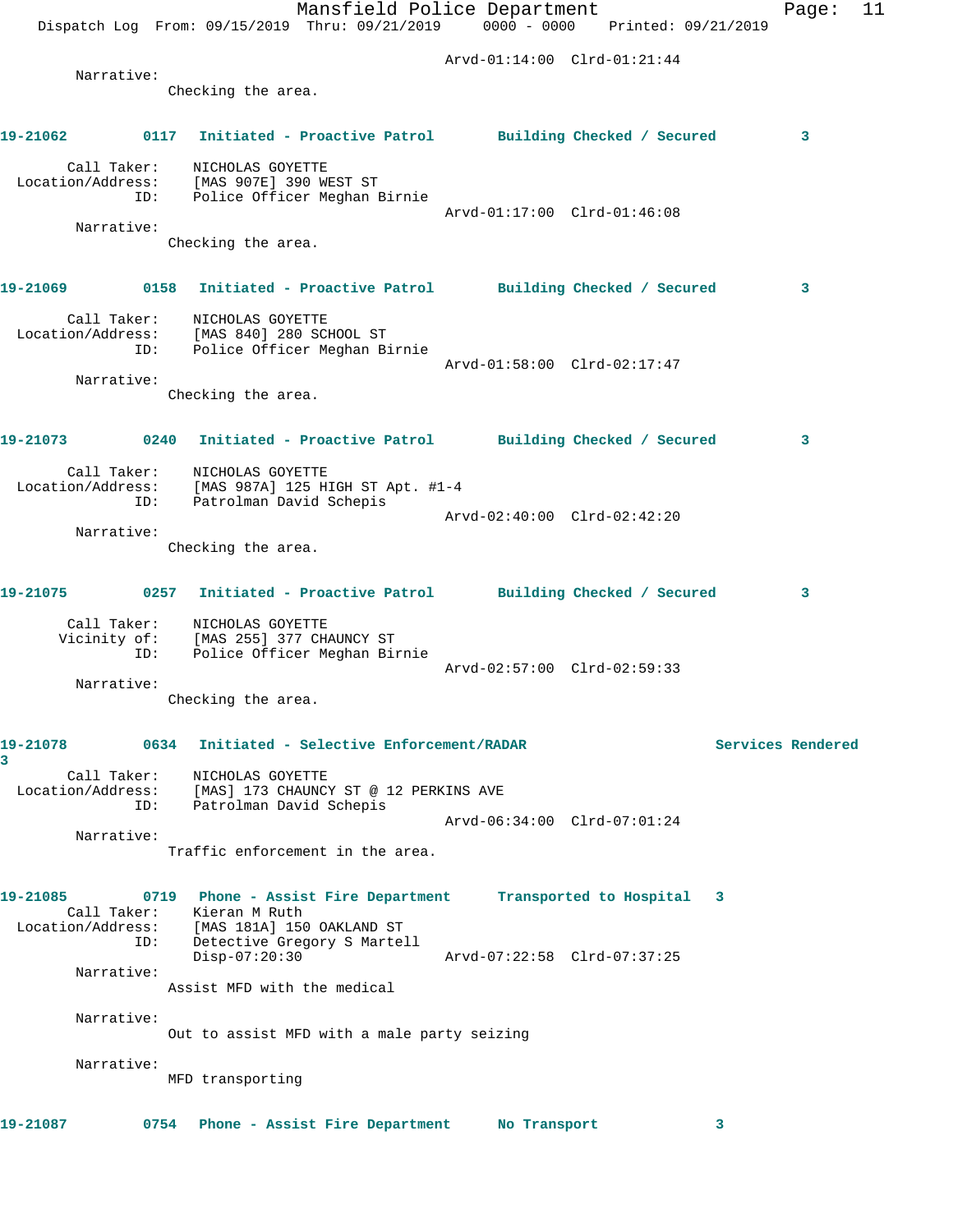Arvd-01:14:00 Clrd-01:21:44

Narrative:
Checking the area.

**19-21062 0117 Initiated - Proactive Patrol Building Checked / Secured 3**

Call Taker: NICHOLAS GOYETTE
Location/Address: [MAS 907E] 390 WEST ST
ID: Police Officer Meghan Birnie
Arvd-01:17:00 Clrd-01:46:08

Narrative:
Checking the area.

**19-21069 0158 Initiated - Proactive Patrol Building Checked / Secured 3**

Call Taker: NICHOLAS GOYETTE
Location/Address: [MAS 840] 280 SCHOOL ST
ID: Police Officer Meghan Birnie
Arvd-01:58:00 Clrd-02:17:47

Narrative:
Checking the area.

**19-21073 0240 Initiated - Proactive Patrol Building Checked / Secured 3**

Call Taker: NICHOLAS GOYETTE
Location/Address: [MAS 987A] 125 HIGH ST Apt. #1-4
ID: Patrolman David Schepis
Arvd-02:40:00 Clrd-02:42:20

Narrative:
Checking the area.

**19-21075 0257 Initiated - Proactive Patrol Building Checked / Secured 3**

Call Taker: NICHOLAS GOYETTE
Vicinity of: [MAS 255] 377 CHAUNCY ST
ID: Police Officer Meghan Birnie
Arvd-02:57:00 Clrd-02:59:33

Narrative:
Checking the area.

**19-21078 0634 Initiated - Selective Enforcement/RADAR Services Rendered 3**

Call Taker: NICHOLAS GOYETTE
Location/Address: [MAS] 173 CHAUNCY ST @ 12 PERKINS AVE
ID: Patrolman David Schepis
Arvd-06:34:00 Clrd-07:01:24

Narrative:
Traffic enforcement in the area.

**19-21085 0719 Phone - Assist Fire Department Transported to Hospital 3**

Call Taker: Kieran M Ruth
Location/Address: [MAS 181A] 150 OAKLAND ST
ID: Detective Gregory S Martell
Disp-07:20:30 Arvd-07:22:58 Clrd-07:37:25

Narrative:
Assist MFD with the medical

Narrative:
Out to assist MFD with a male party seizing

Narrative:
MFD transporting

**19-21087 0754 Phone - Assist Fire Department No Transport 3**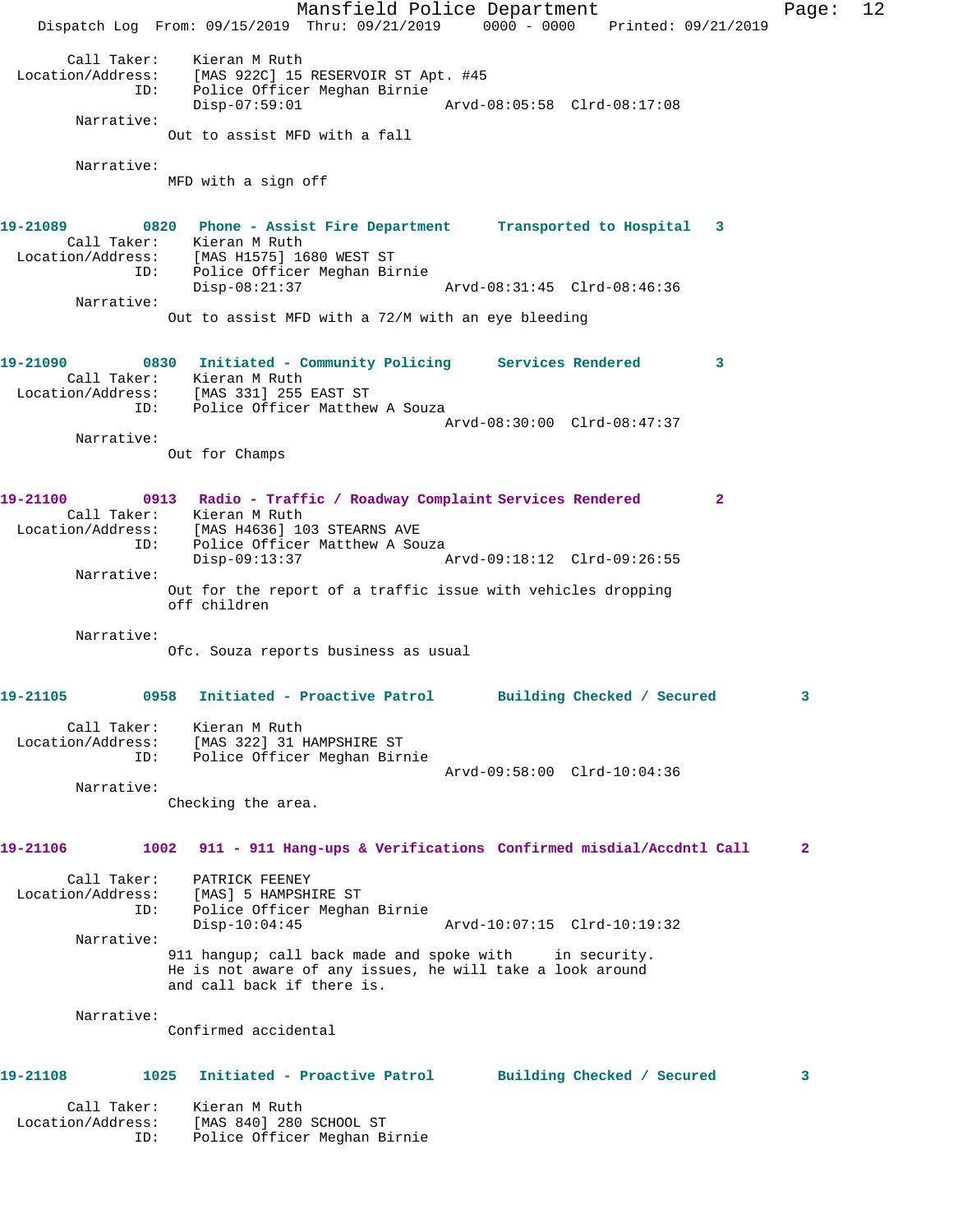Call Taker: Kieran M Ruth
Location/Address: [MAS 922C] 15 RESERVOIR ST Apt. #45
ID: Police Officer Meghan Birnie
Disp-07:59:01 Arvd-08:05:58 Clrd-08:17:08

Narrative:
Out to assist MFD with a fall

Narrative:
MFD with a sign off

**19-21089 0820 Phone - Assist Fire Department Transported to Hospital 3**

Call Taker: Kieran M Ruth
Location/Address: [MAS H1575] 1680 WEST ST
ID: Police Officer Meghan Birnie
Disp-08:21:37 Arvd-08:31:45 Clrd-08:46:36

Narrative:
Out to assist MFD with a 72/M with an eye bleeding

**19-21090 0830 Initiated - Community Policing Services Rendered 3**

Call Taker: Kieran M Ruth
Location/Address: [MAS 331] 255 EAST ST
ID: Police Officer Matthew A Souza
Arvd-08:30:00 Clrd-08:47:37

Narrative:
Out for Champs

**19-21100 0913 Radio - Traffic / Roadway Complaint Services Rendered 2**

Call Taker: Kieran M Ruth
Location/Address: [MAS H4636] 103 STEARNS AVE
ID: Police Officer Matthew A Souza
Disp-09:13:37 Arvd-09:18:12 Clrd-09:26:55

Narrative:
Out for the report of a traffic issue with vehicles dropping off children

Narrative:
Ofc. Souza reports business as usual

**19-21105 0958 Initiated - Proactive Patrol Building Checked / Secured 3**

Call Taker: Kieran M Ruth
Location/Address: [MAS 322] 31 HAMPSHIRE ST
ID: Police Officer Meghan Birnie
Arvd-09:58:00 Clrd-10:04:36

Narrative:
Checking the area.

**19-21106 1002 911 - 911 Hang-ups & Verifications Confirmed misdial/Accdntl Call 2**

Call Taker: PATRICK FEENEY
Location/Address: [MAS] 5 HAMPSHIRE ST
ID: Police Officer Meghan Birnie
Disp-10:04:45 Arvd-10:07:15 Clrd-10:19:32

Narrative:
911 hangup; call back made and spoke with in security. He is not aware of any issues, he will take a look around and call back if there is.

Narrative:
Confirmed accidental

**19-21108 1025 Initiated - Proactive Patrol Building Checked / Secured 3**

Call Taker: Kieran M Ruth
Location/Address: [MAS 840] 280 SCHOOL ST
ID: Police Officer Meghan Birnie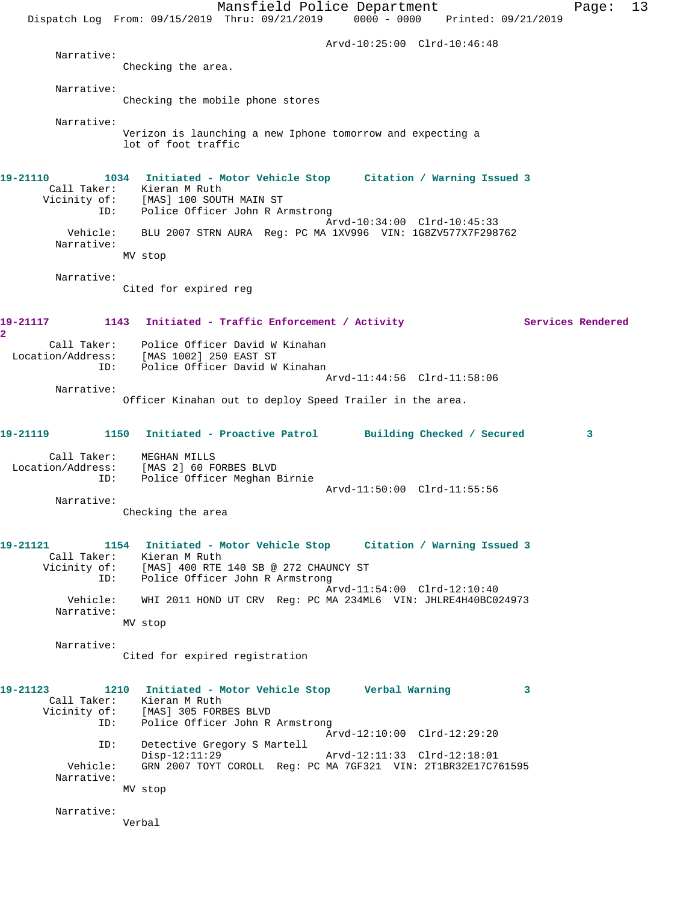Arvd-10:25:00 Clrd-10:46:48

Narrative:
Checking the area.

Narrative:
Checking the mobile phone stores

Narrative:
Verizon is launching a new Iphone tomorrow and expecting a lot of foot traffic

**19-21110 1034 Initiated - Motor Vehicle Stop Citation / Warning Issued 3**

Call Taker: Kieran M Ruth
Vicinity of: [MAS] 100 SOUTH MAIN ST
ID: Police Officer John R Armstrong
Arvd-10:34:00 Clrd-10:45:33
Vehicle: BLU 2007 STRN AURA Reg: PC MA 1XV996 VIN: 1G8ZV577X7F298762
Narrative:
MV stop

Narrative:
Cited for expired reg

**19-21117 1143 Initiated - Traffic Enforcement / Activity Services Rendered 2**

Call Taker: Police Officer David W Kinahan
Location/Address: [MAS 1002] 250 EAST ST
ID: Police Officer David W Kinahan
Arvd-11:44:56 Clrd-11:58:06
Narrative:
Officer Kinahan out to deploy Speed Trailer in the area.

**19-21119 1150 Initiated - Proactive Patrol Building Checked / Secured 3**

Call Taker: MEGHAN MILLS
Location/Address: [MAS 2] 60 FORBES BLVD
ID: Police Officer Meghan Birnie
Arvd-11:50:00 Clrd-11:55:56
Narrative:
Checking the area

**19-21121 1154 Initiated - Motor Vehicle Stop Citation / Warning Issued 3**

Call Taker: Kieran M Ruth
Vicinity of: [MAS] 400 RTE 140 SB @ 272 CHAUNCY ST
ID: Police Officer John R Armstrong
Arvd-11:54:00 Clrd-12:10:40
Vehicle: WHI 2011 HOND UT CRV Reg: PC MA 234ML6 VIN: JHLRE4H40BC024973
Narrative:
MV stop

Narrative:
Cited for expired registration

**19-21123 1210 Initiated - Motor Vehicle Stop Verbal Warning 3**

Call Taker: Kieran M Ruth
Vicinity of: [MAS] 305 FORBES BLVD
ID: Police Officer John R Armstrong
Arvd-12:10:00 Clrd-12:29:20
ID: Detective Gregory S Martell
Disp-12:11:29 Arvd-12:11:33 Clrd-12:18:01
Vehicle: GRN 2007 TOYT COROLL Reg: PC MA 7GF321 VIN: 2T1BR32E17C761595
Narrative:
MV stop

Narrative:
Verbal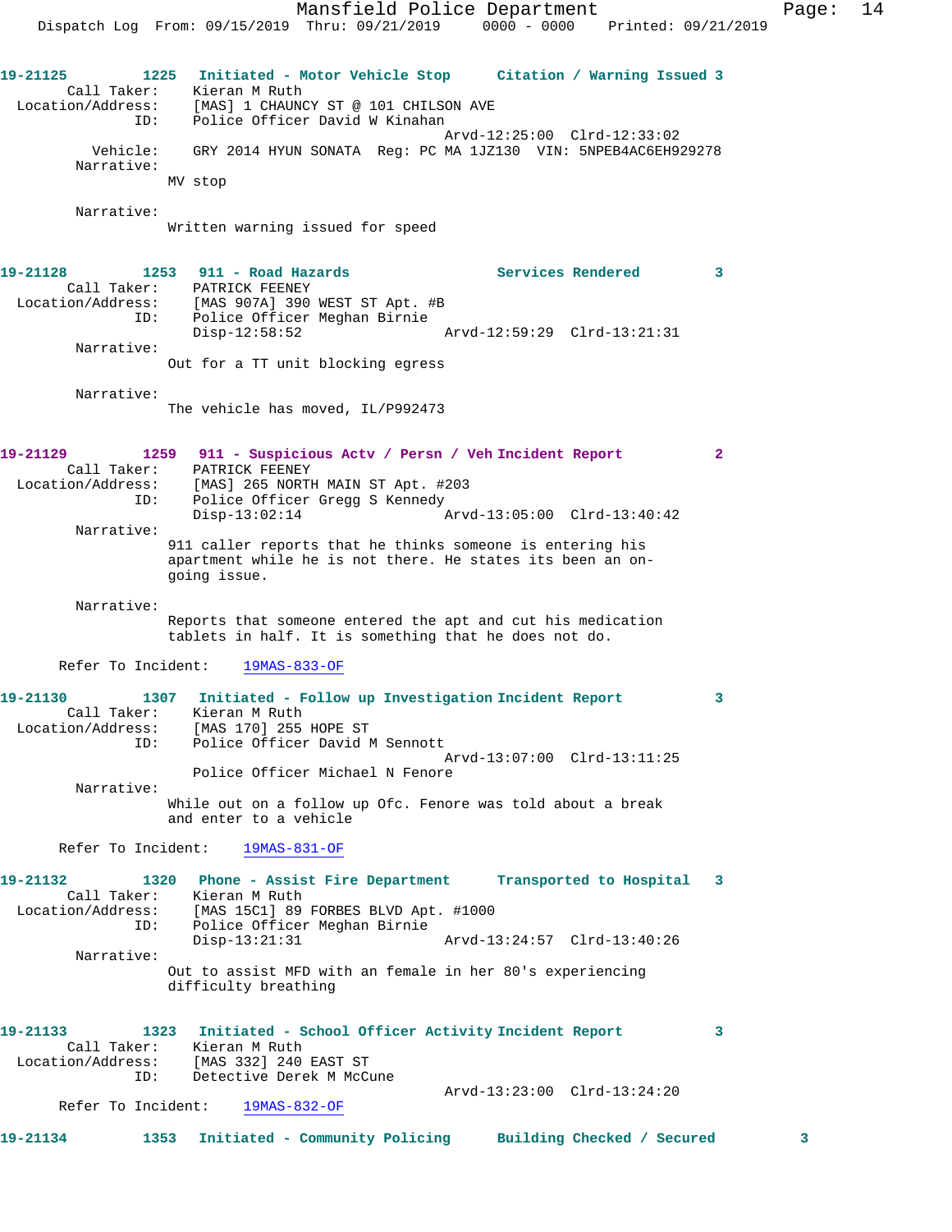**19-21125** 1225 Initiated - Motor Vehicle Stop — Citation / Warning Issued 3

Call Taker: Kieran M Ruth
Location/Address: [MAS] 1 CHAUNCY ST @ 101 CHILSON AVE
ID: Police Officer David W Kinahan
Arvd-12:25:00 Clrd-12:33:02
Vehicle: GRY 2014 HYUN SONATA Reg: PC MA 1JZ130 VIN: 5NPEB4AC6EH929278
Narrative:
MV stop

Narrative:
Written warning issued for speed

**19-21128** 1253 911 - Road Hazards — Services Rendered 3

Call Taker: PATRICK FEENEY
Location/Address: [MAS 907A] 390 WEST ST Apt. #B
ID: Police Officer Meghan Birnie
Disp-12:58:52 Arvd-12:59:29 Clrd-13:21:31
Narrative:
Out for a TT unit blocking egress

Narrative:
The vehicle has moved, IL/P992473

**19-21129** 1259 911 - Suspicious Actv / Persn / Veh — Incident Report 2

Call Taker: PATRICK FEENEY
Location/Address: [MAS] 265 NORTH MAIN ST Apt. #203
ID: Police Officer Gregg S Kennedy
Disp-13:02:14 Arvd-13:05:00 Clrd-13:40:42
Narrative:
911 caller reports that he thinks someone is entering his apartment while he is not there. He states its been an on-going issue.

Narrative:
Reports that someone entered the apt and cut his medication tablets in half. It is something that he does not do.

Refer To Incident: 19MAS-833-OF

**19-21130** 1307 Initiated - Follow up Investigation — Incident Report 3

Call Taker: Kieran M Ruth
Location/Address: [MAS 170] 255 HOPE ST
ID: Police Officer David M Sennott
Arvd-13:07:00 Clrd-13:11:25
Police Officer Michael N Fenore
Narrative:
While out on a follow up Ofc. Fenore was told about a break and enter to a vehicle

Refer To Incident: 19MAS-831-OF

**19-21132** 1320 Phone - Assist Fire Department — Transported to Hospital 3

Call Taker: Kieran M Ruth
Location/Address: [MAS 15C1] 89 FORBES BLVD Apt. #1000
ID: Police Officer Meghan Birnie
Disp-13:21:31 Arvd-13:24:57 Clrd-13:40:26
Narrative:
Out to assist MFD with an female in her 80's experiencing difficulty breathing

**19-21133** 1323 Initiated - School Officer Activity — Incident Report 3

Call Taker: Kieran M Ruth
Location/Address: [MAS 332] 240 EAST ST
ID: Detective Derek M McCune
Arvd-13:23:00 Clrd-13:24:20
Refer To Incident: 19MAS-832-OF

**19-21134** 1353 Initiated - Community Policing — Building Checked / Secured 3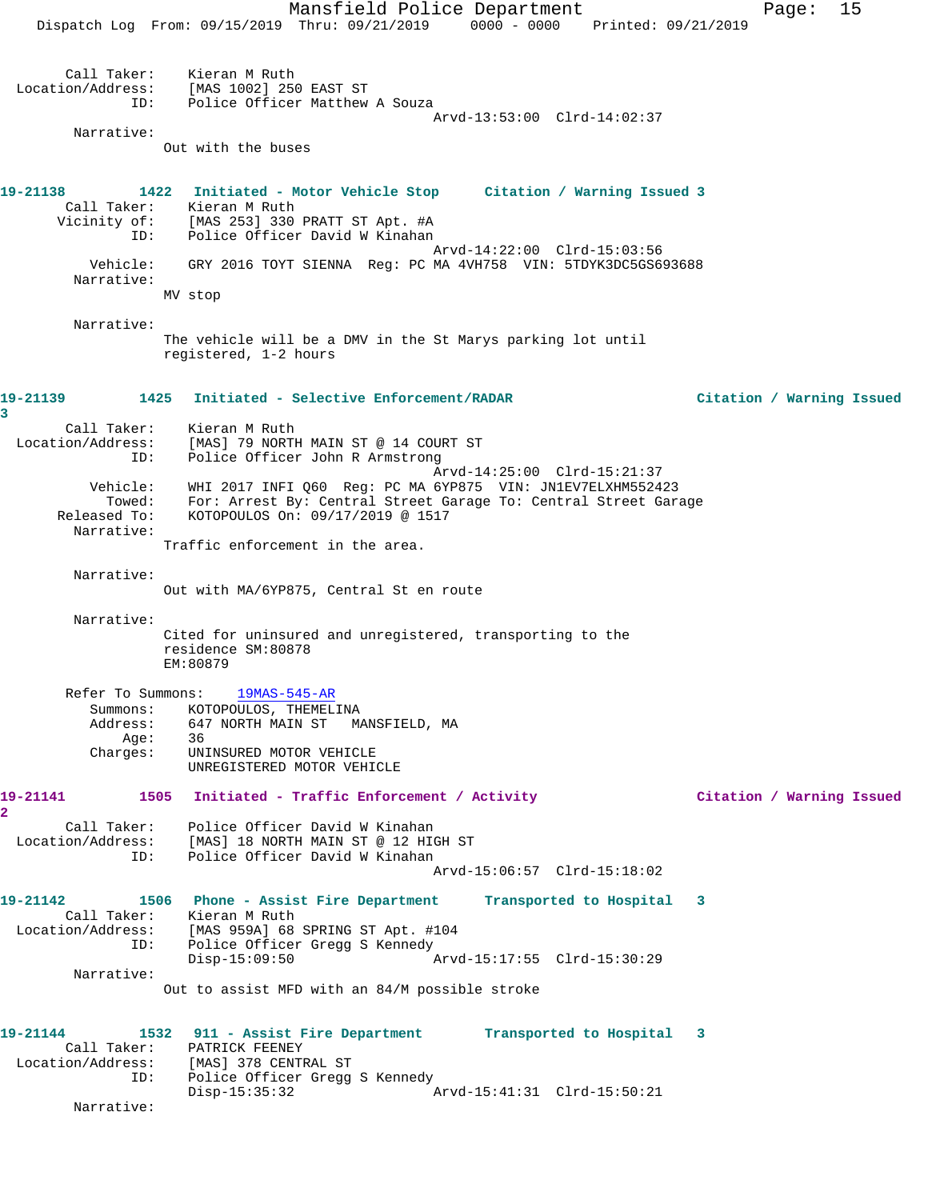Call Taker: Kieran M Ruth
Location/Address: [MAS 1002] 250 EAST ST
ID: Police Officer Matthew A Souza
Arvd-13:53:00 Clrd-14:02:37
Narrative:
Out with the buses

**19-21138 1422 Initiated - Motor Vehicle Stop — Citation / Warning Issued 3**

Call Taker: Kieran M Ruth
Vicinity of: [MAS 253] 330 PRATT ST Apt. #A
ID: Police Officer David W Kinahan
Arvd-14:22:00 Clrd-15:03:56
Vehicle: GRY 2016 TOYT SIENNA Reg: PC MA 4VH758 VIN: 5TDYK3DC5GS693688
Narrative:
MV stop

Narrative:
The vehicle will be a DMV in the St Marys parking lot until registered, 1-2 hours

**19-21139 1425 Initiated - Selective Enforcement/RADAR — Citation / Warning Issued 3**

Call Taker: Kieran M Ruth
Location/Address: [MAS] 79 NORTH MAIN ST @ 14 COURT ST
ID: Police Officer John R Armstrong
Arvd-14:25:00 Clrd-15:21:37
Vehicle: WHI 2017 INFI Q60 Reg: PC MA 6YP875 VIN: JN1EV7ELXHM552423
Towed: For: Arrest By: Central Street Garage To: Central Street Garage
Released To: KOTOPOULOS On: 09/17/2019 @ 1517
Narrative:
Traffic enforcement in the area.

Narrative:
Out with MA/6YP875, Central St en route

Narrative:
Cited for uninsured and unregistered, transporting to the residence SM:80878
EM:80879

Refer To Summons: 19MAS-545-AR
Summons: KOTOPOULOS, THEMELINA
Address: 647 NORTH MAIN ST MANSFIELD, MA
Age: 36
Charges: UNINSURED MOTOR VEHICLE
UNREGISTERED MOTOR VEHICLE

**19-21141 1505 Initiated - Traffic Enforcement / Activity — Citation / Warning Issued 2**

Call Taker: Police Officer David W Kinahan
Location/Address: [MAS] 18 NORTH MAIN ST @ 12 HIGH ST
ID: Police Officer David W Kinahan
Arvd-15:06:57 Clrd-15:18:02

**19-21142 1506 Phone - Assist Fire Department — Transported to Hospital 3**

Call Taker: Kieran M Ruth
Location/Address: [MAS 959A] 68 SPRING ST Apt. #104
ID: Police Officer Gregg S Kennedy
Disp-15:09:50 Arvd-15:17:55 Clrd-15:30:29
Narrative:
Out to assist MFD with an 84/M possible stroke

**19-21144 1532 911 - Assist Fire Department — Transported to Hospital 3**

Call Taker: PATRICK FEENEY
Location/Address: [MAS] 378 CENTRAL ST
ID: Police Officer Gregg S Kennedy
Disp-15:35:32 Arvd-15:41:31 Clrd-15:50:21
Narrative: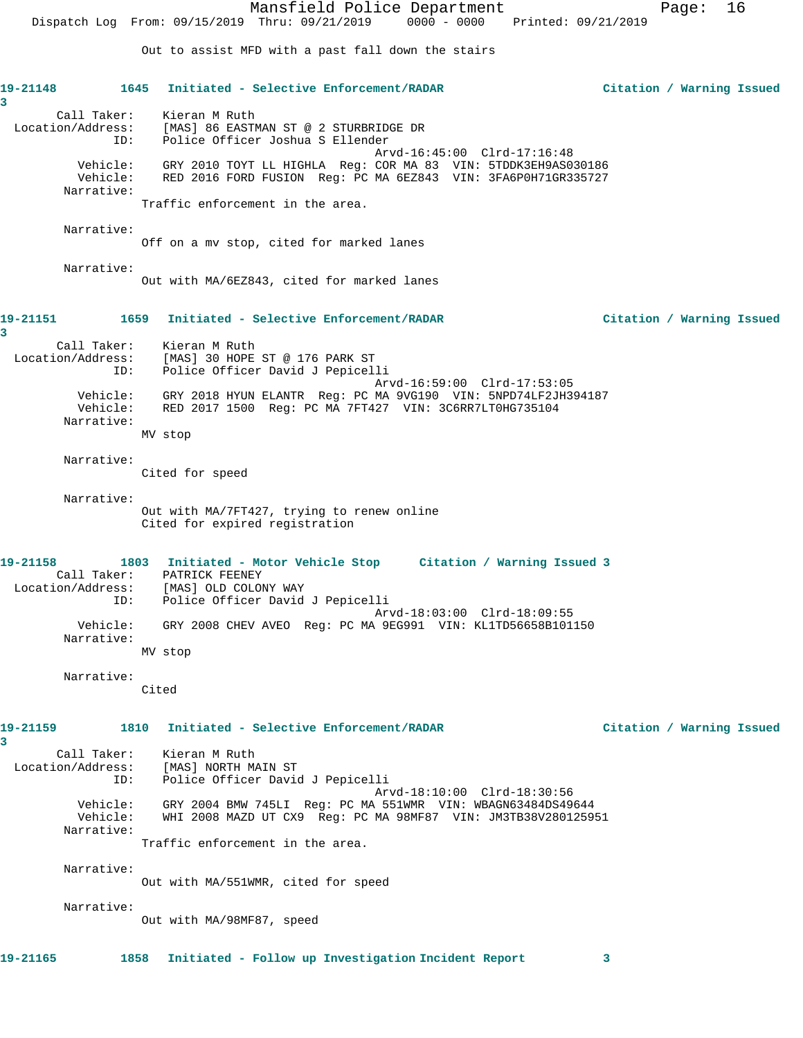Out to assist MFD with a past fall down the stairs

**19-21148** 1645 Initiated - Selective Enforcement/RADAR Citation / Warning Issued 3

Call Taker: Kieran M Ruth
Location/Address: [MAS] 86 EASTMAN ST @ 2 STURBRIDGE DR
ID: Police Officer Joshua S Ellender
Arvd-16:45:00 Clrd-17:16:48
Vehicle: GRY 2010 TOYT LL HIGHLA Reg: COR MA 83 VIN: 5TDDK3EH9AS030186
Vehicle: RED 2016 FORD FUSION Reg: PC MA 6EZ843 VIN: 3FA6P0H71GR335727
Narrative:
Traffic enforcement in the area.

Narrative:
Off on a mv stop, cited for marked lanes

Narrative:
Out with MA/6EZ843, cited for marked lanes

**19-21151** 1659 Initiated - Selective Enforcement/RADAR Citation / Warning Issued 3

Call Taker: Kieran M Ruth
Location/Address: [MAS] 30 HOPE ST @ 176 PARK ST
ID: Police Officer David J Pepicelli
Arvd-16:59:00 Clrd-17:53:05
Vehicle: GRY 2018 HYUN ELANTR Reg: PC MA 9VG190 VIN: 5NPD74LF2JH394187
Vehicle: RED 2017 1500 Reg: PC MA 7FT427 VIN: 3C6RR7LT0HG735104
Narrative:
MV stop

Narrative:
Cited for speed

Narrative:
Out with MA/7FT427, trying to renew online
Cited for expired registration

**19-21158** 1803 Initiated - Motor Vehicle Stop Citation / Warning Issued 3

Call Taker: PATRICK FEENEY
Location/Address: [MAS] OLD COLONY WAY
ID: Police Officer David J Pepicelli
Arvd-18:03:00 Clrd-18:09:55
Vehicle: GRY 2008 CHEV AVEO Reg: PC MA 9EG991 VIN: KL1TD56658B101150
Narrative:
MV stop

Narrative:
Cited

**19-21159** 1810 Initiated - Selective Enforcement/RADAR Citation / Warning Issued 3

Call Taker: Kieran M Ruth
Location/Address: [MAS] NORTH MAIN ST
ID: Police Officer David J Pepicelli
Arvd-18:10:00 Clrd-18:30:56
Vehicle: GRY 2004 BMW 745LI Reg: PC MA 551WMR VIN: WBAGN63484DS49644
Vehicle: WHI 2008 MAZD UT CX9 Reg: PC MA 98MF87 VIN: JM3TB38V280125951
Narrative:
Traffic enforcement in the area.

Narrative:
Out with MA/551WMR, cited for speed

Narrative:
Out with MA/98MF87, speed

**19-21165** 1858 Initiated - Follow up Investigation Incident Report 3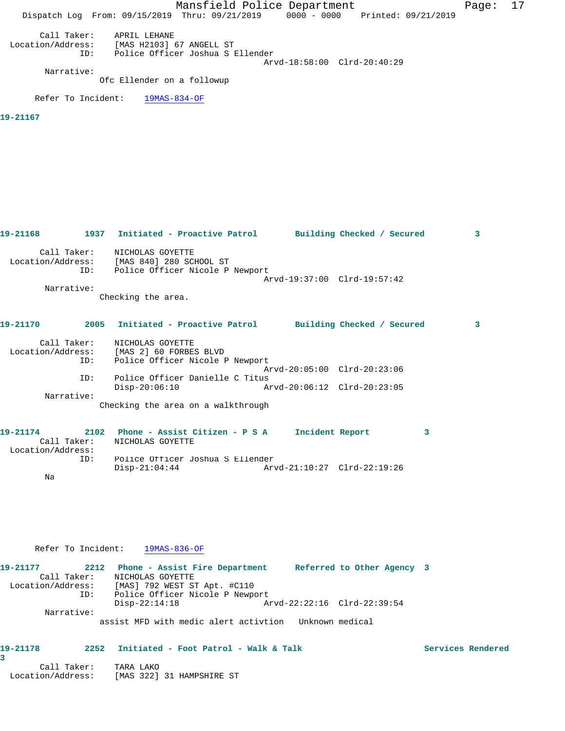Call Taker: APRIL LEHANE
Location/Address: [MAS H2103] 67 ANGELL ST
ID: Police Officer Joshua S Ellender
Arvd-18:58:00 Clrd-20:40:29
Narrative:
Ofc Ellender on a followup

Refer To Incident: 19MAS-834-OF

**19-21167**

**19-21168 1937 Initiated - Proactive Patrol Building Checked / Secured 3**

Call Taker: NICHOLAS GOYETTE
Location/Address: [MAS 840] 280 SCHOOL ST
ID: Police Officer Nicole P Newport
Arvd-19:37:00 Clrd-19:57:42
Narrative:
Checking the area.

**19-21170 2005 Initiated - Proactive Patrol Building Checked / Secured 3**

Call Taker: NICHOLAS GOYETTE
Location/Address: [MAS 2] 60 FORBES BLVD
ID: Police Officer Nicole P Newport
Arvd-20:05:00 Clrd-20:23:06
ID: Police Officer Danielle C Titus
Disp-20:06:10 Arvd-20:06:12 Clrd-20:23:05
Narrative:
Checking the area on a walkthrough

**19-21174 2102 Phone - Assist Citizen - P S A Incident Report 3**

Call Taker: NICHOLAS GOYETTE
Location/Address:
ID: Police Officer Joshua S Ellender
Disp-21:04:44 Arvd-21:10:27 Clrd-22:19:26
Na

Refer To Incident: 19MAS-836-OF

**19-21177 2212 Phone - Assist Fire Department Referred to Other Agency 3**

Call Taker: NICHOLAS GOYETTE
Location/Address: [MAS] 792 WEST ST Apt. #C110
ID: Police Officer Nicole P Newport
Disp-22:14:18 Arvd-22:22:16 Clrd-22:39:54
Narrative:
assist MFD with medic alert activtion Unknown medical

**19-21178 2252 Initiated - Foot Patrol - Walk & Talk Services Rendered 3**

Call Taker: TARA LAKO
Location/Address: [MAS 322] 31 HAMPSHIRE ST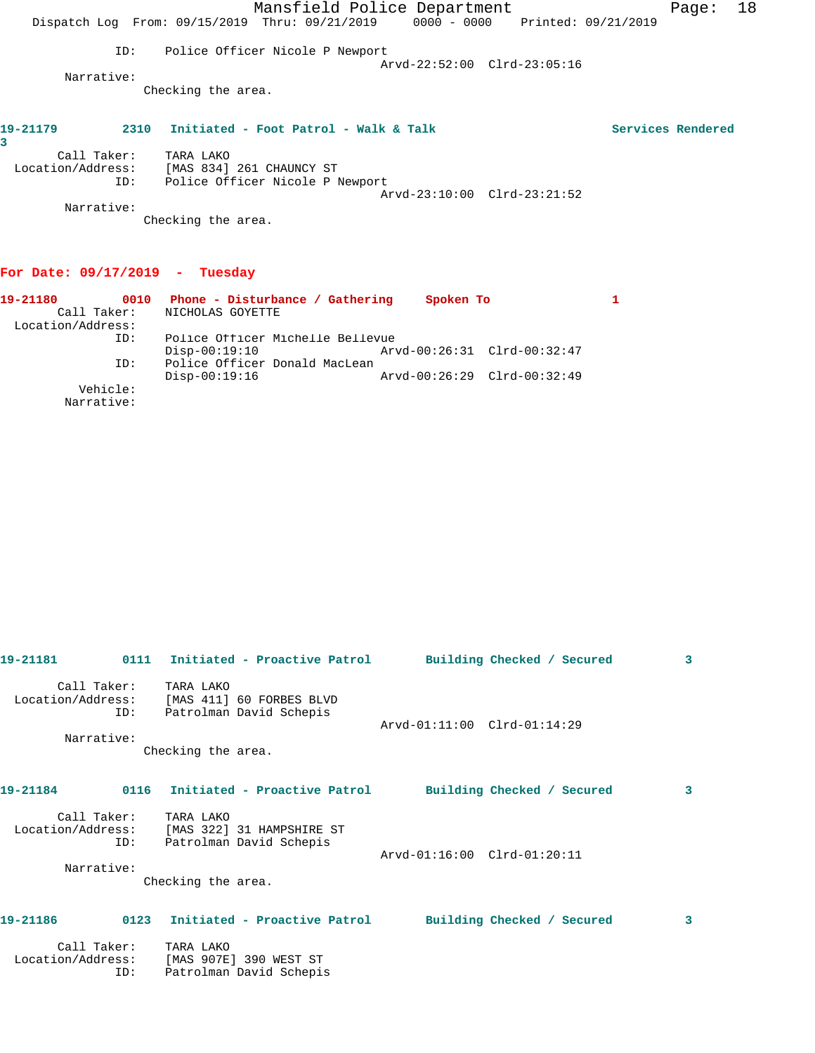ID: Police Officer Nicole P Newport
Arvd-22:52:00 Clrd-23:05:16

Narrative:
Checking the area.

**19-21179 2310 Initiated - Foot Patrol - Walk & Talk Services Rendered 3**

Call Taker: TARA LAKO
Location/Address: [MAS 834] 261 CHAUNCY ST
ID: Police Officer Nicole P Newport
Arvd-23:10:00 Clrd-23:21:52

Narrative:
Checking the area.

## For Date: 09/17/2019 - Tuesday

**19-21180 0010 Phone - Disturbance / Gathering Spoken To 1**

Call Taker: NICHOLAS GOYETTE
Location/Address:
ID: Police Officer Michelle Bellevue
Disp-00:19:10 Arvd-00:26:31 Clrd-00:32:47
ID: Police Officer Donald MacLean
Disp-00:19:16 Arvd-00:26:29 Clrd-00:32:49
Vehicle:
Narrative:

**19-21181 0111 Initiated - Proactive Patrol Building Checked / Secured 3**

Call Taker: TARA LAKO
Location/Address: [MAS 411] 60 FORBES BLVD
ID: Patrolman David Schepis
Arvd-01:11:00 Clrd-01:14:29

Narrative:
Checking the area.

**19-21184 0116 Initiated - Proactive Patrol Building Checked / Secured 3**

Call Taker: TARA LAKO
Location/Address: [MAS 322] 31 HAMPSHIRE ST
ID: Patrolman David Schepis
Arvd-01:16:00 Clrd-01:20:11

Narrative:
Checking the area.

**19-21186 0123 Initiated - Proactive Patrol Building Checked / Secured 3**

Call Taker: TARA LAKO
Location/Address: [MAS 907E] 390 WEST ST
ID: Patrolman David Schepis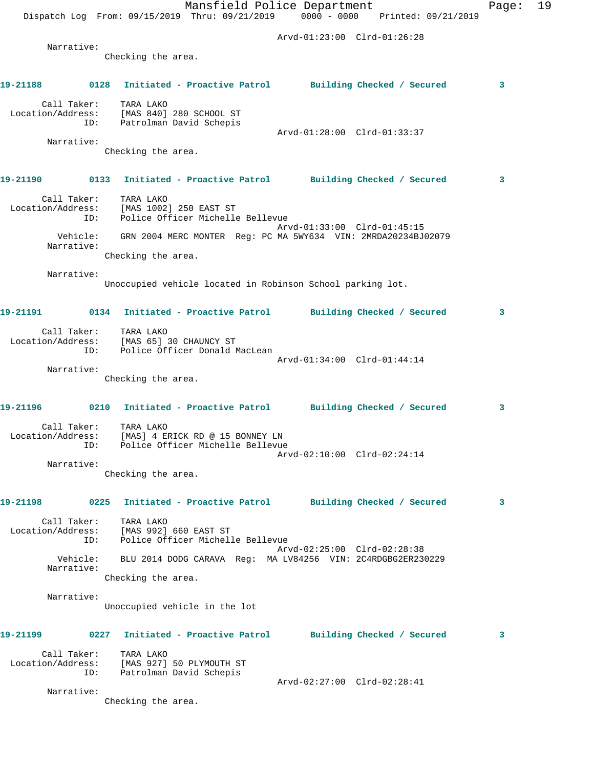Arvd-01:23:00 Clrd-01:26:28

Narrative:
Checking the area.

**19-21188 0128 Initiated - Proactive Patrol Building Checked / Secured 3**

Call Taker: TARA LAKO
Location/Address: [MAS 840] 280 SCHOOL ST
ID: Patrolman David Schepis
Arvd-01:28:00 Clrd-01:33:37
Narrative:
Checking the area.

**19-21190 0133 Initiated - Proactive Patrol Building Checked / Secured 3**

Call Taker: TARA LAKO
Location/Address: [MAS 1002] 250 EAST ST
ID: Police Officer Michelle Bellevue
Arvd-01:33:00 Clrd-01:45:15
Vehicle: GRN 2004 MERC MONTER Reg: PC MA 5WY634 VIN: 2MRDA20234BJ02079
Narrative:
Checking the area.

Narrative:
Unoccupied vehicle located in Robinson School parking lot.

**19-21191 0134 Initiated - Proactive Patrol Building Checked / Secured 3**

Call Taker: TARA LAKO
Location/Address: [MAS 65] 30 CHAUNCY ST
ID: Police Officer Donald MacLean
Arvd-01:34:00 Clrd-01:44:14
Narrative:
Checking the area.

**19-21196 0210 Initiated - Proactive Patrol Building Checked / Secured 3**

Call Taker: TARA LAKO
Location/Address: [MAS] 4 ERICK RD @ 15 BONNEY LN
ID: Police Officer Michelle Bellevue
Arvd-02:10:00 Clrd-02:24:14
Narrative:
Checking the area.

**19-21198 0225 Initiated - Proactive Patrol Building Checked / Secured 3**

Call Taker: TARA LAKO
Location/Address: [MAS 992] 660 EAST ST
ID: Police Officer Michelle Bellevue
Arvd-02:25:00 Clrd-02:28:38
Vehicle: BLU 2014 DODG CARAVA Reg: MA LV84256 VIN: 2C4RDGBG2ER230229
Narrative:
Checking the area.

Narrative:
Unoccupied vehicle in the lot

**19-21199 0227 Initiated - Proactive Patrol Building Checked / Secured 3**

Call Taker: TARA LAKO
Location/Address: [MAS 927] 50 PLYMOUTH ST
ID: Patrolman David Schepis
Arvd-02:27:00 Clrd-02:28:41
Narrative:
Checking the area.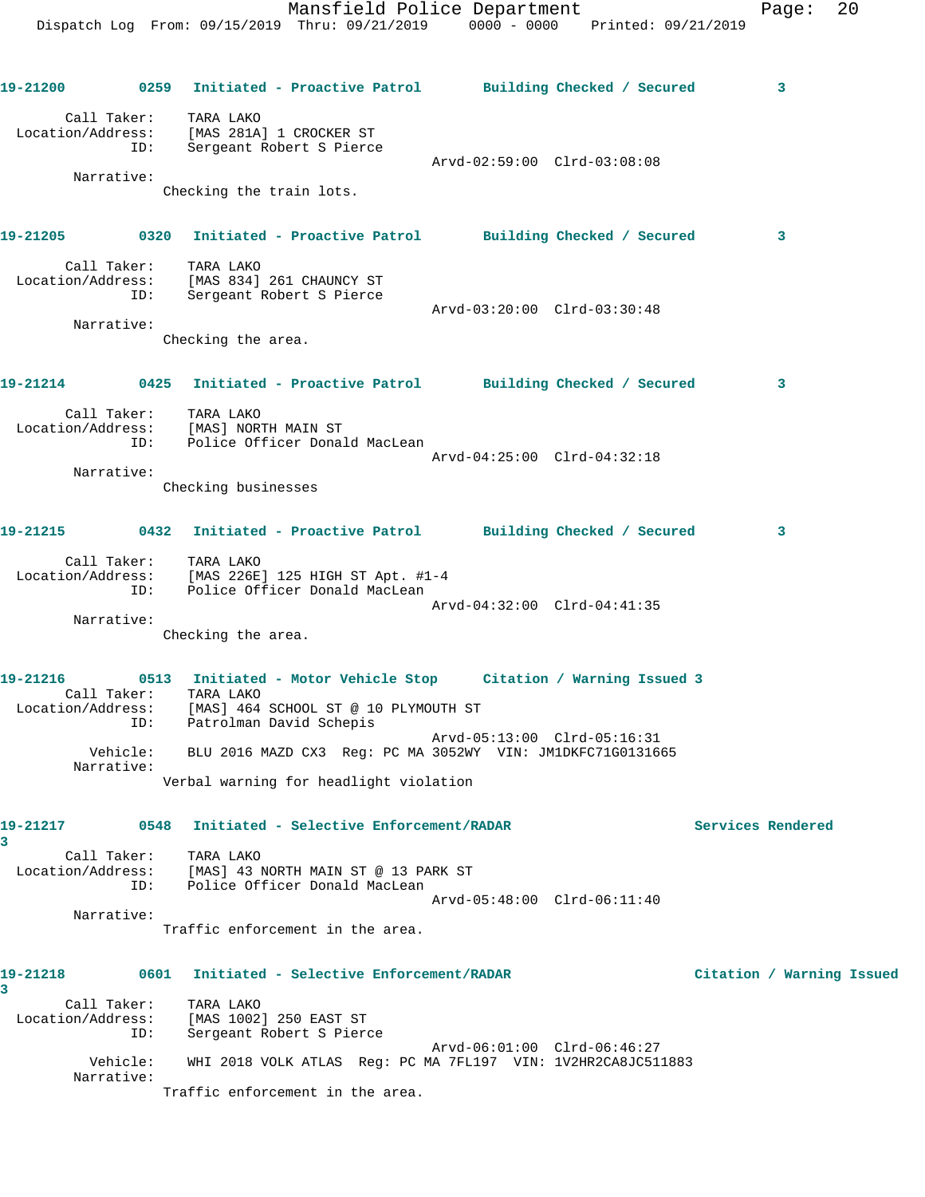**19-21200** 0259 **Initiated - Proactive Patrol** **Building Checked / Secured** 3

Call Taker: TARA LAKO
Location/Address: [MAS 281A] 1 CROCKER ST
ID: Sergeant Robert S Pierce
Arvd-02:59:00 Clrd-03:08:08
Narrative:
Checking the train lots.

**19-21205** 0320 **Initiated - Proactive Patrol** **Building Checked / Secured** 3

Call Taker: TARA LAKO
Location/Address: [MAS 834] 261 CHAUNCY ST
ID: Sergeant Robert S Pierce
Arvd-03:20:00 Clrd-03:30:48
Narrative:
Checking the area.

**19-21214** 0425 **Initiated - Proactive Patrol** **Building Checked / Secured** 3

Call Taker: TARA LAKO
Location/Address: [MAS] NORTH MAIN ST
ID: Police Officer Donald MacLean
Arvd-04:25:00 Clrd-04:32:18
Narrative:
Checking businesses

**19-21215** 0432 **Initiated - Proactive Patrol** **Building Checked / Secured** 3

Call Taker: TARA LAKO
Location/Address: [MAS 226E] 125 HIGH ST Apt. #1-4
ID: Police Officer Donald MacLean
Arvd-04:32:00 Clrd-04:41:35
Narrative:
Checking the area.

**19-21216** 0513 **Initiated - Motor Vehicle Stop** **Citation / Warning Issued** 3

Call Taker: TARA LAKO
Location/Address: [MAS] 464 SCHOOL ST @ 10 PLYMOUTH ST
ID: Patrolman David Schepis
Arvd-05:13:00 Clrd-05:16:31
Vehicle: BLU 2016 MAZD CX3 Reg: PC MA 3052WY VIN: JM1DKFC71G0131665
Narrative:
Verbal warning for headlight violation

**19-21217** 0548 **Initiated - Selective Enforcement/RADAR** **Services Rendered** 3

Call Taker: TARA LAKO
Location/Address: [MAS] 43 NORTH MAIN ST @ 13 PARK ST
ID: Police Officer Donald MacLean
Arvd-05:48:00 Clrd-06:11:40
Narrative:
Traffic enforcement in the area.

**19-21218** 0601 **Initiated - Selective Enforcement/RADAR** **Citation / Warning Issued** 3

Call Taker: TARA LAKO
Location/Address: [MAS 1002] 250 EAST ST
ID: Sergeant Robert S Pierce
Arvd-06:01:00 Clrd-06:46:27
Vehicle: WHI 2018 VOLK ATLAS Reg: PC MA 7FL197 VIN: 1V2HR2CA8JC511883
Narrative:
Traffic enforcement in the area.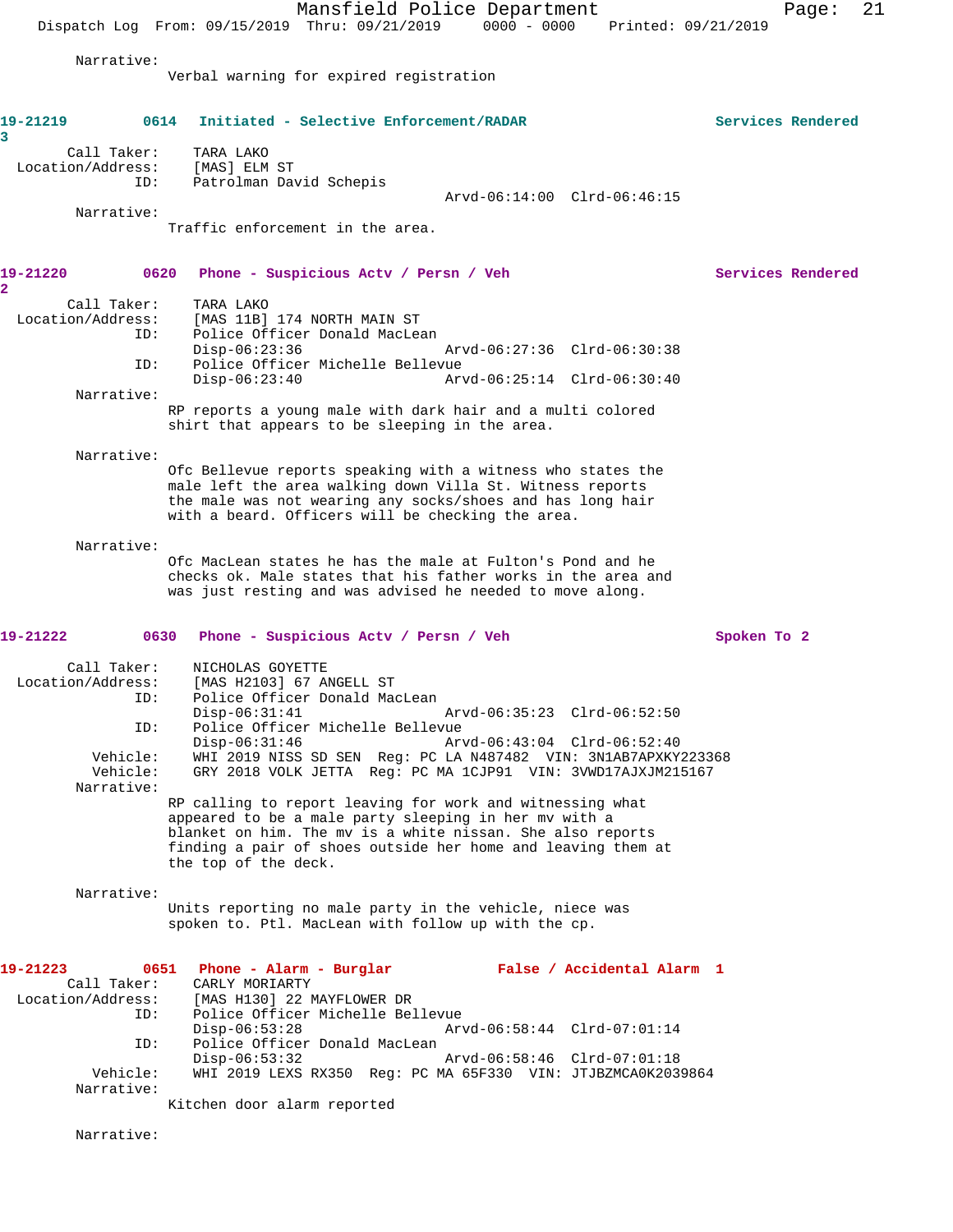Narrative:
Verbal warning for expired registration

**19-21219 0614 Initiated - Selective Enforcement/RADAR Services Rendered 3**

Call Taker: TARA LAKO
Location/Address: [MAS] ELM ST
ID: Patrolman David Schepis
Arvd-06:14:00 Clrd-06:46:15

Narrative:
Traffic enforcement in the area.

**19-21220 0620 Phone - Suspicious Actv / Persn / Veh Services Rendered 2**

Call Taker: TARA LAKO
Location/Address: [MAS 11B] 174 NORTH MAIN ST
ID: Police Officer Donald MacLean
Disp-06:23:36 Arvd-06:27:36 Clrd-06:30:38
ID: Police Officer Michelle Bellevue
Disp-06:23:40 Arvd-06:25:14 Clrd-06:30:40

Narrative:
RP reports a young male with dark hair and a multi colored shirt that appears to be sleeping in the area.

Narrative:
Ofc Bellevue reports speaking with a witness who states the male left the area walking down Villa St. Witness reports the male was not wearing any socks/shoes and has long hair with a beard. Officers will be checking the area.

Narrative:
Ofc MacLean states he has the male at Fulton's Pond and he checks ok. Male states that his father works in the area and was just resting and was advised he needed to move along.

**19-21222 0630 Phone - Suspicious Actv / Persn / Veh Spoken To 2**

Call Taker: NICHOLAS GOYETTE
Location/Address: [MAS H2103] 67 ANGELL ST
ID: Police Officer Donald MacLean
Disp-06:31:41 Arvd-06:35:23 Clrd-06:52:50
ID: Police Officer Michelle Bellevue
Disp-06:31:46 Arvd-06:43:04 Clrd-06:52:40
Vehicle: WHI 2019 NISS SD SEN Reg: PC LA N487482 VIN: 3N1AB7APXKY223368
Vehicle: GRY 2018 VOLK JETTA Reg: PC MA 1CJP91 VIN: 3VWD17AJXJM215167

Narrative:
RP calling to report leaving for work and witnessing what appeared to be a male party sleeping in her mv with a blanket on him. The mv is a white nissan. She also reports finding a pair of shoes outside her home and leaving them at the top of the deck.

Narrative:
Units reporting no male party in the vehicle, niece was spoken to. Ptl. MacLean with follow up with the cp.

**19-21223 0651 Phone - Alarm - Burglar False / Accidental Alarm 1**

Call Taker: CARLY MORIARTY
Location/Address: [MAS H130] 22 MAYFLOWER DR
ID: Police Officer Michelle Bellevue
Disp-06:53:28 Arvd-06:58:44 Clrd-07:01:14
ID: Police Officer Donald MacLean
Disp-06:53:32 Arvd-06:58:46 Clrd-07:01:18
Vehicle: WHI 2019 LEXS RX350 Reg: PC MA 65F330 VIN: JTJBZMCA0K2039864

Narrative:
Kitchen door alarm reported

Narrative: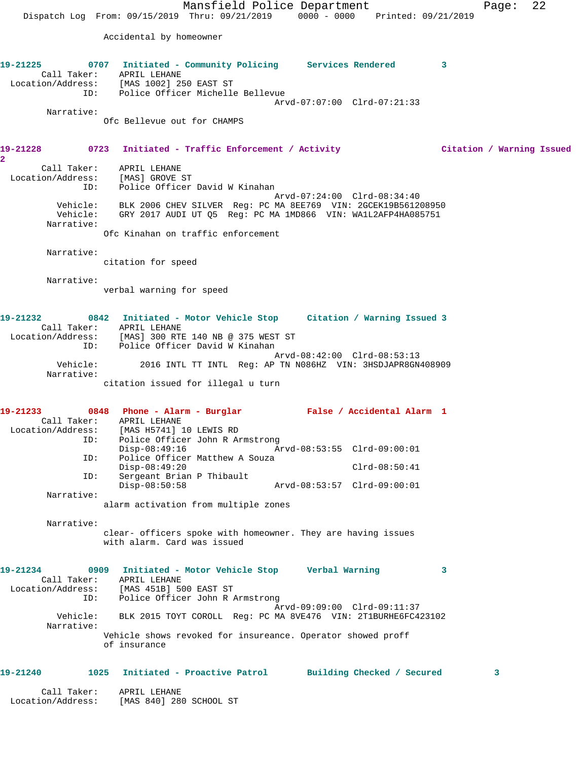Accidental by homeowner

**19-21225 0707 Initiated - Community Policing Services Rendered 3**

Call Taker: APRIL LEHANE
Location/Address: [MAS 1002] 250 EAST ST
ID: Police Officer Michelle Bellevue
Arvd-07:07:00 Clrd-07:21:33
Narrative:
Ofc Bellevue out for CHAMPS

**19-21228 0723 Initiated - Traffic Enforcement / Activity Citation / Warning Issued 2**

Call Taker: APRIL LEHANE
Location/Address: [MAS] GROVE ST
ID: Police Officer David W Kinahan
Arvd-07:24:00 Clrd-08:34:40
Vehicle: BLK 2006 CHEV SILVER Reg: PC MA 8EE769 VIN: 2GCEK19B561208950
Vehicle: GRY 2017 AUDI UT Q5 Reg: PC MA 1MD866 VIN: WA1L2AFP4HA085751
Narrative:
Ofc Kinahan on traffic enforcement

Narrative:
citation for speed

Narrative:
verbal warning for speed

**19-21232 0842 Initiated - Motor Vehicle Stop Citation / Warning Issued 3**

Call Taker: APRIL LEHANE
Location/Address: [MAS] 300 RTE 140 NB @ 375 WEST ST
ID: Police Officer David W Kinahan
Arvd-08:42:00 Clrd-08:53:13
Vehicle: 2016 INTL TT INTL Reg: AP TN N086HZ VIN: 3HSDJAPR8GN408909
Narrative:
citation issued for illegal u turn

**19-21233 0848 Phone - Alarm - Burglar False / Accidental Alarm 1**

Call Taker: APRIL LEHANE
Location/Address: [MAS H5741] 10 LEWIS RD
ID: Police Officer John R Armstrong
Disp-08:49:16 Arvd-08:53:55 Clrd-09:00:01
ID: Police Officer Matthew A Souza
Disp-08:49:20 Clrd-08:50:41
ID: Sergeant Brian P Thibault
Disp-08:50:58 Arvd-08:53:57 Clrd-09:00:01
Narrative:
alarm activation from multiple zones

Narrative:
clear- officers spoke with homeowner. They are having issues with alarm. Card was issued

**19-21234 0909 Initiated - Motor Vehicle Stop Verbal Warning 3**

Call Taker: APRIL LEHANE
Location/Address: [MAS 451B] 500 EAST ST
ID: Police Officer John R Armstrong
Arvd-09:09:00 Clrd-09:11:37
Vehicle: BLK 2015 TOYT COROLL Reg: PC MA 8VE476 VIN: 2T1BURHE6FC423102
Narrative:
Vehicle shows revoked for insureance. Operator showed proff of insurance

**19-21240 1025 Initiated - Proactive Patrol Building Checked / Secured 3**

Call Taker: APRIL LEHANE
Location/Address: [MAS 840] 280 SCHOOL ST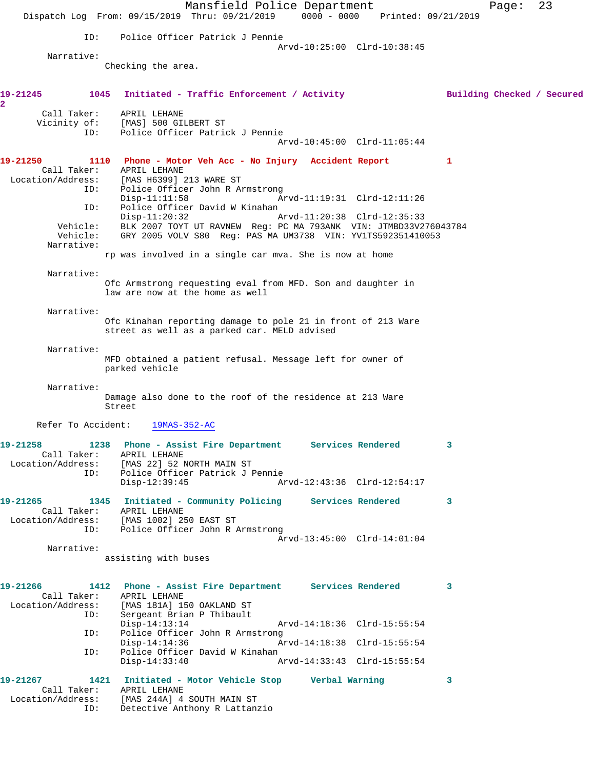ID: Police Officer Patrick J Pennie
Arvd-10:25:00 Clrd-10:38:45

Narrative:
Checking the area.

**19-21245 1045 Initiated - Traffic Enforcement / Activity Building Checked / Secured 2**

Call Taker: APRIL LEHANE
Vicinity of: [MAS] 500 GILBERT ST
ID: Police Officer Patrick J Pennie
Arvd-10:45:00 Clrd-11:05:44

**19-21250 1110 Phone - Motor Veh Acc - No Injury Accident Report 1**

Call Taker: APRIL LEHANE
Location/Address: [MAS H6399] 213 WARE ST
ID: Police Officer John R Armstrong
Disp-11:11:58 Arvd-11:19:31 Clrd-12:11:26
ID: Police Officer David W Kinahan
Disp-11:20:32 Arvd-11:20:38 Clrd-12:35:33
Vehicle: BLK 2007 TOYT UT RAVNEW Reg: PC MA 793ANK VIN: JTMBD33V276043784
Vehicle: GRY 2005 VOLV S80 Reg: PAS MA UM3738 VIN: YV1TS592351410053

Narrative:
rp was involved in a single car mva. She is now at home

Narrative:
Ofc Armstrong requesting eval from MFD. Son and daughter in law are now at the home as well

Narrative:
Ofc Kinahan reporting damage to pole 21 in front of 213 Ware street as well as a parked car. MELD advised

Narrative:
MFD obtained a patient refusal. Message left for owner of parked vehicle

Narrative:
Damage also done to the roof of the residence at 213 Ware Street

Refer To Accident: 19MAS-352-AC

**19-21258 1238 Phone - Assist Fire Department Services Rendered 3**

Call Taker: APRIL LEHANE
Location/Address: [MAS 22] 52 NORTH MAIN ST
ID: Police Officer Patrick J Pennie
Disp-12:39:45 Arvd-12:43:36 Clrd-12:54:17

**19-21265 1345 Initiated - Community Policing Services Rendered 3**

Call Taker: APRIL LEHANE
Location/Address: [MAS 1002] 250 EAST ST
ID: Police Officer John R Armstrong
Arvd-13:45:00 Clrd-14:01:04

Narrative:
assisting with buses

**19-21266 1412 Phone - Assist Fire Department Services Rendered 3**

Call Taker: APRIL LEHANE
Location/Address: [MAS 181A] 150 OAKLAND ST
ID: Sergeant Brian P Thibault
Disp-14:13:14 Arvd-14:18:36 Clrd-15:55:54
ID: Police Officer John R Armstrong
Disp-14:14:36 Arvd-14:18:38 Clrd-15:55:54
ID: Police Officer David W Kinahan
Disp-14:33:40 Arvd-14:33:43 Clrd-15:55:54

**19-21267 1421 Initiated - Motor Vehicle Stop Verbal Warning 3**

Call Taker: APRIL LEHANE
Location/Address: [MAS 244A] 4 SOUTH MAIN ST
ID: Detective Anthony R Lattanzio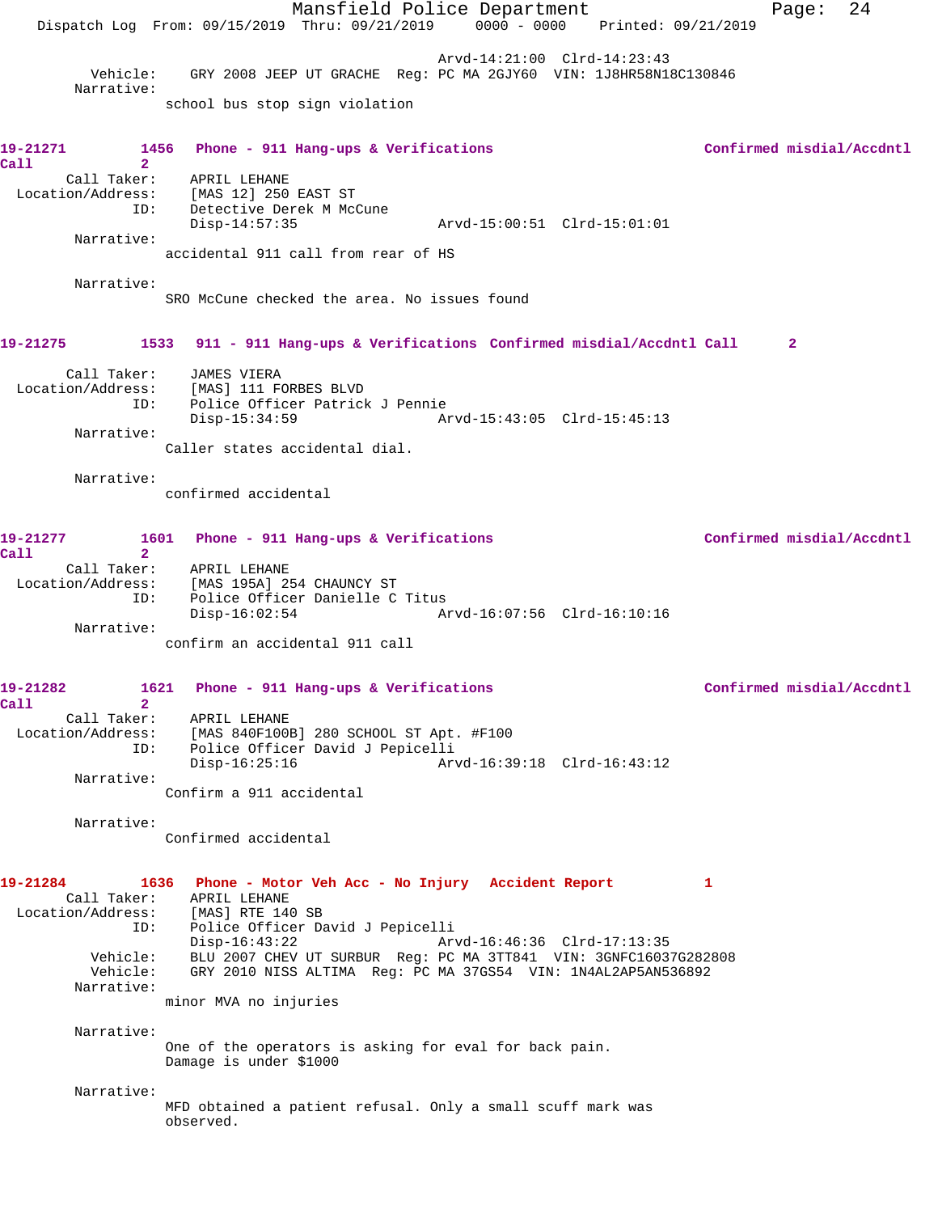Arvd-14:21:00 Clrd-14:23:43
Vehicle: GRY 2008 JEEP UT GRACHE Reg: PC MA 2GJY60 VIN: 1J8HR58N18C130846
Narrative:
school bus stop sign violation

**19-21271 1456 Phone - 911 Hang-ups & Verifications Confirmed misdial/Accdntl Call 2**

Call Taker: APRIL LEHANE
Location/Address: [MAS 12] 250 EAST ST
ID: Detective Derek M McCune
Disp-14:57:35 Arvd-15:00:51 Clrd-15:01:01
Narrative:
accidental 911 call from rear of HS

Narrative:
SRO McCune checked the area. No issues found

**19-21275 1533 911 - 911 Hang-ups & Verifications Confirmed misdial/Accdntl Call 2**

Call Taker: JAMES VIERA
Location/Address: [MAS] 111 FORBES BLVD
ID: Police Officer Patrick J Pennie
Disp-15:34:59 Arvd-15:43:05 Clrd-15:45:13
Narrative:
Caller states accidental dial.

Narrative:
confirmed accidental

**19-21277 1601 Phone - 911 Hang-ups & Verifications Confirmed misdial/Accdntl Call 2**

Call Taker: APRIL LEHANE
Location/Address: [MAS 195A] 254 CHAUNCY ST
ID: Police Officer Danielle C Titus
Disp-16:02:54 Arvd-16:07:56 Clrd-16:10:16
Narrative:
confirm an accidental 911 call

**19-21282 1621 Phone - 911 Hang-ups & Verifications Confirmed misdial/Accdntl Call 2**

Call Taker: APRIL LEHANE
Location/Address: [MAS 840F100B] 280 SCHOOL ST Apt. #F100
ID: Police Officer David J Pepicelli
Disp-16:25:16 Arvd-16:39:18 Clrd-16:43:12
Narrative:
Confirm a 911 accidental

Narrative:
Confirmed accidental

**19-21284 1636 Phone - Motor Veh Acc - No Injury Accident Report 1**

Call Taker: APRIL LEHANE
Location/Address: [MAS] RTE 140 SB
ID: Police Officer David J Pepicelli
Disp-16:43:22 Arvd-16:46:36 Clrd-17:13:35
Vehicle: BLU 2007 CHEV UT SURBUR Reg: PC MA 3TT841 VIN: 3GNFC16037G282808
Vehicle: GRY 2010 NISS ALTIMA Reg: PC MA 37GS54 VIN: 1N4AL2AP5AN536892
Narrative:
minor MVA no injuries

Narrative:
One of the operators is asking for eval for back pain.
Damage is under $1000

Narrative:
MFD obtained a patient refusal. Only a small scuff mark was observed.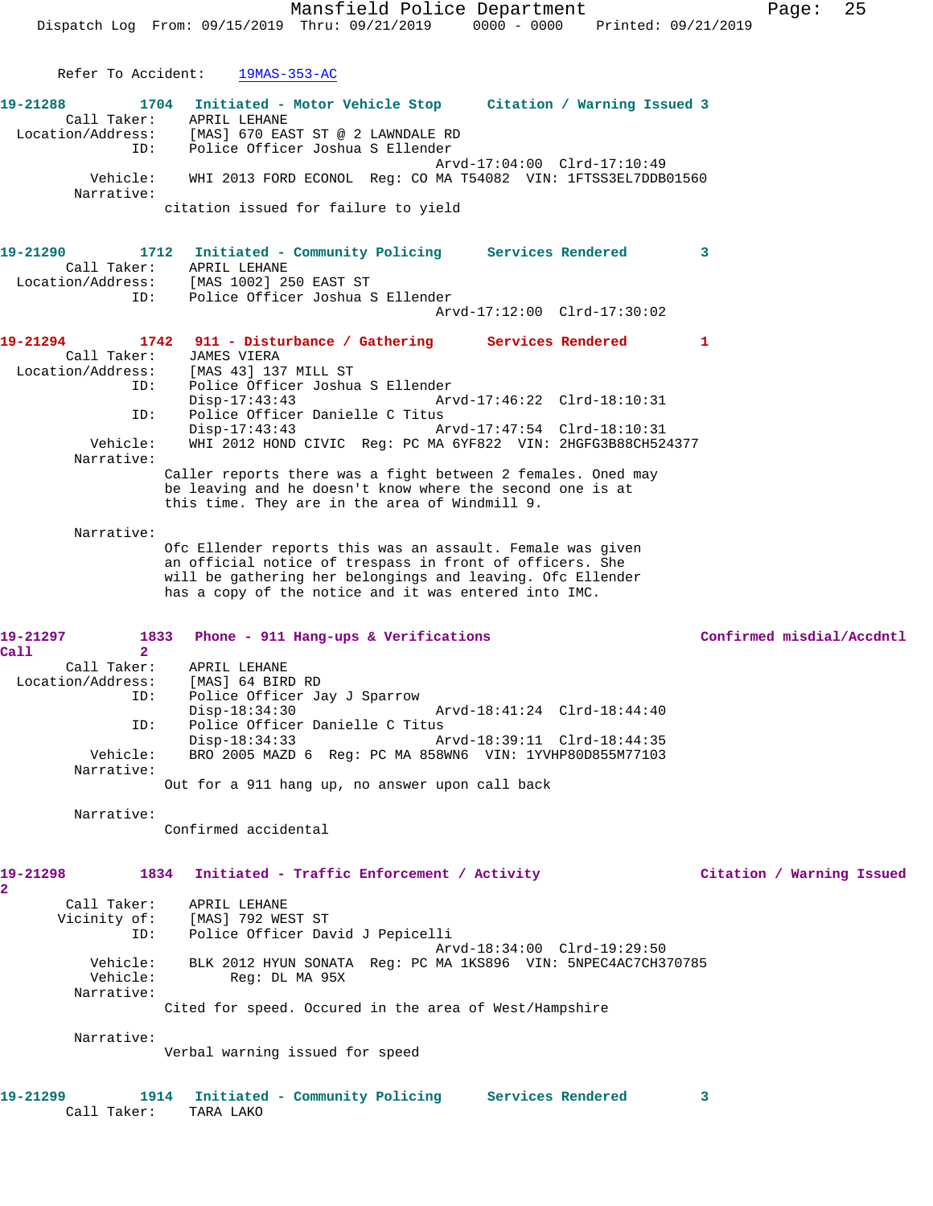Refer To Accident: 19MAS-353-AC

**19-21288** 1704 Initiated - Motor Vehicle Stop Citation / Warning Issued 3
Call Taker: APRIL LEHANE
Location/Address: [MAS] 670 EAST ST @ 2 LAWNDALE RD
ID: Police Officer Joshua S Ellender
Arvd-17:04:00 Clrd-17:10:49
Vehicle: WHI 2013 FORD ECONOL Reg: CO MA T54082 VIN: 1FTSS3EL7DDB01560
Narrative:
citation issued for failure to yield

**19-21290** 1712 Initiated - Community Policing Services Rendered 3
Call Taker: APRIL LEHANE
Location/Address: [MAS 1002] 250 EAST ST
ID: Police Officer Joshua S Ellender
Arvd-17:12:00 Clrd-17:30:02

**19-21294** 1742 911 - Disturbance / Gathering Services Rendered 1
Call Taker: JAMES VIERA
Location/Address: [MAS 43] 137 MILL ST
ID: Police Officer Joshua S Ellender
Disp-17:43:43 Arvd-17:46:22 Clrd-18:10:31
ID: Police Officer Danielle C Titus
Disp-17:43:43 Arvd-17:47:54 Clrd-18:10:31
Vehicle: WHI 2012 HOND CIVIC Reg: PC MA 6YF822 VIN: 2HGFG3B88CH524377
Narrative:
Caller reports there was a fight between 2 females. Oned may be leaving and he doesn't know where the second one is at this time. They are in the area of Windmill 9.

Narrative:
Ofc Ellender reports this was an assault. Female was given an official notice of trespass in front of officers. She will be gathering her belongings and leaving. Ofc Ellender has a copy of the notice and it was entered into IMC.

**19-21297** 1833 Phone - 911 Hang-ups & Verifications Confirmed misdial/Accdntl Call 2
Call Taker: APRIL LEHANE
Location/Address: [MAS] 64 BIRD RD
ID: Police Officer Jay J Sparrow
Disp-18:34:30 Arvd-18:41:24 Clrd-18:44:40
ID: Police Officer Danielle C Titus
Disp-18:34:33 Arvd-18:39:11 Clrd-18:44:35
Vehicle: BRO 2005 MAZD 6 Reg: PC MA 858WN6 VIN: 1YVHP80D855M77103
Narrative:
Out for a 911 hang up, no answer upon call back

Narrative:
Confirmed accidental

**19-21298** 1834 Initiated - Traffic Enforcement / Activity Citation / Warning Issued 2
Call Taker: APRIL LEHANE
Vicinity of: [MAS] 792 WEST ST
ID: Police Officer David J Pepicelli
Arvd-18:34:00 Clrd-19:29:50
Vehicle: BLK 2012 HYUN SONATA Reg: PC MA 1KS896 VIN: 5NPEC4AC7CH370785
Vehicle: Reg: DL MA 95X
Narrative:
Cited for speed. Occured in the area of West/Hampshire

Narrative:
Verbal warning issued for speed

**19-21299** 1914 Initiated - Community Policing Services Rendered 3
Call Taker: TARA LAKO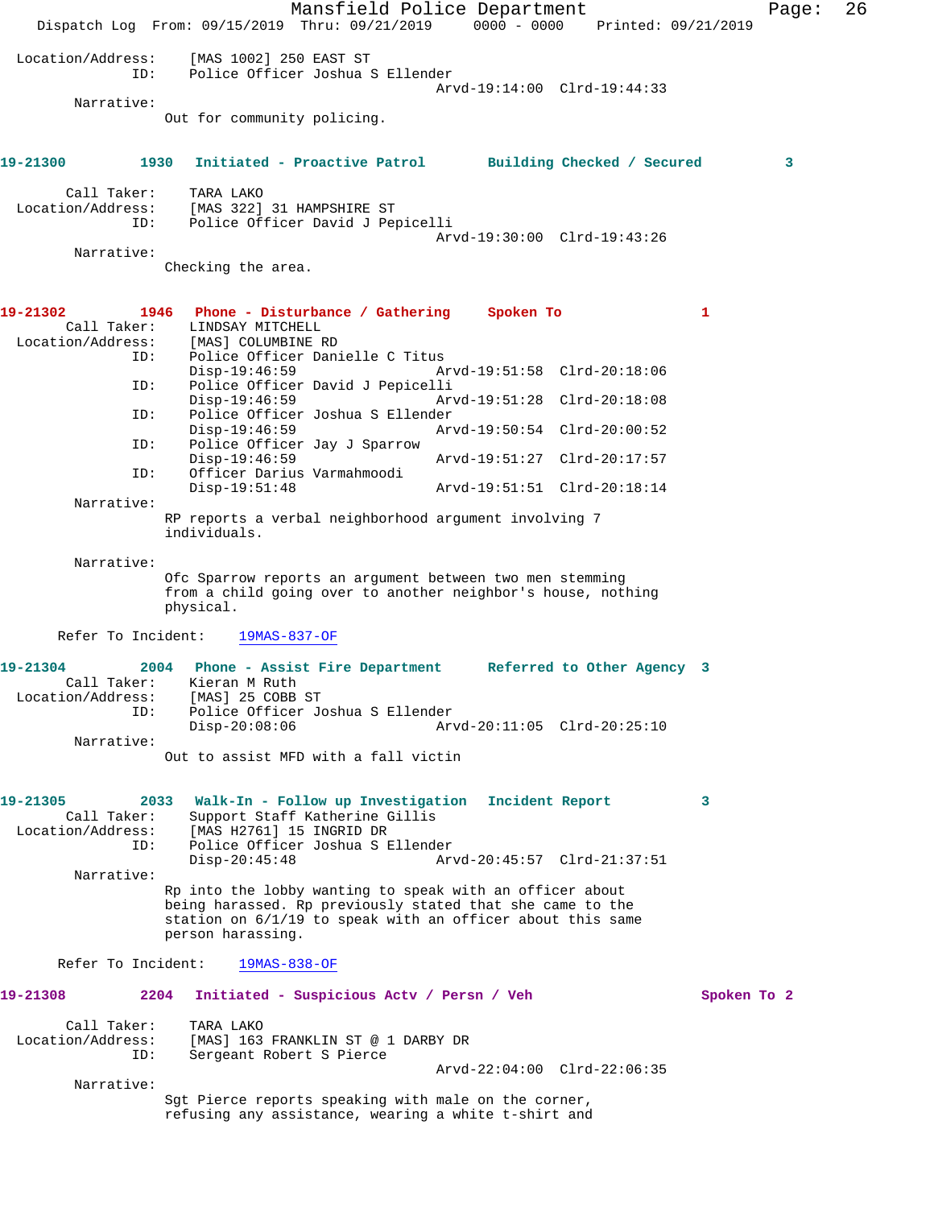Location/Address: [MAS 1002] 250 EAST ST
ID: Police Officer Joshua S Ellender
Arvd-19:14:00 Clrd-19:44:33

Narrative:
Out for community policing.

**19-21300 1930 Initiated - Proactive Patrol Building Checked / Secured 3**

Call Taker: TARA LAKO
Location/Address: [MAS 322] 31 HAMPSHIRE ST
ID: Police Officer David J Pepicelli
Arvd-19:30:00 Clrd-19:43:26

Narrative:
Checking the area.

**19-21302 1946 Phone - Disturbance / Gathering Spoken To 1**

Call Taker: LINDSAY MITCHELL
Location/Address: [MAS] COLUMBINE RD
ID: Police Officer Danielle C Titus
Disp-19:46:59 Arvd-19:51:58 Clrd-20:18:06
ID: Police Officer David J Pepicelli
Disp-19:46:59 Arvd-19:51:28 Clrd-20:18:08
ID: Police Officer Joshua S Ellender
Disp-19:46:59 Arvd-19:50:54 Clrd-20:00:52
ID: Police Officer Jay J Sparrow
Disp-19:46:59 Arvd-19:51:27 Clrd-20:17:57
ID: Officer Darius Varmahmoodi
Disp-19:51:48 Arvd-19:51:51 Clrd-20:18:14

Narrative:
RP reports a verbal neighborhood argument involving 7 individuals.

Narrative:
Ofc Sparrow reports an argument between two men stemming from a child going over to another neighbor's house, nothing physical.

Refer To Incident: 19MAS-837-OF

**19-21304 2004 Phone - Assist Fire Department Referred to Other Agency 3**

Call Taker: Kieran M Ruth
Location/Address: [MAS] 25 COBB ST
ID: Police Officer Joshua S Ellender
Disp-20:08:06 Arvd-20:11:05 Clrd-20:25:10

Narrative:
Out to assist MFD with a fall victin

**19-21305 2033 Walk-In - Follow up Investigation Incident Report 3**

Call Taker: Support Staff Katherine Gillis
Location/Address: [MAS H2761] 15 INGRID DR
ID: Police Officer Joshua S Ellender
Disp-20:45:48 Arvd-20:45:57 Clrd-21:37:51

Narrative:
Rp into the lobby wanting to speak with an officer about being harassed. Rp previously stated that she came to the station on 6/1/19 to speak with an officer about this same person harassing.

Refer To Incident: 19MAS-838-OF

**19-21308 2204 Initiated - Suspicious Actv / Persn / Veh Spoken To 2**

Call Taker: TARA LAKO
Location/Address: [MAS] 163 FRANKLIN ST @ 1 DARBY DR
ID: Sergeant Robert S Pierce
Arvd-22:04:00 Clrd-22:06:35

Narrative:
Sgt Pierce reports speaking with male on the corner, refusing any assistance, wearing a white t-shirt and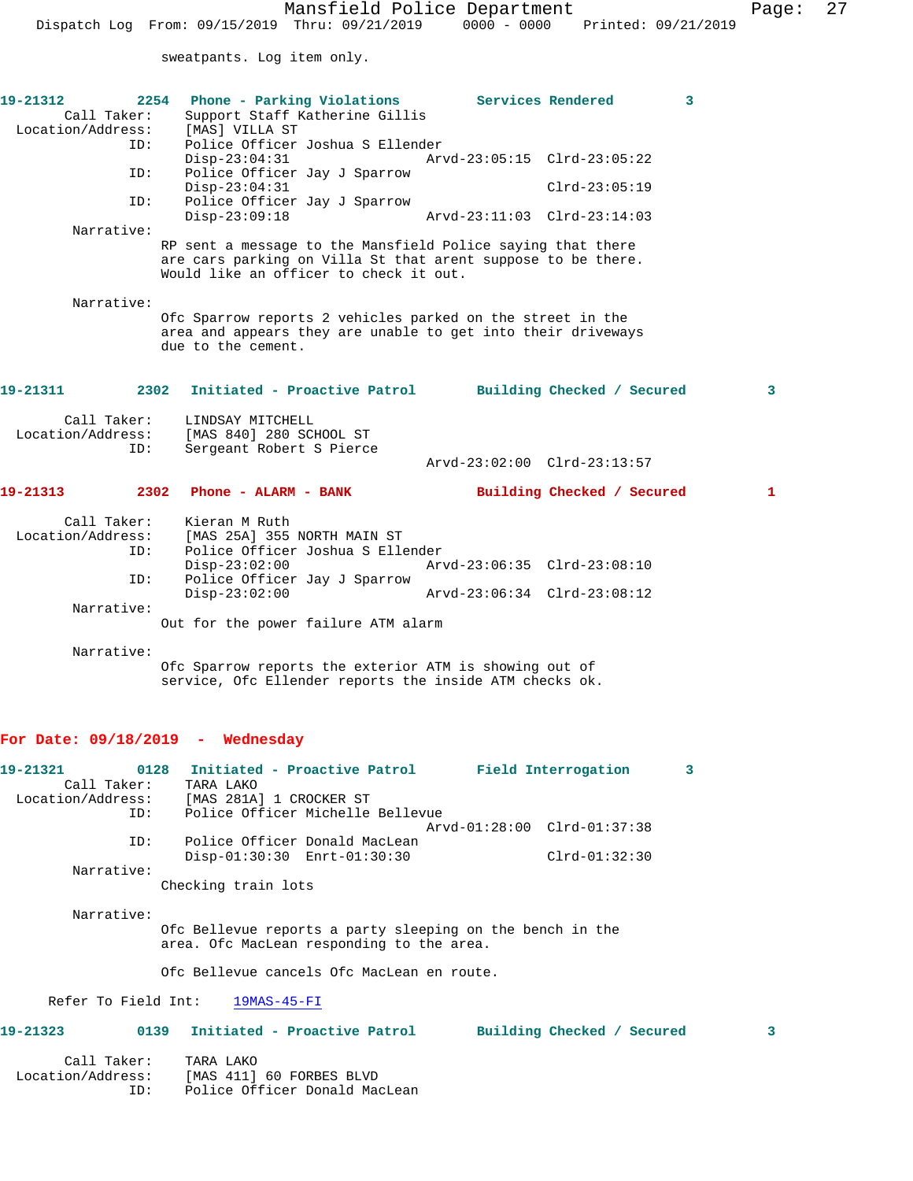sweatpants. Log item only.

**19-21312** 2254 **Phone - Parking Violations** **Services Rendered** 3

Call Taker: Support Staff Katherine Gillis
Location/Address: [MAS] VILLA ST
ID: Police Officer Joshua S Ellender
Disp-23:04:31 Arvd-23:05:15 Clrd-23:05:22
ID: Police Officer Jay J Sparrow
Disp-23:04:31 Clrd-23:05:19
ID: Police Officer Jay J Sparrow
Disp-23:09:18 Arvd-23:11:03 Clrd-23:14:03

Narrative:
RP sent a message to the Mansfield Police saying that there are cars parking on Villa St that arent suppose to be there. Would like an officer to check it out.

Narrative:
Ofc Sparrow reports 2 vehicles parked on the street in the area and appears they are unable to get into their driveways due to the cement.

**19-21311** 2302 **Initiated - Proactive Patrol** **Building Checked / Secured** 3

Call Taker: LINDSAY MITCHELL
Location/Address: [MAS 840] 280 SCHOOL ST
ID: Sergeant Robert S Pierce
Arvd-23:02:00 Clrd-23:13:57

**19-21313** 2302 **Phone - ALARM - BANK** **Building Checked / Secured** 1

Call Taker: Kieran M Ruth
Location/Address: [MAS 25A] 355 NORTH MAIN ST
ID: Police Officer Joshua S Ellender
Disp-23:02:00 Arvd-23:06:35 Clrd-23:08:10
ID: Police Officer Jay J Sparrow
Disp-23:02:00 Arvd-23:06:34 Clrd-23:08:12

Narrative:
Out for the power failure ATM alarm

Narrative:
Ofc Sparrow reports the exterior ATM is showing out of service, Ofc Ellender reports the inside ATM checks ok.

## For Date: 09/18/2019 - Wednesday

**19-21321** 0128 **Initiated - Proactive Patrol** **Field Interrogation** 3

Call Taker: TARA LAKO
Location/Address: [MAS 281A] 1 CROCKER ST
ID: Police Officer Michelle Bellevue
Arvd-01:28:00 Clrd-01:37:38
ID: Police Officer Donald MacLean
Disp-01:30:30 Enrt-01:30:30 Clrd-01:32:30

Narrative:
Checking train lots

Narrative:
Ofc Bellevue reports a party sleeping on the bench in the area. Ofc MacLean responding to the area.

Ofc Bellevue cancels Ofc MacLean en route.

Refer To Field Int: 19MAS-45-FI

**19-21323** 0139 **Initiated - Proactive Patrol** **Building Checked / Secured** 3

Call Taker: TARA LAKO
Location/Address: [MAS 411] 60 FORBES BLVD
ID: Police Officer Donald MacLean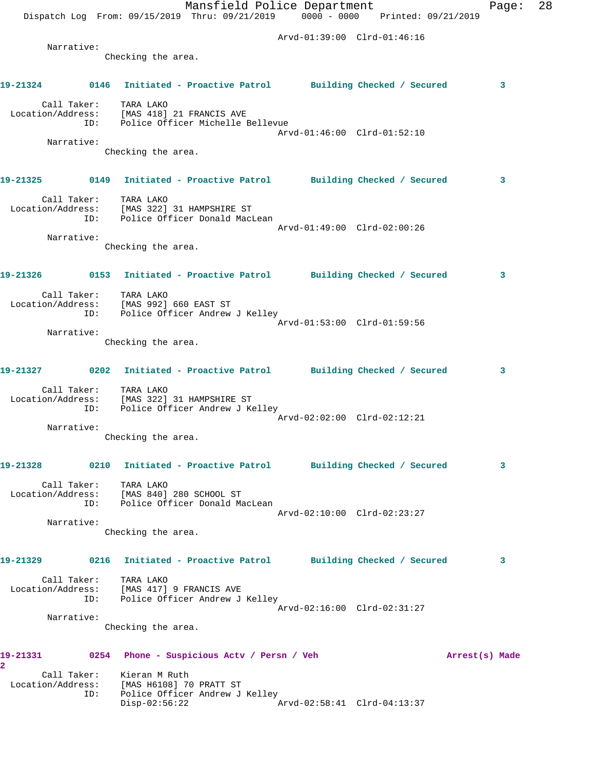Arvd-01:39:00 Clrd-01:46:16

Narrative:
Checking the area.

**19-21324 0146 Initiated - Proactive Patrol Building Checked / Secured 3**

Call Taker: TARA LAKO
Location/Address: [MAS 418] 21 FRANCIS AVE
ID: Police Officer Michelle Bellevue
Arvd-01:46:00 Clrd-01:52:10

Narrative:
Checking the area.

**19-21325 0149 Initiated - Proactive Patrol Building Checked / Secured 3**

Call Taker: TARA LAKO
Location/Address: [MAS 322] 31 HAMPSHIRE ST
ID: Police Officer Donald MacLean
Arvd-01:49:00 Clrd-02:00:26

Narrative:
Checking the area.

**19-21326 0153 Initiated - Proactive Patrol Building Checked / Secured 3**

Call Taker: TARA LAKO
Location/Address: [MAS 992] 660 EAST ST
ID: Police Officer Andrew J Kelley
Arvd-01:53:00 Clrd-01:59:56

Narrative:
Checking the area.

**19-21327 0202 Initiated - Proactive Patrol Building Checked / Secured 3**

Call Taker: TARA LAKO
Location/Address: [MAS 322] 31 HAMPSHIRE ST
ID: Police Officer Andrew J Kelley
Arvd-02:02:00 Clrd-02:12:21

Narrative:
Checking the area.

**19-21328 0210 Initiated - Proactive Patrol Building Checked / Secured 3**

Call Taker: TARA LAKO
Location/Address: [MAS 840] 280 SCHOOL ST
ID: Police Officer Donald MacLean
Arvd-02:10:00 Clrd-02:23:27

Narrative:
Checking the area.

**19-21329 0216 Initiated - Proactive Patrol Building Checked / Secured 3**

Call Taker: TARA LAKO
Location/Address: [MAS 417] 9 FRANCIS AVE
ID: Police Officer Andrew J Kelley
Arvd-02:16:00 Clrd-02:31:27

Narrative:
Checking the area.

**19-21331 0254 Phone - Suspicious Actv / Persn / Veh Arrest(s) Made 2**

Call Taker: Kieran M Ruth
Location/Address: [MAS H6108] 70 PRATT ST
ID: Police Officer Andrew J Kelley
Disp-02:56:22 Arvd-02:58:41 Clrd-04:13:37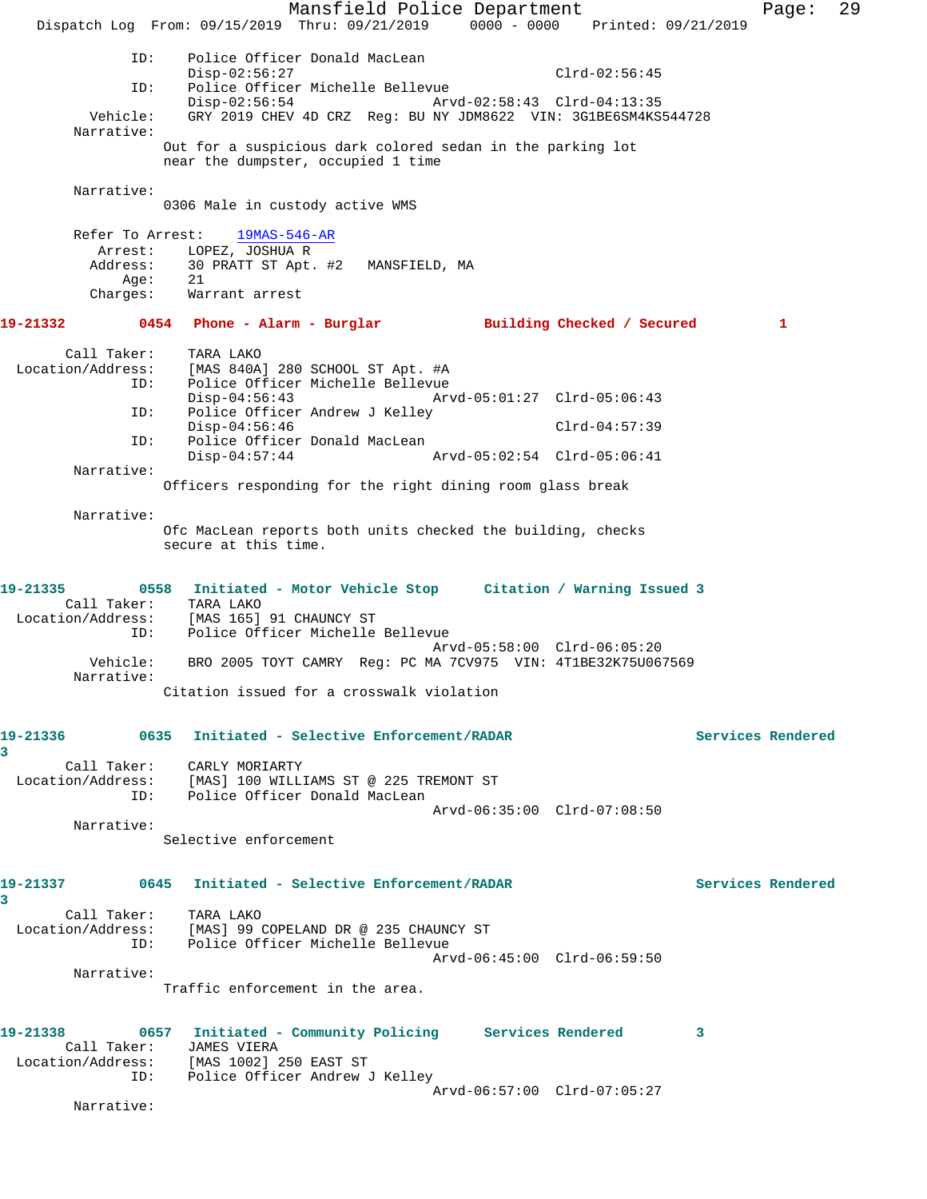```
            ID:    Police Officer Donald MacLean
                   Disp-02:56:27                         Clrd-02:56:45
            ID:    Police Officer Michelle Bellevue
                   Disp-02:56:54              Arvd-02:58:43  Clrd-04:13:35
       Vehicle:    GRY 2019 CHEV 4D CRZ  Reg: BU NY JDM8622  VIN: 3G1BE6SM4KS544728
     Narrative:
                 Out for a suspicious dark colored sedan in the parking lot
                 near the dumpster, occupied 1 time

     Narrative:
                 0306 Male in custody active WMS

     Refer To Arrest:    19MAS-546-AR
         Arrest:    LOPEZ, JOSHUA R
        Address:    30 PRATT ST Apt. #2   MANSFIELD, MA
            Age:    21
        Charges:    Warrant arrest
```

**19-21332 0454 Phone - Alarm - Burglar Building Checked / Secured 1**

```
    Call Taker:    TARA LAKO
Location/Address:  [MAS 840A] 280 SCHOOL ST Apt. #A
            ID:    Police Officer Michelle Bellevue
                   Disp-04:56:43              Arvd-05:01:27  Clrd-05:06:43
            ID:    Police Officer Andrew J Kelley
                   Disp-04:56:46                         Clrd-04:57:39
            ID:    Police Officer Donald MacLean
                   Disp-04:57:44              Arvd-05:02:54  Clrd-05:06:41
     Narrative:
                 Officers responding for the right dining room glass break

     Narrative:
                 Ofc MacLean reports both units checked the building, checks
                 secure at this time.
```

**19-21335 0558 Initiated - Motor Vehicle Stop Citation / Warning Issued 3**

```
    Call Taker:    TARA LAKO
Location/Address:  [MAS 165] 91 CHAUNCY ST
            ID:    Police Officer Michelle Bellevue
                                              Arvd-05:58:00  Clrd-06:05:20
       Vehicle:    BRO 2005 TOYT CAMRY  Reg: PC MA 7CV975  VIN: 4T1BE32K75U067569
     Narrative:
                 Citation issued for a crosswalk violation
```

**19-21336 0635 Initiated - Selective Enforcement/RADAR Services Rendered 3**

```
    Call Taker:    CARLY MORIARTY
Location/Address:  [MAS] 100 WILLIAMS ST @ 225 TREMONT ST
            ID:    Police Officer Donald MacLean
                                              Arvd-06:35:00  Clrd-07:08:50
     Narrative:
                 Selective enforcement
```

**19-21337 0645 Initiated - Selective Enforcement/RADAR Services Rendered 3**

```
    Call Taker:    TARA LAKO
Location/Address:  [MAS] 99 COPELAND DR @ 235 CHAUNCY ST
            ID:    Police Officer Michelle Bellevue
                                              Arvd-06:45:00  Clrd-06:59:50
     Narrative:
                 Traffic enforcement in the area.
```

**19-21338 0657 Initiated - Community Policing Services Rendered 3**

```
    Call Taker:    JAMES VIERA
Location/Address:  [MAS 1002] 250 EAST ST
            ID:    Police Officer Andrew J Kelley
                                              Arvd-06:57:00  Clrd-07:05:27
     Narrative:
```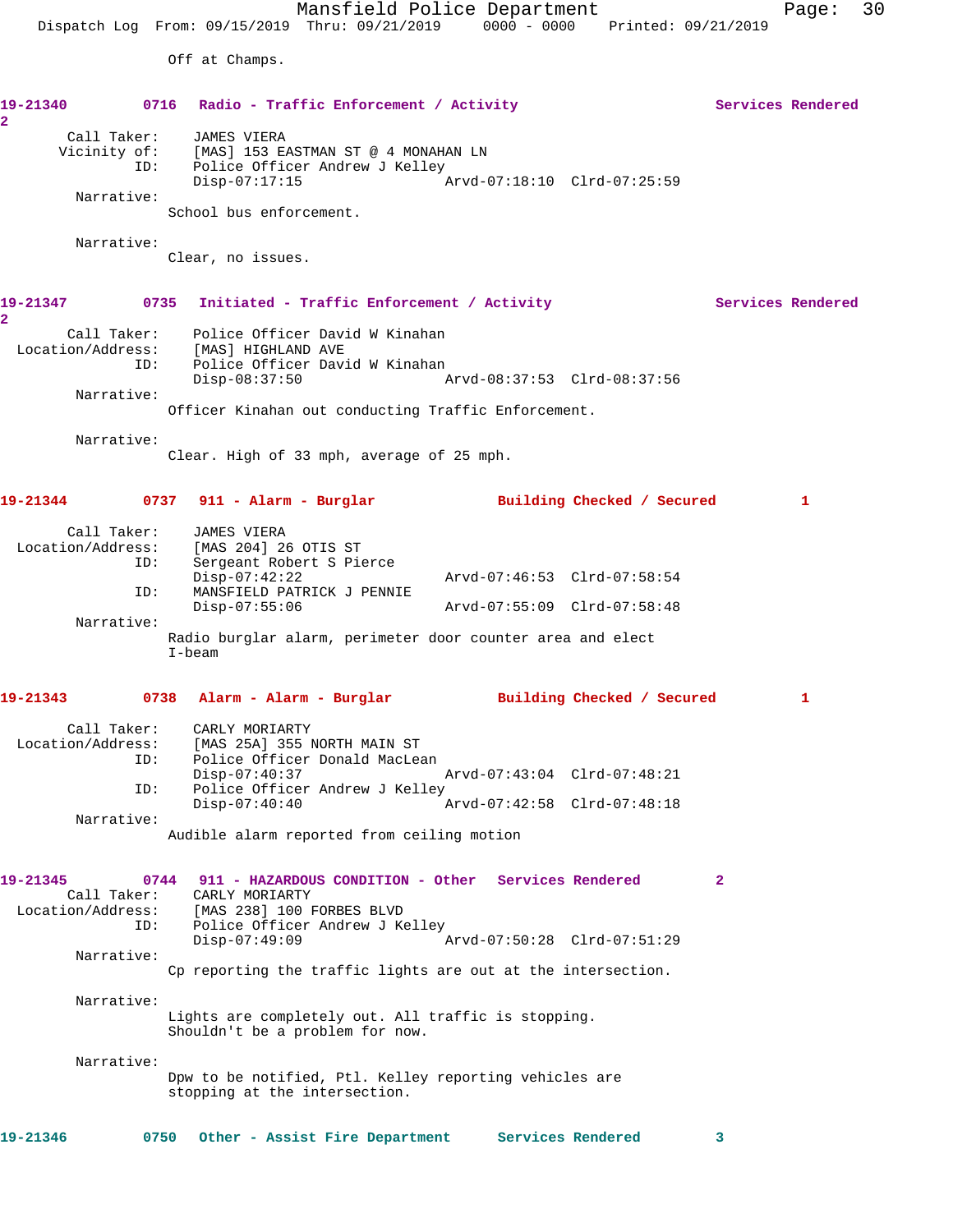Off at Champs.

**19-21340** 0716 Radio - Traffic Enforcement / Activity Services Rendered 2

Call Taker: JAMES VIERA
Vicinity of: [MAS] 153 EASTMAN ST @ 4 MONAHAN LN
ID: Police Officer Andrew J Kelley
Disp-07:17:15 Arvd-07:18:10 Clrd-07:25:59

Narrative:
School bus enforcement.

Narrative:
Clear, no issues.

**19-21347** 0735 Initiated - Traffic Enforcement / Activity Services Rendered 2

Call Taker: Police Officer David W Kinahan
Location/Address: [MAS] HIGHLAND AVE
ID: Police Officer David W Kinahan
Disp-08:37:50 Arvd-08:37:53 Clrd-08:37:56

Narrative:
Officer Kinahan out conducting Traffic Enforcement.

Narrative:
Clear. High of 33 mph, average of 25 mph.

**19-21344** 0737 911 - Alarm - Burglar Building Checked / Secured 1

Call Taker: JAMES VIERA
Location/Address: [MAS 204] 26 OTIS ST
ID: Sergeant Robert S Pierce
Disp-07:42:22 Arvd-07:46:53 Clrd-07:58:54
ID: MANSFIELD PATRICK J PENNIE
Disp-07:55:06 Arvd-07:55:09 Clrd-07:58:48

Narrative:
Radio burglar alarm, perimeter door counter area and elect I-beam

**19-21343** 0738 Alarm - Alarm - Burglar Building Checked / Secured 1

Call Taker: CARLY MORIARTY
Location/Address: [MAS 25A] 355 NORTH MAIN ST
ID: Police Officer Donald MacLean
Disp-07:40:37 Arvd-07:43:04 Clrd-07:48:21
ID: Police Officer Andrew J Kelley
Disp-07:40:40 Arvd-07:42:58 Clrd-07:48:18

Narrative:
Audible alarm reported from ceiling motion

**19-21345** 0744 911 - HAZARDOUS CONDITION - Other Services Rendered 2

Call Taker: CARLY MORIARTY
Location/Address: [MAS 238] 100 FORBES BLVD
ID: Police Officer Andrew J Kelley
Disp-07:49:09 Arvd-07:50:28 Clrd-07:51:29

Narrative:
Cp reporting the traffic lights are out at the intersection.

Narrative:
Lights are completely out. All traffic is stopping. Shouldn't be a problem for now.

Narrative:
Dpw to be notified, Ptl. Kelley reporting vehicles are stopping at the intersection.

**19-21346** 0750 Other - Assist Fire Department Services Rendered 3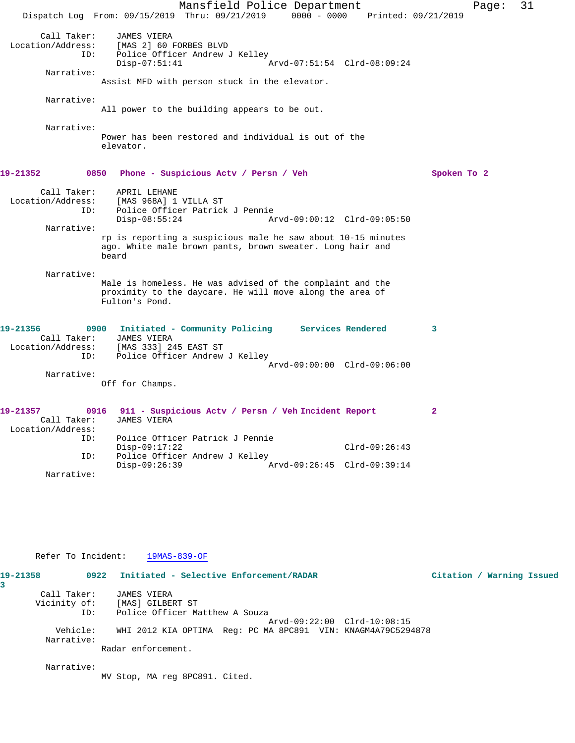Call Taker: JAMES VIERA
Location/Address: [MAS 2] 60 FORBES BLVD
ID: Police Officer Andrew J Kelley
Disp-07:51:41 Arvd-07:51:54 Clrd-08:09:24

Narrative:
Assist MFD with person stuck in the elevator.

Narrative:
All power to the building appears to be out.

Narrative:
Power has been restored and individual is out of the elevator.

**19-21352 0850 Phone - Suspicious Actv / Persn / Veh Spoken To 2**

Call Taker: APRIL LEHANE
Location/Address: [MAS 968A] 1 VILLA ST
ID: Police Officer Patrick J Pennie
Disp-08:55:24 Arvd-09:00:12 Clrd-09:05:50

Narrative:
rp is reporting a suspicious male he saw about 10-15 minutes ago. White male brown pants, brown sweater. Long hair and beard

Narrative:
Male is homeless. He was advised of the complaint and the proximity to the daycare. He will move along the area of Fulton's Pond.

**19-21356 0900 Initiated - Community Policing Services Rendered 3**

Call Taker: JAMES VIERA
Location/Address: [MAS 333] 245 EAST ST
ID: Police Officer Andrew J Kelley
Arvd-09:00:00 Clrd-09:06:00

Narrative:
Off for Champs.

**19-21357 0916 911 - Suspicious Actv / Persn / Veh Incident Report 2**

Call Taker: JAMES VIERA
Location/Address:
ID: Police Officer Patrick J Pennie
Disp-09:17:22 Clrd-09:26:43
ID: Police Officer Andrew J Kelley
Disp-09:26:39 Arvd-09:26:45 Clrd-09:39:14

Narrative:

Refer To Incident: 19MAS-839-OF

**19-21358 0922 Initiated - Selective Enforcement/RADAR Citation / Warning Issued 3**

Call Taker: JAMES VIERA
Vicinity of: [MAS] GILBERT ST
ID: Police Officer Matthew A Souza
Arvd-09:22:00 Clrd-10:08:15
Vehicle: WHI 2012 KIA OPTIMA Reg: PC MA 8PC891 VIN: KNAGM4A79C5294878

Narrative:
Radar enforcement.

Narrative:
MV Stop, MA reg 8PC891. Cited.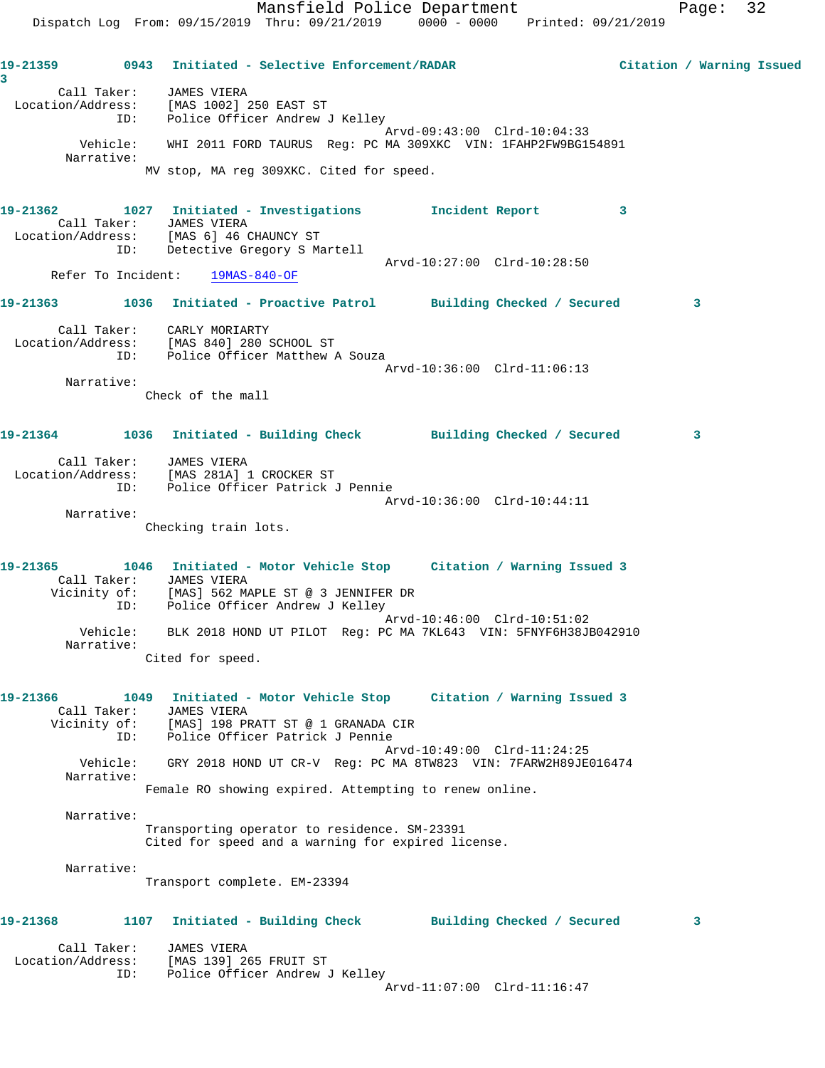**19-21359** 0943 **Initiated - Selective Enforcement/RADAR** **Citation / Warning Issued 3**

Call Taker: JAMES VIERA
Location/Address: [MAS 1002] 250 EAST ST
ID: Police Officer Andrew J Kelley
Arvd-09:43:00 Clrd-10:04:33
Vehicle: WHI 2011 FORD TAURUS Reg: PC MA 309XKC VIN: 1FAHP2FW9BG154891
Narrative:
MV stop, MA reg 309XKC. Cited for speed.

**19-21362** 1027 **Initiated - Investigations** **Incident Report 3**

Call Taker: JAMES VIERA
Location/Address: [MAS 6] 46 CHAUNCY ST
ID: Detective Gregory S Martell
Arvd-10:27:00 Clrd-10:28:50
Refer To Incident: 19MAS-840-OF

**19-21363** 1036 **Initiated - Proactive Patrol** **Building Checked / Secured 3**

Call Taker: CARLY MORIARTY
Location/Address: [MAS 840] 280 SCHOOL ST
ID: Police Officer Matthew A Souza
Arvd-10:36:00 Clrd-11:06:13
Narrative:
Check of the mall

**19-21364** 1036 **Initiated - Building Check** **Building Checked / Secured 3**

Call Taker: JAMES VIERA
Location/Address: [MAS 281A] 1 CROCKER ST
ID: Police Officer Patrick J Pennie
Arvd-10:36:00 Clrd-10:44:11
Narrative:
Checking train lots.

**19-21365** 1046 **Initiated - Motor Vehicle Stop** **Citation / Warning Issued 3**

Call Taker: JAMES VIERA
Vicinity of: [MAS] 562 MAPLE ST @ 3 JENNIFER DR
ID: Police Officer Andrew J Kelley
Arvd-10:46:00 Clrd-10:51:02
Vehicle: BLK 2018 HOND UT PILOT Reg: PC MA 7KL643 VIN: 5FNYF6H38JB042910
Narrative:
Cited for speed.

**19-21366** 1049 **Initiated - Motor Vehicle Stop** **Citation / Warning Issued 3**

Call Taker: JAMES VIERA
Vicinity of: [MAS] 198 PRATT ST @ 1 GRANADA CIR
ID: Police Officer Patrick J Pennie
Arvd-10:49:00 Clrd-11:24:25
Vehicle: GRY 2018 HOND UT CR-V Reg: PC MA 8TW823 VIN: 7FARW2H89JE016474
Narrative:
Female RO showing expired. Attempting to renew online.

Narrative:
Transporting operator to residence. SM-23391
Cited for speed and a warning for expired license.

Narrative:
Transport complete. EM-23394

**19-21368** 1107 **Initiated - Building Check** **Building Checked / Secured 3**

Call Taker: JAMES VIERA
Location/Address: [MAS 139] 265 FRUIT ST
ID: Police Officer Andrew J Kelley
Arvd-11:07:00 Clrd-11:16:47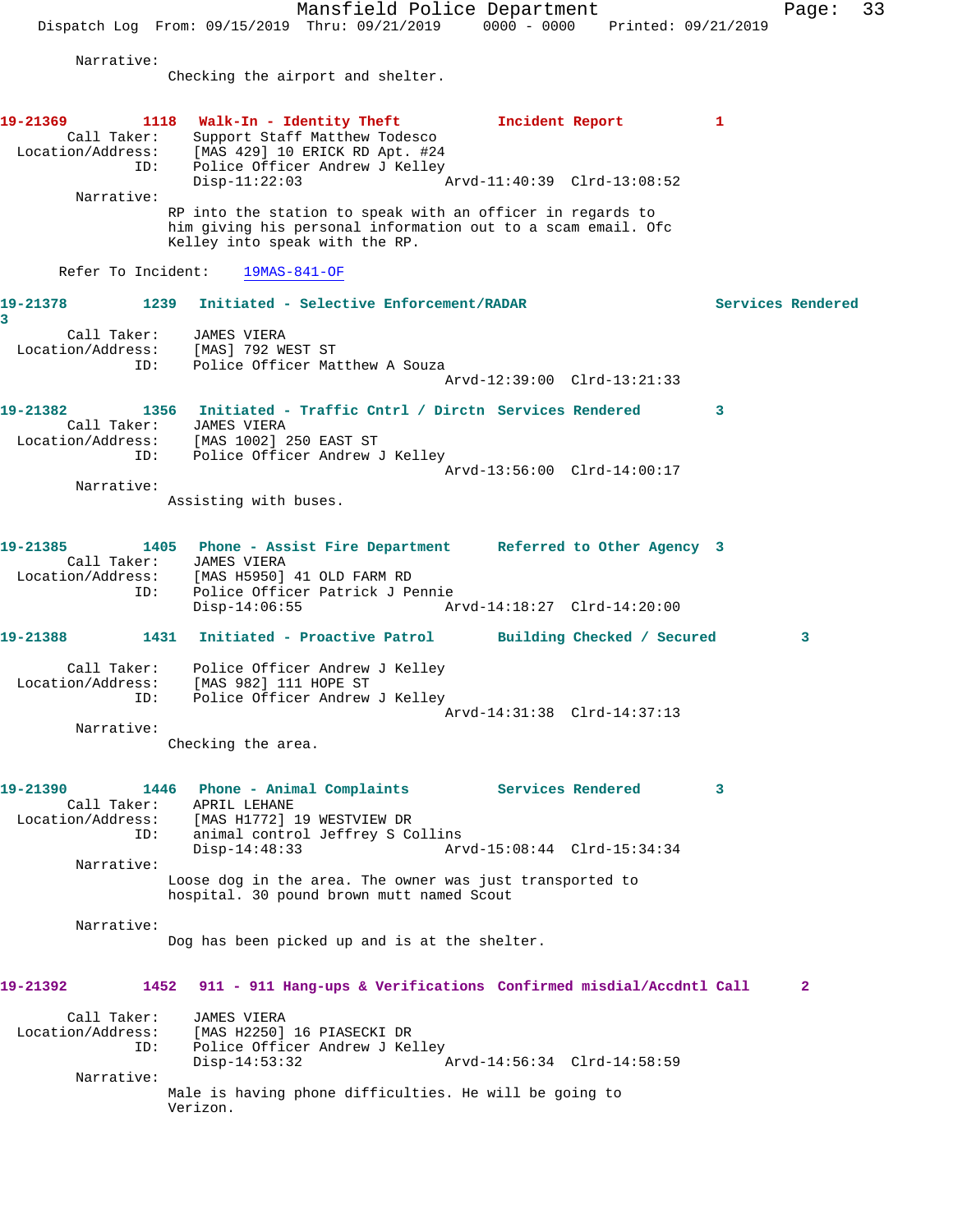Narrative:
Checking the airport and shelter.

**19-21369 1118 Walk-In - Identity Theft Incident Report 1**
Call Taker: Support Staff Matthew Todesco
Location/Address: [MAS 429] 10 ERICK RD Apt. #24
ID: Police Officer Andrew J Kelley
Disp-11:22:03 Arvd-11:40:39 Clrd-13:08:52
Narrative:
RP into the station to speak with an officer in regards to him giving his personal information out to a scam email. Ofc Kelley into speak with the RP.

Refer To Incident: 19MAS-841-OF

**19-21378 1239 Initiated - Selective Enforcement/RADAR Services Rendered 3**
Call Taker: JAMES VIERA
Location/Address: [MAS] 792 WEST ST
ID: Police Officer Matthew A Souza
Arvd-12:39:00 Clrd-13:21:33

**19-21382 1356 Initiated - Traffic Cntrl / Dirctn Services Rendered 3**
Call Taker: JAMES VIERA
Location/Address: [MAS 1002] 250 EAST ST
ID: Police Officer Andrew J Kelley
Arvd-13:56:00 Clrd-14:00:17
Narrative:
Assisting with buses.

**19-21385 1405 Phone - Assist Fire Department Referred to Other Agency 3**
Call Taker: JAMES VIERA
Location/Address: [MAS H5950] 41 OLD FARM RD
ID: Police Officer Patrick J Pennie
Disp-14:06:55 Arvd-14:18:27 Clrd-14:20:00

**19-21388 1431 Initiated - Proactive Patrol Building Checked / Secured 3**
Call Taker: Police Officer Andrew J Kelley
Location/Address: [MAS 982] 111 HOPE ST
ID: Police Officer Andrew J Kelley
Arvd-14:31:38 Clrd-14:37:13
Narrative:
Checking the area.

**19-21390 1446 Phone - Animal Complaints Services Rendered 3**
Call Taker: APRIL LEHANE
Location/Address: [MAS H1772] 19 WESTVIEW DR
ID: animal control Jeffrey S Collins
Disp-14:48:33 Arvd-15:08:44 Clrd-15:34:34
Narrative:
Loose dog in the area. The owner was just transported to hospital. 30 pound brown mutt named Scout

Narrative:
Dog has been picked up and is at the shelter.

**19-21392 1452 911 - 911 Hang-ups & Verifications Confirmed misdial/Accdntl Call 2**
Call Taker: JAMES VIERA
Location/Address: [MAS H2250] 16 PIASECKI DR
ID: Police Officer Andrew J Kelley
Disp-14:53:32 Arvd-14:56:34 Clrd-14:58:59
Narrative:
Male is having phone difficulties. He will be going to Verizon.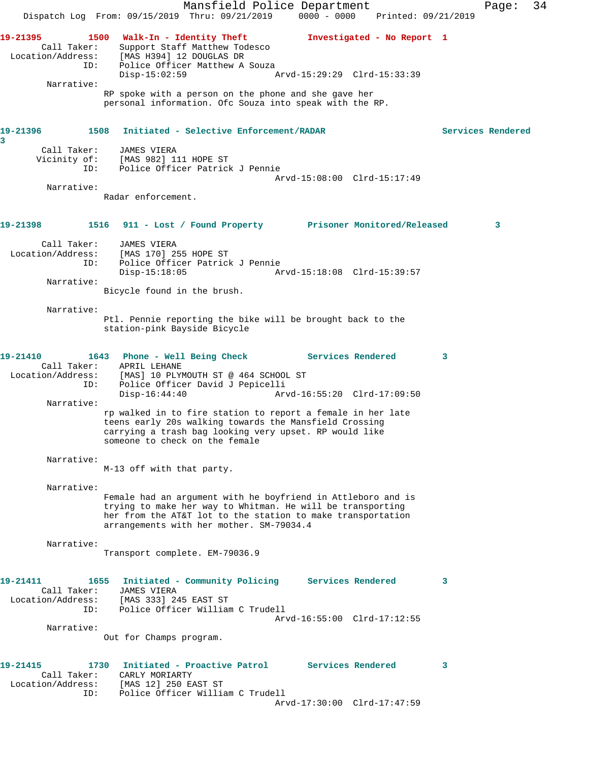19-21395 1500 Walk-In - Identity Theft Investigated - No Report 1

Call Taker: Support Staff Matthew Todesco
Location/Address: [MAS H394] 12 DOUGLAS DR
ID: Police Officer Matthew A Souza
Disp-15:02:59 Arvd-15:29:29 Clrd-15:33:39

Narrative:
RP spoke with a person on the phone and she gave her personal information. Ofc Souza into speak with the RP.

19-21396 1508 Initiated - Selective Enforcement/RADAR Services Rendered 3

Call Taker: JAMES VIERA
Vicinity of: [MAS 982] 111 HOPE ST
ID: Police Officer Patrick J Pennie
Arvd-15:08:00 Clrd-15:17:49

Narrative:
Radar enforcement.

19-21398 1516 911 - Lost / Found Property Prisoner Monitored/Released 3

Call Taker: JAMES VIERA
Location/Address: [MAS 170] 255 HOPE ST
ID: Police Officer Patrick J Pennie
Disp-15:18:05 Arvd-15:18:08 Clrd-15:39:57

Narrative:
Bicycle found in the brush.

Narrative:
Ptl. Pennie reporting the bike will be brought back to the station-pink Bayside Bicycle

19-21410 1643 Phone - Well Being Check Services Rendered 3

Call Taker: APRIL LEHANE
Location/Address: [MAS] 10 PLYMOUTH ST @ 464 SCHOOL ST
ID: Police Officer David J Pepicelli
Disp-16:44:40 Arvd-16:55:20 Clrd-17:09:50

Narrative:
rp walked in to fire station to report a female in her late teens early 20s walking towards the Mansfield Crossing carrying a trash bag looking very upset. RP would like someone to check on the female

Narrative:
M-13 off with that party.

Narrative:
Female had an argument with he boyfriend in Attleboro and is trying to make her way to Whitman. He will be transporting her from the AT&T lot to the station to make transportation arrangements with her mother. SM-79034.4

Narrative:
Transport complete. EM-79036.9

19-21411 1655 Initiated - Community Policing Services Rendered 3

Call Taker: JAMES VIERA
Location/Address: [MAS 333] 245 EAST ST
ID: Police Officer William C Trudell
Arvd-16:55:00 Clrd-17:12:55

Narrative:
Out for Champs program.

19-21415 1730 Initiated - Proactive Patrol Services Rendered 3

Call Taker: CARLY MORIARTY
Location/Address: [MAS 12] 250 EAST ST
ID: Police Officer William C Trudell
Arvd-17:30:00 Clrd-17:47:59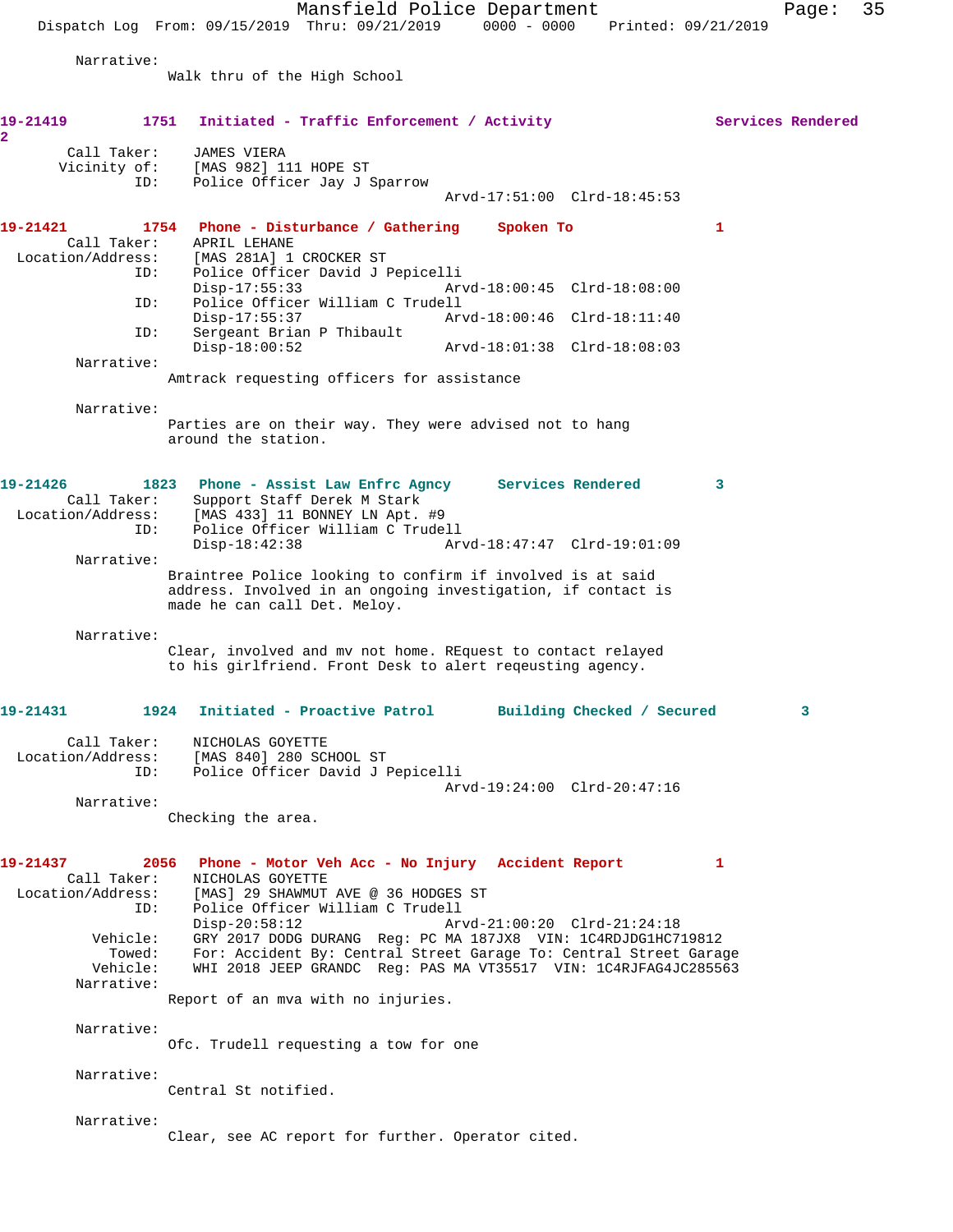Narrative:
Walk thru of the High School

**19-21419** 1751 Initiated - Traffic Enforcement / Activity Services Rendered 2

Call Taker: JAMES VIERA
Vicinity of: [MAS 982] 111 HOPE ST
ID: Police Officer Jay J Sparrow
Arvd-17:51:00 Clrd-18:45:53

**19-21421** 1754 Phone - Disturbance / Gathering Spoken To 1

Call Taker: APRIL LEHANE
Location/Address: [MAS 281A] 1 CROCKER ST
ID: Police Officer David J Pepicelli
Disp-17:55:33 Arvd-18:00:45 Clrd-18:08:00
ID: Police Officer William C Trudell
Disp-17:55:37 Arvd-18:00:46 Clrd-18:11:40
ID: Sergeant Brian P Thibault
Disp-18:00:52 Arvd-18:01:38 Clrd-18:08:03

Narrative:
Amtrack requesting officers for assistance

Narrative:
Parties are on their way. They were advised not to hang around the station.

**19-21426** 1823 Phone - Assist Law Enfrc Agncy Services Rendered 3

Call Taker: Support Staff Derek M Stark
Location/Address: [MAS 433] 11 BONNEY LN Apt. #9
ID: Police Officer William C Trudell
Disp-18:42:38 Arvd-18:47:47 Clrd-19:01:09

Narrative:
Braintree Police looking to confirm if involved is at said address. Involved in an ongoing investigation, if contact is made he can call Det. Meloy.

Narrative:
Clear, involved and mv not home. REquest to contact relayed to his girlfriend. Front Desk to alert reqeusting agency.

**19-21431** 1924 Initiated - Proactive Patrol Building Checked / Secured 3

Call Taker: NICHOLAS GOYETTE
Location/Address: [MAS 840] 280 SCHOOL ST
ID: Police Officer David J Pepicelli
Arvd-19:24:00 Clrd-20:47:16

Narrative:
Checking the area.

**19-21437** 2056 Phone - Motor Veh Acc - No Injury Accident Report 1

Call Taker: NICHOLAS GOYETTE
Location/Address: [MAS] 29 SHAWMUT AVE @ 36 HODGES ST
ID: Police Officer William C Trudell
Disp-20:58:12 Arvd-21:00:20 Clrd-21:24:18
Vehicle: GRY 2017 DODG DURANG Reg: PC MA 187JX8 VIN: 1C4RDJDG1HC719812
Towed: For: Accident By: Central Street Garage To: Central Street Garage
Vehicle: WHI 2018 JEEP GRANDC Reg: PAS MA VT35517 VIN: 1C4RJFAG4JC285563

Narrative:
Report of an mva with no injuries.

Narrative:
Ofc. Trudell requesting a tow for one

Narrative:
Central St notified.

Narrative:
Clear, see AC report for further. Operator cited.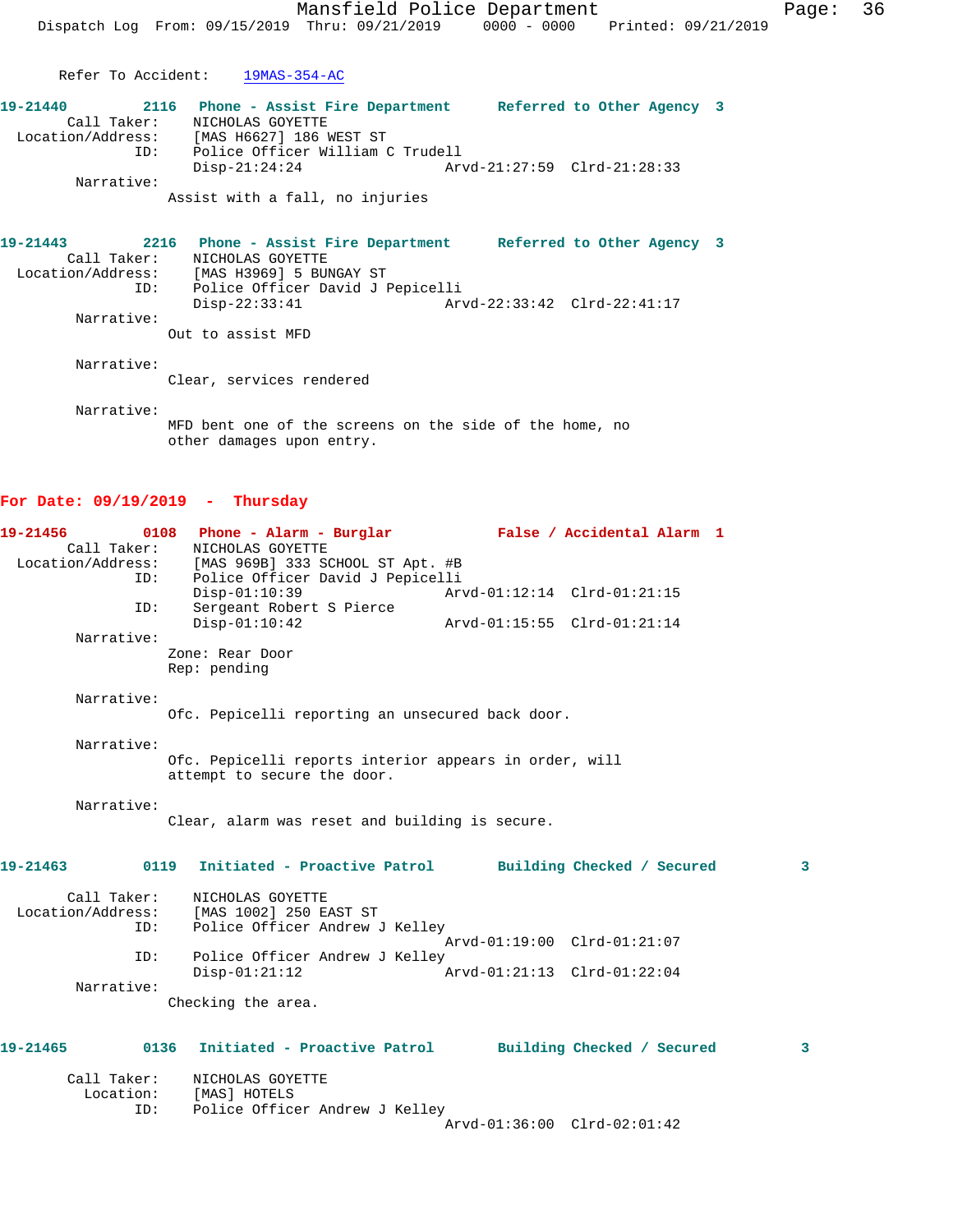Refer To Accident: 19MAS-354-AC

**19-21440 2116 Phone - Assist Fire Department Referred to Other Agency 3**

Call Taker: NICHOLAS GOYETTE
Location/Address: [MAS H6627] 186 WEST ST
ID: Police Officer William C Trudell
Disp-21:24:24 Arvd-21:27:59 Clrd-21:28:33
Narrative:
Assist with a fall, no injuries

**19-21443 2216 Phone - Assist Fire Department Referred to Other Agency 3**

Call Taker: NICHOLAS GOYETTE
Location/Address: [MAS H3969] 5 BUNGAY ST
ID: Police Officer David J Pepicelli
Disp-22:33:41 Arvd-22:33:42 Clrd-22:41:17
Narrative:
Out to assist MFD

Narrative:
Clear, services rendered

Narrative:
MFD bent one of the screens on the side of the home, no other damages upon entry.

## For Date: 09/19/2019 - Thursday

**19-21456 0108 Phone - Alarm - Burglar False / Accidental Alarm 1**

Call Taker: NICHOLAS GOYETTE
Location/Address: [MAS 969B] 333 SCHOOL ST Apt. #B
ID: Police Officer David J Pepicelli
Disp-01:10:39 Arvd-01:12:14 Clrd-01:21:15
ID: Sergeant Robert S Pierce
Disp-01:10:42 Arvd-01:15:55 Clrd-01:21:14
Narrative:
Zone: Rear Door
Rep: pending

Narrative:
Ofc. Pepicelli reporting an unsecured back door.

Narrative:
Ofc. Pepicelli reports interior appears in order, will attempt to secure the door.

Narrative:
Clear, alarm was reset and building is secure.

**19-21463 0119 Initiated - Proactive Patrol Building Checked / Secured 3**

Call Taker: NICHOLAS GOYETTE
Location/Address: [MAS 1002] 250 EAST ST
ID: Police Officer Andrew J Kelley
Arvd-01:19:00 Clrd-01:21:07
ID: Police Officer Andrew J Kelley
Disp-01:21:12 Arvd-01:21:13 Clrd-01:22:04
Narrative:
Checking the area.

**19-21465 0136 Initiated - Proactive Patrol Building Checked / Secured 3**

Call Taker: NICHOLAS GOYETTE
Location: [MAS] HOTELS
ID: Police Officer Andrew J Kelley
Arvd-01:36:00 Clrd-02:01:42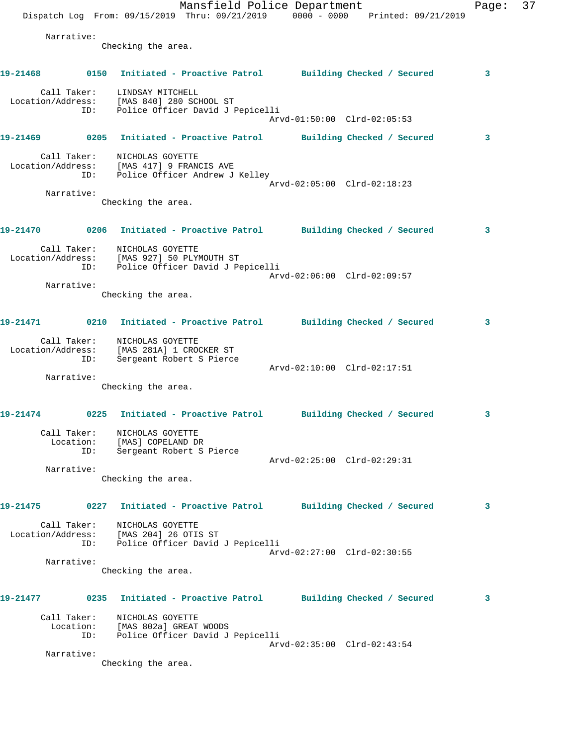Narrative:
Checking the area.

**19-21468** 0150 **Initiated - Proactive Patrol** **Building Checked / Secured** **3**

Call Taker: LINDSAY MITCHELL
Location/Address: [MAS 840] 280 SCHOOL ST
ID: Police Officer David J Pepicelli
Arvd-01:50:00 Clrd-02:05:53

**19-21469** 0205 **Initiated - Proactive Patrol** **Building Checked / Secured** **3**

Call Taker: NICHOLAS GOYETTE
Location/Address: [MAS 417] 9 FRANCIS AVE
ID: Police Officer Andrew J Kelley
Arvd-02:05:00 Clrd-02:18:23
Narrative:
Checking the area.

**19-21470** 0206 **Initiated - Proactive Patrol** **Building Checked / Secured** **3**

Call Taker: NICHOLAS GOYETTE
Location/Address: [MAS 927] 50 PLYMOUTH ST
ID: Police Officer David J Pepicelli
Arvd-02:06:00 Clrd-02:09:57
Narrative:
Checking the area.

**19-21471** 0210 **Initiated - Proactive Patrol** **Building Checked / Secured** **3**

Call Taker: NICHOLAS GOYETTE
Location/Address: [MAS 281A] 1 CROCKER ST
ID: Sergeant Robert S Pierce
Arvd-02:10:00 Clrd-02:17:51
Narrative:
Checking the area.

**19-21474** 0225 **Initiated - Proactive Patrol** **Building Checked / Secured** **3**

Call Taker: NICHOLAS GOYETTE
Location: [MAS] COPELAND DR
ID: Sergeant Robert S Pierce
Arvd-02:25:00 Clrd-02:29:31
Narrative:
Checking the area.

**19-21475** 0227 **Initiated - Proactive Patrol** **Building Checked / Secured** **3**

Call Taker: NICHOLAS GOYETTE
Location/Address: [MAS 204] 26 OTIS ST
ID: Police Officer David J Pepicelli
Arvd-02:27:00 Clrd-02:30:55
Narrative:
Checking the area.

**19-21477** 0235 **Initiated - Proactive Patrol** **Building Checked / Secured** **3**

Call Taker: NICHOLAS GOYETTE
Location: [MAS 802a] GREAT WOODS
ID: Police Officer David J Pepicelli
Arvd-02:35:00 Clrd-02:43:54
Narrative:
Checking the area.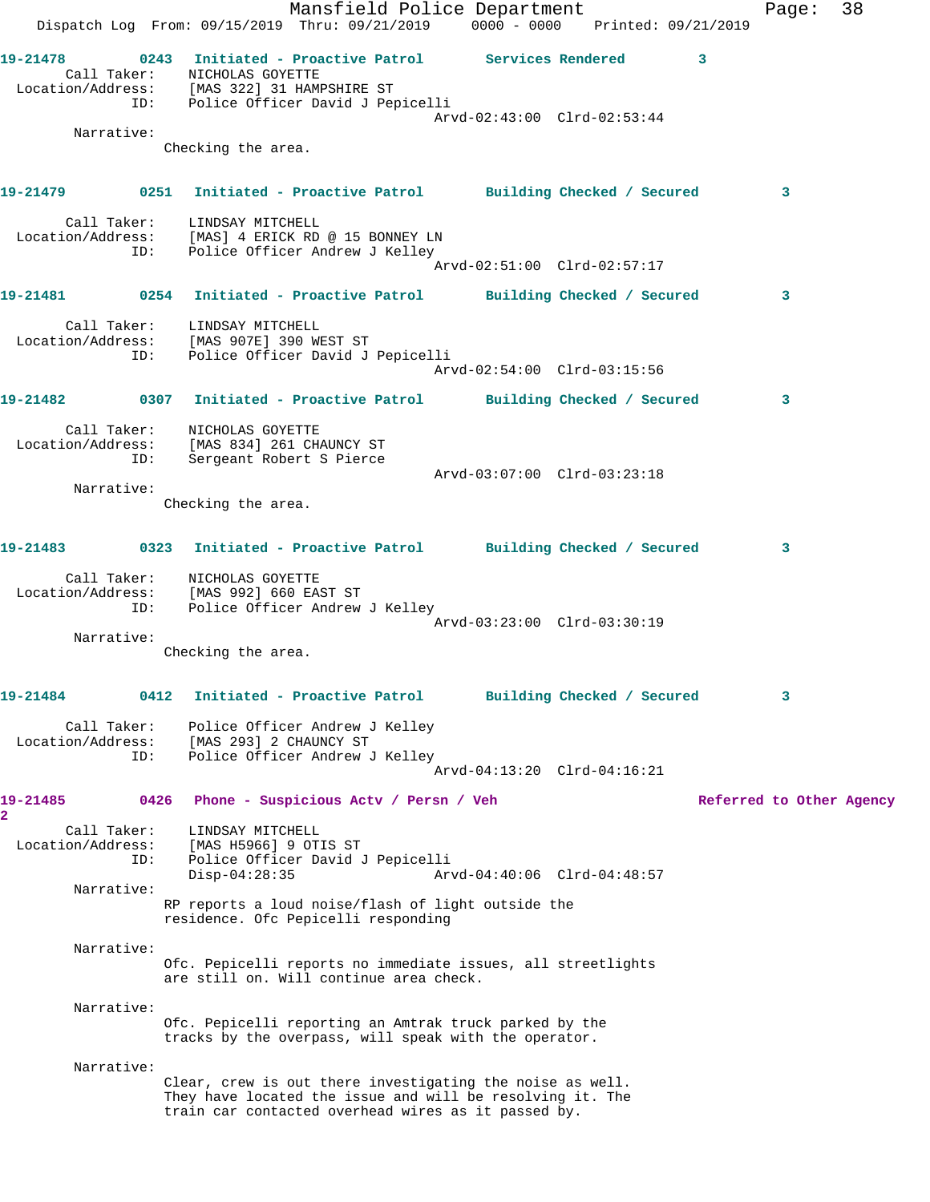19-21478 0243 Initiated - Proactive Patrol Services Rendered 3

Call Taker: NICHOLAS GOYETTE
Location/Address: [MAS 322] 31 HAMPSHIRE ST
ID: Police Officer David J Pepicelli
Arvd-02:43:00 Clrd-02:53:44

Narrative:
Checking the area.

19-21479 0251 Initiated - Proactive Patrol Building Checked / Secured 3

Call Taker: LINDSAY MITCHELL
Location/Address: [MAS] 4 ERICK RD @ 15 BONNEY LN
ID: Police Officer Andrew J Kelley
Arvd-02:51:00 Clrd-02:57:17

19-21481 0254 Initiated - Proactive Patrol Building Checked / Secured 3

Call Taker: LINDSAY MITCHELL
Location/Address: [MAS 907E] 390 WEST ST
ID: Police Officer David J Pepicelli
Arvd-02:54:00 Clrd-03:15:56

19-21482 0307 Initiated - Proactive Patrol Building Checked / Secured 3

Call Taker: NICHOLAS GOYETTE
Location/Address: [MAS 834] 261 CHAUNCY ST
ID: Sergeant Robert S Pierce
Arvd-03:07:00 Clrd-03:23:18

Narrative:
Checking the area.

19-21483 0323 Initiated - Proactive Patrol Building Checked / Secured 3

Call Taker: NICHOLAS GOYETTE
Location/Address: [MAS 992] 660 EAST ST
ID: Police Officer Andrew J Kelley
Arvd-03:23:00 Clrd-03:30:19

Narrative:
Checking the area.

19-21484 0412 Initiated - Proactive Patrol Building Checked / Secured 3

Call Taker: Police Officer Andrew J Kelley
Location/Address: [MAS 293] 2 CHAUNCY ST
ID: Police Officer Andrew J Kelley
Arvd-04:13:20 Clrd-04:16:21

19-21485 0426 Phone - Suspicious Actv / Persn / Veh Referred to Other Agency 2

Call Taker: LINDSAY MITCHELL
Location/Address: [MAS H5966] 9 OTIS ST
ID: Police Officer David J Pepicelli
Disp-04:28:35 Arvd-04:40:06 Clrd-04:48:57

Narrative:
RP reports a loud noise/flash of light outside the residence. Ofc Pepicelli responding

Narrative:
Ofc. Pepicelli reports no immediate issues, all streetlights are still on. Will continue area check.

Narrative:
Ofc. Pepicelli reporting an Amtrak truck parked by the tracks by the overpass, will speak with the operator.

Narrative:
Clear, crew is out there investigating the noise as well. They have located the issue and will be resolving it. The train car contacted overhead wires as it passed by.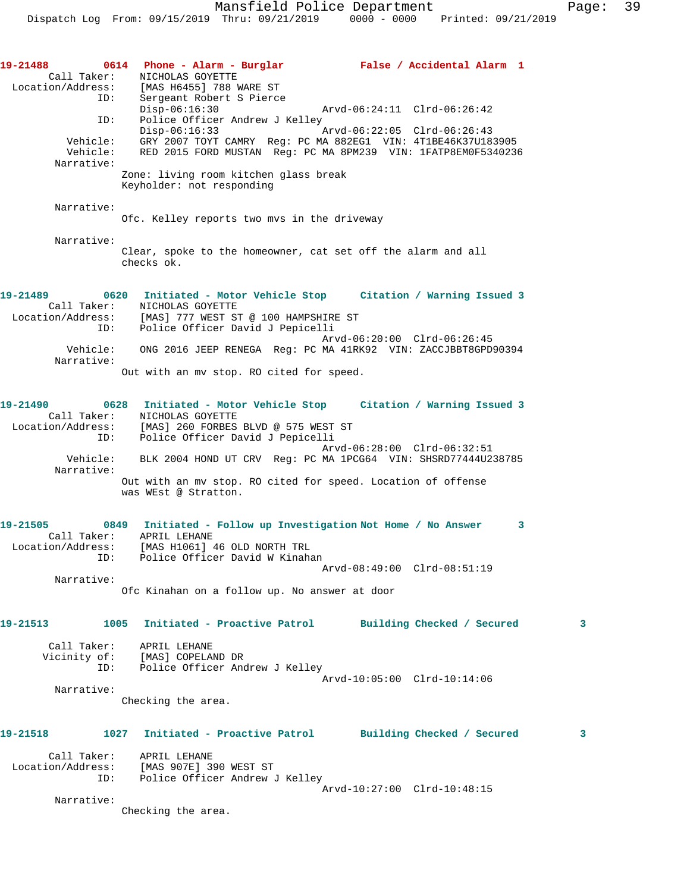**19-21488** 0614 **Phone - Alarm - Burglar** **False / Accidental Alarm 1**

Call Taker: NICHOLAS GOYETTE
Location/Address: [MAS H6455] 788 WARE ST
ID: Sergeant Robert S Pierce
Disp-06:16:30 Arvd-06:24:11 Clrd-06:26:42
ID: Police Officer Andrew J Kelley
Disp-06:16:33 Arvd-06:22:05 Clrd-06:26:43
Vehicle: GRY 2007 TOYT CAMRY Reg: PC MA 882EG1 VIN: 4T1BE46K37U183905
Vehicle: RED 2015 FORD MUSTAN Reg: PC MA 8PM239 VIN: 1FATP8EM0F5340236
Narrative:
Zone: living room kitchen glass break
Keyholder: not responding

Narrative:
Ofc. Kelley reports two mvs in the driveway

Narrative:
Clear, spoke to the homeowner, cat set off the alarm and all checks ok.

**19-21489** 0620 **Initiated - Motor Vehicle Stop** **Citation / Warning Issued 3**

Call Taker: NICHOLAS GOYETTE
Location/Address: [MAS] 777 WEST ST @ 100 HAMPSHIRE ST
ID: Police Officer David J Pepicelli
Arvd-06:20:00 Clrd-06:26:45
Vehicle: ONG 2016 JEEP RENEGA Reg: PC MA 41RK92 VIN: ZACCJBBT8GPD90394
Narrative:
Out with an mv stop. RO cited for speed.

**19-21490** 0628 **Initiated - Motor Vehicle Stop** **Citation / Warning Issued 3**

Call Taker: NICHOLAS GOYETTE
Location/Address: [MAS] 260 FORBES BLVD @ 575 WEST ST
ID: Police Officer David J Pepicelli
Arvd-06:28:00 Clrd-06:32:51
Vehicle: BLK 2004 HOND UT CRV Reg: PC MA 1PCG64 VIN: SHSRD77444U238785
Narrative:
Out with an mv stop. RO cited for speed. Location of offense was WEst @ Stratton.

**19-21505** 0849 **Initiated - Follow up Investigation** **Not Home / No Answer 3**

Call Taker: APRIL LEHANE
Location/Address: [MAS H1061] 46 OLD NORTH TRL
ID: Police Officer David W Kinahan
Arvd-08:49:00 Clrd-08:51:19
Narrative:
Ofc Kinahan on a follow up. No answer at door

**19-21513** 1005 **Initiated - Proactive Patrol** **Building Checked / Secured 3**

Call Taker: APRIL LEHANE
Vicinity of: [MAS] COPELAND DR
ID: Police Officer Andrew J Kelley
Arvd-10:05:00 Clrd-10:14:06
Narrative:
Checking the area.

**19-21518** 1027 **Initiated - Proactive Patrol** **Building Checked / Secured 3**

Call Taker: APRIL LEHANE
Location/Address: [MAS 907E] 390 WEST ST
ID: Police Officer Andrew J Kelley
Arvd-10:27:00 Clrd-10:48:15
Narrative:
Checking the area.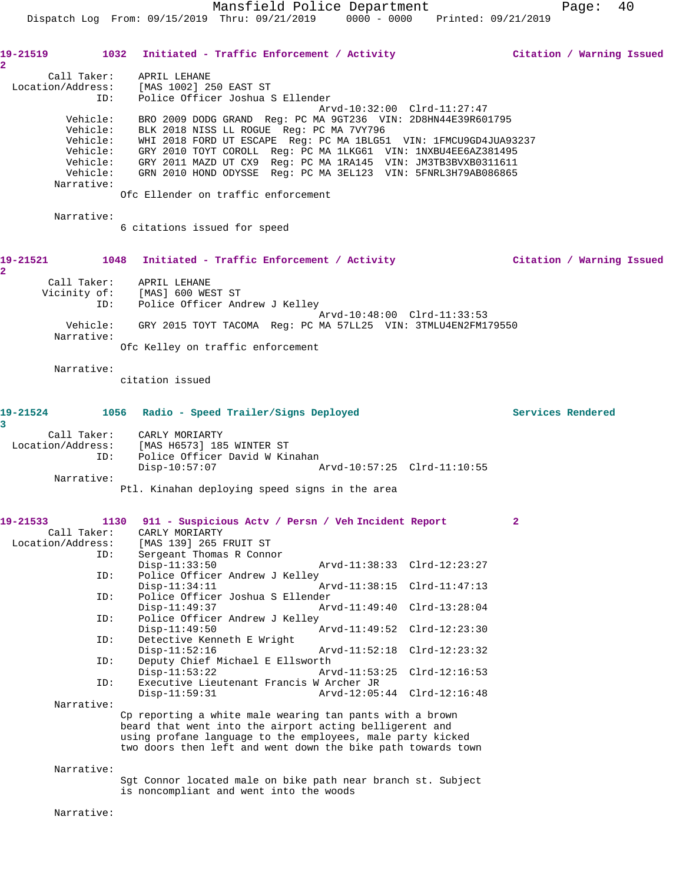19-21519 1032 Initiated - Traffic Enforcement / Activity Citation / Warning Issued
2

Call Taker: APRIL LEHANE
Location/Address: [MAS 1002] 250 EAST ST
ID: Police Officer Joshua S Ellender
Arvd-10:32:00 Clrd-11:27:47
Vehicle: BRO 2009 DODG GRAND Reg: PC MA 9GT236 VIN: 2D8HN44E39R601795
Vehicle: BLK 2018 NISS LL ROGUE Reg: PC MA 7VY796
Vehicle: WHI 2018 FORD UT ESCAPE Reg: PC MA 1BLG51 VIN: 1FMCU9GD4JUA93237
Vehicle: GRY 2010 TOYT COROLL Reg: PC MA 1LKG61 VIN: 1NXBU4EE6AZ381495
Vehicle: GRY 2011 MAZD UT CX9 Reg: PC MA 1RA145 VIN: JM3TB3BVXB0311611
Vehicle: GRN 2010 HOND ODYSSE Reg: PC MA 3EL123 VIN: 5FNRL3H79AB086865
Narrative:
Ofc Ellender on traffic enforcement

Narrative:
6 citations issued for speed

19-21521 1048 Initiated - Traffic Enforcement / Activity Citation / Warning Issued
2

Call Taker: APRIL LEHANE
Vicinity of: [MAS] 600 WEST ST
ID: Police Officer Andrew J Kelley
Arvd-10:48:00 Clrd-11:33:53
Vehicle: GRY 2015 TOYT TACOMA Reg: PC MA 57LL25 VIN: 3TMLU4EN2FM179550
Narrative:
Ofc Kelley on traffic enforcement

Narrative:
citation issued

19-21524 1056 Radio - Speed Trailer/Signs Deployed Services Rendered
3

Call Taker: CARLY MORIARTY
Location/Address: [MAS H6573] 185 WINTER ST
ID: Police Officer David W Kinahan
Disp-10:57:07 Arvd-10:57:25 Clrd-11:10:55
Narrative:
Ptl. Kinahan deploying speed signs in the area

19-21533 1130 911 - Suspicious Actv / Persn / Veh Incident Report 2

Call Taker: CARLY MORIARTY
Location/Address: [MAS 139] 265 FRUIT ST
ID: Sergeant Thomas R Connor
Disp-11:33:50 Arvd-11:38:33 Clrd-12:23:27
ID: Police Officer Andrew J Kelley
Disp-11:34:11 Arvd-11:38:15 Clrd-11:47:13
ID: Police Officer Joshua S Ellender
Disp-11:49:37 Arvd-11:49:40 Clrd-13:28:04
ID: Police Officer Andrew J Kelley
Disp-11:49:50 Arvd-11:49:52 Clrd-12:23:30
ID: Detective Kenneth E Wright
Disp-11:52:16 Arvd-11:52:18 Clrd-12:23:32
ID: Deputy Chief Michael E Ellsworth
Disp-11:53:22 Arvd-11:53:25 Clrd-12:16:53
ID: Executive Lieutenant Francis W Archer JR
Disp-11:59:31 Arvd-12:05:44 Clrd-12:16:48
Narrative:
Cp reporting a white male wearing tan pants with a brown beard that went into the airport acting belligerent and using profane language to the employees, male party kicked two doors then left and went down the bike path towards town

Narrative:
Sgt Connor located male on bike path near branch st. Subject is noncompliant and went into the woods

Narrative: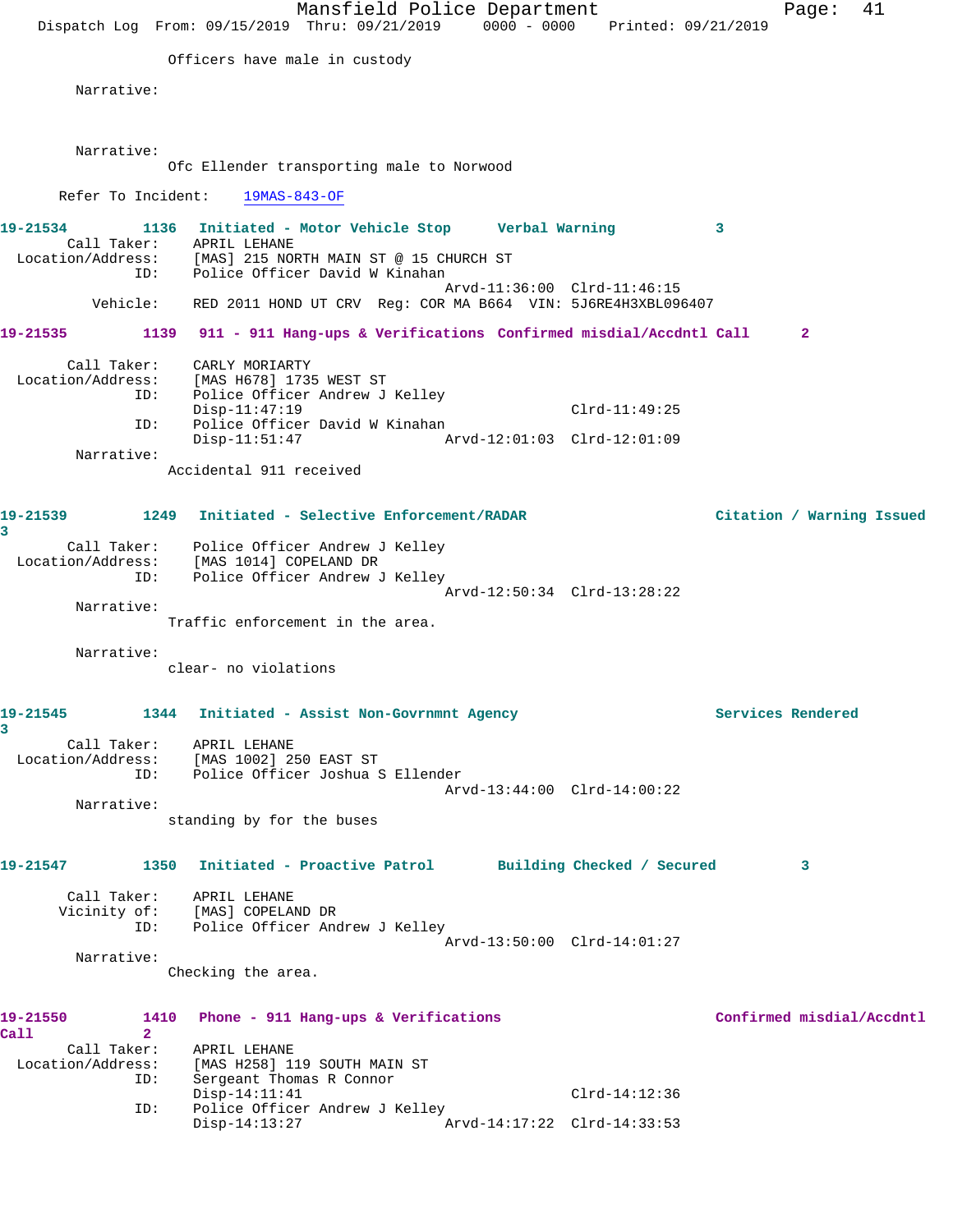Officers have male in custody

Narrative:

Narrative:
Ofc Ellender transporting male to Norwood

Refer To Incident: 19MAS-843-OF

**19-21534** 1136 **Initiated - Motor Vehicle Stop** **Verbal Warning** 3

Call Taker: APRIL LEHANE
Location/Address: [MAS] 215 NORTH MAIN ST @ 15 CHURCH ST
ID: Police Officer David W Kinahan
Arvd-11:36:00 Clrd-11:46:15
Vehicle: RED 2011 HOND UT CRV Reg: COR MA B664 VIN: 5J6RE4H3XBL096407

**19-21535** 1139 **911 - 911 Hang-ups & Verifications** **Confirmed misdial/Accdntl Call** 2

Call Taker: CARLY MORIARTY
Location/Address: [MAS H678] 1735 WEST ST
ID: Police Officer Andrew J Kelley
Disp-11:47:19 Clrd-11:49:25
ID: Police Officer David W Kinahan
Disp-11:51:47 Arvd-12:01:03 Clrd-12:01:09
Narrative:
Accidental 911 received

**19-21539** 1249 **Initiated - Selective Enforcement/RADAR** **Citation / Warning Issued** 3

Call Taker: Police Officer Andrew J Kelley
Location/Address: [MAS 1014] COPELAND DR
ID: Police Officer Andrew J Kelley
Arvd-12:50:34 Clrd-13:28:22
Narrative:
Traffic enforcement in the area.

Narrative:
clear- no violations

**19-21545** 1344 **Initiated - Assist Non-Govrnmnt Agency** **Services Rendered** 3

Call Taker: APRIL LEHANE
Location/Address: [MAS 1002] 250 EAST ST
ID: Police Officer Joshua S Ellender
Arvd-13:44:00 Clrd-14:00:22
Narrative:
standing by for the buses

**19-21547** 1350 **Initiated - Proactive Patrol** **Building Checked / Secured** 3

Call Taker: APRIL LEHANE
Vicinity of: [MAS] COPELAND DR
ID: Police Officer Andrew J Kelley
Arvd-13:50:00 Clrd-14:01:27
Narrative:
Checking the area.

**19-21550** 1410 **Phone - 911 Hang-ups & Verifications** **Confirmed misdial/Accdntl Call** 2

Call Taker: APRIL LEHANE
Location/Address: [MAS H258] 119 SOUTH MAIN ST
ID: Sergeant Thomas R Connor
Disp-14:11:41 Clrd-14:12:36
ID: Police Officer Andrew J Kelley
Disp-14:13:27 Arvd-14:17:22 Clrd-14:33:53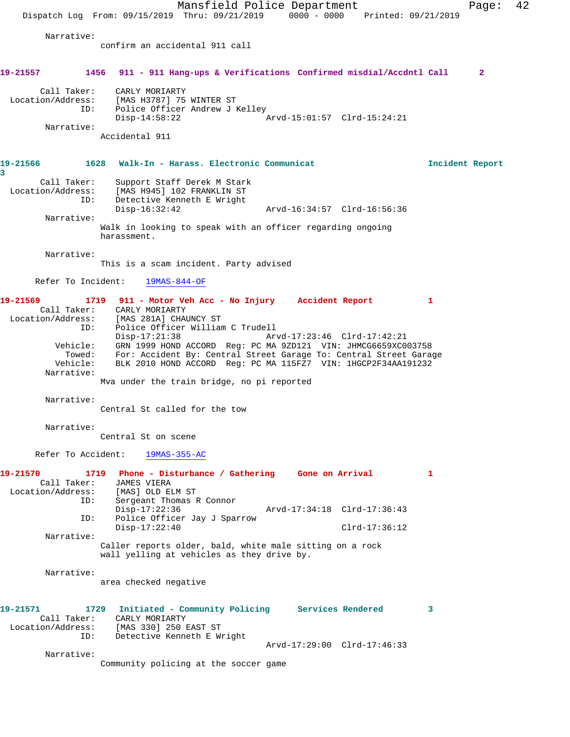Narrative:
confirm an accidental 911 call

**19-21557 1456 911 - 911 Hang-ups & Verifications Confirmed misdial/Accdntl Call 2**

Call Taker: CARLY MORIARTY
Location/Address: [MAS H3787] 75 WINTER ST
ID: Police Officer Andrew J Kelley
Disp-14:58:22 Arvd-15:01:57 Clrd-15:24:21
Narrative:
Accidental 911

**19-21566 1628 Walk-In - Harass. Electronic Communicat Incident Report 3**

Call Taker: Support Staff Derek M Stark
Location/Address: [MAS H945] 102 FRANKLIN ST
ID: Detective Kenneth E Wright
Disp-16:32:42 Arvd-16:34:57 Clrd-16:56:36
Narrative:
Walk in looking to speak with an officer regarding ongoing harassment.

Narrative:
This is a scam incident. Party advised

Refer To Incident: 19MAS-844-OF

**19-21569 1719 911 - Motor Veh Acc - No Injury Accident Report 1**

Call Taker: CARLY MORIARTY
Location/Address: [MAS 281A] CHAUNCY ST
ID: Police Officer William C Trudell
Disp-17:21:38 Arvd-17:23:46 Clrd-17:42:21
Vehicle: GRN 1999 HOND ACCORD Reg: PC MA 9ZD121 VIN: JHMCG6659XC003758
Towed: For: Accident By: Central Street Garage To: Central Street Garage
Vehicle: BLK 2010 HOND ACCORD Reg: PC MA 115FZ7 VIN: 1HGCP2F34AA191232
Narrative:
Mva under the train bridge, no pi reported

Narrative:
Central St called for the tow

Narrative:
Central St on scene

Refer To Accident: 19MAS-355-AC

**19-21570 1719 Phone - Disturbance / Gathering Gone on Arrival 1**

Call Taker: JAMES VIERA
Location/Address: [MAS] OLD ELM ST
ID: Sergeant Thomas R Connor
Disp-17:22:36 Arvd-17:34:18 Clrd-17:36:43
ID: Police Officer Jay J Sparrow
Disp-17:22:40 Clrd-17:36:12
Narrative:
Caller reports older, bald, white male sitting on a rock wall yelling at vehicles as they drive by.

Narrative:
area checked negative

**19-21571 1729 Initiated - Community Policing Services Rendered 3**

Call Taker: CARLY MORIARTY
Location/Address: [MAS 330] 250 EAST ST
ID: Detective Kenneth E Wright
Arvd-17:29:00 Clrd-17:46:33
Narrative:
Community policing at the soccer game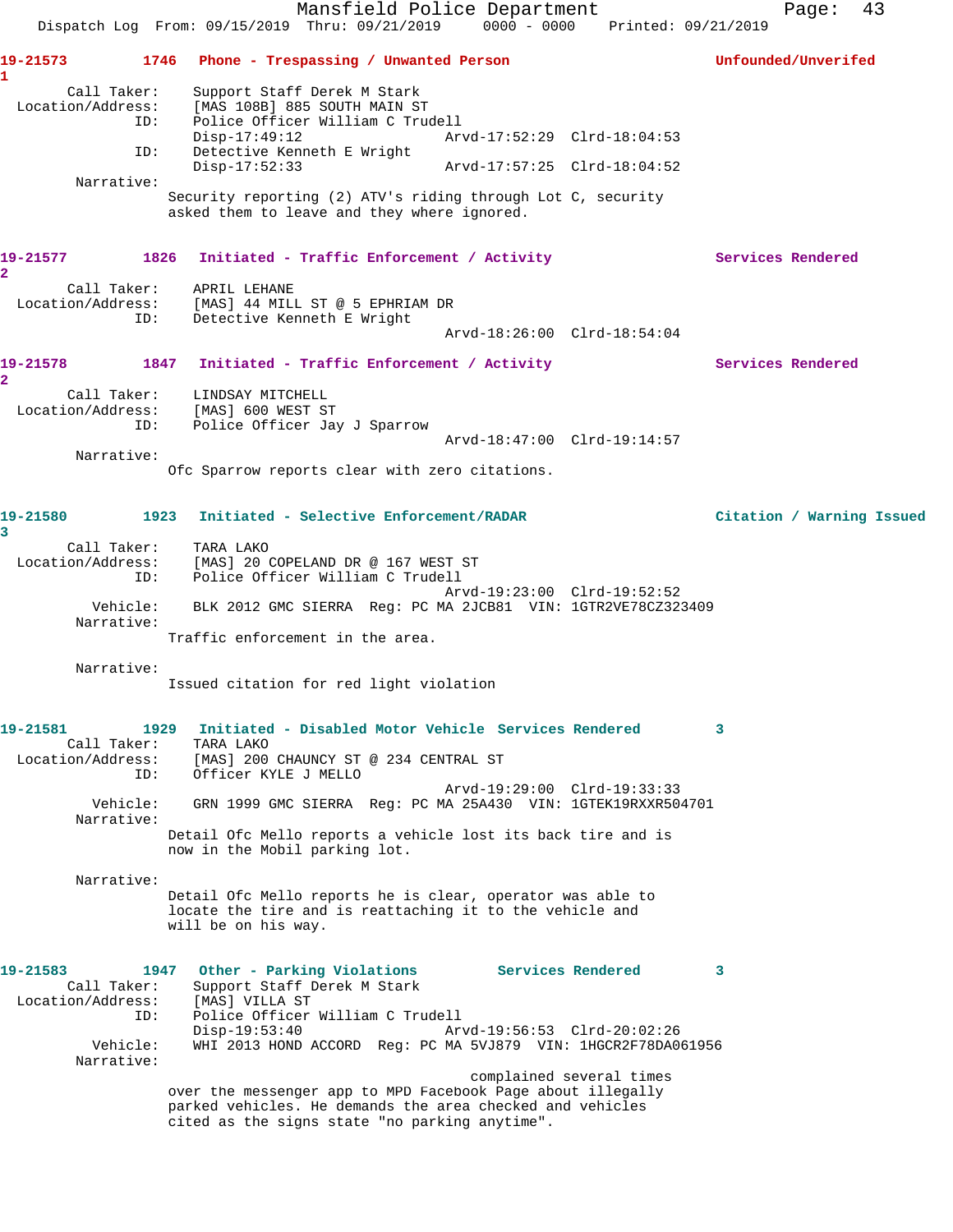Mansfield Police Department
Dispatch Log From: 09/15/2019 Thru: 09/21/2019 0000 - 0000 Printed: 09/21/2019

**19-21573** 1746 **Phone - Trespassing / Unwanted Person** **Unfounded/Unverifed**
1

Call Taker: Support Staff Derek M Stark
Location/Address: [MAS 108B] 885 SOUTH MAIN ST
ID: Police Officer William C Trudell
Disp-17:49:12 Arvd-17:52:29 Clrd-18:04:53
ID: Detective Kenneth E Wright
Disp-17:52:33 Arvd-17:57:25 Clrd-18:04:52
Narrative:
Security reporting (2) ATV's riding through Lot C, security asked them to leave and they where ignored.

**19-21577** 1826 **Initiated - Traffic Enforcement / Activity** **Services Rendered**
2

Call Taker: APRIL LEHANE
Location/Address: [MAS] 44 MILL ST @ 5 EPHRIAM DR
ID: Detective Kenneth E Wright
Arvd-18:26:00 Clrd-18:54:04

**19-21578** 1847 **Initiated - Traffic Enforcement / Activity** **Services Rendered**
2

Call Taker: LINDSAY MITCHELL
Location/Address: [MAS] 600 WEST ST
ID: Police Officer Jay J Sparrow
Arvd-18:47:00 Clrd-19:14:57
Narrative:
Ofc Sparrow reports clear with zero citations.

**19-21580** 1923 **Initiated - Selective Enforcement/RADAR** **Citation / Warning Issued**
3

Call Taker: TARA LAKO
Location/Address: [MAS] 20 COPELAND DR @ 167 WEST ST
ID: Police Officer William C Trudell
Arvd-19:23:00 Clrd-19:52:52
Vehicle: BLK 2012 GMC SIERRA Reg: PC MA 2JCB81 VIN: 1GTR2VE78CZ323409
Narrative:
Traffic enforcement in the area.

Narrative:
Issued citation for red light violation

**19-21581** 1929 **Initiated - Disabled Motor Vehicle** **Services Rendered** 3

Call Taker: TARA LAKO
Location/Address: [MAS] 200 CHAUNCY ST @ 234 CENTRAL ST
ID: Officer KYLE J MELLO
Arvd-19:29:00 Clrd-19:33:33
Vehicle: GRN 1999 GMC SIERRA Reg: PC MA 25A430 VIN: 1GTEK19RXXR504701
Narrative:
Detail Ofc Mello reports a vehicle lost its back tire and is now in the Mobil parking lot.

Narrative:
Detail Ofc Mello reports he is clear, operator was able to locate the tire and is reattaching it to the vehicle and will be on his way.

**19-21583** 1947 **Other - Parking Violations** **Services Rendered** 3

Call Taker: Support Staff Derek M Stark
Location/Address: [MAS] VILLA ST
ID: Police Officer William C Trudell
Disp-19:53:40 Arvd-19:56:53 Clrd-20:02:26
Vehicle: WHI 2013 HOND ACCORD Reg: PC MA 5VJ879 VIN: 1HGCR2F78DA061956
Narrative:
complained several times over the messenger app to MPD Facebook Page about illegally parked vehicles. He demands the area checked and vehicles cited as the signs state "no parking anytime".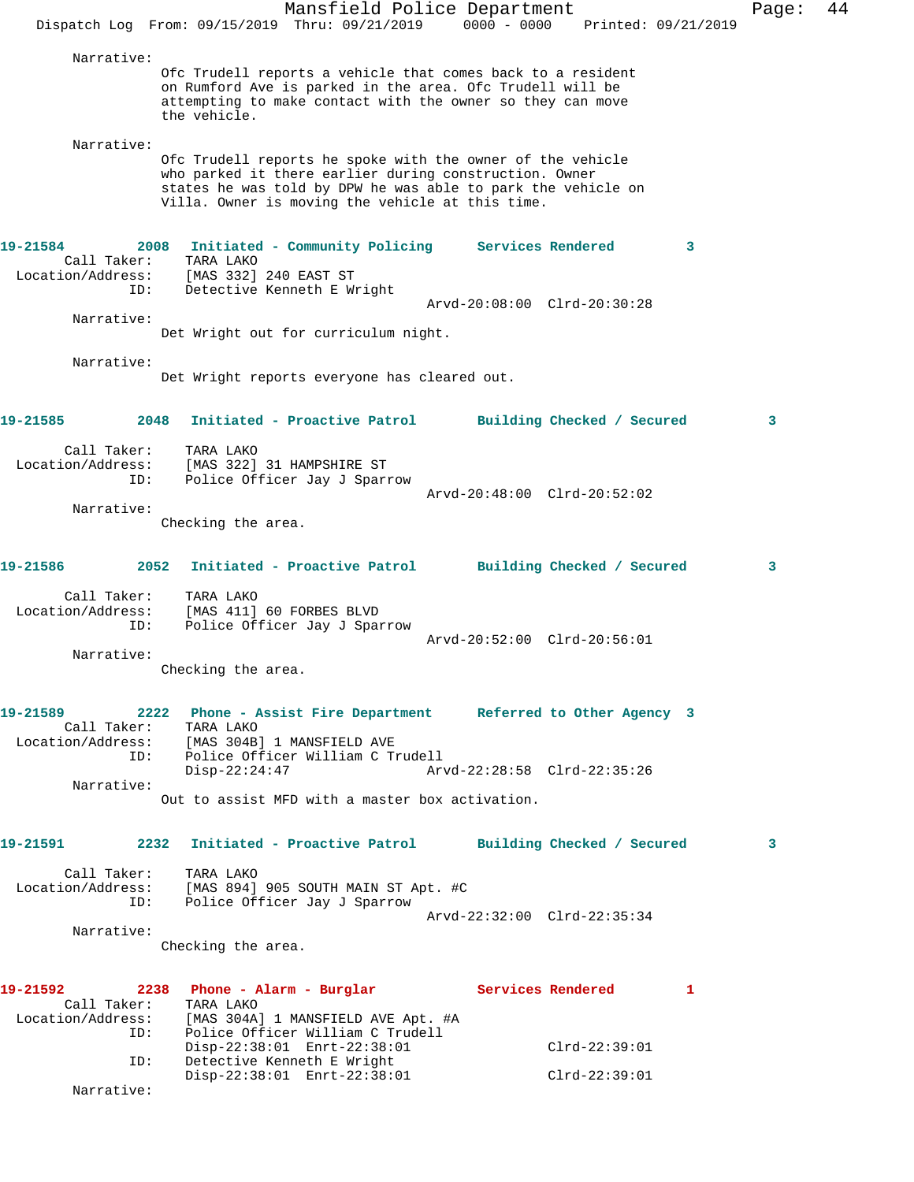Narrative:
Ofc Trudell reports a vehicle that comes back to a resident on Rumford Ave is parked in the area. Ofc Trudell will be attempting to make contact with the owner so they can move the vehicle.

Narrative:
Ofc Trudell reports he spoke with the owner of the vehicle who parked it there earlier during construction. Owner states he was told by DPW he was able to park the vehicle on Villa. Owner is moving the vehicle at this time.

**19-21584 2008 Initiated - Community Policing Services Rendered 3**

Call Taker: TARA LAKO
Location/Address: [MAS 332] 240 EAST ST
ID: Detective Kenneth E Wright
Arvd-20:08:00 Clrd-20:30:28

Narrative:
Det Wright out for curriculum night.

Narrative:
Det Wright reports everyone has cleared out.

**19-21585 2048 Initiated - Proactive Patrol Building Checked / Secured 3**

Call Taker: TARA LAKO
Location/Address: [MAS 322] 31 HAMPSHIRE ST
ID: Police Officer Jay J Sparrow
Arvd-20:48:00 Clrd-20:52:02

Narrative:
Checking the area.

**19-21586 2052 Initiated - Proactive Patrol Building Checked / Secured 3**

Call Taker: TARA LAKO
Location/Address: [MAS 411] 60 FORBES BLVD
ID: Police Officer Jay J Sparrow
Arvd-20:52:00 Clrd-20:56:01

Narrative:
Checking the area.

**19-21589 2222 Phone - Assist Fire Department Referred to Other Agency 3**

Call Taker: TARA LAKO
Location/Address: [MAS 304B] 1 MANSFIELD AVE
ID: Police Officer William C Trudell
Disp-22:24:47 Arvd-22:28:58 Clrd-22:35:26

Narrative:
Out to assist MFD with a master box activation.

**19-21591 2232 Initiated - Proactive Patrol Building Checked / Secured 3**

Call Taker: TARA LAKO
Location/Address: [MAS 894] 905 SOUTH MAIN ST Apt. #C
ID: Police Officer Jay J Sparrow
Arvd-22:32:00 Clrd-22:35:34

Narrative:
Checking the area.

**19-21592 2238 Phone - Alarm - Burglar Services Rendered 1**

Call Taker: TARA LAKO
Location/Address: [MAS 304A] 1 MANSFIELD AVE Apt. #A
ID: Police Officer William C Trudell
Disp-22:38:01 Enrt-22:38:01 Clrd-22:39:01
ID: Detective Kenneth E Wright
Disp-22:38:01 Enrt-22:38:01 Clrd-22:39:01

Narrative: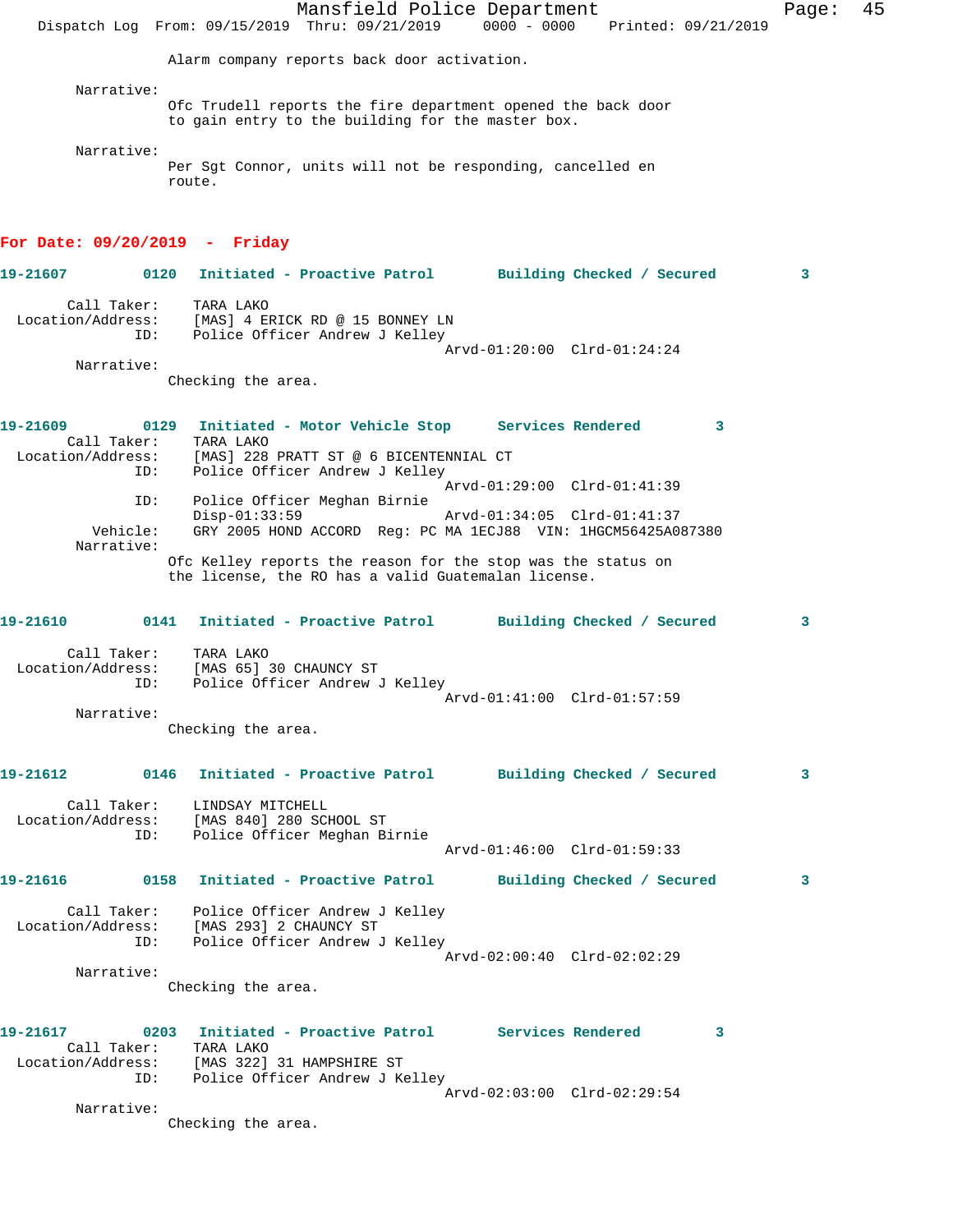Alarm company reports back door activation.

Narrative:
Ofc Trudell reports the fire department opened the back door to gain entry to the building for the master box.

Narrative:
Per Sgt Connor, units will not be responding, cancelled en route.

## For Date: 09/20/2019 - Friday

**19-21607 0120 Initiated - Proactive Patrol Building Checked / Secured 3**

Call Taker: TARA LAKO
Location/Address: [MAS] 4 ERICK RD @ 15 BONNEY LN
ID: Police Officer Andrew J Kelley
Arvd-01:20:00 Clrd-01:24:24
Narrative:
Checking the area.

**19-21609 0129 Initiated - Motor Vehicle Stop Services Rendered 3**

Call Taker: TARA LAKO
Location/Address: [MAS] 228 PRATT ST @ 6 BICENTENNIAL CT
ID: Police Officer Andrew J Kelley
Arvd-01:29:00 Clrd-01:41:39
ID: Police Officer Meghan Birnie
Disp-01:33:59 Arvd-01:34:05 Clrd-01:41:37
Vehicle: GRY 2005 HOND ACCORD Reg: PC MA 1ECJ88 VIN: 1HGCM56425A087380
Narrative:
Ofc Kelley reports the reason for the stop was the status on the license, the RO has a valid Guatemalan license.

**19-21610 0141 Initiated - Proactive Patrol Building Checked / Secured 3**

Call Taker: TARA LAKO
Location/Address: [MAS 65] 30 CHAUNCY ST
ID: Police Officer Andrew J Kelley
Arvd-01:41:00 Clrd-01:57:59
Narrative:
Checking the area.

**19-21612 0146 Initiated - Proactive Patrol Building Checked / Secured 3**

Call Taker: LINDSAY MITCHELL
Location/Address: [MAS 840] 280 SCHOOL ST
ID: Police Officer Meghan Birnie
Arvd-01:46:00 Clrd-01:59:33

**19-21616 0158 Initiated - Proactive Patrol Building Checked / Secured 3**

Call Taker: Police Officer Andrew J Kelley
Location/Address: [MAS 293] 2 CHAUNCY ST
ID: Police Officer Andrew J Kelley
Arvd-02:00:40 Clrd-02:02:29
Narrative:
Checking the area.

**19-21617 0203 Initiated - Proactive Patrol Services Rendered 3**

Call Taker: TARA LAKO
Location/Address: [MAS 322] 31 HAMPSHIRE ST
ID: Police Officer Andrew J Kelley
Arvd-02:03:00 Clrd-02:29:54
Narrative:
Checking the area.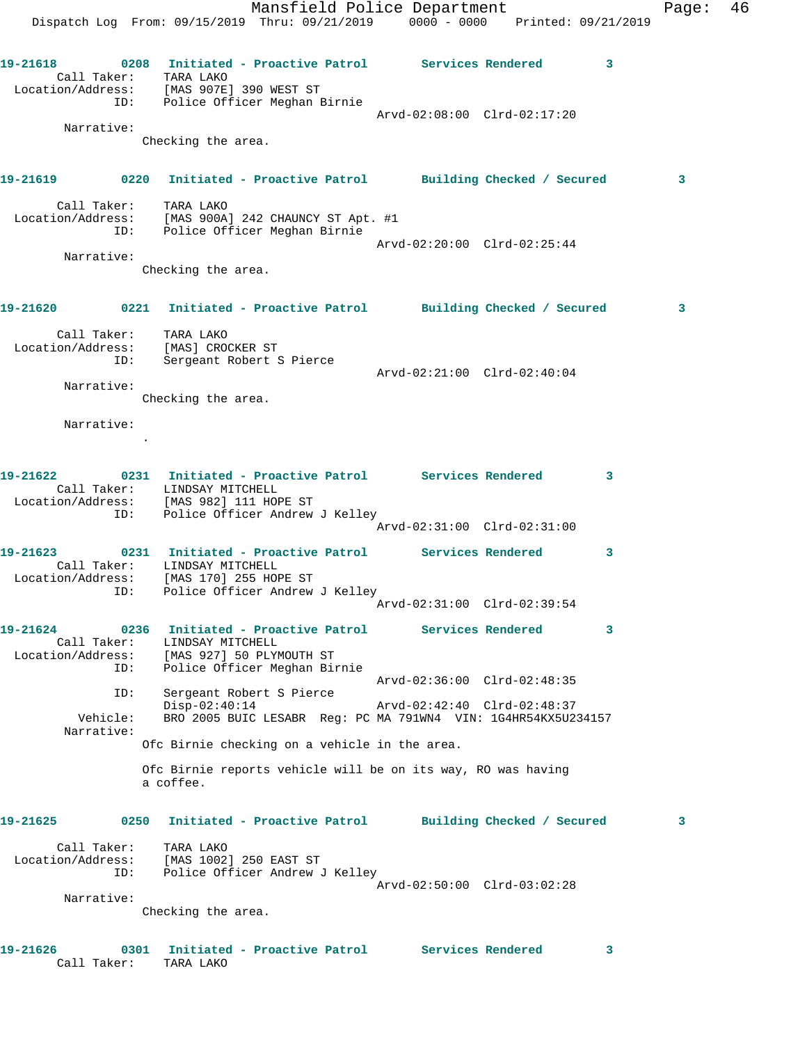**19-21618** 0208 **Initiated - Proactive Patrol** **Services Rendered** **3**

Call Taker: TARA LAKO
Location/Address: [MAS 907E] 390 WEST ST
ID: Police Officer Meghan Birnie
Arvd-02:08:00 Clrd-02:17:20

Narrative:
Checking the area.

**19-21619** 0220 **Initiated - Proactive Patrol** **Building Checked / Secured** **3**

Call Taker: TARA LAKO
Location/Address: [MAS 900A] 242 CHAUNCY ST Apt. #1
ID: Police Officer Meghan Birnie
Arvd-02:20:00 Clrd-02:25:44

Narrative:
Checking the area.

**19-21620** 0221 **Initiated - Proactive Patrol** **Building Checked / Secured** **3**

Call Taker: TARA LAKO
Location/Address: [MAS] CROCKER ST
ID: Sergeant Robert S Pierce
Arvd-02:21:00 Clrd-02:40:04

Narrative:
Checking the area.

Narrative:
.

**19-21622** 0231 **Initiated - Proactive Patrol** **Services Rendered** **3**

Call Taker: LINDSAY MITCHELL
Location/Address: [MAS 982] 111 HOPE ST
ID: Police Officer Andrew J Kelley
Arvd-02:31:00 Clrd-02:31:00

**19-21623** 0231 **Initiated - Proactive Patrol** **Services Rendered** **3**

Call Taker: LINDSAY MITCHELL
Location/Address: [MAS 170] 255 HOPE ST
ID: Police Officer Andrew J Kelley
Arvd-02:31:00 Clrd-02:39:54

**19-21624** 0236 **Initiated - Proactive Patrol** **Services Rendered** **3**

Call Taker: LINDSAY MITCHELL
Location/Address: [MAS 927] 50 PLYMOUTH ST
ID: Police Officer Meghan Birnie
Arvd-02:36:00 Clrd-02:48:35
ID: Sergeant Robert S Pierce
Disp-02:40:14 Arvd-02:42:40 Clrd-02:48:37
Vehicle: BRO 2005 BUIC LESABR Reg: PC MA 791WN4 VIN: 1G4HR54KX5U234157

Narrative:
Ofc Birnie checking on a vehicle in the area.

Ofc Birnie reports vehicle will be on its way, RO was having a coffee.

**19-21625** 0250 **Initiated - Proactive Patrol** **Building Checked / Secured** **3**

Call Taker: TARA LAKO
Location/Address: [MAS 1002] 250 EAST ST
ID: Police Officer Andrew J Kelley
Arvd-02:50:00 Clrd-03:02:28

Narrative:
Checking the area.

**19-21626** 0301 **Initiated - Proactive Patrol** **Services Rendered** **3**

Call Taker: TARA LAKO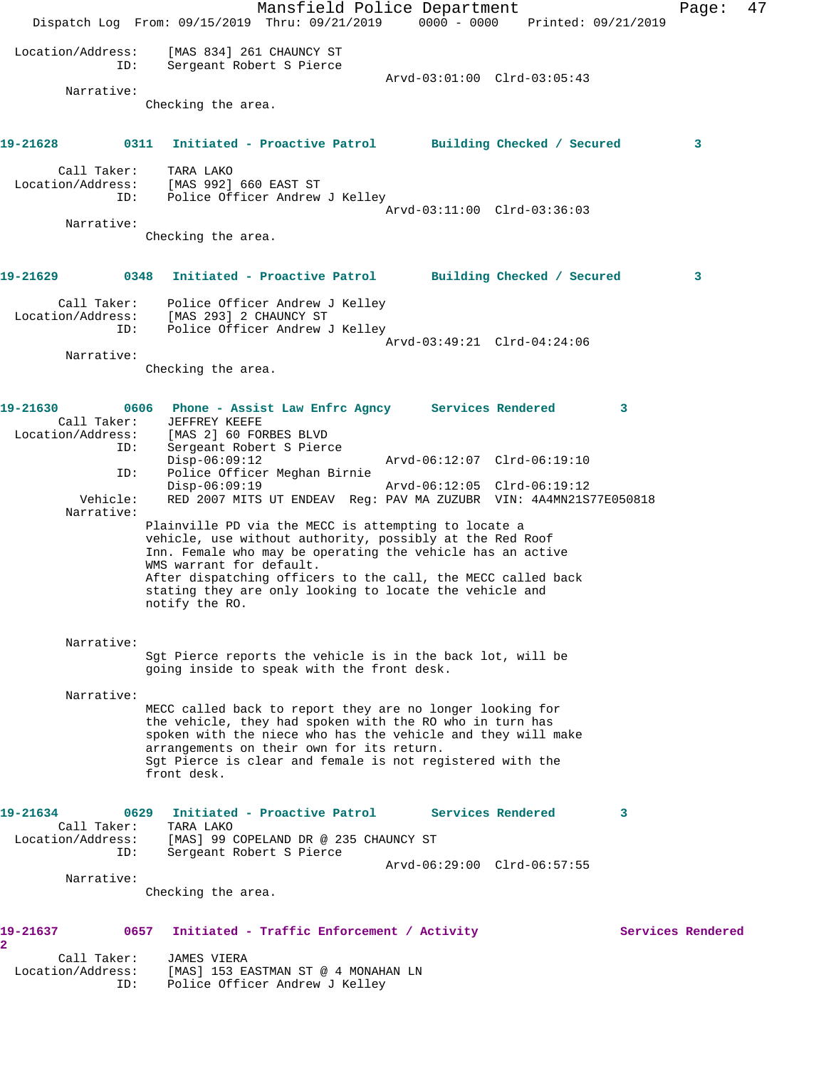Location/Address: [MAS 834] 261 CHAUNCY ST
ID: Sergeant Robert S Pierce
Arvd-03:01:00 Clrd-03:05:43

Narrative:
Checking the area.

**19-21628 0311 Initiated - Proactive Patrol Building Checked / Secured 3**

Call Taker: TARA LAKO
Location/Address: [MAS 992] 660 EAST ST
ID: Police Officer Andrew J Kelley
Arvd-03:11:00 Clrd-03:36:03

Narrative:
Checking the area.

**19-21629 0348 Initiated - Proactive Patrol Building Checked / Secured 3**

Call Taker: Police Officer Andrew J Kelley
Location/Address: [MAS 293] 2 CHAUNCY ST
ID: Police Officer Andrew J Kelley
Arvd-03:49:21 Clrd-04:24:06

Narrative:
Checking the area.

**19-21630 0606 Phone - Assist Law Enfrc Agncy Services Rendered 3**

Call Taker: JEFFREY KEEFE
Location/Address: [MAS 2] 60 FORBES BLVD
ID: Sergeant Robert S Pierce
Disp-06:09:12 Arvd-06:12:07 Clrd-06:19:10
ID: Police Officer Meghan Birnie
Disp-06:09:19 Arvd-06:12:05 Clrd-06:19:12
Vehicle: RED 2007 MITS UT ENDEAV Reg: PAV MA ZUZUBR VIN: 4A4MN21S77E050818

Narrative:
Plainville PD via the MECC is attempting to locate a vehicle, use without authority, possibly at the Red Roof Inn. Female who may be operating the vehicle has an active WMS warrant for default.
After dispatching officers to the call, the MECC called back stating they are only looking to locate the vehicle and notify the RO.

Narrative:
Sgt Pierce reports the vehicle is in the back lot, will be going inside to speak with the front desk.

Narrative:
MECC called back to report they are no longer looking for the vehicle, they had spoken with the RO who in turn has spoken with the niece who has the vehicle and they will make arrangements on their own for its return.
Sgt Pierce is clear and female is not registered with the front desk.

**19-21634 0629 Initiated - Proactive Patrol Services Rendered 3**

Call Taker: TARA LAKO
Location/Address: [MAS] 99 COPELAND DR @ 235 CHAUNCY ST
ID: Sergeant Robert S Pierce
Arvd-06:29:00 Clrd-06:57:55

Narrative:
Checking the area.

**19-21637 0657 Initiated - Traffic Enforcement / Activity Services Rendered 2**

Call Taker: JAMES VIERA
Location/Address: [MAS] 153 EASTMAN ST @ 4 MONAHAN LN
ID: Police Officer Andrew J Kelley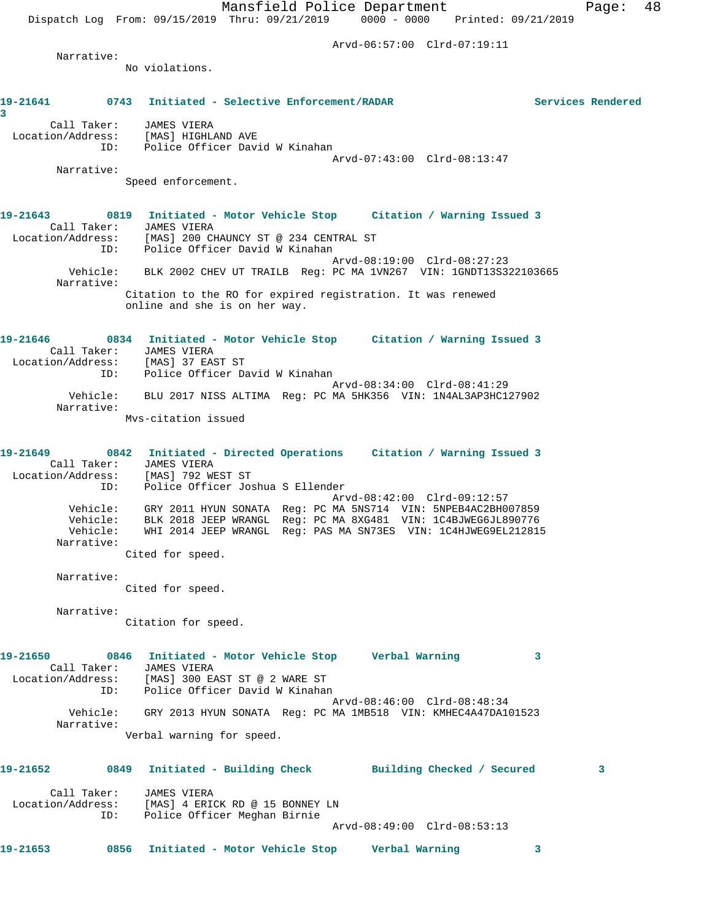Arvd-06:57:00 Clrd-07:19:11

Narrative:
No violations.

**19-21641 0743 Initiated - Selective Enforcement/RADAR Services Rendered 3**

Call Taker: JAMES VIERA
Location/Address: [MAS] HIGHLAND AVE
ID: Police Officer David W Kinahan
Arvd-07:43:00 Clrd-08:13:47

Narrative:
Speed enforcement.

**19-21643 0819 Initiated - Motor Vehicle Stop Citation / Warning Issued 3**

Call Taker: JAMES VIERA
Location/Address: [MAS] 200 CHAUNCY ST @ 234 CENTRAL ST
ID: Police Officer David W Kinahan
Arvd-08:19:00 Clrd-08:27:23
Vehicle: BLK 2002 CHEV UT TRAILB Reg: PC MA 1VN267 VIN: 1GNDT13S322103665

Narrative:
Citation to the RO for expired registration. It was renewed online and she is on her way.

**19-21646 0834 Initiated - Motor Vehicle Stop Citation / Warning Issued 3**

Call Taker: JAMES VIERA
Location/Address: [MAS] 37 EAST ST
ID: Police Officer David W Kinahan
Arvd-08:34:00 Clrd-08:41:29
Vehicle: BLU 2017 NISS ALTIMA Reg: PC MA 5HK356 VIN: 1N4AL3AP3HC127902

Narrative:
Mvs-citation issued

**19-21649 0842 Initiated - Directed Operations Citation / Warning Issued 3**

Call Taker: JAMES VIERA
Location/Address: [MAS] 792 WEST ST
ID: Police Officer Joshua S Ellender
Arvd-08:42:00 Clrd-09:12:57
Vehicle: GRY 2011 HYUN SONATA Reg: PC MA 5NS714 VIN: 5NPEB4AC2BH007859
Vehicle: BLK 2018 JEEP WRANGL Reg: PC MA 8XG481 VIN: 1C4BJWEG6JL890776
Vehicle: WHI 2014 JEEP WRANGL Reg: PAS MA SN73ES VIN: 1C4HJWEG9EL212815

Narrative:
Cited for speed.

Narrative:
Cited for speed.

Narrative:
Citation for speed.

**19-21650 0846 Initiated - Motor Vehicle Stop Verbal Warning 3**

Call Taker: JAMES VIERA
Location/Address: [MAS] 300 EAST ST @ 2 WARE ST
ID: Police Officer David W Kinahan
Arvd-08:46:00 Clrd-08:48:34
Vehicle: GRY 2013 HYUN SONATA Reg: PC MA 1MB518 VIN: KMHEC4A47DA101523

Narrative:
Verbal warning for speed.

**19-21652 0849 Initiated - Building Check Building Checked / Secured 3**

Call Taker: JAMES VIERA
Location/Address: [MAS] 4 ERICK RD @ 15 BONNEY LN
ID: Police Officer Meghan Birnie
Arvd-08:49:00 Clrd-08:53:13

**19-21653 0856 Initiated - Motor Vehicle Stop Verbal Warning 3**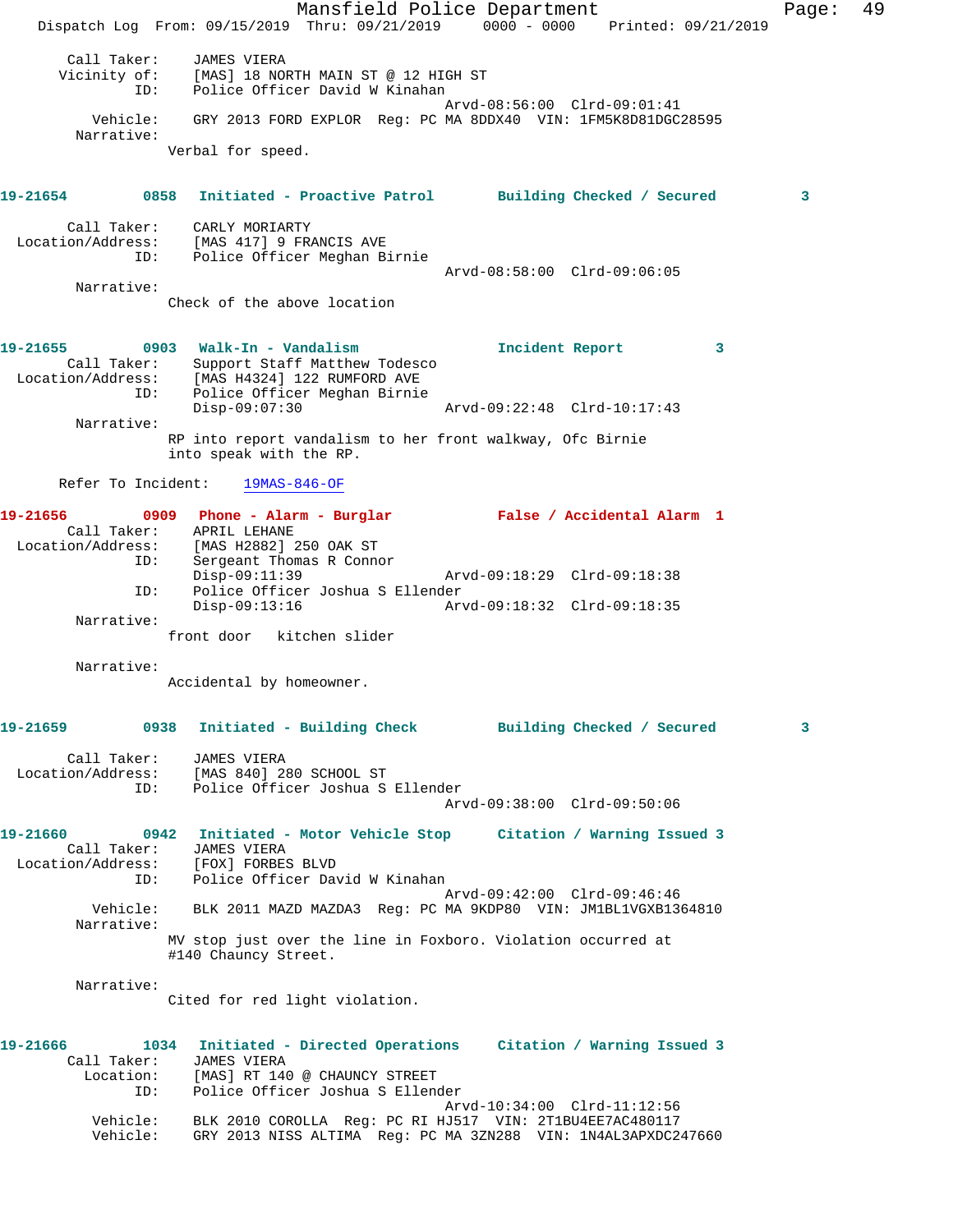Call Taker: JAMES VIERA
Vicinity of: [MAS] 18 NORTH MAIN ST @ 12 HIGH ST
ID: Police Officer David W Kinahan
Arvd-08:56:00 Clrd-09:01:41
Vehicle: GRY 2013 FORD EXPLOR Reg: PC MA 8DDX40 VIN: 1FM5K8D81DGC28595
Narrative:
Verbal for speed.

**19-21654** 0858 **Initiated - Proactive Patrol** **Building Checked / Secured** 3

Call Taker: CARLY MORIARTY
Location/Address: [MAS 417] 9 FRANCIS AVE
ID: Police Officer Meghan Birnie
Arvd-08:58:00 Clrd-09:06:05
Narrative:
Check of the above location

**19-21655** 0903 **Walk-In - Vandalism** **Incident Report** 3
Call Taker: Support Staff Matthew Todesco
Location/Address: [MAS H4324] 122 RUMFORD AVE
ID: Police Officer Meghan Birnie
Disp-09:07:30 Arvd-09:22:48 Clrd-10:17:43
Narrative:
RP into report vandalism to her front walkway, Ofc Birnie into speak with the RP.

Refer To Incident: 19MAS-846-OF

**19-21656** 0909 **Phone - Alarm - Burglar** **False / Accidental Alarm** 1
Call Taker: APRIL LEHANE
Location/Address: [MAS H2882] 250 OAK ST
ID: Sergeant Thomas R Connor
Disp-09:11:39 Arvd-09:18:29 Clrd-09:18:38
ID: Police Officer Joshua S Ellender
Disp-09:13:16 Arvd-09:18:32 Clrd-09:18:35
Narrative:
front door kitchen slider

Narrative:
Accidental by homeowner.

**19-21659** 0938 **Initiated - Building Check** **Building Checked / Secured** 3

Call Taker: JAMES VIERA
Location/Address: [MAS 840] 280 SCHOOL ST
ID: Police Officer Joshua S Ellender
Arvd-09:38:00 Clrd-09:50:06

**19-21660** 0942 **Initiated - Motor Vehicle Stop** **Citation / Warning Issued** 3
Call Taker: JAMES VIERA
Location/Address: [FOX] FORBES BLVD
ID: Police Officer David W Kinahan
Arvd-09:42:00 Clrd-09:46:46
Vehicle: BLK 2011 MAZD MAZDA3 Reg: PC MA 9KDP80 VIN: JM1BL1VGXB1364810
Narrative:
MV stop just over the line in Foxboro. Violation occurred at #140 Chauncy Street.

Narrative:
Cited for red light violation.

**19-21666** 1034 **Initiated - Directed Operations** **Citation / Warning Issued** 3
Call Taker: JAMES VIERA
Location: [MAS] RT 140 @ CHAUNCY STREET
ID: Police Officer Joshua S Ellender
Arvd-10:34:00 Clrd-11:12:56
Vehicle: BLK 2010 COROLLA Reg: PC RI HJ517 VIN: 2T1BU4EE7AC480117
Vehicle: GRY 2013 NISS ALTIMA Reg: PC MA 3ZN288 VIN: 1N4AL3APXDC247660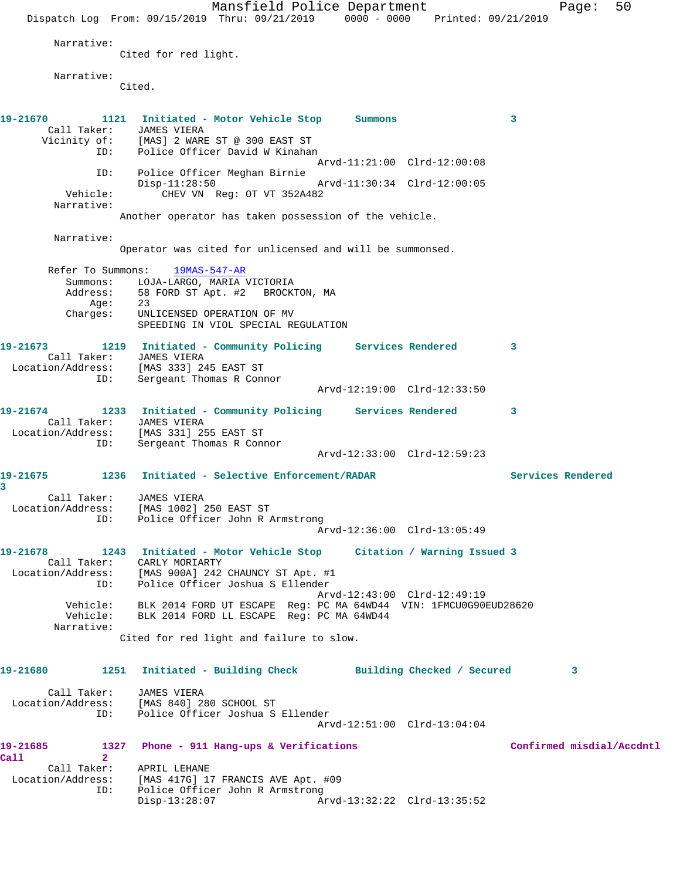Narrative:
Cited for red light.

Narrative:
Cited.

**19-21670 1121 Initiated - Motor Vehicle Stop Summons 3**

Call Taker: JAMES VIERA
Vicinity of: [MAS] 2 WARE ST @ 300 EAST ST
ID: Police Officer David W Kinahan
Arvd-11:21:00 Clrd-12:00:08
ID: Police Officer Meghan Birnie
Disp-11:28:50 Arvd-11:30:34 Clrd-12:00:05
Vehicle: CHEV VN Reg: OT VT 352A482
Narrative:
Another operator has taken possession of the vehicle.

Narrative:
Operator was cited for unlicensed and will be summonsed.

Refer To Summons: 19MAS-547-AR
Summons: LOJA-LARGO, MARIA VICTORIA
Address: 58 FORD ST Apt. #2 BROCKTON, MA
Age: 23
Charges: UNLICENSED OPERATION OF MV
SPEEDING IN VIOL SPECIAL REGULATION

**19-21673 1219 Initiated - Community Policing Services Rendered 3**

Call Taker: JAMES VIERA
Location/Address: [MAS 333] 245 EAST ST
ID: Sergeant Thomas R Connor
Arvd-12:19:00 Clrd-12:33:50

**19-21674 1233 Initiated - Community Policing Services Rendered 3**

Call Taker: JAMES VIERA
Location/Address: [MAS 331] 255 EAST ST
ID: Sergeant Thomas R Connor
Arvd-12:33:00 Clrd-12:59:23

**19-21675 1236 Initiated - Selective Enforcement/RADAR Services Rendered 3**

Call Taker: JAMES VIERA
Location/Address: [MAS 1002] 250 EAST ST
ID: Police Officer John R Armstrong
Arvd-12:36:00 Clrd-13:05:49

**19-21678 1243 Initiated - Motor Vehicle Stop Citation / Warning Issued 3**

Call Taker: CARLY MORIARTY
Location/Address: [MAS 900A] 242 CHAUNCY ST Apt. #1
ID: Police Officer Joshua S Ellender
Arvd-12:43:00 Clrd-12:49:19
Vehicle: BLK 2014 FORD UT ESCAPE Reg: PC MA 64WD44 VIN: 1FMCU0G90EUD28620
Vehicle: BLK 2014 FORD LL ESCAPE Reg: PC MA 64WD44
Narrative:
Cited for red light and failure to slow.

**19-21680 1251 Initiated - Building Check Building Checked / Secured 3**

Call Taker: JAMES VIERA
Location/Address: [MAS 840] 280 SCHOOL ST
ID: Police Officer Joshua S Ellender
Arvd-12:51:00 Clrd-13:04:04

**19-21685 1327 Phone - 911 Hang-ups & Verifications Confirmed misdial/Accdntl Call 2**

Call Taker: APRIL LEHANE
Location/Address: [MAS 417G] 17 FRANCIS AVE Apt. #09
ID: Police Officer John R Armstrong
Disp-13:28:07 Arvd-13:32:22 Clrd-13:35:52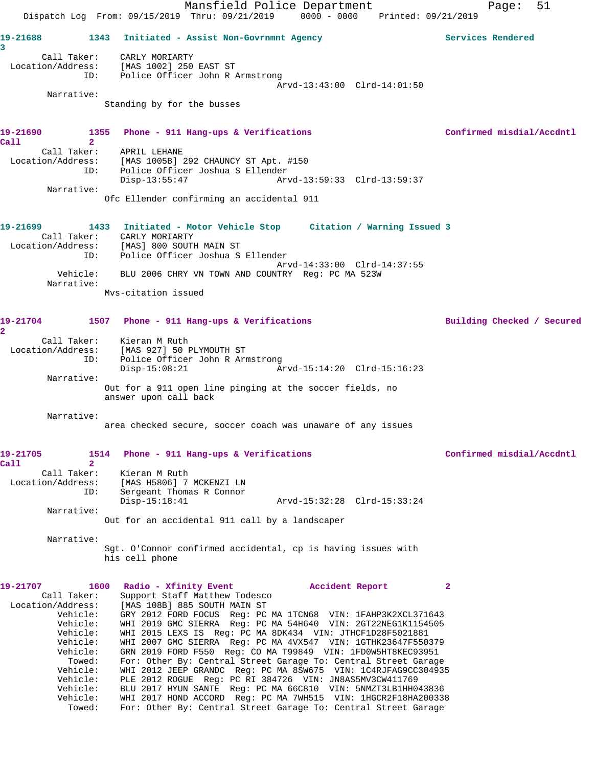19-21688 1343 Initiated - Assist Non-Govrnmnt Agency Services Rendered 3

Call Taker: CARLY MORIARTY
Location/Address: [MAS 1002] 250 EAST ST
ID: Police Officer John R Armstrong
Arvd-13:43:00 Clrd-14:01:50

Narrative:
Standing by for the busses

19-21690 1355 Phone - 911 Hang-ups & Verifications Confirmed misdial/Accdntl Call 2

Call Taker: APRIL LEHANE
Location/Address: [MAS 1005B] 292 CHAUNCY ST Apt. #150
ID: Police Officer Joshua S Ellender
Disp-13:55:47 Arvd-13:59:33 Clrd-13:59:37

Narrative:
Ofc Ellender confirming an accidental 911

19-21699 1433 Initiated - Motor Vehicle Stop Citation / Warning Issued 3

Call Taker: CARLY MORIARTY
Location/Address: [MAS] 800 SOUTH MAIN ST
ID: Police Officer Joshua S Ellender
Arvd-14:33:00 Clrd-14:37:55
Vehicle: BLU 2006 CHRY VN TOWN AND COUNTRY Reg: PC MA 523W

Narrative:
Mvs-citation issued

19-21704 1507 Phone - 911 Hang-ups & Verifications Building Checked / Secured 2

Call Taker: Kieran M Ruth
Location/Address: [MAS 927] 50 PLYMOUTH ST
ID: Police Officer John R Armstrong
Disp-15:08:21 Arvd-15:14:20 Clrd-15:16:23

Narrative:
Out for a 911 open line pinging at the soccer fields, no answer upon call back

Narrative:
area checked secure, soccer coach was unaware of any issues

19-21705 1514 Phone - 911 Hang-ups & Verifications Confirmed misdial/Accdntl Call 2

Call Taker: Kieran M Ruth
Location/Address: [MAS H5806] 7 MCKENZI LN
ID: Sergeant Thomas R Connor
Disp-15:18:41 Arvd-15:32:28 Clrd-15:33:24

Narrative:
Out for an accidental 911 call by a landscaper

Narrative:
Sgt. O'Connor confirmed accidental, cp is having issues with his cell phone

19-21707 1600 Radio - Xfinity Event Accident Report 2

Call Taker: Support Staff Matthew Todesco
Location/Address: [MAS 108B] 885 SOUTH MAIN ST
Vehicle: GRY 2012 FORD FOCUS Reg: PC MA 1TCN68 VIN: 1FAHP3K2XCL371643
Vehicle: WHI 2019 GMC SIERRA Reg: PC MA 54H640 VIN: 2GT22NEG1K1154505
Vehicle: WHI 2015 LEXS IS Reg: PC MA 8DK434 VIN: JTHCF1D28F5021881
Vehicle: WHI 2007 GMC SIERRA Reg: PC MA 4VX547 VIN: 1GTHK23647F550379
Vehicle: GRN 2019 FORD F550 Reg: CO MA T99849 VIN: 1FD0W5HT8KEC93951
Towed: For: Other By: Central Street Garage To: Central Street Garage
Vehicle: WHI 2012 JEEP GRANDC Reg: PC MA 8SW675 VIN: 1C4RJFAG9CC304935
Vehicle: PLE 2012 ROGUE Reg: PC RI 384726 VIN: JN8AS5MV3CW411769
Vehicle: BLU 2017 HYUN SANTE Reg: PC MA 66C810 VIN: 5NMZT3LB1HH043836
Vehicle: WHI 2017 HOND ACCORD Reg: PC MA 7WH515 VIN: 1HGCR2F18HA200338
Towed: For: Other By: Central Street Garage To: Central Street Garage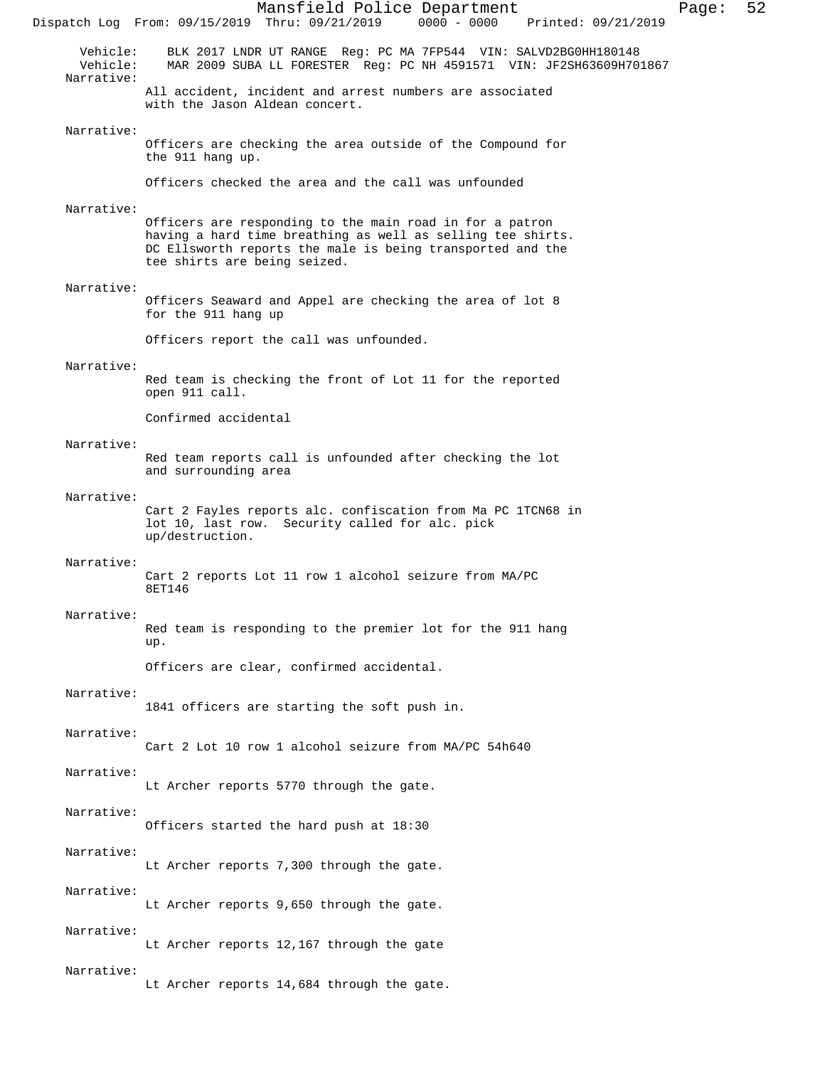Vehicle: BLK 2017 LNDR UT RANGE Reg: PC MA 7FP544 VIN: SALVD2BG0HH180148
Vehicle: MAR 2009 SUBA LL FORESTER Reg: PC NH 4591571 VIN: JF2SH63609H701867

Narrative:
All accident, incident and arrest numbers are associated with the Jason Aldean concert.

Narrative:
Officers are checking the area outside of the Compound for the 911 hang up.

Officers checked the area and the call was unfounded

Narrative:
Officers are responding to the main road in for a patron having a hard time breathing as well as selling tee shirts. DC Ellsworth reports the male is being transported and the tee shirts are being seized.

Narrative:
Officers Seaward and Appel are checking the area of lot 8 for the 911 hang up

Officers report the call was unfounded.

Narrative:
Red team is checking the front of Lot 11 for the reported open 911 call.

Confirmed accidental

Narrative:
Red team reports call is unfounded after checking the lot and surrounding area

Narrative:
Cart 2 Fayles reports alc. confiscation from Ma PC 1TCN68 in lot 10, last row. Security called for alc. pick up/destruction.

Narrative:
Cart 2 reports Lot 11 row 1 alcohol seizure from MA/PC 8ET146

Narrative:
Red team is responding to the premier lot for the 911 hang up.

Officers are clear, confirmed accidental.

Narrative:
1841 officers are starting the soft push in.

Narrative:
Cart 2 Lot 10 row 1 alcohol seizure from MA/PC 54h640

Narrative:
Lt Archer reports 5770 through the gate.

Narrative:
Officers started the hard push at 18:30

Narrative:
Lt Archer reports 7,300 through the gate.

Narrative:
Lt Archer reports 9,650 through the gate.

Narrative:
Lt Archer reports 12,167 through the gate

Narrative:
Lt Archer reports 14,684 through the gate.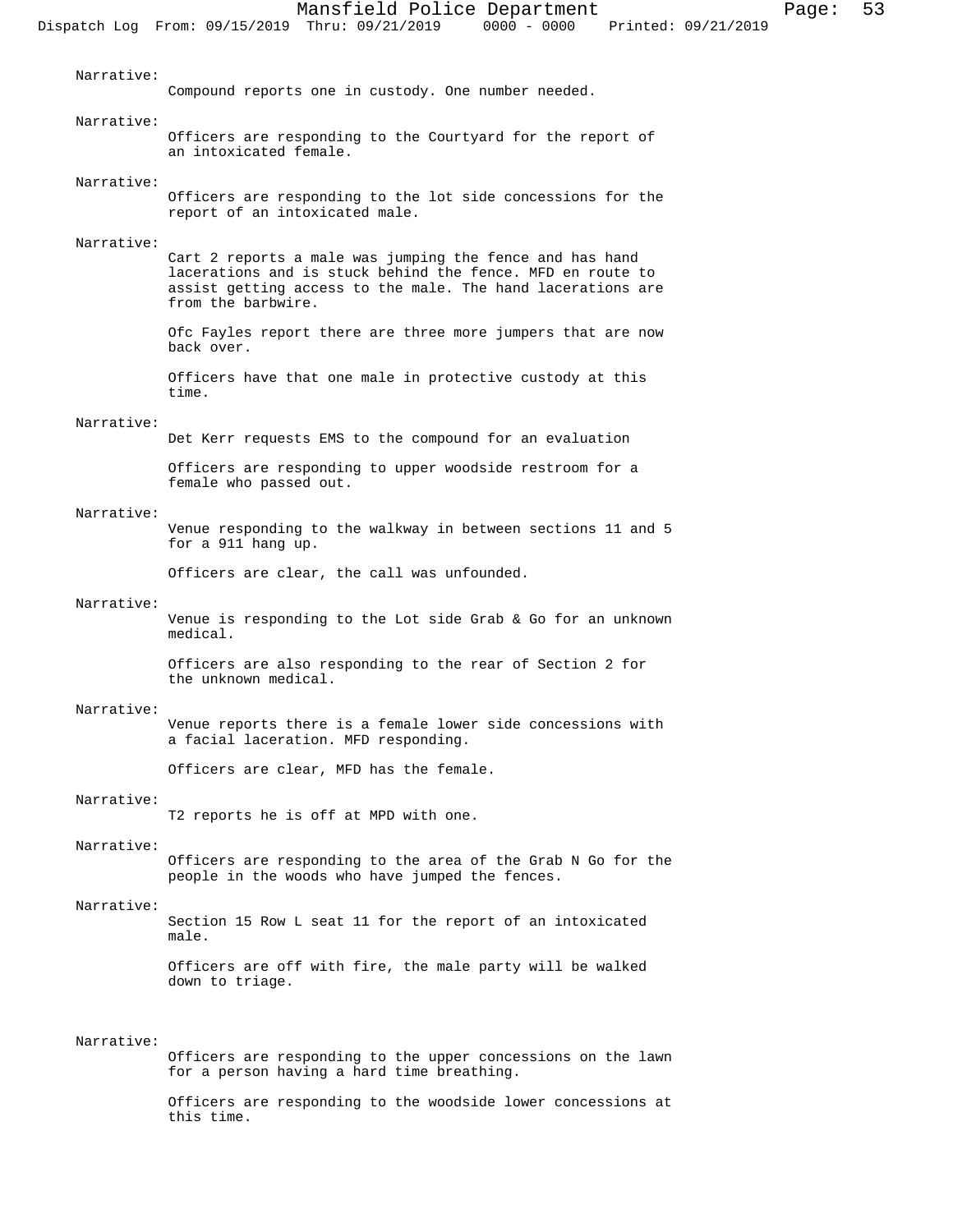Narrative:

Compound reports one in custody. One number needed.

Narrative:

Officers are responding to the Courtyard for the report of an intoxicated female.

Narrative:

Officers are responding to the lot side concessions for the report of an intoxicated male.

Narrative:

Cart 2 reports a male was jumping the fence and has hand lacerations and is stuck behind the fence. MFD en route to assist getting access to the male. The hand lacerations are from the barbwire.

Ofc Fayles report there are three more jumpers that are now back over.

Officers have that one male in protective custody at this time.

Narrative:

Det Kerr requests EMS to the compound for an evaluation

Officers are responding to upper woodside restroom for a female who passed out.

Narrative:

Venue responding to the walkway in between sections 11 and 5 for a 911 hang up.

Officers are clear, the call was unfounded.

Narrative:

Venue is responding to the Lot side Grab & Go for an unknown medical.

Officers are also responding to the rear of Section 2 for the unknown medical.

Narrative:

Venue reports there is a female lower side concessions with a facial laceration. MFD responding.

Officers are clear, MFD has the female.

Narrative:

T2 reports he is off at MPD with one.

Narrative:

Officers are responding to the area of the Grab N Go for the people in the woods who have jumped the fences.

Narrative:

Section 15 Row L seat 11 for the report of an intoxicated male.

Officers are off with fire, the male party will be walked down to triage.

Narrative:

Officers are responding to the upper concessions on the lawn for a person having a hard time breathing.

Officers are responding to the woodside lower concessions at this time.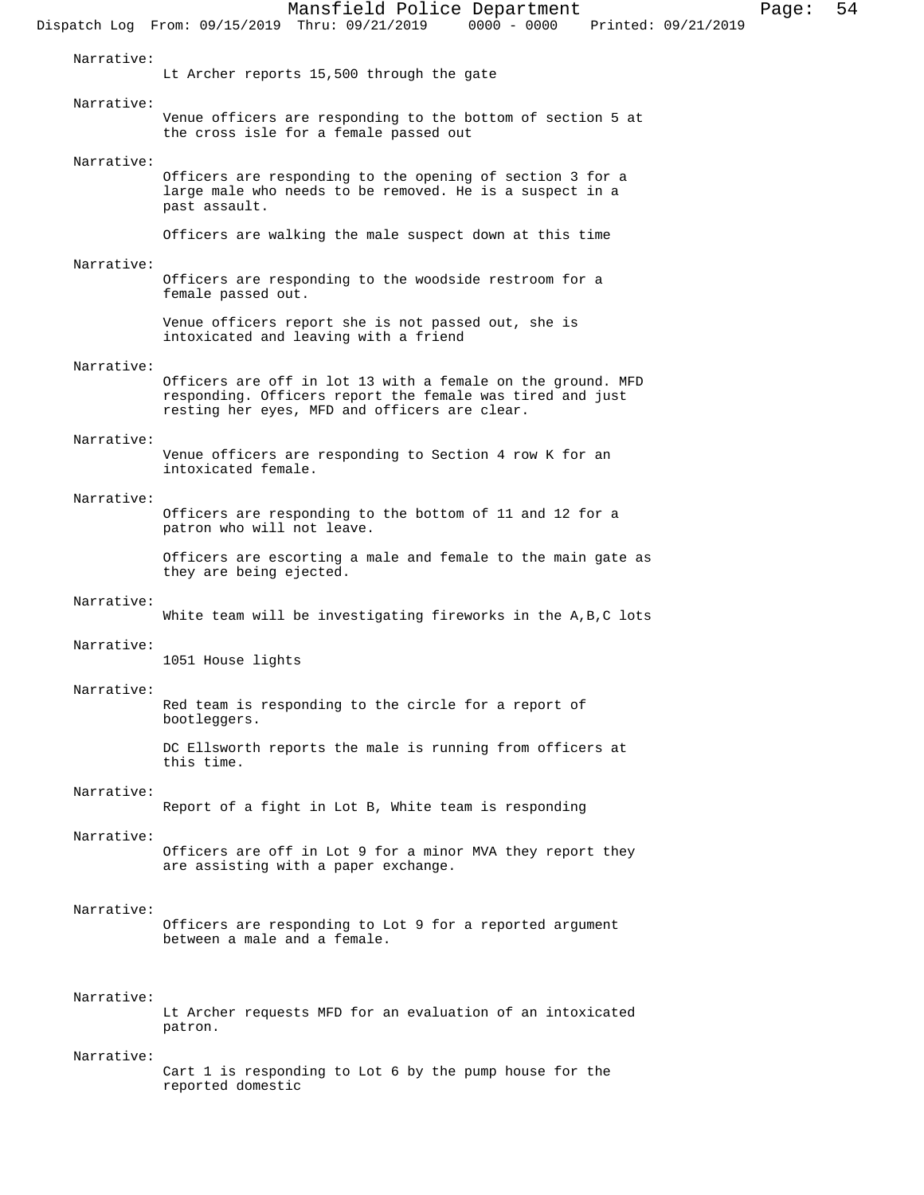Narrative:
Lt Archer reports 15,500 through the gate

Narrative:
Venue officers are responding to the bottom of section 5 at the cross isle for a female passed out

Narrative:
Officers are responding to the opening of section 3 for a large male who needs to be removed. He is a suspect in a past assault.

Officers are walking the male suspect down at this time

Narrative:
Officers are responding to the woodside restroom for a female passed out.

Venue officers report she is not passed out, she is intoxicated and leaving with a friend

Narrative:
Officers are off in lot 13 with a female on the ground. MFD responding. Officers report the female was tired and just resting her eyes, MFD and officers are clear.

Narrative:
Venue officers are responding to Section 4 row K for an intoxicated female.

Narrative:
Officers are responding to the bottom of 11 and 12 for a patron who will not leave.

Officers are escorting a male and female to the main gate as they are being ejected.

Narrative:
White team will be investigating fireworks in the A,B,C lots

Narrative:
1051 House lights

Narrative:
Red team is responding to the circle for a report of bootleggers.

DC Ellsworth reports the male is running from officers at this time.

Narrative:
Report of a fight in Lot B, White team is responding

Narrative:
Officers are off in Lot 9 for a minor MVA they report they are assisting with a paper exchange.

Narrative:
Officers are responding to Lot 9 for a reported argument between a male and a female.

Narrative:
Lt Archer requests MFD for an evaluation of an intoxicated patron.

Narrative:
Cart 1 is responding to Lot 6 by the pump house for the reported domestic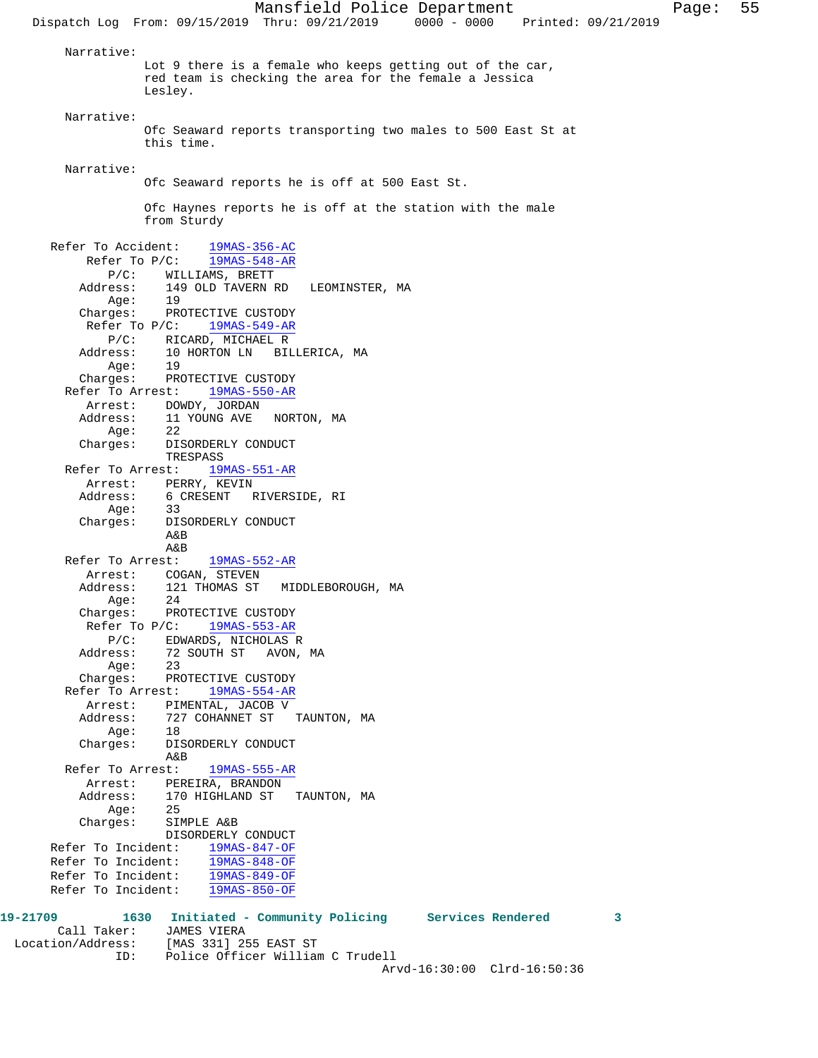Narrative:
Lot 9 there is a female who keeps getting out of the car, red team is checking the area for the female a Jessica Lesley.

Narrative:
Ofc Seaward reports transporting two males to 500 East St at this time.

Narrative:
Ofc Seaward reports he is off at 500 East St.

Ofc Haynes reports he is off at the station with the male from Sturdy

Refer To Accident: 19MAS-356-AC
Refer To P/C: 19MAS-548-AR
P/C: WILLIAMS, BRETT
Address: 149 OLD TAVERN RD LEOMINSTER, MA
Age: 19
Charges: PROTECTIVE CUSTODY
Refer To P/C: 19MAS-549-AR
P/C: RICARD, MICHAEL R
Address: 10 HORTON LN BILLERICA, MA
Age: 19
Charges: PROTECTIVE CUSTODY
Refer To Arrest: 19MAS-550-AR
Arrest: DOWDY, JORDAN
Address: 11 YOUNG AVE NORTON, MA
Age: 22
Charges: DISORDERLY CONDUCT
TRESPASS
Refer To Arrest: 19MAS-551-AR
Arrest: PERRY, KEVIN
Address: 6 CRESENT RIVERSIDE, RI
Age: 33
Charges: DISORDERLY CONDUCT
A&B
A&B
Refer To Arrest: 19MAS-552-AR
Arrest: COGAN, STEVEN
Address: 121 THOMAS ST MIDDLEBOROUGH, MA
Age: 24
Charges: PROTECTIVE CUSTODY
Refer To P/C: 19MAS-553-AR
P/C: EDWARDS, NICHOLAS R
Address: 72 SOUTH ST AVON, MA
Age: 23
Charges: PROTECTIVE CUSTODY
Refer To Arrest: 19MAS-554-AR
Arrest: PIMENTAL, JACOB V
Address: 727 COHANNET ST TAUNTON, MA
Age: 18
Charges: DISORDERLY CONDUCT
A&B
Refer To Arrest: 19MAS-555-AR
Arrest: PEREIRA, BRANDON
Address: 170 HIGHLAND ST TAUNTON, MA
Age: 25
Charges: SIMPLE A&B
DISORDERLY CONDUCT
Refer To Incident: 19MAS-847-OF
Refer To Incident: 19MAS-848-OF
Refer To Incident: 19MAS-849-OF
Refer To Incident: 19MAS-850-OF

**19-21709 1630 Initiated - Community Policing Services Rendered 3**
Call Taker: JAMES VIERA
Location/Address: [MAS 331] 255 EAST ST
ID: Police Officer William C Trudell
Arvd-16:30:00 Clrd-16:50:36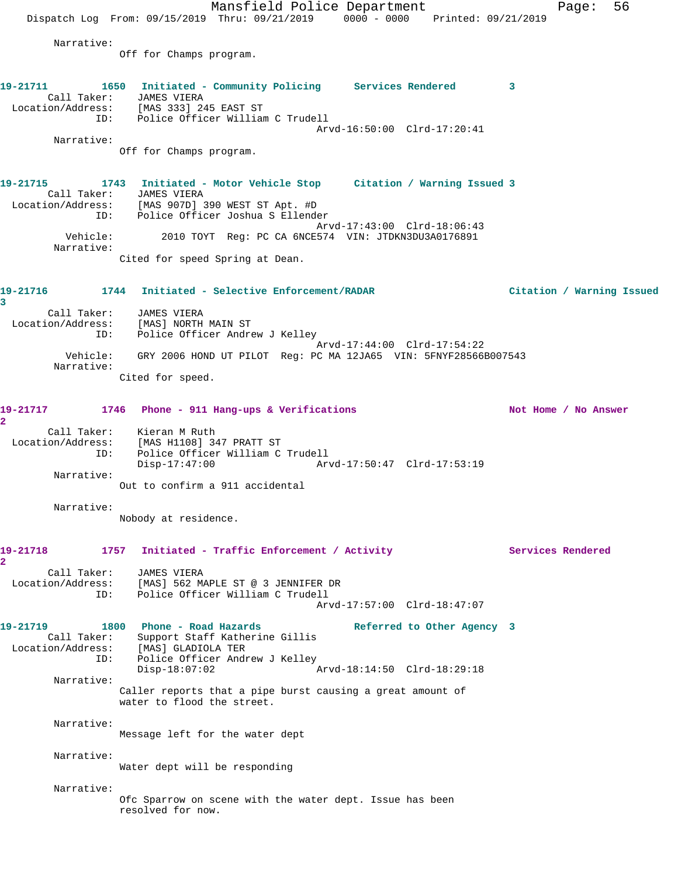Narrative:
Off for Champs program.

**19-21711 1650 Initiated - Community Policing Services Rendered 3**

Call Taker: JAMES VIERA
Location/Address: [MAS 333] 245 EAST ST
ID: Police Officer William C Trudell
Arvd-16:50:00 Clrd-17:20:41
Narrative:
Off for Champs program.

**19-21715 1743 Initiated - Motor Vehicle Stop Citation / Warning Issued 3**

Call Taker: JAMES VIERA
Location/Address: [MAS 907D] 390 WEST ST Apt. #D
ID: Police Officer Joshua S Ellender
Arvd-17:43:00 Clrd-18:06:43
Vehicle: 2010 TOYT Reg: PC CA 6NCE574 VIN: JTDKN3DU3A0176891
Narrative:
Cited for speed Spring at Dean.

**19-21716 1744 Initiated - Selective Enforcement/RADAR Citation / Warning Issued 3**

Call Taker: JAMES VIERA
Location/Address: [MAS] NORTH MAIN ST
ID: Police Officer Andrew J Kelley
Arvd-17:44:00 Clrd-17:54:22
Vehicle: GRY 2006 HOND UT PILOT Reg: PC MA 12JA65 VIN: 5FNYF28566B007543
Narrative:
Cited for speed.

**19-21717 1746 Phone - 911 Hang-ups & Verifications Not Home / No Answer 2**

Call Taker: Kieran M Ruth
Location/Address: [MAS H1108] 347 PRATT ST
ID: Police Officer William C Trudell
Disp-17:47:00 Arvd-17:50:47 Clrd-17:53:19
Narrative:
Out to confirm a 911 accidental

Narrative:
Nobody at residence.

**19-21718 1757 Initiated - Traffic Enforcement / Activity Services Rendered 2**

Call Taker: JAMES VIERA
Location/Address: [MAS] 562 MAPLE ST @ 3 JENNIFER DR
ID: Police Officer William C Trudell
Arvd-17:57:00 Clrd-18:47:07

**19-21719 1800 Phone - Road Hazards Referred to Other Agency 3**

Call Taker: Support Staff Katherine Gillis
Location/Address: [MAS] GLADIOLA TER
ID: Police Officer Andrew J Kelley
Disp-18:07:02 Arvd-18:14:50 Clrd-18:29:18
Narrative:
Caller reports that a pipe burst causing a great amount of water to flood the street.

Narrative:
Message left for the water dept

Narrative:
Water dept will be responding

Narrative:
Ofc Sparrow on scene with the water dept. Issue has been resolved for now.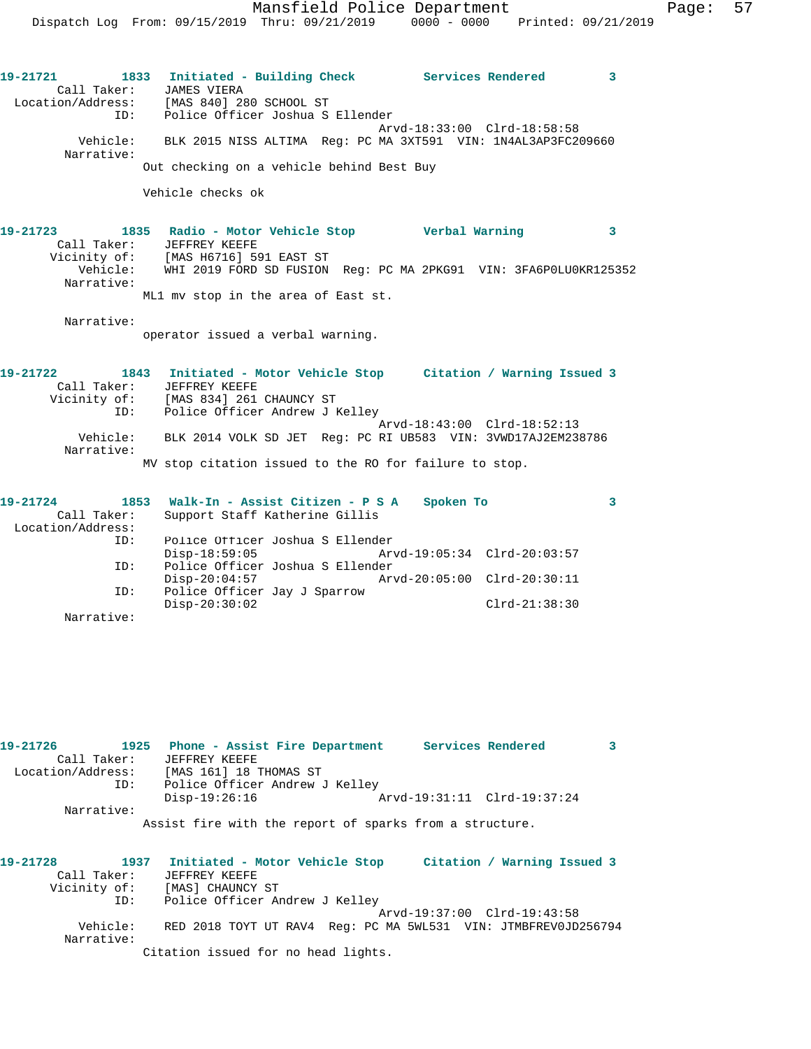**19-21721 1833 Initiated - Building Check Services Rendered 3**

Call Taker: JAMES VIERA
Location/Address: [MAS 840] 280 SCHOOL ST
ID: Police Officer Joshua S Ellender
Arvd-18:33:00 Clrd-18:58:58
Vehicle: BLK 2015 NISS ALTIMA Reg: PC MA 3XT591 VIN: 1N4AL3AP3FC209660
Narrative:
Out checking on a vehicle behind Best Buy

Vehicle checks ok

**19-21723 1835 Radio - Motor Vehicle Stop Verbal Warning 3**

Call Taker: JEFFREY KEEFE
Vicinity of: [MAS H6716] 591 EAST ST
Vehicle: WHI 2019 FORD SD FUSION Reg: PC MA 2PKG91 VIN: 3FA6P0LU0KR125352
Narrative:
ML1 mv stop in the area of East st.

Narrative:
operator issued a verbal warning.

**19-21722 1843 Initiated - Motor Vehicle Stop Citation / Warning Issued 3**

Call Taker: JEFFREY KEEFE
Vicinity of: [MAS 834] 261 CHAUNCY ST
ID: Police Officer Andrew J Kelley
Arvd-18:43:00 Clrd-18:52:13
Vehicle: BLK 2014 VOLK SD JET Reg: PC RI UB583 VIN: 3VWD17AJ2EM238786
Narrative:
MV stop citation issued to the RO for failure to stop.

**19-21724 1853 Walk-In - Assist Citizen - P S A Spoken To 3**

Call Taker: Support Staff Katherine Gillis
Location/Address:
ID: Police Officer Joshua S Ellender
Disp-18:59:05 Arvd-19:05:34 Clrd-20:03:57
ID: Police Officer Joshua S Ellender
Disp-20:04:57 Arvd-20:05:00 Clrd-20:30:11
ID: Police Officer Jay J Sparrow
Disp-20:30:02 Clrd-21:38:30
Narrative:

**19-21726 1925 Phone - Assist Fire Department Services Rendered 3**

Call Taker: JEFFREY KEEFE
Location/Address: [MAS 161] 18 THOMAS ST
ID: Police Officer Andrew J Kelley
Disp-19:26:16 Arvd-19:31:11 Clrd-19:37:24
Narrative:
Assist fire with the report of sparks from a structure.

**19-21728 1937 Initiated - Motor Vehicle Stop Citation / Warning Issued 3**

Call Taker: JEFFREY KEEFE
Vicinity of: [MAS] CHAUNCY ST
ID: Police Officer Andrew J Kelley
Arvd-19:37:00 Clrd-19:43:58
Vehicle: RED 2018 TOYT UT RAV4 Reg: PC MA 5WL531 VIN: JTMBFREV0JD256794
Narrative:
Citation issued for no head lights.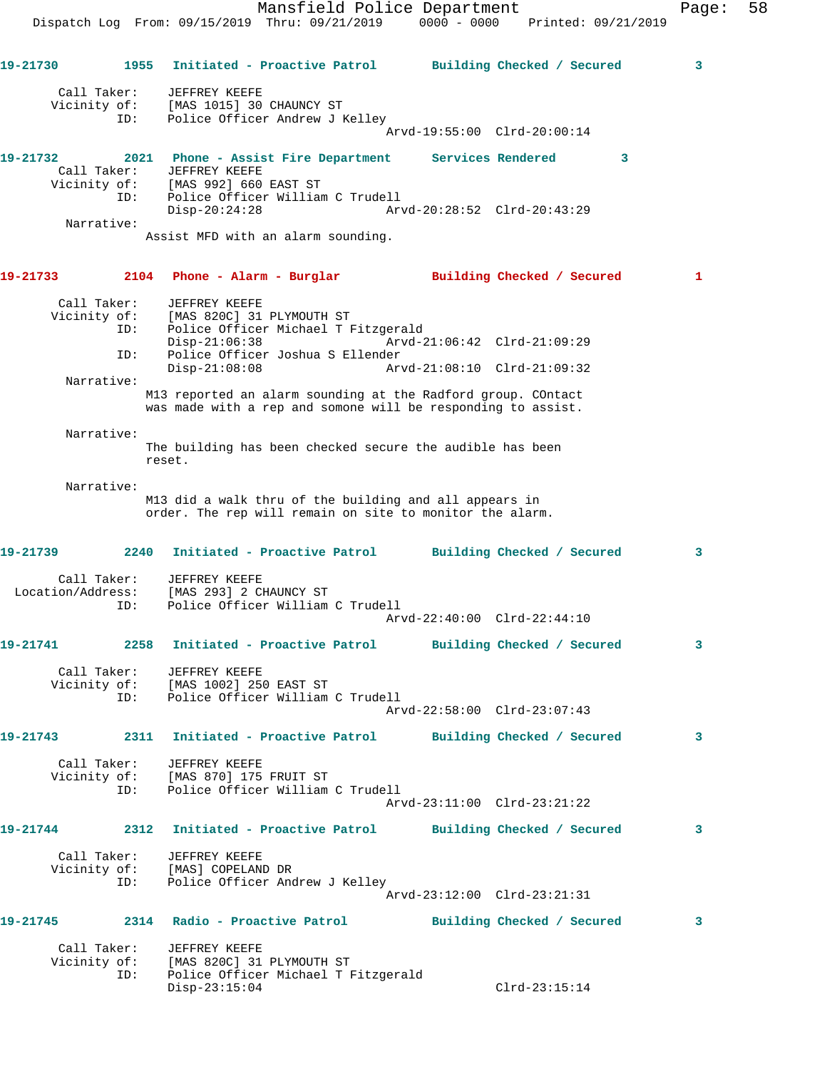**19-21730** **1955** **Initiated - Proactive Patrol** **Building Checked / Secured** **3**

Call Taker: JEFFREY KEEFE
Vicinity of: [MAS 1015] 30 CHAUNCY ST
ID: Police Officer Andrew J Kelley
Arvd-19:55:00 Clrd-20:00:14

**19-21732** **2021** **Phone - Assist Fire Department** **Services Rendered** **3**

Call Taker: JEFFREY KEEFE
Vicinity of: [MAS 992] 660 EAST ST
ID: Police Officer William C Trudell
Disp-20:24:28 Arvd-20:28:52 Clrd-20:43:29

Narrative:
Assist MFD with an alarm sounding.

**19-21733** **2104** **Phone - Alarm - Burglar** **Building Checked / Secured** **1**

Call Taker: JEFFREY KEEFE
Vicinity of: [MAS 820C] 31 PLYMOUTH ST
ID: Police Officer Michael T Fitzgerald
Disp-21:06:38 Arvd-21:06:42 Clrd-21:09:29
ID: Police Officer Joshua S Ellender
Disp-21:08:08 Arvd-21:08:10 Clrd-21:09:32

Narrative:
M13 reported an alarm sounding at the Radford group. COntact was made with a rep and somone will be responding to assist.

Narrative:
The building has been checked secure the audible has been reset.

Narrative:
M13 did a walk thru of the building and all appears in order. The rep will remain on site to monitor the alarm.

**19-21739** **2240** **Initiated - Proactive Patrol** **Building Checked / Secured** **3**

Call Taker: JEFFREY KEEFE
Location/Address: [MAS 293] 2 CHAUNCY ST
ID: Police Officer William C Trudell
Arvd-22:40:00 Clrd-22:44:10

**19-21741** **2258** **Initiated - Proactive Patrol** **Building Checked / Secured** **3**

Call Taker: JEFFREY KEEFE
Vicinity of: [MAS 1002] 250 EAST ST
ID: Police Officer William C Trudell
Arvd-22:58:00 Clrd-23:07:43

**19-21743** **2311** **Initiated - Proactive Patrol** **Building Checked / Secured** **3**

Call Taker: JEFFREY KEEFE
Vicinity of: [MAS 870] 175 FRUIT ST
ID: Police Officer William C Trudell
Arvd-23:11:00 Clrd-23:21:22

**19-21744** **2312** **Initiated - Proactive Patrol** **Building Checked / Secured** **3**

Call Taker: JEFFREY KEEFE
Vicinity of: [MAS] COPELAND DR
ID: Police Officer Andrew J Kelley
Arvd-23:12:00 Clrd-23:21:31

**19-21745** **2314** **Radio - Proactive Patrol** **Building Checked / Secured** **3**

Call Taker: JEFFREY KEEFE
Vicinity of: [MAS 820C] 31 PLYMOUTH ST
ID: Police Officer Michael T Fitzgerald
Disp-23:15:04 Clrd-23:15:14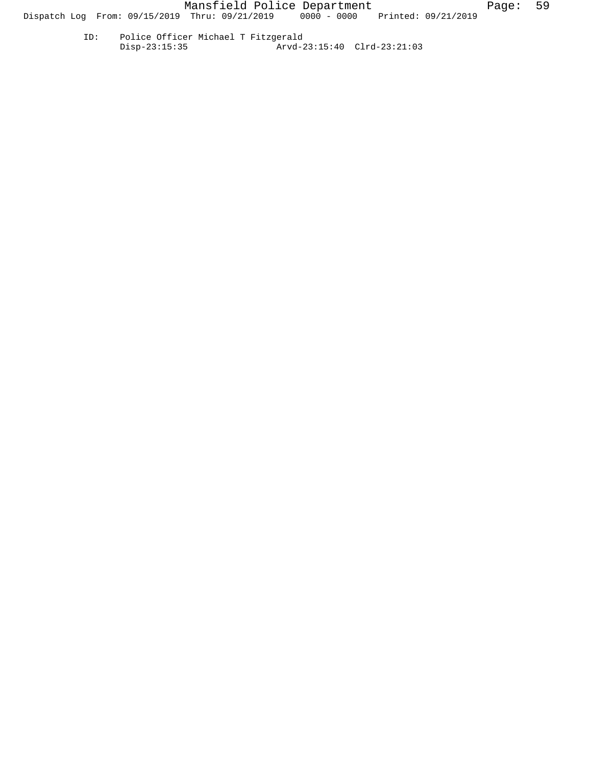ID: Police Officer Michael T Fitzgerald
Disp-23:15:35 Arvd-23:15:40 Clrd-23:21:03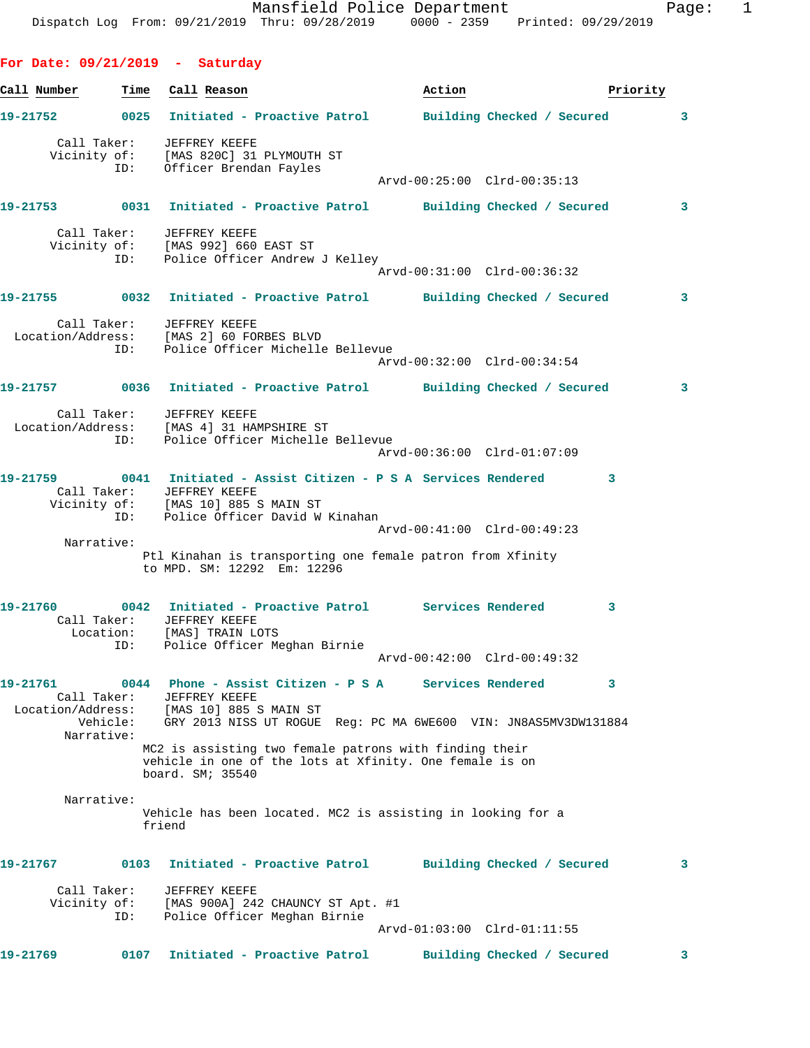Mansfield Police Department
Dispatch Log From: 09/21/2019 Thru: 09/28/2019 0000 - 2359 Printed: 09/29/2019

## For Date: 09/21/2019 - Saturday

| Call Number | Time | Call Reason | Action | Priority |
|---|---|---|---|---|
| 19-21752 | 0025 | Initiated - Proactive Patrol | Building Checked / Secured | 3 |

Call Taker: JEFFREY KEEFE
Vicinity of: [MAS 820C] 31 PLYMOUTH ST
ID: Officer Brendan Fayles
Arvd-00:25:00 Clrd-00:35:13

**19-21753** 0031 Initiated - Proactive Patrol — Building Checked / Secured — 3

Call Taker: JEFFREY KEEFE
Vicinity of: [MAS 992] 660 EAST ST
ID: Police Officer Andrew J Kelley
Arvd-00:31:00 Clrd-00:36:32

**19-21755** 0032 Initiated - Proactive Patrol — Building Checked / Secured — 3

Call Taker: JEFFREY KEEFE
Location/Address: [MAS 2] 60 FORBES BLVD
ID: Police Officer Michelle Bellevue
Arvd-00:32:00 Clrd-00:34:54

**19-21757** 0036 Initiated - Proactive Patrol — Building Checked / Secured — 3

Call Taker: JEFFREY KEEFE
Location/Address: [MAS 4] 31 HAMPSHIRE ST
ID: Police Officer Michelle Bellevue
Arvd-00:36:00 Clrd-01:07:09

**19-21759** 0041 Initiated - Assist Citizen - P S A — Services Rendered — 3

Call Taker: JEFFREY KEEFE
Vicinity of: [MAS 10] 885 S MAIN ST
ID: Police Officer David W Kinahan
Arvd-00:41:00 Clrd-00:49:23

Narrative:
Ptl Kinahan is transporting one female patron from Xfinity to MPD. SM: 12292 Em: 12296

**19-21760** 0042 Initiated - Proactive Patrol — Services Rendered — 3

Call Taker: JEFFREY KEEFE
Location: [MAS] TRAIN LOTS
ID: Police Officer Meghan Birnie
Arvd-00:42:00 Clrd-00:49:32

**19-21761** 0044 Phone - Assist Citizen - P S A — Services Rendered — 3

Call Taker: JEFFREY KEEFE
Location/Address: [MAS 10] 885 S MAIN ST
Vehicle: GRY 2013 NISS UT ROGUE Reg: PC MA 6WE600 VIN: JN8AS5MV3DW131884

Narrative:
MC2 is assisting two female patrons with finding their vehicle in one of the lots at Xfinity. One female is on board. SM; 35540

Narrative:
Vehicle has been located. MC2 is assisting in looking for a friend

**19-21767** 0103 Initiated - Proactive Patrol — Building Checked / Secured — 3

Call Taker: JEFFREY KEEFE
Vicinity of: [MAS 900A] 242 CHAUNCY ST Apt. #1
ID: Police Officer Meghan Birnie
Arvd-01:03:00 Clrd-01:11:55

**19-21769** 0107 Initiated - Proactive Patrol — Building Checked / Secured — 3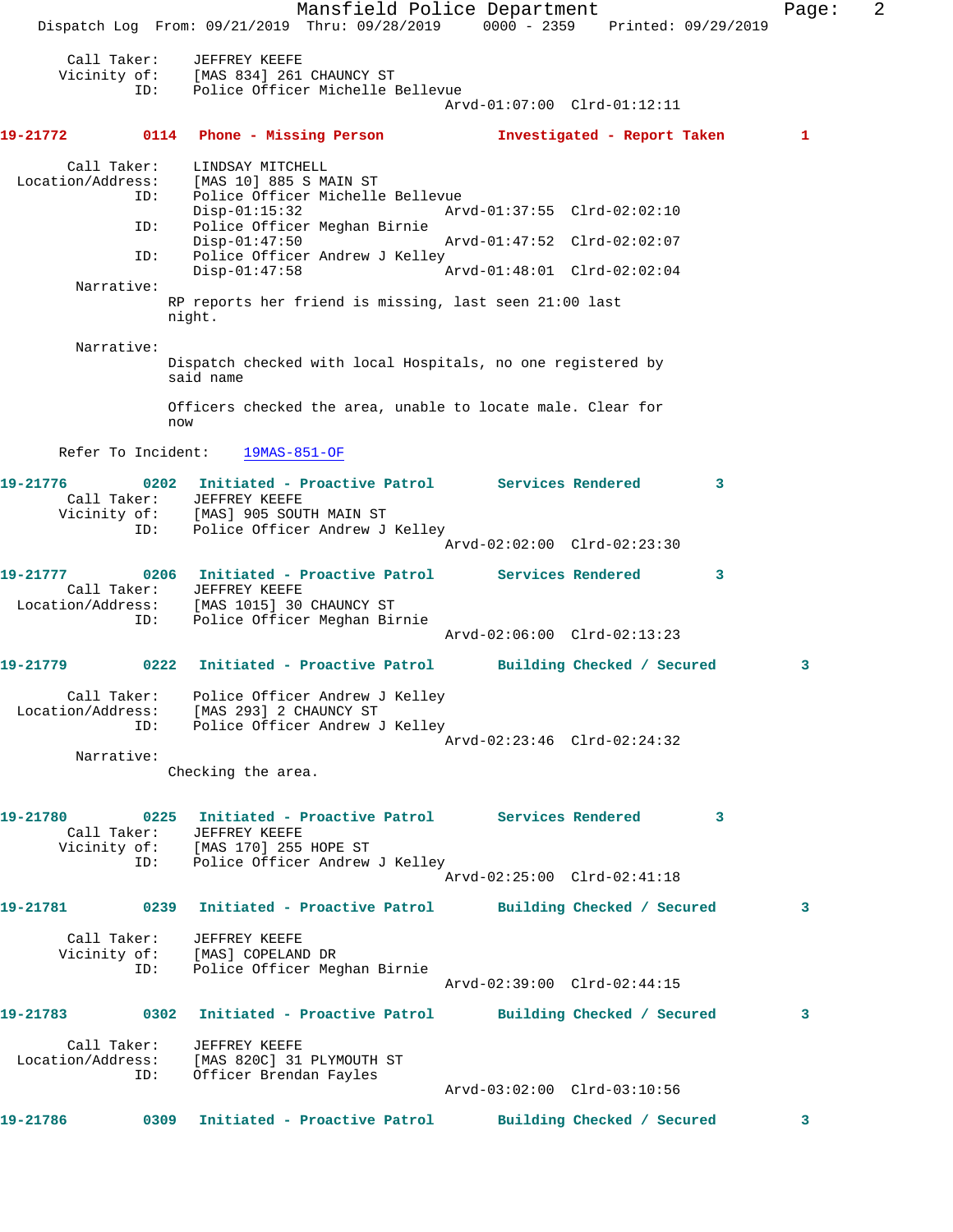Call Taker: JEFFREY KEEFE
Vicinity of: [MAS 834] 261 CHAUNCY ST
ID: Police Officer Michelle Bellevue
Arvd-01:07:00 Clrd-01:12:11

**19-21772 0114 Phone - Missing Person Investigated - Report Taken 1**

Call Taker: LINDSAY MITCHELL
Location/Address: [MAS 10] 885 S MAIN ST
ID: Police Officer Michelle Bellevue
Disp-01:15:32 Arvd-01:37:55 Clrd-02:02:10
ID: Police Officer Meghan Birnie
Disp-01:47:50 Arvd-01:47:52 Clrd-02:02:07
ID: Police Officer Andrew J Kelley
Disp-01:47:58 Arvd-01:48:01 Clrd-02:02:04

Narrative:
RP reports her friend is missing, last seen 21:00 last night.

Narrative:
Dispatch checked with local Hospitals, no one registered by said name

Officers checked the area, unable to locate male. Clear for now

Refer To Incident: 19MAS-851-OF

**19-21776 0202 Initiated - Proactive Patrol Services Rendered 3**

Call Taker: JEFFREY KEEFE
Vicinity of: [MAS] 905 SOUTH MAIN ST
ID: Police Officer Andrew J Kelley
Arvd-02:02:00 Clrd-02:23:30

**19-21777 0206 Initiated - Proactive Patrol Services Rendered 3**

Call Taker: JEFFREY KEEFE
Location/Address: [MAS 1015] 30 CHAUNCY ST
ID: Police Officer Meghan Birnie
Arvd-02:06:00 Clrd-02:13:23

**19-21779 0222 Initiated - Proactive Patrol Building Checked / Secured 3**

Call Taker: Police Officer Andrew J Kelley
Location/Address: [MAS 293] 2 CHAUNCY ST
ID: Police Officer Andrew J Kelley
Arvd-02:23:46 Clrd-02:24:32

Narrative:
Checking the area.

**19-21780 0225 Initiated - Proactive Patrol Services Rendered 3**

Call Taker: JEFFREY KEEFE
Vicinity of: [MAS 170] 255 HOPE ST
ID: Police Officer Andrew J Kelley
Arvd-02:25:00 Clrd-02:41:18

**19-21781 0239 Initiated - Proactive Patrol Building Checked / Secured 3**

Call Taker: JEFFREY KEEFE
Vicinity of: [MAS] COPELAND DR
ID: Police Officer Meghan Birnie
Arvd-02:39:00 Clrd-02:44:15

**19-21783 0302 Initiated - Proactive Patrol Building Checked / Secured 3**

Call Taker: JEFFREY KEEFE
Location/Address: [MAS 820C] 31 PLYMOUTH ST
ID: Officer Brendan Fayles
Arvd-03:02:00 Clrd-03:10:56

**19-21786 0309 Initiated - Proactive Patrol Building Checked / Secured 3**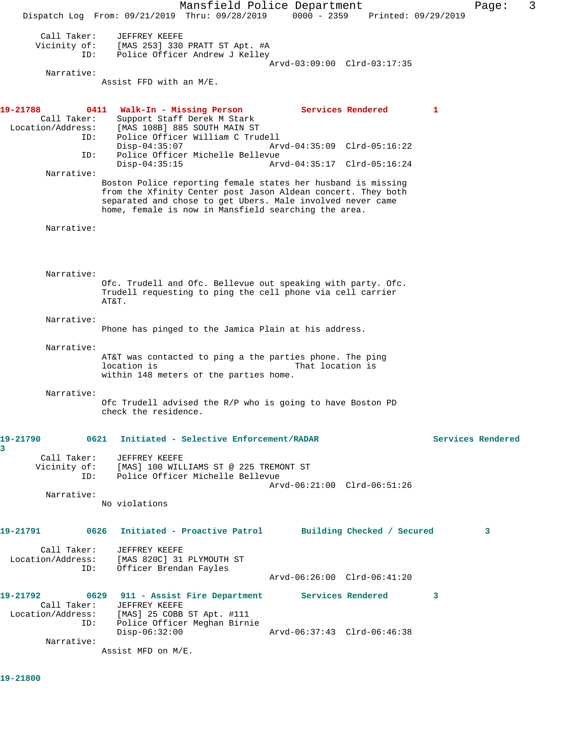Call Taker: JEFFREY KEEFE
Vicinity of: [MAS 253] 330 PRATT ST Apt. #A
ID: Police Officer Andrew J Kelley
Arvd-03:09:00 Clrd-03:17:35

Narrative:
Assist FFD with an M/E.

**19-21788 0411 Walk-In - Missing Person Services Rendered 1**

Call Taker: Support Staff Derek M Stark
Location/Address: [MAS 108B] 885 SOUTH MAIN ST
ID: Police Officer William C Trudell
Disp-04:35:07 Arvd-04:35:09 Clrd-05:16:22
ID: Police Officer Michelle Bellevue
Disp-04:35:15 Arvd-04:35:17 Clrd-05:16:24

Narrative:
Boston Police reporting female states her husband is missing from the Xfinity Center post Jason Aldean concert. They both separated and chose to get Ubers. Male involved never came home, female is now in Mansfield searching the area.

Narrative:

Narrative:
Ofc. Trudell and Ofc. Bellevue out speaking with party. Ofc. Trudell requesting to ping the cell phone via cell carrier AT&T.

Narrative:
Phone has pinged to the Jamica Plain at his address.

Narrative:
AT&T was contacted to ping a the parties phone. The ping location is That location is within 148 meters of the parties home.

Narrative:
Ofc Trudell advised the R/P who is going to have Boston PD check the residence.

**19-21790 0621 Initiated - Selective Enforcement/RADAR Services Rendered 3**

Call Taker: JEFFREY KEEFE
Vicinity of: [MAS] 100 WILLIAMS ST @ 225 TREMONT ST
ID: Police Officer Michelle Bellevue
Arvd-06:21:00 Clrd-06:51:26

Narrative:
No violations

**19-21791 0626 Initiated - Proactive Patrol Building Checked / Secured 3**

Call Taker: JEFFREY KEEFE
Location/Address: [MAS 820C] 31 PLYMOUTH ST
ID: Officer Brendan Fayles
Arvd-06:26:00 Clrd-06:41:20

**19-21792 0629 911 - Assist Fire Department Services Rendered 3**

Call Taker: JEFFREY KEEFE
Location/Address: [MAS] 25 COBB ST Apt. #111
ID: Police Officer Meghan Birnie
Disp-06:32:00 Arvd-06:37:43 Clrd-06:46:38

Narrative:
Assist MFD on M/E.

**19-21800**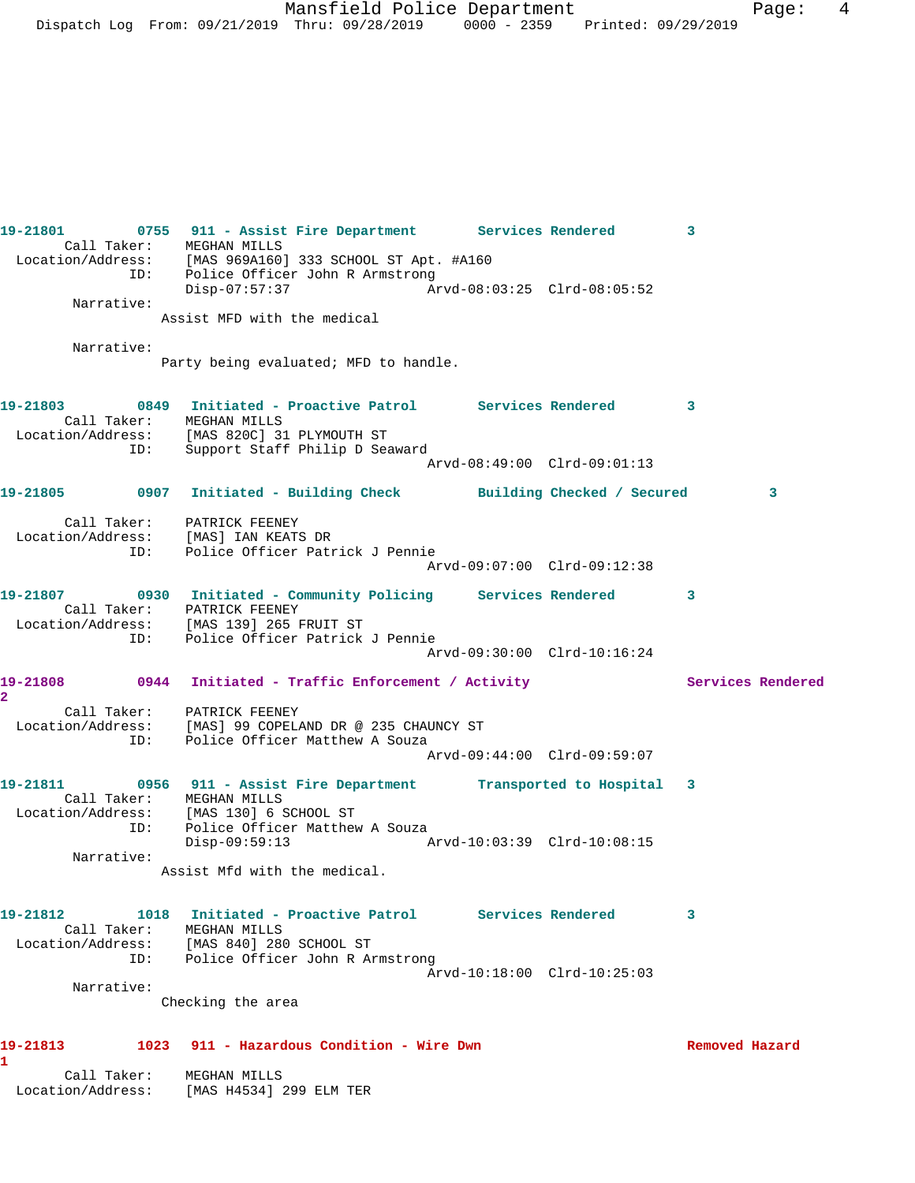19-21801 0755 911 - Assist Fire Department Services Rendered 3
Call Taker: MEGHAN MILLS
Location/Address: [MAS 969A160] 333 SCHOOL ST Apt. #A160
ID: Police Officer John R Armstrong
Disp-07:57:37 Arvd-08:03:25 Clrd-08:05:52
Narrative:
Assist MFD with the medical

Narrative:
Party being evaluated; MFD to handle.

19-21803 0849 Initiated - Proactive Patrol Services Rendered 3
Call Taker: MEGHAN MILLS
Location/Address: [MAS 820C] 31 PLYMOUTH ST
ID: Support Staff Philip D Seaward
Arvd-08:49:00 Clrd-09:01:13

19-21805 0907 Initiated - Building Check Building Checked / Secured 3
Call Taker: PATRICK FEENEY
Location/Address: [MAS] IAN KEATS DR
ID: Police Officer Patrick J Pennie
Arvd-09:07:00 Clrd-09:12:38

19-21807 0930 Initiated - Community Policing Services Rendered 3
Call Taker: PATRICK FEENEY
Location/Address: [MAS 139] 265 FRUIT ST
ID: Police Officer Patrick J Pennie
Arvd-09:30:00 Clrd-10:16:24

19-21808 0944 Initiated - Traffic Enforcement / Activity Services Rendered 2
Call Taker: PATRICK FEENEY
Location/Address: [MAS] 99 COPELAND DR @ 235 CHAUNCY ST
ID: Police Officer Matthew A Souza
Arvd-09:44:00 Clrd-09:59:07

19-21811 0956 911 - Assist Fire Department Transported to Hospital 3
Call Taker: MEGHAN MILLS
Location/Address: [MAS 130] 6 SCHOOL ST
ID: Police Officer Matthew A Souza
Disp-09:59:13 Arvd-10:03:39 Clrd-10:08:15
Narrative:
Assist Mfd with the medical.

19-21812 1018 Initiated - Proactive Patrol Services Rendered 3
Call Taker: MEGHAN MILLS
Location/Address: [MAS 840] 280 SCHOOL ST
ID: Police Officer John R Armstrong
Arvd-10:18:00 Clrd-10:25:03
Narrative:
Checking the area

19-21813 1023 911 - Hazardous Condition - Wire Dwn Removed Hazard 1
Call Taker: MEGHAN MILLS
Location/Address: [MAS H4534] 299 ELM TER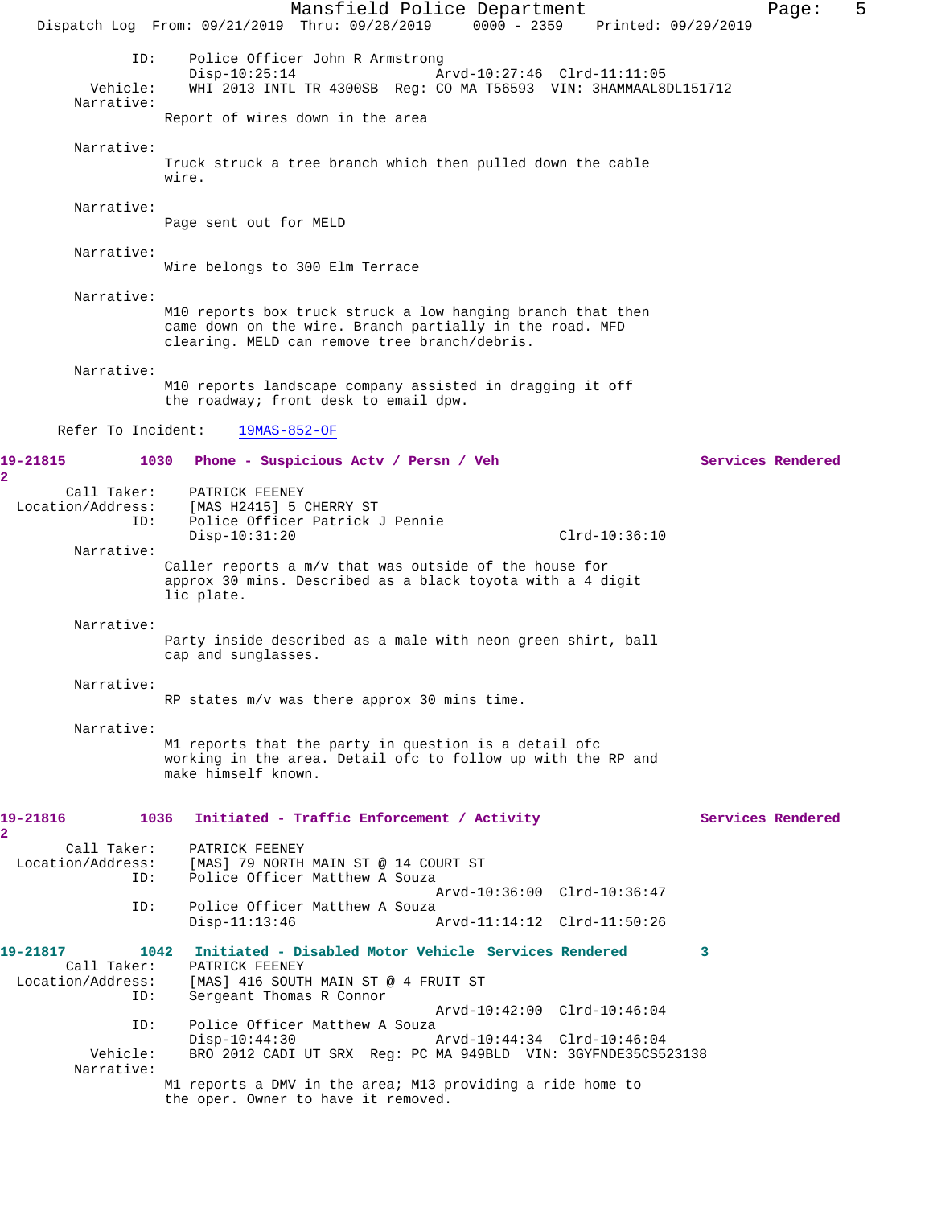ID: Police Officer John R Armstrong
Disp-10:25:14 Arvd-10:27:46 Clrd-11:11:05
Vehicle: WHI 2013 INTL TR 4300SB Reg: CO MA T56593 VIN: 3HAMMAAL8DL151712
Narrative:
Report of wires down in the area

Narrative:
Truck struck a tree branch which then pulled down the cable wire.

Narrative:
Page sent out for MELD

Narrative:
Wire belongs to 300 Elm Terrace

Narrative:
M10 reports box truck struck a low hanging branch that then came down on the wire. Branch partially in the road. MFD clearing. MELD can remove tree branch/debris.

Narrative:
M10 reports landscape company assisted in dragging it off the roadway; front desk to email dpw.

Refer To Incident: 19MAS-852-OF

**19-21815 1030 Phone - Suspicious Actv / Persn / Veh Services Rendered 2**

Call Taker: PATRICK FEENEY
Location/Address: [MAS H2415] 5 CHERRY ST
ID: Police Officer Patrick J Pennie
Disp-10:31:20 Clrd-10:36:10
Narrative:
Caller reports a m/v that was outside of the house for approx 30 mins. Described as a black toyota with a 4 digit lic plate.

Narrative:
Party inside described as a male with neon green shirt, ball cap and sunglasses.

Narrative:
RP states m/v was there approx 30 mins time.

Narrative:
M1 reports that the party in question is a detail ofc working in the area. Detail ofc to follow up with the RP and make himself known.

**19-21816 1036 Initiated - Traffic Enforcement / Activity Services Rendered 2**

Call Taker: PATRICK FEENEY
Location/Address: [MAS] 79 NORTH MAIN ST @ 14 COURT ST
ID: Police Officer Matthew A Souza
Arvd-10:36:00 Clrd-10:36:47
ID: Police Officer Matthew A Souza
Disp-11:13:46 Arvd-11:14:12 Clrd-11:50:26

**19-21817 1042 Initiated - Disabled Motor Vehicle Services Rendered 3**

Call Taker: PATRICK FEENEY
Location/Address: [MAS] 416 SOUTH MAIN ST @ 4 FRUIT ST
ID: Sergeant Thomas R Connor
Arvd-10:42:00 Clrd-10:46:04
ID: Police Officer Matthew A Souza
Disp-10:44:30 Arvd-10:44:34 Clrd-10:46:04
Vehicle: BRO 2012 CADI UT SRX Reg: PC MA 949BLD VIN: 3GYFNDE35CS523138
Narrative:
M1 reports a DMV in the area; M13 providing a ride home to the oper. Owner to have it removed.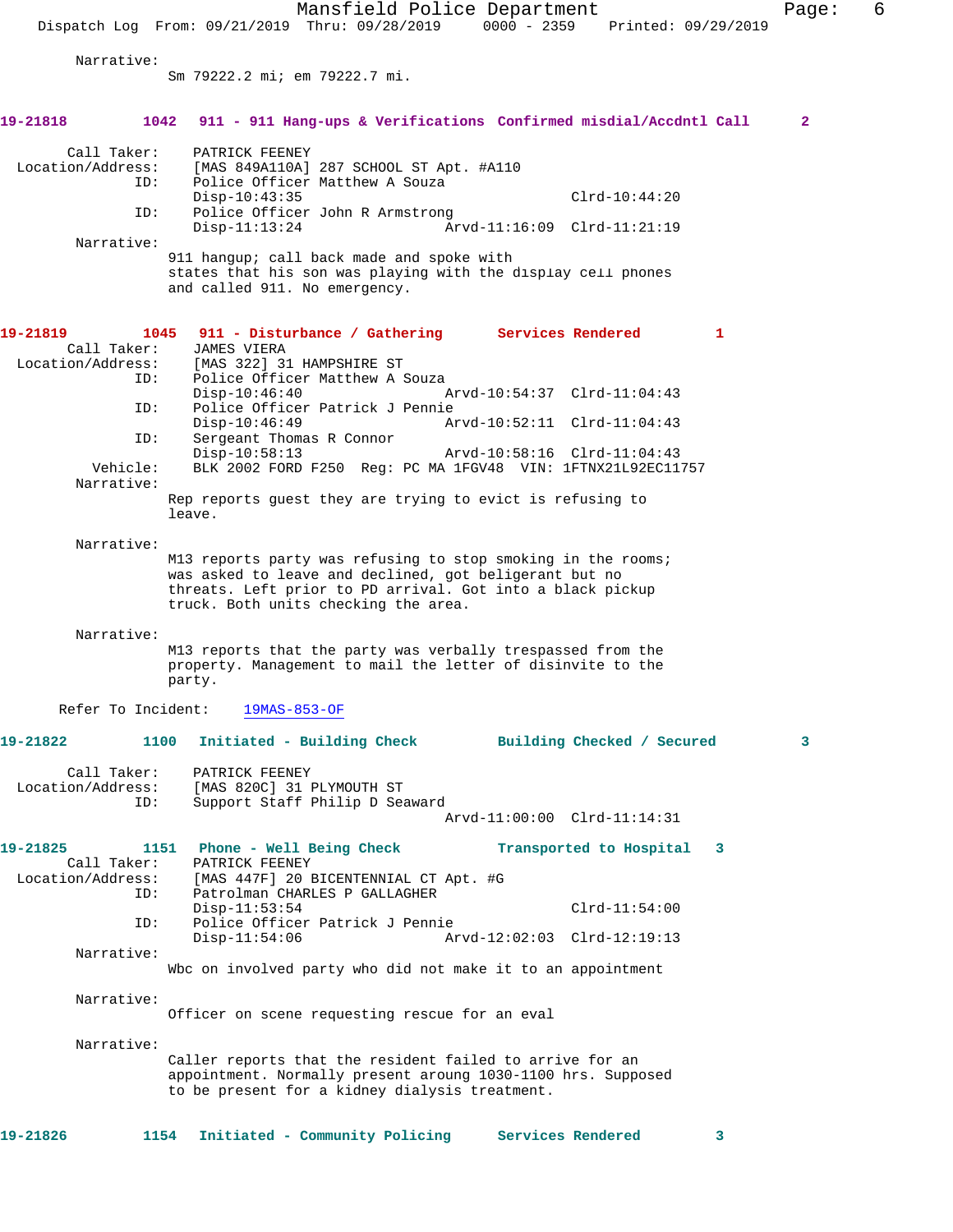Narrative:
Sm 79222.2 mi; em 79222.7 mi.

**19-21818 1042 911 - 911 Hang-ups & Verifications Confirmed misdial/Accdntl Call 2**

Call Taker: PATRICK FEENEY
Location/Address: [MAS 849A110A] 287 SCHOOL ST Apt. #A110
ID: Police Officer Matthew A Souza
Disp-10:43:35 Clrd-10:44:20
ID: Police Officer John R Armstrong
Disp-11:13:24 Arvd-11:16:09 Clrd-11:21:19
Narrative:
911 hangup; call back made and spoke with states that his son was playing with the display cell phones and called 911. No emergency.

**19-21819 1045 911 - Disturbance / Gathering Services Rendered 1**

Call Taker: JAMES VIERA
Location/Address: [MAS 322] 31 HAMPSHIRE ST
ID: Police Officer Matthew A Souza
Disp-10:46:40 Arvd-10:54:37 Clrd-11:04:43
ID: Police Officer Patrick J Pennie
Disp-10:46:49 Arvd-10:52:11 Clrd-11:04:43
ID: Sergeant Thomas R Connor
Disp-10:58:13 Arvd-10:58:16 Clrd-11:04:43
Vehicle: BLK 2002 FORD F250 Reg: PC MA 1FGV48 VIN: 1FTNX21L92EC11757
Narrative:
Rep reports guest they are trying to evict is refusing to leave.

Narrative:
M13 reports party was refusing to stop smoking in the rooms; was asked to leave and declined, got beligerant but no threats. Left prior to PD arrival. Got into a black pickup truck. Both units checking the area.

Narrative:
M13 reports that the party was verbally trespassed from the property. Management to mail the letter of disinvite to the party.

Refer To Incident: 19MAS-853-OF

**19-21822 1100 Initiated - Building Check Building Checked / Secured 3**

Call Taker: PATRICK FEENEY
Location/Address: [MAS 820C] 31 PLYMOUTH ST
ID: Support Staff Philip D Seaward
Arvd-11:00:00 Clrd-11:14:31

**19-21825 1151 Phone - Well Being Check Transported to Hospital 3**

Call Taker: PATRICK FEENEY
Location/Address: [MAS 447F] 20 BICENTENNIAL CT Apt. #G
ID: Patrolman CHARLES P GALLAGHER
Disp-11:53:54 Clrd-11:54:00
ID: Police Officer Patrick J Pennie
Disp-11:54:06 Arvd-12:02:03 Clrd-12:19:13
Narrative:
Wbc on involved party who did not make it to an appointment

Narrative:
Officer on scene requesting rescue for an eval

Narrative:
Caller reports that the resident failed to arrive for an appointment. Normally present aroung 1030-1100 hrs. Supposed to be present for a kidney dialysis treatment.

**19-21826 1154 Initiated - Community Policing Services Rendered 3**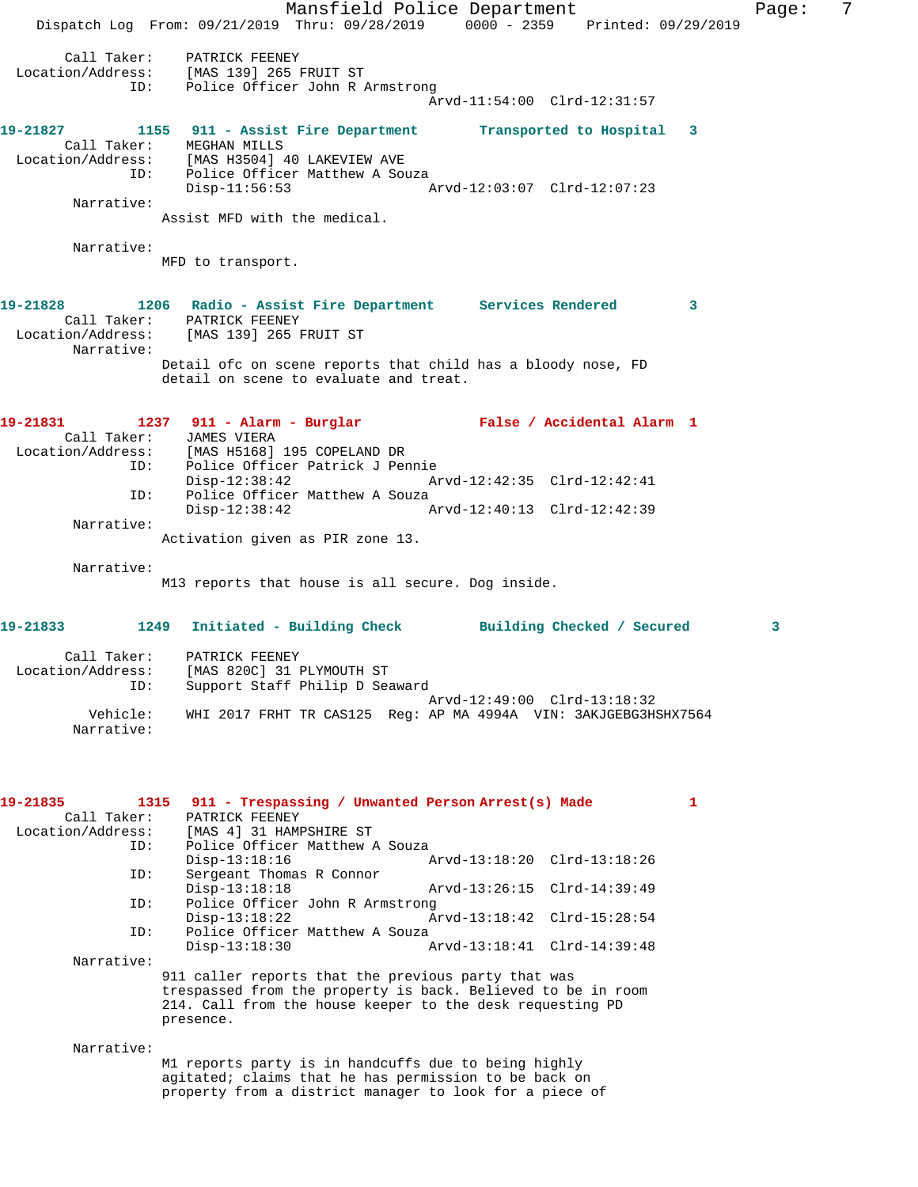```
    Call Taker:    PATRICK FEENEY
  Location/Address:    [MAS 139] 265 FRUIT ST
              ID:    Police Officer John R Armstrong
                                          Arvd-11:54:00  Clrd-12:31:57
```

**19-21827    1155    911 - Assist Fire Department    Transported to Hospital    3**

```
    Call Taker:    MEGHAN MILLS
  Location/Address:    [MAS H3504] 40 LAKEVIEW AVE
              ID:    Police Officer Matthew A Souza
                     Disp-11:56:53                Arvd-12:03:07  Clrd-12:07:23
       Narrative:
                  Assist MFD with the medical.

       Narrative:
                  MFD to transport.
```

**19-21828    1206    Radio - Assist Fire Department    Services Rendered    3**

```
    Call Taker:    PATRICK FEENEY
  Location/Address:    [MAS 139] 265 FRUIT ST
       Narrative:
                  Detail ofc on scene reports that child has a bloody nose, FD
                  detail on scene to evaluate and treat.
```

**19-21831    1237    911 - Alarm - Burglar    False / Accidental Alarm    1**

```
    Call Taker:    JAMES VIERA
  Location/Address:    [MAS H5168] 195 COPELAND DR
              ID:    Police Officer Patrick J Pennie
                     Disp-12:38:42                Arvd-12:42:35  Clrd-12:42:41
              ID:    Police Officer Matthew A Souza
                     Disp-12:38:42                Arvd-12:40:13  Clrd-12:42:39
       Narrative:
                  Activation given as PIR zone 13.

       Narrative:
                  M13 reports that house is all secure. Dog inside.
```

**19-21833    1249    Initiated - Building Check    Building Checked / Secured    3**

```
    Call Taker:    PATRICK FEENEY
  Location/Address:    [MAS 820C] 31 PLYMOUTH ST
              ID:    Support Staff Philip D Seaward
                                          Arvd-12:49:00  Clrd-13:18:32
         Vehicle:    WHI 2017 FRHT TR CAS125  Reg: AP MA 4994A  VIN: 3AKJGEBG3HSHX7564
       Narrative:
```

**19-21835    1315    911 - Trespassing / Unwanted Person    Arrest(s) Made    1**

```
    Call Taker:    PATRICK FEENEY
  Location/Address:    [MAS 4] 31 HAMPSHIRE ST
              ID:    Police Officer Matthew A Souza
                     Disp-13:18:16                Arvd-13:18:20  Clrd-13:18:26
              ID:    Sergeant Thomas R Connor
                     Disp-13:18:18                Arvd-13:26:15  Clrd-14:39:49
              ID:    Police Officer John R Armstrong
                     Disp-13:18:22                Arvd-13:18:42  Clrd-15:28:54
              ID:    Police Officer Matthew A Souza
                     Disp-13:18:30                Arvd-13:18:41  Clrd-14:39:48
       Narrative:
                  911 caller reports that the previous party that was
                  trespassed from the property is back. Believed to be in room
                  214. Call from the house keeper to the desk requesting PD
                  presence.

       Narrative:
                  M1 reports party is in handcuffs due to being highly
                  agitated; claims that he has permission to be back on
                  property from a district manager to look for a piece of
```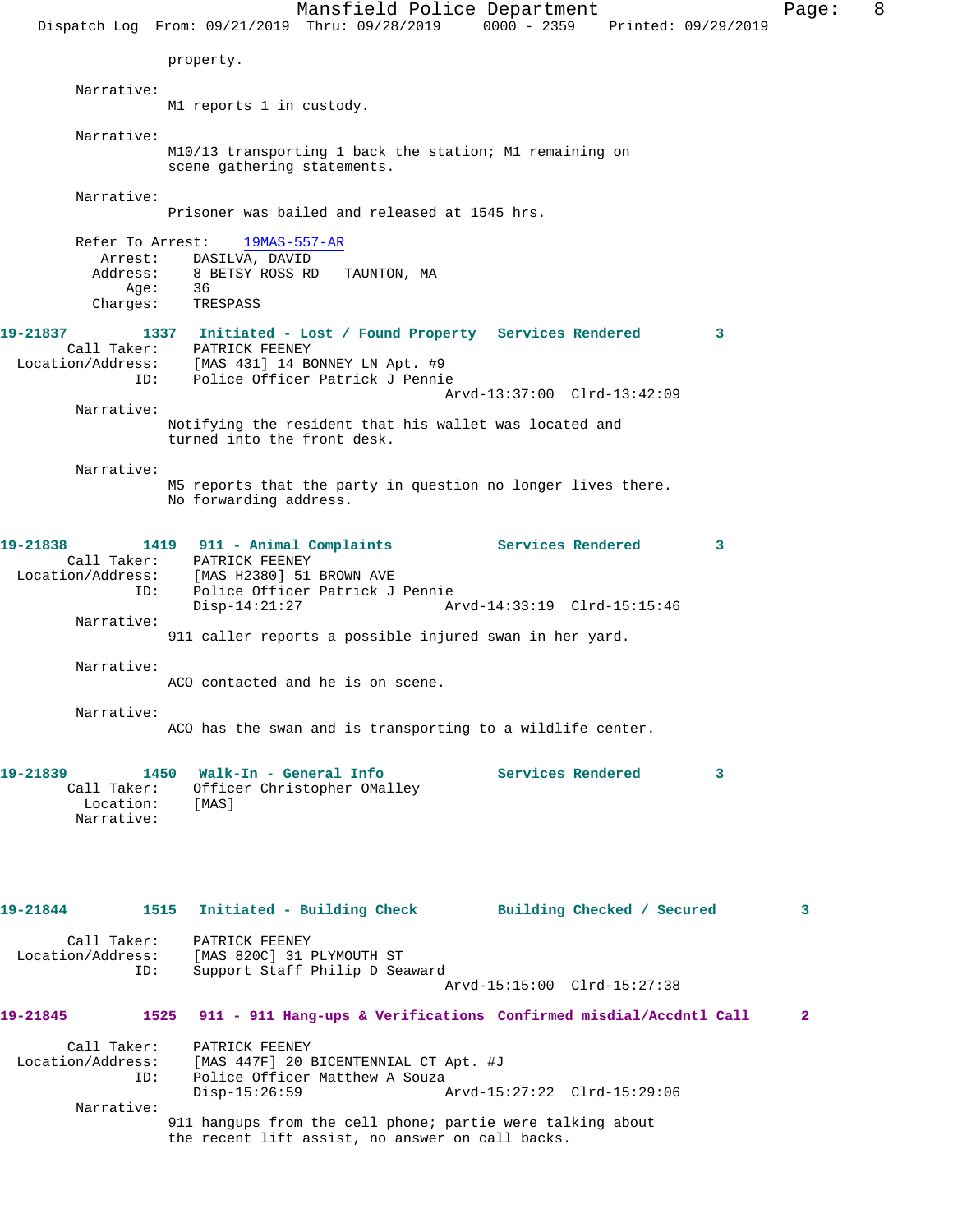property.

Narrative:
M1 reports 1 in custody.

Narrative:
M10/13 transporting 1 back the station; M1 remaining on scene gathering statements.

Narrative:
Prisoner was bailed and released at 1545 hrs.

Refer To Arrest: 19MAS-557-AR
Arrest: DASILVA, DAVID
Address: 8 BETSY ROSS RD TAUNTON, MA
Age: 36
Charges: TRESPASS

**19-21837 1337 Initiated - Lost / Found Property Services Rendered 3**
Call Taker: PATRICK FEENEY
Location/Address: [MAS 431] 14 BONNEY LN Apt. #9
ID: Police Officer Patrick J Pennie
Arvd-13:37:00 Clrd-13:42:09
Narrative:
Notifying the resident that his wallet was located and turned into the front desk.

Narrative:
M5 reports that the party in question no longer lives there. No forwarding address.

**19-21838 1419 911 - Animal Complaints Services Rendered 3**
Call Taker: PATRICK FEENEY
Location/Address: [MAS H2380] 51 BROWN AVE
ID: Police Officer Patrick J Pennie
Disp-14:21:27 Arvd-14:33:19 Clrd-15:15:46
Narrative:
911 caller reports a possible injured swan in her yard.

Narrative:
ACO contacted and he is on scene.

Narrative:
ACO has the swan and is transporting to a wildlife center.

**19-21839 1450 Walk-In - General Info Services Rendered 3**
Call Taker: Officer Christopher OMalley
Location: [MAS]
Narrative:

**19-21844 1515 Initiated - Building Check Building Checked / Secured 3**
Call Taker: PATRICK FEENEY
Location/Address: [MAS 820C] 31 PLYMOUTH ST
ID: Support Staff Philip D Seaward
Arvd-15:15:00 Clrd-15:27:38

**19-21845 1525 911 - 911 Hang-ups & Verifications Confirmed misdial/Accdntl Call 2**
Call Taker: PATRICK FEENEY
Location/Address: [MAS 447F] 20 BICENTENNIAL CT Apt. #J
ID: Police Officer Matthew A Souza
Disp-15:26:59 Arvd-15:27:22 Clrd-15:29:06
Narrative:
911 hangups from the cell phone; partie were talking about the recent lift assist, no answer on call backs.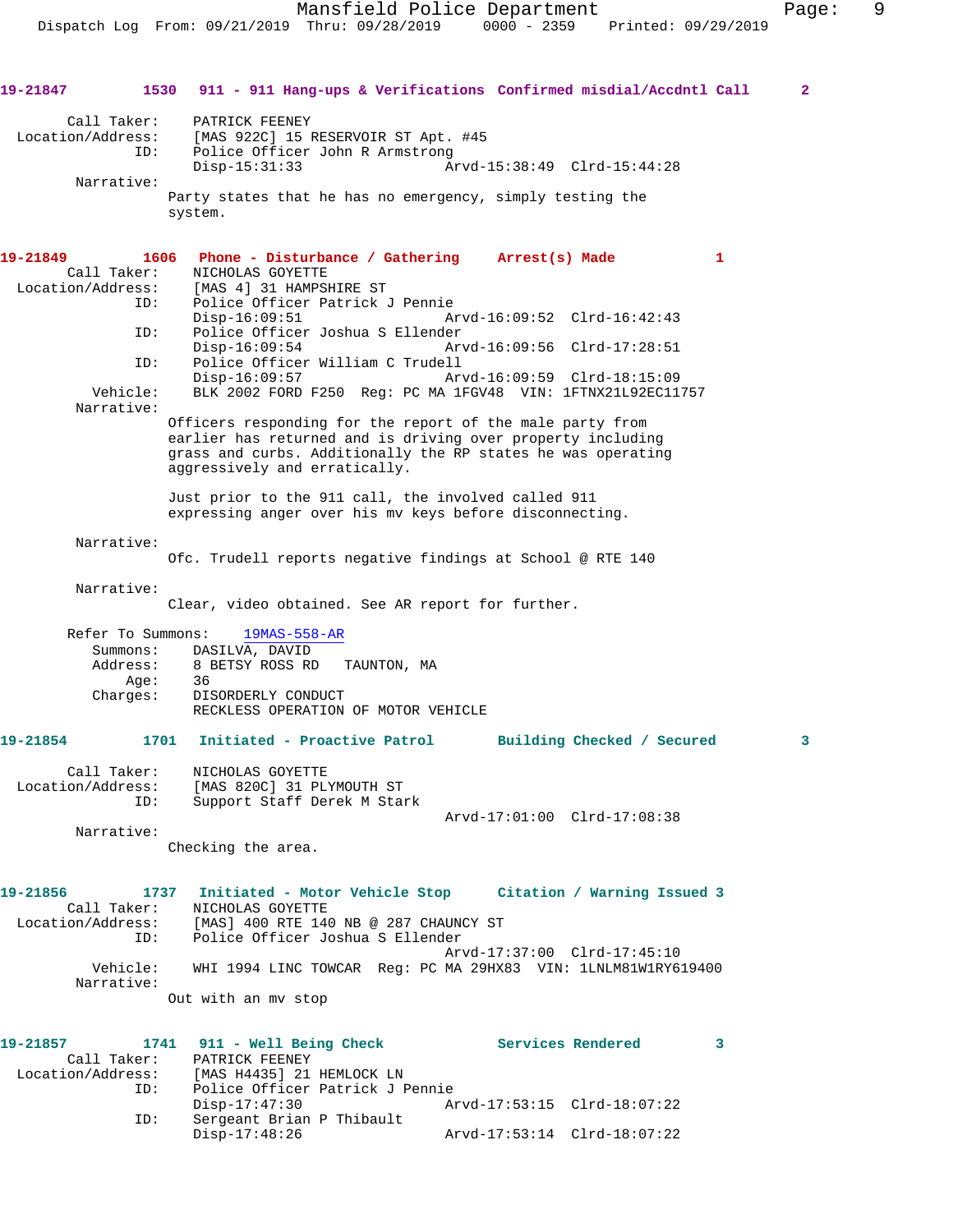**19-21847 1530 911 - 911 Hang-ups & Verifications Confirmed misdial/Accdntl Call 2**

Call Taker: PATRICK FEENEY
Location/Address: [MAS 922C] 15 RESERVOIR ST Apt. #45
ID: Police Officer John R Armstrong
Disp-15:31:33 Arvd-15:38:49 Clrd-15:44:28
Narrative:
Party states that he has no emergency, simply testing the system.

**19-21849 1606 Phone - Disturbance / Gathering Arrest(s) Made 1**

Call Taker: NICHOLAS GOYETTE
Location/Address: [MAS 4] 31 HAMPSHIRE ST
ID: Police Officer Patrick J Pennie
Disp-16:09:51 Arvd-16:09:52 Clrd-16:42:43
ID: Police Officer Joshua S Ellender
Disp-16:09:54 Arvd-16:09:56 Clrd-17:28:51
ID: Police Officer William C Trudell
Disp-16:09:57 Arvd-16:09:59 Clrd-18:15:09
Vehicle: BLK 2002 FORD F250 Reg: PC MA 1FGV48 VIN: 1FTNX21L92EC11757
Narrative:
Officers responding for the report of the male party from earlier has returned and is driving over property including grass and curbs. Additionally the RP states he was operating aggressively and erratically.

Just prior to the 911 call, the involved called 911 expressing anger over his mv keys before disconnecting.

Narrative:
Ofc. Trudell reports negative findings at School @ RTE 140

Narrative:
Clear, video obtained. See AR report for further.

Refer To Summons: 19MAS-558-AR
Summons: DASILVA, DAVID
Address: 8 BETSY ROSS RD TAUNTON, MA
Age: 36
Charges: DISORDERLY CONDUCT
RECKLESS OPERATION OF MOTOR VEHICLE

**19-21854 1701 Initiated - Proactive Patrol Building Checked / Secured 3**

Call Taker: NICHOLAS GOYETTE
Location/Address: [MAS 820C] 31 PLYMOUTH ST
ID: Support Staff Derek M Stark
Arvd-17:01:00 Clrd-17:08:38
Narrative:
Checking the area.

**19-21856 1737 Initiated - Motor Vehicle Stop Citation / Warning Issued 3**

Call Taker: NICHOLAS GOYETTE
Location/Address: [MAS] 400 RTE 140 NB @ 287 CHAUNCY ST
ID: Police Officer Joshua S Ellender
Arvd-17:37:00 Clrd-17:45:10
Vehicle: WHI 1994 LINC TOWCAR Reg: PC MA 29HX83 VIN: 1LNLM81W1RY619400
Narrative:
Out with an mv stop

**19-21857 1741 911 - Well Being Check Services Rendered 3**

Call Taker: PATRICK FEENEY
Location/Address: [MAS H4435] 21 HEMLOCK LN
ID: Police Officer Patrick J Pennie
Disp-17:47:30 Arvd-17:53:15 Clrd-18:07:22
ID: Sergeant Brian P Thibault
Disp-17:48:26 Arvd-17:53:14 Clrd-18:07:22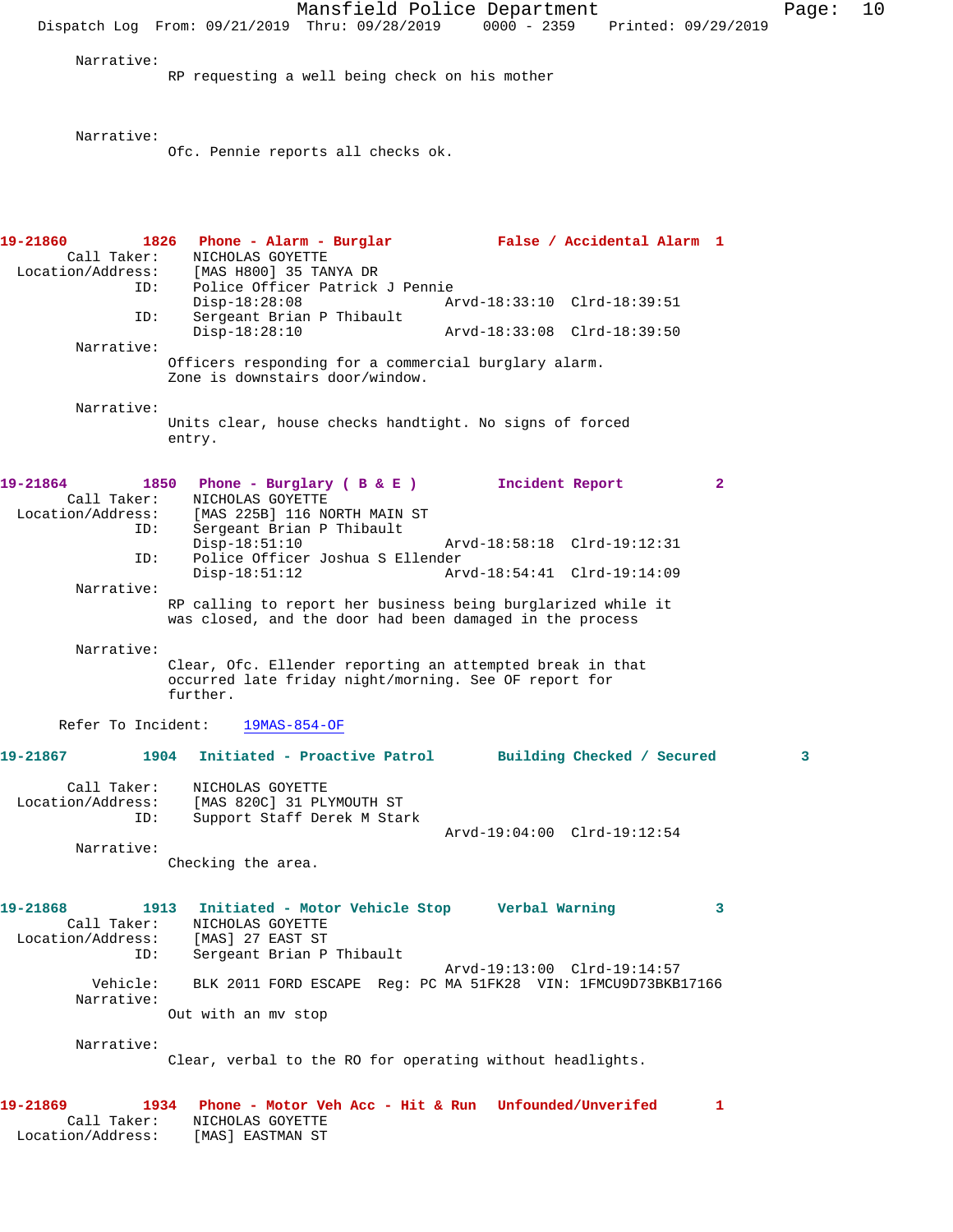Narrative:
RP requesting a well being check on his mother

Narrative:
Ofc. Pennie reports all checks ok.

**19-21860 1826 Phone - Alarm - Burglar False / Accidental Alarm 1**

Call Taker: NICHOLAS GOYETTE
Location/Address: [MAS H800] 35 TANYA DR
ID: Police Officer Patrick J Pennie
Disp-18:28:08 Arvd-18:33:10 Clrd-18:39:51
ID: Sergeant Brian P Thibault
Disp-18:28:10 Arvd-18:33:08 Clrd-18:39:50

Narrative:
Officers responding for a commercial burglary alarm. Zone is downstairs door/window.

Narrative:
Units clear, house checks handtight. No signs of forced entry.

**19-21864 1850 Phone - Burglary ( B & E ) Incident Report 2**

Call Taker: NICHOLAS GOYETTE
Location/Address: [MAS 225B] 116 NORTH MAIN ST
ID: Sergeant Brian P Thibault
Disp-18:51:10 Arvd-18:58:18 Clrd-19:12:31
ID: Police Officer Joshua S Ellender
Disp-18:51:12 Arvd-18:54:41 Clrd-19:14:09

Narrative:
RP calling to report her business being burglarized while it was closed, and the door had been damaged in the process

Narrative:
Clear, Ofc. Ellender reporting an attempted break in that occurred late friday night/morning. See OF report for further.

Refer To Incident: 19MAS-854-OF

**19-21867 1904 Initiated - Proactive Patrol Building Checked / Secured 3**

Call Taker: NICHOLAS GOYETTE
Location/Address: [MAS 820C] 31 PLYMOUTH ST
ID: Support Staff Derek M Stark
Arvd-19:04:00 Clrd-19:12:54

Narrative:
Checking the area.

**19-21868 1913 Initiated - Motor Vehicle Stop Verbal Warning 3**

Call Taker: NICHOLAS GOYETTE
Location/Address: [MAS] 27 EAST ST
ID: Sergeant Brian P Thibault
Arvd-19:13:00 Clrd-19:14:57
Vehicle: BLK 2011 FORD ESCAPE Reg: PC MA 51FK28 VIN: 1FMCU9D73BKB17166

Narrative:
Out with an mv stop

Narrative:
Clear, verbal to the RO for operating without headlights.

**19-21869 1934 Phone - Motor Veh Acc - Hit & Run Unfounded/Unverifed 1**

Call Taker: NICHOLAS GOYETTE
Location/Address: [MAS] EASTMAN ST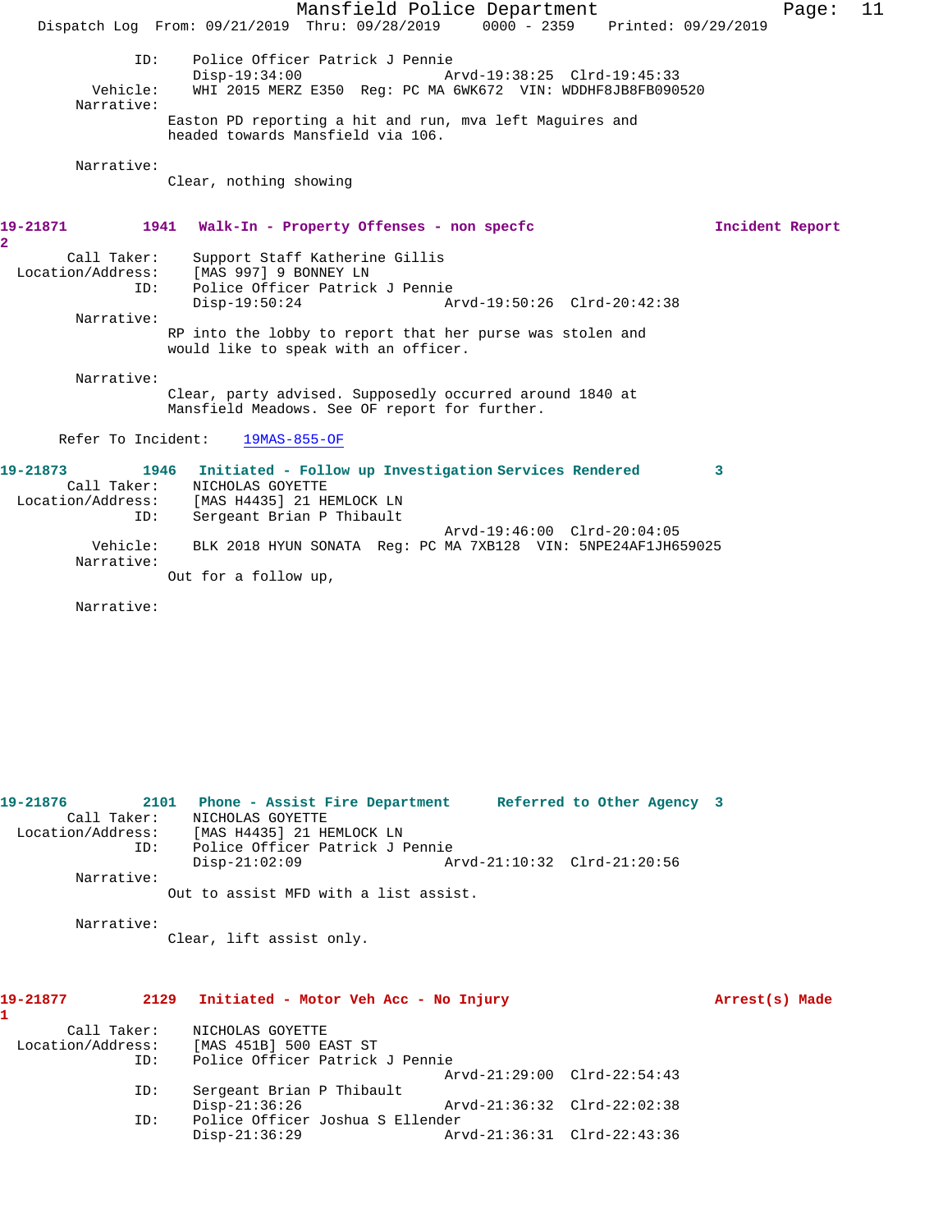```
            ID:    Police Officer Patrick J Pennie
                   Disp-19:34:00               Arvd-19:38:25  Clrd-19:45:33
       Vehicle:    WHI 2015 MERZ E350  Reg: PC MA 6WK672  VIN: WDDHF8JB8FB090520
     Narrative:
                  Easton PD reporting a hit and run, mva left Maguires and
                  headed towards Mansfield via 106.

     Narrative:
                  Clear, nothing showing
```

**19-21871        1941   Walk-In - Property Offenses - non specfc                Incident Report 2**

```
    Call Taker:    Support Staff Katherine Gillis
  Location/Address:    [MAS 997] 9 BONNEY LN
            ID:    Police Officer Patrick J Pennie
                   Disp-19:50:24               Arvd-19:50:26  Clrd-20:42:38
     Narrative:
                  RP into the lobby to report that her purse was stolen and
                  would like to speak with an officer.

     Narrative:
                  Clear, party advised. Supposedly occurred around 1840 at
                  Mansfield Meadows. See OF report for further.

   Refer To Incident:    19MAS-855-OF
```

**19-21873        1946   Initiated - Follow up Investigation Services Rendered        3**

```
    Call Taker:    NICHOLAS GOYETTE
  Location/Address:    [MAS H4435] 21 HEMLOCK LN
            ID:    Sergeant Brian P Thibault
                                               Arvd-19:46:00  Clrd-20:04:05
       Vehicle:    BLK 2018 HYUN SONATA  Reg: PC MA 7XB128  VIN: 5NPE24AF1JH659025
     Narrative:
                  Out for a follow up,

     Narrative:
```

**19-21876        2101   Phone - Assist Fire Department     Referred to Other Agency  3**

```
    Call Taker:    NICHOLAS GOYETTE
  Location/Address:    [MAS H4435] 21 HEMLOCK LN
            ID:    Police Officer Patrick J Pennie
                   Disp-21:02:09               Arvd-21:10:32  Clrd-21:20:56
     Narrative:
                  Out to assist MFD with a list assist.

     Narrative:
                  Clear, lift assist only.
```

**19-21877        2129   Initiated - Motor Veh Acc - No Injury                   Arrest(s) Made 1**

```
    Call Taker:    NICHOLAS GOYETTE
  Location/Address:    [MAS 451B] 500 EAST ST
            ID:    Police Officer Patrick J Pennie
                                               Arvd-21:29:00  Clrd-22:54:43
            ID:    Sergeant Brian P Thibault
                   Disp-21:36:26               Arvd-21:36:32  Clrd-22:02:38
            ID:    Police Officer Joshua S Ellender
                   Disp-21:36:29               Arvd-21:36:31  Clrd-22:43:36
```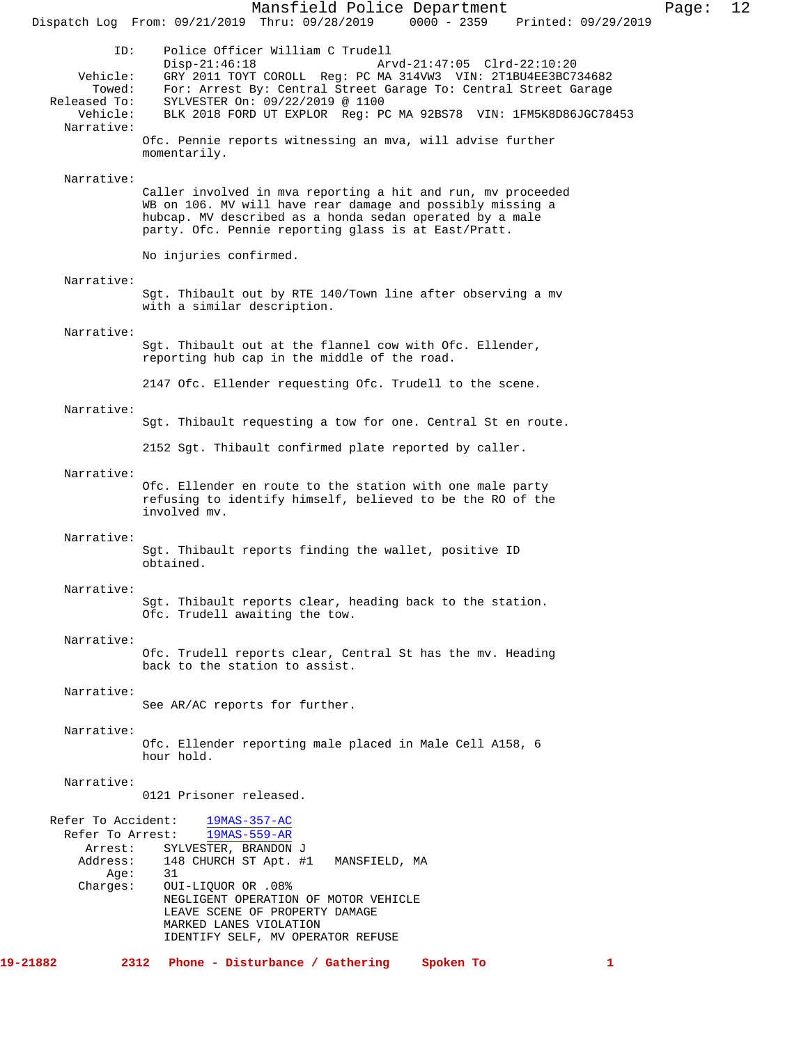```
            ID:    Police Officer William C Trudell
                   Disp-21:46:18                 Arvd-21:47:05  Clrd-22:10:20
       Vehicle:    GRY 2011 TOYT COROLL  Reg: PC MA 314VW3  VIN: 2T1BU4EE3BC734682
         Towed:    For: Arrest By: Central Street Garage To: Central Street Garage
   Released To:    SYLVESTER On: 09/22/2019 @ 1100
       Vehicle:    BLK 2018 FORD UT EXPLOR  Reg: PC MA 92BS78  VIN: 1FM5K8D86JGC78453
     Narrative:
                 Ofc. Pennie reports witnessing an mva, will advise further
                 momentarily.

     Narrative:
                 Caller involved in mva reporting a hit and run, mv proceeded
                 WB on 106. MV will have rear damage and possibly missing a
                 hubcap. MV described as a honda sedan operated by a male
                 party. Ofc. Pennie reporting glass is at East/Pratt.

                 No injuries confirmed.

     Narrative:
                 Sgt. Thibault out by RTE 140/Town line after observing a mv
                 with a similar description.

     Narrative:
                 Sgt. Thibault out at the flannel cow with Ofc. Ellender,
                 reporting hub cap in the middle of the road.

                 2147 Ofc. Ellender requesting Ofc. Trudell to the scene.

     Narrative:
                 Sgt. Thibault requesting a tow for one. Central St en route.

                 2152 Sgt. Thibault confirmed plate reported by caller.

     Narrative:
                 Ofc. Ellender en route to the station with one male party
                 refusing to identify himself, believed to be the RO of the
                 involved mv.

     Narrative:
                 Sgt. Thibault reports finding the wallet, positive ID
                 obtained.

     Narrative:
                 Sgt. Thibault reports clear, heading back to the station.
                 Ofc. Trudell awaiting the tow.

     Narrative:
                 Ofc. Trudell reports clear, Central St has the mv. Heading
                 back to the station to assist.

     Narrative:
                 See AR/AC reports for further.

     Narrative:
                 Ofc. Ellender reporting male placed in Male Cell A158, 6
                 hour hold.

     Narrative:
                 0121 Prisoner released.

  Refer To Accident:    19MAS-357-AC
    Refer To Arrest:    19MAS-559-AR
         Arrest:    SYLVESTER, BRANDON J
        Address:    148 CHURCH ST Apt. #1    MANSFIELD, MA
            Age:    31
        Charges:    OUI-LIQUOR OR .08%
                    NEGLIGENT OPERATION OF MOTOR VEHICLE
                    LEAVE SCENE OF PROPERTY DAMAGE
                    MARKED LANES VIOLATION
                    IDENTIFY SELF, MV OPERATOR REFUSE

19-21882        2312   Phone - Disturbance / Gathering    Spoken To              1
```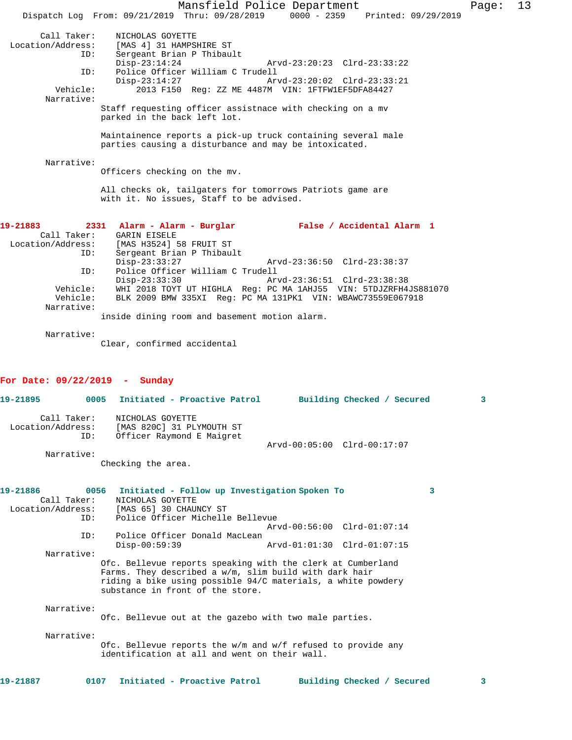Call Taker: NICHOLAS GOYETTE
Location/Address: [MAS 4] 31 HAMPSHIRE ST
ID: Sergeant Brian P Thibault
Disp-23:14:24 Arvd-23:20:23 Clrd-23:33:22
ID: Police Officer William C Trudell
Disp-23:14:27 Arvd-23:20:02 Clrd-23:33:21
Vehicle: 2013 F150 Reg: ZZ ME 4487M VIN: 1FTFW1EF5DFA84427
Narrative:
Staff requesting officer assistnace with checking on a mv parked in the back left lot.

Maintainence reports a pick-up truck containing several male parties causing a disturbance and may be intoxicated.

Narrative:
Officers checking on the mv.

All checks ok, tailgaters for tomorrows Patriots game are with it. No issues, Staff to be advised.

**19-21883 2331 Alarm - Alarm - Burglar False / Accidental Alarm 1**

Call Taker: GARIN EISELE
Location/Address: [MAS H3524] 58 FRUIT ST
ID: Sergeant Brian P Thibault
Disp-23:33:27 Arvd-23:36:50 Clrd-23:38:37
ID: Police Officer William C Trudell
Disp-23:33:30 Arvd-23:36:51 Clrd-23:38:38
Vehicle: WHI 2018 TOYT UT HIGHLA Reg: PC MA 1AHJ55 VIN: 5TDJZRFH4JS881070
Vehicle: BLK 2009 BMW 335XI Reg: PC MA 131PK1 VIN: WBAWC73559E067918
Narrative:
inside dining room and basement motion alarm.

Narrative:
Clear, confirmed accidental

## For Date: 09/22/2019 - Sunday

**19-21895 0005 Initiated - Proactive Patrol Building Checked / Secured 3**

Call Taker: NICHOLAS GOYETTE
Location/Address: [MAS 820C] 31 PLYMOUTH ST
ID: Officer Raymond E Maigret
Arvd-00:05:00 Clrd-00:17:07
Narrative:
Checking the area.

**19-21886 0056 Initiated - Follow up Investigation Spoken To 3**

Call Taker: NICHOLAS GOYETTE
Location/Address: [MAS 65] 30 CHAUNCY ST
ID: Police Officer Michelle Bellevue
Arvd-00:56:00 Clrd-01:07:14
ID: Police Officer Donald MacLean
Disp-00:59:39 Arvd-01:01:30 Clrd-01:07:15
Narrative:
Ofc. Bellevue reports speaking with the clerk at Cumberland Farms. They described a w/m, slim build with dark hair riding a bike using possible 94/C materials, a white powdery substance in front of the store.

Narrative:
Ofc. Bellevue out at the gazebo with two male parties.

Narrative:
Ofc. Bellevue reports the w/m and w/f refused to provide any identification at all and went on their wall.

**19-21887 0107 Initiated - Proactive Patrol Building Checked / Secured 3**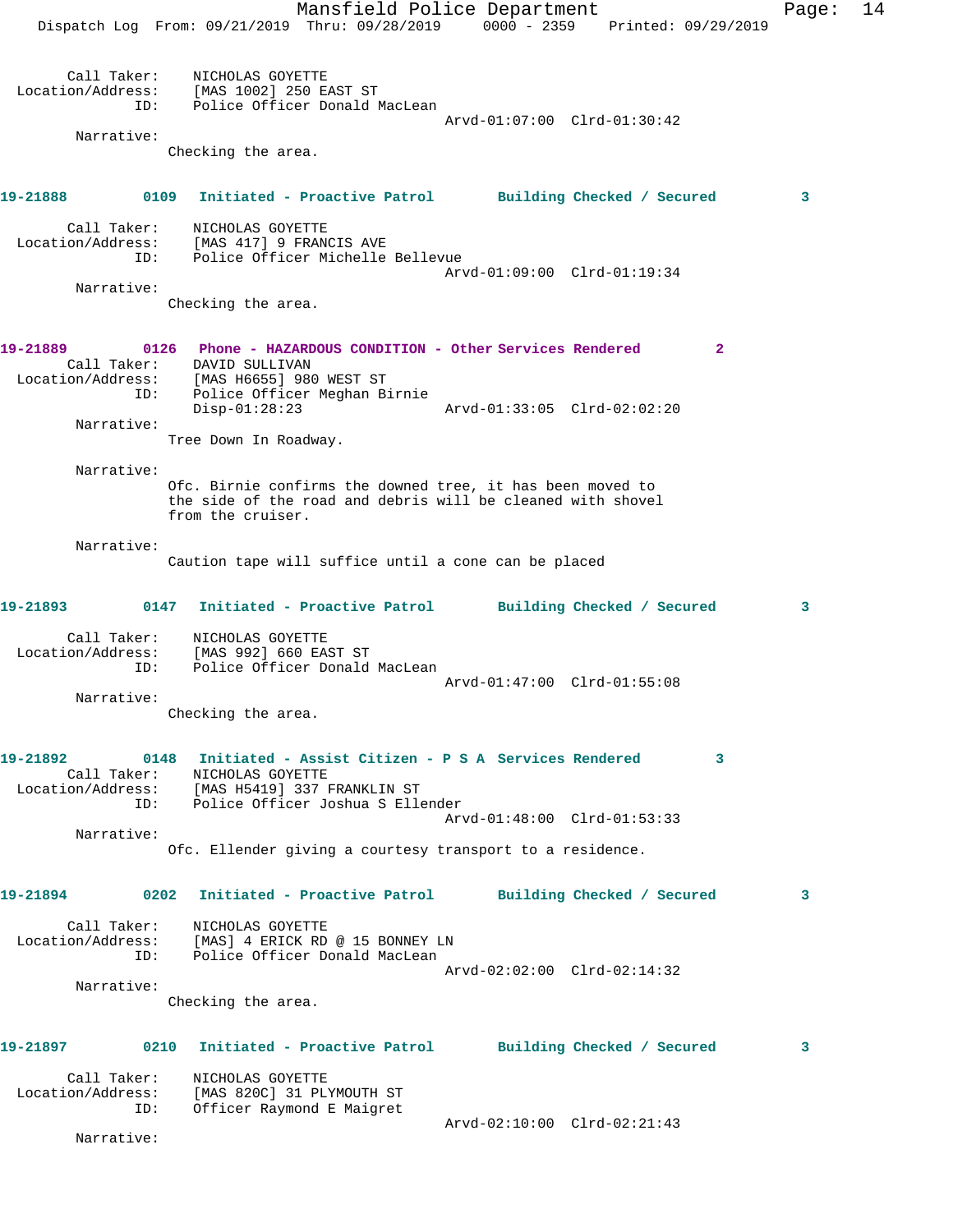Call Taker: NICHOLAS GOYETTE
Location/Address: [MAS 1002] 250 EAST ST
ID: Police Officer Donald MacLean
Arvd-01:07:00 Clrd-01:30:42
Narrative:
Checking the area.

**19-21888 0109 Initiated - Proactive Patrol Building Checked / Secured 3**

Call Taker: NICHOLAS GOYETTE
Location/Address: [MAS 417] 9 FRANCIS AVE
ID: Police Officer Michelle Bellevue
Arvd-01:09:00 Clrd-01:19:34
Narrative:
Checking the area.

**19-21889 0126 Phone - HAZARDOUS CONDITION - Other Services Rendered 2**

Call Taker: DAVID SULLIVAN
Location/Address: [MAS H6655] 980 WEST ST
ID: Police Officer Meghan Birnie
Disp-01:28:23 Arvd-01:33:05 Clrd-02:02:20
Narrative:
Tree Down In Roadway.

Narrative:
Ofc. Birnie confirms the downed tree, it has been moved to the side of the road and debris will be cleaned with shovel from the cruiser.

Narrative:
Caution tape will suffice until a cone can be placed

**19-21893 0147 Initiated - Proactive Patrol Building Checked / Secured 3**

Call Taker: NICHOLAS GOYETTE
Location/Address: [MAS 992] 660 EAST ST
ID: Police Officer Donald MacLean
Arvd-01:47:00 Clrd-01:55:08
Narrative:
Checking the area.

**19-21892 0148 Initiated - Assist Citizen - P S A Services Rendered 3**

Call Taker: NICHOLAS GOYETTE
Location/Address: [MAS H5419] 337 FRANKLIN ST
ID: Police Officer Joshua S Ellender
Arvd-01:48:00 Clrd-01:53:33
Narrative:
Ofc. Ellender giving a courtesy transport to a residence.

**19-21894 0202 Initiated - Proactive Patrol Building Checked / Secured 3**

Call Taker: NICHOLAS GOYETTE
Location/Address: [MAS] 4 ERICK RD @ 15 BONNEY LN
ID: Police Officer Donald MacLean
Arvd-02:02:00 Clrd-02:14:32
Narrative:
Checking the area.

**19-21897 0210 Initiated - Proactive Patrol Building Checked / Secured 3**

Call Taker: NICHOLAS GOYETTE
Location/Address: [MAS 820C] 31 PLYMOUTH ST
ID: Officer Raymond E Maigret
Arvd-02:10:00 Clrd-02:21:43
Narrative: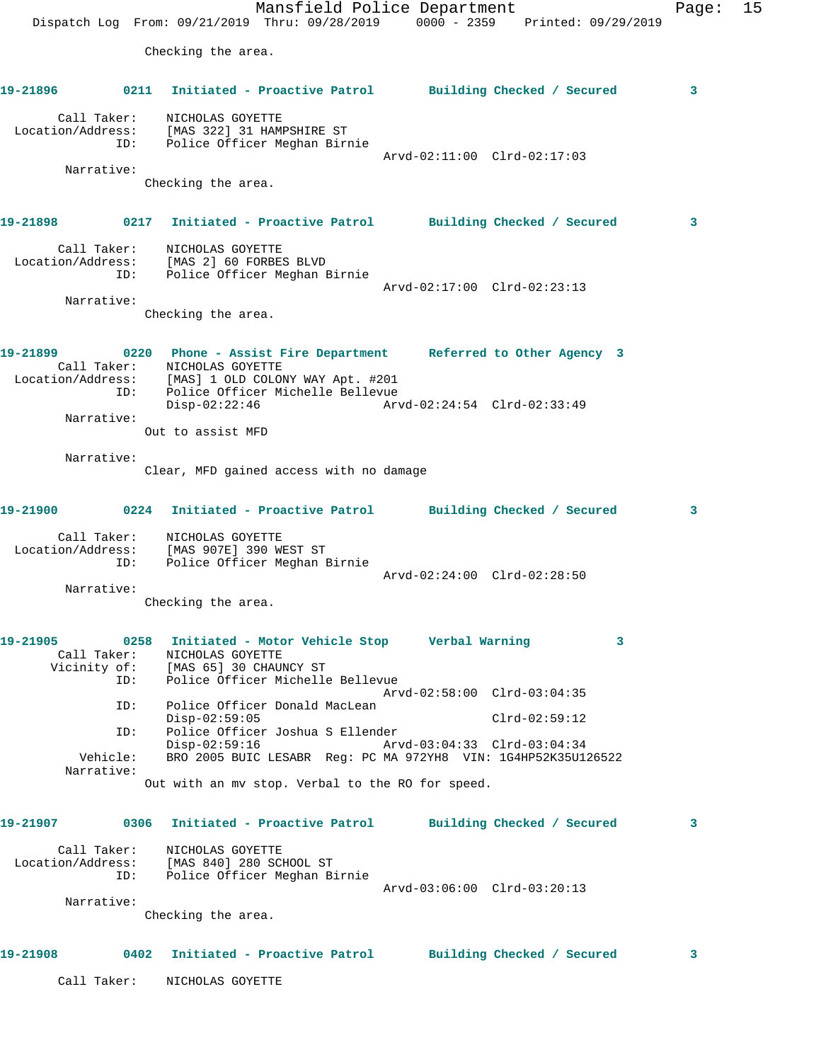Checking the area.

**19-21896** 0211 **Initiated - Proactive Patrol** **Building Checked / Secured** 3

Call Taker: NICHOLAS GOYETTE
Location/Address: [MAS 322] 31 HAMPSHIRE ST
ID: Police Officer Meghan Birnie
Arvd-02:11:00 Clrd-02:17:03
Narrative:
Checking the area.

**19-21898** 0217 **Initiated - Proactive Patrol** **Building Checked / Secured** 3

Call Taker: NICHOLAS GOYETTE
Location/Address: [MAS 2] 60 FORBES BLVD
ID: Police Officer Meghan Birnie
Arvd-02:17:00 Clrd-02:23:13
Narrative:
Checking the area.

**19-21899** 0220 **Phone - Assist Fire Department** **Referred to Other Agency** 3
Call Taker: NICHOLAS GOYETTE
Location/Address: [MAS] 1 OLD COLONY WAY Apt. #201
ID: Police Officer Michelle Bellevue
Disp-02:22:46 Arvd-02:24:54 Clrd-02:33:49
Narrative:
Out to assist MFD

Narrative:
Clear, MFD gained access with no damage

**19-21900** 0224 **Initiated - Proactive Patrol** **Building Checked / Secured** 3

Call Taker: NICHOLAS GOYETTE
Location/Address: [MAS 907E] 390 WEST ST
ID: Police Officer Meghan Birnie
Arvd-02:24:00 Clrd-02:28:50
Narrative:
Checking the area.

**19-21905** 0258 **Initiated - Motor Vehicle Stop** **Verbal Warning** 3
Call Taker: NICHOLAS GOYETTE
Vicinity of: [MAS 65] 30 CHAUNCY ST
ID: Police Officer Michelle Bellevue
Arvd-02:58:00 Clrd-03:04:35
ID: Police Officer Donald MacLean
Disp-02:59:05 Clrd-02:59:12
ID: Police Officer Joshua S Ellender
Disp-02:59:16 Arvd-03:04:33 Clrd-03:04:34
Vehicle: BRO 2005 BUIC LESABR Reg: PC MA 972YH8 VIN: 1G4HP52K35U126522
Narrative:
Out with an mv stop. Verbal to the RO for speed.

**19-21907** 0306 **Initiated - Proactive Patrol** **Building Checked / Secured** 3

Call Taker: NICHOLAS GOYETTE
Location/Address: [MAS 840] 280 SCHOOL ST
ID: Police Officer Meghan Birnie
Arvd-03:06:00 Clrd-03:20:13
Narrative:
Checking the area.

**19-21908** 0402 **Initiated - Proactive Patrol** **Building Checked / Secured** 3

Call Taker: NICHOLAS GOYETTE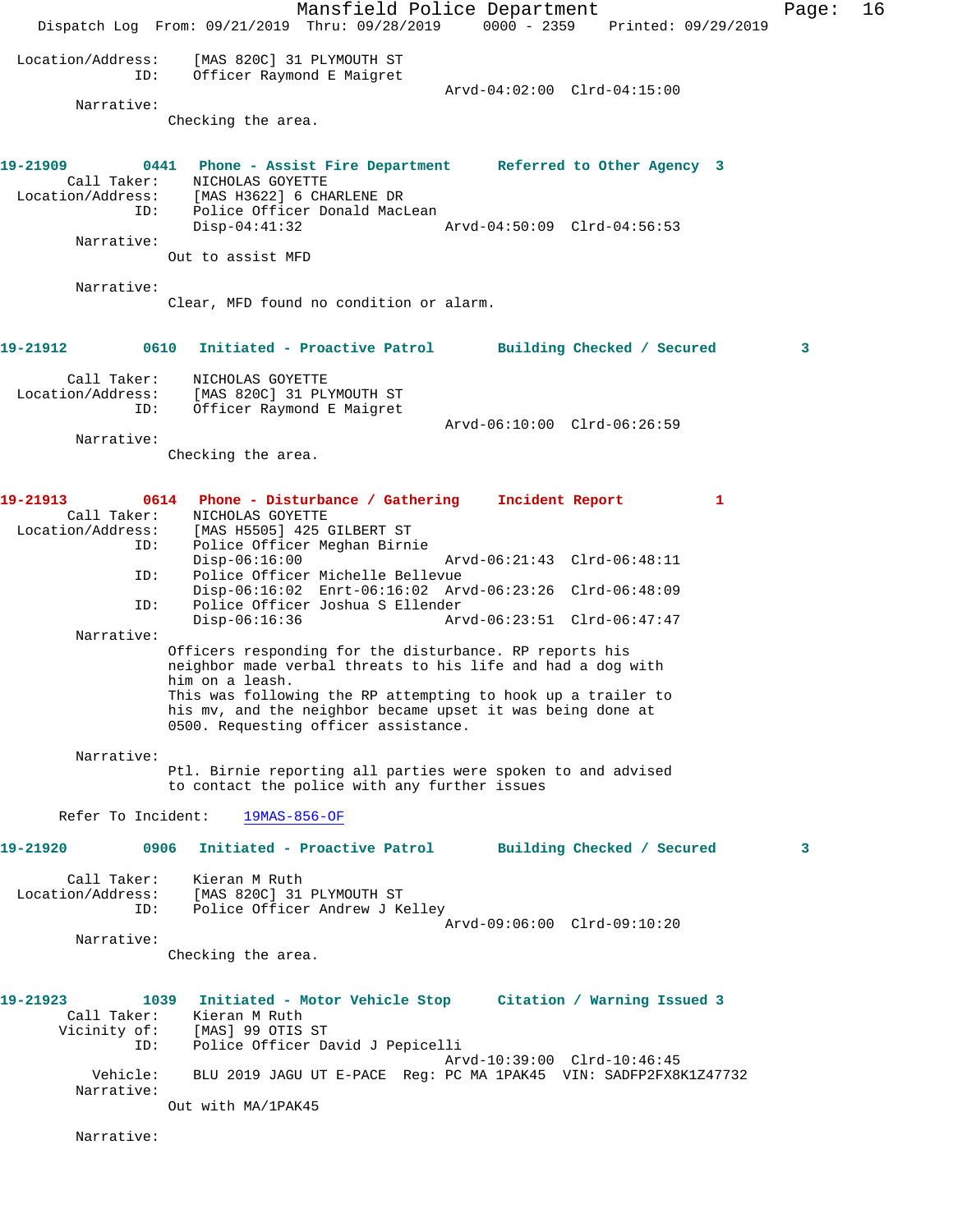```
Location/Address:    [MAS 820C] 31 PLYMOUTH ST
              ID:    Officer Raymond E Maigret
                                               Arvd-04:02:00  Clrd-04:15:00
       Narrative:
                 Checking the area.


19-21909        0441   Phone - Assist Fire Department      Referred to Other Agency  3
      Call Taker:    NICHOLAS GOYETTE
Location/Address:    [MAS H3622] 6 CHARLENE DR
              ID:    Police Officer Donald MacLean
                     Disp-04:41:32                 Arvd-04:50:09  Clrd-04:56:53
       Narrative:
                 Out to assist MFD

       Narrative:
                 Clear, MFD found no condition or alarm.


19-21912        0610   Initiated - Proactive Patrol       Building Checked / Secured         3

      Call Taker:    NICHOLAS GOYETTE
Location/Address:    [MAS 820C] 31 PLYMOUTH ST
              ID:    Officer Raymond E Maigret
                                               Arvd-06:10:00  Clrd-06:26:59
       Narrative:
                 Checking the area.


19-21913        0614   Phone - Disturbance / Gathering     Incident Report          1
      Call Taker:    NICHOLAS GOYETTE
Location/Address:    [MAS H5505] 425 GILBERT ST
              ID:    Police Officer Meghan Birnie
                     Disp-06:16:00                 Arvd-06:21:43  Clrd-06:48:11
              ID:    Police Officer Michelle Bellevue
                     Disp-06:16:02  Enrt-06:16:02  Arvd-06:23:26  Clrd-06:48:09
              ID:    Police Officer Joshua S Ellender
                     Disp-06:16:36                 Arvd-06:23:51  Clrd-06:47:47
       Narrative:
                 Officers responding for the disturbance. RP reports his
                 neighbor made verbal threats to his life and had a dog with
                 him on a leash.
                 This was following the RP attempting to hook up a trailer to
                 his mv, and the neighbor became upset it was being done at
                 0500. Requesting officer assistance.

       Narrative:
                 Ptl. Birnie reporting all parties were spoken to and advised
                 to contact the police with any further issues

     Refer To Incident:    19MAS-856-OF

19-21920        0906   Initiated - Proactive Patrol       Building Checked / Secured         3

      Call Taker:    Kieran M Ruth
Location/Address:    [MAS 820C] 31 PLYMOUTH ST
              ID:    Police Officer Andrew J Kelley
                                               Arvd-09:06:00  Clrd-09:10:20
       Narrative:
                 Checking the area.


19-21923        1039   Initiated - Motor Vehicle Stop      Citation / Warning Issued 3
      Call Taker:    Kieran M Ruth
     Vicinity of:    [MAS] 99 OTIS ST
              ID:    Police Officer David J Pepicelli
                                               Arvd-10:39:00  Clrd-10:46:45
         Vehicle:    BLU 2019 JAGU UT E-PACE  Reg: PC MA 1PAK45  VIN: SADFP2FX8K1Z47732
       Narrative:
                 Out with MA/1PAK45

       Narrative:
```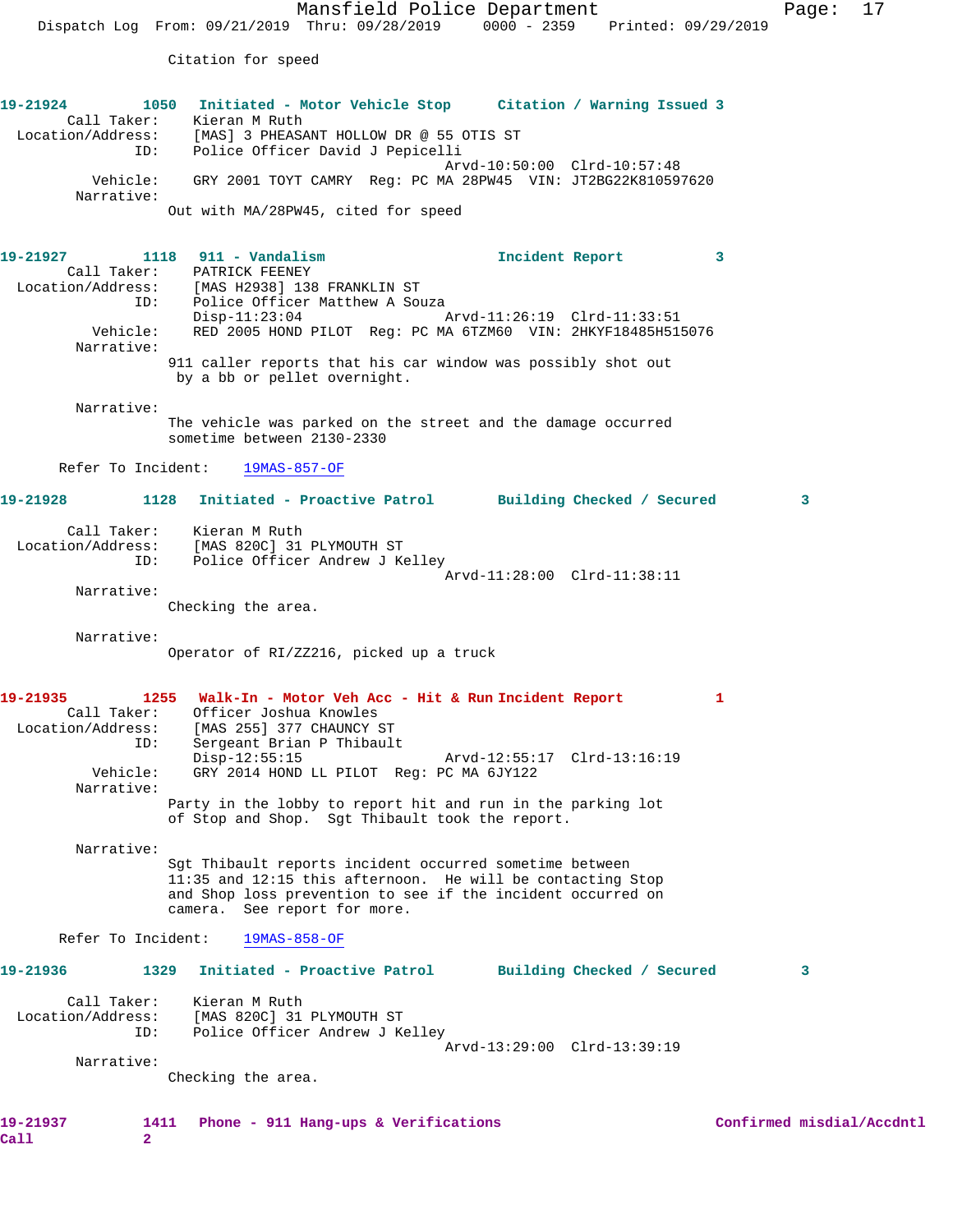Citation for speed

**19-21924** 1050 **Initiated - Motor Vehicle Stop** **Citation / Warning Issued 3**

Call Taker: Kieran M Ruth
Location/Address: [MAS] 3 PHEASANT HOLLOW DR @ 55 OTIS ST
ID: Police Officer David J Pepicelli
Arvd-10:50:00 Clrd-10:57:48
Vehicle: GRY 2001 TOYT CAMRY Reg: PC MA 28PW45 VIN: JT2BG22K810597620
Narrative:
Out with MA/28PW45, cited for speed

**19-21927** 1118 **911 - Vandalism** **Incident Report 3**

Call Taker: PATRICK FEENEY
Location/Address: [MAS H2938] 138 FRANKLIN ST
ID: Police Officer Matthew A Souza
Disp-11:23:04 Arvd-11:26:19 Clrd-11:33:51
Vehicle: RED 2005 HOND PILOT Reg: PC MA 6TZM60 VIN: 2HKYF18485H515076
Narrative:
911 caller reports that his car window was possibly shot out by a bb or pellet overnight.

Narrative:
The vehicle was parked on the street and the damage occurred sometime between 2130-2330

Refer To Incident: 19MAS-857-OF

**19-21928** 1128 **Initiated - Proactive Patrol** **Building Checked / Secured 3**

Call Taker: Kieran M Ruth
Location/Address: [MAS 820C] 31 PLYMOUTH ST
ID: Police Officer Andrew J Kelley
Arvd-11:28:00 Clrd-11:38:11
Narrative:
Checking the area.

Narrative:
Operator of RI/ZZ216, picked up a truck

**19-21935** 1255 **Walk-In - Motor Veh Acc - Hit & Run** **Incident Report 1**

Call Taker: Officer Joshua Knowles
Location/Address: [MAS 255] 377 CHAUNCY ST
ID: Sergeant Brian P Thibault
Disp-12:55:15 Arvd-12:55:17 Clrd-13:16:19
Vehicle: GRY 2014 HOND LL PILOT Reg: PC MA 6JY122
Narrative:
Party in the lobby to report hit and run in the parking lot of Stop and Shop. Sgt Thibault took the report.

Narrative:
Sgt Thibault reports incident occurred sometime between 11:35 and 12:15 this afternoon. He will be contacting Stop and Shop loss prevention to see if the incident occurred on camera. See report for more.

Refer To Incident: 19MAS-858-OF

**19-21936** 1329 **Initiated - Proactive Patrol** **Building Checked / Secured 3**

Call Taker: Kieran M Ruth
Location/Address: [MAS 820C] 31 PLYMOUTH ST
ID: Police Officer Andrew J Kelley
Arvd-13:29:00 Clrd-13:39:19
Narrative:
Checking the area.

**19-21937** 1411 **Phone - 911 Hang-ups & Verifications** **Confirmed misdial/Accdntl Call 2**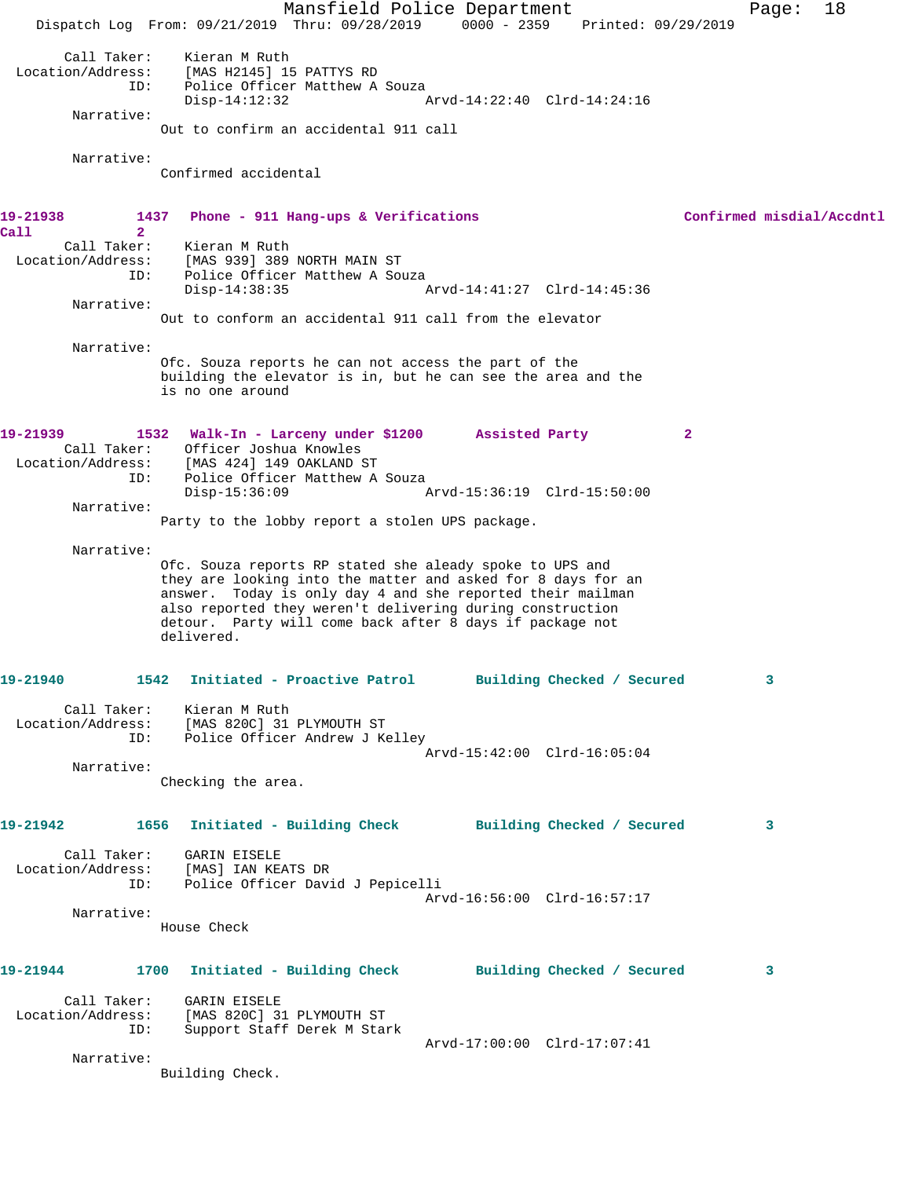Call Taker: Kieran M Ruth
Location/Address: [MAS H2145] 15 PATTYS RD
ID: Police Officer Matthew A Souza
Disp-14:12:32 Arvd-14:22:40 Clrd-14:24:16

Narrative:
Out to confirm an accidental 911 call

Narrative:
Confirmed accidental

**19-21938 1437 Phone - 911 Hang-ups & Verifications Confirmed misdial/Accdntl Call 2**

Call Taker: Kieran M Ruth
Location/Address: [MAS 939] 389 NORTH MAIN ST
ID: Police Officer Matthew A Souza
Disp-14:38:35 Arvd-14:41:27 Clrd-14:45:36

Narrative:
Out to conform an accidental 911 call from the elevator

Narrative:
Ofc. Souza reports he can not access the part of the building the elevator is in, but he can see the area and the is no one around

**19-21939 1532 Walk-In - Larceny under $1200 Assisted Party 2**

Call Taker: Officer Joshua Knowles
Location/Address: [MAS 424] 149 OAKLAND ST
ID: Police Officer Matthew A Souza
Disp-15:36:09 Arvd-15:36:19 Clrd-15:50:00

Narrative:
Party to the lobby report a stolen UPS package.

Narrative:
Ofc. Souza reports RP stated she aleady spoke to UPS and they are looking into the matter and asked for 8 days for an answer. Today is only day 4 and she reported their mailman also reported they weren't delivering during construction detour. Party will come back after 8 days if package not delivered.

**19-21940 1542 Initiated - Proactive Patrol Building Checked / Secured 3**

Call Taker: Kieran M Ruth
Location/Address: [MAS 820C] 31 PLYMOUTH ST
ID: Police Officer Andrew J Kelley
Arvd-15:42:00 Clrd-16:05:04

Narrative:
Checking the area.

**19-21942 1656 Initiated - Building Check Building Checked / Secured 3**

Call Taker: GARIN EISELE
Location/Address: [MAS] IAN KEATS DR
ID: Police Officer David J Pepicelli
Arvd-16:56:00 Clrd-16:57:17

Narrative:
House Check

**19-21944 1700 Initiated - Building Check Building Checked / Secured 3**

Call Taker: GARIN EISELE
Location/Address: [MAS 820C] 31 PLYMOUTH ST
ID: Support Staff Derek M Stark
Arvd-17:00:00 Clrd-17:07:41

Narrative:
Building Check.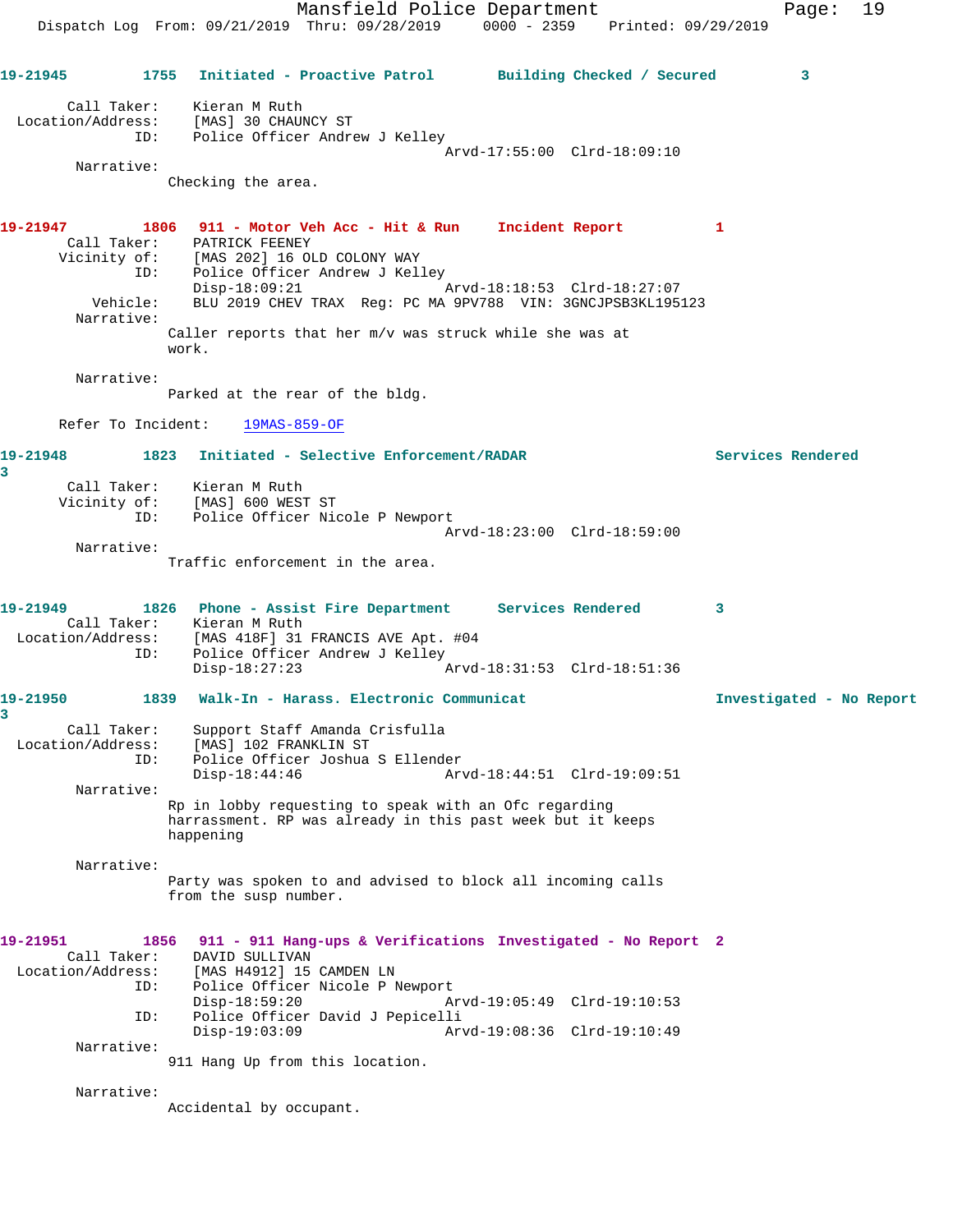**19-21945** 1755 Initiated - Proactive Patrol Building Checked / Secured 3

Call Taker: Kieran M Ruth
Location/Address: [MAS] 30 CHAUNCY ST
ID: Police Officer Andrew J Kelley
Arvd-17:55:00 Clrd-18:09:10

Narrative:
Checking the area.

**19-21947** 1806 911 - Motor Veh Acc - Hit & Run Incident Report 1

Call Taker: PATRICK FEENEY
Vicinity of: [MAS 202] 16 OLD COLONY WAY
ID: Police Officer Andrew J Kelley
Disp-18:09:21 Arvd-18:18:53 Clrd-18:27:07
Vehicle: BLU 2019 CHEV TRAX Reg: PC MA 9PV788 VIN: 3GNCJPSB3KL195123

Narrative:
Caller reports that her m/v was struck while she was at work.

Narrative:
Parked at the rear of the bldg.

Refer To Incident: 19MAS-859-OF

**19-21948** 1823 Initiated - Selective Enforcement/RADAR Services Rendered 3

Call Taker: Kieran M Ruth
Vicinity of: [MAS] 600 WEST ST
ID: Police Officer Nicole P Newport
Arvd-18:23:00 Clrd-18:59:00

Narrative:
Traffic enforcement in the area.

**19-21949** 1826 Phone - Assist Fire Department Services Rendered 3

Call Taker: Kieran M Ruth
Location/Address: [MAS 418F] 31 FRANCIS AVE Apt. #04
ID: Police Officer Andrew J Kelley
Disp-18:27:23 Arvd-18:31:53 Clrd-18:51:36

**19-21950** 1839 Walk-In - Harass. Electronic Communicat Investigated - No Report 3

Call Taker: Support Staff Amanda Crisfulla
Location/Address: [MAS] 102 FRANKLIN ST
ID: Police Officer Joshua S Ellender
Disp-18:44:46 Arvd-18:44:51 Clrd-19:09:51

Narrative:
Rp in lobby requesting to speak with an Ofc regarding harrassment. RP was already in this past week but it keeps happening

Narrative:
Party was spoken to and advised to block all incoming calls from the susp number.

**19-21951** 1856 911 - 911 Hang-ups & Verifications Investigated - No Report 2

Call Taker: DAVID SULLIVAN
Location/Address: [MAS H4912] 15 CAMDEN LN
ID: Police Officer Nicole P Newport
Disp-18:59:20 Arvd-19:05:49 Clrd-19:10:53
ID: Police Officer David J Pepicelli
Disp-19:03:09 Arvd-19:08:36 Clrd-19:10:49

Narrative:
911 Hang Up from this location.

Narrative:
Accidental by occupant.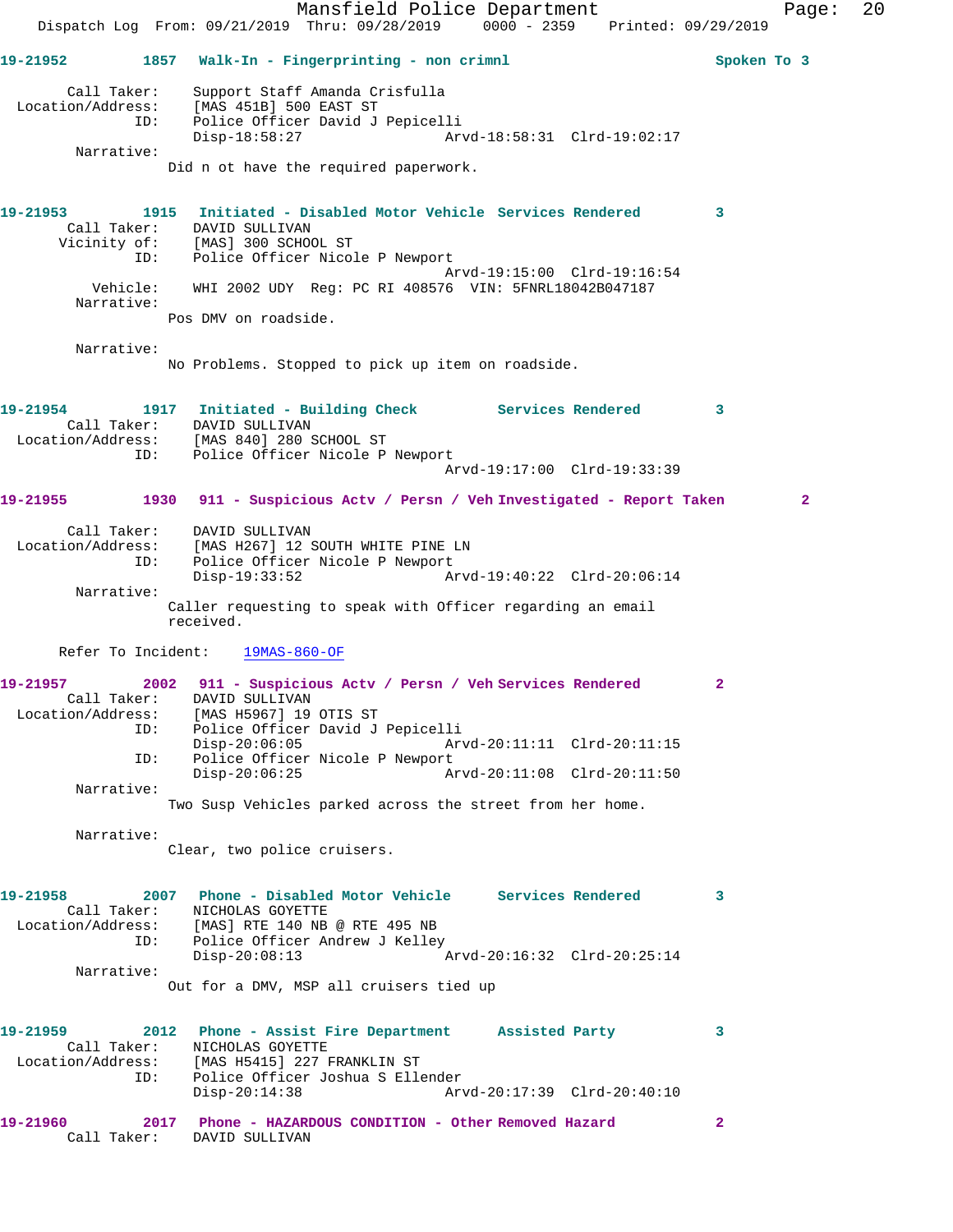**19-21952** 1857 **Walk-In - Fingerprinting - non crimnl** **Spoken To 3**

Call Taker: Support Staff Amanda Crisfulla
Location/Address: [MAS 451B] 500 EAST ST
ID: Police Officer David J Pepicelli
Disp-18:58:27 Arvd-18:58:31 Clrd-19:02:17

Narrative:
Did n ot have the required paperwork.

**19-21953** 1915 **Initiated - Disabled Motor Vehicle Services Rendered 3**

Call Taker: DAVID SULLIVAN
Vicinity of: [MAS] 300 SCHOOL ST
ID: Police Officer Nicole P Newport
Arvd-19:15:00 Clrd-19:16:54
Vehicle: WHI 2002 UDY Reg: PC RI 408576 VIN: 5FNRL18042B047187

Narrative:
Pos DMV on roadside.

Narrative:
No Problems. Stopped to pick up item on roadside.

**19-21954** 1917 **Initiated - Building Check Services Rendered 3**

Call Taker: DAVID SULLIVAN
Location/Address: [MAS 840] 280 SCHOOL ST
ID: Police Officer Nicole P Newport
Arvd-19:17:00 Clrd-19:33:39

**19-21955** 1930 **911 - Suspicious Actv / Persn / Veh Investigated - Report Taken 2**

Call Taker: DAVID SULLIVAN
Location/Address: [MAS H267] 12 SOUTH WHITE PINE LN
ID: Police Officer Nicole P Newport
Disp-19:33:52 Arvd-19:40:22 Clrd-20:06:14

Narrative:
Caller requesting to speak with Officer regarding an email received.

Refer To Incident: 19MAS-860-OF

**19-21957** 2002 **911 - Suspicious Actv / Persn / Veh Services Rendered 2**

Call Taker: DAVID SULLIVAN
Location/Address: [MAS H5967] 19 OTIS ST
ID: Police Officer David J Pepicelli
Disp-20:06:05 Arvd-20:11:11 Clrd-20:11:15
ID: Police Officer Nicole P Newport
Disp-20:06:25 Arvd-20:11:08 Clrd-20:11:50

Narrative:
Two Susp Vehicles parked across the street from her home.

Narrative:
Clear, two police cruisers.

**19-21958** 2007 **Phone - Disabled Motor Vehicle Services Rendered 3**

Call Taker: NICHOLAS GOYETTE
Location/Address: [MAS] RTE 140 NB @ RTE 495 NB
ID: Police Officer Andrew J Kelley
Disp-20:08:13 Arvd-20:16:32 Clrd-20:25:14

Narrative:
Out for a DMV, MSP all cruisers tied up

**19-21959** 2012 **Phone - Assist Fire Department Assisted Party 3**

Call Taker: NICHOLAS GOYETTE
Location/Address: [MAS H5415] 227 FRANKLIN ST
ID: Police Officer Joshua S Ellender
Disp-20:14:38 Arvd-20:17:39 Clrd-20:40:10

**19-21960** 2017 **Phone - HAZARDOUS CONDITION - Other Removed Hazard 2**

Call Taker: DAVID SULLIVAN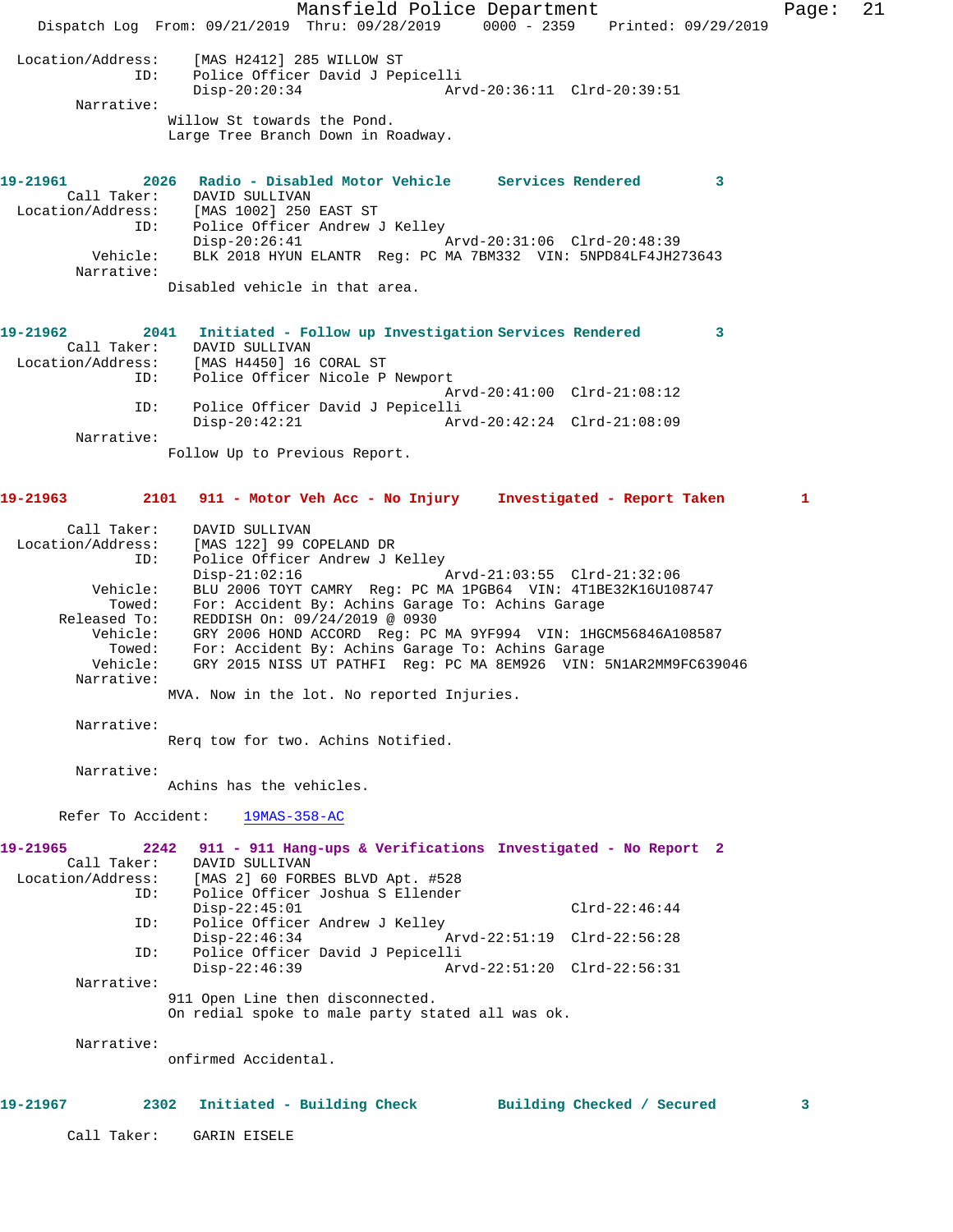Location/Address: [MAS H2412] 285 WILLOW ST
ID: Police Officer David J Pepicelli
Disp-20:20:34 Arvd-20:36:11 Clrd-20:39:51

Narrative:
Willow St towards the Pond.
Large Tree Branch Down in Roadway.

**19-21961 2026 Radio - Disabled Motor Vehicle Services Rendered 3**

Call Taker: DAVID SULLIVAN
Location/Address: [MAS 1002] 250 EAST ST
ID: Police Officer Andrew J Kelley
Disp-20:26:41 Arvd-20:31:06 Clrd-20:48:39
Vehicle: BLK 2018 HYUN ELANTR Reg: PC MA 7BM332 VIN: 5NPD84LF4JH273643

Narrative:
Disabled vehicle in that area.

**19-21962 2041 Initiated - Follow up Investigation Services Rendered 3**

Call Taker: DAVID SULLIVAN
Location/Address: [MAS H4450] 16 CORAL ST
ID: Police Officer Nicole P Newport
Arvd-20:41:00 Clrd-21:08:12
ID: Police Officer David J Pepicelli
Disp-20:42:21 Arvd-20:42:24 Clrd-21:08:09

Narrative:
Follow Up to Previous Report.

**19-21963 2101 911 - Motor Veh Acc - No Injury Investigated - Report Taken 1**

Call Taker: DAVID SULLIVAN
Location/Address: [MAS 122] 99 COPELAND DR
ID: Police Officer Andrew J Kelley
Disp-21:02:16 Arvd-21:03:55 Clrd-21:32:06
Vehicle: BLU 2006 TOYT CAMRY Reg: PC MA 1PGB64 VIN: 4T1BE32K16U108747
Towed: For: Accident By: Achins Garage To: Achins Garage
Released To: REDDISH On: 09/24/2019 @ 0930
Vehicle: GRY 2006 HOND ACCORD Reg: PC MA 9YF994 VIN: 1HGCM56846A108587
Towed: For: Accident By: Achins Garage To: Achins Garage
Vehicle: GRY 2015 NISS UT PATHFI Reg: PC MA 8EM926 VIN: 5N1AR2MM9FC639046

Narrative:
MVA. Now in the lot. No reported Injuries.

Narrative:
Rerq tow for two. Achins Notified.

Narrative:
Achins has the vehicles.

Refer To Accident: 19MAS-358-AC

**19-21965 2242 911 - 911 Hang-ups & Verifications Investigated - No Report 2**

Call Taker: DAVID SULLIVAN
Location/Address: [MAS 2] 60 FORBES BLVD Apt. #528
ID: Police Officer Joshua S Ellender
Disp-22:45:01 Clrd-22:46:44
ID: Police Officer Andrew J Kelley
Disp-22:46:34 Arvd-22:51:19 Clrd-22:56:28
ID: Police Officer David J Pepicelli
Disp-22:46:39 Arvd-22:51:20 Clrd-22:56:31

Narrative:
911 Open Line then disconnected.
On redial spoke to male party stated all was ok.

Narrative:
onfirmed Accidental.

**19-21967 2302 Initiated - Building Check Building Checked / Secured 3**

Call Taker: GARIN EISELE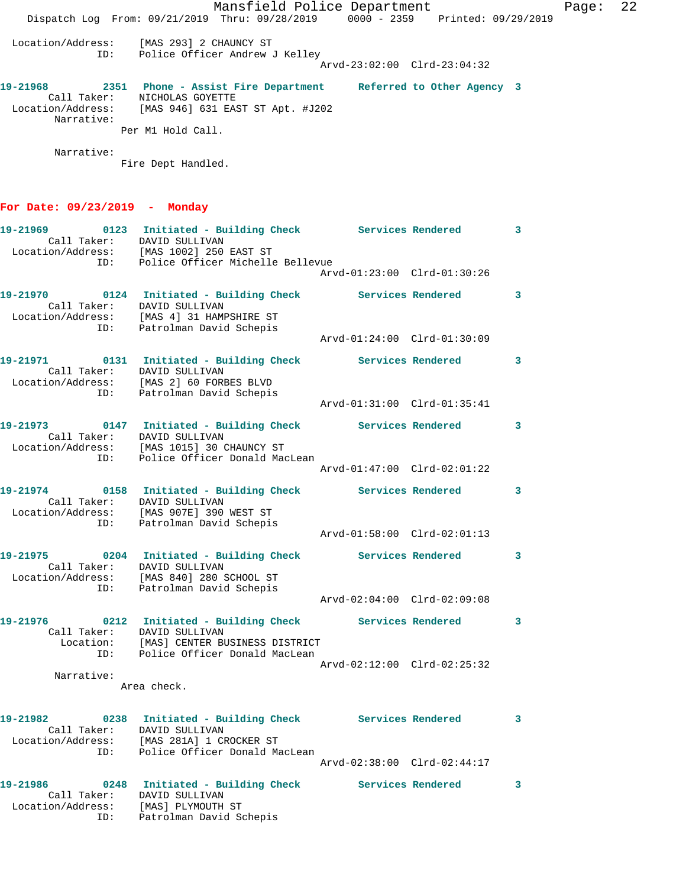Location/Address: [MAS 293] 2 CHAUNCY ST
ID: Police Officer Andrew J Kelley
Arvd-23:02:00 Clrd-23:04:32

**19-21968 2351 Phone - Assist Fire Department Referred to Other Agency 3**
Call Taker: NICHOLAS GOYETTE
Location/Address: [MAS 946] 631 EAST ST Apt. #J202
Narrative:
Per M1 Hold Call.

Narrative:
Fire Dept Handled.

## For Date: 09/23/2019 - Monday

**19-21969 0123 Initiated - Building Check Services Rendered 3**
Call Taker: DAVID SULLIVAN
Location/Address: [MAS 1002] 250 EAST ST
ID: Police Officer Michelle Bellevue
Arvd-01:23:00 Clrd-01:30:26

**19-21970 0124 Initiated - Building Check Services Rendered 3**
Call Taker: DAVID SULLIVAN
Location/Address: [MAS 4] 31 HAMPSHIRE ST
ID: Patrolman David Schepis
Arvd-01:24:00 Clrd-01:30:09

**19-21971 0131 Initiated - Building Check Services Rendered 3**
Call Taker: DAVID SULLIVAN
Location/Address: [MAS 2] 60 FORBES BLVD
ID: Patrolman David Schepis
Arvd-01:31:00 Clrd-01:35:41

**19-21973 0147 Initiated - Building Check Services Rendered 3**
Call Taker: DAVID SULLIVAN
Location/Address: [MAS 1015] 30 CHAUNCY ST
ID: Police Officer Donald MacLean
Arvd-01:47:00 Clrd-02:01:22

**19-21974 0158 Initiated - Building Check Services Rendered 3**
Call Taker: DAVID SULLIVAN
Location/Address: [MAS 907E] 390 WEST ST
ID: Patrolman David Schepis
Arvd-01:58:00 Clrd-02:01:13

**19-21975 0204 Initiated - Building Check Services Rendered 3**
Call Taker: DAVID SULLIVAN
Location/Address: [MAS 840] 280 SCHOOL ST
ID: Patrolman David Schepis
Arvd-02:04:00 Clrd-02:09:08

**19-21976 0212 Initiated - Building Check Services Rendered 3**
Call Taker: DAVID SULLIVAN
Location: [MAS] CENTER BUSINESS DISTRICT
ID: Police Officer Donald MacLean
Arvd-02:12:00 Clrd-02:25:32
Narrative:
Area check.

**19-21982 0238 Initiated - Building Check Services Rendered 3**
Call Taker: DAVID SULLIVAN
Location/Address: [MAS 281A] 1 CROCKER ST
ID: Police Officer Donald MacLean
Arvd-02:38:00 Clrd-02:44:17

**19-21986 0248 Initiated - Building Check Services Rendered 3**
Call Taker: DAVID SULLIVAN
Location/Address: [MAS] PLYMOUTH ST
ID: Patrolman David Schepis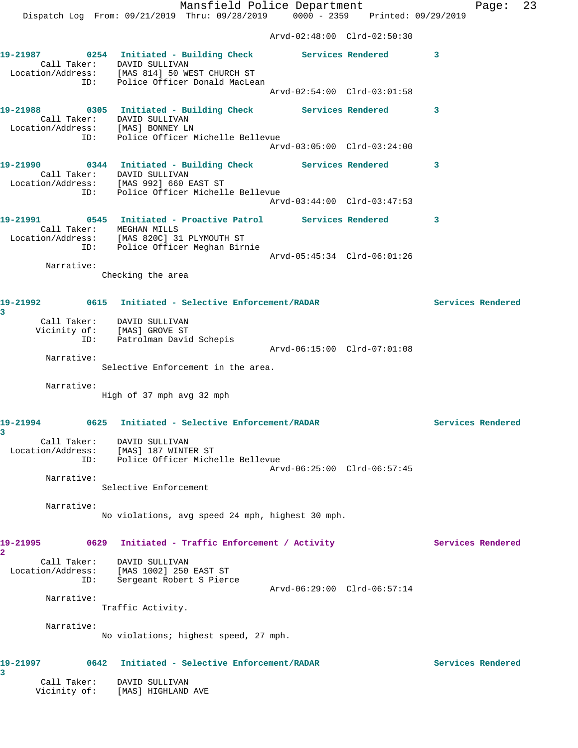Arvd-02:48:00 Clrd-02:50:30

**19-21987** 0254 Initiated - Building Check Services Rendered 3
Call Taker: DAVID SULLIVAN
Location/Address: [MAS 814] 50 WEST CHURCH ST
ID: Police Officer Donald MacLean
Arvd-02:54:00 Clrd-03:01:58

**19-21988** 0305 Initiated - Building Check Services Rendered 3
Call Taker: DAVID SULLIVAN
Location/Address: [MAS] BONNEY LN
ID: Police Officer Michelle Bellevue
Arvd-03:05:00 Clrd-03:24:00

**19-21990** 0344 Initiated - Building Check Services Rendered 3
Call Taker: DAVID SULLIVAN
Location/Address: [MAS 992] 660 EAST ST
ID: Police Officer Michelle Bellevue
Arvd-03:44:00 Clrd-03:47:53

**19-21991** 0545 Initiated - Proactive Patrol Services Rendered 3
Call Taker: MEGHAN MILLS
Location/Address: [MAS 820C] 31 PLYMOUTH ST
ID: Police Officer Meghan Birnie
Arvd-05:45:34 Clrd-06:01:26
Narrative:
Checking the area

**19-21992** 0615 Initiated - Selective Enforcement/RADAR Services Rendered 3
Call Taker: DAVID SULLIVAN
Vicinity of: [MAS] GROVE ST
ID: Patrolman David Schepis
Arvd-06:15:00 Clrd-07:01:08
Narrative:
Selective Enforcement in the area.
Narrative:
High of 37 mph avg 32 mph

**19-21994** 0625 Initiated - Selective Enforcement/RADAR Services Rendered 3
Call Taker: DAVID SULLIVAN
Location/Address: [MAS] 187 WINTER ST
ID: Police Officer Michelle Bellevue
Arvd-06:25:00 Clrd-06:57:45
Narrative:
Selective Enforcement
Narrative:
No violations, avg speed 24 mph, highest 30 mph.

**19-21995** 0629 Initiated - Traffic Enforcement / Activity Services Rendered 2
Call Taker: DAVID SULLIVAN
Location/Address: [MAS 1002] 250 EAST ST
ID: Sergeant Robert S Pierce
Arvd-06:29:00 Clrd-06:57:14
Narrative:
Traffic Activity.
Narrative:
No violations; highest speed, 27 mph.

**19-21997** 0642 Initiated - Selective Enforcement/RADAR Services Rendered 3
Call Taker: DAVID SULLIVAN
Vicinity of: [MAS] HIGHLAND AVE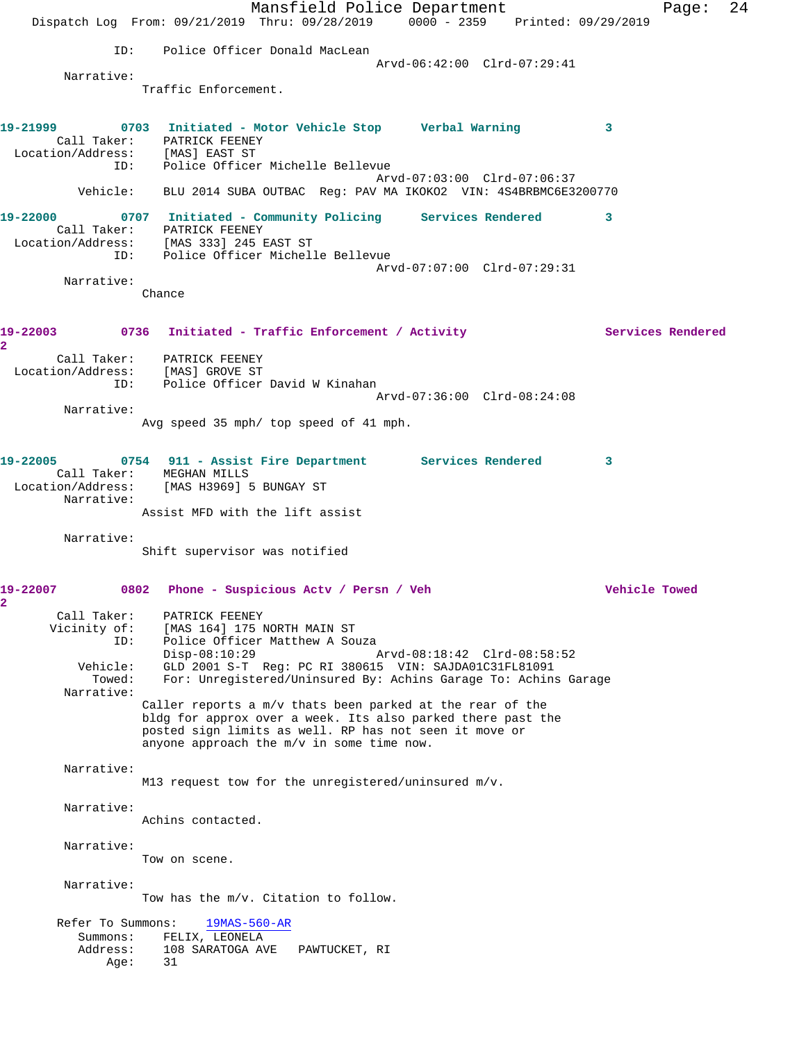```
           ID:    Police Officer Donald MacLean
                                              Arvd-06:42:00  Clrd-07:29:41
       Narrative:
                  Traffic Enforcement.


19-21999        0703  Initiated - Motor Vehicle Stop      Verbal Warning           3
       Call Taker:    PATRICK FEENEY
  Location/Address:   [MAS] EAST ST
               ID:    Police Officer Michelle Bellevue
                                              Arvd-07:03:00  Clrd-07:06:37
          Vehicle:    BLU 2014 SUBA OUTBAC  Reg: PAV MA IKOKO2  VIN: 4S4BRBMC6E3200770

19-22000        0707  Initiated - Community Policing      Services Rendered        3
       Call Taker:    PATRICK FEENEY
  Location/Address:   [MAS 333] 245 EAST ST
               ID:    Police Officer Michelle Bellevue
                                              Arvd-07:07:00  Clrd-07:29:31
       Narrative:
                  Chance


19-22003        0736  Initiated - Traffic Enforcement / Activity               Services Rendered
2
       Call Taker:    PATRICK FEENEY
  Location/Address:   [MAS] GROVE ST
               ID:    Police Officer David W Kinahan
                                              Arvd-07:36:00  Clrd-08:24:08
       Narrative:
                  Avg speed 35 mph/ top speed of 41 mph.


19-22005        0754  911 - Assist Fire Department       Services Rendered        3
       Call Taker:    MEGHAN MILLS
  Location/Address:   [MAS H3969] 5 BUNGAY ST
       Narrative:
                  Assist MFD with the lift assist

       Narrative:
                  Shift supervisor was notified


19-22007        0802  Phone - Suspicious Actv / Persn / Veh                    Vehicle Towed
2
       Call Taker:    PATRICK FEENEY
      Vicinity of:    [MAS 164] 175 NORTH MAIN ST
               ID:    Police Officer Matthew A Souza
                      Disp-08:10:29               Arvd-08:18:42  Clrd-08:58:52
          Vehicle:    GLD 2001 S-T  Reg: PC RI 380615  VIN: SAJDA01C31FL81091
            Towed:    For: Unregistered/Uninsured By: Achins Garage To: Achins Garage
       Narrative:
                  Caller reports a m/v thats been parked at the rear of the
                  bldg for approx over a week. Its also parked there past the
                  posted sign limits as well. RP has not seen it move or
                  anyone approach the m/v in some time now.

       Narrative:
                  M13 request tow for the unregistered/uninsured m/v.

       Narrative:
                  Achins contacted.

       Narrative:
                  Tow on scene.

       Narrative:
                  Tow has the m/v. Citation to follow.

      Refer To Summons:    19MAS-560-AR
          Summons:    FELIX, LEONELA
          Address:    108 SARATOGA AVE   PAWTUCKET, RI
              Age:    31
```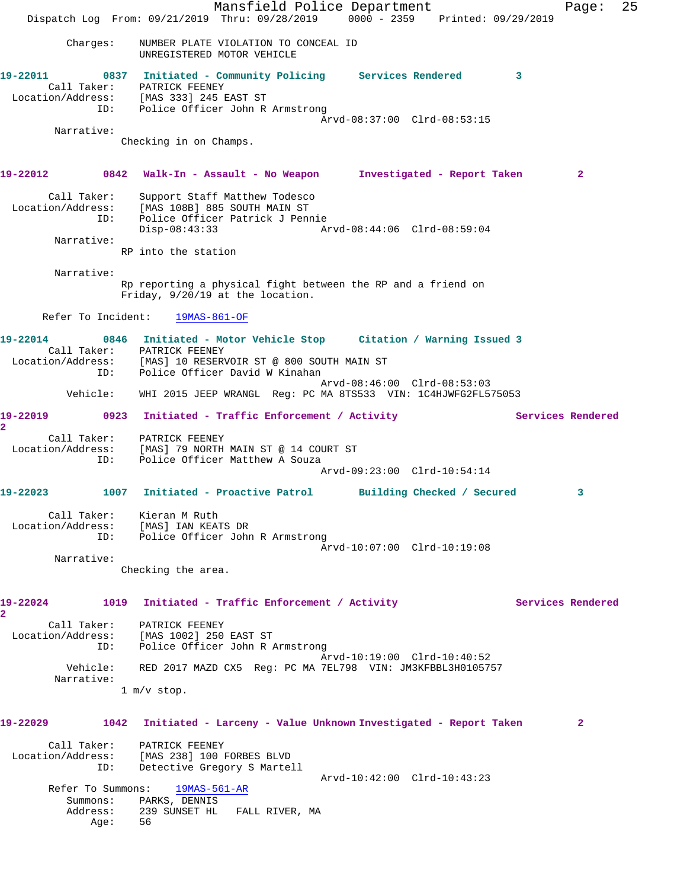Charges: NUMBER PLATE VIOLATION TO CONCEAL ID
UNREGISTERED MOTOR VEHICLE

**19-22011** 0837 **Initiated - Community Policing** **Services Rendered** 3

Call Taker: PATRICK FEENEY
Location/Address: [MAS 333] 245 EAST ST
ID: Police Officer John R Armstrong
Arvd-08:37:00 Clrd-08:53:15
Narrative:
Checking in on Champs.

**19-22012** 0842 **Walk-In - Assault - No Weapon** **Investigated - Report Taken** 2

Call Taker: Support Staff Matthew Todesco
Location/Address: [MAS 108B] 885 SOUTH MAIN ST
ID: Police Officer Patrick J Pennie
Disp-08:43:33 Arvd-08:44:06 Clrd-08:59:04
Narrative:
RP into the station

Narrative:
Rp reporting a physical fight between the RP and a friend on Friday, 9/20/19 at the location.

Refer To Incident: 19MAS-861-OF

**19-22014** 0846 **Initiated - Motor Vehicle Stop** **Citation / Warning Issued** 3

Call Taker: PATRICK FEENEY
Location/Address: [MAS] 10 RESERVOIR ST @ 800 SOUTH MAIN ST
ID: Police Officer David W Kinahan
Arvd-08:46:00 Clrd-08:53:03
Vehicle: WHI 2015 JEEP WRANGL Reg: PC MA 8TS533 VIN: 1C4HJWFG2FL575053

**19-22019** 0923 **Initiated - Traffic Enforcement / Activity** **Services Rendered** 2

Call Taker: PATRICK FEENEY
Location/Address: [MAS] 79 NORTH MAIN ST @ 14 COURT ST
ID: Police Officer Matthew A Souza
Arvd-09:23:00 Clrd-10:54:14

**19-22023** 1007 **Initiated - Proactive Patrol** **Building Checked / Secured** 3

Call Taker: Kieran M Ruth
Location/Address: [MAS] IAN KEATS DR
ID: Police Officer John R Armstrong
Arvd-10:07:00 Clrd-10:19:08
Narrative:
Checking the area.

**19-22024** 1019 **Initiated - Traffic Enforcement / Activity** **Services Rendered** 2

Call Taker: PATRICK FEENEY
Location/Address: [MAS 1002] 250 EAST ST
ID: Police Officer John R Armstrong
Arvd-10:19:00 Clrd-10:40:52
Vehicle: RED 2017 MAZD CX5 Reg: PC MA 7EL798 VIN: JM3KFBBL3H0105757
Narrative:
1 m/v stop.

**19-22029** 1042 **Initiated - Larceny - Value Unknown** **Investigated - Report Taken** 2

Call Taker: PATRICK FEENEY
Location/Address: [MAS 238] 100 FORBES BLVD
ID: Detective Gregory S Martell
Arvd-10:42:00 Clrd-10:43:23
Refer To Summons: 19MAS-561-AR
Summons: PARKS, DENNIS
Address: 239 SUNSET HL FALL RIVER, MA
Age: 56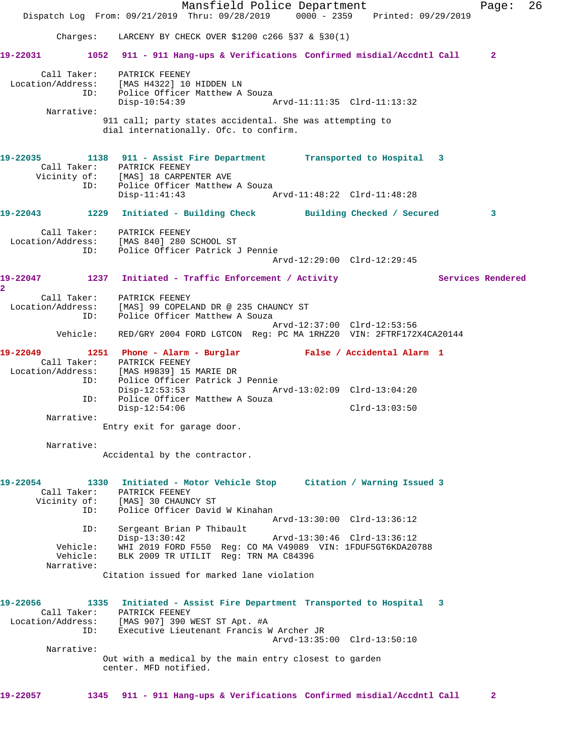Charges: LARCENY BY CHECK OVER $1200 c266 §37 & §30(1)

**19-22031 1052 911 - 911 Hang-ups & Verifications Confirmed misdial/Accdntl Call 2**

Call Taker: PATRICK FEENEY
Location/Address: [MAS H4322] 10 HIDDEN LN
ID: Police Officer Matthew A Souza
Disp-10:54:39 Arvd-11:11:35 Clrd-11:13:32
Narrative:
911 call; party states accidental. She was attempting to dial internationally. Ofc. to confirm.

**19-22035 1138 911 - Assist Fire Department Transported to Hospital 3**
Call Taker: PATRICK FEENEY
Vicinity of: [MAS] 18 CARPENTER AVE
ID: Police Officer Matthew A Souza
Disp-11:41:43 Arvd-11:48:22 Clrd-11:48:28

**19-22043 1229 Initiated - Building Check Building Checked / Secured 3**

Call Taker: PATRICK FEENEY
Location/Address: [MAS 840] 280 SCHOOL ST
ID: Police Officer Patrick J Pennie
Arvd-12:29:00 Clrd-12:29:45

**19-22047 1237 Initiated - Traffic Enforcement / Activity Services Rendered 2**

Call Taker: PATRICK FEENEY
Location/Address: [MAS] 99 COPELAND DR @ 235 CHAUNCY ST
ID: Police Officer Matthew A Souza
Arvd-12:37:00 Clrd-12:53:56
Vehicle: RED/GRY 2004 FORD LGTCON Reg: PC MA 1RHZ20 VIN: 2FTRF172X4CA20144

**19-22049 1251 Phone - Alarm - Burglar False / Accidental Alarm 1**
Call Taker: PATRICK FEENEY
Location/Address: [MAS H9839] 15 MARIE DR
ID: Police Officer Patrick J Pennie
Disp-12:53:53 Arvd-13:02:09 Clrd-13:04:20
ID: Police Officer Matthew A Souza
Disp-12:54:06 Clrd-13:03:50
Narrative:
Entry exit for garage door.

Narrative:
Accidental by the contractor.

**19-22054 1330 Initiated - Motor Vehicle Stop Citation / Warning Issued 3**
Call Taker: PATRICK FEENEY
Vicinity of: [MAS] 30 CHAUNCY ST
ID: Police Officer David W Kinahan
Arvd-13:30:00 Clrd-13:36:12
ID: Sergeant Brian P Thibault
Disp-13:30:42 Arvd-13:30:46 Clrd-13:36:12
Vehicle: WHI 2019 FORD F550 Reg: CO MA V49089 VIN: 1FDUF5GT6KDA20788
Vehicle: BLK 2009 TR UTILIT Reg: TRN MA C84396
Narrative:
Citation issued for marked lane violation

**19-22056 1335 Initiated - Assist Fire Department Transported to Hospital 3**
Call Taker: PATRICK FEENEY
Location/Address: [MAS 907] 390 WEST ST Apt. #A
ID: Executive Lieutenant Francis W Archer JR
Arvd-13:35:00 Clrd-13:50:10
Narrative:
Out with a medical by the main entry closest to garden center. MFD notified.

**19-22057 1345 911 - 911 Hang-ups & Verifications Confirmed misdial/Accdntl Call 2**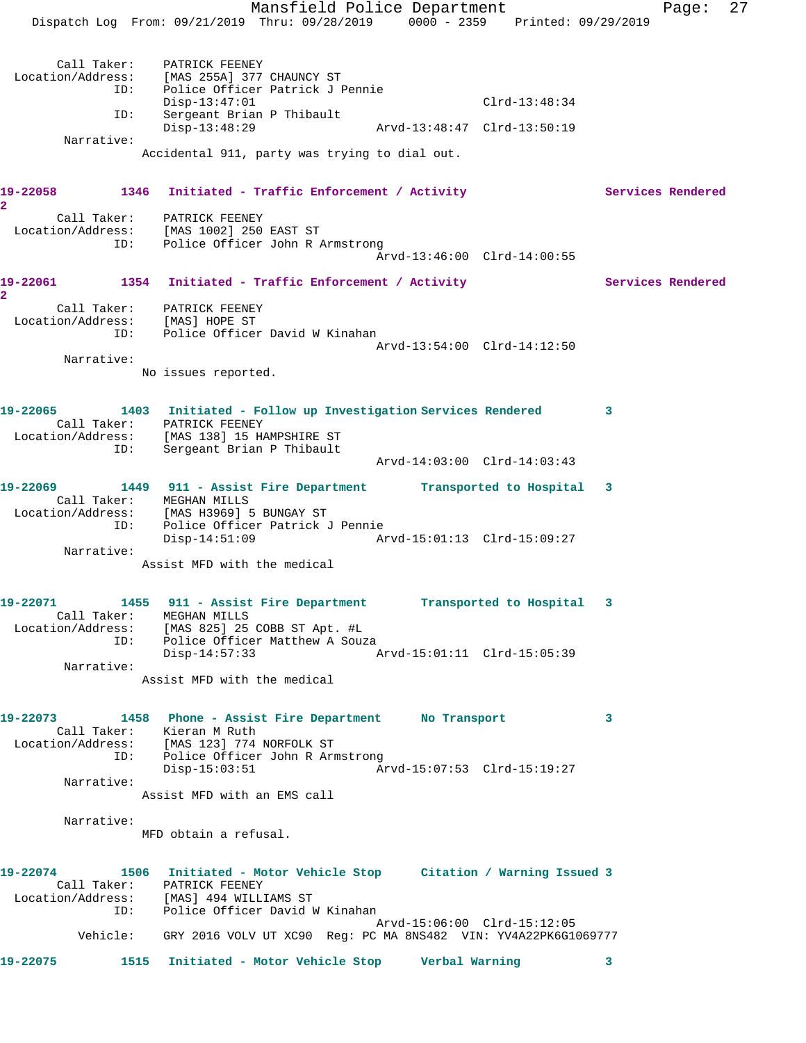```
        Call Taker:    PATRICK FEENEY
  Location/Address:    [MAS 255A] 377 CHAUNCY ST
                ID:    Police Officer Patrick J Pennie
                       Disp-13:47:01                           Clrd-13:48:34
                ID:    Sergeant Brian P Thibault
                       Disp-13:48:29               Arvd-13:48:47  Clrd-13:50:19
         Narrative:
                    Accidental 911, party was trying to dial out.

19-22058         1346   Initiated - Traffic Enforcement / Activity                  Services Rendered
2
        Call Taker:    PATRICK FEENEY
  Location/Address:    [MAS 1002] 250 EAST ST
                ID:    Police Officer John R Armstrong
                                                   Arvd-13:46:00  Clrd-14:00:55

19-22061         1354   Initiated - Traffic Enforcement / Activity                  Services Rendered
2
        Call Taker:    PATRICK FEENEY
  Location/Address:    [MAS] HOPE ST
                ID:    Police Officer David W Kinahan
                                                   Arvd-13:54:00  Clrd-14:12:50
         Narrative:
                    No issues reported.

19-22065         1403   Initiated - Follow up Investigation Services Rendered         3
        Call Taker:    PATRICK FEENEY
  Location/Address:    [MAS 138] 15 HAMPSHIRE ST
                ID:    Sergeant Brian P Thibault
                                                   Arvd-14:03:00  Clrd-14:03:43

19-22069         1449   911 - Assist Fire Department       Transported to Hospital   3
        Call Taker:    MEGHAN MILLS
  Location/Address:    [MAS H3969] 5 BUNGAY ST
                ID:    Police Officer Patrick J Pennie
                       Disp-14:51:09               Arvd-15:01:13  Clrd-15:09:27
         Narrative:
                    Assist MFD with the medical

19-22071         1455   911 - Assist Fire Department       Transported to Hospital   3
        Call Taker:    MEGHAN MILLS
  Location/Address:    [MAS 825] 25 COBB ST Apt. #L
                ID:    Police Officer Matthew A Souza
                       Disp-14:57:33               Arvd-15:01:11  Clrd-15:05:39
         Narrative:
                    Assist MFD with the medical

19-22073         1458   Phone - Assist Fire Department      No Transport              3
        Call Taker:    Kieran M Ruth
  Location/Address:    [MAS 123] 774 NORFOLK ST
                ID:    Police Officer John R Armstrong
                       Disp-15:03:51               Arvd-15:07:53  Clrd-15:19:27
         Narrative:
                    Assist MFD with an EMS call

         Narrative:
                    MFD obtain a refusal.

19-22074         1506   Initiated - Motor Vehicle Stop      Citation / Warning Issued 3
        Call Taker:    PATRICK FEENEY
  Location/Address:    [MAS] 494 WILLIAMS ST
                ID:    Police Officer David W Kinahan
                                                   Arvd-15:06:00  Clrd-15:12:05
           Vehicle:    GRY 2016 VOLV UT XC90  Reg: PC MA 8NS482  VIN: YV4A22PK6G1069777

19-22075         1515   Initiated - Motor Vehicle Stop      Verbal Warning            3
```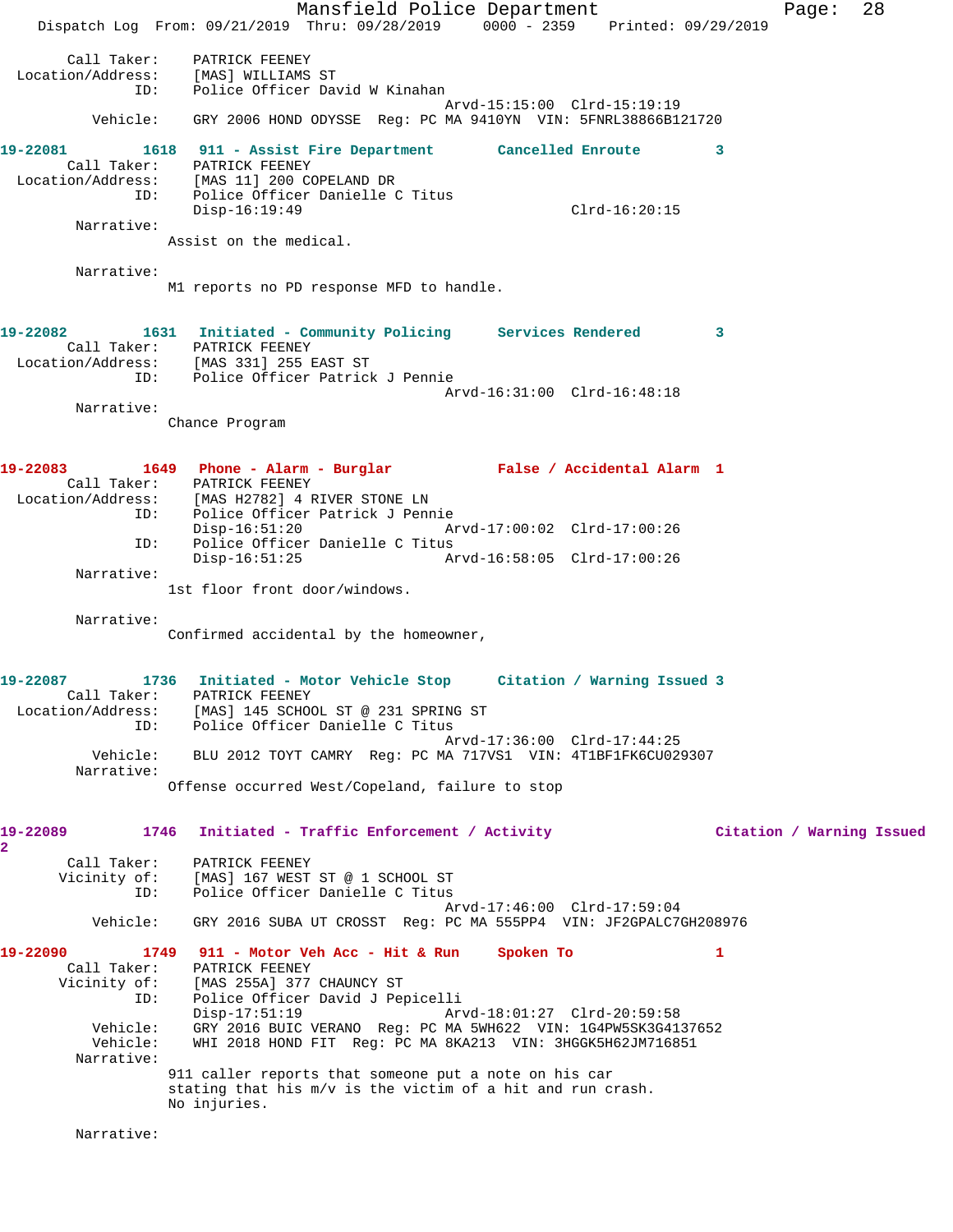```
    Call Taker:    PATRICK FEENEY
 Location/Address:    [MAS] WILLIAMS ST
            ID:    Police Officer David W Kinahan
                                          Arvd-15:15:00  Clrd-15:19:19
        Vehicle:    GRY 2006 HOND ODYSSE  Reg: PC MA 9410YN  VIN: 5FNRL38866B121720

19-22081        1618  911 - Assist Fire Department       Cancelled Enroute        3
    Call Taker:    PATRICK FEENEY
 Location/Address:    [MAS 11] 200 COPELAND DR
            ID:    Police Officer Danielle C Titus
                   Disp-16:19:49                          Clrd-16:20:15
      Narrative:
                 Assist on the medical.

      Narrative:
                 M1 reports no PD response MFD to handle.

19-22082        1631  Initiated - Community Policing      Services Rendered        3
    Call Taker:    PATRICK FEENEY
 Location/Address:    [MAS 331] 255 EAST ST
            ID:    Police Officer Patrick J Pennie
                                          Arvd-16:31:00  Clrd-16:48:18
      Narrative:
                 Chance Program

19-22083        1649  Phone - Alarm - Burglar            False / Accidental Alarm  1
    Call Taker:    PATRICK FEENEY
 Location/Address:    [MAS H2782] 4 RIVER STONE LN
            ID:    Police Officer Patrick J Pennie
                   Disp-16:51:20          Arvd-17:00:02  Clrd-17:00:26
            ID:    Police Officer Danielle C Titus
                   Disp-16:51:25          Arvd-16:58:05  Clrd-17:00:26
      Narrative:
                 1st floor front door/windows.

      Narrative:
                 Confirmed accidental by the homeowner,

19-22087        1736  Initiated - Motor Vehicle Stop      Citation / Warning Issued 3
    Call Taker:    PATRICK FEENEY
 Location/Address:    [MAS] 145 SCHOOL ST @ 231 SPRING ST
            ID:    Police Officer Danielle C Titus
                                          Arvd-17:36:00  Clrd-17:44:25
        Vehicle:    BLU 2012 TOYT CAMRY  Reg: PC MA 717VS1  VIN: 4T1BF1FK6CU029307
      Narrative:
                 Offense occurred West/Copeland, failure to stop

19-22089        1746  Initiated - Traffic Enforcement / Activity              Citation / Warning Issued
2
    Call Taker:    PATRICK FEENEY
    Vicinity of:    [MAS] 167 WEST ST @ 1 SCHOOL ST
            ID:    Police Officer Danielle C Titus
                                          Arvd-17:46:00  Clrd-17:59:04
        Vehicle:    GRY 2016 SUBA UT CROSST  Reg: PC MA 555PP4  VIN: JF2GPALC7GH208976

19-22090        1749  911 - Motor Veh Acc - Hit & Run    Spoken To                1
    Call Taker:    PATRICK FEENEY
    Vicinity of:    [MAS 255A] 377 CHAUNCY ST
            ID:    Police Officer David J Pepicelli
                   Disp-17:51:19          Arvd-18:01:27  Clrd-20:59:58
        Vehicle:    GRY 2016 BUIC VERANO  Reg: PC MA 5WH622  VIN: 1G4PW5SK3G4137652
        Vehicle:    WHI 2018 HOND FIT  Reg: PC MA 8KA213  VIN: 3HGGK5H62JM716851
      Narrative:
                 911 caller reports that someone put a note on his car
                 stating that his m/v is the victim of a hit and run crash.
                 No injuries.

      Narrative:
```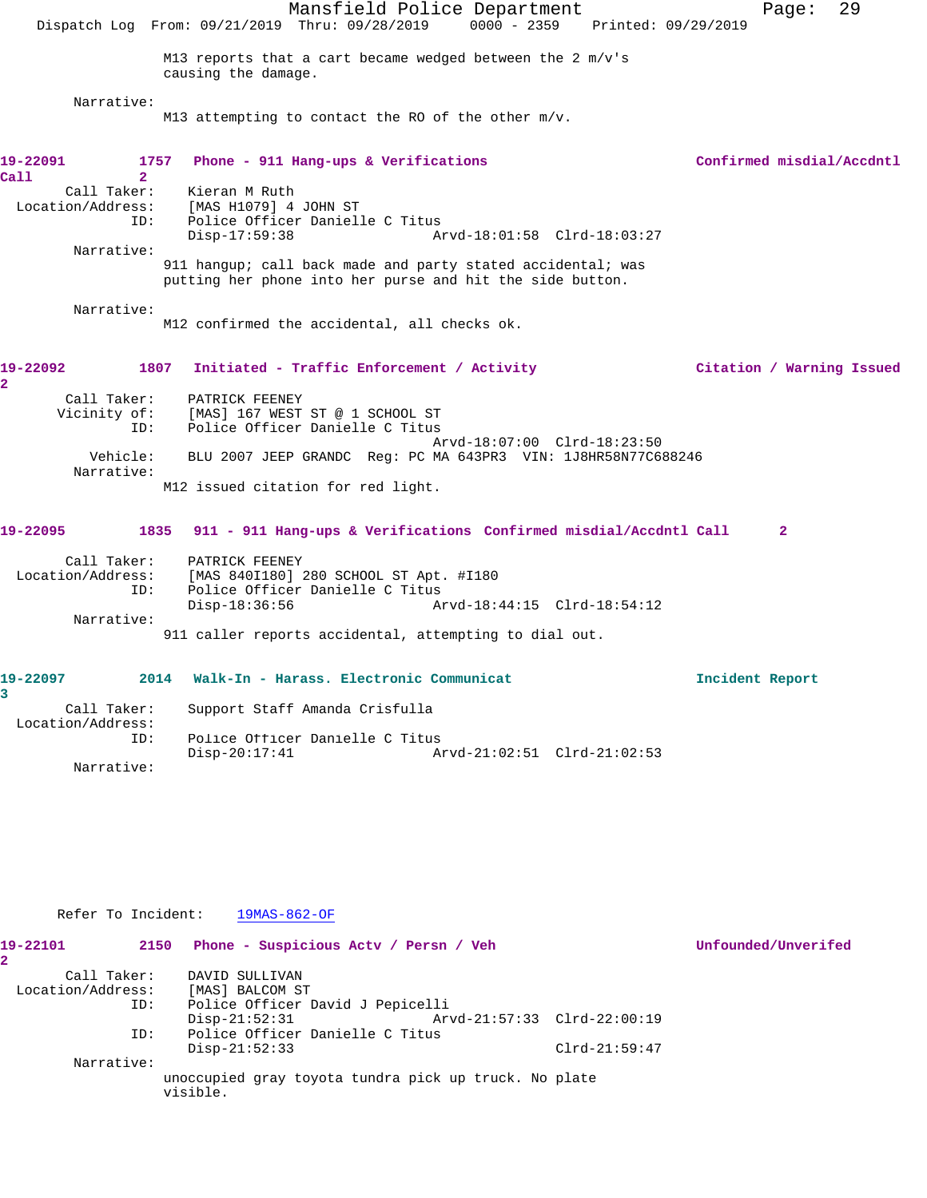M13 reports that a cart became wedged between the 2 m/v's causing the damage.

Narrative:
M13 attempting to contact the RO of the other m/v.

**19-22091** 1757 **Phone - 911 Hang-ups & Verifications** **Confirmed misdial/Accdntl Call** 2

Call Taker: Kieran M Ruth
Location/Address: [MAS H1079] 4 JOHN ST
ID: Police Officer Danielle C Titus
Disp-17:59:38 Arvd-18:01:58 Clrd-18:03:27

Narrative:
911 hangup; call back made and party stated accidental; was putting her phone into her purse and hit the side button.

Narrative:
M12 confirmed the accidental, all checks ok.

**19-22092** 1807 **Initiated - Traffic Enforcement / Activity** **Citation / Warning Issued** 2

Call Taker: PATRICK FEENEY
Vicinity of: [MAS] 167 WEST ST @ 1 SCHOOL ST
ID: Police Officer Danielle C Titus
Arvd-18:07:00 Clrd-18:23:50
Vehicle: BLU 2007 JEEP GRANDC Reg: PC MA 643PR3 VIN: 1J8HR58N77C688246

Narrative:
M12 issued citation for red light.

**19-22095** 1835 **911 - 911 Hang-ups & Verifications** **Confirmed misdial/Accdntl Call** 2

Call Taker: PATRICK FEENEY
Location/Address: [MAS 840I180] 280 SCHOOL ST Apt. #I180
ID: Police Officer Danielle C Titus
Disp-18:36:56 Arvd-18:44:15 Clrd-18:54:12

Narrative:
911 caller reports accidental, attempting to dial out.

**19-22097** 2014 **Walk-In - Harass. Electronic Communicat** **Incident Report** 3

Call Taker: Support Staff Amanda Crisfulla
Location/Address:
ID: Police Officer Danielle C Titus
Disp-20:17:41 Arvd-21:02:51 Clrd-21:02:53

Narrative:

Refer To Incident: 19MAS-862-OF

**19-22101** 2150 **Phone - Suspicious Actv / Persn / Veh** **Unfounded/Unverifed** 2

Call Taker: DAVID SULLIVAN
Location/Address: [MAS] BALCOM ST
ID: Police Officer David J Pepicelli
Disp-21:52:31 Arvd-21:57:33 Clrd-22:00:19
ID: Police Officer Danielle C Titus
Disp-21:52:33 Clrd-21:59:47

Narrative:
unoccupied gray toyota tundra pick up truck. No plate visible.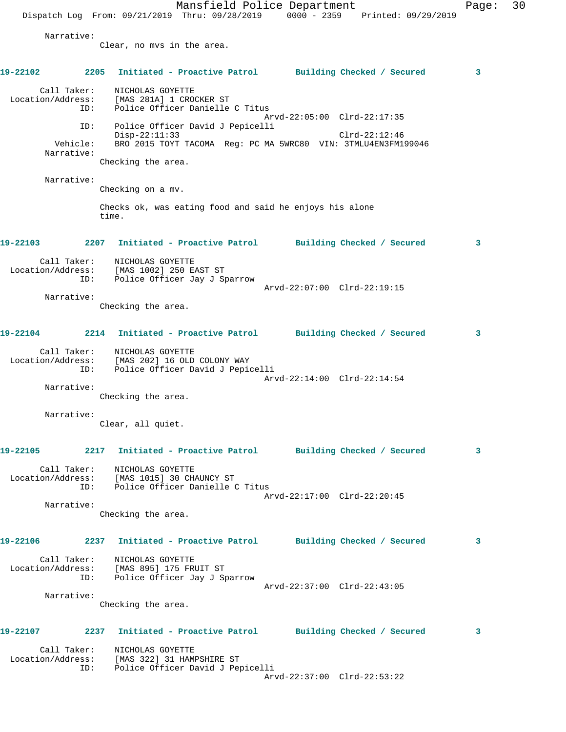Narrative:
Clear, no mvs in the area.

**19-22102 2205 Initiated - Proactive Patrol Building Checked / Secured 3**

Call Taker: NICHOLAS GOYETTE
Location/Address: [MAS 281A] 1 CROCKER ST
ID: Police Officer Danielle C Titus
Arvd-22:05:00 Clrd-22:17:35
ID: Police Officer David J Pepicelli
Disp-22:11:33 Clrd-22:12:46
Vehicle: BRO 2015 TOYT TACOMA Reg: PC MA 5WRC80 VIN: 3TMLU4EN3FM199046
Narrative:
Checking the area.

Narrative:
Checking on a mv.

Checks ok, was eating food and said he enjoys his alone time.

**19-22103 2207 Initiated - Proactive Patrol Building Checked / Secured 3**

Call Taker: NICHOLAS GOYETTE
Location/Address: [MAS 1002] 250 EAST ST
ID: Police Officer Jay J Sparrow
Arvd-22:07:00 Clrd-22:19:15
Narrative:
Checking the area.

**19-22104 2214 Initiated - Proactive Patrol Building Checked / Secured 3**

Call Taker: NICHOLAS GOYETTE
Location/Address: [MAS 202] 16 OLD COLONY WAY
ID: Police Officer David J Pepicelli
Arvd-22:14:00 Clrd-22:14:54
Narrative:
Checking the area.

Narrative:
Clear, all quiet.

**19-22105 2217 Initiated - Proactive Patrol Building Checked / Secured 3**

Call Taker: NICHOLAS GOYETTE
Location/Address: [MAS 1015] 30 CHAUNCY ST
ID: Police Officer Danielle C Titus
Arvd-22:17:00 Clrd-22:20:45
Narrative:
Checking the area.

**19-22106 2237 Initiated - Proactive Patrol Building Checked / Secured 3**

Call Taker: NICHOLAS GOYETTE
Location/Address: [MAS 895] 175 FRUIT ST
ID: Police Officer Jay J Sparrow
Arvd-22:37:00 Clrd-22:43:05
Narrative:
Checking the area.

**19-22107 2237 Initiated - Proactive Patrol Building Checked / Secured 3**

Call Taker: NICHOLAS GOYETTE
Location/Address: [MAS 322] 31 HAMPSHIRE ST
ID: Police Officer David J Pepicelli
Arvd-22:37:00 Clrd-22:53:22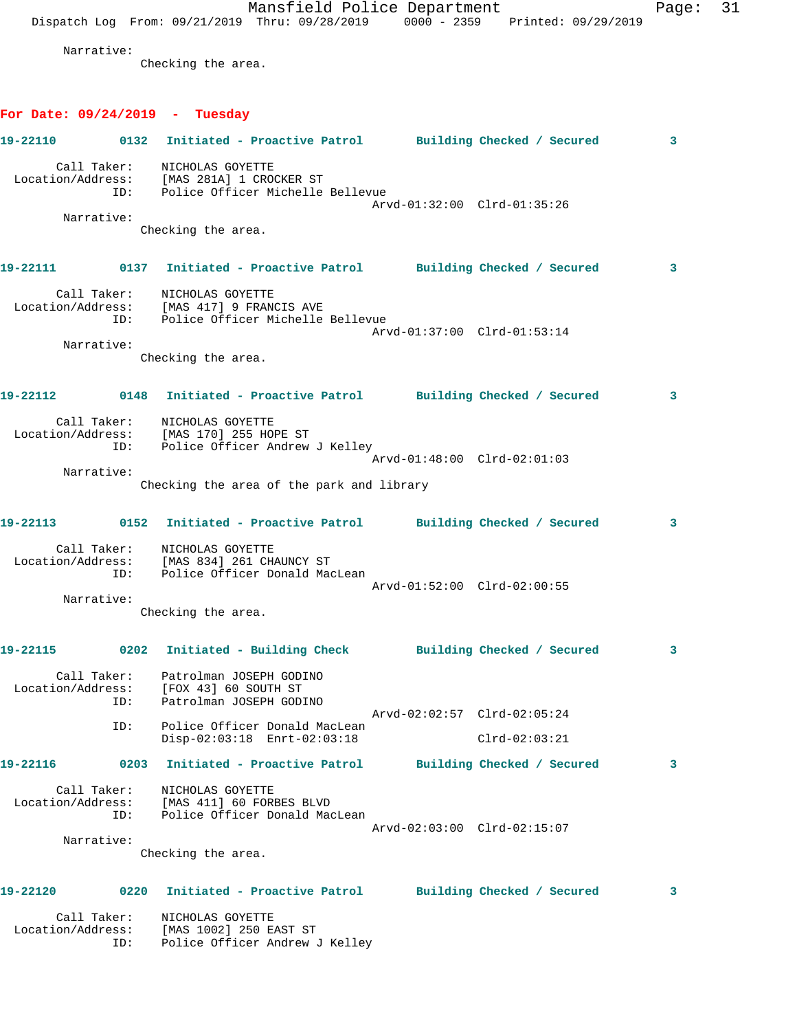Narrative:
Checking the area.

## For Date: 09/24/2019 - Tuesday

**19-22110 0132 Initiated - Proactive Patrol Building Checked / Secured 3**

Call Taker: NICHOLAS GOYETTE
Location/Address: [MAS 281A] 1 CROCKER ST
ID: Police Officer Michelle Bellevue
Arvd-01:32:00 Clrd-01:35:26
Narrative:
Checking the area.

**19-22111 0137 Initiated - Proactive Patrol Building Checked / Secured 3**

Call Taker: NICHOLAS GOYETTE
Location/Address: [MAS 417] 9 FRANCIS AVE
ID: Police Officer Michelle Bellevue
Arvd-01:37:00 Clrd-01:53:14
Narrative:
Checking the area.

**19-22112 0148 Initiated - Proactive Patrol Building Checked / Secured 3**

Call Taker: NICHOLAS GOYETTE
Location/Address: [MAS 170] 255 HOPE ST
ID: Police Officer Andrew J Kelley
Arvd-01:48:00 Clrd-02:01:03
Narrative:
Checking the area of the park and library

**19-22113 0152 Initiated - Proactive Patrol Building Checked / Secured 3**

Call Taker: NICHOLAS GOYETTE
Location/Address: [MAS 834] 261 CHAUNCY ST
ID: Police Officer Donald MacLean
Arvd-01:52:00 Clrd-02:00:55
Narrative:
Checking the area.

**19-22115 0202 Initiated - Building Check Building Checked / Secured 3**

Call Taker: Patrolman JOSEPH GODINO
Location/Address: [FOX 43] 60 SOUTH ST
ID: Patrolman JOSEPH GODINO
Arvd-02:02:57 Clrd-02:05:24
ID: Police Officer Donald MacLean
Disp-02:03:18 Enrt-02:03:18 Clrd-02:03:21

**19-22116 0203 Initiated - Proactive Patrol Building Checked / Secured 3**

Call Taker: NICHOLAS GOYETTE
Location/Address: [MAS 411] 60 FORBES BLVD
ID: Police Officer Donald MacLean
Arvd-02:03:00 Clrd-02:15:07
Narrative:
Checking the area.

**19-22120 0220 Initiated - Proactive Patrol Building Checked / Secured 3**

Call Taker: NICHOLAS GOYETTE
Location/Address: [MAS 1002] 250 EAST ST
ID: Police Officer Andrew J Kelley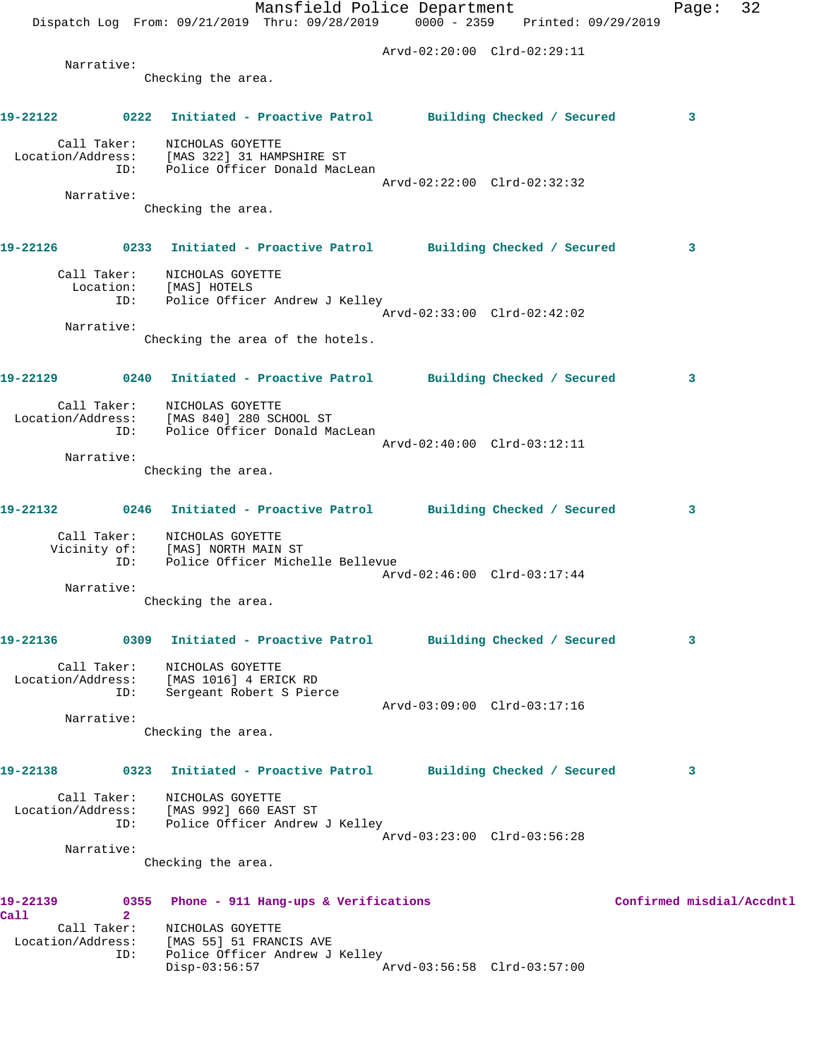Arvd-02:20:00 Clrd-02:29:11

Narrative:
Checking the area.

**19-22122 0222 Initiated - Proactive Patrol Building Checked / Secured 3**

Call Taker: NICHOLAS GOYETTE
Location/Address: [MAS 322] 31 HAMPSHIRE ST
ID: Police Officer Donald MacLean
Arvd-02:22:00 Clrd-02:32:32

Narrative:
Checking the area.

**19-22126 0233 Initiated - Proactive Patrol Building Checked / Secured 3**

Call Taker: NICHOLAS GOYETTE
Location: [MAS] HOTELS
ID: Police Officer Andrew J Kelley
Arvd-02:33:00 Clrd-02:42:02

Narrative:
Checking the area of the hotels.

**19-22129 0240 Initiated - Proactive Patrol Building Checked / Secured 3**

Call Taker: NICHOLAS GOYETTE
Location/Address: [MAS 840] 280 SCHOOL ST
ID: Police Officer Donald MacLean
Arvd-02:40:00 Clrd-03:12:11

Narrative:
Checking the area.

**19-22132 0246 Initiated - Proactive Patrol Building Checked / Secured 3**

Call Taker: NICHOLAS GOYETTE
Vicinity of: [MAS] NORTH MAIN ST
ID: Police Officer Michelle Bellevue
Arvd-02:46:00 Clrd-03:17:44

Narrative:
Checking the area.

**19-22136 0309 Initiated - Proactive Patrol Building Checked / Secured 3**

Call Taker: NICHOLAS GOYETTE
Location/Address: [MAS 1016] 4 ERICK RD
ID: Sergeant Robert S Pierce
Arvd-03:09:00 Clrd-03:17:16

Narrative:
Checking the area.

**19-22138 0323 Initiated - Proactive Patrol Building Checked / Secured 3**

Call Taker: NICHOLAS GOYETTE
Location/Address: [MAS 992] 660 EAST ST
ID: Police Officer Andrew J Kelley
Arvd-03:23:00 Clrd-03:56:28

Narrative:
Checking the area.

**19-22139 0355 Phone - 911 Hang-ups & Verifications Confirmed misdial/Accdntl Call 2**

Call Taker: NICHOLAS GOYETTE
Location/Address: [MAS 55] 51 FRANCIS AVE
ID: Police Officer Andrew J Kelley
Disp-03:56:57 Arvd-03:56:58 Clrd-03:57:00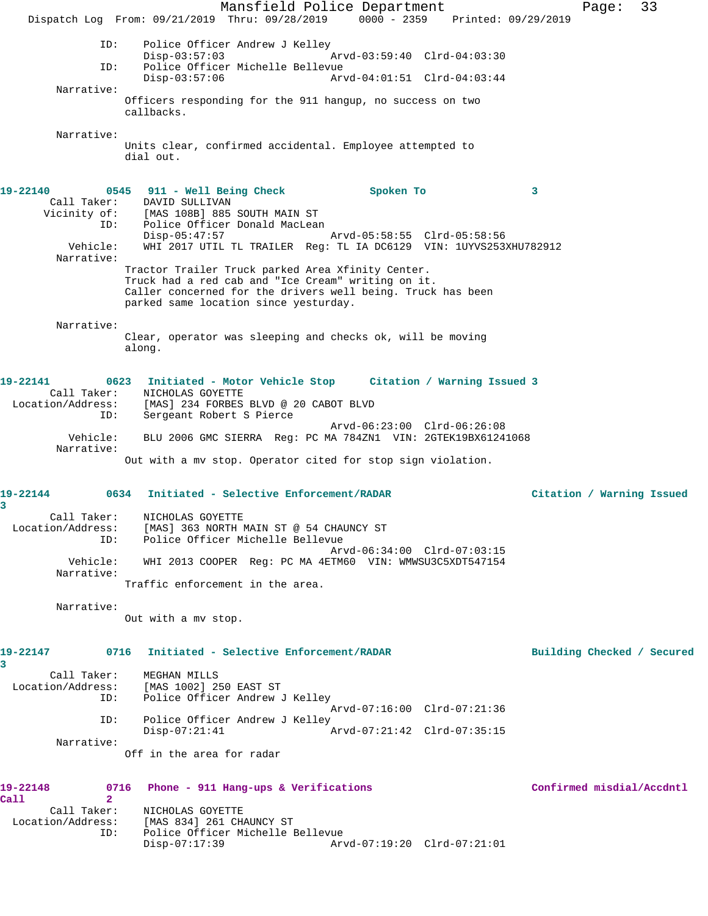```
            ID:     Police Officer Andrew J Kelley
                    Disp-03:57:03                Arvd-03:59:40  Clrd-04:03:30
            ID:     Police Officer Michelle Bellevue
                    Disp-03:57:06                Arvd-04:01:51  Clrd-04:03:44
      Narrative:
                 Officers responding for the 911 hangup, no success on two
                 callbacks.

      Narrative:
                 Units clear, confirmed accidental. Employee attempted to
                 dial out.


19-22140        0545   911 - Well Being Check            Spoken To                3
      Call Taker:     DAVID SULLIVAN
     Vicinity of:     [MAS 108B] 885 SOUTH MAIN ST
            ID:     Police Officer Donald MacLean
                    Disp-05:47:57                Arvd-05:58:55  Clrd-05:58:56
         Vehicle:     WHI 2017 UTIL TL TRAILER  Reg: TL IA DC6129  VIN: 1UYVS253XHU782912
      Narrative:
                 Tractor Trailer Truck parked Area Xfinity Center.
                 Truck had a red cab and "Ice Cream" writing on it.
                 Caller concerned for the drivers well being. Truck has been
                 parked same location since yesterday.

      Narrative:
                 Clear, operator was sleeping and checks ok, will be moving
                 along.


19-22141        0623   Initiated - Motor Vehicle Stop     Citation / Warning Issued 3
      Call Taker:     NICHOLAS GOYETTE
Location/Address:     [MAS] 234 FORBES BLVD @ 20 CABOT BLVD
            ID:     Sergeant Robert S Pierce
                                                 Arvd-06:23:00  Clrd-06:26:08
         Vehicle:     BLU 2006 GMC SIERRA  Reg: PC MA 784ZN1  VIN: 2GTEK19BX61241068
      Narrative:
                 Out with a mv stop. Operator cited for stop sign violation.


19-22144        0634   Initiated - Selective Enforcement/RADAR                  Citation / Warning Issued
3
      Call Taker:     NICHOLAS GOYETTE
Location/Address:     [MAS] 363 NORTH MAIN ST @ 54 CHAUNCY ST
            ID:     Police Officer Michelle Bellevue
                                                 Arvd-06:34:00  Clrd-07:03:15
         Vehicle:     WHI 2013 COOPER  Reg: PC MA 4ETM60  VIN: WMWSU3C5XDT547154
      Narrative:
                 Traffic enforcement in the area.

      Narrative:
                 Out with a mv stop.


19-22147        0716   Initiated - Selective Enforcement/RADAR                  Building Checked / Secured
3
      Call Taker:     MEGHAN MILLS
Location/Address:     [MAS 1002] 250 EAST ST
            ID:     Police Officer Andrew J Kelley
                                                 Arvd-07:16:00  Clrd-07:21:36
            ID:     Police Officer Andrew J Kelley
                    Disp-07:21:41                Arvd-07:21:42  Clrd-07:35:15
      Narrative:
                 Off in the area for radar


19-22148        0716   Phone - 911 Hang-ups & Verifications                     Confirmed misdial/Accdntl
Call            2
      Call Taker:     NICHOLAS GOYETTE
Location/Address:     [MAS 834] 261 CHAUNCY ST
            ID:     Police Officer Michelle Bellevue
                    Disp-07:17:39                Arvd-07:19:20  Clrd-07:21:01
```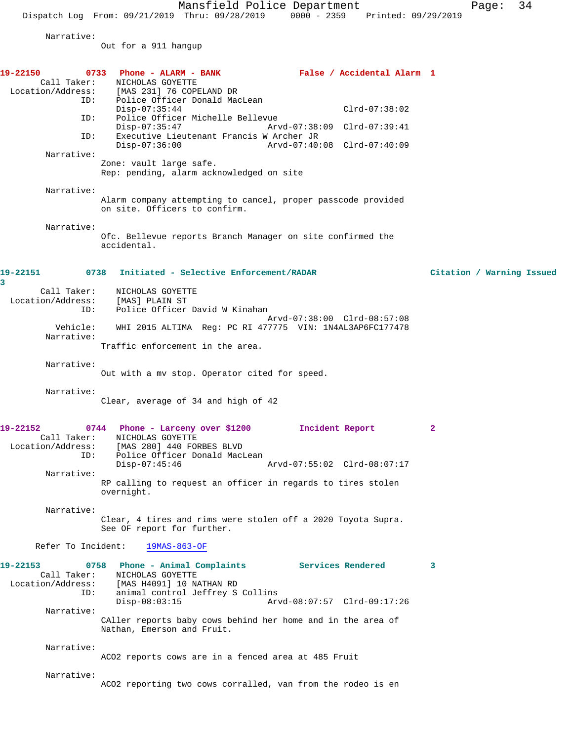Narrative:
Out for a 911 hangup

**19-22150 0733 Phone - ALARM - BANK False / Accidental Alarm 1**

Call Taker: NICHOLAS GOYETTE
Location/Address: [MAS 231] 76 COPELAND DR
ID: Police Officer Donald MacLean
Disp-07:35:44 Clrd-07:38:02
ID: Police Officer Michelle Bellevue
Disp-07:35:47 Arvd-07:38:09 Clrd-07:39:41
ID: Executive Lieutenant Francis W Archer JR
Disp-07:36:00 Arvd-07:40:08 Clrd-07:40:09

Narrative:
Zone: vault large safe.
Rep: pending, alarm acknowledged on site

Narrative:
Alarm company attempting to cancel, proper passcode provided on site. Officers to confirm.

Narrative:
Ofc. Bellevue reports Branch Manager on site confirmed the accidental.

**19-22151 0738 Initiated - Selective Enforcement/RADAR Citation / Warning Issued 3**

Call Taker: NICHOLAS GOYETTE
Location/Address: [MAS] PLAIN ST
ID: Police Officer David W Kinahan
Arvd-07:38:00 Clrd-08:57:08
Vehicle: WHI 2015 ALTIMA Reg: PC RI 477775 VIN: 1N4AL3AP6FC177478

Narrative:
Traffic enforcement in the area.

Narrative:
Out with a mv stop. Operator cited for speed.

Narrative:
Clear, average of 34 and high of 42

**19-22152 0744 Phone - Larceny over $1200 Incident Report 2**

Call Taker: NICHOLAS GOYETTE
Location/Address: [MAS 280] 440 FORBES BLVD
ID: Police Officer Donald MacLean
Disp-07:45:46 Arvd-07:55:02 Clrd-08:07:17

Narrative:
RP calling to request an officer in regards to tires stolen overnight.

Narrative:
Clear, 4 tires and rims were stolen off a 2020 Toyota Supra. See OF report for further.

Refer To Incident: 19MAS-863-OF

**19-22153 0758 Phone - Animal Complaints Services Rendered 3**

Call Taker: NICHOLAS GOYETTE
Location/Address: [MAS H4091] 10 NATHAN RD
ID: animal control Jeffrey S Collins
Disp-08:03:15 Arvd-08:07:57 Clrd-09:17:26

Narrative:
CAller reports baby cows behind her home and in the area of Nathan, Emerson and Fruit.

Narrative:
ACO2 reports cows are in a fenced area at 485 Fruit

Narrative:
ACO2 reporting two cows corralled, van from the rodeo is en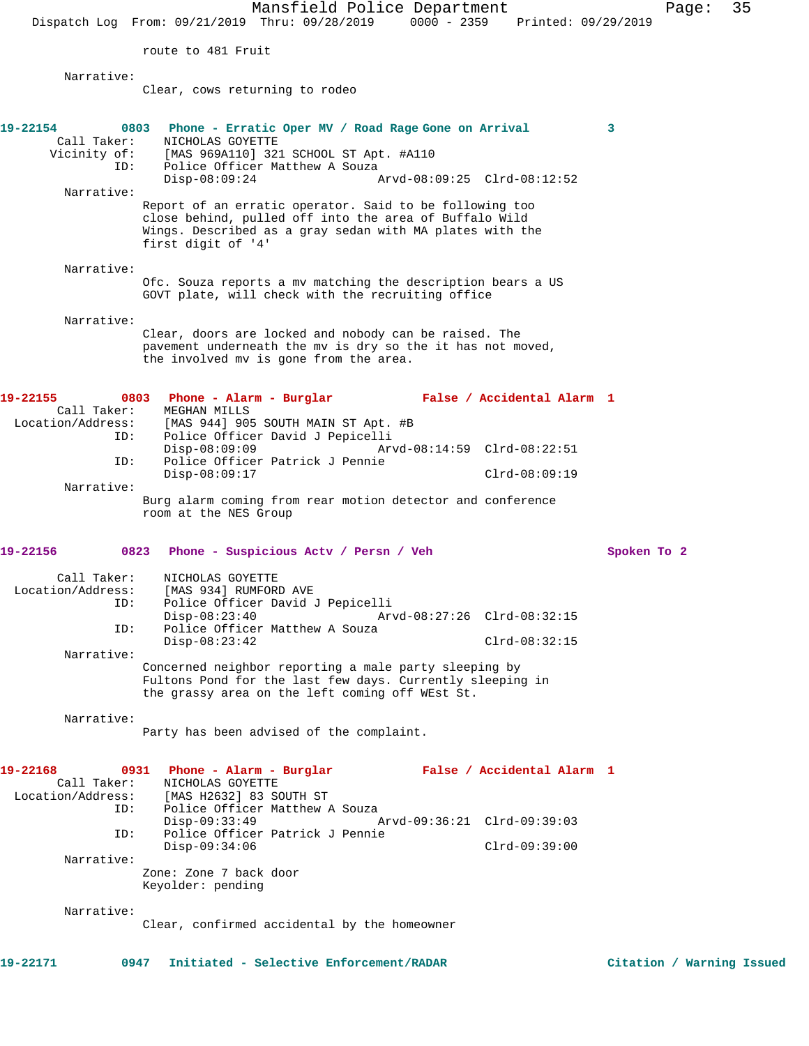route to 481 Fruit

Narrative:
Clear, cows returning to rodeo

**19-22154 0803 Phone - Erratic Oper MV / Road Rage Gone on Arrival 3**

Call Taker: NICHOLAS GOYETTE
Vicinity of: [MAS 969A110] 321 SCHOOL ST Apt. #A110
ID: Police Officer Matthew A Souza
Disp-08:09:24 Arvd-08:09:25 Clrd-08:12:52

Narrative:
Report of an erratic operator. Said to be following too close behind, pulled off into the area of Buffalo Wild Wings. Described as a gray sedan with MA plates with the first digit of '4'

Narrative:
Ofc. Souza reports a mv matching the description bears a US GOVT plate, will check with the recruiting office

Narrative:
Clear, doors are locked and nobody can be raised. The pavement underneath the mv is dry so the it has not moved, the involved mv is gone from the area.

**19-22155 0803 Phone - Alarm - Burglar False / Accidental Alarm 1**

Call Taker: MEGHAN MILLS
Location/Address: [MAS 944] 905 SOUTH MAIN ST Apt. #B
ID: Police Officer David J Pepicelli
Disp-08:09:09 Arvd-08:14:59 Clrd-08:22:51
ID: Police Officer Patrick J Pennie
Disp-08:09:17 Clrd-08:09:19

Narrative:
Burg alarm coming from rear motion detector and conference room at the NES Group

**19-22156 0823 Phone - Suspicious Actv / Persn / Veh Spoken To 2**

Call Taker: NICHOLAS GOYETTE
Location/Address: [MAS 934] RUMFORD AVE
ID: Police Officer David J Pepicelli
Disp-08:23:40 Arvd-08:27:26 Clrd-08:32:15
ID: Police Officer Matthew A Souza
Disp-08:23:42 Clrd-08:32:15

Narrative:
Concerned neighbor reporting a male party sleeping by Fultons Pond for the last few days. Currently sleeping in the grassy area on the left coming off WEst St.

Narrative:
Party has been advised of the complaint.

**19-22168 0931 Phone - Alarm - Burglar False / Accidental Alarm 1**

Call Taker: NICHOLAS GOYETTE
Location/Address: [MAS H2632] 83 SOUTH ST
ID: Police Officer Matthew A Souza
Disp-09:33:49 Arvd-09:36:21 Clrd-09:39:03
ID: Police Officer Patrick J Pennie
Disp-09:34:06 Clrd-09:39:00

Narrative:
Zone: Zone 7 back door
Keyolder: pending

Narrative:
Clear, confirmed accidental by the homeowner

**19-22171 0947 Initiated - Selective Enforcement/RADAR Citation / Warning Issued**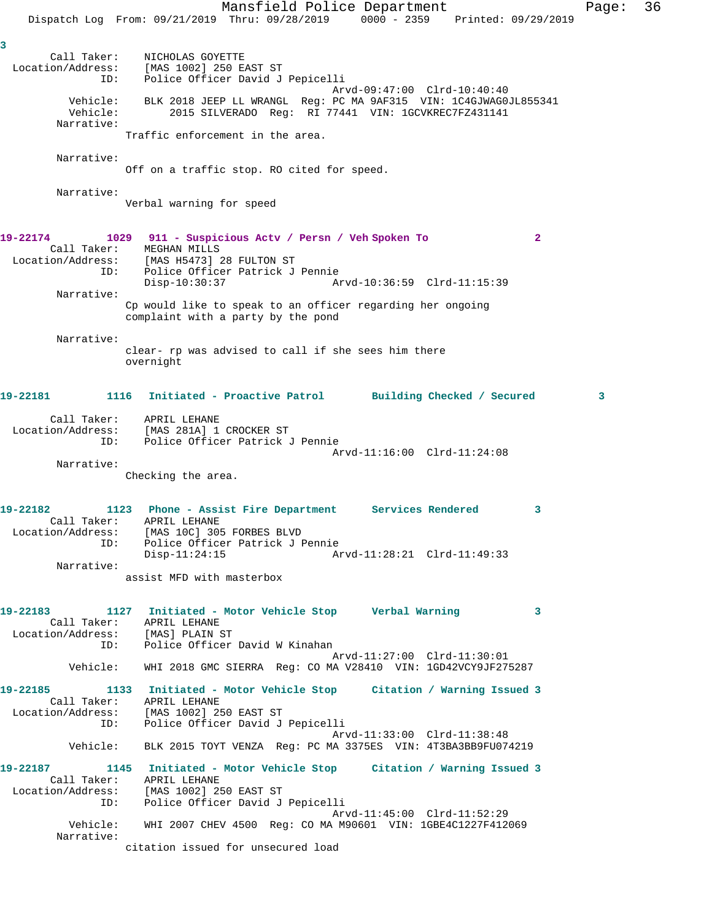3

Call Taker: NICHOLAS GOYETTE
Location/Address: [MAS 1002] 250 EAST ST
ID: Police Officer David J Pepicelli
Arvd-09:47:00 Clrd-10:40:40
Vehicle: BLK 2018 JEEP LL WRANGL Reg: PC MA 9AF315 VIN: 1C4GJWAG0JL855341
Vehicle: 2015 SILVERADO Reg: RI 77441 VIN: 1GCVKREC7FZ431141
Narrative:
Traffic enforcement in the area.

Narrative:
Off on a traffic stop. RO cited for speed.

Narrative:
Verbal warning for speed

**19-22174 1029 911 - Suspicious Actv / Persn / Veh Spoken To 2**
Call Taker: MEGHAN MILLS
Location/Address: [MAS H5473] 28 FULTON ST
ID: Police Officer Patrick J Pennie
Disp-10:30:37 Arvd-10:36:59 Clrd-11:15:39
Narrative:
Cp would like to speak to an officer regarding her ongoing complaint with a party by the pond

Narrative:
clear- rp was advised to call if she sees him there overnight

**19-22181 1116 Initiated - Proactive Patrol Building Checked / Secured 3**
Call Taker: APRIL LEHANE
Location/Address: [MAS 281A] 1 CROCKER ST
ID: Police Officer Patrick J Pennie
Arvd-11:16:00 Clrd-11:24:08
Narrative:
Checking the area.

**19-22182 1123 Phone - Assist Fire Department Services Rendered 3**
Call Taker: APRIL LEHANE
Location/Address: [MAS 10C] 305 FORBES BLVD
ID: Police Officer Patrick J Pennie
Disp-11:24:15 Arvd-11:28:21 Clrd-11:49:33
Narrative:
assist MFD with masterbox

**19-22183 1127 Initiated - Motor Vehicle Stop Verbal Warning 3**
Call Taker: APRIL LEHANE
Location/Address: [MAS] PLAIN ST
ID: Police Officer David W Kinahan
Arvd-11:27:00 Clrd-11:30:01
Vehicle: WHI 2018 GMC SIERRA Reg: CO MA V28410 VIN: 1GD42VCY9JF275287

**19-22185 1133 Initiated - Motor Vehicle Stop Citation / Warning Issued 3**
Call Taker: APRIL LEHANE
Location/Address: [MAS 1002] 250 EAST ST
ID: Police Officer David J Pepicelli
Arvd-11:33:00 Clrd-11:38:48
Vehicle: BLK 2015 TOYT VENZA Reg: PC MA 3375ES VIN: 4T3BA3BB9FU074219

**19-22187 1145 Initiated - Motor Vehicle Stop Citation / Warning Issued 3**
Call Taker: APRIL LEHANE
Location/Address: [MAS 1002] 250 EAST ST
ID: Police Officer David J Pepicelli
Arvd-11:45:00 Clrd-11:52:29
Vehicle: WHI 2007 CHEV 4500 Reg: CO MA M90601 VIN: 1GBE4C1227F412069
Narrative:
citation issued for unsecured load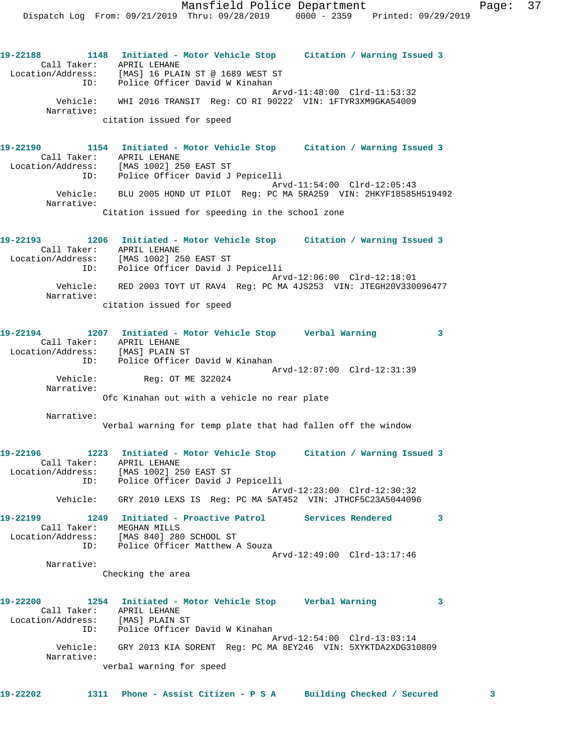```
19-22188        1148  Initiated - Motor Vehicle Stop     Citation / Warning Issued 3
        Call Taker:    APRIL LEHANE
  Location/Address:    [MAS] 16 PLAIN ST @ 1689 WEST ST
                ID:    Police Officer David W Kinahan
                                              Arvd-11:48:00  Clrd-11:53:32
           Vehicle:    WHI 2016 TRANSIT  Reg: CO RI 90222  VIN: 1FTYR3XM9GKA54009
         Narrative:
                    citation issued for speed

19-22190        1154  Initiated - Motor Vehicle Stop     Citation / Warning Issued 3
        Call Taker:    APRIL LEHANE
  Location/Address:    [MAS 1002] 250 EAST ST
                ID:    Police Officer David J Pepicelli
                                              Arvd-11:54:00  Clrd-12:05:43
           Vehicle:    BLU 2005 HOND UT PILOT  Reg: PC MA 5RA259  VIN: 2HKYF18585H519492
         Narrative:
                    Citation issued for speeding in the school zone

19-22193        1206  Initiated - Motor Vehicle Stop     Citation / Warning Issued 3
        Call Taker:    APRIL LEHANE
  Location/Address:    [MAS 1002] 250 EAST ST
                ID:    Police Officer David J Pepicelli
                                              Arvd-12:06:00  Clrd-12:18:01
           Vehicle:    RED 2003 TOYT UT RAV4  Reg: PC MA 4JS253  VIN: JTEGH20V330096477
         Narrative:
                    citation issued for speed

19-22194        1207  Initiated - Motor Vehicle Stop     Verbal Warning           3
        Call Taker:    APRIL LEHANE
  Location/Address:    [MAS] PLAIN ST
                ID:    Police Officer David W Kinahan
                                              Arvd-12:07:00  Clrd-12:31:39
           Vehicle:         Reg: OT ME 322024
         Narrative:
                    Ofc Kinahan out with a vehicle no rear plate

         Narrative:
                    Verbal warning for temp plate that had fallen off the window

19-22196        1223  Initiated - Motor Vehicle Stop     Citation / Warning Issued 3
        Call Taker:    APRIL LEHANE
  Location/Address:    [MAS 1002] 250 EAST ST
                ID:    Police Officer David J Pepicelli
                                              Arvd-12:23:00  Clrd-12:30:32
           Vehicle:    GRY 2010 LEXS IS  Reg: PC MA 5AT452  VIN: JTHCF5C23A5044096

19-22199        1249  Initiated - Proactive Patrol       Services Rendered        3
        Call Taker:    MEGHAN MILLS
  Location/Address:    [MAS 840] 280 SCHOOL ST
                ID:    Police Officer Matthew A Souza
                                              Arvd-12:49:00  Clrd-13:17:46
         Narrative:
                    Checking the area

19-22200        1254  Initiated - Motor Vehicle Stop     Verbal Warning           3
        Call Taker:    APRIL LEHANE
  Location/Address:    [MAS] PLAIN ST
                ID:    Police Officer David W Kinahan
                                              Arvd-12:54:00  Clrd-13:03:14
           Vehicle:    GRY 2013 KIA SORENT  Reg: PC MA 8EY246  VIN: 5XYKTDA2XDG310809
         Narrative:
                    verbal warning for speed

19-22202        1311  Phone - Assist Citizen - P S A     Building Checked / Secured          3
```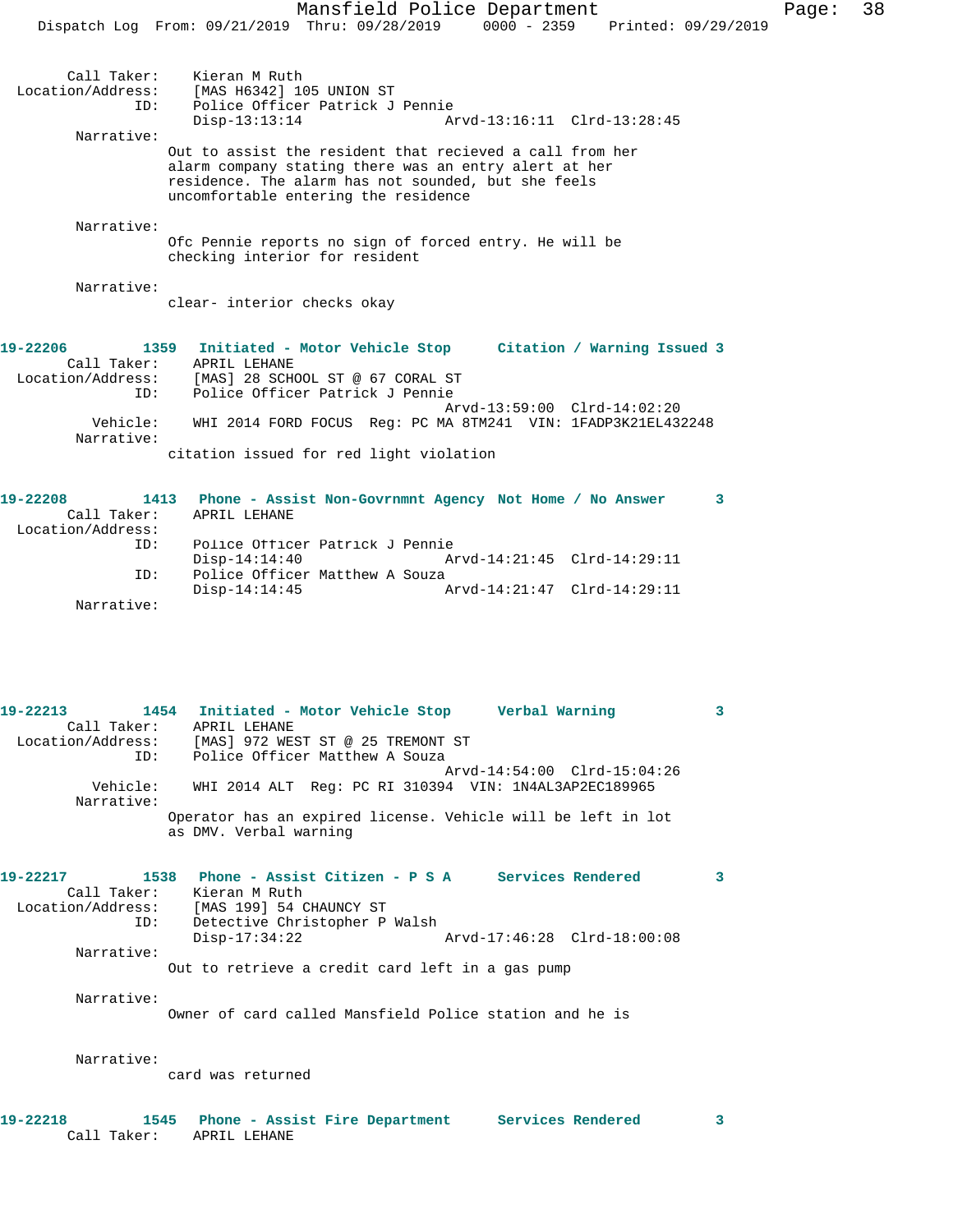```
        Call Taker:     Kieran M Ruth
  Location/Address:     [MAS H6342] 105 UNION ST
                ID:     Police Officer Patrick J Pennie
                        Disp-13:13:14                 Arvd-13:16:11  Clrd-13:28:45
         Narrative:
                      Out to assist the resident that recieved a call from her
                      alarm company stating there was an entry alert at her
                      residence. The alarm has not sounded, but she feels
                      uncomfortable entering the residence

         Narrative:
                      Ofc Pennie reports no sign of forced entry. He will be
                      checking interior for resident

         Narrative:
                      clear- interior checks okay

19-22206        1359   Initiated - Motor Vehicle Stop      Citation / Warning Issued 3
        Call Taker:     APRIL LEHANE
  Location/Address:     [MAS] 28 SCHOOL ST @ 67 CORAL ST
                ID:     Police Officer Patrick J Pennie
                                                      Arvd-13:59:00  Clrd-14:02:20
           Vehicle:     WHI 2014 FORD FOCUS  Reg: PC MA 8TM241  VIN: 1FADP3K21EL432248
         Narrative:
                      citation issued for red light violation

19-22208        1413   Phone - Assist Non-Govrnmnt Agency  Not Home / No Answer      3
        Call Taker:     APRIL LEHANE
  Location/Address:
                ID:     Police Officer Patrick J Pennie
                        Disp-14:14:40                 Arvd-14:21:45  Clrd-14:29:11
                ID:     Police Officer Matthew A Souza
                        Disp-14:14:45                 Arvd-14:21:47  Clrd-14:29:11
         Narrative:

19-22213        1454   Initiated - Motor Vehicle Stop      Verbal Warning            3
        Call Taker:     APRIL LEHANE
  Location/Address:     [MAS] 972 WEST ST @ 25 TREMONT ST
                ID:     Police Officer Matthew A Souza
                                                      Arvd-14:54:00  Clrd-15:04:26
           Vehicle:     WHI 2014 ALT  Reg: PC RI 310394  VIN: 1N4AL3AP2EC189965
         Narrative:
                      Operator has an expired license. Vehicle will be left in lot
                      as DMV. Verbal warning

19-22217        1538   Phone - Assist Citizen - P S A      Services Rendered         3
        Call Taker:     Kieran M Ruth
  Location/Address:     [MAS 199] 54 CHAUNCY ST
                ID:     Detective Christopher P Walsh
                        Disp-17:34:22                 Arvd-17:46:28  Clrd-18:00:08
         Narrative:
                      Out to retrieve a credit card left in a gas pump

         Narrative:
                      Owner of card called Mansfield Police station and he is

         Narrative:
                      card was returned

19-22218        1545   Phone - Assist Fire Department      Services Rendered         3
        Call Taker:     APRIL LEHANE
```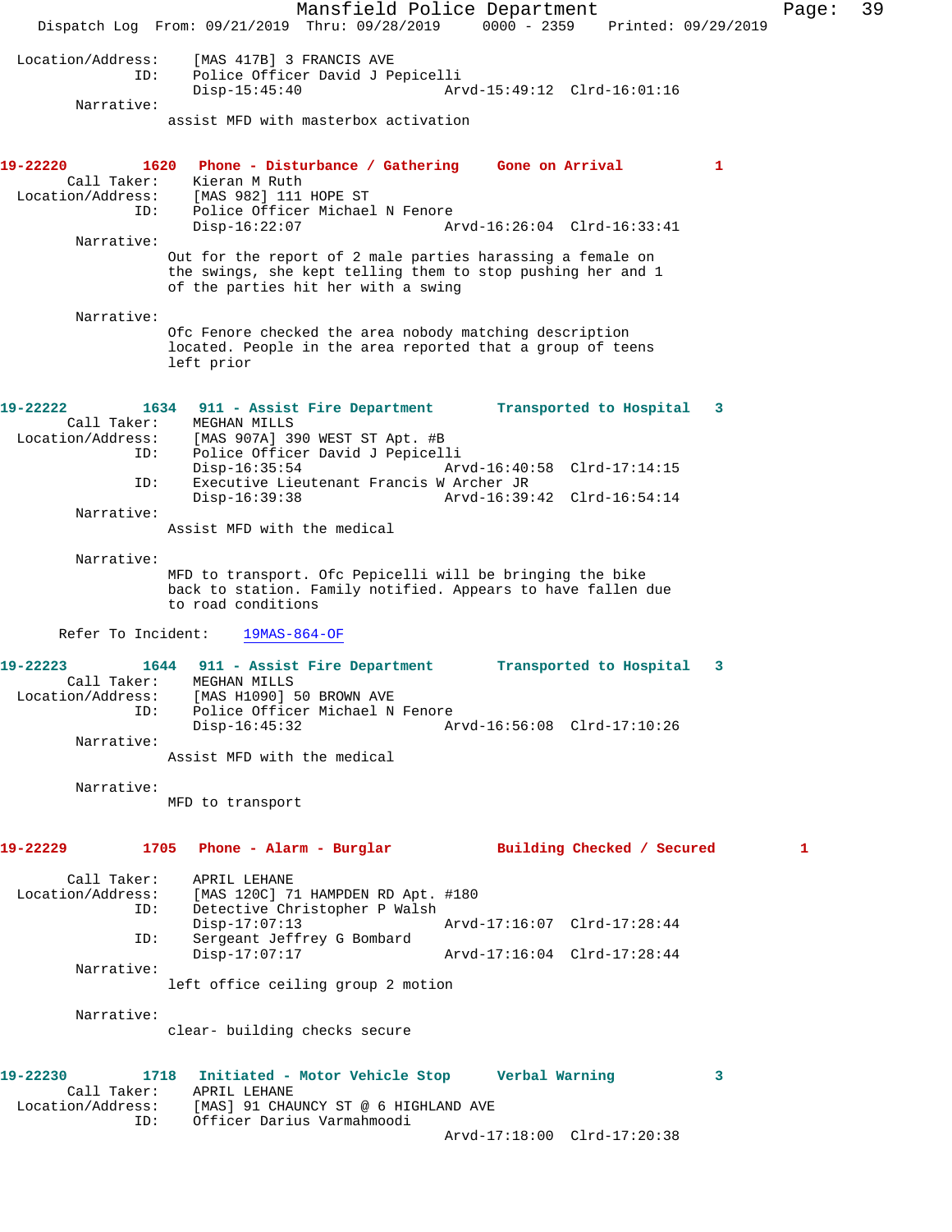Location/Address: [MAS 417B] 3 FRANCIS AVE
ID: Police Officer David J Pepicelli
Disp-15:45:40 Arvd-15:49:12 Clrd-16:01:16

Narrative:
assist MFD with masterbox activation

**19-22220 1620 Phone - Disturbance / Gathering Gone on Arrival 1**

Call Taker: Kieran M Ruth
Location/Address: [MAS 982] 111 HOPE ST
ID: Police Officer Michael N Fenore
Disp-16:22:07 Arvd-16:26:04 Clrd-16:33:41

Narrative:
Out for the report of 2 male parties harassing a female on the swings, she kept telling them to stop pushing her and 1 of the parties hit her with a swing

Narrative:
Ofc Fenore checked the area nobody matching description located. People in the area reported that a group of teens left prior

**19-22222 1634 911 - Assist Fire Department Transported to Hospital 3**

Call Taker: MEGHAN MILLS
Location/Address: [MAS 907A] 390 WEST ST Apt. #B
ID: Police Officer David J Pepicelli
Disp-16:35:54 Arvd-16:40:58 Clrd-17:14:15
ID: Executive Lieutenant Francis W Archer JR
Disp-16:39:38 Arvd-16:39:42 Clrd-16:54:14

Narrative:
Assist MFD with the medical

Narrative:
MFD to transport. Ofc Pepicelli will be bringing the bike back to station. Family notified. Appears to have fallen due to road conditions

Refer To Incident: 19MAS-864-OF

**19-22223 1644 911 - Assist Fire Department Transported to Hospital 3**

Call Taker: MEGHAN MILLS
Location/Address: [MAS H1090] 50 BROWN AVE
ID: Police Officer Michael N Fenore
Disp-16:45:32 Arvd-16:56:08 Clrd-17:10:26

Narrative:
Assist MFD with the medical

Narrative:
MFD to transport

**19-22229 1705 Phone - Alarm - Burglar Building Checked / Secured 1**

Call Taker: APRIL LEHANE
Location/Address: [MAS 120C] 71 HAMPDEN RD Apt. #180
ID: Detective Christopher P Walsh
Disp-17:07:13 Arvd-17:16:07 Clrd-17:28:44
ID: Sergeant Jeffrey G Bombard
Disp-17:07:17 Arvd-17:16:04 Clrd-17:28:44

Narrative:
left office ceiling group 2 motion

Narrative:
clear- building checks secure

**19-22230 1718 Initiated - Motor Vehicle Stop Verbal Warning 3**

Call Taker: APRIL LEHANE
Location/Address: [MAS] 91 CHAUNCY ST @ 6 HIGHLAND AVE
ID: Officer Darius Varmahmoodi
Arvd-17:18:00 Clrd-17:20:38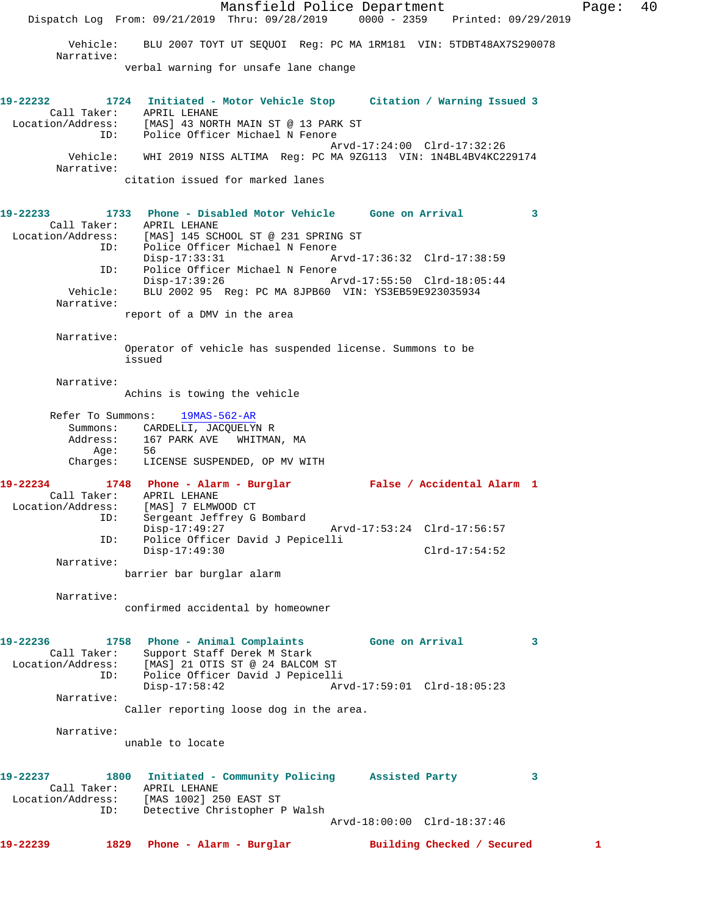Vehicle: BLU 2007 TOYT UT SEQUOI Reg: PC MA 1RM181 VIN: 5TDBT48AX7S290078
Narrative:
verbal warning for unsafe lane change

**19-22232 1724 Initiated - Motor Vehicle Stop Citation / Warning Issued 3**
Call Taker: APRIL LEHANE
Location/Address: [MAS] 43 NORTH MAIN ST @ 13 PARK ST
ID: Police Officer Michael N Fenore
Arvd-17:24:00 Clrd-17:32:26
Vehicle: WHI 2019 NISS ALTIMA Reg: PC MA 9ZG113 VIN: 1N4BL4BV4KC229174
Narrative:
citation issued for marked lanes

**19-22233 1733 Phone - Disabled Motor Vehicle Gone on Arrival 3**
Call Taker: APRIL LEHANE
Location/Address: [MAS] 145 SCHOOL ST @ 231 SPRING ST
ID: Police Officer Michael N Fenore
Disp-17:33:31 Arvd-17:36:32 Clrd-17:38:59
ID: Police Officer Michael N Fenore
Disp-17:39:26 Arvd-17:55:50 Clrd-18:05:44
Vehicle: BLU 2002 95 Reg: PC MA 8JPB60 VIN: YS3EB59E923035934
Narrative:
report of a DMV in the area

Narrative:
Operator of vehicle has suspended license. Summons to be issued

Narrative:
Achins is towing the vehicle

Refer To Summons: 19MAS-562-AR
Summons: CARDELLI, JACQUELYN R
Address: 167 PARK AVE WHITMAN, MA
Age: 56
Charges: LICENSE SUSPENDED, OP MV WITH

**19-22234 1748 Phone - Alarm - Burglar False / Accidental Alarm 1**
Call Taker: APRIL LEHANE
Location/Address: [MAS] 7 ELMWOOD CT
ID: Sergeant Jeffrey G Bombard
Disp-17:49:27 Arvd-17:53:24 Clrd-17:56:57
ID: Police Officer David J Pepicelli
Disp-17:49:30 Clrd-17:54:52
Narrative:
barrier bar burglar alarm

Narrative:
confirmed accidental by homeowner

**19-22236 1758 Phone - Animal Complaints Gone on Arrival 3**
Call Taker: Support Staff Derek M Stark
Location/Address: [MAS] 21 OTIS ST @ 24 BALCOM ST
ID: Police Officer David J Pepicelli
Disp-17:58:42 Arvd-17:59:01 Clrd-18:05:23
Narrative:
Caller reporting loose dog in the area.

Narrative:
unable to locate

**19-22237 1800 Initiated - Community Policing Assisted Party 3**
Call Taker: APRIL LEHANE
Location/Address: [MAS 1002] 250 EAST ST
ID: Detective Christopher P Walsh
Arvd-18:00:00 Clrd-18:37:46

**19-22239 1829 Phone - Alarm - Burglar Building Checked / Secured 1**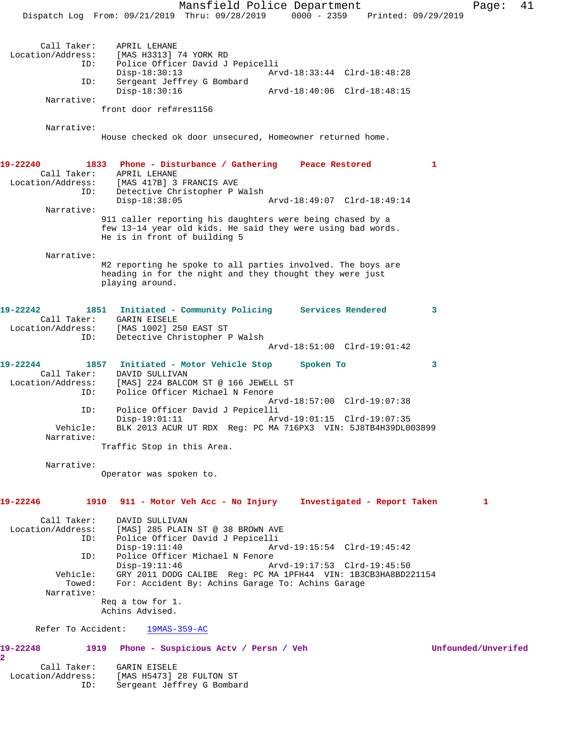```
        Call Taker:    APRIL LEHANE
  Location/Address:    [MAS H3313] 74 YORK RD
                ID:    Police Officer David J Pepicelli
                       Disp-18:30:13                 Arvd-18:33:44  Clrd-18:48:28
                ID:    Sergeant Jeffrey G Bombard
                       Disp-18:30:16                 Arvd-18:40:06  Clrd-18:48:15
         Narrative:
                      front door ref#res1156

         Narrative:
                      House checked ok door unsecured, Homeowner returned home.


19-22240         1833   Phone - Disturbance / Gathering     Peace Restored           1
        Call Taker:    APRIL LEHANE
  Location/Address:    [MAS 417B] 3 FRANCIS AVE
                ID:    Detective Christopher P Walsh
                       Disp-18:38:05                 Arvd-18:49:07  Clrd-18:49:14
         Narrative:
                      911 caller reporting his daughters were being chased by a
                      few 13-14 year old kids. He said they were using bad words.
                      He is in front of building 5

         Narrative:
                      M2 reporting he spoke to all parties involved. The boys are
                      heading in for the night and they thought they were just
                      playing around.


19-22242         1851   Initiated - Community Policing      Services Rendered        3
        Call Taker:    GARIN EISELE
  Location/Address:    [MAS 1002] 250 EAST ST
                ID:    Detective Christopher P Walsh
                                                     Arvd-18:51:00  Clrd-19:01:42

19-22244         1857   Initiated - Motor Vehicle Stop      Spoken To                3
        Call Taker:    DAVID SULLIVAN
  Location/Address:    [MAS] 224 BALCOM ST @ 166 JEWELL ST
                ID:    Police Officer Michael N Fenore
                                                     Arvd-18:57:00  Clrd-19:07:38
                ID:    Police Officer David J Pepicelli
                       Disp-19:01:11                 Arvd-19:01:15  Clrd-19:07:35
           Vehicle:    BLK 2013 ACUR UT RDX  Reg: PC MA 716PX3  VIN: 5J8TB4H39DL003899
         Narrative:
                      Traffic Stop in this Area.

         Narrative:
                      Operator was spoken to.


19-22246         1910   911 - Motor Veh Acc - No Injury     Investigated - Report Taken         1

        Call Taker:    DAVID SULLIVAN
  Location/Address:    [MAS] 285 PLAIN ST @ 38 BROWN AVE
                ID:    Police Officer David J Pepicelli
                       Disp-19:11:40                 Arvd-19:15:54  Clrd-19:45:42
                ID:    Police Officer Michael N Fenore
                       Disp-19:11:46                 Arvd-19:17:53  Clrd-19:45:50
           Vehicle:    GRY 2011 DODG CALIBE  Reg: PC MA 1PFH44  VIN: 1B3CB3HA8BD221154
             Towed:    For: Accident By: Achins Garage To: Achins Garage
         Narrative:
                      Req a tow for 1.
                      Achins Advised.

      Refer To Accident:    19MAS-359-AC

19-22248         1919   Phone - Suspicious Actv / Persn / Veh                        Unfounded/Unverifed
2
        Call Taker:    GARIN EISELE
  Location/Address:    [MAS H5473] 28 FULTON ST
                ID:    Sergeant Jeffrey G Bombard
```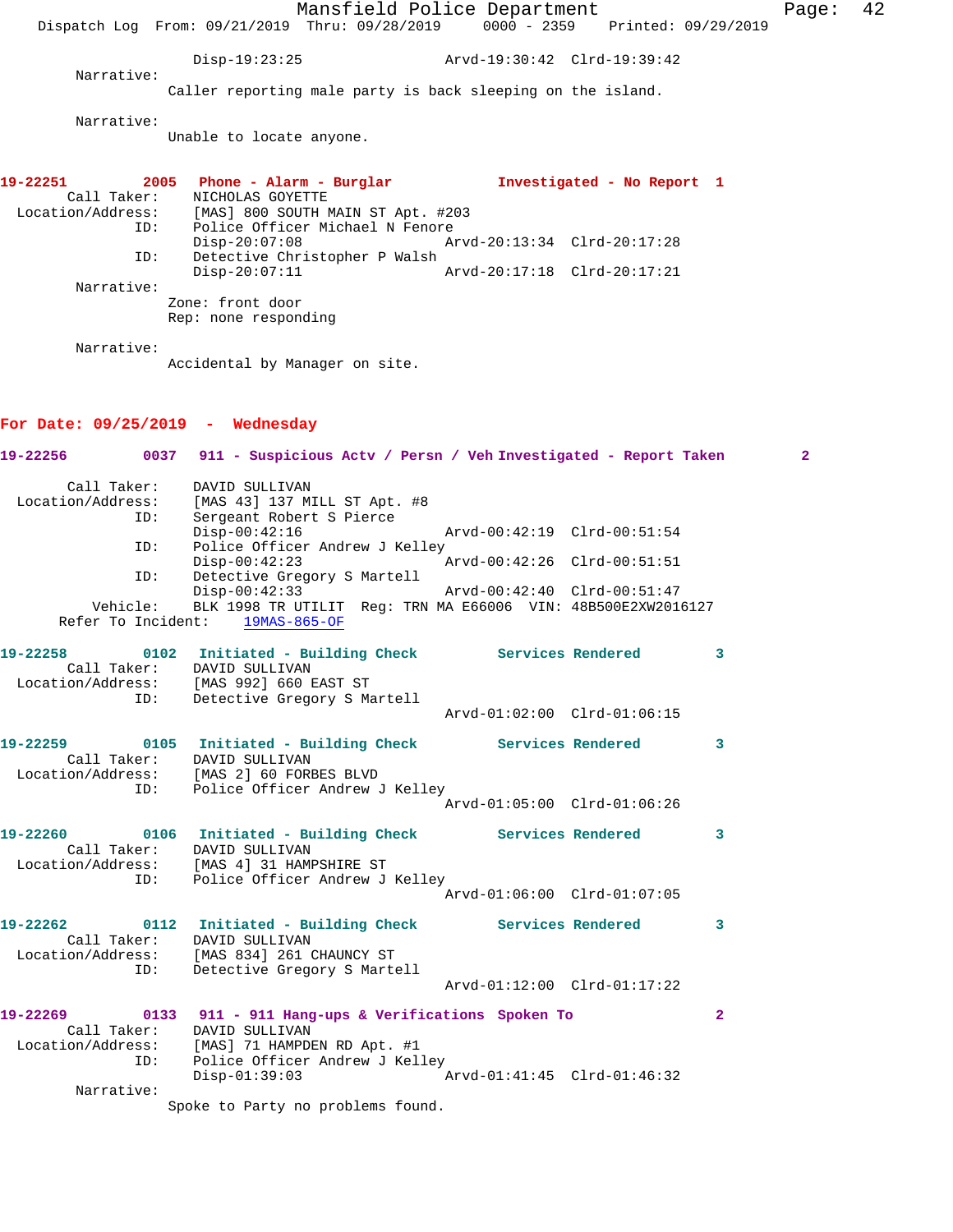Disp-19:23:25 Arvd-19:30:42 Clrd-19:39:42

Narrative:
Caller reporting male party is back sleeping on the island.

Narrative:
Unable to locate anyone.

**19-22251 2005 Phone - Alarm - Burglar Investigated - No Report 1**

Call Taker: NICHOLAS GOYETTE
Location/Address: [MAS] 800 SOUTH MAIN ST Apt. #203
ID: Police Officer Michael N Fenore
Disp-20:07:08 Arvd-20:13:34 Clrd-20:17:28
ID: Detective Christopher P Walsh
Disp-20:07:11 Arvd-20:17:18 Clrd-20:17:21

Narrative:
Zone: front door
Rep: none responding

Narrative:
Accidental by Manager on site.

## For Date: 09/25/2019 - Wednesday

**19-22256 0037 911 - Suspicious Actv / Persn / Veh Investigated - Report Taken 2**

Call Taker: DAVID SULLIVAN
Location/Address: [MAS 43] 137 MILL ST Apt. #8
ID: Sergeant Robert S Pierce
Disp-00:42:16 Arvd-00:42:19 Clrd-00:51:54
ID: Police Officer Andrew J Kelley
Disp-00:42:23 Arvd-00:42:26 Clrd-00:51:51
ID: Detective Gregory S Martell
Disp-00:42:33 Arvd-00:42:40 Clrd-00:51:47
Vehicle: BLK 1998 TR UTILIT Reg: TRN MA E66006 VIN: 48B500E2XW2016127
Refer To Incident: 19MAS-865-OF

**19-22258 0102 Initiated - Building Check Services Rendered 3**

Call Taker: DAVID SULLIVAN
Location/Address: [MAS 992] 660 EAST ST
ID: Detective Gregory S Martell
Arvd-01:02:00 Clrd-01:06:15

**19-22259 0105 Initiated - Building Check Services Rendered 3**

Call Taker: DAVID SULLIVAN
Location/Address: [MAS 2] 60 FORBES BLVD
ID: Police Officer Andrew J Kelley
Arvd-01:05:00 Clrd-01:06:26

**19-22260 0106 Initiated - Building Check Services Rendered 3**

Call Taker: DAVID SULLIVAN
Location/Address: [MAS 4] 31 HAMPSHIRE ST
ID: Police Officer Andrew J Kelley
Arvd-01:06:00 Clrd-01:07:05

**19-22262 0112 Initiated - Building Check Services Rendered 3**

Call Taker: DAVID SULLIVAN
Location/Address: [MAS 834] 261 CHAUNCY ST
ID: Detective Gregory S Martell
Arvd-01:12:00 Clrd-01:17:22

**19-22269 0133 911 - 911 Hang-ups & Verifications Spoken To 2**

Call Taker: DAVID SULLIVAN
Location/Address: [MAS] 71 HAMPDEN RD Apt. #1
ID: Police Officer Andrew J Kelley
Disp-01:39:03 Arvd-01:41:45 Clrd-01:46:32

Narrative:
Spoke to Party no problems found.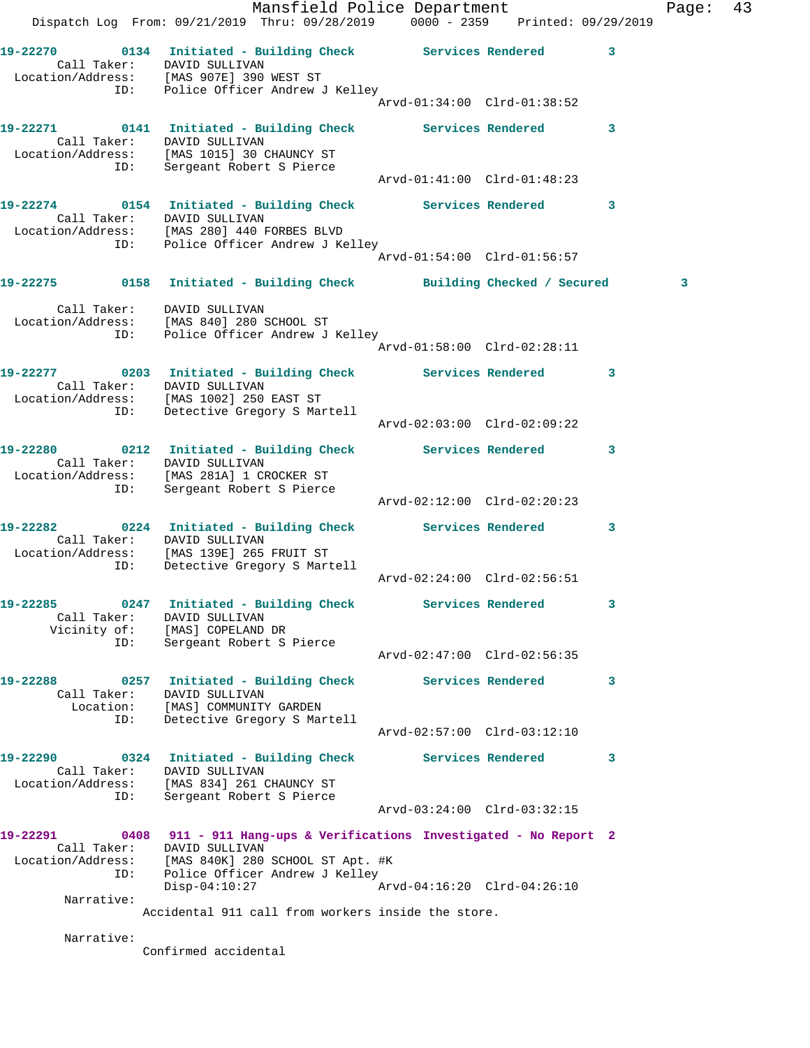19-22270 0134 Initiated - Building Check Services Rendered 3
Call Taker: DAVID SULLIVAN
Location/Address: [MAS 907E] 390 WEST ST
ID: Police Officer Andrew J Kelley
Arvd-01:34:00 Clrd-01:38:52

19-22271 0141 Initiated - Building Check Services Rendered 3
Call Taker: DAVID SULLIVAN
Location/Address: [MAS 1015] 30 CHAUNCY ST
ID: Sergeant Robert S Pierce
Arvd-01:41:00 Clrd-01:48:23

19-22274 0154 Initiated - Building Check Services Rendered 3
Call Taker: DAVID SULLIVAN
Location/Address: [MAS 280] 440 FORBES BLVD
ID: Police Officer Andrew J Kelley
Arvd-01:54:00 Clrd-01:56:57

19-22275 0158 Initiated - Building Check Building Checked / Secured 3
Call Taker: DAVID SULLIVAN
Location/Address: [MAS 840] 280 SCHOOL ST
ID: Police Officer Andrew J Kelley
Arvd-01:58:00 Clrd-02:28:11

19-22277 0203 Initiated - Building Check Services Rendered 3
Call Taker: DAVID SULLIVAN
Location/Address: [MAS 1002] 250 EAST ST
ID: Detective Gregory S Martell
Arvd-02:03:00 Clrd-02:09:22

19-22280 0212 Initiated - Building Check Services Rendered 3
Call Taker: DAVID SULLIVAN
Location/Address: [MAS 281A] 1 CROCKER ST
ID: Sergeant Robert S Pierce
Arvd-02:12:00 Clrd-02:20:23

19-22282 0224 Initiated - Building Check Services Rendered 3
Call Taker: DAVID SULLIVAN
Location/Address: [MAS 139E] 265 FRUIT ST
ID: Detective Gregory S Martell
Arvd-02:24:00 Clrd-02:56:51

19-22285 0247 Initiated - Building Check Services Rendered 3
Call Taker: DAVID SULLIVAN
Vicinity of: [MAS] COPELAND DR
ID: Sergeant Robert S Pierce
Arvd-02:47:00 Clrd-02:56:35

19-22288 0257 Initiated - Building Check Services Rendered 3
Call Taker: DAVID SULLIVAN
Location: [MAS] COMMUNITY GARDEN
ID: Detective Gregory S Martell
Arvd-02:57:00 Clrd-03:12:10

19-22290 0324 Initiated - Building Check Services Rendered 3
Call Taker: DAVID SULLIVAN
Location/Address: [MAS 834] 261 CHAUNCY ST
ID: Sergeant Robert S Pierce
Arvd-03:24:00 Clrd-03:32:15

19-22291 0408 911 - 911 Hang-ups & Verifications Investigated - No Report 2
Call Taker: DAVID SULLIVAN
Location/Address: [MAS 840K] 280 SCHOOL ST Apt. #K
ID: Police Officer Andrew J Kelley
Disp-04:10:27 Arvd-04:16:20 Clrd-04:26:10
Narrative:
Accidental 911 call from workers inside the store.

Narrative:
Confirmed accidental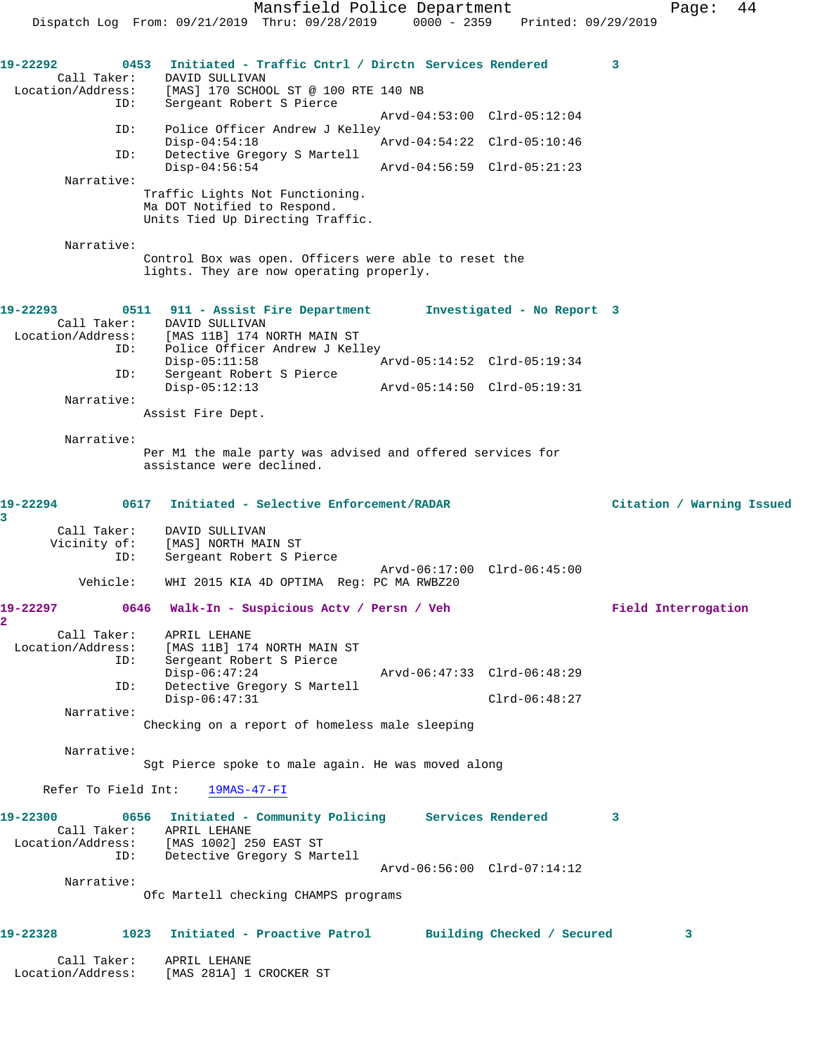**19-22292** 0453 **Initiated - Traffic Cntrl / Dirctn** **Services Rendered** 3

Call Taker: DAVID SULLIVAN
Location/Address: [MAS] 170 SCHOOL ST @ 100 RTE 140 NB
ID: Sergeant Robert S Pierce
Arvd-04:53:00 Clrd-05:12:04
ID: Police Officer Andrew J Kelley
Disp-04:54:18 Arvd-04:54:22 Clrd-05:10:46
ID: Detective Gregory S Martell
Disp-04:56:54 Arvd-04:56:59 Clrd-05:21:23

Narrative:
Traffic Lights Not Functioning.
Ma DOT Notified to Respond.
Units Tied Up Directing Traffic.

Narrative:
Control Box was open. Officers were able to reset the lights. They are now operating properly.

**19-22293** 0511 **911 - Assist Fire Department** **Investigated - No Report** 3

Call Taker: DAVID SULLIVAN
Location/Address: [MAS 11B] 174 NORTH MAIN ST
ID: Police Officer Andrew J Kelley
Disp-05:11:58 Arvd-05:14:52 Clrd-05:19:34
ID: Sergeant Robert S Pierce
Disp-05:12:13 Arvd-05:14:50 Clrd-05:19:31

Narrative:
Assist Fire Dept.

Narrative:
Per M1 the male party was advised and offered services for assistance were declined.

**19-22294** 0617 **Initiated - Selective Enforcement/RADAR** **Citation / Warning Issued** 3

Call Taker: DAVID SULLIVAN
Vicinity of: [MAS] NORTH MAIN ST
ID: Sergeant Robert S Pierce
Arvd-06:17:00 Clrd-06:45:00
Vehicle: WHI 2015 KIA 4D OPTIMA Reg: PC MA RWBZ20

**19-22297** 0646 **Walk-In - Suspicious Actv / Persn / Veh** **Field Interrogation** 2

Call Taker: APRIL LEHANE
Location/Address: [MAS 11B] 174 NORTH MAIN ST
ID: Sergeant Robert S Pierce
Disp-06:47:24 Arvd-06:47:33 Clrd-06:48:29
ID: Detective Gregory S Martell
Disp-06:47:31 Clrd-06:48:27

Narrative:
Checking on a report of homeless male sleeping

Narrative:
Sgt Pierce spoke to male again. He was moved along

Refer To Field Int: 19MAS-47-FI

**19-22300** 0656 **Initiated - Community Policing** **Services Rendered** 3

Call Taker: APRIL LEHANE
Location/Address: [MAS 1002] 250 EAST ST
ID: Detective Gregory S Martell
Arvd-06:56:00 Clrd-07:14:12

Narrative:
Ofc Martell checking CHAMPS programs

**19-22328** 1023 **Initiated - Proactive Patrol** **Building Checked / Secured** 3

Call Taker: APRIL LEHANE
Location/Address: [MAS 281A] 1 CROCKER ST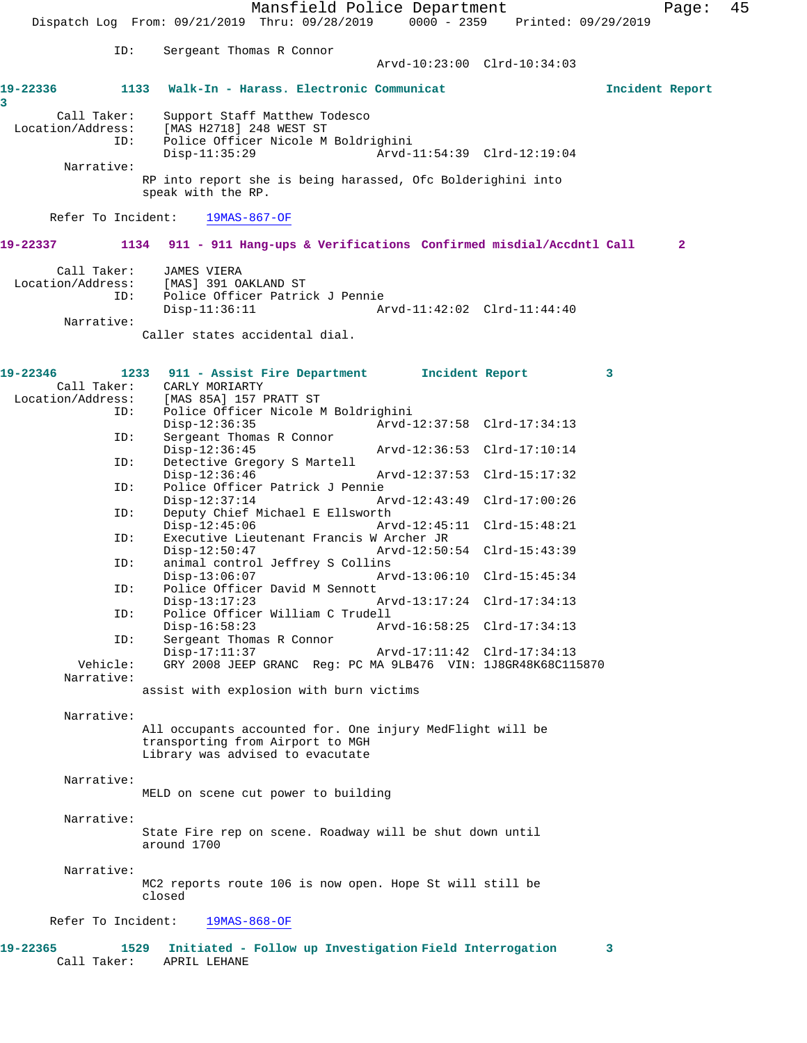ID: Sergeant Thomas R Connor
Arvd-10:23:00 Clrd-10:34:03

**19-22336 1133 Walk-In - Harass. Electronic Communicat Incident Report 3**

Call Taker: Support Staff Matthew Todesco
Location/Address: [MAS H2718] 248 WEST ST
ID: Police Officer Nicole M Boldrighini
Disp-11:35:29 Arvd-11:54:39 Clrd-12:19:04
Narrative:
RP into report she is being harassed, Ofc Bolderighini into speak with the RP.

Refer To Incident: 19MAS-867-OF

**19-22337 1134 911 - 911 Hang-ups & Verifications Confirmed misdial/Accdntl Call 2**

Call Taker: JAMES VIERA
Location/Address: [MAS] 391 OAKLAND ST
ID: Police Officer Patrick J Pennie
Disp-11:36:11 Arvd-11:42:02 Clrd-11:44:40
Narrative:
Caller states accidental dial.

**19-22346 1233 911 - Assist Fire Department Incident Report 3**

Call Taker: CARLY MORIARTY
Location/Address: [MAS 85A] 157 PRATT ST
ID: Police Officer Nicole M Boldrighini
Disp-12:36:35 Arvd-12:37:58 Clrd-17:34:13
ID: Sergeant Thomas R Connor
Disp-12:36:45 Arvd-12:36:53 Clrd-17:10:14
ID: Detective Gregory S Martell
Disp-12:36:46 Arvd-12:37:53 Clrd-15:17:32
ID: Police Officer Patrick J Pennie
Disp-12:37:14 Arvd-12:43:49 Clrd-17:00:26
ID: Deputy Chief Michael E Ellsworth
Disp-12:45:06 Arvd-12:45:11 Clrd-15:48:21
ID: Executive Lieutenant Francis W Archer JR
Disp-12:50:47 Arvd-12:50:54 Clrd-15:43:39
ID: animal control Jeffrey S Collins
Disp-13:06:07 Arvd-13:06:10 Clrd-15:45:34
ID: Police Officer David M Sennott
Disp-13:17:23 Arvd-13:17:24 Clrd-17:34:13
ID: Police Officer William C Trudell
Disp-16:58:23 Arvd-16:58:25 Clrd-17:34:13
ID: Sergeant Thomas R Connor
Disp-17:11:37 Arvd-17:11:42 Clrd-17:34:13
Vehicle: GRY 2008 JEEP GRANC Reg: PC MA 9LB476 VIN: 1J8GR48K68C115870
Narrative:
assist with explosion with burn victims

Narrative:
All occupants accounted for. One injury MedFlight will be transporting from Airport to MGH
Library was advised to evacuate

Narrative:
MELD on scene cut power to building

Narrative:
State Fire rep on scene. Roadway will be shut down until around 1700

Narrative:
MC2 reports route 106 is now open. Hope St will still be closed

Refer To Incident: 19MAS-868-OF

**19-22365 1529 Initiated - Follow up Investigation Field Interrogation 3**

Call Taker: APRIL LEHANE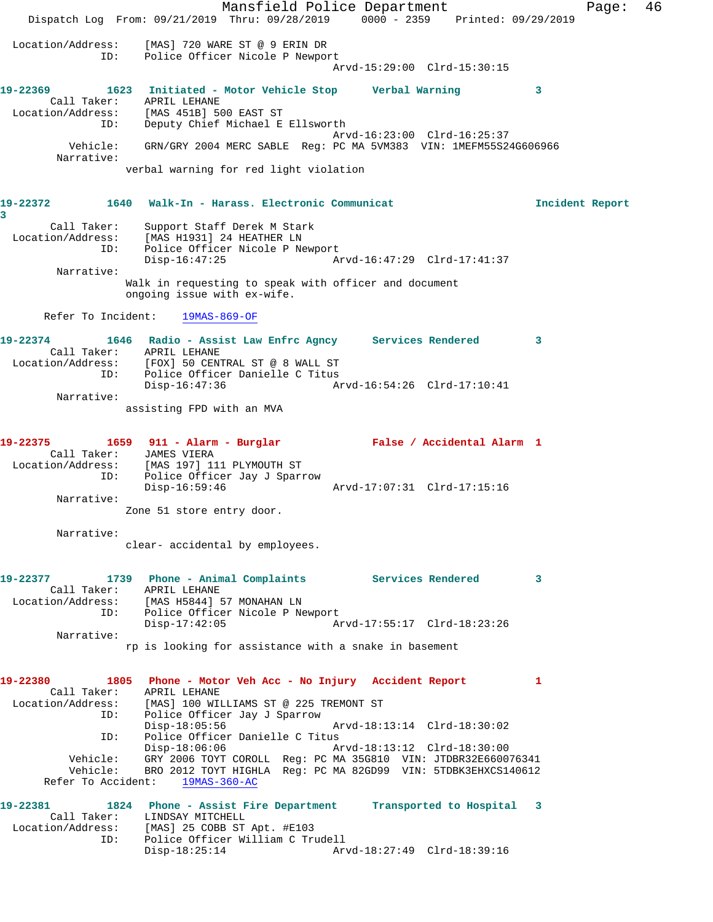Location/Address: [MAS] 720 WARE ST @ 9 ERIN DR
ID: Police Officer Nicole P Newport
Arvd-15:29:00 Clrd-15:30:15

**19-22369** 1623 **Initiated - Motor Vehicle Stop** **Verbal Warning** 3
Call Taker: APRIL LEHANE
Location/Address: [MAS 451B] 500 EAST ST
ID: Deputy Chief Michael E Ellsworth
Arvd-16:23:00 Clrd-16:25:37
Vehicle: GRN/GRY 2004 MERC SABLE Reg: PC MA 5VM383 VIN: 1MEFM55S24G606966
Narrative:
verbal warning for red light violation

**19-22372** 1640 **Walk-In - Harass. Electronic Communicat** **Incident Report** 3
Call Taker: Support Staff Derek M Stark
Location/Address: [MAS H1931] 24 HEATHER LN
ID: Police Officer Nicole P Newport
Disp-16:47:25 Arvd-16:47:29 Clrd-17:41:37
Narrative:
Walk in requesting to speak with officer and document ongoing issue with ex-wife.

Refer To Incident: 19MAS-869-OF

**19-22374** 1646 **Radio - Assist Law Enfrc Agncy** **Services Rendered** 3
Call Taker: APRIL LEHANE
Location/Address: [FOX] 50 CENTRAL ST @ 8 WALL ST
ID: Police Officer Danielle C Titus
Disp-16:47:36 Arvd-16:54:26 Clrd-17:10:41
Narrative:
assisting FPD with an MVA

**19-22375** 1659 **911 - Alarm - Burglar** **False / Accidental Alarm** 1
Call Taker: JAMES VIERA
Location/Address: [MAS 197] 111 PLYMOUTH ST
ID: Police Officer Jay J Sparrow
Disp-16:59:46 Arvd-17:07:31 Clrd-17:15:16
Narrative:
Zone 51 store entry door.

Narrative:
clear- accidental by employees.

**19-22377** 1739 **Phone - Animal Complaints** **Services Rendered** 3
Call Taker: APRIL LEHANE
Location/Address: [MAS H5844] 57 MONAHAN LN
ID: Police Officer Nicole P Newport
Disp-17:42:05 Arvd-17:55:17 Clrd-18:23:26
Narrative:
rp is looking for assistance with a snake in basement

**19-22380** 1805 **Phone - Motor Veh Acc - No Injury** **Accident Report** 1
Call Taker: APRIL LEHANE
Location/Address: [MAS] 100 WILLIAMS ST @ 225 TREMONT ST
ID: Police Officer Jay J Sparrow
Disp-18:05:56 Arvd-18:13:14 Clrd-18:30:02
ID: Police Officer Danielle C Titus
Disp-18:06:06 Arvd-18:13:12 Clrd-18:30:00
Vehicle: GRY 2006 TOYT COROLL Reg: PC MA 35G810 VIN: JTDBR32E660076341
Vehicle: BRO 2012 TOYT HIGHLA Reg: PC MA 82GD99 VIN: 5TDBK3EHXCS140612
Refer To Accident: 19MAS-360-AC

**19-22381** 1824 **Phone - Assist Fire Department** **Transported to Hospital** 3
Call Taker: LINDSAY MITCHELL
Location/Address: [MAS] 25 COBB ST Apt. #E103
ID: Police Officer William C Trudell
Disp-18:25:14 Arvd-18:27:49 Clrd-18:39:16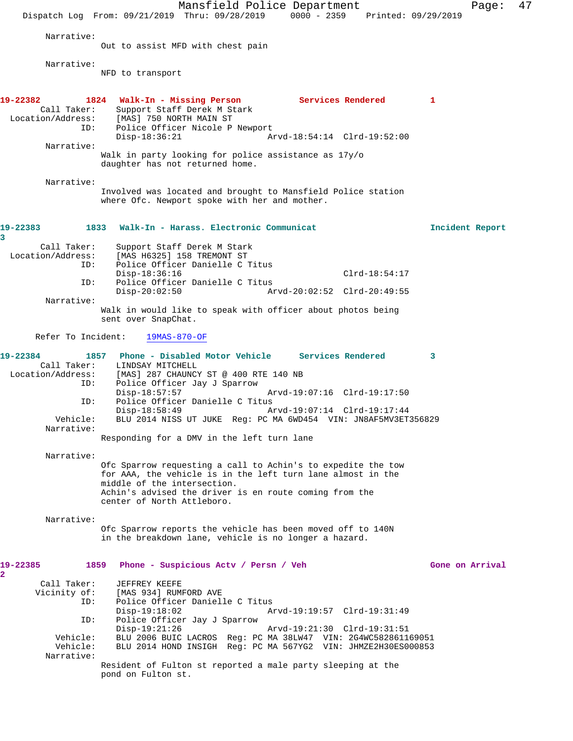Narrative:
Out to assist MFD with chest pain

Narrative:
NFD to transport

**19-22382 1824 Walk-In - Missing Person Services Rendered 1**

Call Taker: Support Staff Derek M Stark
Location/Address: [MAS] 750 NORTH MAIN ST
ID: Police Officer Nicole P Newport
Disp-18:36:21 Arvd-18:54:14 Clrd-19:52:00

Narrative:
Walk in party looking for police assistance as 17y/o daughter has not returned home.

Narrative:
Involved was located and brought to Mansfield Police station where Ofc. Newport spoke with her and mother.

**19-22383 1833 Walk-In - Harass. Electronic Communicat Incident Report 3**

Call Taker: Support Staff Derek M Stark
Location/Address: [MAS H6325] 158 TREMONT ST
ID: Police Officer Danielle C Titus
Disp-18:36:16 Clrd-18:54:17
ID: Police Officer Danielle C Titus
Disp-20:02:50 Arvd-20:02:52 Clrd-20:49:55

Narrative:
Walk in would like to speak with officer about photos being sent over SnapChat.

Refer To Incident: 19MAS-870-OF

**19-22384 1857 Phone - Disabled Motor Vehicle Services Rendered 3**

Call Taker: LINDSAY MITCHELL
Location/Address: [MAS] 287 CHAUNCY ST @ 400 RTE 140 NB
ID: Police Officer Jay J Sparrow
Disp-18:57:57 Arvd-19:07:16 Clrd-19:17:50
ID: Police Officer Danielle C Titus
Disp-18:58:49 Arvd-19:07:14 Clrd-19:17:44
Vehicle: BLU 2014 NISS UT JUKE Reg: PC MA 6WD454 VIN: JN8AF5MV3ET356829

Narrative:
Responding for a DMV in the left turn lane

Narrative:
Ofc Sparrow requesting a call to Achin's to expedite the tow for AAA, the vehicle is in the left turn lane almost in the middle of the intersection.
Achin's advised the driver is en route coming from the center of North Attleboro.

Narrative:
Ofc Sparrow reports the vehicle has been moved off to 140N in the breakdown lane, vehicle is no longer a hazard.

**19-22385 1859 Phone - Suspicious Actv / Persn / Veh Gone on Arrival 2**

Call Taker: JEFFREY KEEFE
Vicinity of: [MAS 934] RUMFORD AVE
ID: Police Officer Danielle C Titus
Disp-19:18:02 Arvd-19:19:57 Clrd-19:31:49
ID: Police Officer Jay J Sparrow
Disp-19:21:26 Arvd-19:21:30 Clrd-19:31:51
Vehicle: BLU 2006 BUIC LACROS Reg: PC MA 38LW47 VIN: 2G4WC582861169051
Vehicle: BLU 2014 HOND INSIGH Reg: PC MA 567YG2 VIN: JHMZE2H30ES000853

Narrative:
Resident of Fulton st reported a male party sleeping at the pond on Fulton st.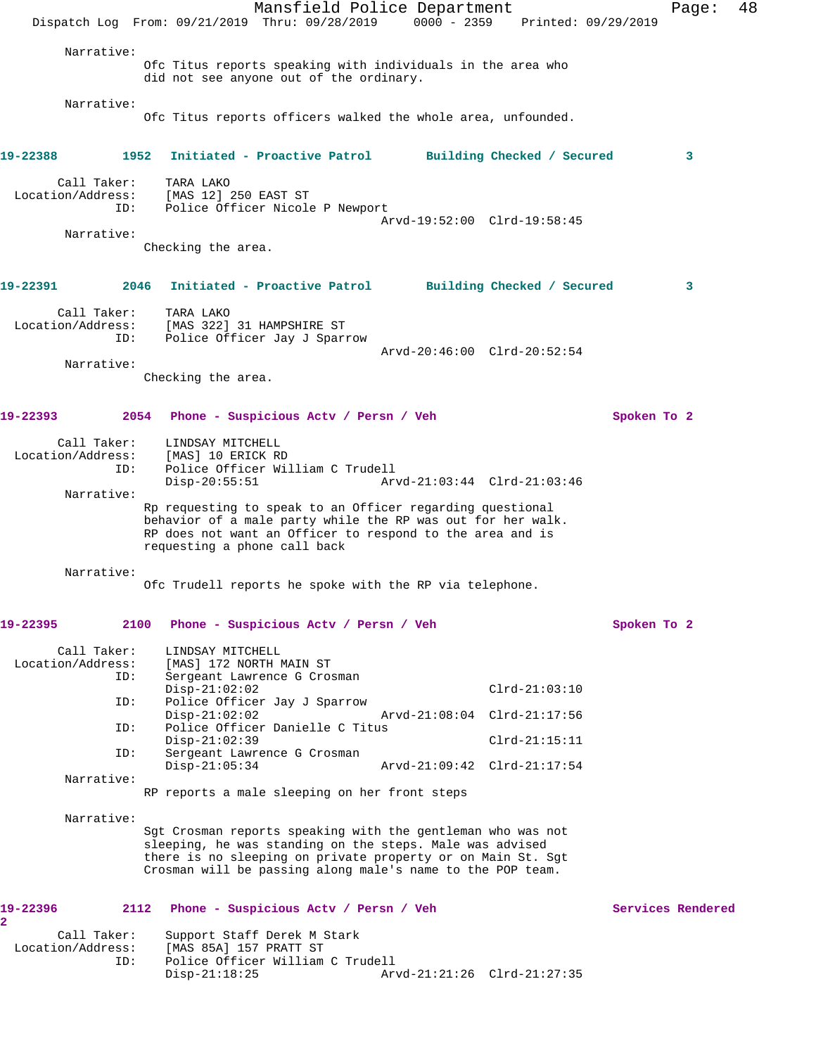Narrative:
Ofc Titus reports speaking with individuals in the area who did not see anyone out of the ordinary.

Narrative:
Ofc Titus reports officers walked the whole area, unfounded.

**19-22388 1952 Initiated - Proactive Patrol Building Checked / Secured 3**

Call Taker: TARA LAKO
Location/Address: [MAS 12] 250 EAST ST
ID: Police Officer Nicole P Newport
Arvd-19:52:00 Clrd-19:58:45

Narrative:
Checking the area.

**19-22391 2046 Initiated - Proactive Patrol Building Checked / Secured 3**

Call Taker: TARA LAKO
Location/Address: [MAS 322] 31 HAMPSHIRE ST
ID: Police Officer Jay J Sparrow
Arvd-20:46:00 Clrd-20:52:54

Narrative:
Checking the area.

**19-22393 2054 Phone - Suspicious Actv / Persn / Veh Spoken To 2**

Call Taker: LINDSAY MITCHELL
Location/Address: [MAS] 10 ERICK RD
ID: Police Officer William C Trudell
Disp-20:55:51 Arvd-21:03:44 Clrd-21:03:46

Narrative:
Rp requesting to speak to an Officer regarding questional behavior of a male party while the RP was out for her walk. RP does not want an Officer to respond to the area and is requesting a phone call back

Narrative:
Ofc Trudell reports he spoke with the RP via telephone.

**19-22395 2100 Phone - Suspicious Actv / Persn / Veh Spoken To 2**

Call Taker: LINDSAY MITCHELL
Location/Address: [MAS] 172 NORTH MAIN ST
ID: Sergeant Lawrence G Crosman
Disp-21:02:02 Clrd-21:03:10
ID: Police Officer Jay J Sparrow
Disp-21:02:02 Arvd-21:08:04 Clrd-21:17:56
ID: Police Officer Danielle C Titus
Disp-21:02:39 Clrd-21:15:11
ID: Sergeant Lawrence G Crosman
Disp-21:05:34 Arvd-21:09:42 Clrd-21:17:54

Narrative:
RP reports a male sleeping on her front steps

Narrative:
Sgt Crosman reports speaking with the gentleman who was not sleeping, he was standing on the steps. Male was advised there is no sleeping on private property or on Main St. Sgt Crosman will be passing along male's name to the POP team.

**19-22396 2112 Phone - Suspicious Actv / Persn / Veh Services Rendered 2**

Call Taker: Support Staff Derek M Stark
Location/Address: [MAS 85A] 157 PRATT ST
ID: Police Officer William C Trudell
Disp-21:18:25 Arvd-21:21:26 Clrd-21:27:35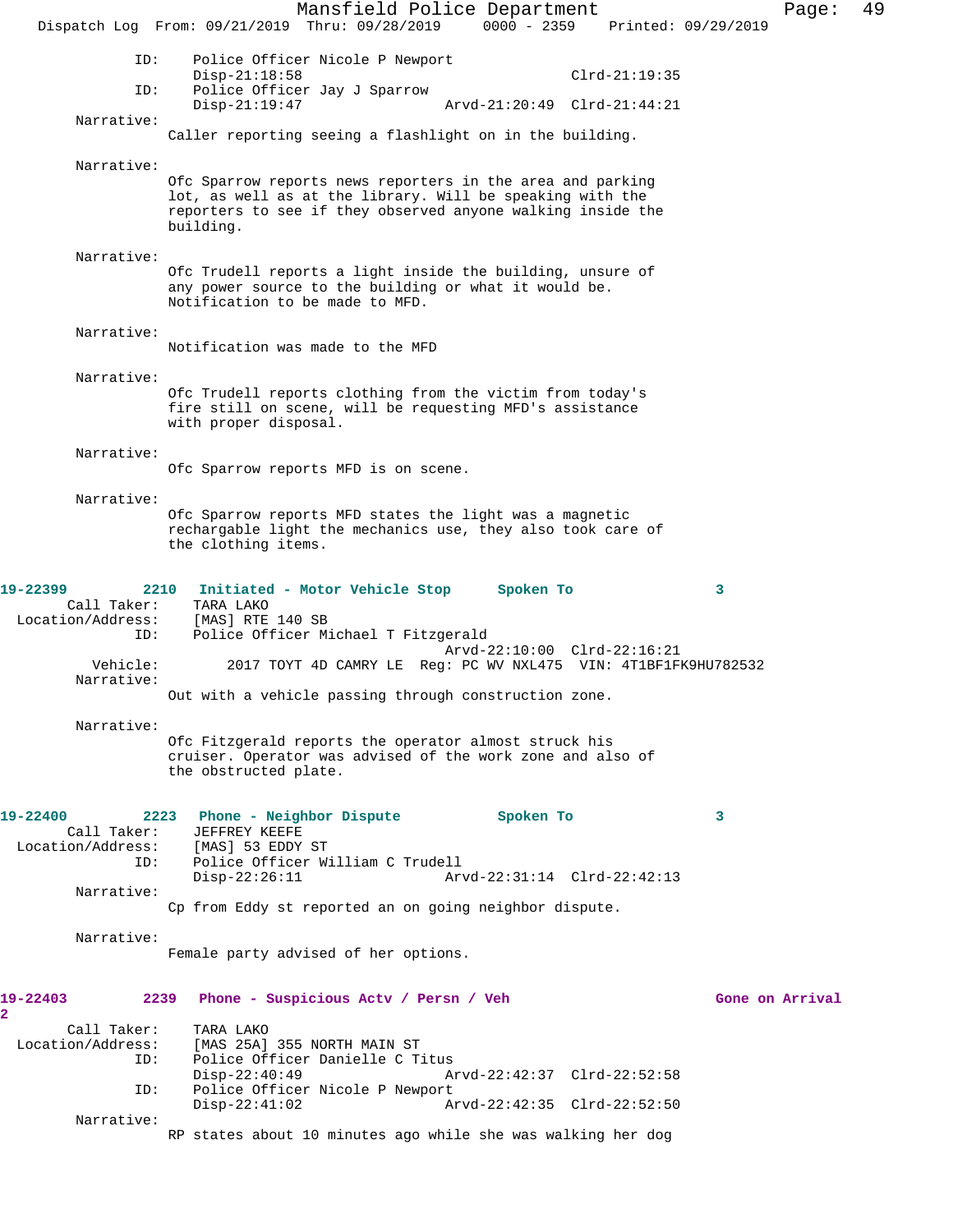ID: Police Officer Nicole P Newport
Disp-21:18:58 Clrd-21:19:35
ID: Police Officer Jay J Sparrow
Disp-21:19:47 Arvd-21:20:49 Clrd-21:44:21

Narrative:
Caller reporting seeing a flashlight on in the building.

Narrative:
Ofc Sparrow reports news reporters in the area and parking lot, as well as at the library. Will be speaking with the reporters to see if they observed anyone walking inside the building.

Narrative:
Ofc Trudell reports a light inside the building, unsure of any power source to the building or what it would be. Notification to be made to MFD.

Narrative:
Notification was made to the MFD

Narrative:
Ofc Trudell reports clothing from the victim from today's fire still on scene, will be requesting MFD's assistance with proper disposal.

Narrative:
Ofc Sparrow reports MFD is on scene.

Narrative:
Ofc Sparrow reports MFD states the light was a magnetic rechargable light the mechanics use, they also took care of the clothing items.

**19-22399 2210 Initiated - Motor Vehicle Stop Spoken To 3**

Call Taker: TARA LAKO
Location/Address: [MAS] RTE 140 SB
ID: Police Officer Michael T Fitzgerald
Arvd-22:10:00 Clrd-22:16:21
Vehicle: 2017 TOYT 4D CAMRY LE Reg: PC WV NXL475 VIN: 4T1BF1FK9HU782532

Narrative:
Out with a vehicle passing through construction zone.

Narrative:
Ofc Fitzgerald reports the operator almost struck his cruiser. Operator was advised of the work zone and also of the obstructed plate.

**19-22400 2223 Phone - Neighbor Dispute Spoken To 3**

Call Taker: JEFFREY KEEFE
Location/Address: [MAS] 53 EDDY ST
ID: Police Officer William C Trudell
Disp-22:26:11 Arvd-22:31:14 Clrd-22:42:13

Narrative:
Cp from Eddy st reported an on going neighbor dispute.

Narrative:
Female party advised of her options.

**19-22403 2239 Phone - Suspicious Actv / Persn / Veh Gone on Arrival 2**

Call Taker: TARA LAKO
Location/Address: [MAS 25A] 355 NORTH MAIN ST
ID: Police Officer Danielle C Titus
Disp-22:40:49 Arvd-22:42:37 Clrd-22:52:58
ID: Police Officer Nicole P Newport
Disp-22:41:02 Arvd-22:42:35 Clrd-22:52:50

Narrative:
RP states about 10 minutes ago while she was walking her dog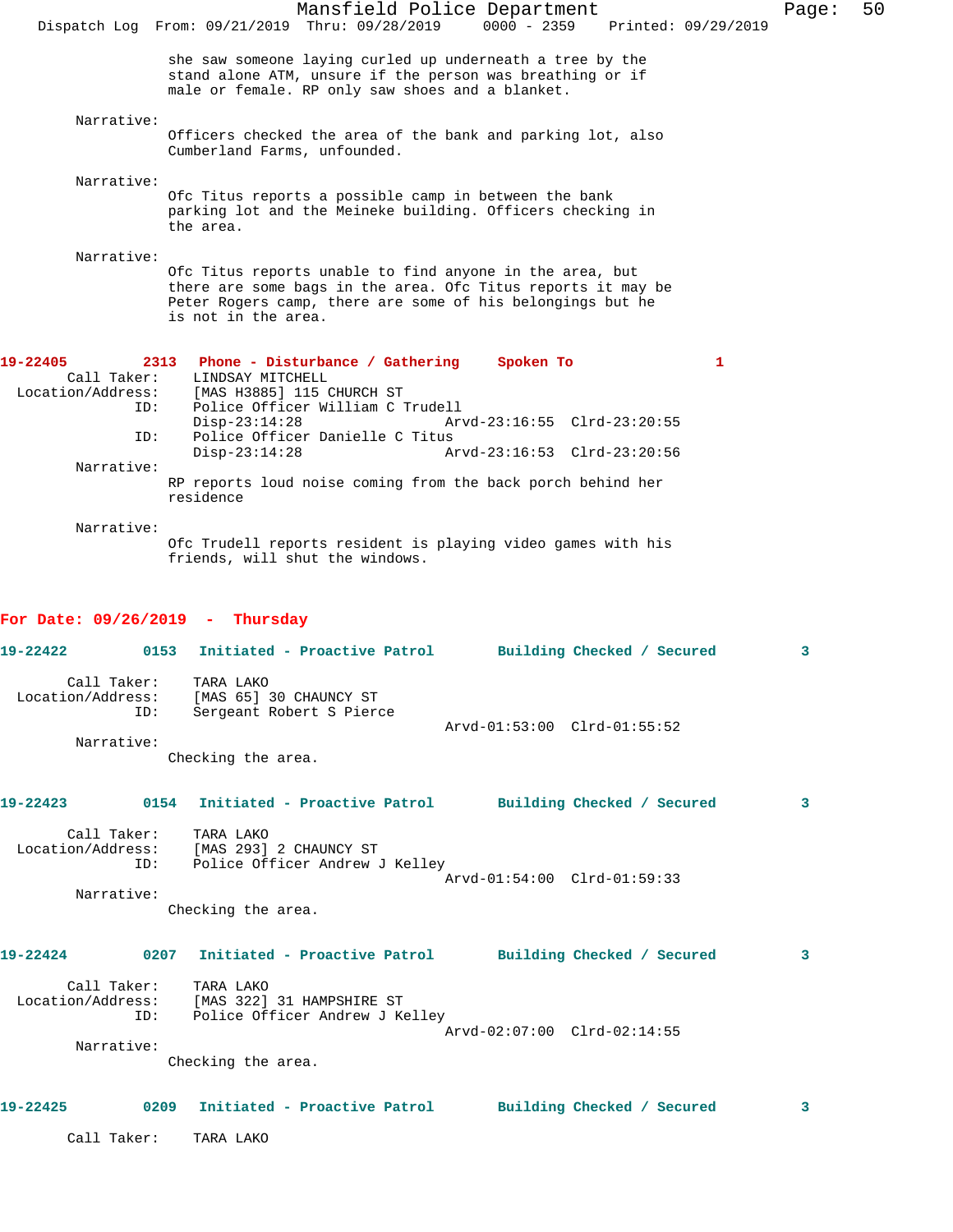she saw someone laying curled up underneath a tree by the stand alone ATM, unsure if the person was breathing or if male or female. RP only saw shoes and a blanket.

Narrative:
Officers checked the area of the bank and parking lot, also Cumberland Farms, unfounded.

Narrative:
Ofc Titus reports a possible camp in between the bank parking lot and the Meineke building. Officers checking in the area.

Narrative:
Ofc Titus reports unable to find anyone in the area, but there are some bags in the area. Ofc Titus reports it may be Peter Rogers camp, there are some of his belongings but he is not in the area.

**19-22405 2313 Phone - Disturbance / Gathering Spoken To 1**

Call Taker: LINDSAY MITCHELL
Location/Address: [MAS H3885] 115 CHURCH ST
ID: Police Officer William C Trudell
Disp-23:14:28 Arvd-23:16:55 Clrd-23:20:55
ID: Police Officer Danielle C Titus
Disp-23:14:28 Arvd-23:16:53 Clrd-23:20:56

Narrative:
RP reports loud noise coming from the back porch behind her residence

Narrative:
Ofc Trudell reports resident is playing video games with his friends, will shut the windows.

## For Date: 09/26/2019 - Thursday

**19-22422 0153 Initiated - Proactive Patrol Building Checked / Secured 3**

Call Taker: TARA LAKO
Location/Address: [MAS 65] 30 CHAUNCY ST
ID: Sergeant Robert S Pierce
Arvd-01:53:00 Clrd-01:55:52

Narrative:
Checking the area.

**19-22423 0154 Initiated - Proactive Patrol Building Checked / Secured 3**

Call Taker: TARA LAKO
Location/Address: [MAS 293] 2 CHAUNCY ST
ID: Police Officer Andrew J Kelley
Arvd-01:54:00 Clrd-01:59:33

Narrative:
Checking the area.

**19-22424 0207 Initiated - Proactive Patrol Building Checked / Secured 3**

Call Taker: TARA LAKO
Location/Address: [MAS 322] 31 HAMPSHIRE ST
ID: Police Officer Andrew J Kelley
Arvd-02:07:00 Clrd-02:14:55

Narrative:
Checking the area.

**19-22425 0209 Initiated - Proactive Patrol Building Checked / Secured 3**

Call Taker: TARA LAKO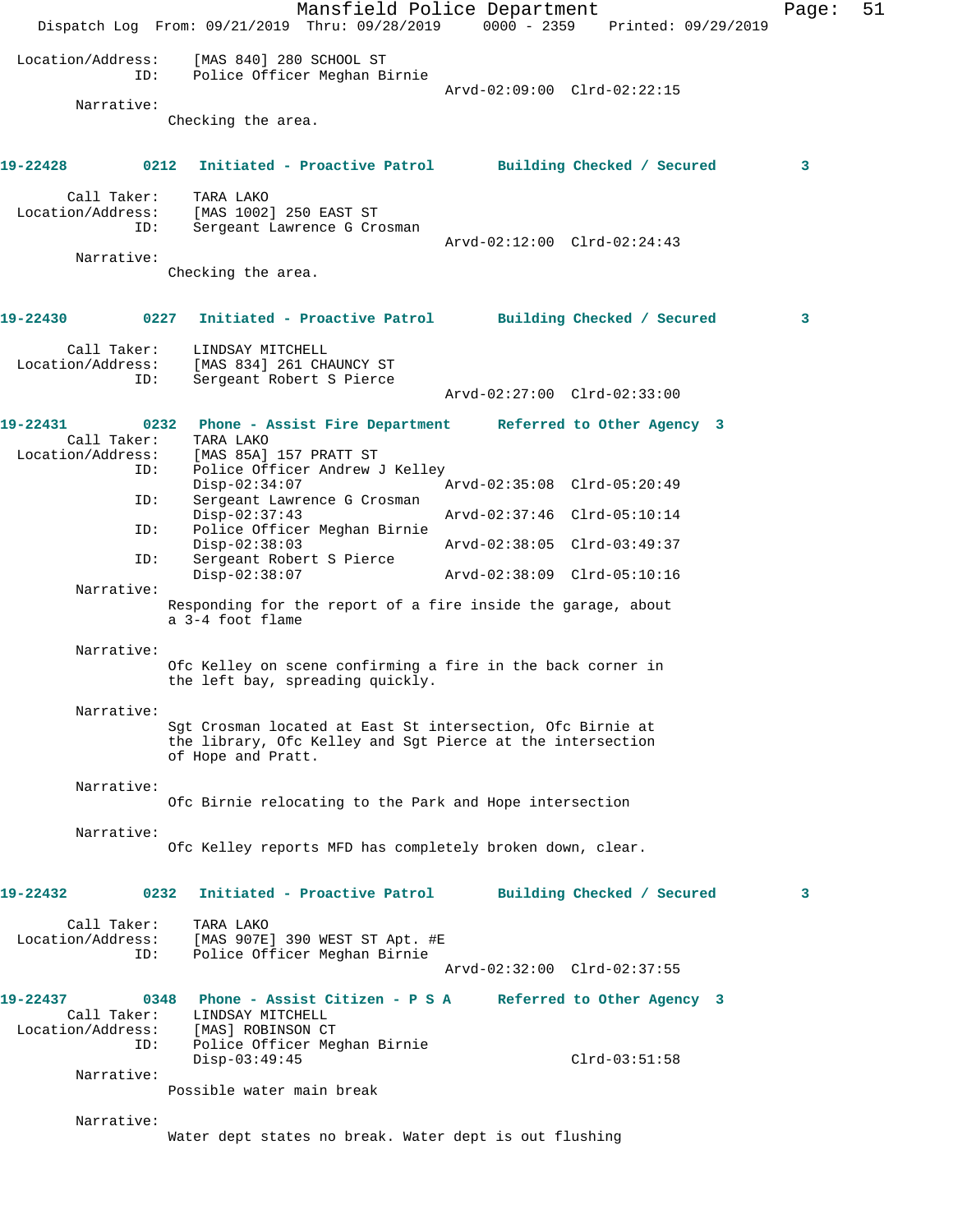Location/Address: [MAS 840] 280 SCHOOL ST
ID: Police Officer Meghan Birnie
Arvd-02:09:00 Clrd-02:22:15

Narrative:
Checking the area.

**19-22428 0212 Initiated - Proactive Patrol Building Checked / Secured 3**

Call Taker: TARA LAKO
Location/Address: [MAS 1002] 250 EAST ST
ID: Sergeant Lawrence G Crosman
Arvd-02:12:00 Clrd-02:24:43

Narrative:
Checking the area.

**19-22430 0227 Initiated - Proactive Patrol Building Checked / Secured 3**

Call Taker: LINDSAY MITCHELL
Location/Address: [MAS 834] 261 CHAUNCY ST
ID: Sergeant Robert S Pierce
Arvd-02:27:00 Clrd-02:33:00

**19-22431 0232 Phone - Assist Fire Department Referred to Other Agency 3**

Call Taker: TARA LAKO
Location/Address: [MAS 85A] 157 PRATT ST
ID: Police Officer Andrew J Kelley
Disp-02:34:07 Arvd-02:35:08 Clrd-05:20:49
ID: Sergeant Lawrence G Crosman
Disp-02:37:43 Arvd-02:37:46 Clrd-05:10:14
ID: Police Officer Meghan Birnie
Disp-02:38:03 Arvd-02:38:05 Clrd-03:49:37
ID: Sergeant Robert S Pierce
Disp-02:38:07 Arvd-02:38:09 Clrd-05:10:16

Narrative:
Responding for the report of a fire inside the garage, about a 3-4 foot flame

Narrative:
Ofc Kelley on scene confirming a fire in the back corner in the left bay, spreading quickly.

Narrative:
Sgt Crosman located at East St intersection, Ofc Birnie at the library, Ofc Kelley and Sgt Pierce at the intersection of Hope and Pratt.

Narrative:
Ofc Birnie relocating to the Park and Hope intersection

Narrative:
Ofc Kelley reports MFD has completely broken down, clear.

**19-22432 0232 Initiated - Proactive Patrol Building Checked / Secured 3**

Call Taker: TARA LAKO
Location/Address: [MAS 907E] 390 WEST ST Apt. #E
ID: Police Officer Meghan Birnie
Arvd-02:32:00 Clrd-02:37:55

**19-22437 0348 Phone - Assist Citizen - P S A Referred to Other Agency 3**

Call Taker: LINDSAY MITCHELL
Location/Address: [MAS] ROBINSON CT
ID: Police Officer Meghan Birnie
Disp-03:49:45 Clrd-03:51:58

Narrative:
Possible water main break

Narrative:
Water dept states no break. Water dept is out flushing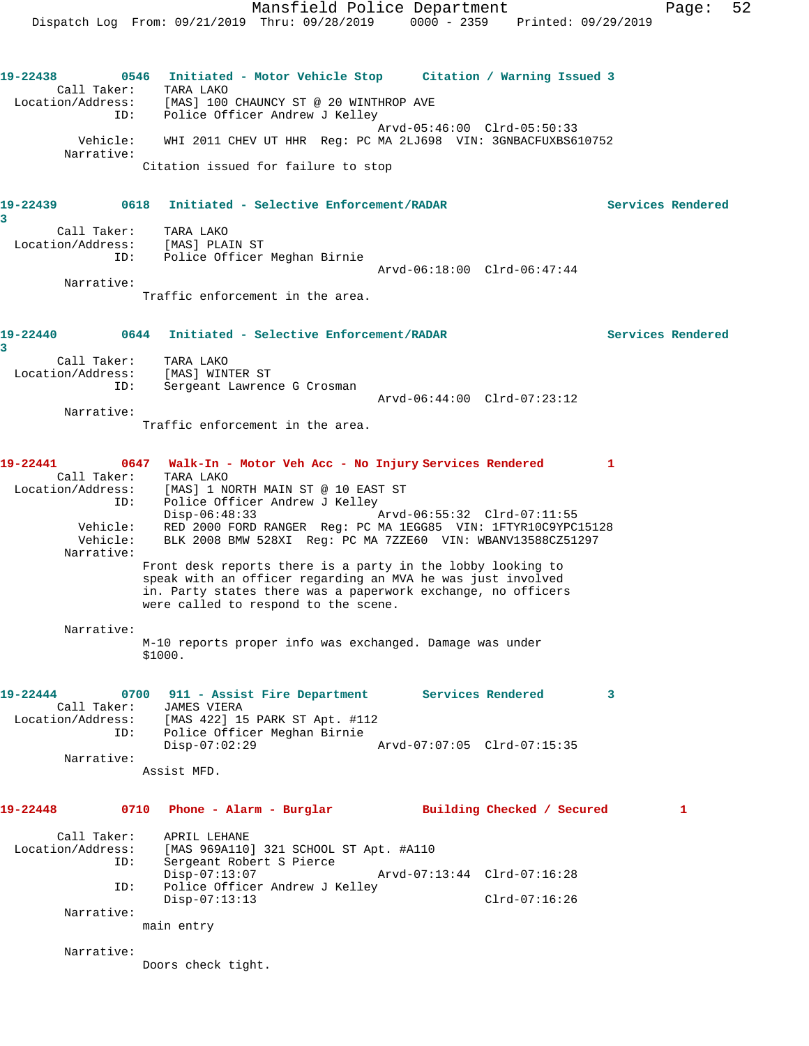**19-22438** 0546 **Initiated - Motor Vehicle Stop** **Citation / Warning Issued 3**

Call Taker: TARA LAKO
Location/Address: [MAS] 100 CHAUNCY ST @ 20 WINTHROP AVE
ID: Police Officer Andrew J Kelley
Arvd-05:46:00 Clrd-05:50:33
Vehicle: WHI 2011 CHEV UT HHR Reg: PC MA 2LJ698 VIN: 3GNBACFUXBS610752
Narrative:
Citation issued for failure to stop

**19-22439** 0618 **Initiated - Selective Enforcement/RADAR** **Services Rendered 3**

Call Taker: TARA LAKO
Location/Address: [MAS] PLAIN ST
ID: Police Officer Meghan Birnie
Arvd-06:18:00 Clrd-06:47:44
Narrative:
Traffic enforcement in the area.

**19-22440** 0644 **Initiated - Selective Enforcement/RADAR** **Services Rendered 3**

Call Taker: TARA LAKO
Location/Address: [MAS] WINTER ST
ID: Sergeant Lawrence G Crosman
Arvd-06:44:00 Clrd-07:23:12
Narrative:
Traffic enforcement in the area.

**19-22441** 0647 **Walk-In - Motor Veh Acc - No Injury** **Services Rendered 1**

Call Taker: TARA LAKO
Location/Address: [MAS] 1 NORTH MAIN ST @ 10 EAST ST
ID: Police Officer Andrew J Kelley
Disp-06:48:33 Arvd-06:55:32 Clrd-07:11:55
Vehicle: RED 2000 FORD RANGER Reg: PC MA 1EGG85 VIN: 1FTYR10C9YPC15128
Vehicle: BLK 2008 BMW 528XI Reg: PC MA 7ZZE60 VIN: WBANV13588CZ51297
Narrative:
Front desk reports there is a party in the lobby looking to speak with an officer regarding an MVA he was just involved in. Party states there was a paperwork exchange, no officers were called to respond to the scene.

Narrative:
M-10 reports proper info was exchanged. Damage was under $1000.

**19-22444** 0700 **911 - Assist Fire Department** **Services Rendered 3**

Call Taker: JAMES VIERA
Location/Address: [MAS 422] 15 PARK ST Apt. #112
ID: Police Officer Meghan Birnie
Disp-07:02:29 Arvd-07:07:05 Clrd-07:15:35
Narrative:
Assist MFD.

**19-22448** 0710 **Phone - Alarm - Burglar** **Building Checked / Secured 1**

Call Taker: APRIL LEHANE
Location/Address: [MAS 969A110] 321 SCHOOL ST Apt. #A110
ID: Sergeant Robert S Pierce
Disp-07:13:07 Arvd-07:13:44 Clrd-07:16:28
ID: Police Officer Andrew J Kelley
Disp-07:13:13 Clrd-07:16:26
Narrative:
main entry

Narrative:
Doors check tight.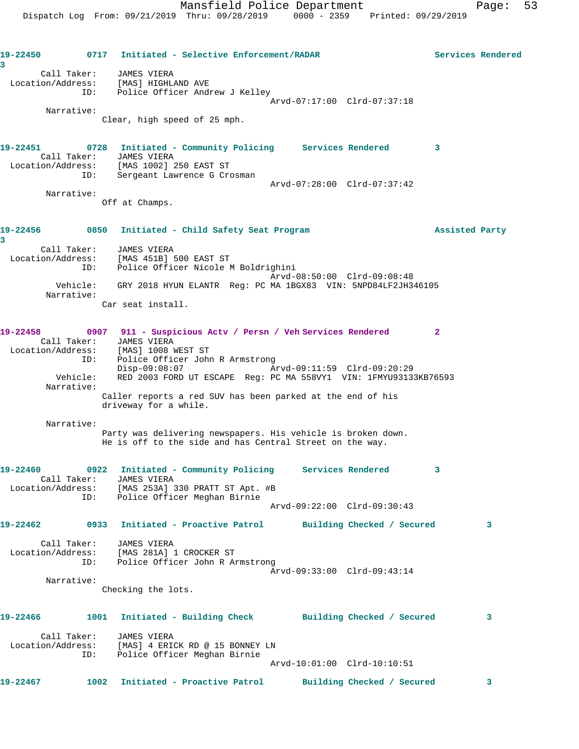**19-22450** 0717 Initiated - Selective Enforcement/RADAR Services Rendered 3

Call Taker: JAMES VIERA
Location/Address: [MAS] HIGHLAND AVE
ID: Police Officer Andrew J Kelley
Arvd-07:17:00 Clrd-07:37:18

Narrative:
Clear, high speed of 25 mph.

**19-22451** 0728 Initiated - Community Policing Services Rendered 3

Call Taker: JAMES VIERA
Location/Address: [MAS 1002] 250 EAST ST
ID: Sergeant Lawrence G Crosman
Arvd-07:28:00 Clrd-07:37:42

Narrative:
Off at Champs.

**19-22456** 0850 Initiated - Child Safety Seat Program Assisted Party 3

Call Taker: JAMES VIERA
Location/Address: [MAS 451B] 500 EAST ST
ID: Police Officer Nicole M Boldrighini
Arvd-08:50:00 Clrd-09:08:48
Vehicle: GRY 2018 HYUN ELANTR Reg: PC MA 1BGX83 VIN: 5NPD84LF2JH346105

Narrative:
Car seat install.

**19-22458** 0907 911 - Suspicious Actv / Persn / Veh Services Rendered 2

Call Taker: JAMES VIERA
Location/Address: [MAS] 1008 WEST ST
ID: Police Officer John R Armstrong
Disp-09:08:07 Arvd-09:11:59 Clrd-09:20:29
Vehicle: RED 2003 FORD UT ESCAPE Reg: PC MA 558VY1 VIN: 1FMYU93133KB76593

Narrative:
Caller reports a red SUV has been parked at the end of his driveway for a while.

Narrative:
Party was delivering newspapers. His vehicle is broken down. He is off to the side and has Central Street on the way.

**19-22460** 0922 Initiated - Community Policing Services Rendered 3

Call Taker: JAMES VIERA
Location/Address: [MAS 253A] 330 PRATT ST Apt. #B
ID: Police Officer Meghan Birnie
Arvd-09:22:00 Clrd-09:30:43

**19-22462** 0933 Initiated - Proactive Patrol Building Checked / Secured 3

Call Taker: JAMES VIERA
Location/Address: [MAS 281A] 1 CROCKER ST
ID: Police Officer John R Armstrong
Arvd-09:33:00 Clrd-09:43:14

Narrative:
Checking the lots.

**19-22466** 1001 Initiated - Building Check Building Checked / Secured 3

Call Taker: JAMES VIERA
Location/Address: [MAS] 4 ERICK RD @ 15 BONNEY LN
ID: Police Officer Meghan Birnie
Arvd-10:01:00 Clrd-10:10:51

**19-22467** 1002 Initiated - Proactive Patrol Building Checked / Secured 3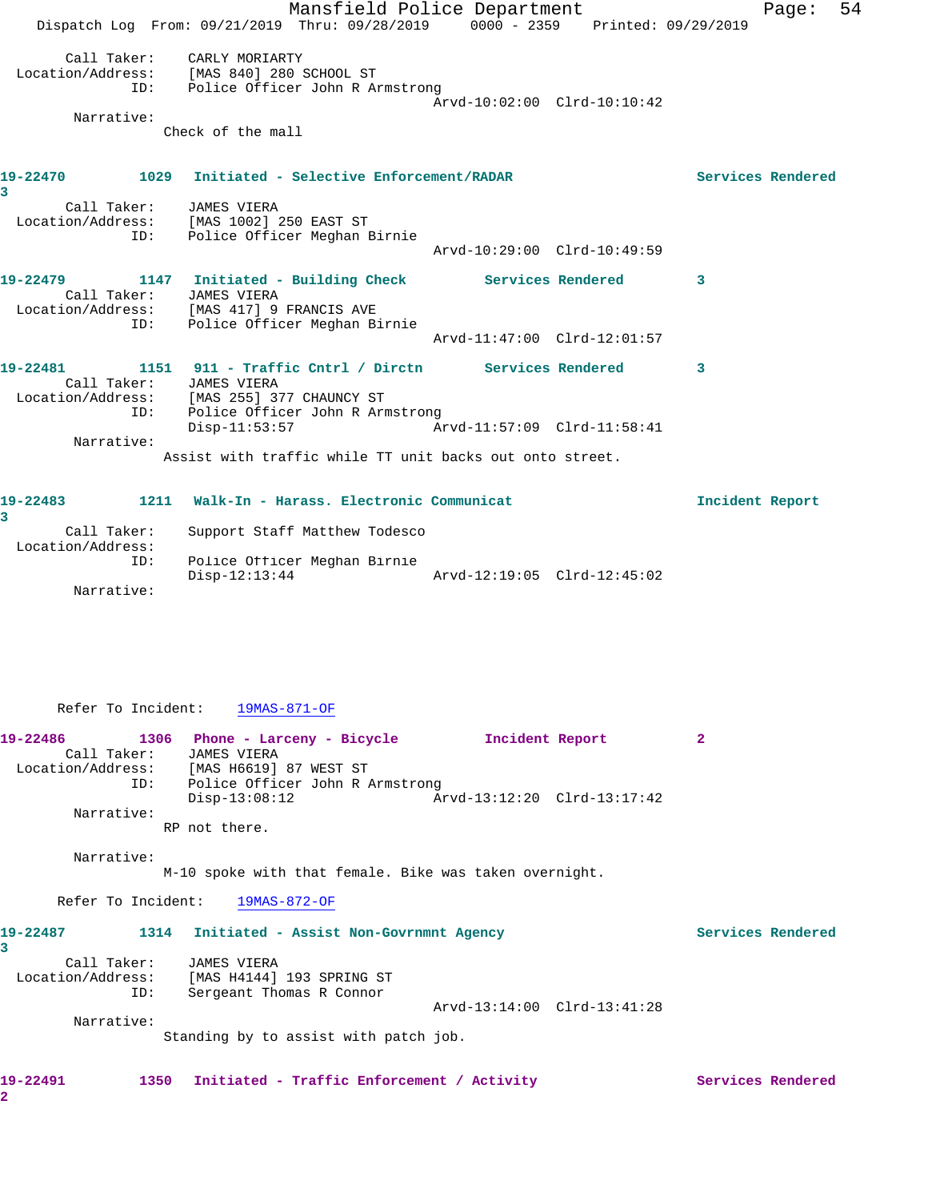Call Taker: CARLY MORIARTY
Location/Address: [MAS 840] 280 SCHOOL ST
ID: Police Officer John R Armstrong
Arvd-10:02:00 Clrd-10:10:42

Narrative:
Check of the mall

**19-22470 1029 Initiated - Selective Enforcement/RADAR Services Rendered 3**

Call Taker: JAMES VIERA
Location/Address: [MAS 1002] 250 EAST ST
ID: Police Officer Meghan Birnie
Arvd-10:29:00 Clrd-10:49:59

**19-22479 1147 Initiated - Building Check Services Rendered 3**

Call Taker: JAMES VIERA
Location/Address: [MAS 417] 9 FRANCIS AVE
ID: Police Officer Meghan Birnie
Arvd-11:47:00 Clrd-12:01:57

**19-22481 1151 911 - Traffic Cntrl / Dirctn Services Rendered 3**

Call Taker: JAMES VIERA
Location/Address: [MAS 255] 377 CHAUNCY ST
ID: Police Officer John R Armstrong
Disp-11:53:57 Arvd-11:57:09 Clrd-11:58:41

Narrative:
Assist with traffic while TT unit backs out onto street.

**19-22483 1211 Walk-In - Harass. Electronic Communicat Incident Report 3**

Call Taker: Support Staff Matthew Todesco
Location/Address:
ID: Police Officer Meghan Birnie
Disp-12:13:44 Arvd-12:19:05 Clrd-12:45:02

Narrative:

Refer To Incident: 19MAS-871-OF

**19-22486 1306 Phone - Larceny - Bicycle Incident Report 2**

Call Taker: JAMES VIERA
Location/Address: [MAS H6619] 87 WEST ST
ID: Police Officer John R Armstrong
Disp-13:08:12 Arvd-13:12:20 Clrd-13:17:42

Narrative:
RP not there.

Narrative:
M-10 spoke with that female. Bike was taken overnight.

Refer To Incident: 19MAS-872-OF

**19-22487 1314 Initiated - Assist Non-Govrnmnt Agency Services Rendered 3**

Call Taker: JAMES VIERA
Location/Address: [MAS H4144] 193 SPRING ST
ID: Sergeant Thomas R Connor
Arvd-13:14:00 Clrd-13:41:28

Narrative:
Standing by to assist with patch job.

**19-22491 1350 Initiated - Traffic Enforcement / Activity Services Rendered 2**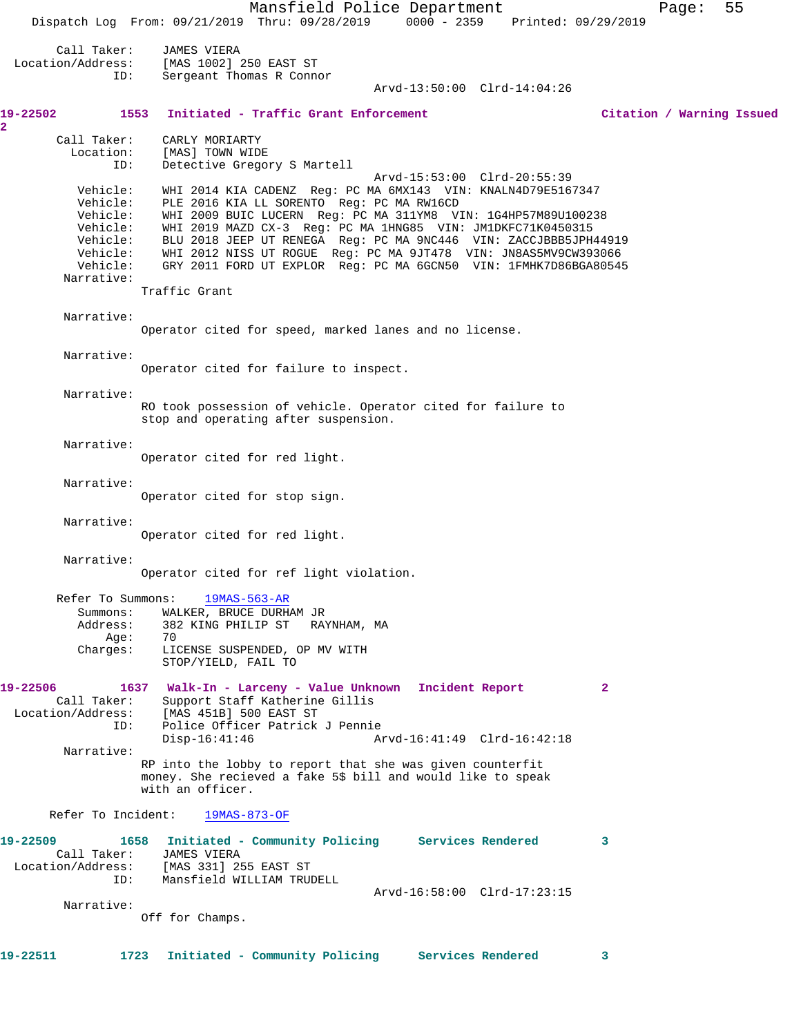Call Taker: JAMES VIERA
Location/Address: [MAS 1002] 250 EAST ST
ID: Sergeant Thomas R Connor
Arvd-13:50:00 Clrd-14:04:26

**19-22502 1553 Initiated - Traffic Grant Enforcement Citation / Warning Issued 2**

Call Taker: CARLY MORIARTY
Location: [MAS] TOWN WIDE
ID: Detective Gregory S Martell
Arvd-15:53:00 Clrd-20:55:39
Vehicle: WHI 2014 KIA CADENZ Reg: PC MA 6MX143 VIN: KNALN4D79E5167347
Vehicle: PLE 2016 KIA LL SORENTO Reg: PC MA RW16CD
Vehicle: WHI 2009 BUIC LUCERN Reg: PC MA 311YM8 VIN: 1G4HP57M89U100238
Vehicle: WHI 2019 MAZD CX-3 Reg: PC MA 1HNG85 VIN: JM1DKFC71K0450315
Vehicle: BLU 2018 JEEP UT RENEGA Reg: PC MA 9NC446 VIN: ZACCJBBB5JPH44919
Vehicle: WHI 2012 NISS UT ROGUE Reg: PC MA 9JT478 VIN: JN8AS5MV9CW393066
Vehicle: GRY 2011 FORD UT EXPLOR Reg: PC MA 6GCN50 VIN: 1FMHK7D86BGA80545

Narrative:
Traffic Grant

Narrative:
Operator cited for speed, marked lanes and no license.

Narrative:
Operator cited for failure to inspect.

Narrative:
RO took possession of vehicle. Operator cited for failure to stop and operating after suspension.

Narrative:
Operator cited for red light.

Narrative:
Operator cited for stop sign.

Narrative:
Operator cited for red light.

Narrative:
Operator cited for ref light violation.

Refer To Summons: 19MAS-563-AR
Summons: WALKER, BRUCE DURHAM JR
Address: 382 KING PHILIP ST RAYNHAM, MA
Age: 70
Charges: LICENSE SUSPENDED, OP MV WITH
STOP/YIELD, FAIL TO

**19-22506 1637 Walk-In - Larceny - Value Unknown Incident Report 2**

Call Taker: Support Staff Katherine Gillis
Location/Address: [MAS 451B] 500 EAST ST
ID: Police Officer Patrick J Pennie
Disp-16:41:46 Arvd-16:41:49 Clrd-16:42:18

Narrative:
RP into the lobby to report that she was given counterfit money. She recieved a fake 5$ bill and would like to speak with an officer.

Refer To Incident: 19MAS-873-OF

**19-22509 1658 Initiated - Community Policing Services Rendered 3**

Call Taker: JAMES VIERA
Location/Address: [MAS 331] 255 EAST ST
ID: Mansfield WILLIAM TRUDELL
Arvd-16:58:00 Clrd-17:23:15

Narrative:
Off for Champs.

**19-22511 1723 Initiated - Community Policing Services Rendered 3**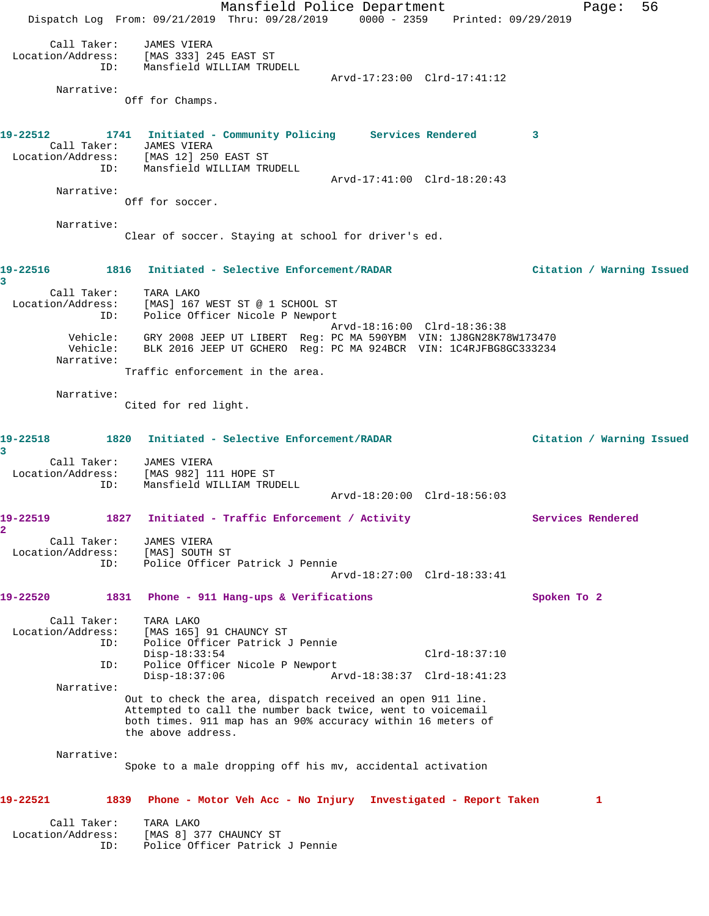Call Taker: JAMES VIERA
Location/Address: [MAS 333] 245 EAST ST
ID: Mansfield WILLIAM TRUDELL
Arvd-17:23:00 Clrd-17:41:12

Narrative:
Off for Champs.

**19-22512 1741 Initiated - Community Policing Services Rendered 3**

Call Taker: JAMES VIERA
Location/Address: [MAS 12] 250 EAST ST
ID: Mansfield WILLIAM TRUDELL
Arvd-17:41:00 Clrd-18:20:43

Narrative:
Off for soccer.

Narrative:
Clear of soccer. Staying at school for driver's ed.

**19-22516 1816 Initiated - Selective Enforcement/RADAR Citation / Warning Issued 3**

Call Taker: TARA LAKO
Location/Address: [MAS] 167 WEST ST @ 1 SCHOOL ST
ID: Police Officer Nicole P Newport
Arvd-18:16:00 Clrd-18:36:38
Vehicle: GRY 2008 JEEP UT LIBERT Reg: PC MA 590YBM VIN: 1J8GN28K78W173470
Vehicle: BLK 2016 JEEP UT GCHERO Reg: PC MA 924BCR VIN: 1C4RJFBG8GC333234

Narrative:
Traffic enforcement in the area.

Narrative:
Cited for red light.

**19-22518 1820 Initiated - Selective Enforcement/RADAR Citation / Warning Issued 3**

Call Taker: JAMES VIERA
Location/Address: [MAS 982] 111 HOPE ST
ID: Mansfield WILLIAM TRUDELL
Arvd-18:20:00 Clrd-18:56:03

**19-22519 1827 Initiated - Traffic Enforcement / Activity Services Rendered 2**

Call Taker: JAMES VIERA
Location/Address: [MAS] SOUTH ST
ID: Police Officer Patrick J Pennie
Arvd-18:27:00 Clrd-18:33:41

**19-22520 1831 Phone - 911 Hang-ups & Verifications Spoken To 2**

Call Taker: TARA LAKO
Location/Address: [MAS 165] 91 CHAUNCY ST
ID: Police Officer Patrick J Pennie
Disp-18:33:54 Clrd-18:37:10
ID: Police Officer Nicole P Newport
Disp-18:37:06 Arvd-18:38:37 Clrd-18:41:23

Narrative:
Out to check the area, dispatch received an open 911 line. Attempted to call the number back twice, went to voicemail both times. 911 map has an 90% accuracy within 16 meters of the above address.

Narrative:
Spoke to a male dropping off his mv, accidental activation

**19-22521 1839 Phone - Motor Veh Acc - No Injury Investigated - Report Taken 1**

Call Taker: TARA LAKO
Location/Address: [MAS 8] 377 CHAUNCY ST
ID: Police Officer Patrick J Pennie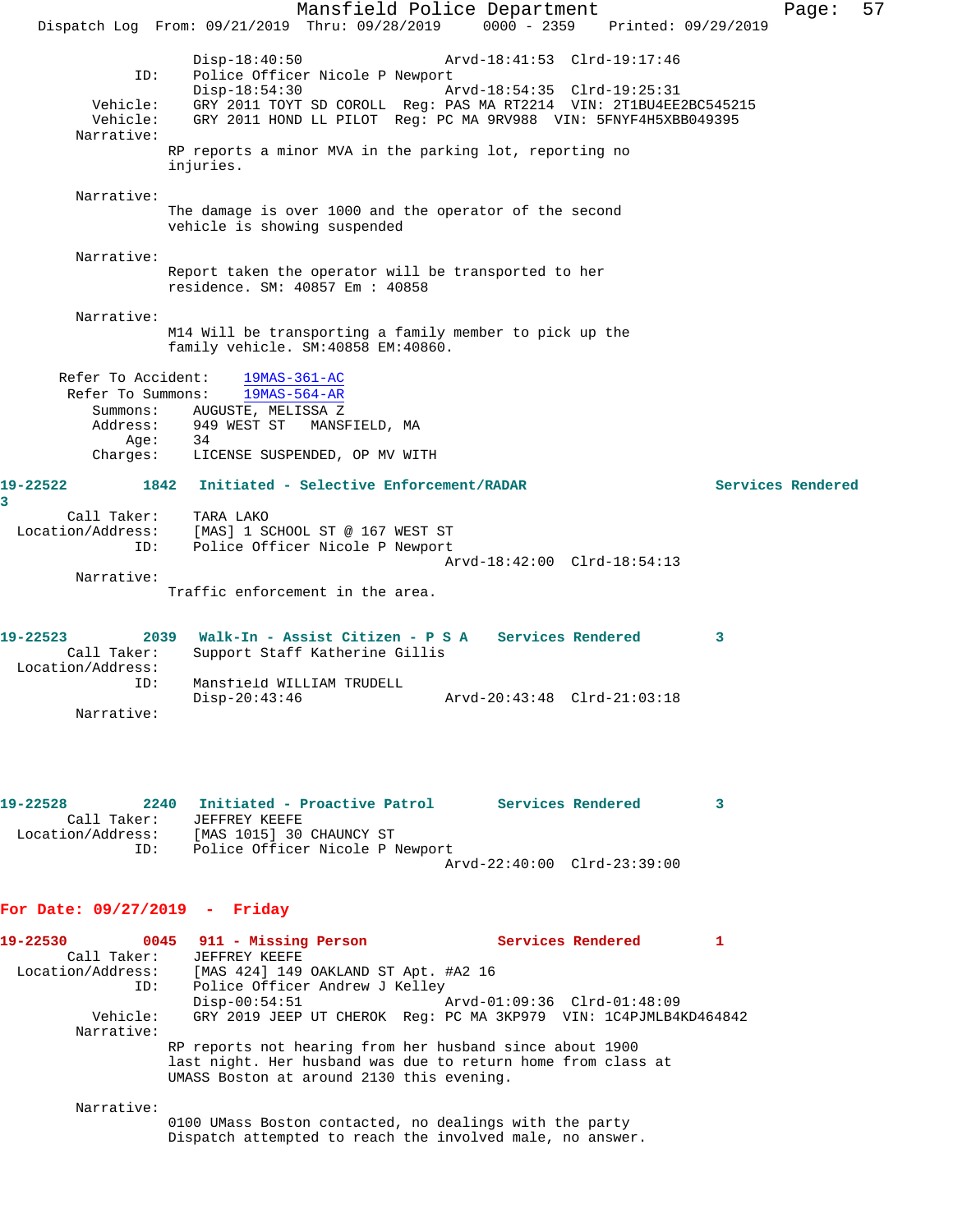Disp-18:40:50 Arvd-18:41:53 Clrd-19:17:46
ID: Police Officer Nicole P Newport
Disp-18:54:30 Arvd-18:54:35 Clrd-19:25:31
Vehicle: GRY 2011 TOYT SD COROLL Reg: PAS MA RT2214 VIN: 2T1BU4EE2BC545215
Vehicle: GRY 2011 HOND LL PILOT Reg: PC MA 9RV988 VIN: 5FNYF4H5XBB049395
Narrative:
RP reports a minor MVA in the parking lot, reporting no injuries.

Narrative:
The damage is over 1000 and the operator of the second vehicle is showing suspended

Narrative:
Report taken the operator will be transported to her residence. SM: 40857 Em : 40858

Narrative:
M14 Will be transporting a family member to pick up the family vehicle. SM:40858 EM:40860.

Refer To Accident: 19MAS-361-AC
Refer To Summons: 19MAS-564-AR
Summons: AUGUSTE, MELISSA Z
Address: 949 WEST ST MANSFIELD, MA
Age: 34
Charges: LICENSE SUSPENDED, OP MV WITH

**19-22522 1842 Initiated - Selective Enforcement/RADAR Services Rendered 3**
Call Taker: TARA LAKO
Location/Address: [MAS] 1 SCHOOL ST @ 167 WEST ST
ID: Police Officer Nicole P Newport
Arvd-18:42:00 Clrd-18:54:13
Narrative:
Traffic enforcement in the area.

**19-22523 2039 Walk-In - Assist Citizen - P S A Services Rendered 3**
Call Taker: Support Staff Katherine Gillis
Location/Address:
ID: Mansfield WILLIAM TRUDELL
Disp-20:43:46 Arvd-20:43:48 Clrd-21:03:18
Narrative:

**19-22528 2240 Initiated - Proactive Patrol Services Rendered 3**
Call Taker: JEFFREY KEEFE
Location/Address: [MAS 1015] 30 CHAUNCY ST
ID: Police Officer Nicole P Newport
Arvd-22:40:00 Clrd-23:39:00

## For Date: 09/27/2019 - Friday

**19-22530 0045 911 - Missing Person Services Rendered 1**
Call Taker: JEFFREY KEEFE
Location/Address: [MAS 424] 149 OAKLAND ST Apt. #A2 16
ID: Police Officer Andrew J Kelley
Disp-00:54:51 Arvd-01:09:36 Clrd-01:48:09
Vehicle: GRY 2019 JEEP UT CHEROK Reg: PC MA 3KP979 VIN: 1C4PJMLB4KD464842
Narrative:
RP reports not hearing from her husband since about 1900 last night. Her husband was due to return home from class at UMASS Boston at around 2130 this evening.

Narrative:
0100 UMass Boston contacted, no dealings with the party Dispatch attempted to reach the involved male, no answer.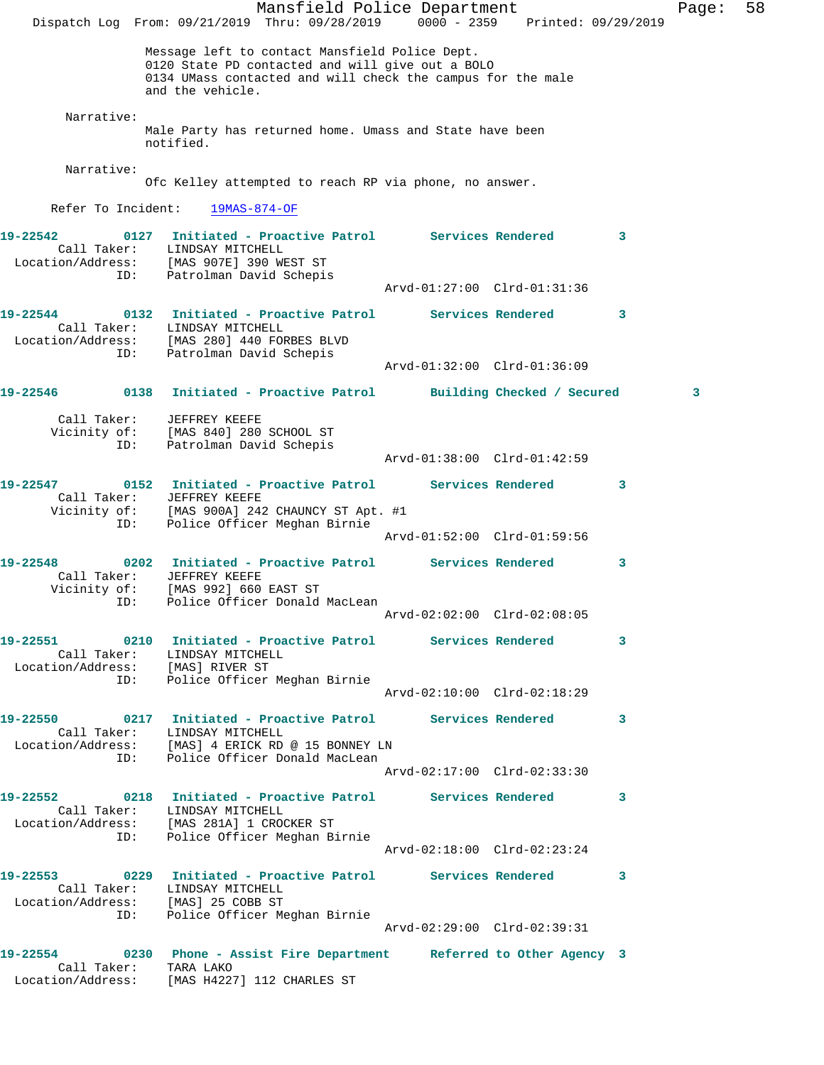Message left to contact Mansfield Police Dept.
0120 State PD contacted and will give out a BOLO
0134 UMass contacted and will check the campus for the male and the vehicle.

Narrative:
Male Party has returned home. Umass and State have been notified.

Narrative:
Ofc Kelley attempted to reach RP via phone, no answer.

Refer To Incident: 19MAS-874-OF

**19-22542** 0127 **Initiated - Proactive Patrol** **Services Rendered** 3
Call Taker: LINDSAY MITCHELL
Location/Address: [MAS 907E] 390 WEST ST
ID: Patrolman David Schepis
Arvd-01:27:00 Clrd-01:31:36

**19-22544** 0132 **Initiated - Proactive Patrol** **Services Rendered** 3
Call Taker: LINDSAY MITCHELL
Location/Address: [MAS 280] 440 FORBES BLVD
ID: Patrolman David Schepis
Arvd-01:32:00 Clrd-01:36:09

**19-22546** 0138 **Initiated - Proactive Patrol** **Building Checked / Secured** 3
Call Taker: JEFFREY KEEFE
Vicinity of: [MAS 840] 280 SCHOOL ST
ID: Patrolman David Schepis
Arvd-01:38:00 Clrd-01:42:59

**19-22547** 0152 **Initiated - Proactive Patrol** **Services Rendered** 3
Call Taker: JEFFREY KEEFE
Vicinity of: [MAS 900A] 242 CHAUNCY ST Apt. #1
ID: Police Officer Meghan Birnie
Arvd-01:52:00 Clrd-01:59:56

**19-22548** 0202 **Initiated - Proactive Patrol** **Services Rendered** 3
Call Taker: JEFFREY KEEFE
Vicinity of: [MAS 992] 660 EAST ST
ID: Police Officer Donald MacLean
Arvd-02:02:00 Clrd-02:08:05

**19-22551** 0210 **Initiated - Proactive Patrol** **Services Rendered** 3
Call Taker: LINDSAY MITCHELL
Location/Address: [MAS] RIVER ST
ID: Police Officer Meghan Birnie
Arvd-02:10:00 Clrd-02:18:29

**19-22550** 0217 **Initiated - Proactive Patrol** **Services Rendered** 3
Call Taker: LINDSAY MITCHELL
Location/Address: [MAS] 4 ERICK RD @ 15 BONNEY LN
ID: Police Officer Donald MacLean
Arvd-02:17:00 Clrd-02:33:30

**19-22552** 0218 **Initiated - Proactive Patrol** **Services Rendered** 3
Call Taker: LINDSAY MITCHELL
Location/Address: [MAS 281A] 1 CROCKER ST
ID: Police Officer Meghan Birnie
Arvd-02:18:00 Clrd-02:23:24

**19-22553** 0229 **Initiated - Proactive Patrol** **Services Rendered** 3
Call Taker: LINDSAY MITCHELL
Location/Address: [MAS] 25 COBB ST
ID: Police Officer Meghan Birnie
Arvd-02:29:00 Clrd-02:39:31

**19-22554** 0230 **Phone - Assist Fire Department** **Referred to Other Agency** 3
Call Taker: TARA LAKO
Location/Address: [MAS H4227] 112 CHARLES ST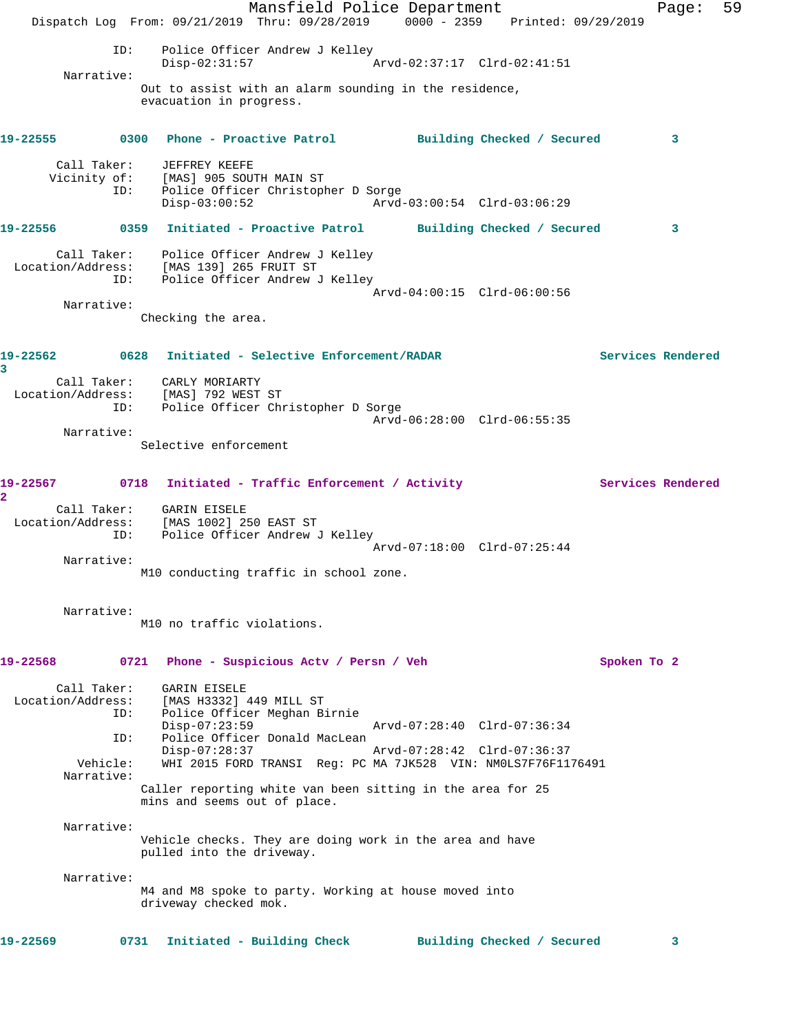ID:    Police Officer Andrew J Kelley
                   Disp-02:31:57                Arvd-02:37:17  Clrd-02:41:51

       Narrative:
                   Out to assist with an alarm sounding in the residence,
                   evacuation in progress.

**19-22555        0300   Phone - Proactive Patrol          Building Checked / Secured         3**

       Call Taker:    JEFFREY KEEFE
      Vicinity of:    [MAS] 905 SOUTH MAIN ST
            ID:    Police Officer Christopher D Sorge
                   Disp-03:00:52                Arvd-03:00:54  Clrd-03:06:29

**19-22556        0359   Initiated - Proactive Patrol      Building Checked / Secured         3**

       Call Taker:    Police Officer Andrew J Kelley
 Location/Address:    [MAS 139] 265 FRUIT ST
            ID:    Police Officer Andrew J Kelley
                                                Arvd-04:00:15  Clrd-06:00:56

       Narrative:
                   Checking the area.

**19-22562        0628   Initiated - Selective Enforcement/RADAR                    Services Rendered 3**

       Call Taker:    CARLY MORIARTY
 Location/Address:    [MAS] 792 WEST ST
            ID:    Police Officer Christopher D Sorge
                                                Arvd-06:28:00  Clrd-06:55:35

       Narrative:
                   Selective enforcement

**19-22567        0718   Initiated - Traffic Enforcement / Activity                 Services Rendered 2**

       Call Taker:    GARIN EISELE
 Location/Address:    [MAS 1002] 250 EAST ST
            ID:    Police Officer Andrew J Kelley
                                                Arvd-07:18:00  Clrd-07:25:44

       Narrative:
                   M10 conducting traffic in school zone.

       Narrative:
                   M10 no traffic violations.

**19-22568        0721   Phone - Suspicious Actv / Persn / Veh                      Spoken To 2**

       Call Taker:    GARIN EISELE
 Location/Address:    [MAS H3332] 449 MILL ST
            ID:    Police Officer Meghan Birnie
                   Disp-07:23:59                Arvd-07:28:40  Clrd-07:36:34
            ID:    Police Officer Donald MacLean
                   Disp-07:28:37                Arvd-07:28:42  Clrd-07:36:37
          Vehicle:    WHI 2015 FORD TRANSI  Reg: PC MA 7JK528  VIN: NM0LS7F76F1176491
       Narrative:
                   Caller reporting white van been sitting in the area for 25
                   mins and seems out of place.

       Narrative:
                   Vehicle checks. They are doing work in the area and have
                   pulled into the driveway.

       Narrative:
                   M4 and M8 spoke to party. Working at house moved into
                   driveway checked mok.

**19-22569        0731   Initiated - Building Check        Building Checked / Secured         3**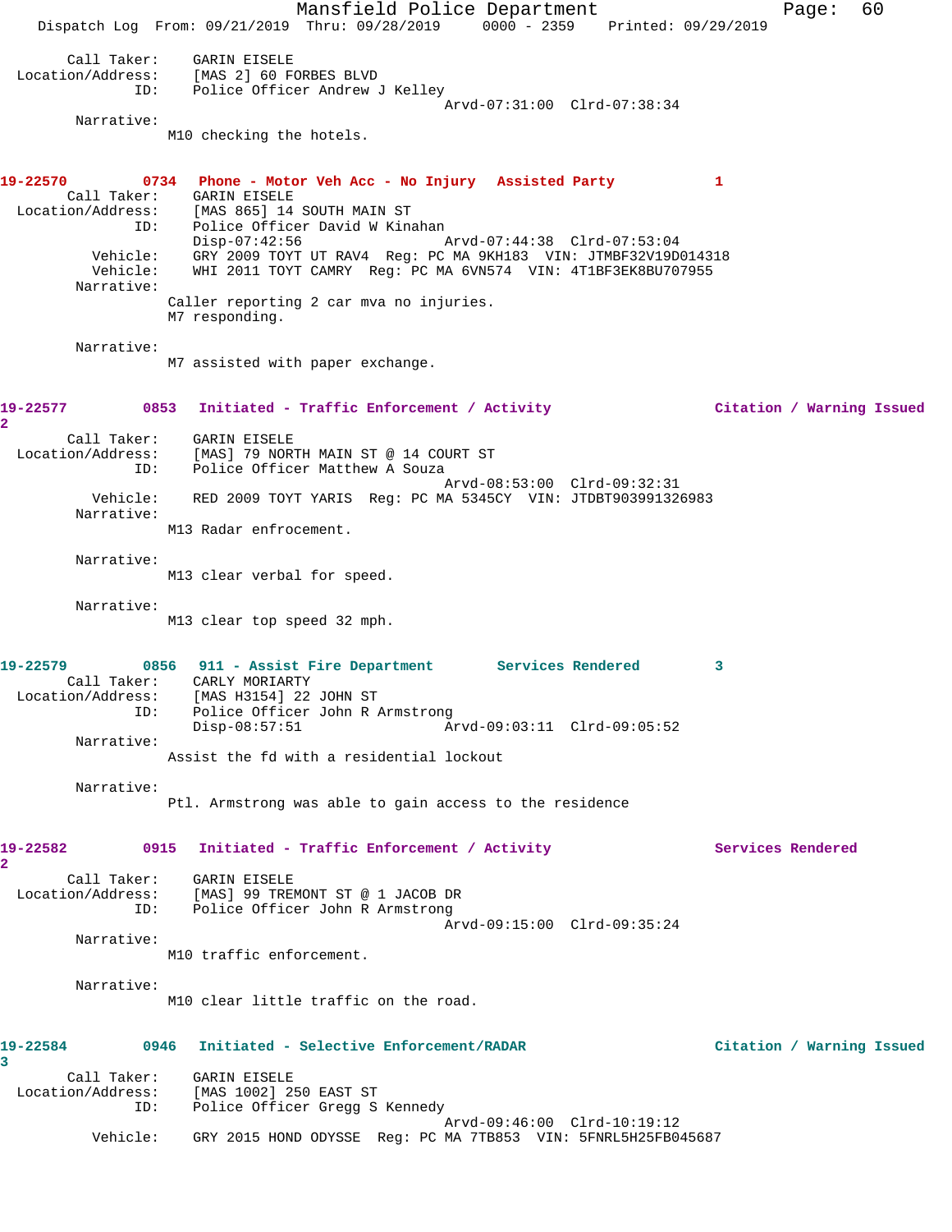Call Taker: GARIN EISELE
Location/Address: [MAS 2] 60 FORBES BLVD
ID: Police Officer Andrew J Kelley
Arvd-07:31:00 Clrd-07:38:34

Narrative:
M10 checking the hotels.

**19-22570 0734 Phone - Motor Veh Acc - No Injury Assisted Party 1**

Call Taker: GARIN EISELE
Location/Address: [MAS 865] 14 SOUTH MAIN ST
ID: Police Officer David W Kinahan
Disp-07:42:56 Arvd-07:44:38 Clrd-07:53:04
Vehicle: GRY 2009 TOYT UT RAV4 Reg: PC MA 9KH183 VIN: JTMBF32V19D014318
Vehicle: WHI 2011 TOYT CAMRY Reg: PC MA 6VN574 VIN: 4T1BF3EK8BU707955

Narrative:
Caller reporting 2 car mva no injuries.
M7 responding.

Narrative:
M7 assisted with paper exchange.

**19-22577 0853 Initiated - Traffic Enforcement / Activity Citation / Warning Issued 2**

Call Taker: GARIN EISELE
Location/Address: [MAS] 79 NORTH MAIN ST @ 14 COURT ST
ID: Police Officer Matthew A Souza
Arvd-08:53:00 Clrd-09:32:31
Vehicle: RED 2009 TOYT YARIS Reg: PC MA 5345CY VIN: JTDBT903991326983

Narrative:
M13 Radar enfrocement.

Narrative:
M13 clear verbal for speed.

Narrative:
M13 clear top speed 32 mph.

**19-22579 0856 911 - Assist Fire Department Services Rendered 3**

Call Taker: CARLY MORIARTY
Location/Address: [MAS H3154] 22 JOHN ST
ID: Police Officer John R Armstrong
Disp-08:57:51 Arvd-09:03:11 Clrd-09:05:52

Narrative:
Assist the fd with a residential lockout

Narrative:
Ptl. Armstrong was able to gain access to the residence

**19-22582 0915 Initiated - Traffic Enforcement / Activity Services Rendered 2**

Call Taker: GARIN EISELE
Location/Address: [MAS] 99 TREMONT ST @ 1 JACOB DR
ID: Police Officer John R Armstrong
Arvd-09:15:00 Clrd-09:35:24

Narrative:
M10 traffic enforcement.

Narrative:
M10 clear little traffic on the road.

**19-22584 0946 Initiated - Selective Enforcement/RADAR Citation / Warning Issued 3**

Call Taker: GARIN EISELE
Location/Address: [MAS 1002] 250 EAST ST
ID: Police Officer Gregg S Kennedy
Arvd-09:46:00 Clrd-10:19:12
Vehicle: GRY 2015 HOND ODYSSE Reg: PC MA 7TB853 VIN: 5FNRL5H25FB045687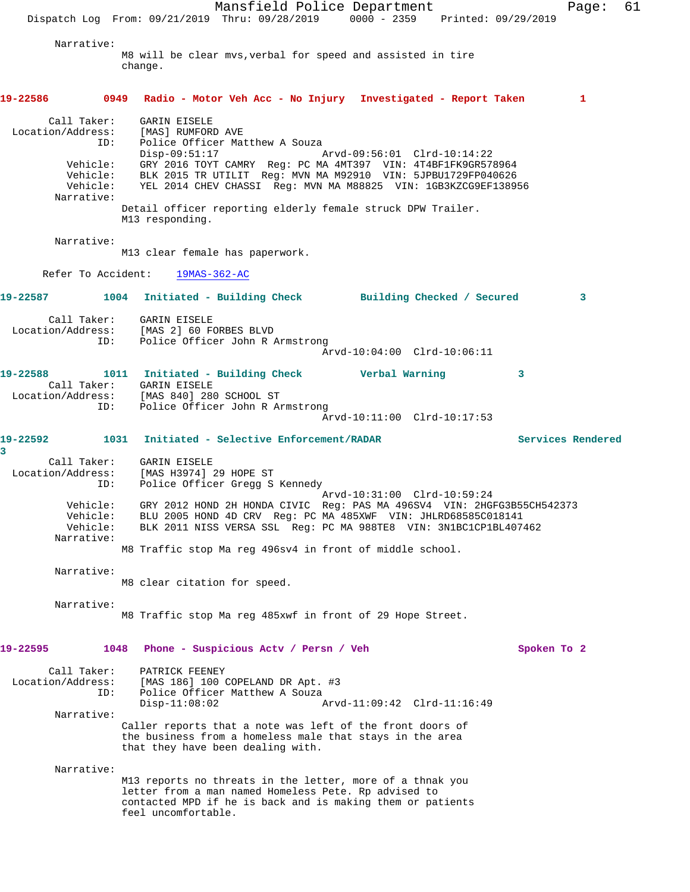Narrative:
M8 will be clear mvs,verbal for speed and assisted in tire change.

**19-22586 0949 Radio - Motor Veh Acc - No Injury Investigated - Report Taken 1**

Call Taker: GARIN EISELE
Location/Address: [MAS] RUMFORD AVE
ID: Police Officer Matthew A Souza
Disp-09:51:17 Arvd-09:56:01 Clrd-10:14:22
Vehicle: GRY 2016 TOYT CAMRY Reg: PC MA 4MT397 VIN: 4T4BF1FK9GR578964
Vehicle: BLK 2015 TR UTILIT Reg: MVN MA M92910 VIN: 5JPBU1729FP040626
Vehicle: YEL 2014 CHEV CHASSI Reg: MVN MA M88825 VIN: 1GB3KZCG9EF138956
Narrative:
Detail officer reporting elderly female struck DPW Trailer.
M13 responding.

Narrative:
M13 clear female has paperwork.

Refer To Accident: 19MAS-362-AC

**19-22587 1004 Initiated - Building Check Building Checked / Secured 3**

Call Taker: GARIN EISELE
Location/Address: [MAS 2] 60 FORBES BLVD
ID: Police Officer John R Armstrong
Arvd-10:04:00 Clrd-10:06:11

**19-22588 1011 Initiated - Building Check Verbal Warning 3**

Call Taker: GARIN EISELE
Location/Address: [MAS 840] 280 SCHOOL ST
ID: Police Officer John R Armstrong
Arvd-10:11:00 Clrd-10:17:53

**19-22592 1031 Initiated - Selective Enforcement/RADAR Services Rendered 3**

Call Taker: GARIN EISELE
Location/Address: [MAS H3974] 29 HOPE ST
ID: Police Officer Gregg S Kennedy
Arvd-10:31:00 Clrd-10:59:24
Vehicle: GRY 2012 HOND 2H HONDA CIVIC Reg: PAS MA 496SV4 VIN: 2HGFG3B55CH542373
Vehicle: BLU 2005 HOND 4D CRV Reg: PC MA 485XWF VIN: JHLRD68585C018141
Vehicle: BLK 2011 NISS VERSA SSL Reg: PC MA 988TE8 VIN: 3N1BC1CP1BL407462
Narrative:
M8 Traffic stop Ma reg 496sv4 in front of middle school.

Narrative:
M8 clear citation for speed.

Narrative:
M8 Traffic stop Ma reg 485xwf in front of 29 Hope Street.

**19-22595 1048 Phone - Suspicious Actv / Persn / Veh Spoken To 2**

Call Taker: PATRICK FEENEY
Location/Address: [MAS 186] 100 COPELAND DR Apt. #3
ID: Police Officer Matthew A Souza
Disp-11:08:02 Arvd-11:09:42 Clrd-11:16:49
Narrative:
Caller reports that a note was left of the front doors of the business from a homeless male that stays in the area that they have been dealing with.

Narrative:
M13 reports no threats in the letter, more of a thnak you letter from a man named Homeless Pete. Rp advised to contacted MPD if he is back and is making them or patients feel uncomfortable.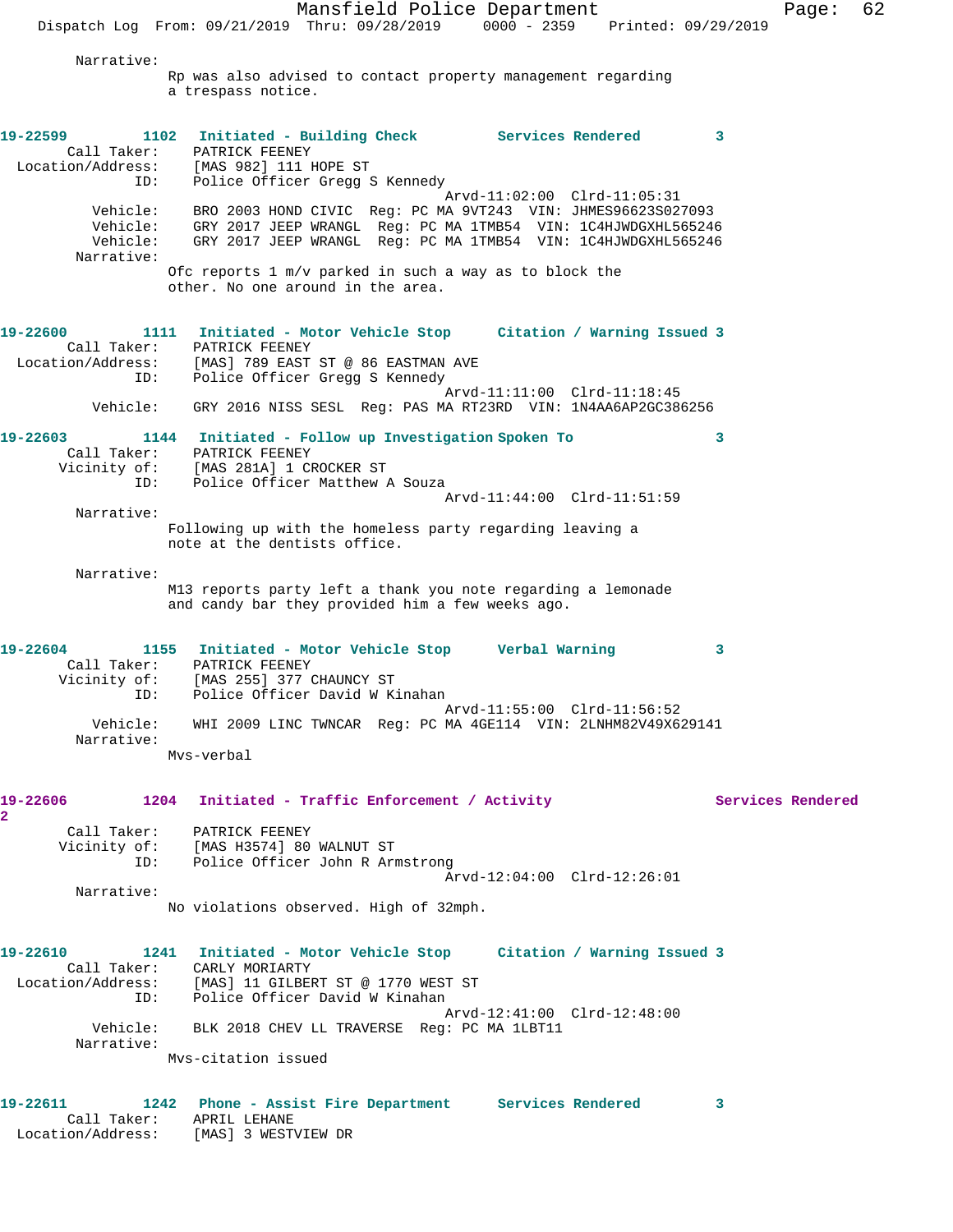Narrative:
Rp was also advised to contact property management regarding a trespass notice.

**19-22599** 1102 **Initiated - Building Check** **Services Rendered** 3
Call Taker: PATRICK FEENEY
Location/Address: [MAS 982] 111 HOPE ST
ID: Police Officer Gregg S Kennedy
Arvd-11:02:00 Clrd-11:05:31
Vehicle: BRO 2003 HOND CIVIC Reg: PC MA 9VT243 VIN: JHMES96623S027093
Vehicle: GRY 2017 JEEP WRANGL Reg: PC MA 1TMB54 VIN: 1C4HJWDGXHL565246
Vehicle: GRY 2017 JEEP WRANGL Reg: PC MA 1TMB54 VIN: 1C4HJWDGXHL565246
Narrative:
Ofc reports 1 m/v parked in such a way as to block the other. No one around in the area.

**19-22600** 1111 **Initiated - Motor Vehicle Stop** **Citation / Warning Issued** 3
Call Taker: PATRICK FEENEY
Location/Address: [MAS] 789 EAST ST @ 86 EASTMAN AVE
ID: Police Officer Gregg S Kennedy
Arvd-11:11:00 Clrd-11:18:45
Vehicle: GRY 2016 NISS SESL Reg: PAS MA RT23RD VIN: 1N4AA6AP2GC386256

**19-22603** 1144 **Initiated - Follow up Investigation** **Spoken To** 3
Call Taker: PATRICK FEENEY
Vicinity of: [MAS 281A] 1 CROCKER ST
ID: Police Officer Matthew A Souza
Arvd-11:44:00 Clrd-11:51:59
Narrative:
Following up with the homeless party regarding leaving a note at the dentists office.

Narrative:
M13 reports party left a thank you note regarding a lemonade and candy bar they provided him a few weeks ago.

**19-22604** 1155 **Initiated - Motor Vehicle Stop** **Verbal Warning** 3
Call Taker: PATRICK FEENEY
Vicinity of: [MAS 255] 377 CHAUNCY ST
ID: Police Officer David W Kinahan
Arvd-11:55:00 Clrd-11:56:52
Vehicle: WHI 2009 LINC TWNCAR Reg: PC MA 4GE114 VIN: 2LNHM82V49X629141
Narrative:
Mvs-verbal

**19-22606** 1204 **Initiated - Traffic Enforcement / Activity** **Services Rendered** 2
Call Taker: PATRICK FEENEY
Vicinity of: [MAS H3574] 80 WALNUT ST
ID: Police Officer John R Armstrong
Arvd-12:04:00 Clrd-12:26:01
Narrative:
No violations observed. High of 32mph.

**19-22610** 1241 **Initiated - Motor Vehicle Stop** **Citation / Warning Issued** 3
Call Taker: CARLY MORIARTY
Location/Address: [MAS] 11 GILBERT ST @ 1770 WEST ST
ID: Police Officer David W Kinahan
Arvd-12:41:00 Clrd-12:48:00
Vehicle: BLK 2018 CHEV LL TRAVERSE Reg: PC MA 1LBT11
Narrative:
Mvs-citation issued

**19-22611** 1242 **Phone - Assist Fire Department** **Services Rendered** 3
Call Taker: APRIL LEHANE
Location/Address: [MAS] 3 WESTVIEW DR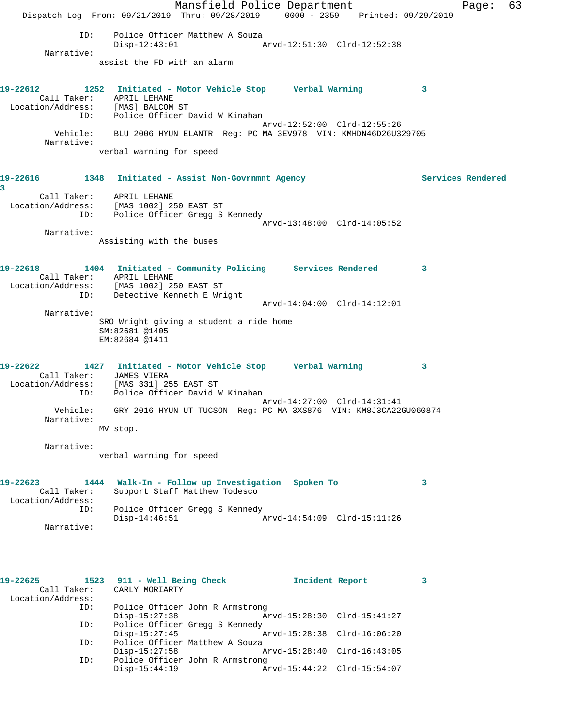```
             ID:    Police Officer Matthew A Souza
                    Disp-12:43:01               Arvd-12:51:30  Clrd-12:52:38
     Narrative:
                    assist the FD with an alarm


19-22612        1252   Initiated - Motor Vehicle Stop     Verbal Warning          3
      Call Taker:    APRIL LEHANE
  Location/Address:  [MAS] BALCOM ST
             ID:    Police Officer David W Kinahan
                                                Arvd-12:52:00  Clrd-12:55:26
        Vehicle:    BLU 2006 HYUN ELANTR  Reg: PC MA 3EV978  VIN: KMHDN46D26U329705
     Narrative:
                    verbal warning for speed


19-22616        1348   Initiated - Assist Non-Govrnmnt Agency                     Services Rendered
3
      Call Taker:    APRIL LEHANE
  Location/Address:  [MAS 1002] 250 EAST ST
             ID:    Police Officer Gregg S Kennedy
                                                Arvd-13:48:00  Clrd-14:05:52
     Narrative:
                    Assisting with the buses


19-22618        1404   Initiated - Community Policing     Services Rendered       3
      Call Taker:    APRIL LEHANE
  Location/Address:  [MAS 1002] 250 EAST ST
             ID:    Detective Kenneth E Wright
                                                Arvd-14:04:00  Clrd-14:12:01
     Narrative:
                    SRO Wright giving a student a ride home
                    SM:82681 @1405
                    EM:82684 @1411


19-22622        1427   Initiated - Motor Vehicle Stop     Verbal Warning          3
      Call Taker:    JAMES VIERA
  Location/Address:  [MAS 331] 255 EAST ST
             ID:    Police Officer David W Kinahan
                                                Arvd-14:27:00  Clrd-14:31:41
        Vehicle:    GRY 2016 HYUN UT TUCSON  Reg: PC MA 3XS876  VIN: KM8J3CA22GU060874
     Narrative:
                    MV stop.

     Narrative:
                    verbal warning for speed


19-22623        1444   Walk-In - Follow up Investigation  Spoken To               3
      Call Taker:    Support Staff Matthew Todesco
  Location/Address:
             ID:    Police Officer Gregg S Kennedy
                    Disp-14:46:51               Arvd-14:54:09  Clrd-15:11:26
     Narrative:



19-22625        1523   911 - Well Being Check             Incident Report         3
      Call Taker:    CARLY MORIARTY
  Location/Address:
             ID:    Police Officer John R Armstrong
                    Disp-15:27:38               Arvd-15:28:30  Clrd-15:41:27
             ID:    Police Officer Gregg S Kennedy
                    Disp-15:27:45               Arvd-15:28:38  Clrd-16:06:20
             ID:    Police Officer Matthew A Souza
                    Disp-15:27:58               Arvd-15:28:40  Clrd-16:43:05
             ID:    Police Officer John R Armstrong
                    Disp-15:44:19               Arvd-15:44:22  Clrd-15:54:07
```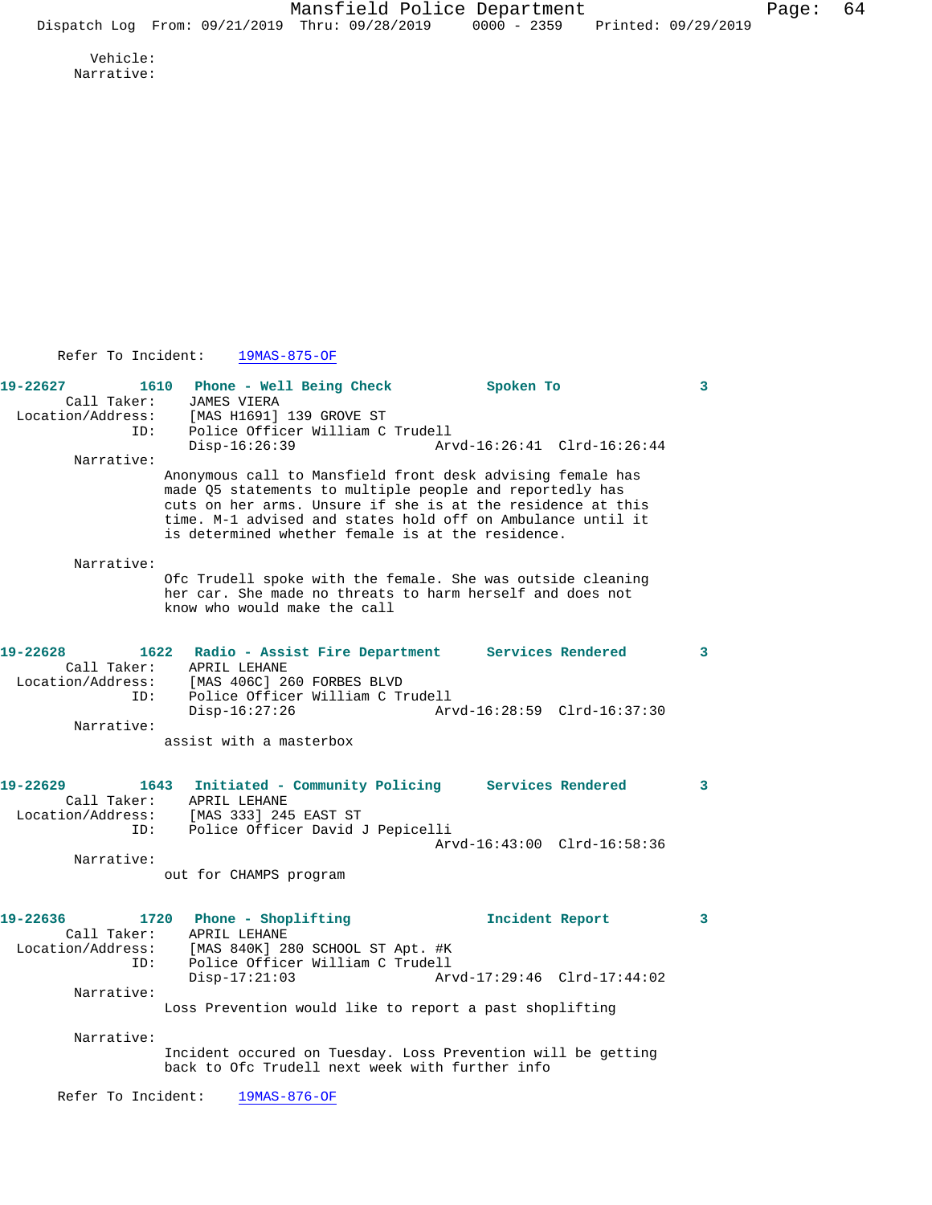Vehicle:
Narrative:

Refer To Incident: 19MAS-875-OF

**19-22627** 1610 **Phone - Well Being Check** **Spoken To** 3
Call Taker: JAMES VIERA
Location/Address: [MAS H1691] 139 GROVE ST
ID: Police Officer William C Trudell
Disp-16:26:39 Arvd-16:26:41 Clrd-16:26:44
Narrative:
Anonymous call to Mansfield front desk advising female has made Q5 statements to multiple people and reportedly has cuts on her arms. Unsure if she is at the residence at this time. M-1 advised and states hold off on Ambulance until it is determined whether female is at the residence.

Narrative:
Ofc Trudell spoke with the female. She was outside cleaning her car. She made no threats to harm herself and does not know who would make the call

**19-22628** 1622 **Radio - Assist Fire Department** **Services Rendered** 3
Call Taker: APRIL LEHANE
Location/Address: [MAS 406C] 260 FORBES BLVD
ID: Police Officer William C Trudell
Disp-16:27:26 Arvd-16:28:59 Clrd-16:37:30
Narrative:
assist with a masterbox

**19-22629** 1643 **Initiated - Community Policing** **Services Rendered** 3
Call Taker: APRIL LEHANE
Location/Address: [MAS 333] 245 EAST ST
ID: Police Officer David J Pepicelli
Arvd-16:43:00 Clrd-16:58:36
Narrative:
out for CHAMPS program

**19-22636** 1720 **Phone - Shoplifting** **Incident Report** 3
Call Taker: APRIL LEHANE
Location/Address: [MAS 840K] 280 SCHOOL ST Apt. #K
ID: Police Officer William C Trudell
Disp-17:21:03 Arvd-17:29:46 Clrd-17:44:02
Narrative:
Loss Prevention would like to report a past shoplifting

Narrative:
Incident occured on Tuesday. Loss Prevention will be getting back to Ofc Trudell next week with further info

Refer To Incident: 19MAS-876-OF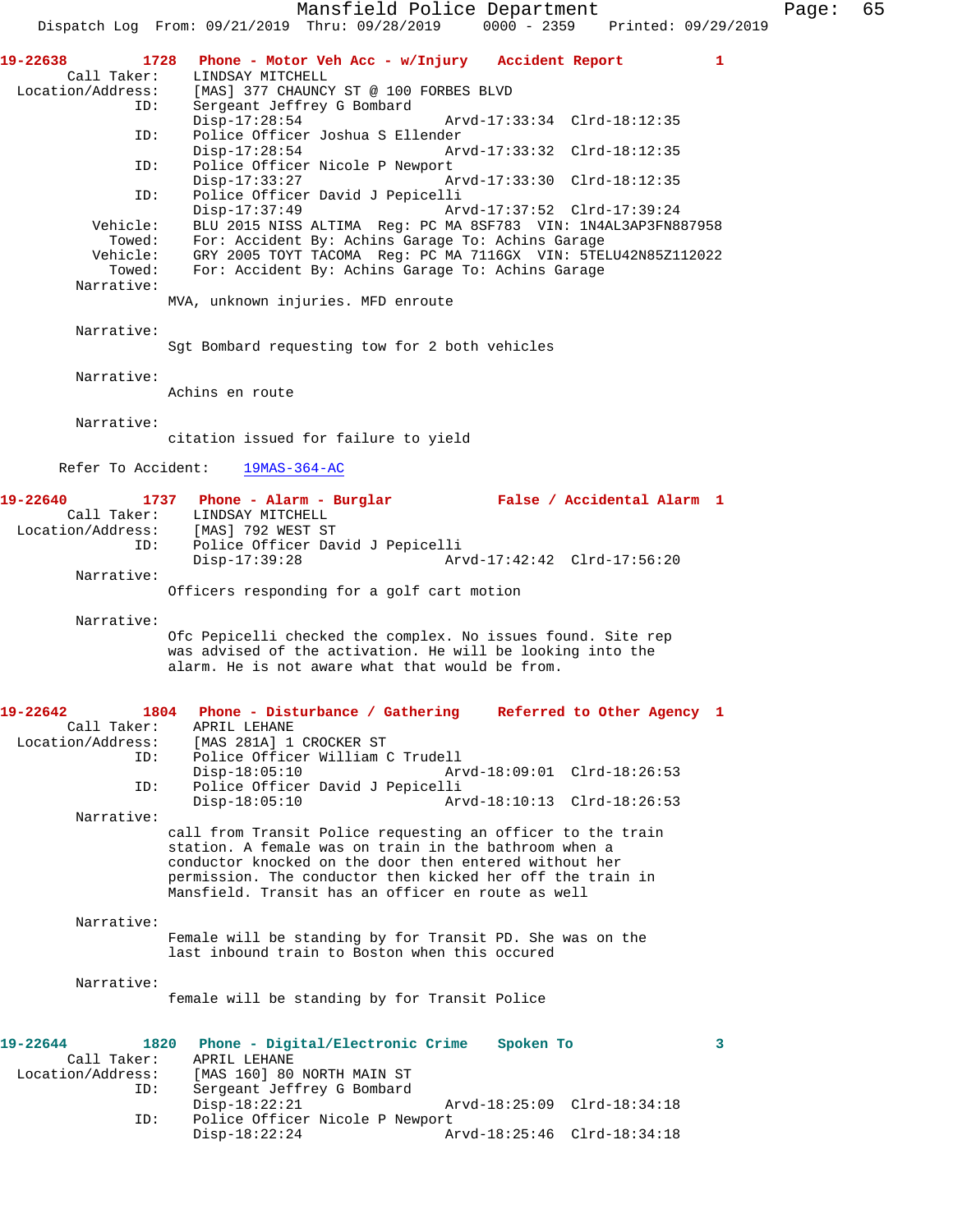**19-22638** 1728 **Phone - Motor Veh Acc - w/Injury** **Accident Report** **1**

Call Taker: LINDSAY MITCHELL
Location/Address: [MAS] 377 CHAUNCY ST @ 100 FORBES BLVD
ID: Sergeant Jeffrey G Bombard
Disp-17:28:54 Arvd-17:33:34 Clrd-18:12:35
ID: Police Officer Joshua S Ellender
Disp-17:28:54 Arvd-17:33:32 Clrd-18:12:35
ID: Police Officer Nicole P Newport
Disp-17:33:27 Arvd-17:33:30 Clrd-18:12:35
ID: Police Officer David J Pepicelli
Disp-17:37:49 Arvd-17:37:52 Clrd-17:39:24
Vehicle: BLU 2015 NISS ALTIMA Reg: PC MA 8SF783 VIN: 1N4AL3AP3FN887958
Towed: For: Accident By: Achins Garage To: Achins Garage
Vehicle: GRY 2005 TOYT TACOMA Reg: PC MA 7116GX VIN: 5TELU42N85Z112022
Towed: For: Accident By: Achins Garage To: Achins Garage

Narrative:
MVA, unknown injuries. MFD enroute

Narrative:
Sgt Bombard requesting tow for 2 both vehicles

Narrative:
Achins en route

Narrative:
citation issued for failure to yield

Refer To Accident: 19MAS-364-AC

**19-22640** 1737 **Phone - Alarm - Burglar** **False / Accidental Alarm** **1**

Call Taker: LINDSAY MITCHELL
Location/Address: [MAS] 792 WEST ST
ID: Police Officer David J Pepicelli
Disp-17:39:28 Arvd-17:42:42 Clrd-17:56:20

Narrative:
Officers responding for a golf cart motion

Narrative:
Ofc Pepicelli checked the complex. No issues found. Site rep was advised of the activation. He will be looking into the alarm. He is not aware what that would be from.

**19-22642** 1804 **Phone - Disturbance / Gathering** **Referred to Other Agency** **1**

Call Taker: APRIL LEHANE
Location/Address: [MAS 281A] 1 CROCKER ST
ID: Police Officer William C Trudell
Disp-18:05:10 Arvd-18:09:01 Clrd-18:26:53
ID: Police Officer David J Pepicelli
Disp-18:05:10 Arvd-18:10:13 Clrd-18:26:53

Narrative:
call from Transit Police requesting an officer to the train station. A female was on train in the bathroom when a conductor knocked on the door then entered without her permission. The conductor then kicked her off the train in Mansfield. Transit has an officer en route as well

Narrative:
Female will be standing by for Transit PD. She was on the last inbound train to Boston when this occured

Narrative:
female will be standing by for Transit Police

**19-22644** 1820 **Phone - Digital/Electronic Crime** **Spoken To** **3**

Call Taker: APRIL LEHANE
Location/Address: [MAS 160] 80 NORTH MAIN ST
ID: Sergeant Jeffrey G Bombard
Disp-18:22:21 Arvd-18:25:09 Clrd-18:34:18
ID: Police Officer Nicole P Newport
Disp-18:22:24 Arvd-18:25:46 Clrd-18:34:18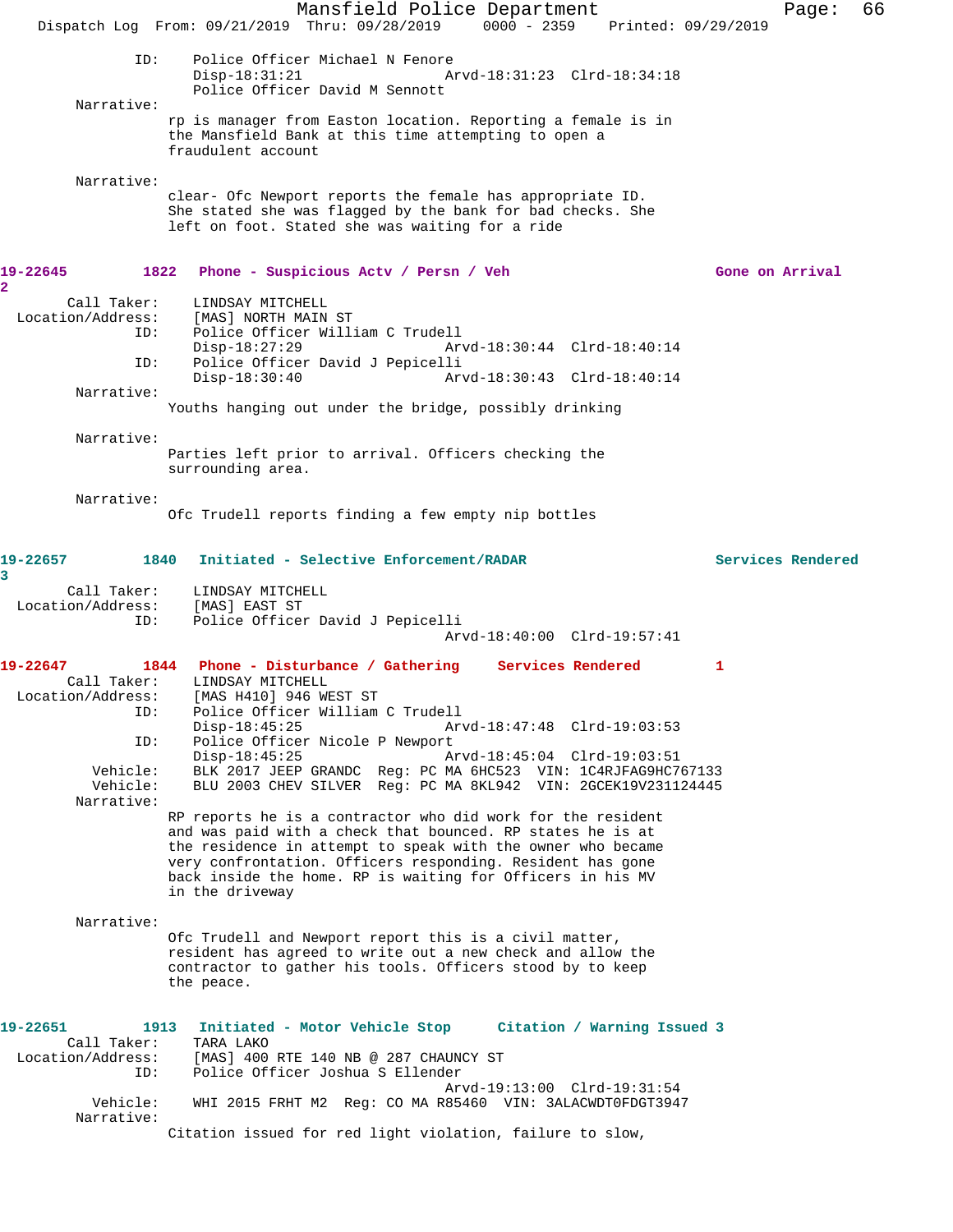ID: Police Officer Michael N Fenore
Disp-18:31:21 Arvd-18:31:23 Clrd-18:34:18
Police Officer David M Sennott

Narrative:
rp is manager from Easton location. Reporting a female is in the Mansfield Bank at this time attempting to open a fraudulent account

Narrative:
clear- Ofc Newport reports the female has appropriate ID. She stated she was flagged by the bank for bad checks. She left on foot. Stated she was waiting for a ride

**19-22645 1822 Phone - Suspicious Actv / Persn / Veh — Gone on Arrival 2**

Call Taker: LINDSAY MITCHELL
Location/Address: [MAS] NORTH MAIN ST
ID: Police Officer William C Trudell
Disp-18:27:29 Arvd-18:30:44 Clrd-18:40:14
ID: Police Officer David J Pepicelli
Disp-18:30:40 Arvd-18:30:43 Clrd-18:40:14

Narrative:
Youths hanging out under the bridge, possibly drinking

Narrative:
Parties left prior to arrival. Officers checking the surrounding area.

Narrative:
Ofc Trudell reports finding a few empty nip bottles

**19-22657 1840 Initiated - Selective Enforcement/RADAR — Services Rendered 3**

Call Taker: LINDSAY MITCHELL
Location/Address: [MAS] EAST ST
ID: Police Officer David J Pepicelli
Arvd-18:40:00 Clrd-19:57:41

**19-22647 1844 Phone - Disturbance / Gathering — Services Rendered 1**

Call Taker: LINDSAY MITCHELL
Location/Address: [MAS H410] 946 WEST ST
ID: Police Officer William C Trudell
Disp-18:45:25 Arvd-18:47:48 Clrd-19:03:53
ID: Police Officer Nicole P Newport
Disp-18:45:25 Arvd-18:45:04 Clrd-19:03:51
Vehicle: BLK 2017 JEEP GRANDC Reg: PC MA 6HC523 VIN: 1C4RJFAG9HC767133
Vehicle: BLU 2003 CHEV SILVER Reg: PC MA 8KL942 VIN: 2GCEK19V231124445

Narrative:
RP reports he is a contractor who did work for the resident and was paid with a check that bounced. RP states he is at the residence in attempt to speak with the owner who became very confrontation. Officers responding. Resident has gone back inside the home. RP is waiting for Officers in his MV in the driveway

Narrative:
Ofc Trudell and Newport report this is a civil matter, resident has agreed to write out a new check and allow the contractor to gather his tools. Officers stood by to keep the peace.

**19-22651 1913 Initiated - Motor Vehicle Stop — Citation / Warning Issued 3**

Call Taker: TARA LAKO
Location/Address: [MAS] 400 RTE 140 NB @ 287 CHAUNCY ST
ID: Police Officer Joshua S Ellender
Arvd-19:13:00 Clrd-19:31:54
Vehicle: WHI 2015 FRHT M2 Reg: CO MA R85460 VIN: 3ALACWDT0FDGT3947

Narrative:
Citation issued for red light violation, failure to slow,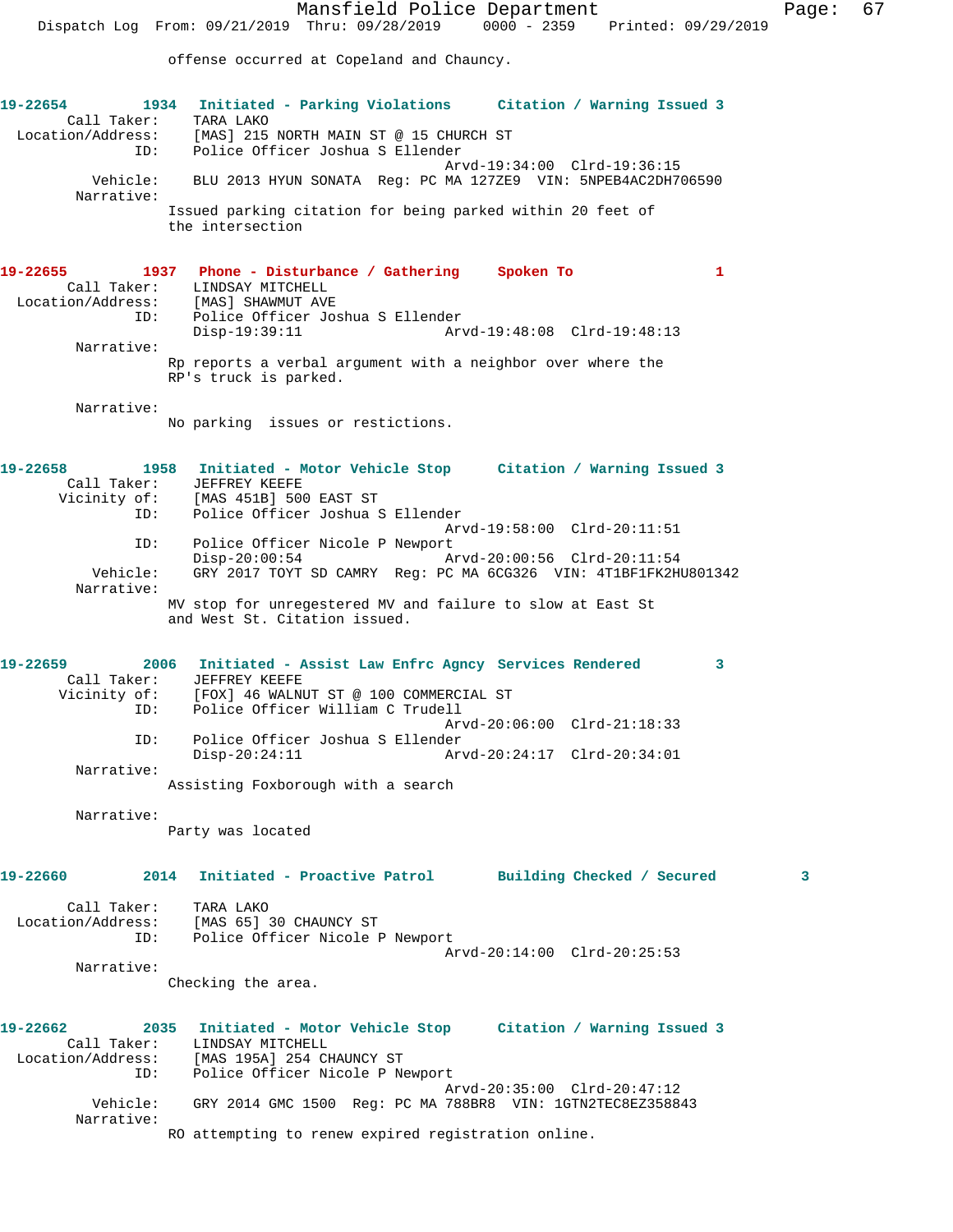offense occurred at Copeland and Chauncy.

**19-22654** 1934 **Initiated - Parking Violations** **Citation / Warning Issued 3**

Call Taker: TARA LAKO
Location/Address: [MAS] 215 NORTH MAIN ST @ 15 CHURCH ST
ID: Police Officer Joshua S Ellender
Arvd-19:34:00 Clrd-19:36:15
Vehicle: BLU 2013 HYUN SONATA Reg: PC MA 127ZE9 VIN: 5NPEB4AC2DH706590
Narrative:
Issued parking citation for being parked within 20 feet of the intersection

**19-22655** 1937 **Phone - Disturbance / Gathering** **Spoken To 1**

Call Taker: LINDSAY MITCHELL
Location/Address: [MAS] SHAWMUT AVE
ID: Police Officer Joshua S Ellender
Disp-19:39:11 Arvd-19:48:08 Clrd-19:48:13
Narrative:
Rp reports a verbal argument with a neighbor over where the RP's truck is parked.

Narrative:
No parking issues or restictions.

**19-22658** 1958 **Initiated - Motor Vehicle Stop** **Citation / Warning Issued 3**

Call Taker: JEFFREY KEEFE
Vicinity of: [MAS 451B] 500 EAST ST
ID: Police Officer Joshua S Ellender
Arvd-19:58:00 Clrd-20:11:51
ID: Police Officer Nicole P Newport
Disp-20:00:54 Arvd-20:00:56 Clrd-20:11:54
Vehicle: GRY 2017 TOYT SD CAMRY Reg: PC MA 6CG326 VIN: 4T1BF1FK2HU801342
Narrative:
MV stop for unregestered MV and failure to slow at East St and West St. Citation issued.

**19-22659** 2006 **Initiated - Assist Law Enfrc Agncy** **Services Rendered 3**

Call Taker: JEFFREY KEEFE
Vicinity of: [FOX] 46 WALNUT ST @ 100 COMMERCIAL ST
ID: Police Officer William C Trudell
Arvd-20:06:00 Clrd-21:18:33
ID: Police Officer Joshua S Ellender
Disp-20:24:11 Arvd-20:24:17 Clrd-20:34:01
Narrative:
Assisting Foxborough with a search

Narrative:
Party was located

**19-22660** 2014 **Initiated - Proactive Patrol** **Building Checked / Secured 3**

Call Taker: TARA LAKO
Location/Address: [MAS 65] 30 CHAUNCY ST
ID: Police Officer Nicole P Newport
Arvd-20:14:00 Clrd-20:25:53
Narrative:
Checking the area.

**19-22662** 2035 **Initiated - Motor Vehicle Stop** **Citation / Warning Issued 3**

Call Taker: LINDSAY MITCHELL
Location/Address: [MAS 195A] 254 CHAUNCY ST
ID: Police Officer Nicole P Newport
Arvd-20:35:00 Clrd-20:47:12
Vehicle: GRY 2014 GMC 1500 Reg: PC MA 788BR8 VIN: 1GTN2TEC8EZ358843
Narrative:
RO attempting to renew expired registration online.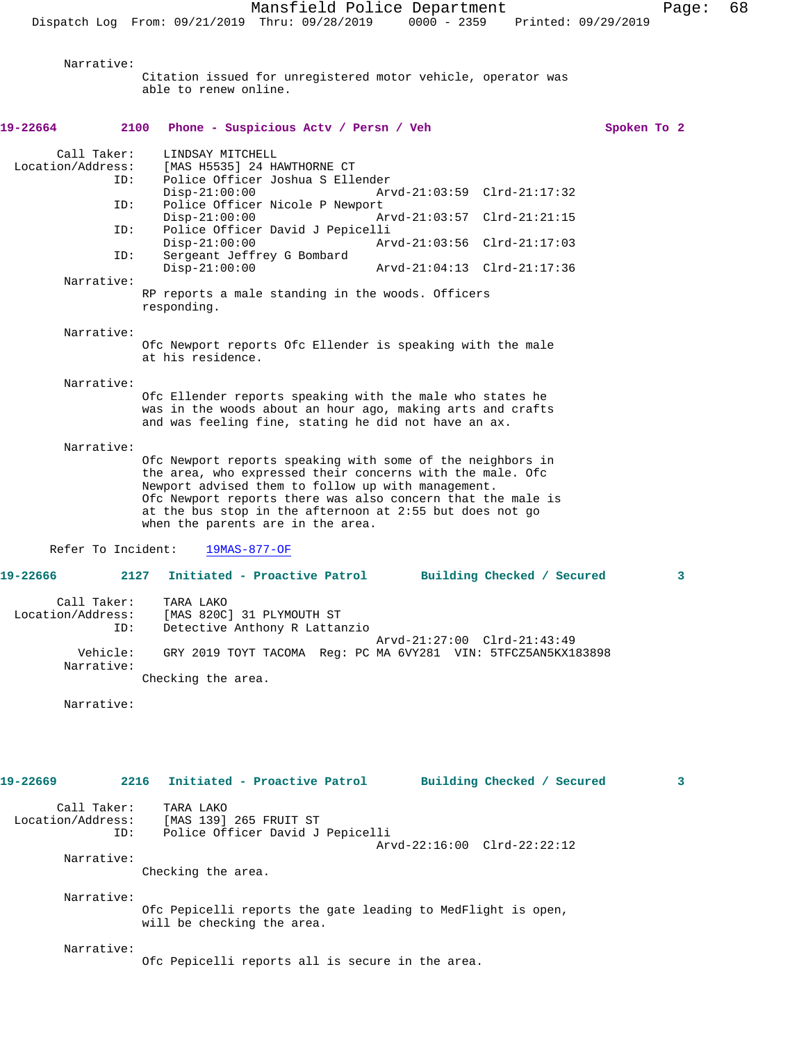Narrative:
Citation issued for unregistered motor vehicle, operator was able to renew online.

**19-22664 2100 Phone - Suspicious Actv / Persn / Veh Spoken To 2**

Call Taker: LINDSAY MITCHELL
Location/Address: [MAS H5535] 24 HAWTHORNE CT
ID: Police Officer Joshua S Ellender
Disp-21:00:00 Arvd-21:03:59 Clrd-21:17:32
ID: Police Officer Nicole P Newport
Disp-21:00:00 Arvd-21:03:57 Clrd-21:21:15
ID: Police Officer David J Pepicelli
Disp-21:00:00 Arvd-21:03:56 Clrd-21:17:03
ID: Sergeant Jeffrey G Bombard
Disp-21:00:00 Arvd-21:04:13 Clrd-21:17:36

Narrative:
RP reports a male standing in the woods. Officers responding.

Narrative:
Ofc Newport reports Ofc Ellender is speaking with the male at his residence.

Narrative:
Ofc Ellender reports speaking with the male who states he was in the woods about an hour ago, making arts and crafts and was feeling fine, stating he did not have an ax.

Narrative:
Ofc Newport reports speaking with some of the neighbors in the area, who expressed their concerns with the male. Ofc Newport advised them to follow up with management.
Ofc Newport reports there was also concern that the male is at the bus stop in the afternoon at 2:55 but does not go when the parents are in the area.

Refer To Incident: 19MAS-877-OF

**19-22666 2127 Initiated - Proactive Patrol Building Checked / Secured 3**

Call Taker: TARA LAKO
Location/Address: [MAS 820C] 31 PLYMOUTH ST
ID: Detective Anthony R Lattanzio
Arvd-21:27:00 Clrd-21:43:49
Vehicle: GRY 2019 TOYT TACOMA Reg: PC MA 6VY281 VIN: 5TFCZ5AN5KX183898

Narrative:
Checking the area.

Narrative:

**19-22669 2216 Initiated - Proactive Patrol Building Checked / Secured 3**

Call Taker: TARA LAKO
Location/Address: [MAS 139] 265 FRUIT ST
ID: Police Officer David J Pepicelli
Arvd-22:16:00 Clrd-22:22:12

Narrative:
Checking the area.

Narrative:
Ofc Pepicelli reports the gate leading to MedFlight is open, will be checking the area.

Narrative:
Ofc Pepicelli reports all is secure in the area.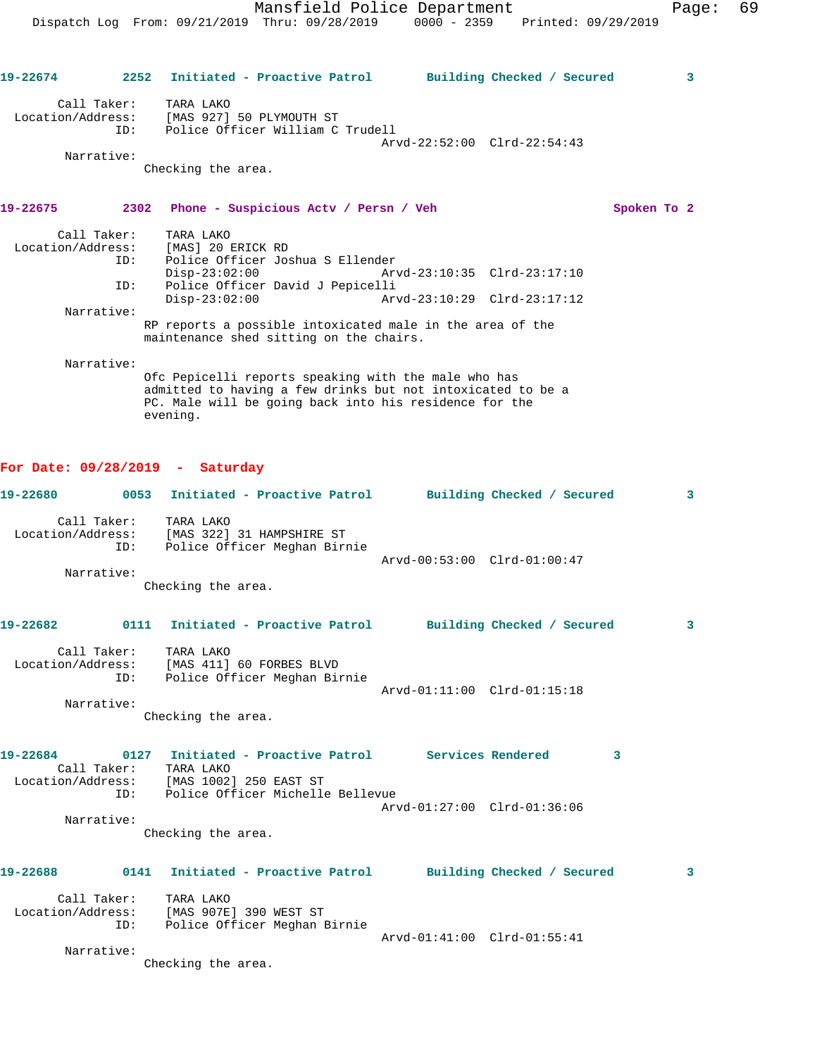19-22674 2252 Initiated - Proactive Patrol Building Checked / Secured 3

Call Taker: TARA LAKO
Location/Address: [MAS 927] 50 PLYMOUTH ST
ID: Police Officer William C Trudell
Arvd-22:52:00 Clrd-22:54:43

Narrative:
Checking the area.

19-22675 2302 Phone - Suspicious Actv / Persn / Veh Spoken To 2

Call Taker: TARA LAKO
Location/Address: [MAS] 20 ERICK RD
ID: Police Officer Joshua S Ellender
Disp-23:02:00 Arvd-23:10:35 Clrd-23:17:10
ID: Police Officer David J Pepicelli
Disp-23:02:00 Arvd-23:10:29 Clrd-23:17:12

Narrative:
RP reports a possible intoxicated male in the area of the maintenance shed sitting on the chairs.

Narrative:
Ofc Pepicelli reports speaking with the male who has admitted to having a few drinks but not intoxicated to be a PC. Male will be going back into his residence for the evening.

## For Date: 09/28/2019 - Saturday

19-22680 0053 Initiated - Proactive Patrol Building Checked / Secured 3

Call Taker: TARA LAKO
Location/Address: [MAS 322] 31 HAMPSHIRE ST
ID: Police Officer Meghan Birnie
Arvd-00:53:00 Clrd-01:00:47

Narrative:
Checking the area.

19-22682 0111 Initiated - Proactive Patrol Building Checked / Secured 3

Call Taker: TARA LAKO
Location/Address: [MAS 411] 60 FORBES BLVD
ID: Police Officer Meghan Birnie
Arvd-01:11:00 Clrd-01:15:18

Narrative:
Checking the area.

19-22684 0127 Initiated - Proactive Patrol Services Rendered 3

Call Taker: TARA LAKO
Location/Address: [MAS 1002] 250 EAST ST
ID: Police Officer Michelle Bellevue
Arvd-01:27:00 Clrd-01:36:06

Narrative:
Checking the area.

19-22688 0141 Initiated - Proactive Patrol Building Checked / Secured 3

Call Taker: TARA LAKO
Location/Address: [MAS 907E] 390 WEST ST
ID: Police Officer Meghan Birnie
Arvd-01:41:00 Clrd-01:55:41

Narrative:
Checking the area.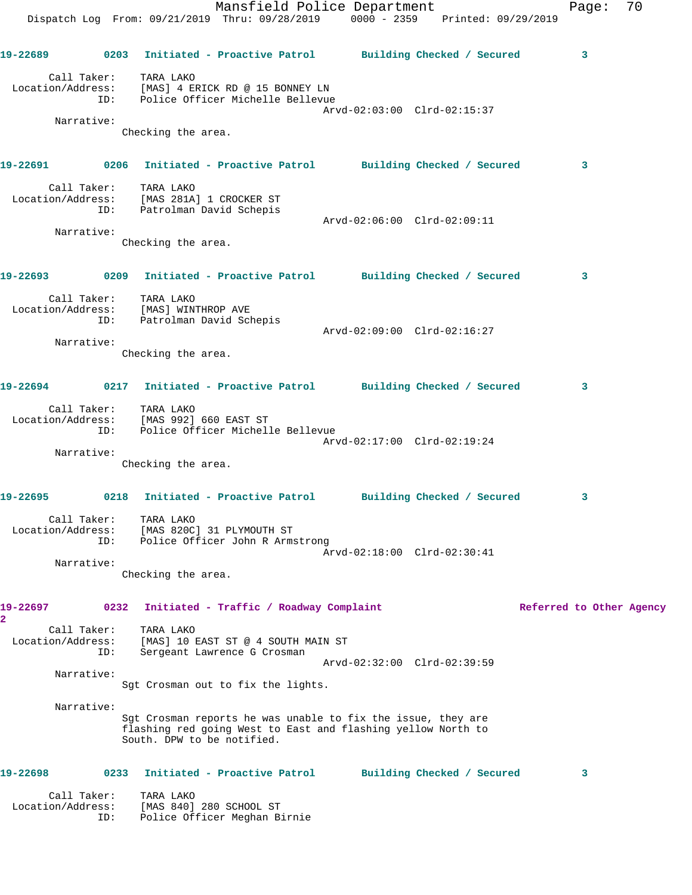19-22689 0203 Initiated - Proactive Patrol Building Checked / Secured 3

Call Taker: TARA LAKO
Location/Address: [MAS] 4 ERICK RD @ 15 BONNEY LN
ID: Police Officer Michelle Bellevue
Arvd-02:03:00 Clrd-02:15:37

Narrative:
Checking the area.

19-22691 0206 Initiated - Proactive Patrol Building Checked / Secured 3

Call Taker: TARA LAKO
Location/Address: [MAS 281A] 1 CROCKER ST
ID: Patrolman David Schepis
Arvd-02:06:00 Clrd-02:09:11

Narrative:
Checking the area.

19-22693 0209 Initiated - Proactive Patrol Building Checked / Secured 3

Call Taker: TARA LAKO
Location/Address: [MAS] WINTHROP AVE
ID: Patrolman David Schepis
Arvd-02:09:00 Clrd-02:16:27

Narrative:
Checking the area.

19-22694 0217 Initiated - Proactive Patrol Building Checked / Secured 3

Call Taker: TARA LAKO
Location/Address: [MAS 992] 660 EAST ST
ID: Police Officer Michelle Bellevue
Arvd-02:17:00 Clrd-02:19:24

Narrative:
Checking the area.

19-22695 0218 Initiated - Proactive Patrol Building Checked / Secured 3

Call Taker: TARA LAKO
Location/Address: [MAS 820C] 31 PLYMOUTH ST
ID: Police Officer John R Armstrong
Arvd-02:18:00 Clrd-02:30:41

Narrative:
Checking the area.

19-22697 0232 Initiated - Traffic / Roadway Complaint Referred to Other Agency 2

Call Taker: TARA LAKO
Location/Address: [MAS] 10 EAST ST @ 4 SOUTH MAIN ST
ID: Sergeant Lawrence G Crosman
Arvd-02:32:00 Clrd-02:39:59

Narrative:
Sgt Crosman out to fix the lights.

Narrative:
Sgt Crosman reports he was unable to fix the issue, they are flashing red going West to East and flashing yellow North to South. DPW to be notified.

19-22698 0233 Initiated - Proactive Patrol Building Checked / Secured 3

Call Taker: TARA LAKO
Location/Address: [MAS 840] 280 SCHOOL ST
ID: Police Officer Meghan Birnie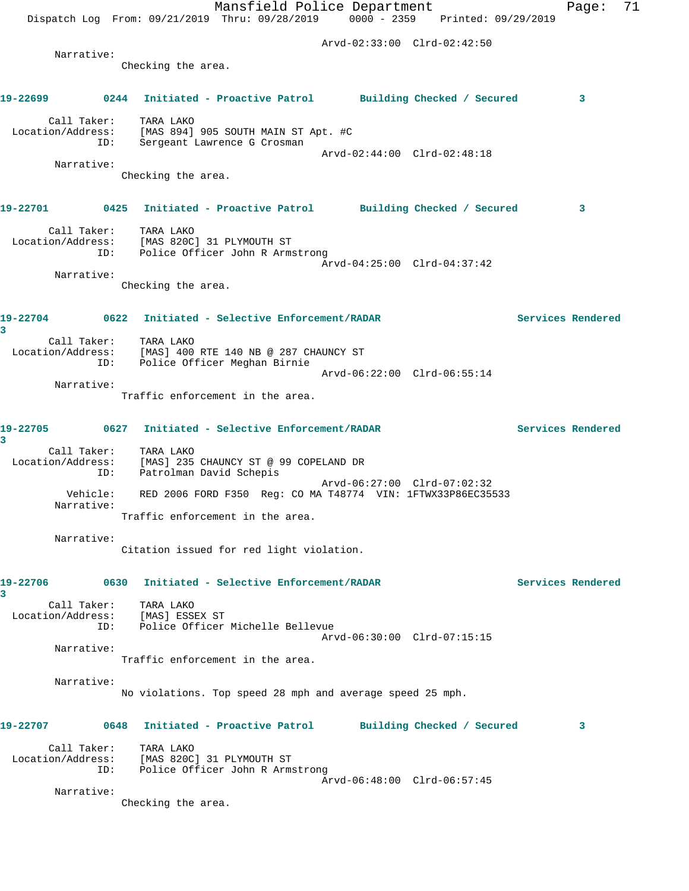Arvd-02:33:00 Clrd-02:42:50

Narrative:
Checking the area.

**19-22699 0244 Initiated - Proactive Patrol Building Checked / Secured 3**

Call Taker: TARA LAKO
Location/Address: [MAS 894] 905 SOUTH MAIN ST Apt. #C
ID: Sergeant Lawrence G Crosman
Arvd-02:44:00 Clrd-02:48:18

Narrative:
Checking the area.

**19-22701 0425 Initiated - Proactive Patrol Building Checked / Secured 3**

Call Taker: TARA LAKO
Location/Address: [MAS 820C] 31 PLYMOUTH ST
ID: Police Officer John R Armstrong
Arvd-04:25:00 Clrd-04:37:42

Narrative:
Checking the area.

**19-22704 0622 Initiated - Selective Enforcement/RADAR Services Rendered 3**

Call Taker: TARA LAKO
Location/Address: [MAS] 400 RTE 140 NB @ 287 CHAUNCY ST
ID: Police Officer Meghan Birnie
Arvd-06:22:00 Clrd-06:55:14

Narrative:
Traffic enforcement in the area.

**19-22705 0627 Initiated - Selective Enforcement/RADAR Services Rendered 3**

Call Taker: TARA LAKO
Location/Address: [MAS] 235 CHAUNCY ST @ 99 COPELAND DR
ID: Patrolman David Schepis
Arvd-06:27:00 Clrd-07:02:32
Vehicle: RED 2006 FORD F350 Reg: CO MA T48774 VIN: 1FTWX33P86EC35533

Narrative:
Traffic enforcement in the area.

Narrative:
Citation issued for red light violation.

**19-22706 0630 Initiated - Selective Enforcement/RADAR Services Rendered 3**

Call Taker: TARA LAKO
Location/Address: [MAS] ESSEX ST
ID: Police Officer Michelle Bellevue
Arvd-06:30:00 Clrd-07:15:15

Narrative:
Traffic enforcement in the area.

Narrative:
No violations. Top speed 28 mph and average speed 25 mph.

**19-22707 0648 Initiated - Proactive Patrol Building Checked / Secured 3**

Call Taker: TARA LAKO
Location/Address: [MAS 820C] 31 PLYMOUTH ST
ID: Police Officer John R Armstrong
Arvd-06:48:00 Clrd-06:57:45

Narrative:
Checking the area.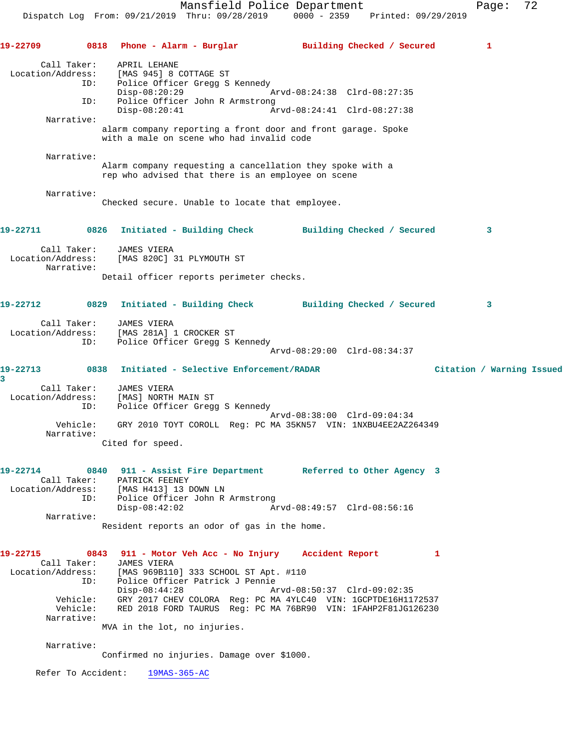**19-22709** 0818 Phone - Alarm - Burglar — Building Checked / Secured — 1

Call Taker: APRIL LEHANE
Location/Address: [MAS 945] 8 COTTAGE ST
ID: Police Officer Gregg S Kennedy
Disp-08:20:29 Arvd-08:24:38 Clrd-08:27:35
ID: Police Officer John R Armstrong
Disp-08:20:41 Arvd-08:24:41 Clrd-08:27:38

Narrative:
alarm company reporting a front door and front garage. Spoke with a male on scene who had invalid code

Narrative:
Alarm company requesting a cancellation they spoke with a rep who advised that there is an employee on scene

Narrative:
Checked secure. Unable to locate that employee.

**19-22711** 0826 Initiated - Building Check — Building Checked / Secured — 3

Call Taker: JAMES VIERA
Location/Address: [MAS 820C] 31 PLYMOUTH ST

Narrative:
Detail officer reports perimeter checks.

**19-22712** 0829 Initiated - Building Check — Building Checked / Secured — 3

Call Taker: JAMES VIERA
Location/Address: [MAS 281A] 1 CROCKER ST
ID: Police Officer Gregg S Kennedy
Arvd-08:29:00 Clrd-08:34:37

**19-22713** 0838 Initiated - Selective Enforcement/RADAR — Citation / Warning Issued — 3

Call Taker: JAMES VIERA
Location/Address: [MAS] NORTH MAIN ST
ID: Police Officer Gregg S Kennedy
Arvd-08:38:00 Clrd-09:04:34
Vehicle: GRY 2010 TOYT COROLL Reg: PC MA 35KN57 VIN: 1NXBU4EE2AZ264349

Narrative:
Cited for speed.

**19-22714** 0840 911 - Assist Fire Department — Referred to Other Agency — 3

Call Taker: PATRICK FEENEY
Location/Address: [MAS H413] 13 DOWN LN
ID: Police Officer John R Armstrong
Disp-08:42:02 Arvd-08:49:57 Clrd-08:56:16

Narrative:
Resident reports an odor of gas in the home.

**19-22715** 0843 911 - Motor Veh Acc - No Injury — Accident Report — 1

Call Taker: JAMES VIERA
Location/Address: [MAS 969B110] 333 SCHOOL ST Apt. #110
ID: Police Officer Patrick J Pennie
Disp-08:44:28 Arvd-08:50:37 Clrd-09:02:35
Vehicle: GRY 2017 CHEV COLORA Reg: PC MA 4YLC40 VIN: 1GCPTDE16H1172537
Vehicle: RED 2018 FORD TAURUS Reg: PC MA 76BR90 VIN: 1FAHP2F81JG126230

Narrative:
MVA in the lot, no injuries.

Narrative:
Confirmed no injuries. Damage over $1000.

Refer To Accident: 19MAS-365-AC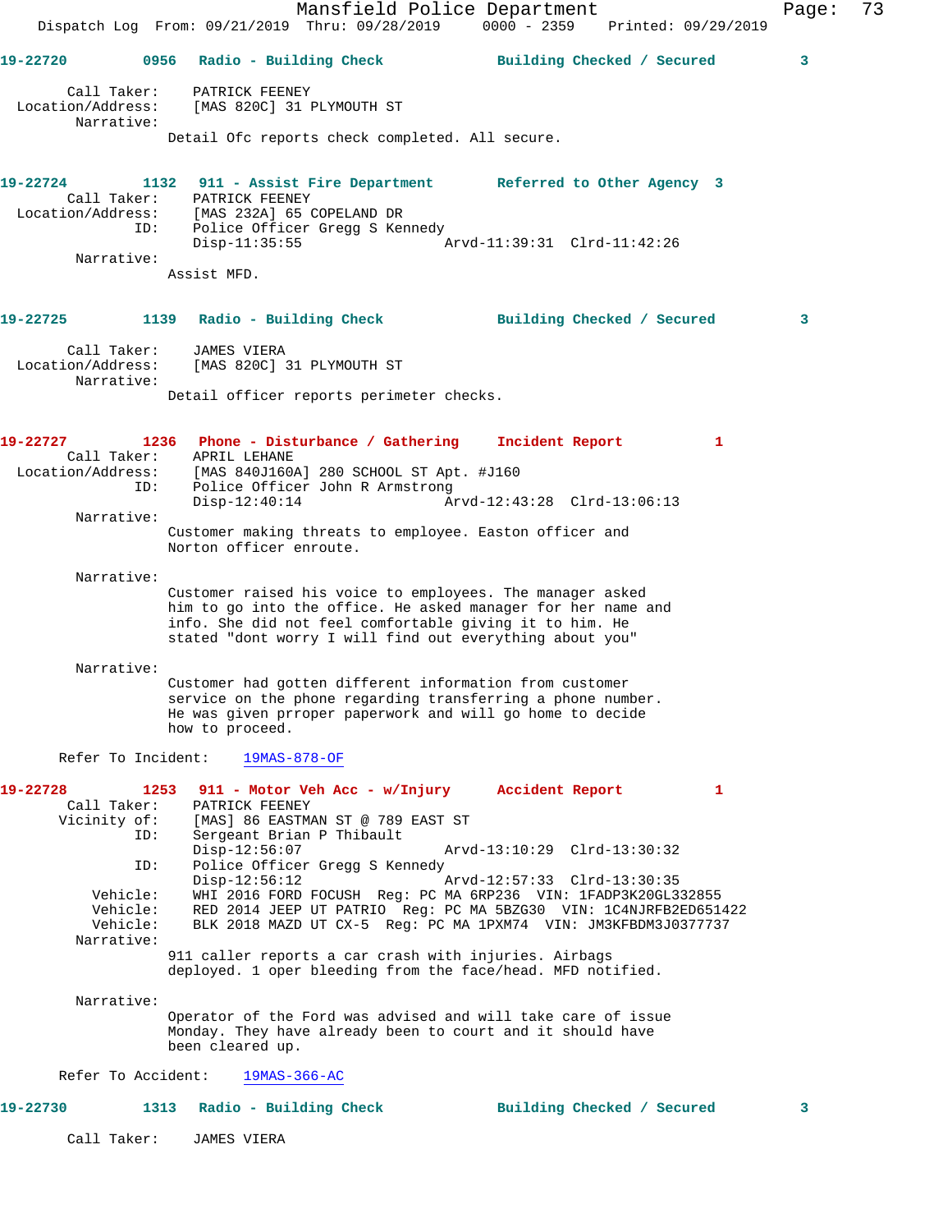**19-22720** 0956 Radio - Building Check — Building Checked / Secured 3

Call Taker: PATRICK FEENEY
Location/Address: [MAS 820C] 31 PLYMOUTH ST
Narrative:
Detail Ofc reports check completed. All secure.

**19-22724** 1132 911 - Assist Fire Department — Referred to Other Agency 3

Call Taker: PATRICK FEENEY
Location/Address: [MAS 232A] 65 COPELAND DR
ID: Police Officer Gregg S Kennedy
Disp-11:35:55 Arvd-11:39:31 Clrd-11:42:26
Narrative:
Assist MFD.

**19-22725** 1139 Radio - Building Check — Building Checked / Secured 3

Call Taker: JAMES VIERA
Location/Address: [MAS 820C] 31 PLYMOUTH ST
Narrative:
Detail officer reports perimeter checks.

**19-22727** 1236 Phone - Disturbance / Gathering — Incident Report 1

Call Taker: APRIL LEHANE
Location/Address: [MAS 840J160A] 280 SCHOOL ST Apt. #J160
ID: Police Officer John R Armstrong
Disp-12:40:14 Arvd-12:43:28 Clrd-13:06:13
Narrative:
Customer making threats to employee. Easton officer and Norton officer enroute.

Narrative:
Customer raised his voice to employees. The manager asked him to go into the office. He asked manager for her name and info. She did not feel comfortable giving it to him. He stated "dont worry I will find out everything about you"

Narrative:
Customer had gotten different information from customer service on the phone regarding transferring a phone number. He was given prroper paperwork and will go home to decide how to proceed.

Refer To Incident: 19MAS-878-OF

**19-22728** 1253 911 - Motor Veh Acc - w/Injury — Accident Report 1

Call Taker: PATRICK FEENEY
Vicinity of: [MAS] 86 EASTMAN ST @ 789 EAST ST
ID: Sergeant Brian P Thibault
Disp-12:56:07 Arvd-13:10:29 Clrd-13:30:32
ID: Police Officer Gregg S Kennedy
Disp-12:56:12 Arvd-12:57:33 Clrd-13:30:35
Vehicle: WHI 2016 FORD FOCUSH Reg: PC MA 6RP236 VIN: 1FADP3K20GL332855
Vehicle: RED 2014 JEEP UT PATRIO Reg: PC MA 5BZG30 VIN: 1C4NJRFB2ED651422
Vehicle: BLK 2018 MAZD UT CX-5 Reg: PC MA 1PXM74 VIN: JM3KFBDM3J0377737
Narrative:
911 caller reports a car crash with injuries. Airbags deployed. 1 oper bleeding from the face/head. MFD notified.

Narrative:
Operator of the Ford was advised and will take care of issue Monday. They have already been to court and it should have been cleared up.

Refer To Accident: 19MAS-366-AC

**19-22730** 1313 Radio - Building Check — Building Checked / Secured 3

Call Taker: JAMES VIERA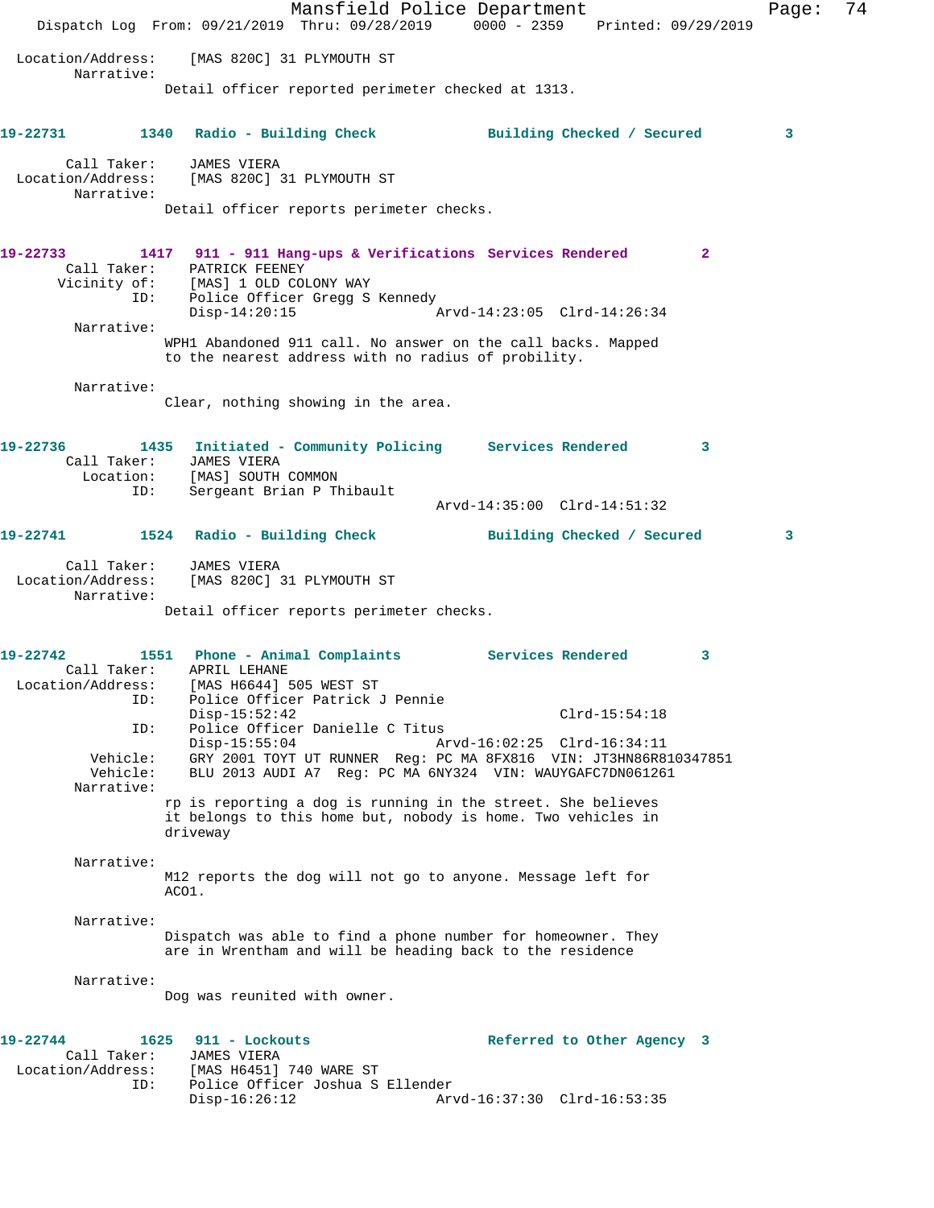Location/Address: [MAS 820C] 31 PLYMOUTH ST
Narrative:
Detail officer reported perimeter checked at 1313.

**19-22731 1340 Radio - Building Check Building Checked / Secured 3**

Call Taker: JAMES VIERA
Location/Address: [MAS 820C] 31 PLYMOUTH ST
Narrative:
Detail officer reports perimeter checks.

**19-22733 1417 911 - 911 Hang-ups & Verifications Services Rendered 2**
Call Taker: PATRICK FEENEY
Vicinity of: [MAS] 1 OLD COLONY WAY
ID: Police Officer Gregg S Kennedy
Disp-14:20:15 Arvd-14:23:05 Clrd-14:26:34
Narrative:
WPH1 Abandoned 911 call. No answer on the call backs. Mapped to the nearest address with no radius of probility.

Narrative:
Clear, nothing showing in the area.

**19-22736 1435 Initiated - Community Policing Services Rendered 3**
Call Taker: JAMES VIERA
Location: [MAS] SOUTH COMMON
ID: Sergeant Brian P Thibault
Arvd-14:35:00 Clrd-14:51:32

**19-22741 1524 Radio - Building Check Building Checked / Secured 3**

Call Taker: JAMES VIERA
Location/Address: [MAS 820C] 31 PLYMOUTH ST
Narrative:
Detail officer reports perimeter checks.

**19-22742 1551 Phone - Animal Complaints Services Rendered 3**
Call Taker: APRIL LEHANE
Location/Address: [MAS H6644] 505 WEST ST
ID: Police Officer Patrick J Pennie
Disp-15:52:42 Clrd-15:54:18
ID: Police Officer Danielle C Titus
Disp-15:55:04 Arvd-16:02:25 Clrd-16:34:11
Vehicle: GRY 2001 TOYT UT RUNNER Reg: PC MA 8FX816 VIN: JT3HN86R810347851
Vehicle: BLU 2013 AUDI A7 Reg: PC MA 6NY324 VIN: WAUYGAFC7DN061261
Narrative:
rp is reporting a dog is running in the street. She believes it belongs to this home but, nobody is home. Two vehicles in driveway

Narrative:
M12 reports the dog will not go to anyone. Message left for ACO1.

Narrative:
Dispatch was able to find a phone number for homeowner. They are in Wrentham and will be heading back to the residence

Narrative:
Dog was reunited with owner.

**19-22744 1625 911 - Lockouts Referred to Other Agency 3**
Call Taker: JAMES VIERA
Location/Address: [MAS H6451] 740 WARE ST
ID: Police Officer Joshua S Ellender
Disp-16:26:12 Arvd-16:37:30 Clrd-16:53:35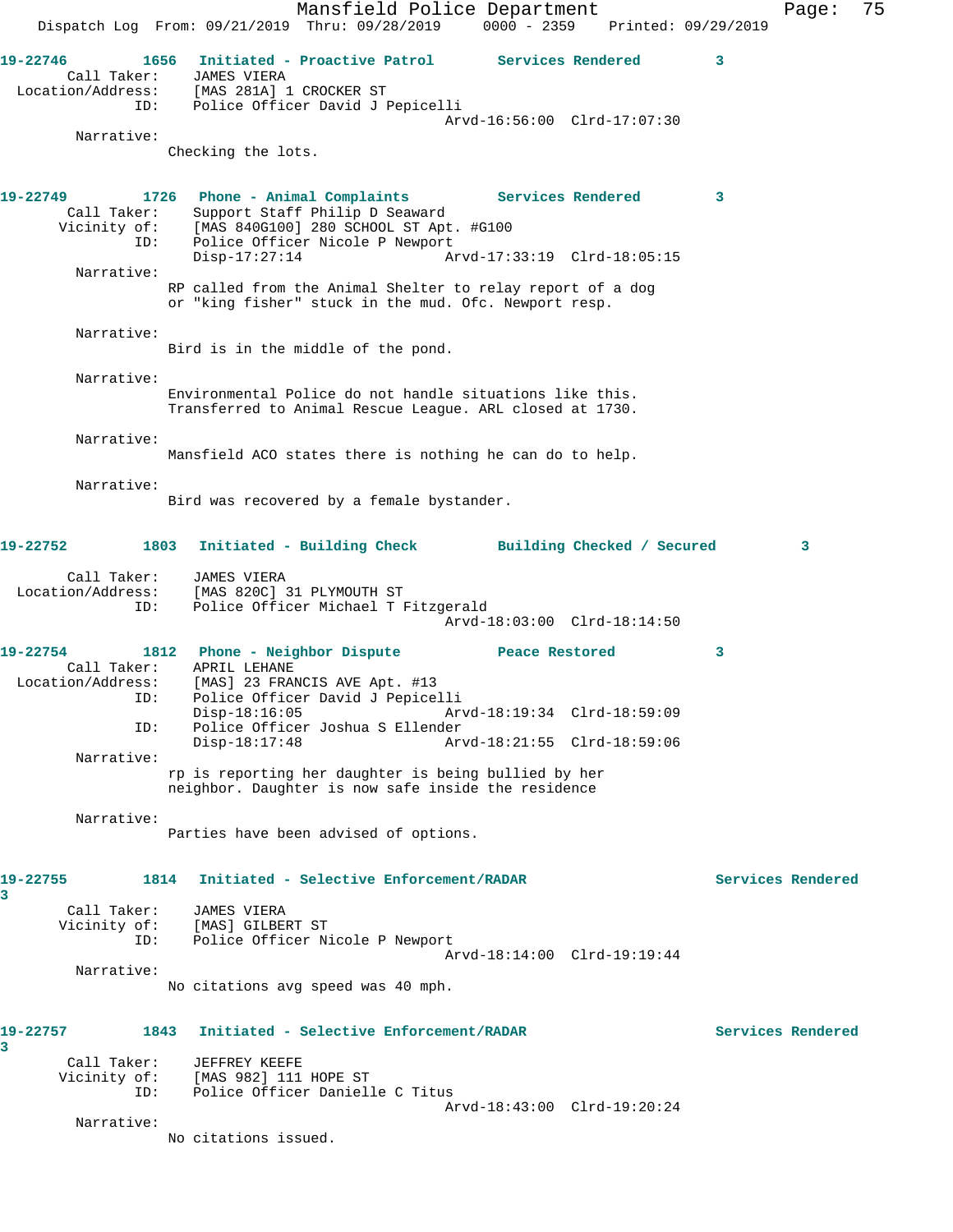19-22746 1656 Initiated - Proactive Patrol Services Rendered 3
Call Taker: JAMES VIERA
Location/Address: [MAS 281A] 1 CROCKER ST
ID: Police Officer David J Pepicelli
Arvd-16:56:00 Clrd-17:07:30
Narrative:
Checking the lots.

19-22749 1726 Phone - Animal Complaints Services Rendered 3
Call Taker: Support Staff Philip D Seaward
Vicinity of: [MAS 840G100] 280 SCHOOL ST Apt. #G100
ID: Police Officer Nicole P Newport
Disp-17:27:14 Arvd-17:33:19 Clrd-18:05:15
Narrative:
RP called from the Animal Shelter to relay report of a dog or "king fisher" stuck in the mud. Ofc. Newport resp.

Narrative:
Bird is in the middle of the pond.

Narrative:
Environmental Police do not handle situations like this. Transferred to Animal Rescue League. ARL closed at 1730.

Narrative:
Mansfield ACO states there is nothing he can do to help.

Narrative:
Bird was recovered by a female bystander.

19-22752 1803 Initiated - Building Check Building Checked / Secured 3
Call Taker: JAMES VIERA
Location/Address: [MAS 820C] 31 PLYMOUTH ST
ID: Police Officer Michael T Fitzgerald
Arvd-18:03:00 Clrd-18:14:50

19-22754 1812 Phone - Neighbor Dispute Peace Restored 3
Call Taker: APRIL LEHANE
Location/Address: [MAS] 23 FRANCIS AVE Apt. #13
ID: Police Officer David J Pepicelli
Disp-18:16:05 Arvd-18:19:34 Clrd-18:59:09
ID: Police Officer Joshua S Ellender
Disp-18:17:48 Arvd-18:21:55 Clrd-18:59:06
Narrative:
rp is reporting her daughter is being bullied by her neighbor. Daughter is now safe inside the residence

Narrative:
Parties have been advised of options.

19-22755 1814 Initiated - Selective Enforcement/RADAR Services Rendered 3
Call Taker: JAMES VIERA
Vicinity of: [MAS] GILBERT ST
ID: Police Officer Nicole P Newport
Arvd-18:14:00 Clrd-19:19:44
Narrative:
No citations avg speed was 40 mph.

19-22757 1843 Initiated - Selective Enforcement/RADAR Services Rendered 3
Call Taker: JEFFREY KEEFE
Vicinity of: [MAS 982] 111 HOPE ST
ID: Police Officer Danielle C Titus
Arvd-18:43:00 Clrd-19:20:24
Narrative:
No citations issued.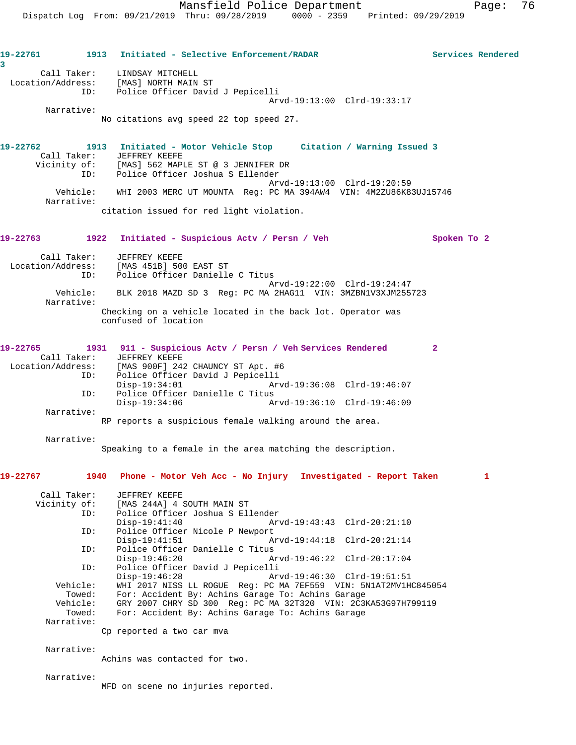**19-22761** 1913 Initiated - Selective Enforcement/RADAR Services Rendered 3

Call Taker: LINDSAY MITCHELL
Location/Address: [MAS] NORTH MAIN ST
ID: Police Officer David J Pepicelli
Arvd-19:13:00 Clrd-19:33:17

Narrative:
No citations avg speed 22 top speed 27.

**19-22762** 1913 Initiated - Motor Vehicle Stop Citation / Warning Issued 3

Call Taker: JEFFREY KEEFE
Vicinity of: [MAS] 562 MAPLE ST @ 3 JENNIFER DR
ID: Police Officer Joshua S Ellender
Arvd-19:13:00 Clrd-19:20:59
Vehicle: WHI 2003 MERC UT MOUNTA Reg: PC MA 394AW4 VIN: 4M2ZU86K83UJ15746

Narrative:
citation issued for red light violation.

**19-22763** 1922 Initiated - Suspicious Actv / Persn / Veh Spoken To 2

Call Taker: JEFFREY KEEFE
Location/Address: [MAS 451B] 500 EAST ST
ID: Police Officer Danielle C Titus
Arvd-19:22:00 Clrd-19:24:47
Vehicle: BLK 2018 MAZD SD 3 Reg: PC MA 2HAG11 VIN: 3MZBN1V3XJM255723

Narrative:
Checking on a vehicle located in the back lot. Operator was confused of location

**19-22765** 1931 911 - Suspicious Actv / Persn / Veh Services Rendered 2

Call Taker: JEFFREY KEEFE
Location/Address: [MAS 900F] 242 CHAUNCY ST Apt. #6
ID: Police Officer David J Pepicelli
Disp-19:34:01 Arvd-19:36:08 Clrd-19:46:07
ID: Police Officer Danielle C Titus
Disp-19:34:06 Arvd-19:36:10 Clrd-19:46:09

Narrative:
RP reports a suspicious female walking around the area.

Narrative:
Speaking to a female in the area matching the description.

**19-22767** 1940 Phone - Motor Veh Acc - No Injury Investigated - Report Taken 1

Call Taker: JEFFREY KEEFE
Vicinity of: [MAS 244A] 4 SOUTH MAIN ST
ID: Police Officer Joshua S Ellender
Disp-19:41:40 Arvd-19:43:43 Clrd-20:21:10
ID: Police Officer Nicole P Newport
Disp-19:41:51 Arvd-19:44:18 Clrd-20:21:14
ID: Police Officer Danielle C Titus
Disp-19:46:20 Arvd-19:46:22 Clrd-20:17:04
ID: Police Officer David J Pepicelli
Disp-19:46:28 Arvd-19:46:30 Clrd-19:51:51
Vehicle: WHI 2017 NISS LL ROGUE Reg: PC MA 7EF559 VIN: 5N1AT2MV1HC845054
Towed: For: Accident By: Achins Garage To: Achins Garage
Vehicle: GRY 2007 CHRY SD 300 Reg: PC MA 32T320 VIN: 2C3KA53G97H799119
Towed: For: Accident By: Achins Garage To: Achins Garage

Narrative:
Cp reported a two car mva

Narrative:
Achins was contacted for two.

Narrative:
MFD on scene no injuries reported.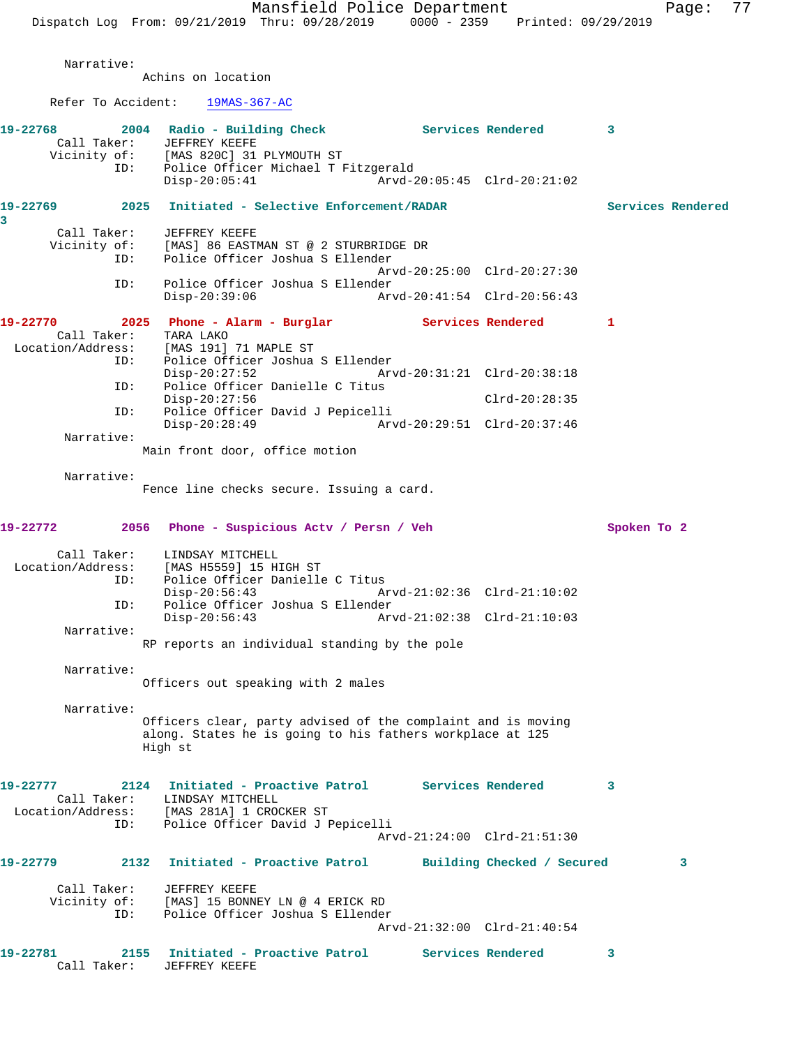Narrative:
Achins on location

Refer To Accident: 19MAS-367-AC

**19-22768** 2004 Radio - Building Check Services Rendered 3
Call Taker: JEFFREY KEEFE
Vicinity of: [MAS 820C] 31 PLYMOUTH ST
ID: Police Officer Michael T Fitzgerald
Disp-20:05:41 Arvd-20:05:45 Clrd-20:21:02

**19-22769** 2025 Initiated - Selective Enforcement/RADAR Services Rendered 3
Call Taker: JEFFREY KEEFE
Vicinity of: [MAS] 86 EASTMAN ST @ 2 STURBRIDGE DR
ID: Police Officer Joshua S Ellender
Arvd-20:25:00 Clrd-20:27:30
ID: Police Officer Joshua S Ellender
Disp-20:39:06 Arvd-20:41:54 Clrd-20:56:43

**19-22770** 2025 Phone - Alarm - Burglar Services Rendered 1
Call Taker: TARA LAKO
Location/Address: [MAS 191] 71 MAPLE ST
ID: Police Officer Joshua S Ellender
Disp-20:27:52 Arvd-20:31:21 Clrd-20:38:18
ID: Police Officer Danielle C Titus
Disp-20:27:56 Clrd-20:28:35
ID: Police Officer David J Pepicelli
Disp-20:28:49 Arvd-20:29:51 Clrd-20:37:46
Narrative:
Main front door, office motion

Narrative:
Fence line checks secure. Issuing a card.

**19-22772** 2056 Phone - Suspicious Actv / Persn / Veh Spoken To 2
Call Taker: LINDSAY MITCHELL
Location/Address: [MAS H5559] 15 HIGH ST
ID: Police Officer Danielle C Titus
Disp-20:56:43 Arvd-21:02:36 Clrd-21:10:02
ID: Police Officer Joshua S Ellender
Disp-20:56:43 Arvd-21:02:38 Clrd-21:10:03
Narrative:
RP reports an individual standing by the pole

Narrative:
Officers out speaking with 2 males

Narrative:
Officers clear, party advised of the complaint and is moving along. States he is going to his fathers workplace at 125 High st

**19-22777** 2124 Initiated - Proactive Patrol Services Rendered 3
Call Taker: LINDSAY MITCHELL
Location/Address: [MAS 281A] 1 CROCKER ST
ID: Police Officer David J Pepicelli
Arvd-21:24:00 Clrd-21:51:30

**19-22779** 2132 Initiated - Proactive Patrol Building Checked / Secured 3
Call Taker: JEFFREY KEEFE
Vicinity of: [MAS] 15 BONNEY LN @ 4 ERICK RD
ID: Police Officer Joshua S Ellender
Arvd-21:32:00 Clrd-21:40:54

**19-22781** 2155 Initiated - Proactive Patrol Services Rendered 3
Call Taker: JEFFREY KEEFE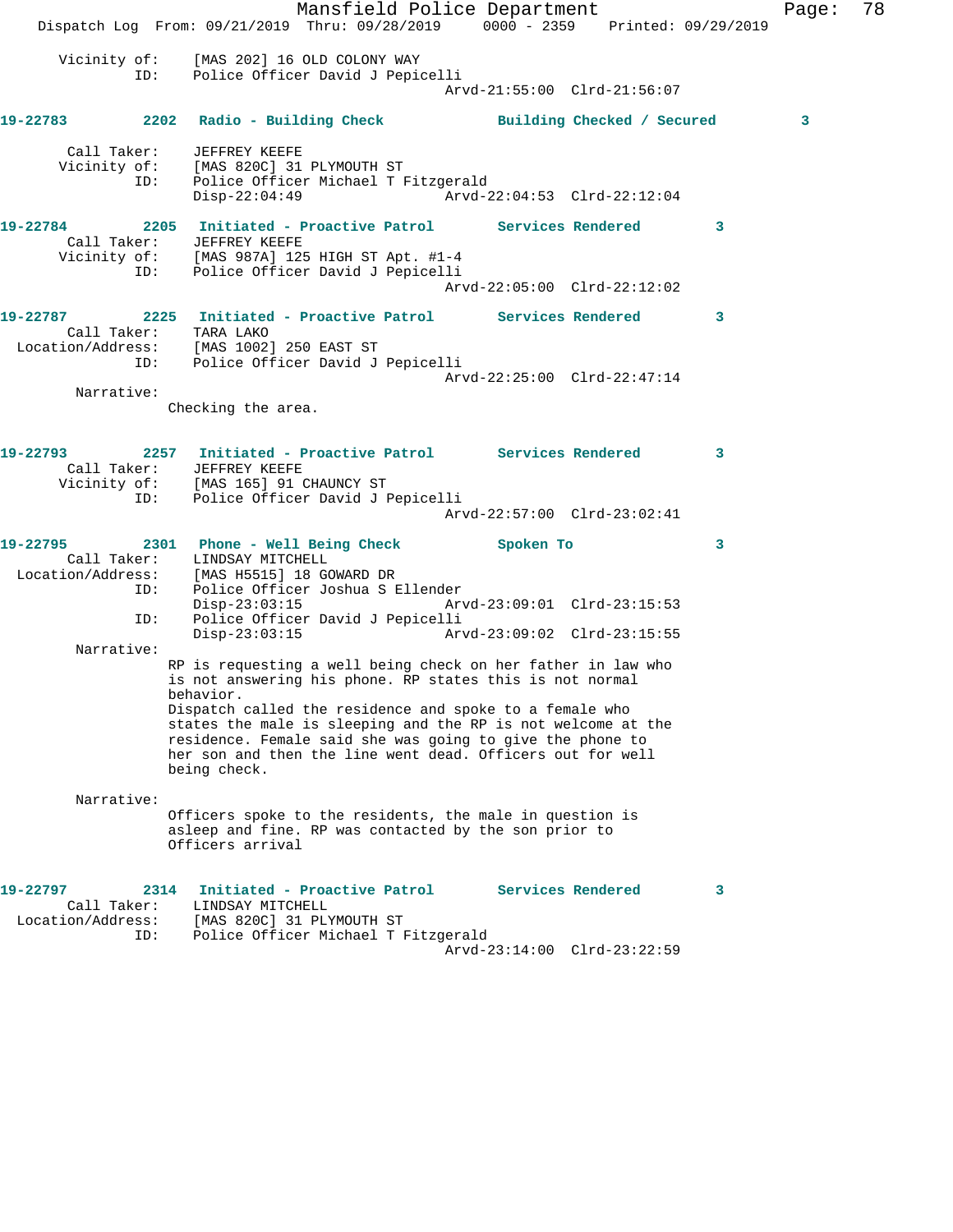Vicinity of: [MAS 202] 16 OLD COLONY WAY
ID: Police Officer David J Pepicelli
Arvd-21:55:00 Clrd-21:56:07

**19-22783 2202 Radio - Building Check Building Checked / Secured 3**

Call Taker: JEFFREY KEEFE
Vicinity of: [MAS 820C] 31 PLYMOUTH ST
ID: Police Officer Michael T Fitzgerald
Disp-22:04:49 Arvd-22:04:53 Clrd-22:12:04

**19-22784 2205 Initiated - Proactive Patrol Services Rendered 3**

Call Taker: JEFFREY KEEFE
Vicinity of: [MAS 987A] 125 HIGH ST Apt. #1-4
ID: Police Officer David J Pepicelli
Arvd-22:05:00 Clrd-22:12:02

**19-22787 2225 Initiated - Proactive Patrol Services Rendered 3**

Call Taker: TARA LAKO
Location/Address: [MAS 1002] 250 EAST ST
ID: Police Officer David J Pepicelli
Arvd-22:25:00 Clrd-22:47:14

Narrative:
Checking the area.

**19-22793 2257 Initiated - Proactive Patrol Services Rendered 3**

Call Taker: JEFFREY KEEFE
Vicinity of: [MAS 165] 91 CHAUNCY ST
ID: Police Officer David J Pepicelli
Arvd-22:57:00 Clrd-23:02:41

**19-22795 2301 Phone - Well Being Check Spoken To 3**

Call Taker: LINDSAY MITCHELL
Location/Address: [MAS H5515] 18 GOWARD DR
ID: Police Officer Joshua S Ellender
Disp-23:03:15 Arvd-23:09:01 Clrd-23:15:53
ID: Police Officer David J Pepicelli
Disp-23:03:15 Arvd-23:09:02 Clrd-23:15:55

Narrative:
RP is requesting a well being check on her father in law who is not answering his phone. RP states this is not normal behavior.
Dispatch called the residence and spoke to a female who states the male is sleeping and the RP is not welcome at the residence. Female said she was going to give the phone to her son and then the line went dead. Officers out for well being check.

Narrative:
Officers spoke to the residents, the male in question is asleep and fine. RP was contacted by the son prior to Officers arrival

**19-22797 2314 Initiated - Proactive Patrol Services Rendered 3**

Call Taker: LINDSAY MITCHELL
Location/Address: [MAS 820C] 31 PLYMOUTH ST
ID: Police Officer Michael T Fitzgerald
Arvd-23:14:00 Clrd-23:22:59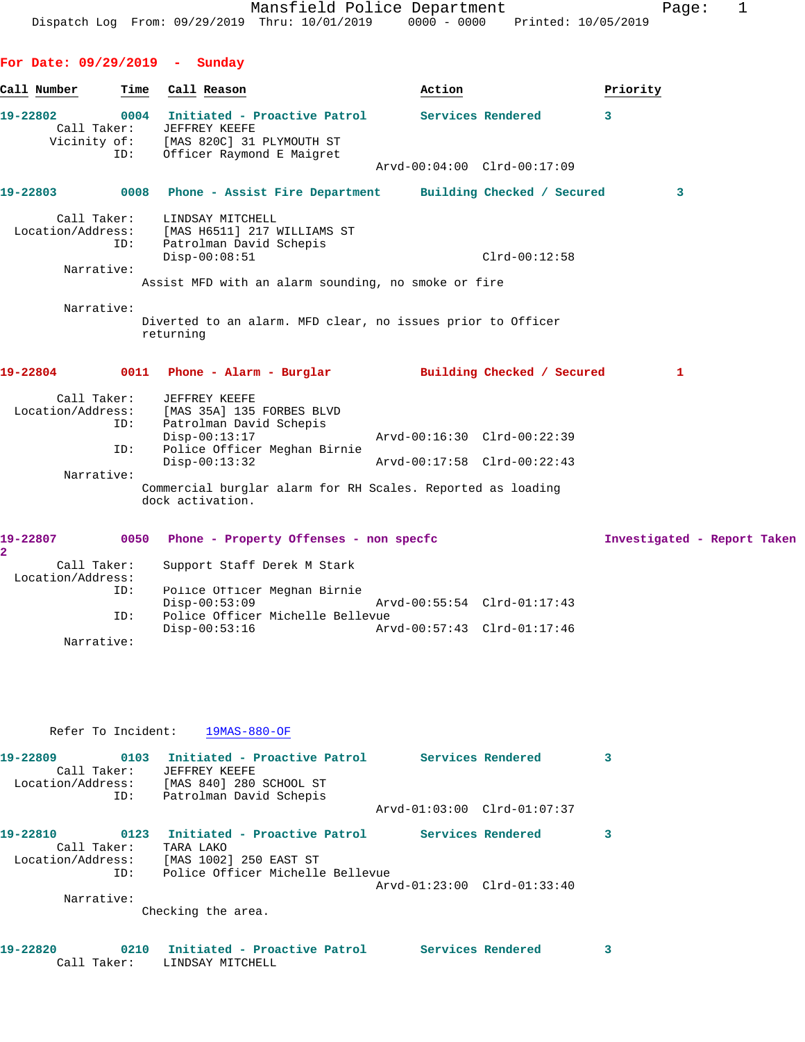Mansfield Police Department
Dispatch Log From: 09/29/2019 Thru: 10/01/2019 0000 - 0000 Printed: 10/05/2019

## For Date: 09/29/2019 - Sunday

| Call Number | Time | Call Reason | Action | Priority |
|---|---|---|---|---|

**19-22802** 0004 Initiated - Proactive Patrol — Services Rendered — 3

Call Taker: JEFFREY KEEFE
Vicinity of: [MAS 820C] 31 PLYMOUTH ST
ID: Officer Raymond E Maigret
Arvd-00:04:00 Clrd-00:17:09

**19-22803** 0008 Phone - Assist Fire Department — Building Checked / Secured — 3

Call Taker: LINDSAY MITCHELL
Location/Address: [MAS H6511] 217 WILLIAMS ST
ID: Patrolman David Schepis
Disp-00:08:51 Clrd-00:12:58

Narrative:
Assist MFD with an alarm sounding, no smoke or fire

Narrative:
Diverted to an alarm. MFD clear, no issues prior to Officer returning

**19-22804** 0011 Phone - Alarm - Burglar — Building Checked / Secured — 1

Call Taker: JEFFREY KEEFE
Location/Address: [MAS 35A] 135 FORBES BLVD
ID: Patrolman David Schepis
Disp-00:13:17 Arvd-00:16:30 Clrd-00:22:39
ID: Police Officer Meghan Birnie
Disp-00:13:32 Arvd-00:17:58 Clrd-00:22:43

Narrative:
Commercial burglar alarm for RH Scales. Reported as loading dock activation.

**19-22807** 0050 Phone - Property Offenses - non specfc — Investigated - Report Taken — 2

Call Taker: Support Staff Derek M Stark
Location/Address:
ID: Police Officer Meghan Birnie
Disp-00:53:09 Arvd-00:55:54 Clrd-01:17:43
ID: Police Officer Michelle Bellevue
Disp-00:53:16 Arvd-00:57:43 Clrd-01:17:46

Narrative:

Refer To Incident: 19MAS-880-OF

**19-22809** 0103 Initiated - Proactive Patrol — Services Rendered — 3

Call Taker: JEFFREY KEEFE
Location/Address: [MAS 840] 280 SCHOOL ST
ID: Patrolman David Schepis
Arvd-01:03:00 Clrd-01:07:37

**19-22810** 0123 Initiated - Proactive Patrol — Services Rendered — 3

Call Taker: TARA LAKO
Location/Address: [MAS 1002] 250 EAST ST
ID: Police Officer Michelle Bellevue
Arvd-01:23:00 Clrd-01:33:40

Narrative:
Checking the area.

**19-22820** 0210 Initiated - Proactive Patrol — Services Rendered — 3

Call Taker: LINDSAY MITCHELL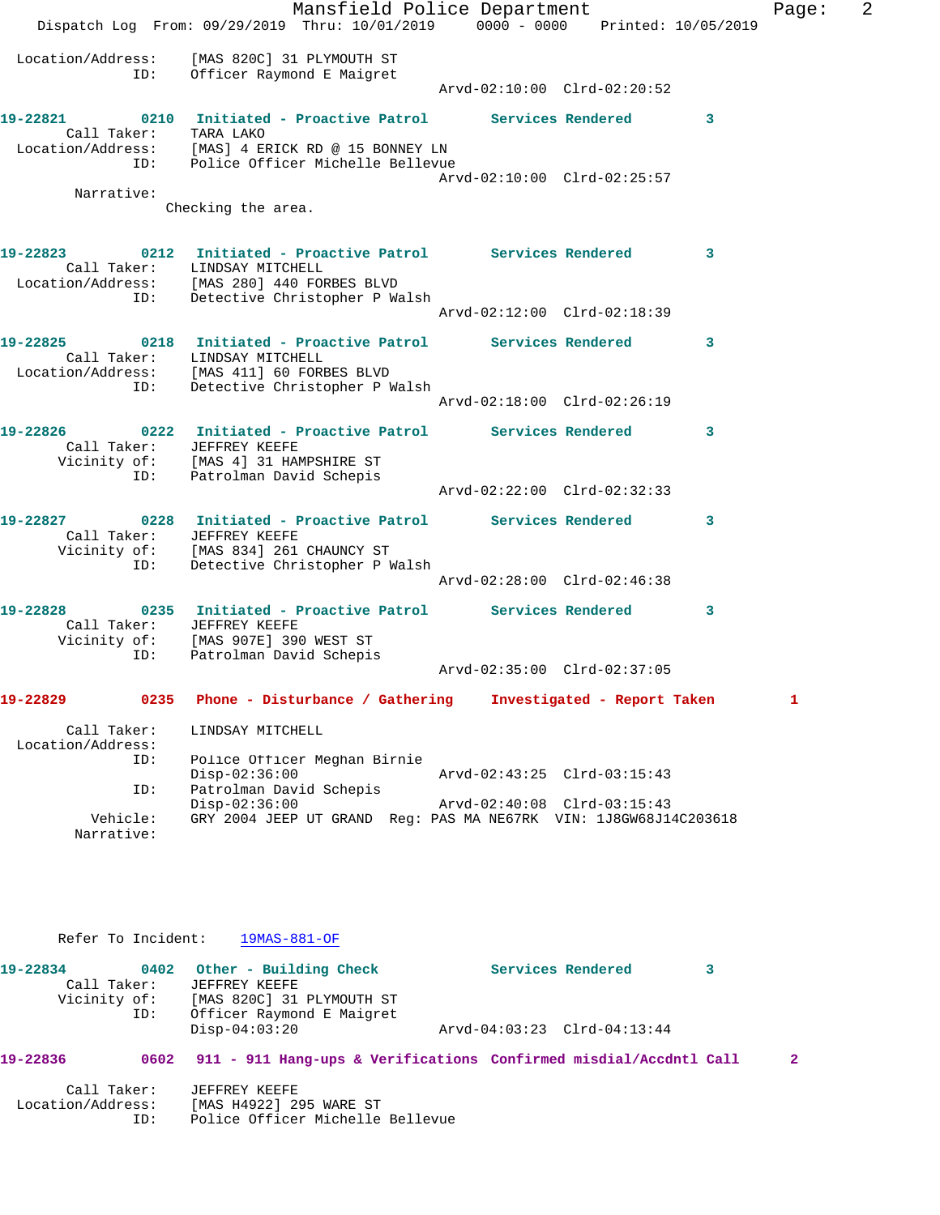Location/Address: [MAS 820C] 31 PLYMOUTH ST
ID: Officer Raymond E Maigret
Arvd-02:10:00 Clrd-02:20:52

**19-22821 0210 Initiated - Proactive Patrol Services Rendered 3**
Call Taker: TARA LAKO
Location/Address: [MAS] 4 ERICK RD @ 15 BONNEY LN
ID: Police Officer Michelle Bellevue
Arvd-02:10:00 Clrd-02:25:57
Narrative:
Checking the area.

**19-22823 0212 Initiated - Proactive Patrol Services Rendered 3**
Call Taker: LINDSAY MITCHELL
Location/Address: [MAS 280] 440 FORBES BLVD
ID: Detective Christopher P Walsh
Arvd-02:12:00 Clrd-02:18:39

**19-22825 0218 Initiated - Proactive Patrol Services Rendered 3**
Call Taker: LINDSAY MITCHELL
Location/Address: [MAS 411] 60 FORBES BLVD
ID: Detective Christopher P Walsh
Arvd-02:18:00 Clrd-02:26:19

**19-22826 0222 Initiated - Proactive Patrol Services Rendered 3**
Call Taker: JEFFREY KEEFE
Vicinity of: [MAS 4] 31 HAMPSHIRE ST
ID: Patrolman David Schepis
Arvd-02:22:00 Clrd-02:32:33

**19-22827 0228 Initiated - Proactive Patrol Services Rendered 3**
Call Taker: JEFFREY KEEFE
Vicinity of: [MAS 834] 261 CHAUNCY ST
ID: Detective Christopher P Walsh
Arvd-02:28:00 Clrd-02:46:38

**19-22828 0235 Initiated - Proactive Patrol Services Rendered 3**
Call Taker: JEFFREY KEEFE
Vicinity of: [MAS 907E] 390 WEST ST
ID: Patrolman David Schepis
Arvd-02:35:00 Clrd-02:37:05

**19-22829 0235 Phone - Disturbance / Gathering Investigated - Report Taken 1**

Call Taker: LINDSAY MITCHELL
Location/Address:
ID: Police Officer Meghan Birnie
Disp-02:36:00 Arvd-02:43:25 Clrd-03:15:43
ID: Patrolman David Schepis
Disp-02:36:00 Arvd-02:40:08 Clrd-03:15:43
Vehicle: GRY 2004 JEEP UT GRAND Reg: PAS MA NE67RK VIN: 1J8GW68J14C203618
Narrative:

Refer To Incident: 19MAS-881-OF

**19-22834 0402 Other - Building Check Services Rendered 3**
Call Taker: JEFFREY KEEFE
Vicinity of: [MAS 820C] 31 PLYMOUTH ST
ID: Officer Raymond E Maigret
Disp-04:03:20 Arvd-04:03:23 Clrd-04:13:44

**19-22836 0602 911 - 911 Hang-ups & Verifications Confirmed misdial/Accdntl Call 2**

Call Taker: JEFFREY KEEFE
Location/Address: [MAS H4922] 295 WARE ST
ID: Police Officer Michelle Bellevue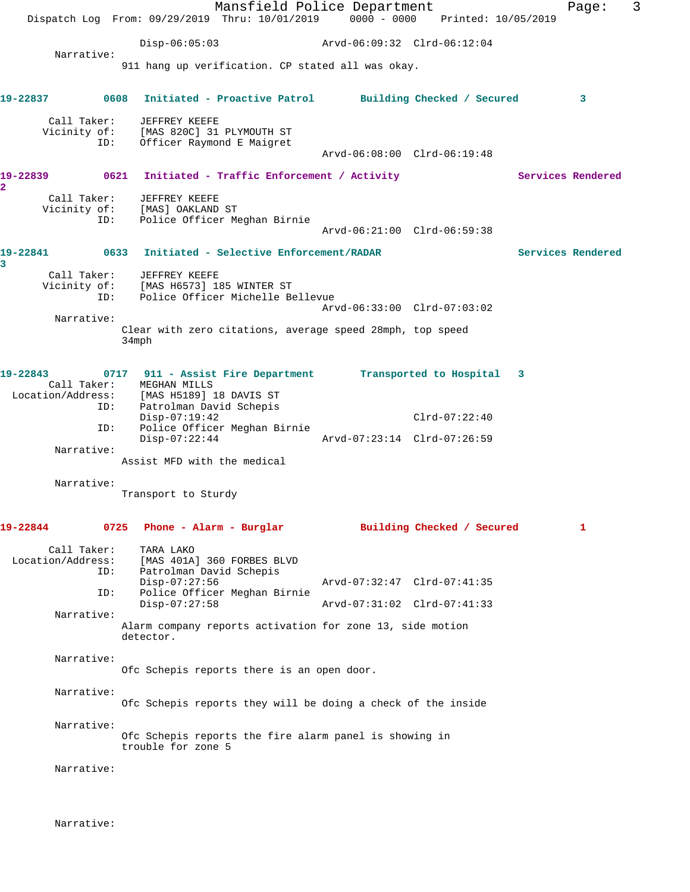Disp-06:05:03 Arvd-06:09:32 Clrd-06:12:04

Narrative:
911 hang up verification. CP stated all was okay.

**19-22837 0608 Initiated - Proactive Patrol Building Checked / Secured 3**

Call Taker: JEFFREY KEEFE
Vicinity of: [MAS 820C] 31 PLYMOUTH ST
ID: Officer Raymond E Maigret
Arvd-06:08:00 Clrd-06:19:48

**19-22839 0621 Initiated - Traffic Enforcement / Activity Services Rendered 2**

Call Taker: JEFFREY KEEFE
Vicinity of: [MAS] OAKLAND ST
ID: Police Officer Meghan Birnie
Arvd-06:21:00 Clrd-06:59:38

**19-22841 0633 Initiated - Selective Enforcement/RADAR Services Rendered 3**

Call Taker: JEFFREY KEEFE
Vicinity of: [MAS H6573] 185 WINTER ST
ID: Police Officer Michelle Bellevue
Arvd-06:33:00 Clrd-07:03:02

Narrative:
Clear with zero citations, average speed 28mph, top speed 34mph

**19-22843 0717 911 - Assist Fire Department Transported to Hospital 3**

Call Taker: MEGHAN MILLS
Location/Address: [MAS H5189] 18 DAVIS ST
ID: Patrolman David Schepis
Disp-07:19:42 Clrd-07:22:40
ID: Police Officer Meghan Birnie
Disp-07:22:44 Arvd-07:23:14 Clrd-07:26:59

Narrative:
Assist MFD with the medical

Narrative:
Transport to Sturdy

**19-22844 0725 Phone - Alarm - Burglar Building Checked / Secured 1**

Call Taker: TARA LAKO
Location/Address: [MAS 401A] 360 FORBES BLVD
ID: Patrolman David Schepis
Disp-07:27:56 Arvd-07:32:47 Clrd-07:41:35
ID: Police Officer Meghan Birnie
Disp-07:27:58 Arvd-07:31:02 Clrd-07:41:33

Narrative:
Alarm company reports activation for zone 13, side motion detector.

Narrative:
Ofc Schepis reports there is an open door.

Narrative:
Ofc Schepis reports they will be doing a check of the inside

Narrative:
Ofc Schepis reports the fire alarm panel is showing in trouble for zone 5

Narrative:

Narrative: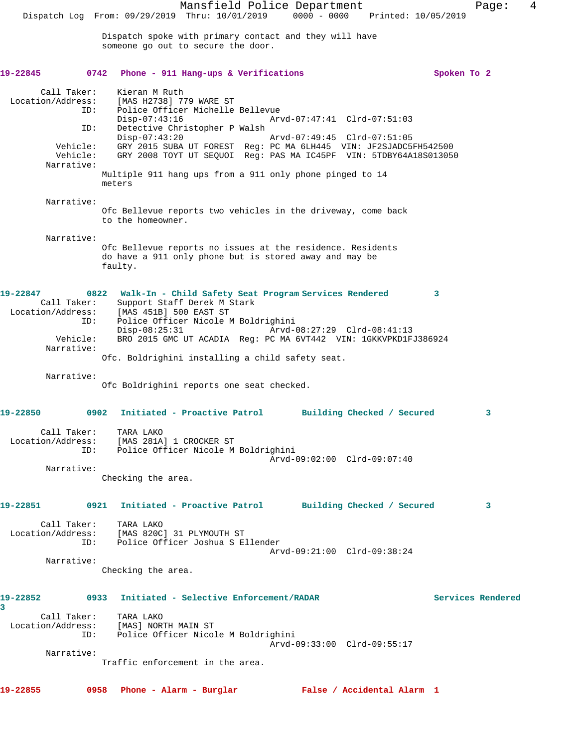Dispatch spoke with primary contact and they will have someone go out to secure the door.

**19-22845** 0742 **Phone - 911 Hang-ups & Verifications** **Spoken To 2**

Call Taker: Kieran M Ruth
Location/Address: [MAS H2738] 779 WARE ST
ID: Police Officer Michelle Bellevue
Disp-07:43:16 Arvd-07:47:41 Clrd-07:51:03
ID: Detective Christopher P Walsh
Disp-07:43:20 Arvd-07:49:45 Clrd-07:51:05
Vehicle: GRY 2015 SUBA UT FOREST Reg: PC MA 6LH445 VIN: JF2SJADC5FH542500
Vehicle: GRY 2008 TOYT UT SEQUOI Reg: PAS MA IC45PF VIN: 5TDBY64A18S013050
Narrative:
Multiple 911 hang ups from a 911 only phone pinged to 14 meters

Narrative:
Ofc Bellevue reports two vehicles in the driveway, come back to the homeowner.

Narrative:
Ofc Bellevue reports no issues at the residence. Residents do have a 911 only phone but is stored away and may be faulty.

**19-22847** 0822 **Walk-In - Child Safety Seat Program** **Services Rendered 3**

Call Taker: Support Staff Derek M Stark
Location/Address: [MAS 451B] 500 EAST ST
ID: Police Officer Nicole M Boldrighini
Disp-08:25:31 Arvd-08:27:29 Clrd-08:41:13
Vehicle: BRO 2015 GMC UT ACADIA Reg: PC MA 6VT442 VIN: 1GKKVPKD1FJ386924
Narrative:
Ofc. Boldrighini installing a child safety seat.

Narrative:
Ofc Boldrighini reports one seat checked.

**19-22850** 0902 **Initiated - Proactive Patrol** **Building Checked / Secured 3**

Call Taker: TARA LAKO
Location/Address: [MAS 281A] 1 CROCKER ST
ID: Police Officer Nicole M Boldrighini
Arvd-09:02:00 Clrd-09:07:40
Narrative:
Checking the area.

**19-22851** 0921 **Initiated - Proactive Patrol** **Building Checked / Secured 3**

Call Taker: TARA LAKO
Location/Address: [MAS 820C] 31 PLYMOUTH ST
ID: Police Officer Joshua S Ellender
Arvd-09:21:00 Clrd-09:38:24
Narrative:
Checking the area.

**19-22852** 0933 **Initiated - Selective Enforcement/RADAR** **Services Rendered 3**

Call Taker: TARA LAKO
Location/Address: [MAS] NORTH MAIN ST
ID: Police Officer Nicole M Boldrighini
Arvd-09:33:00 Clrd-09:55:17
Narrative:
Traffic enforcement in the area.

**19-22855** 0958 **Phone - Alarm - Burglar** **False / Accidental Alarm 1**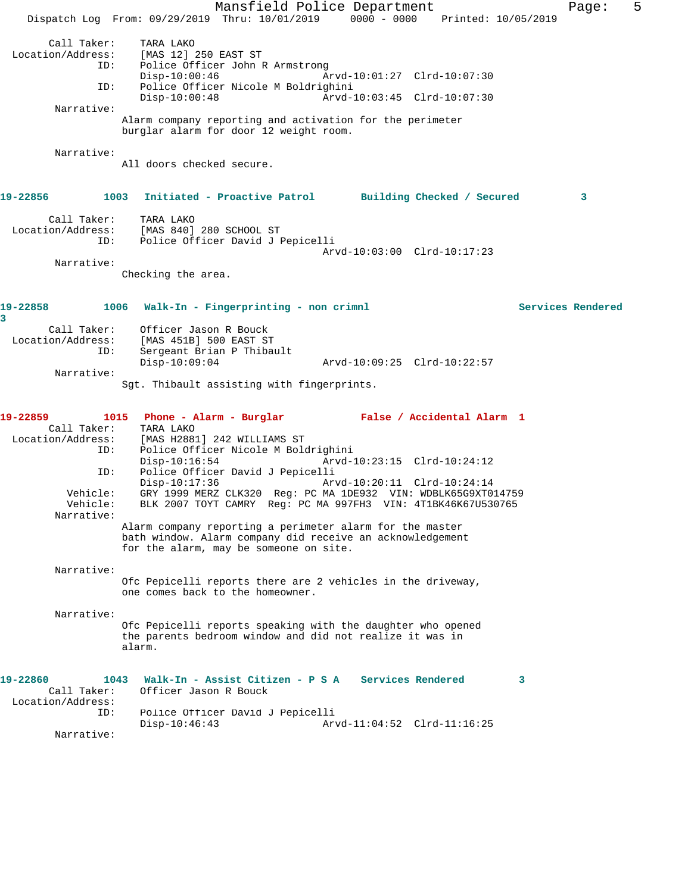Call Taker: TARA LAKO
Location/Address: [MAS 12] 250 EAST ST
ID: Police Officer John R Armstrong
Disp-10:00:46 Arvd-10:01:27 Clrd-10:07:30
ID: Police Officer Nicole M Boldrighini
Disp-10:00:48 Arvd-10:03:45 Clrd-10:07:30
Narrative:
Alarm company reporting and activation for the perimeter burglar alarm for door 12 weight room.

Narrative:
All doors checked secure.

**19-22856 1003 Initiated - Proactive Patrol Building Checked / Secured 3**

Call Taker: TARA LAKO
Location/Address: [MAS 840] 280 SCHOOL ST
ID: Police Officer David J Pepicelli
Arvd-10:03:00 Clrd-10:17:23
Narrative:
Checking the area.

**19-22858 1006 Walk-In - Fingerprinting - non crimnl Services Rendered 3**

Call Taker: Officer Jason R Bouck
Location/Address: [MAS 451B] 500 EAST ST
ID: Sergeant Brian P Thibault
Disp-10:09:04 Arvd-10:09:25 Clrd-10:22:57
Narrative:
Sgt. Thibault assisting with fingerprints.

**19-22859 1015 Phone - Alarm - Burglar False / Accidental Alarm 1**

Call Taker: TARA LAKO
Location/Address: [MAS H2881] 242 WILLIAMS ST
ID: Police Officer Nicole M Boldrighini
Disp-10:16:54 Arvd-10:23:15 Clrd-10:24:12
ID: Police Officer David J Pepicelli
Disp-10:17:36 Arvd-10:20:11 Clrd-10:24:14
Vehicle: GRY 1999 MERZ CLK320 Reg: PC MA 1DE932 VIN: WDBLK65G9XT014759
Vehicle: BLK 2007 TOYT CAMRY Reg: PC MA 997FH3 VIN: 4T1BK46K67U530765
Narrative:
Alarm company reporting a perimeter alarm for the master bath window. Alarm company did receive an acknowledgement for the alarm, may be someone on site.

Narrative:
Ofc Pepicelli reports there are 2 vehicles in the driveway, one comes back to the homeowner.

Narrative:
Ofc Pepicelli reports speaking with the daughter who opened the parents bedroom window and did not realize it was in alarm.

**19-22860 1043 Walk-In - Assist Citizen - P S A Services Rendered 3**

Call Taker: Officer Jason R Bouck
Location/Address:
ID: Police Officer David J Pepicelli
Disp-10:46:43 Arvd-11:04:52 Clrd-11:16:25
Narrative: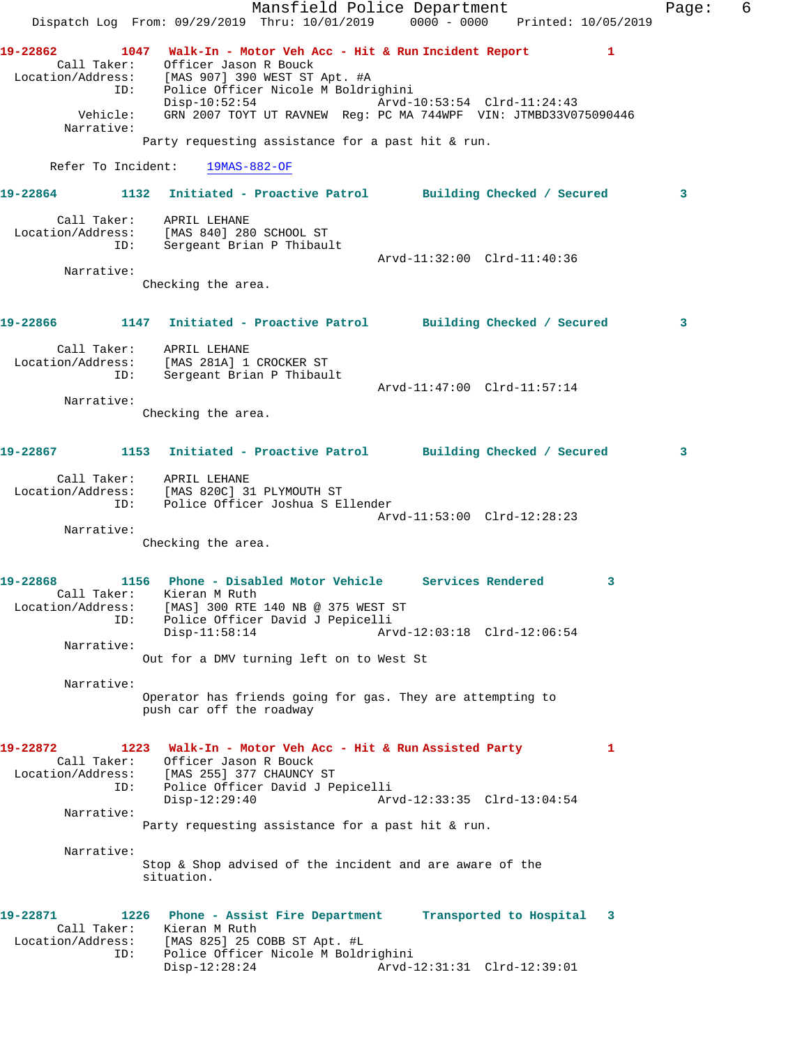**19-22862** 1047 **Walk-In - Motor Veh Acc - Hit & Run Incident Report** 1

Call Taker: Officer Jason R Bouck
Location/Address: [MAS 907] 390 WEST ST Apt. #A
ID: Police Officer Nicole M Boldrighini
Disp-10:52:54 Arvd-10:53:54 Clrd-11:24:43
Vehicle: GRN 2007 TOYT UT RAVNEW Reg: PC MA 744WPF VIN: JTMBD33V075090446
Narrative:
Party requesting assistance for a past hit & run.

Refer To Incident: 19MAS-882-OF

**19-22864** 1132 **Initiated - Proactive Patrol Building Checked / Secured** 3

Call Taker: APRIL LEHANE
Location/Address: [MAS 840] 280 SCHOOL ST
ID: Sergeant Brian P Thibault
Arvd-11:32:00 Clrd-11:40:36
Narrative:
Checking the area.

**19-22866** 1147 **Initiated - Proactive Patrol Building Checked / Secured** 3

Call Taker: APRIL LEHANE
Location/Address: [MAS 281A] 1 CROCKER ST
ID: Sergeant Brian P Thibault
Arvd-11:47:00 Clrd-11:57:14
Narrative:
Checking the area.

**19-22867** 1153 **Initiated - Proactive Patrol Building Checked / Secured** 3

Call Taker: APRIL LEHANE
Location/Address: [MAS 820C] 31 PLYMOUTH ST
ID: Police Officer Joshua S Ellender
Arvd-11:53:00 Clrd-12:28:23
Narrative:
Checking the area.

**19-22868** 1156 **Phone - Disabled Motor Vehicle Services Rendered** 3

Call Taker: Kieran M Ruth
Location/Address: [MAS] 300 RTE 140 NB @ 375 WEST ST
ID: Police Officer David J Pepicelli
Disp-11:58:14 Arvd-12:03:18 Clrd-12:06:54
Narrative:
Out for a DMV turning left on to West St

Narrative:
Operator has friends going for gas. They are attempting to push car off the roadway

**19-22872** 1223 **Walk-In - Motor Veh Acc - Hit & Run Assisted Party** 1

Call Taker: Officer Jason R Bouck
Location/Address: [MAS 255] 377 CHAUNCY ST
ID: Police Officer David J Pepicelli
Disp-12:29:40 Arvd-12:33:35 Clrd-13:04:54
Narrative:
Party requesting assistance for a past hit & run.

Narrative:
Stop & Shop advised of the incident and are aware of the situation.

**19-22871** 1226 **Phone - Assist Fire Department Transported to Hospital** 3

Call Taker: Kieran M Ruth
Location/Address: [MAS 825] 25 COBB ST Apt. #L
ID: Police Officer Nicole M Boldrighini
Disp-12:28:24 Arvd-12:31:31 Clrd-12:39:01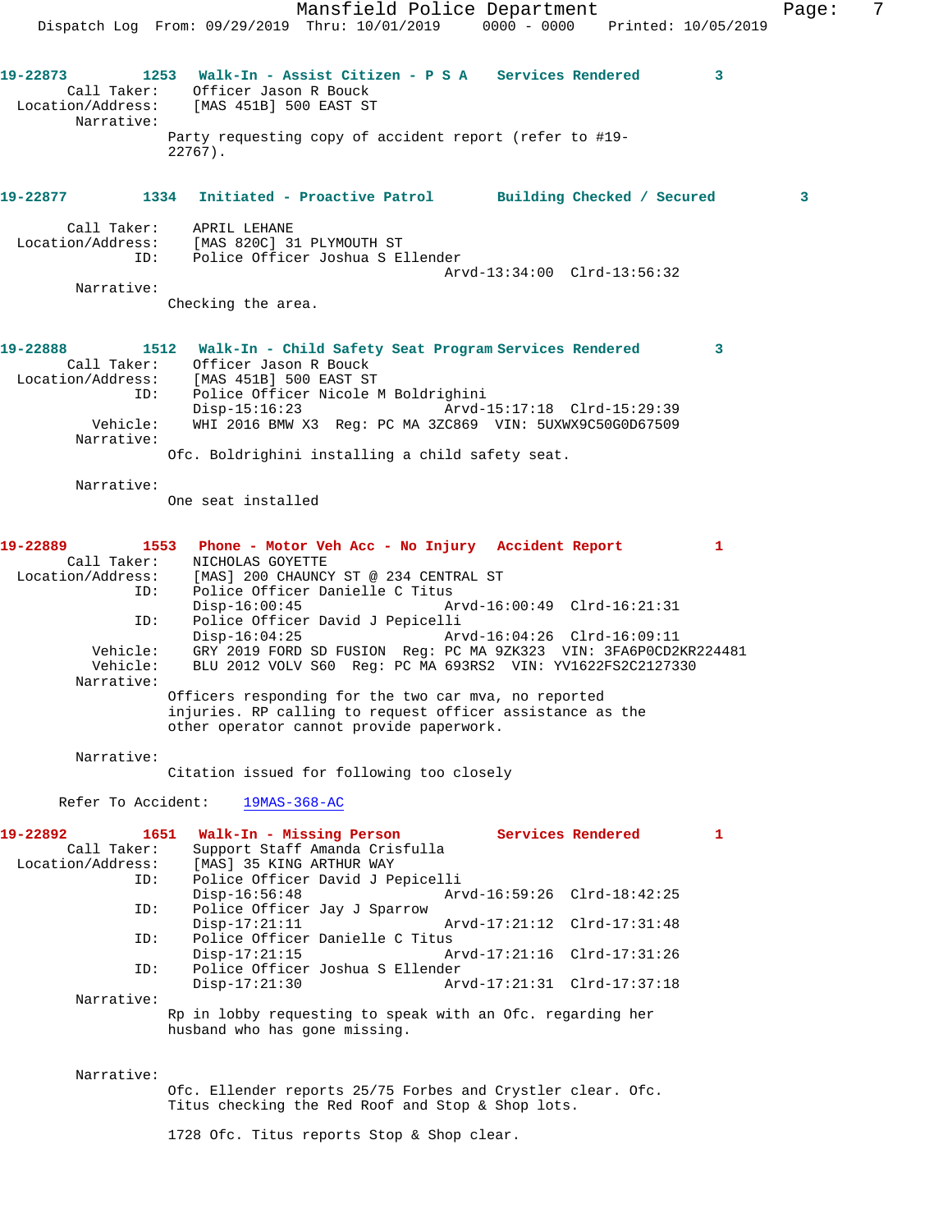19-22873 1253 Walk-In - Assist Citizen - P S A Services Rendered 3
Call Taker: Officer Jason R Bouck
Location/Address: [MAS 451B] 500 EAST ST
Narrative:
Party requesting copy of accident report (refer to #19-22767).

19-22877 1334 Initiated - Proactive Patrol Building Checked / Secured 3
Call Taker: APRIL LEHANE
Location/Address: [MAS 820C] 31 PLYMOUTH ST
ID: Police Officer Joshua S Ellender
Arvd-13:34:00 Clrd-13:56:32
Narrative:
Checking the area.

19-22888 1512 Walk-In - Child Safety Seat Program Services Rendered 3
Call Taker: Officer Jason R Bouck
Location/Address: [MAS 451B] 500 EAST ST
ID: Police Officer Nicole M Boldrighini
Disp-15:16:23 Arvd-15:17:18 Clrd-15:29:39
Vehicle: WHI 2016 BMW X3 Reg: PC MA 3ZC869 VIN: 5UXWX9C50G0D67509
Narrative:
Ofc. Boldrighini installing a child safety seat.

Narrative:
One seat installed

19-22889 1553 Phone - Motor Veh Acc - No Injury Accident Report 1
Call Taker: NICHOLAS GOYETTE
Location/Address: [MAS] 200 CHAUNCY ST @ 234 CENTRAL ST
ID: Police Officer Danielle C Titus
Disp-16:00:45 Arvd-16:00:49 Clrd-16:21:31
ID: Police Officer David J Pepicelli
Disp-16:04:25 Arvd-16:04:26 Clrd-16:09:11
Vehicle: GRY 2019 FORD SD FUSION Reg: PC MA 9ZK323 VIN: 3FA6P0CD2KR224481
Vehicle: BLU 2012 VOLV S60 Reg: PC MA 693RS2 VIN: YV1622FS2C2127330
Narrative:
Officers responding for the two car mva, no reported injuries. RP calling to request officer assistance as the other operator cannot provide paperwork.

Narrative:
Citation issued for following too closely

Refer To Accident: 19MAS-368-AC

19-22892 1651 Walk-In - Missing Person Services Rendered 1
Call Taker: Support Staff Amanda Crisfulla
Location/Address: [MAS] 35 KING ARTHUR WAY
ID: Police Officer David J Pepicelli
Disp-16:56:48 Arvd-16:59:26 Clrd-18:42:25
ID: Police Officer Jay J Sparrow
Disp-17:21:11 Arvd-17:21:12 Clrd-17:31:48
ID: Police Officer Danielle C Titus
Disp-17:21:15 Arvd-17:21:16 Clrd-17:31:26
ID: Police Officer Joshua S Ellender
Disp-17:21:30 Arvd-17:21:31 Clrd-17:37:18
Narrative:
Rp in lobby requesting to speak with an Ofc. regarding her husband who has gone missing.

Narrative:
Ofc. Ellender reports 25/75 Forbes and Crystler clear. Ofc. Titus checking the Red Roof and Stop & Shop lots.

1728 Ofc. Titus reports Stop & Shop clear.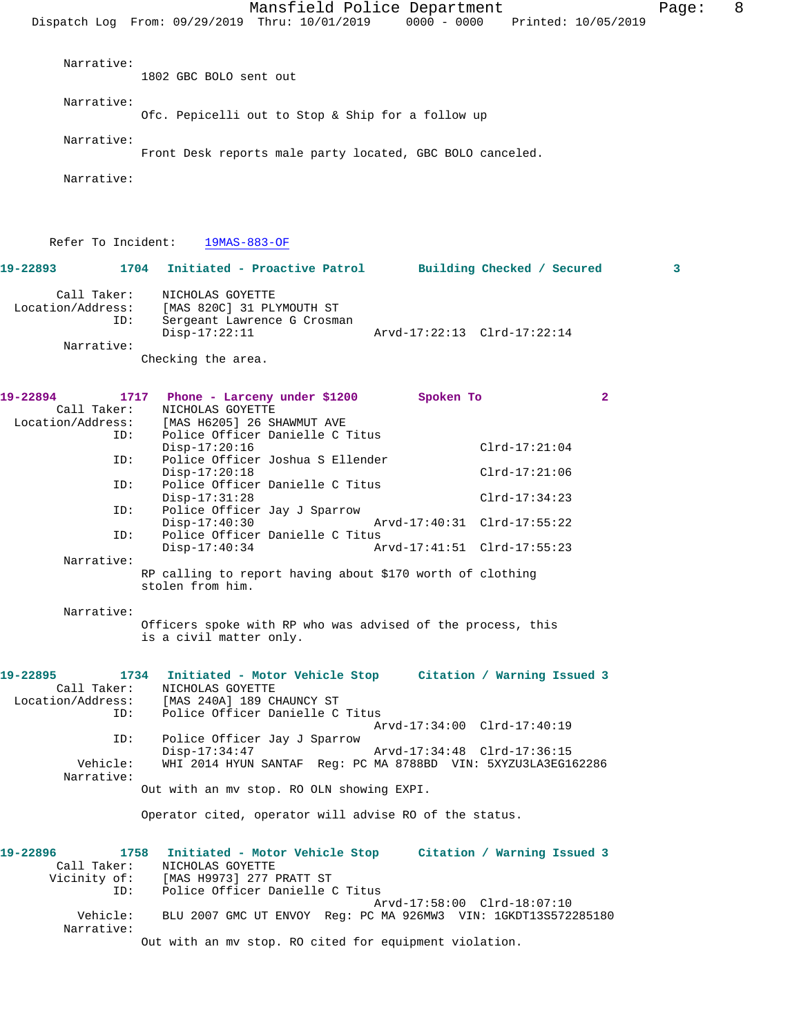Narrative:
1802 GBC BOLO sent out

Narrative:
Ofc. Pepicelli out to Stop & Ship for a follow up

Narrative:
Front Desk reports male party located, GBC BOLO canceled.

Narrative:

Refer To Incident: 19MAS-883-OF

**19-22893 1704 Initiated - Proactive Patrol Building Checked / Secured 3**

Call Taker: NICHOLAS GOYETTE
Location/Address: [MAS 820C] 31 PLYMOUTH ST
ID: Sergeant Lawrence G Crosman
Disp-17:22:11 Arvd-17:22:13 Clrd-17:22:14
Narrative:
Checking the area.

**19-22894 1717 Phone - Larceny under $1200 Spoken To 2**

Call Taker: NICHOLAS GOYETTE
Location/Address: [MAS H6205] 26 SHAWMUT AVE
ID: Police Officer Danielle C Titus
Disp-17:20:16 Clrd-17:21:04
ID: Police Officer Joshua S Ellender
Disp-17:20:18 Clrd-17:21:06
ID: Police Officer Danielle C Titus
Disp-17:31:28 Clrd-17:34:23
ID: Police Officer Jay J Sparrow
Disp-17:40:30 Arvd-17:40:31 Clrd-17:55:22
ID: Police Officer Danielle C Titus
Disp-17:40:34 Arvd-17:41:51 Clrd-17:55:23
Narrative:
RP calling to report having about $170 worth of clothing stolen from him.

Narrative:
Officers spoke with RP who was advised of the process, this is a civil matter only.

**19-22895 1734 Initiated - Motor Vehicle Stop Citation / Warning Issued 3**

Call Taker: NICHOLAS GOYETTE
Location/Address: [MAS 240A] 189 CHAUNCY ST
ID: Police Officer Danielle C Titus
Arvd-17:34:00 Clrd-17:40:19
ID: Police Officer Jay J Sparrow
Disp-17:34:47 Arvd-17:34:48 Clrd-17:36:15
Vehicle: WHI 2014 HYUN SANTAF Reg: PC MA 8788BD VIN: 5XYZU3LA3EG162286
Narrative:
Out with an mv stop. RO OLN showing EXPI.

Operator cited, operator will advise RO of the status.

**19-22896 1758 Initiated - Motor Vehicle Stop Citation / Warning Issued 3**

Call Taker: NICHOLAS GOYETTE
Vicinity of: [MAS H9973] 277 PRATT ST
ID: Police Officer Danielle C Titus
Arvd-17:58:00 Clrd-18:07:10
Vehicle: BLU 2007 GMC UT ENVOY Reg: PC MA 926MW3 VIN: 1GKDT13S572285180
Narrative:
Out with an mv stop. RO cited for equipment violation.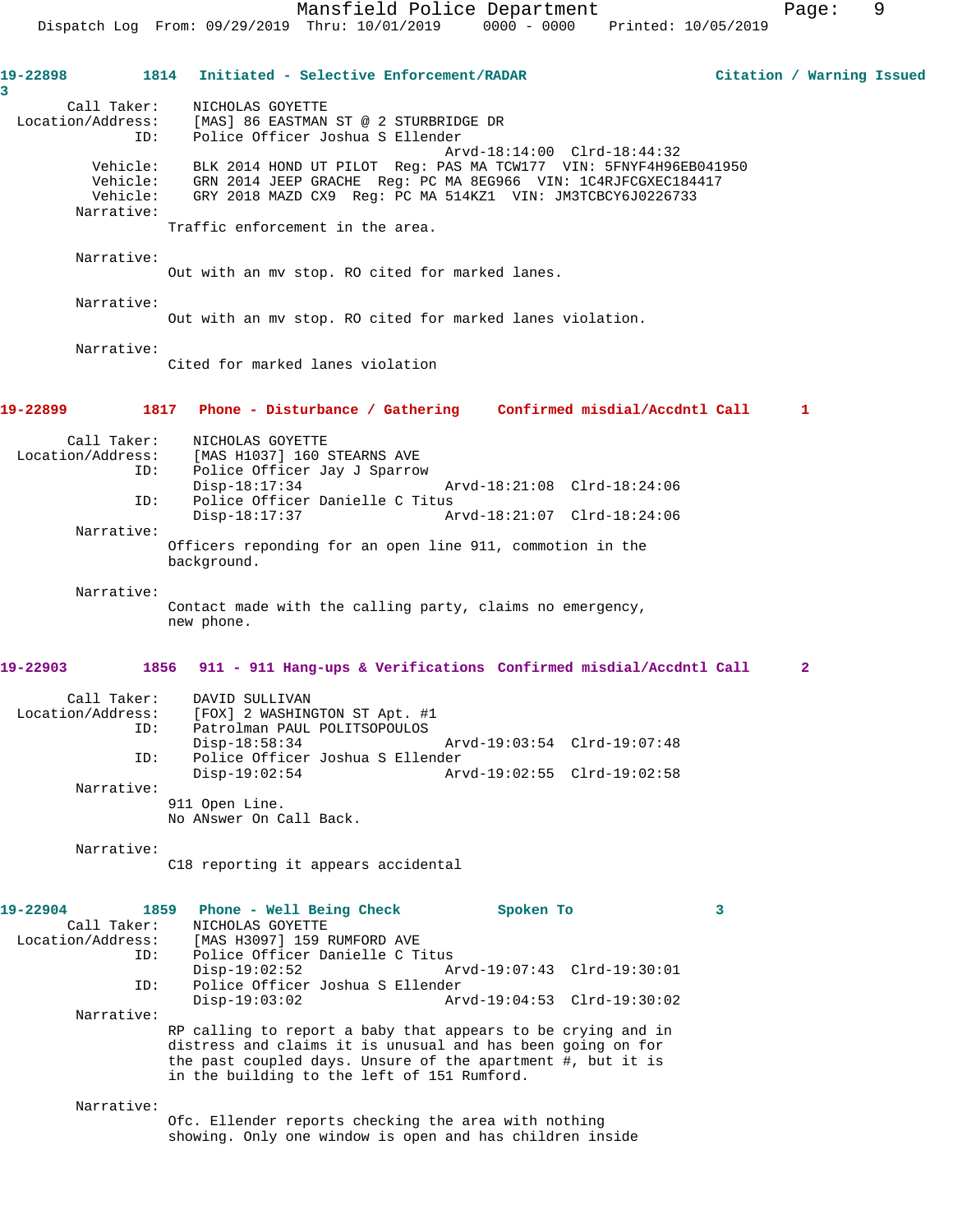19-22898 1814 Initiated - Selective Enforcement/RADAR Citation / Warning Issued 3

Call Taker: NICHOLAS GOYETTE
Location/Address: [MAS] 86 EASTMAN ST @ 2 STURBRIDGE DR
ID: Police Officer Joshua S Ellender
Arvd-18:14:00 Clrd-18:44:32
Vehicle: BLK 2014 HOND UT PILOT Reg: PAS MA TCW177 VIN: 5FNYF4H96EB041950
Vehicle: GRN 2014 JEEP GRACHE Reg: PC MA 8EG966 VIN: 1C4RJFCGXEC184417
Vehicle: GRY 2018 MAZD CX9 Reg: PC MA 514KZ1 VIN: JM3TCBCY6J0226733
Narrative:
Traffic enforcement in the area.

Narrative:
Out with an mv stop. RO cited for marked lanes.

Narrative:
Out with an mv stop. RO cited for marked lanes violation.

Narrative:
Cited for marked lanes violation

19-22899 1817 Phone - Disturbance / Gathering Confirmed misdial/Accdntl Call 1

Call Taker: NICHOLAS GOYETTE
Location/Address: [MAS H1037] 160 STEARNS AVE
ID: Police Officer Jay J Sparrow
Disp-18:17:34 Arvd-18:21:08 Clrd-18:24:06
ID: Police Officer Danielle C Titus
Disp-18:17:37 Arvd-18:21:07 Clrd-18:24:06
Narrative:
Officers reponding for an open line 911, commotion in the background.

Narrative:
Contact made with the calling party, claims no emergency, new phone.

19-22903 1856 911 - 911 Hang-ups & Verifications Confirmed misdial/Accdntl Call 2

Call Taker: DAVID SULLIVAN
Location/Address: [FOX] 2 WASHINGTON ST Apt. #1
ID: Patrolman PAUL POLITSOPOULOS
Disp-18:58:34 Arvd-19:03:54 Clrd-19:07:48
ID: Police Officer Joshua S Ellender
Disp-19:02:54 Arvd-19:02:55 Clrd-19:02:58
Narrative:
911 Open Line.
No ANswer On Call Back.

Narrative:
C18 reporting it appears accidental

19-22904 1859 Phone - Well Being Check Spoken To 3
Call Taker: NICHOLAS GOYETTE
Location/Address: [MAS H3097] 159 RUMFORD AVE
ID: Police Officer Danielle C Titus
Disp-19:02:52 Arvd-19:07:43 Clrd-19:30:01
ID: Police Officer Joshua S Ellender
Disp-19:03:02 Arvd-19:04:53 Clrd-19:30:02
Narrative:
RP calling to report a baby that appears to be crying and in distress and claims it is unusual and has been going on for the past coupled days. Unsure of the apartment #, but it is in the building to the left of 151 Rumford.

Narrative:
Ofc. Ellender reports checking the area with nothing showing. Only one window is open and has children inside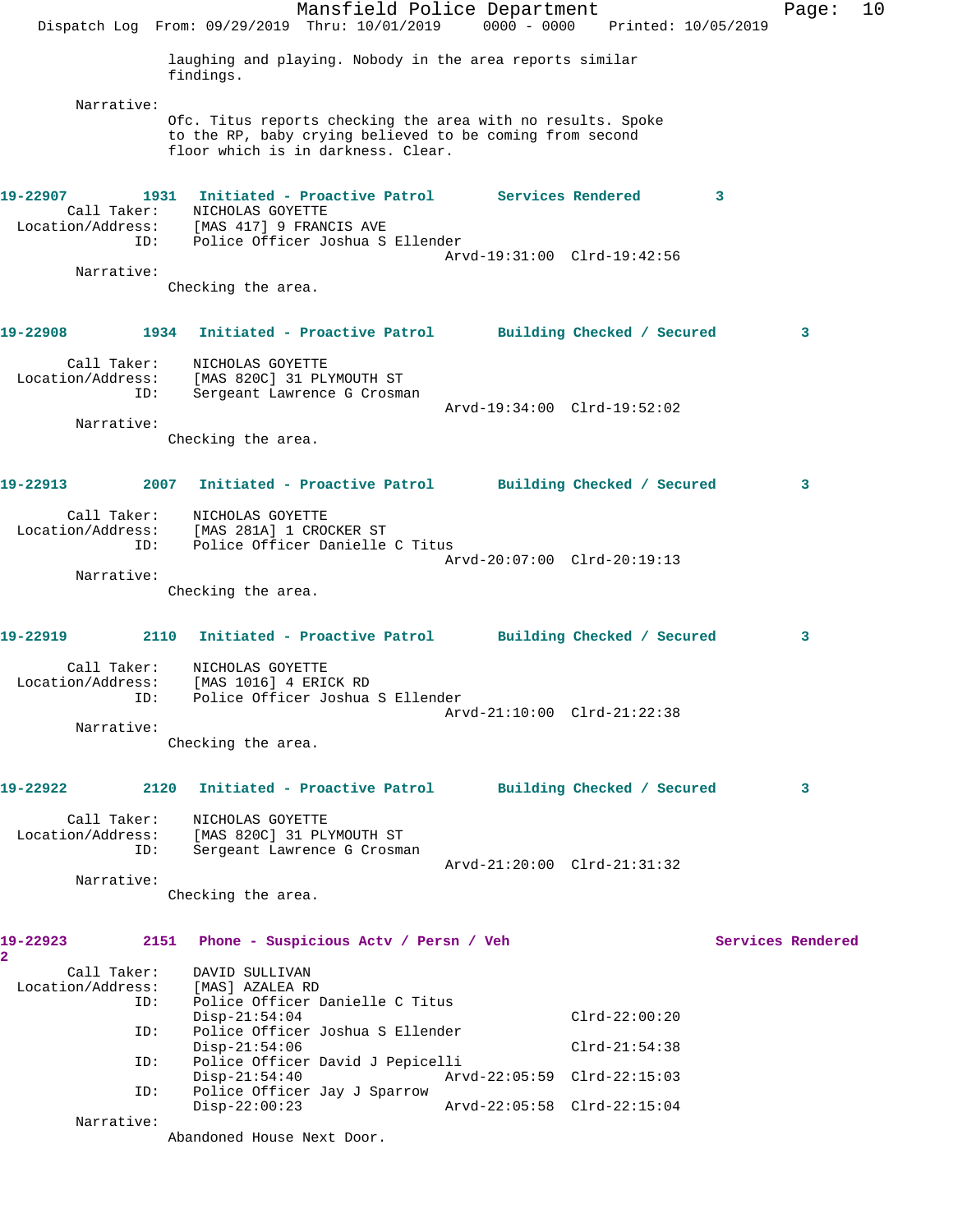laughing and playing. Nobody in the area reports similar findings.

Narrative:
Ofc. Titus reports checking the area with no results. Spoke to the RP, baby crying believed to be coming from second floor which is in darkness. Clear.

**19-22907 1931 Initiated - Proactive Patrol Services Rendered 3**

Call Taker: NICHOLAS GOYETTE
Location/Address: [MAS 417] 9 FRANCIS AVE
ID: Police Officer Joshua S Ellender
Arvd-19:31:00 Clrd-19:42:56

Narrative:
Checking the area.

**19-22908 1934 Initiated - Proactive Patrol Building Checked / Secured 3**

Call Taker: NICHOLAS GOYETTE
Location/Address: [MAS 820C] 31 PLYMOUTH ST
ID: Sergeant Lawrence G Crosman
Arvd-19:34:00 Clrd-19:52:02

Narrative:
Checking the area.

**19-22913 2007 Initiated - Proactive Patrol Building Checked / Secured 3**

Call Taker: NICHOLAS GOYETTE
Location/Address: [MAS 281A] 1 CROCKER ST
ID: Police Officer Danielle C Titus
Arvd-20:07:00 Clrd-20:19:13

Narrative:
Checking the area.

**19-22919 2110 Initiated - Proactive Patrol Building Checked / Secured 3**

Call Taker: NICHOLAS GOYETTE
Location/Address: [MAS 1016] 4 ERICK RD
ID: Police Officer Joshua S Ellender
Arvd-21:10:00 Clrd-21:22:38

Narrative:
Checking the area.

**19-22922 2120 Initiated - Proactive Patrol Building Checked / Secured 3**

Call Taker: NICHOLAS GOYETTE
Location/Address: [MAS 820C] 31 PLYMOUTH ST
ID: Sergeant Lawrence G Crosman
Arvd-21:20:00 Clrd-21:31:32

Narrative:
Checking the area.

**19-22923 2151 Phone - Suspicious Actv / Persn / Veh Services Rendered 2**

Call Taker: DAVID SULLIVAN
Location/Address: [MAS] AZALEA RD
ID: Police Officer Danielle C Titus
Disp-21:54:04 Clrd-22:00:20
ID: Police Officer Joshua S Ellender
Disp-21:54:06 Clrd-21:54:38
ID: Police Officer David J Pepicelli
Disp-21:54:40 Arvd-22:05:59 Clrd-22:15:03
ID: Police Officer Jay J Sparrow
Disp-22:00:23 Arvd-22:05:58 Clrd-22:15:04

Narrative:
Abandoned House Next Door.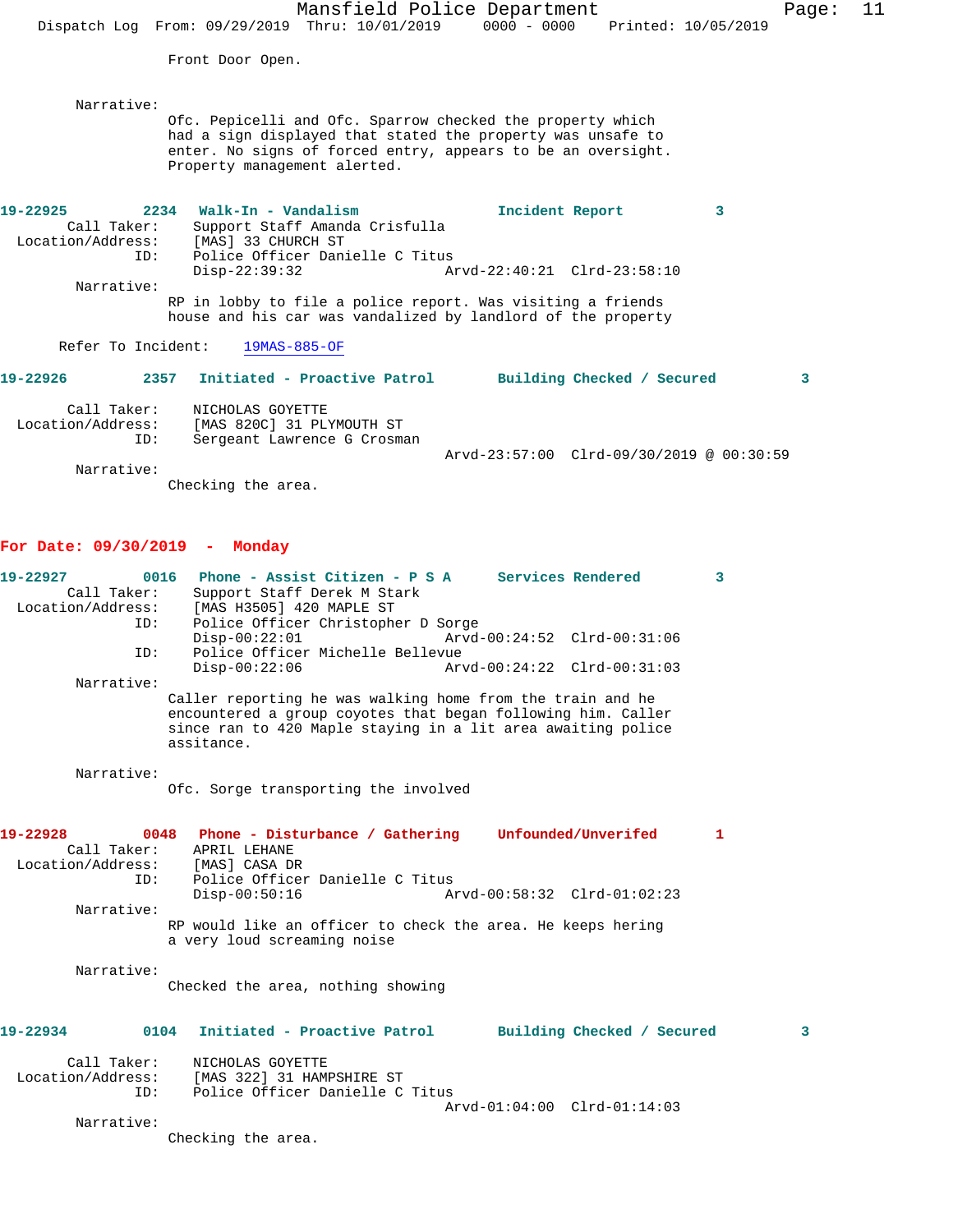Front Door Open.

Narrative:
Ofc. Pepicelli and Ofc. Sparrow checked the property which had a sign displayed that stated the property was unsafe to enter. No signs of forced entry, appears to be an oversight. Property management alerted.

**19-22925 2234 Walk-In - Vandalism Incident Report 3**

Call Taker: Support Staff Amanda Crisfulla
Location/Address: [MAS] 33 CHURCH ST
ID: Police Officer Danielle C Titus
Disp-22:39:32 Arvd-22:40:21 Clrd-23:58:10

Narrative:
RP in lobby to file a police report. Was visiting a friends house and his car was vandalized by landlord of the property

Refer To Incident: 19MAS-885-OF

**19-22926 2357 Initiated - Proactive Patrol Building Checked / Secured 3**

Call Taker: NICHOLAS GOYETTE
Location/Address: [MAS 820C] 31 PLYMOUTH ST
ID: Sergeant Lawrence G Crosman
Arvd-23:57:00 Clrd-09/30/2019 @ 00:30:59

Narrative:
Checking the area.

## For Date: 09/30/2019 - Monday

**19-22927 0016 Phone - Assist Citizen - P S A Services Rendered 3**

Call Taker: Support Staff Derek M Stark
Location/Address: [MAS H3505] 420 MAPLE ST
ID: Police Officer Christopher D Sorge
Disp-00:22:01 Arvd-00:24:52 Clrd-00:31:06
ID: Police Officer Michelle Bellevue
Disp-00:22:06 Arvd-00:24:22 Clrd-00:31:03

Narrative:
Caller reporting he was walking home from the train and he encountered a group coyotes that began following him. Caller since ran to 420 Maple staying in a lit area awaiting police assitance.

Narrative:
Ofc. Sorge transporting the involved

**19-22928 0048 Phone - Disturbance / Gathering Unfounded/Unverifed 1**

Call Taker: APRIL LEHANE
Location/Address: [MAS] CASA DR
ID: Police Officer Danielle C Titus
Disp-00:50:16 Arvd-00:58:32 Clrd-01:02:23

Narrative:
RP would like an officer to check the area. He keeps hering a very loud screaming noise

Narrative:
Checked the area, nothing showing

**19-22934 0104 Initiated - Proactive Patrol Building Checked / Secured 3**

Call Taker: NICHOLAS GOYETTE
Location/Address: [MAS 322] 31 HAMPSHIRE ST
ID: Police Officer Danielle C Titus
Arvd-01:04:00 Clrd-01:14:03

Narrative:
Checking the area.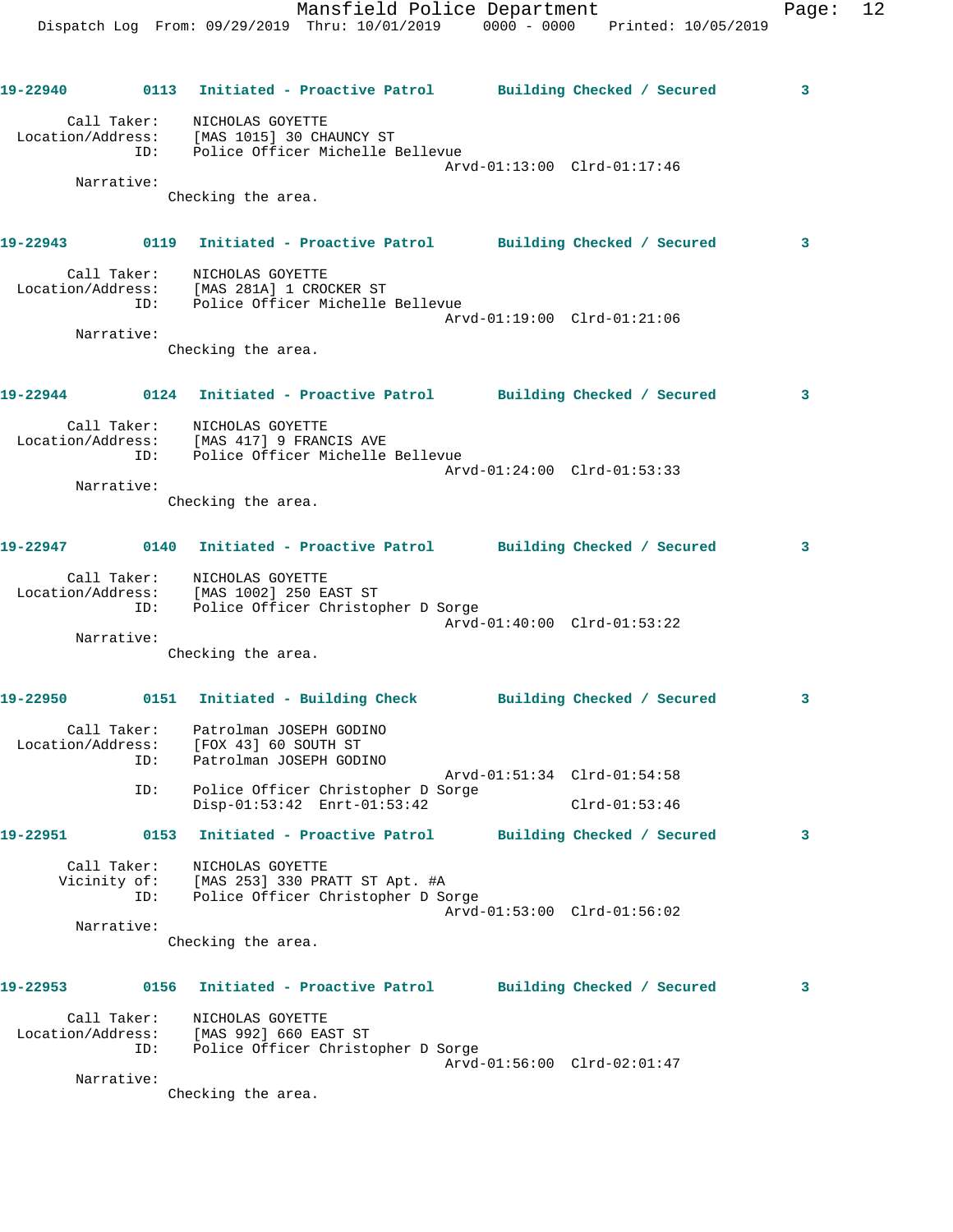**19-22940** 0113 **Initiated - Proactive Patrol** **Building Checked / Secured** 3

Call Taker: NICHOLAS GOYETTE
Location/Address: [MAS 1015] 30 CHAUNCY ST
ID: Police Officer Michelle Bellevue
Arvd-01:13:00 Clrd-01:17:46

Narrative:
Checking the area.

**19-22943** 0119 **Initiated - Proactive Patrol** **Building Checked / Secured** 3

Call Taker: NICHOLAS GOYETTE
Location/Address: [MAS 281A] 1 CROCKER ST
ID: Police Officer Michelle Bellevue
Arvd-01:19:00 Clrd-01:21:06

Narrative:
Checking the area.

**19-22944** 0124 **Initiated - Proactive Patrol** **Building Checked / Secured** 3

Call Taker: NICHOLAS GOYETTE
Location/Address: [MAS 417] 9 FRANCIS AVE
ID: Police Officer Michelle Bellevue
Arvd-01:24:00 Clrd-01:53:33

Narrative:
Checking the area.

**19-22947** 0140 **Initiated - Proactive Patrol** **Building Checked / Secured** 3

Call Taker: NICHOLAS GOYETTE
Location/Address: [MAS 1002] 250 EAST ST
ID: Police Officer Christopher D Sorge
Arvd-01:40:00 Clrd-01:53:22

Narrative:
Checking the area.

**19-22950** 0151 **Initiated - Building Check** **Building Checked / Secured** 3

Call Taker: Patrolman JOSEPH GODINO
Location/Address: [FOX 43] 60 SOUTH ST
ID: Patrolman JOSEPH GODINO
Arvd-01:51:34 Clrd-01:54:58
ID: Police Officer Christopher D Sorge
Disp-01:53:42 Enrt-01:53:42 Clrd-01:53:46

**19-22951** 0153 **Initiated - Proactive Patrol** **Building Checked / Secured** 3

Call Taker: NICHOLAS GOYETTE
Vicinity of: [MAS 253] 330 PRATT ST Apt. #A
ID: Police Officer Christopher D Sorge
Arvd-01:53:00 Clrd-01:56:02

Narrative:
Checking the area.

**19-22953** 0156 **Initiated - Proactive Patrol** **Building Checked / Secured** 3

Call Taker: NICHOLAS GOYETTE
Location/Address: [MAS 992] 660 EAST ST
ID: Police Officer Christopher D Sorge
Arvd-01:56:00 Clrd-02:01:47

Narrative:
Checking the area.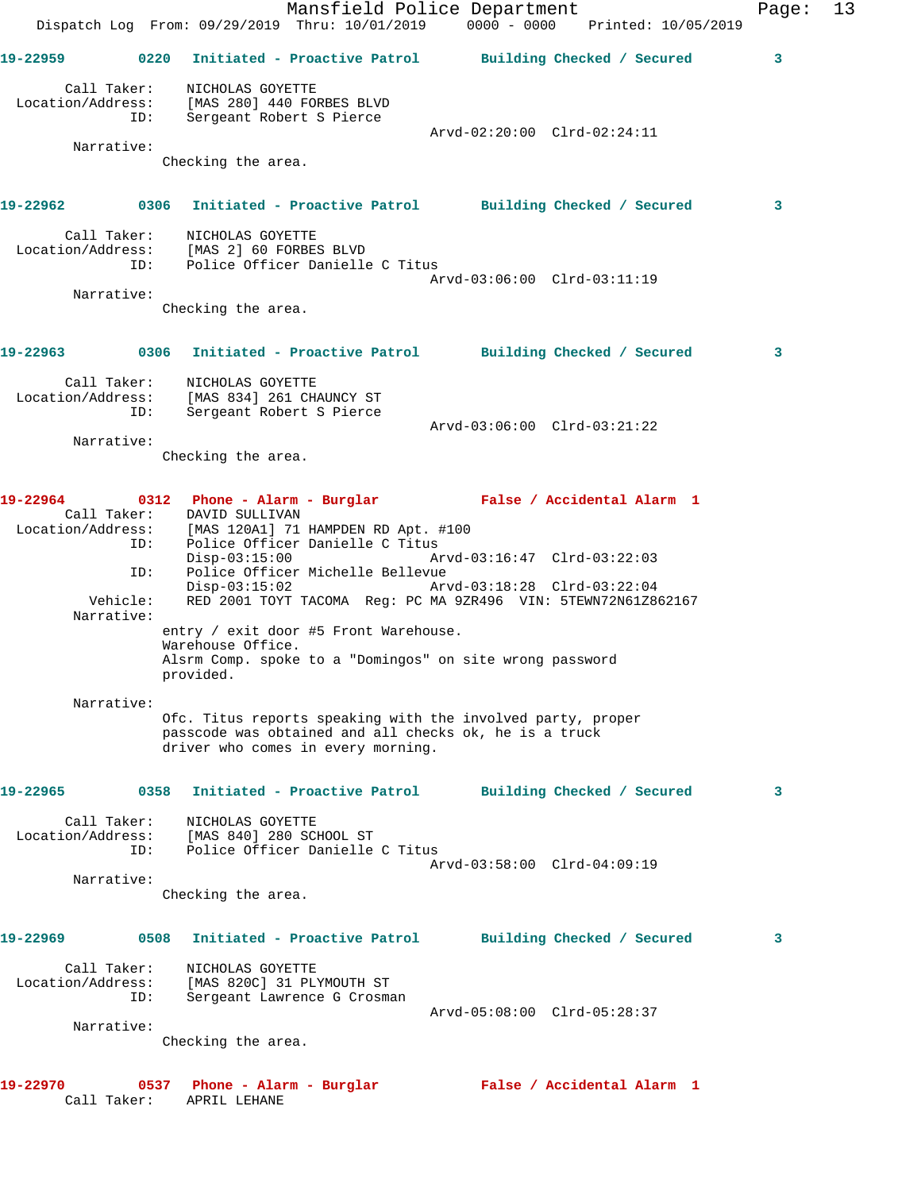19-22959 0220 Initiated - Proactive Patrol Building Checked / Secured 3

Call Taker: NICHOLAS GOYETTE
Location/Address: [MAS 280] 440 FORBES BLVD
ID: Sergeant Robert S Pierce
Arvd-02:20:00 Clrd-02:24:11
Narrative:
Checking the area.

19-22962 0306 Initiated - Proactive Patrol Building Checked / Secured 3

Call Taker: NICHOLAS GOYETTE
Location/Address: [MAS 2] 60 FORBES BLVD
ID: Police Officer Danielle C Titus
Arvd-03:06:00 Clrd-03:11:19
Narrative:
Checking the area.

19-22963 0306 Initiated - Proactive Patrol Building Checked / Secured 3

Call Taker: NICHOLAS GOYETTE
Location/Address: [MAS 834] 261 CHAUNCY ST
ID: Sergeant Robert S Pierce
Arvd-03:06:00 Clrd-03:21:22
Narrative:
Checking the area.

19-22964 0312 Phone - Alarm - Burglar False / Accidental Alarm 1
Call Taker: DAVID SULLIVAN
Location/Address: [MAS 120A1] 71 HAMPDEN RD Apt. #100
ID: Police Officer Danielle C Titus
Disp-03:15:00 Arvd-03:16:47 Clrd-03:22:03
ID: Police Officer Michelle Bellevue
Disp-03:15:02 Arvd-03:18:28 Clrd-03:22:04
Vehicle: RED 2001 TOYT TACOMA Reg: PC MA 9ZR496 VIN: 5TEWN72N61Z862167
Narrative:
entry / exit door #5 Front Warehouse.
Warehouse Office.
Alsrm Comp. spoke to a "Domingos" on site wrong password provided.

Narrative:
Ofc. Titus reports speaking with the involved party, proper passcode was obtained and all checks ok, he is a truck driver who comes in every morning.

19-22965 0358 Initiated - Proactive Patrol Building Checked / Secured 3

Call Taker: NICHOLAS GOYETTE
Location/Address: [MAS 840] 280 SCHOOL ST
ID: Police Officer Danielle C Titus
Arvd-03:58:00 Clrd-04:09:19
Narrative:
Checking the area.

19-22969 0508 Initiated - Proactive Patrol Building Checked / Secured 3

Call Taker: NICHOLAS GOYETTE
Location/Address: [MAS 820C] 31 PLYMOUTH ST
ID: Sergeant Lawrence G Crosman
Arvd-05:08:00 Clrd-05:28:37
Narrative:
Checking the area.

19-22970 0537 Phone - Alarm - Burglar False / Accidental Alarm 1
Call Taker: APRIL LEHANE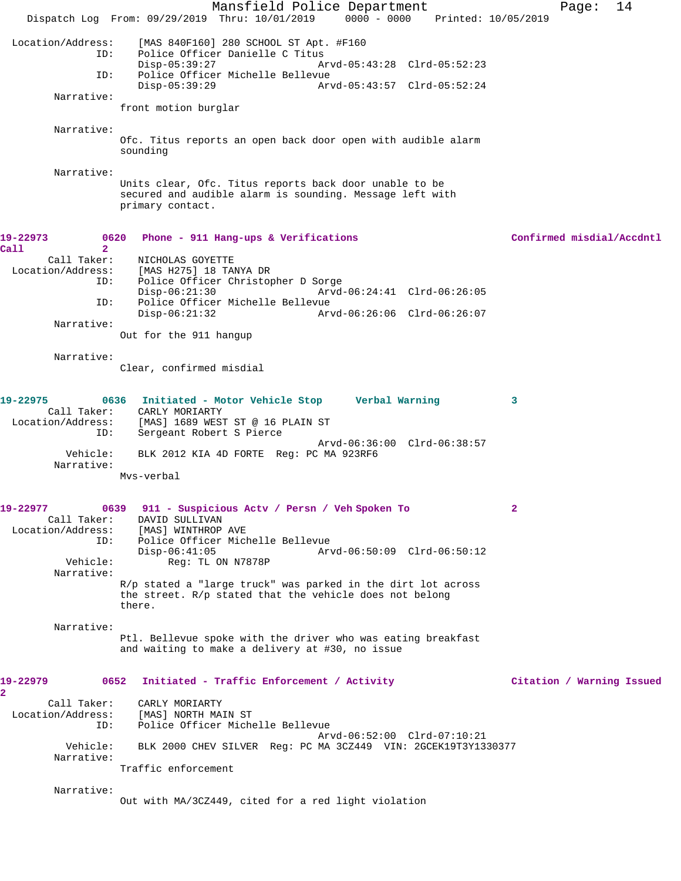Location/Address: [MAS 840F160] 280 SCHOOL ST Apt. #F160
ID: Police Officer Danielle C Titus
Disp-05:39:27 Arvd-05:43:28 Clrd-05:52:23
ID: Police Officer Michelle Bellevue
Disp-05:39:29 Arvd-05:43:57 Clrd-05:52:24

Narrative:
front motion burglar

Narrative:
Ofc. Titus reports an open back door open with audible alarm sounding

Narrative:
Units clear, Ofc. Titus reports back door unable to be secured and audible alarm is sounding. Message left with primary contact.

**19-22973 0620 Phone - 911 Hang-ups & Verifications Confirmed misdial/Accdntl Call 2**

Call Taker: NICHOLAS GOYETTE
Location/Address: [MAS H275] 18 TANYA DR
ID: Police Officer Christopher D Sorge
Disp-06:21:30 Arvd-06:24:41 Clrd-06:26:05
ID: Police Officer Michelle Bellevue
Disp-06:21:32 Arvd-06:26:06 Clrd-06:26:07

Narrative:
Out for the 911 hangup

Narrative:
Clear, confirmed misdial

**19-22975 0636 Initiated - Motor Vehicle Stop Verbal Warning 3**

Call Taker: CARLY MORIARTY
Location/Address: [MAS] 1689 WEST ST @ 16 PLAIN ST
ID: Sergeant Robert S Pierce
Arvd-06:36:00 Clrd-06:38:57
Vehicle: BLK 2012 KIA 4D FORTE Reg: PC MA 923RF6

Narrative:
Mvs-verbal

**19-22977 0639 911 - Suspicious Actv / Persn / Veh Spoken To 2**

Call Taker: DAVID SULLIVAN
Location/Address: [MAS] WINTHROP AVE
ID: Police Officer Michelle Bellevue
Disp-06:41:05 Arvd-06:50:09 Clrd-06:50:12
Vehicle: Reg: TL ON N7878P

Narrative:
R/p stated a "large truck" was parked in the dirt lot across the street. R/p stated that the vehicle does not belong there.

Narrative:
Ptl. Bellevue spoke with the driver who was eating breakfast and waiting to make a delivery at #30, no issue

**19-22979 0652 Initiated - Traffic Enforcement / Activity Citation / Warning Issued 2**

Call Taker: CARLY MORIARTY
Location/Address: [MAS] NORTH MAIN ST
ID: Police Officer Michelle Bellevue
Arvd-06:52:00 Clrd-07:10:21
Vehicle: BLK 2000 CHEV SILVER Reg: PC MA 3CZ449 VIN: 2GCEK19T3Y1330377

Narrative:
Traffic enforcement

Narrative:
Out with MA/3CZ449, cited for a red light violation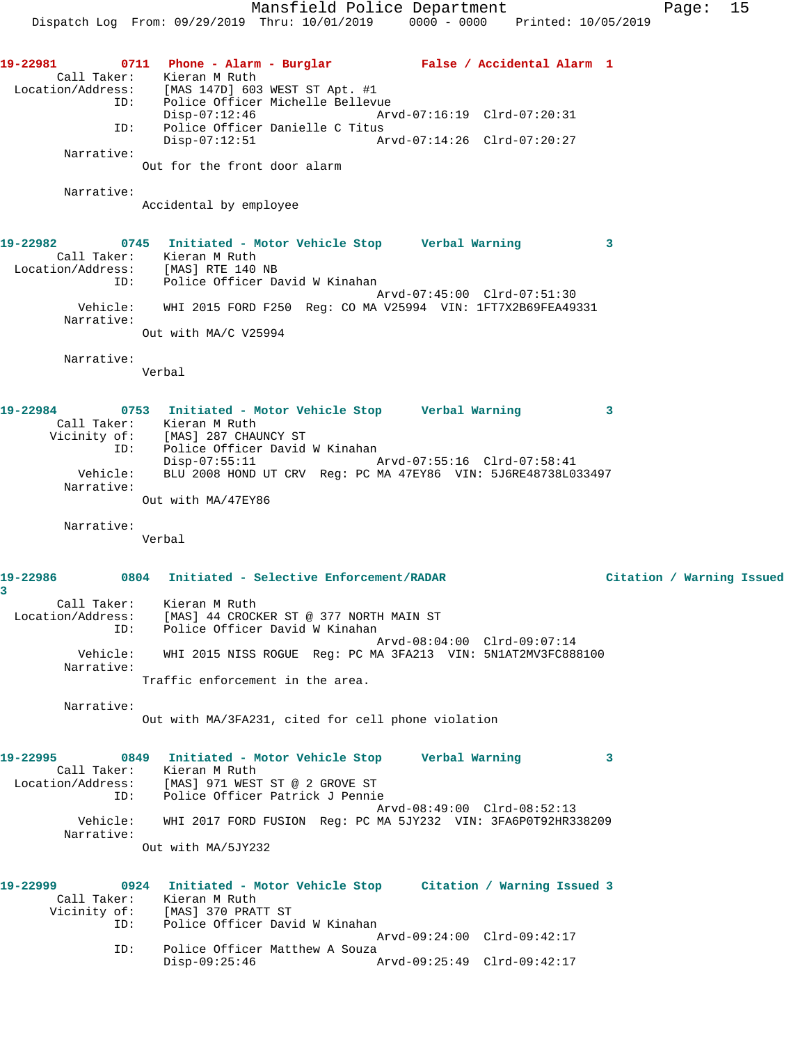**19-22981** 0711 Phone - Alarm - Burglar False / Accidental Alarm 1

```
        Call Taker:    Kieran M Ruth
  Location/Address:    [MAS 147D] 603 WEST ST Apt. #1
                ID:    Police Officer Michelle Bellevue
                       Disp-07:12:46                Arvd-07:16:19  Clrd-07:20:31
                ID:    Police Officer Danielle C Titus
                       Disp-07:12:51                Arvd-07:14:26  Clrd-07:20:27
         Narrative:
                     Out for the front door alarm

         Narrative:
                     Accidental by employee
```

**19-22982** 0745 Initiated - Motor Vehicle Stop Verbal Warning 3

```
        Call Taker:    Kieran M Ruth
  Location/Address:    [MAS] RTE 140 NB
                ID:    Police Officer David W Kinahan
                                                    Arvd-07:45:00  Clrd-07:51:30
           Vehicle:    WHI 2015 FORD F250  Reg: CO MA V25994  VIN: 1FT7X2B69FEA49331
         Narrative:
                     Out with MA/C V25994

         Narrative:
                     Verbal
```

**19-22984** 0753 Initiated - Motor Vehicle Stop Verbal Warning 3

```
        Call Taker:    Kieran M Ruth
       Vicinity of:    [MAS] 287 CHAUNCY ST
                ID:    Police Officer David W Kinahan
                       Disp-07:55:11                Arvd-07:55:16  Clrd-07:58:41
           Vehicle:    BLU 2008 HOND UT CRV  Reg: PC MA 47EY86  VIN: 5J6RE48738L033497
         Narrative:
                     Out with MA/47EY86

         Narrative:
                     Verbal
```

**19-22986** 0804 Initiated - Selective Enforcement/RADAR Citation / Warning Issued 3

```
        Call Taker:    Kieran M Ruth
  Location/Address:    [MAS] 44 CROCKER ST @ 377 NORTH MAIN ST
                ID:    Police Officer David W Kinahan
                                                    Arvd-08:04:00  Clrd-09:07:14
           Vehicle:    WHI 2015 NISS ROGUE  Reg: PC MA 3FA213  VIN: 5N1AT2MV3FC888100
         Narrative:
                     Traffic enforcement in the area.

         Narrative:
                     Out with MA/3FA231, cited for cell phone violation
```

**19-22995** 0849 Initiated - Motor Vehicle Stop Verbal Warning 3

```
        Call Taker:    Kieran M Ruth
  Location/Address:    [MAS] 971 WEST ST @ 2 GROVE ST
                ID:    Police Officer Patrick J Pennie
                                                    Arvd-08:49:00  Clrd-08:52:13
           Vehicle:    WHI 2017 FORD FUSION  Reg: PC MA 5JY232  VIN: 3FA6P0T92HR338209
         Narrative:
                     Out with MA/5JY232
```

**19-22999** 0924 Initiated - Motor Vehicle Stop Citation / Warning Issued 3

```
        Call Taker:    Kieran M Ruth
       Vicinity of:    [MAS] 370 PRATT ST
                ID:    Police Officer David W Kinahan
                                                    Arvd-09:24:00  Clrd-09:42:17
                ID:    Police Officer Matthew A Souza
                       Disp-09:25:46                Arvd-09:25:49  Clrd-09:42:17
```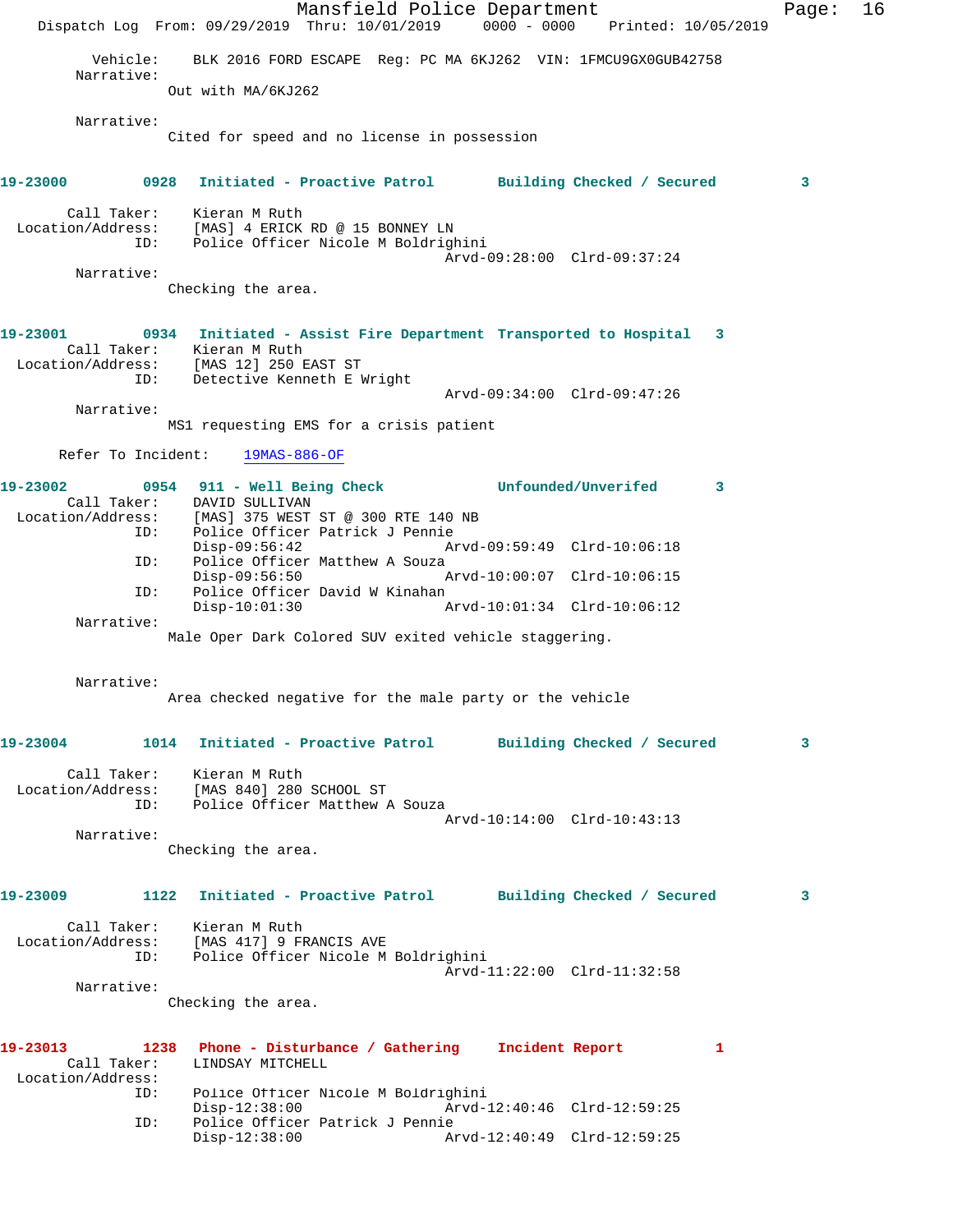Vehicle: BLK 2016 FORD ESCAPE Reg: PC MA 6KJ262 VIN: 1FMCU9GX0GUB42758

Narrative:
Out with MA/6KJ262

Narrative:
Cited for speed and no license in possession

**19-23000 0928 Initiated - Proactive Patrol Building Checked / Secured 3**

Call Taker: Kieran M Ruth
Location/Address: [MAS] 4 ERICK RD @ 15 BONNEY LN
ID: Police Officer Nicole M Boldrighini
Arvd-09:28:00 Clrd-09:37:24

Narrative:
Checking the area.

**19-23001 0934 Initiated - Assist Fire Department Transported to Hospital 3**

Call Taker: Kieran M Ruth
Location/Address: [MAS 12] 250 EAST ST
ID: Detective Kenneth E Wright
Arvd-09:34:00 Clrd-09:47:26

Narrative:
MS1 requesting EMS for a crisis patient

Refer To Incident: 19MAS-886-OF

**19-23002 0954 911 - Well Being Check Unfounded/Unverifed 3**

Call Taker: DAVID SULLIVAN
Location/Address: [MAS] 375 WEST ST @ 300 RTE 140 NB
ID: Police Officer Patrick J Pennie
Disp-09:56:42 Arvd-09:59:49 Clrd-10:06:18
ID: Police Officer Matthew A Souza
Disp-09:56:50 Arvd-10:00:07 Clrd-10:06:15
ID: Police Officer David W Kinahan
Disp-10:01:30 Arvd-10:01:34 Clrd-10:06:12

Narrative:
Male Oper Dark Colored SUV exited vehicle staggering.

Narrative:
Area checked negative for the male party or the vehicle

**19-23004 1014 Initiated - Proactive Patrol Building Checked / Secured 3**

Call Taker: Kieran M Ruth
Location/Address: [MAS 840] 280 SCHOOL ST
ID: Police Officer Matthew A Souza
Arvd-10:14:00 Clrd-10:43:13

Narrative:
Checking the area.

**19-23009 1122 Initiated - Proactive Patrol Building Checked / Secured 3**

Call Taker: Kieran M Ruth
Location/Address: [MAS 417] 9 FRANCIS AVE
ID: Police Officer Nicole M Boldrighini
Arvd-11:22:00 Clrd-11:32:58

Narrative:
Checking the area.

**19-23013 1238 Phone - Disturbance / Gathering Incident Report 1**

Call Taker: LINDSAY MITCHELL
Location/Address:
ID: Police Officer Nicole M Boldrighini
Disp-12:38:00 Arvd-12:40:46 Clrd-12:59:25
ID: Police Officer Patrick J Pennie
Disp-12:38:00 Arvd-12:40:49 Clrd-12:59:25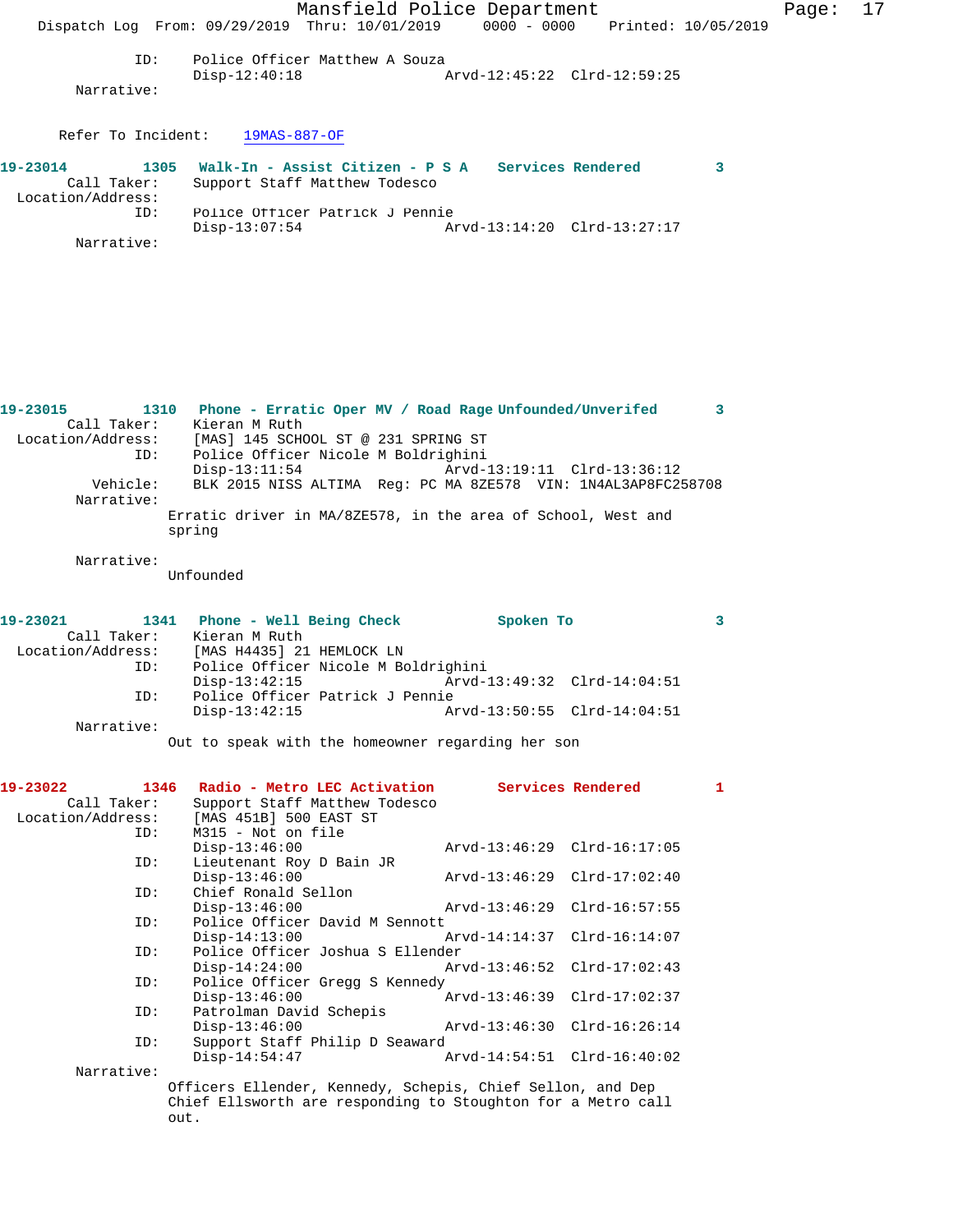ID: Police Officer Matthew A Souza
Disp-12:40:18 Arvd-12:45:22 Clrd-12:59:25

Narrative:

Refer To Incident: 19MAS-887-OF

**19-23014 1305 Walk-In - Assist Citizen - P S A Services Rendered 3**

Call Taker: Support Staff Matthew Todesco
Location/Address:
ID: Police Officer Patrick J Pennie
Disp-13:07:54 Arvd-13:14:20 Clrd-13:27:17

Narrative:

**19-23015 1310 Phone - Erratic Oper MV / Road Rage Unfounded/Unverifed 3**

Call Taker: Kieran M Ruth
Location/Address: [MAS] 145 SCHOOL ST @ 231 SPRING ST
ID: Police Officer Nicole M Boldrighini
Disp-13:11:54 Arvd-13:19:11 Clrd-13:36:12
Vehicle: BLK 2015 NISS ALTIMA Reg: PC MA 8ZE578 VIN: 1N4AL3AP8FC258708

Narrative:
Erratic driver in MA/8ZE578, in the area of School, West and spring

Narrative:
Unfounded

**19-23021 1341 Phone - Well Being Check Spoken To 3**

Call Taker: Kieran M Ruth
Location/Address: [MAS H4435] 21 HEMLOCK LN
ID: Police Officer Nicole M Boldrighini
Disp-13:42:15 Arvd-13:49:32 Clrd-14:04:51
ID: Police Officer Patrick J Pennie
Disp-13:42:15 Arvd-13:50:55 Clrd-14:04:51

Narrative:
Out to speak with the homeowner regarding her son

**19-23022 1346 Radio - Metro LEC Activation Services Rendered 1**

Call Taker: Support Staff Matthew Todesco
Location/Address: [MAS 451B] 500 EAST ST
ID: M315 - Not on file
Disp-13:46:00 Arvd-13:46:29 Clrd-16:17:05
ID: Lieutenant Roy D Bain JR
Disp-13:46:00 Arvd-13:46:29 Clrd-17:02:40
ID: Chief Ronald Sellon
Disp-13:46:00 Arvd-13:46:29 Clrd-16:57:55
ID: Police Officer David M Sennott
Disp-14:13:00 Arvd-14:14:37 Clrd-16:14:07
ID: Police Officer Joshua S Ellender
Disp-14:24:00 Arvd-13:46:52 Clrd-17:02:43
ID: Police Officer Gregg S Kennedy
Disp-13:46:00 Arvd-13:46:39 Clrd-17:02:37
ID: Patrolman David Schepis
Disp-13:46:00 Arvd-13:46:30 Clrd-16:26:14
ID: Support Staff Philip D Seaward
Disp-14:54:47 Arvd-14:54:51 Clrd-16:40:02

Narrative:
Officers Ellender, Kennedy, Schepis, Chief Sellon, and Dep Chief Ellsworth are responding to Stoughton for a Metro call out.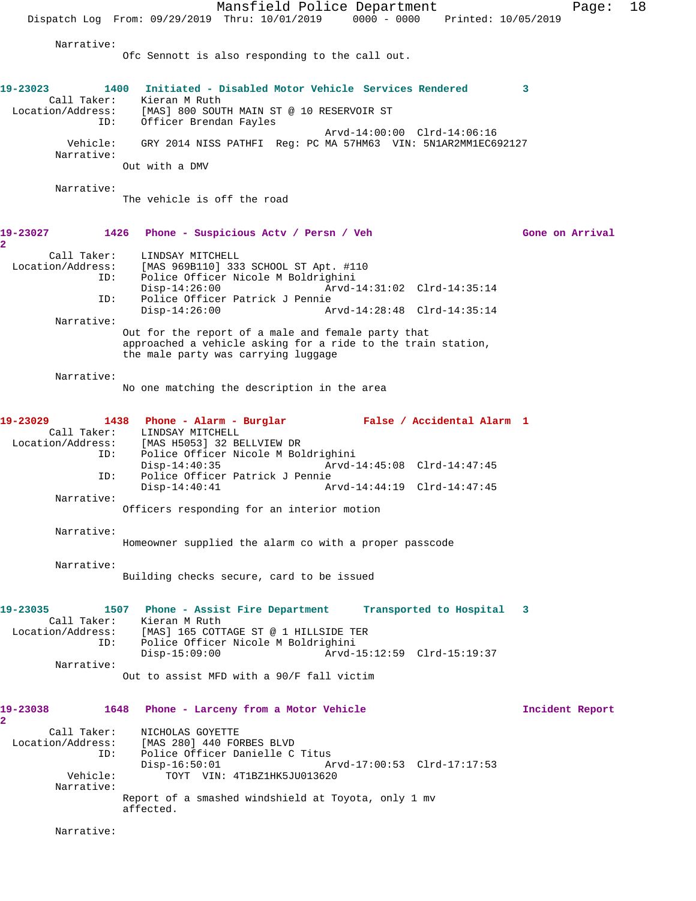Narrative:
Ofc Sennott is also responding to the call out.

**19-23023** 1400 Initiated - Disabled Motor Vehicle Services Rendered 3

Call Taker: Kieran M Ruth
Location/Address: [MAS] 800 SOUTH MAIN ST @ 10 RESERVOIR ST
ID: Officer Brendan Fayles
Arvd-14:00:00 Clrd-14:06:16
Vehicle: GRY 2014 NISS PATHFI Reg: PC MA 57HM63 VIN: 5N1AR2MM1EC692127
Narrative:
Out with a DMV

Narrative:
The vehicle is off the road

**19-23027** 1426 Phone - Suspicious Actv / Persn / Veh Gone on Arrival 2

Call Taker: LINDSAY MITCHELL
Location/Address: [MAS 969B110] 333 SCHOOL ST Apt. #110
ID: Police Officer Nicole M Boldrighini
Disp-14:26:00 Arvd-14:31:02 Clrd-14:35:14
ID: Police Officer Patrick J Pennie
Disp-14:26:00 Arvd-14:28:48 Clrd-14:35:14
Narrative:
Out for the report of a male and female party that approached a vehicle asking for a ride to the train station, the male party was carrying luggage

Narrative:
No one matching the description in the area

**19-23029** 1438 Phone - Alarm - Burglar False / Accidental Alarm 1

Call Taker: LINDSAY MITCHELL
Location/Address: [MAS H5053] 32 BELLVIEW DR
ID: Police Officer Nicole M Boldrighini
Disp-14:40:35 Arvd-14:45:08 Clrd-14:47:45
ID: Police Officer Patrick J Pennie
Disp-14:40:41 Arvd-14:44:19 Clrd-14:47:45
Narrative:
Officers responding for an interior motion

Narrative:
Homeowner supplied the alarm co with a proper passcode

Narrative:
Building checks secure, card to be issued

**19-23035** 1507 Phone - Assist Fire Department Transported to Hospital 3

Call Taker: Kieran M Ruth
Location/Address: [MAS] 165 COTTAGE ST @ 1 HILLSIDE TER
ID: Police Officer Nicole M Boldrighini
Disp-15:09:00 Arvd-15:12:59 Clrd-15:19:37
Narrative:
Out to assist MFD with a 90/F fall victim

**19-23038** 1648 Phone - Larceny from a Motor Vehicle Incident Report 2

Call Taker: NICHOLAS GOYETTE
Location/Address: [MAS 280] 440 FORBES BLVD
ID: Police Officer Danielle C Titus
Disp-16:50:01 Arvd-17:00:53 Clrd-17:17:53
Vehicle: TOYT VIN: 4T1BZ1HK5JU013620
Narrative:
Report of a smashed windshield at Toyota, only 1 mv affected.

Narrative: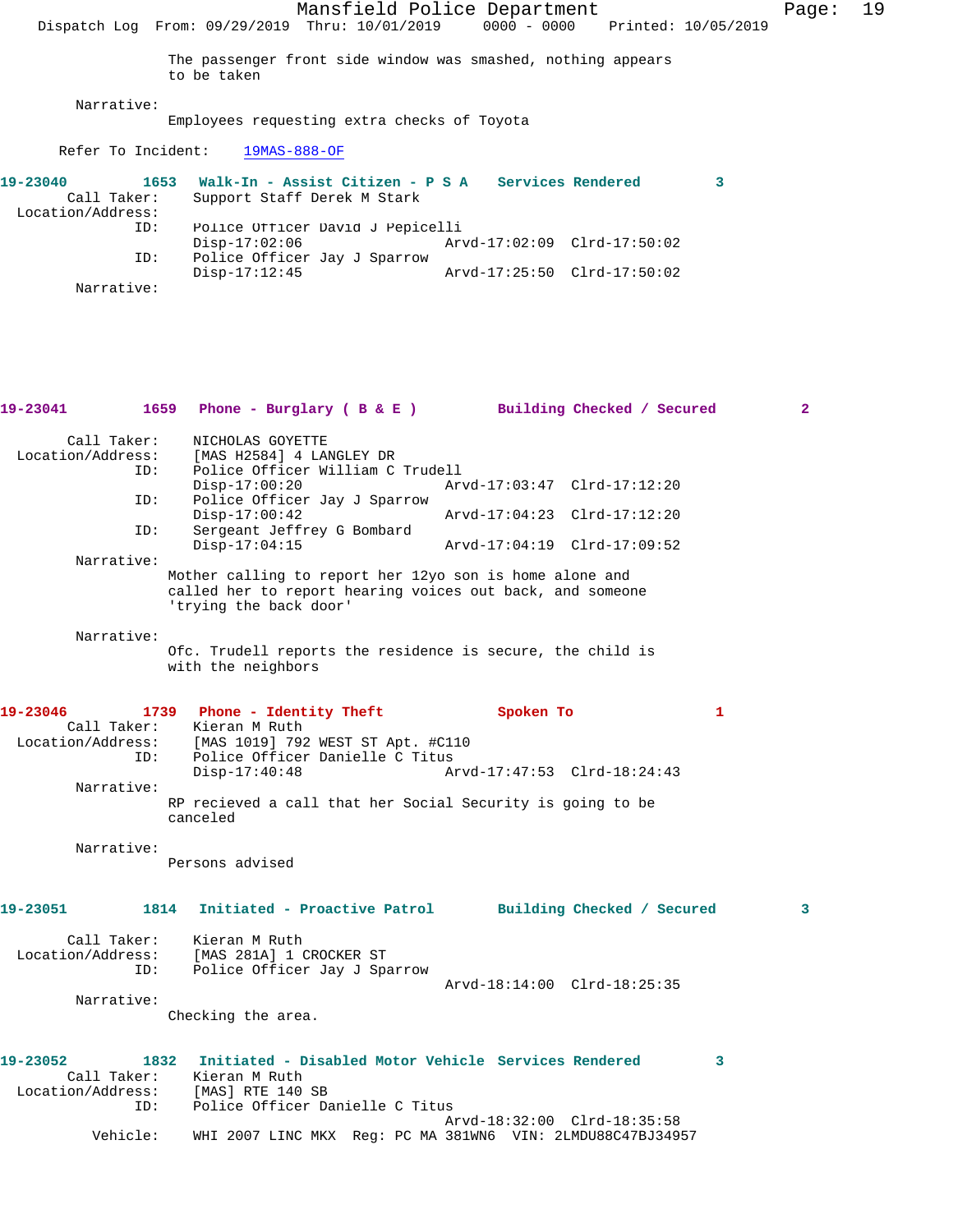The passenger front side window was smashed, nothing appears to be taken

Narrative:
Employees requesting extra checks of Toyota

Refer To Incident: 19MAS-888-OF

**19-23040 1653 Walk-In - Assist Citizen - P S A Services Rendered 3**

Call Taker: Support Staff Derek M Stark
Location/Address:
ID: Police Officer David J Pepicelli
Disp-17:02:06 Arvd-17:02:09 Clrd-17:50:02
ID: Police Officer Jay J Sparrow
Disp-17:12:45 Arvd-17:25:50 Clrd-17:50:02
Narrative:

**19-23041 1659 Phone - Burglary ( B & E ) Building Checked / Secured 2**

Call Taker: NICHOLAS GOYETTE
Location/Address: [MAS H2584] 4 LANGLEY DR
ID: Police Officer William C Trudell
Disp-17:00:20 Arvd-17:03:47 Clrd-17:12:20
ID: Police Officer Jay J Sparrow
Disp-17:00:42 Arvd-17:04:23 Clrd-17:12:20
ID: Sergeant Jeffrey G Bombard
Disp-17:04:15 Arvd-17:04:19 Clrd-17:09:52
Narrative:
Mother calling to report her 12yo son is home alone and called her to report hearing voices out back, and someone 'trying the back door'

Narrative:
Ofc. Trudell reports the residence is secure, the child is with the neighbors

**19-23046 1739 Phone - Identity Theft Spoken To 1**

Call Taker: Kieran M Ruth
Location/Address: [MAS 1019] 792 WEST ST Apt. #C110
ID: Police Officer Danielle C Titus
Disp-17:40:48 Arvd-17:47:53 Clrd-18:24:43
Narrative:
RP recieved a call that her Social Security is going to be canceled

Narrative:
Persons advised

**19-23051 1814 Initiated - Proactive Patrol Building Checked / Secured 3**

Call Taker: Kieran M Ruth
Location/Address: [MAS 281A] 1 CROCKER ST
ID: Police Officer Jay J Sparrow
Arvd-18:14:00 Clrd-18:25:35
Narrative:
Checking the area.

**19-23052 1832 Initiated - Disabled Motor Vehicle Services Rendered 3**

Call Taker: Kieran M Ruth
Location/Address: [MAS] RTE 140 SB
ID: Police Officer Danielle C Titus
Arvd-18:32:00 Clrd-18:35:58
Vehicle: WHI 2007 LINC MKX Reg: PC MA 381WN6 VIN: 2LMDU88C47BJ34957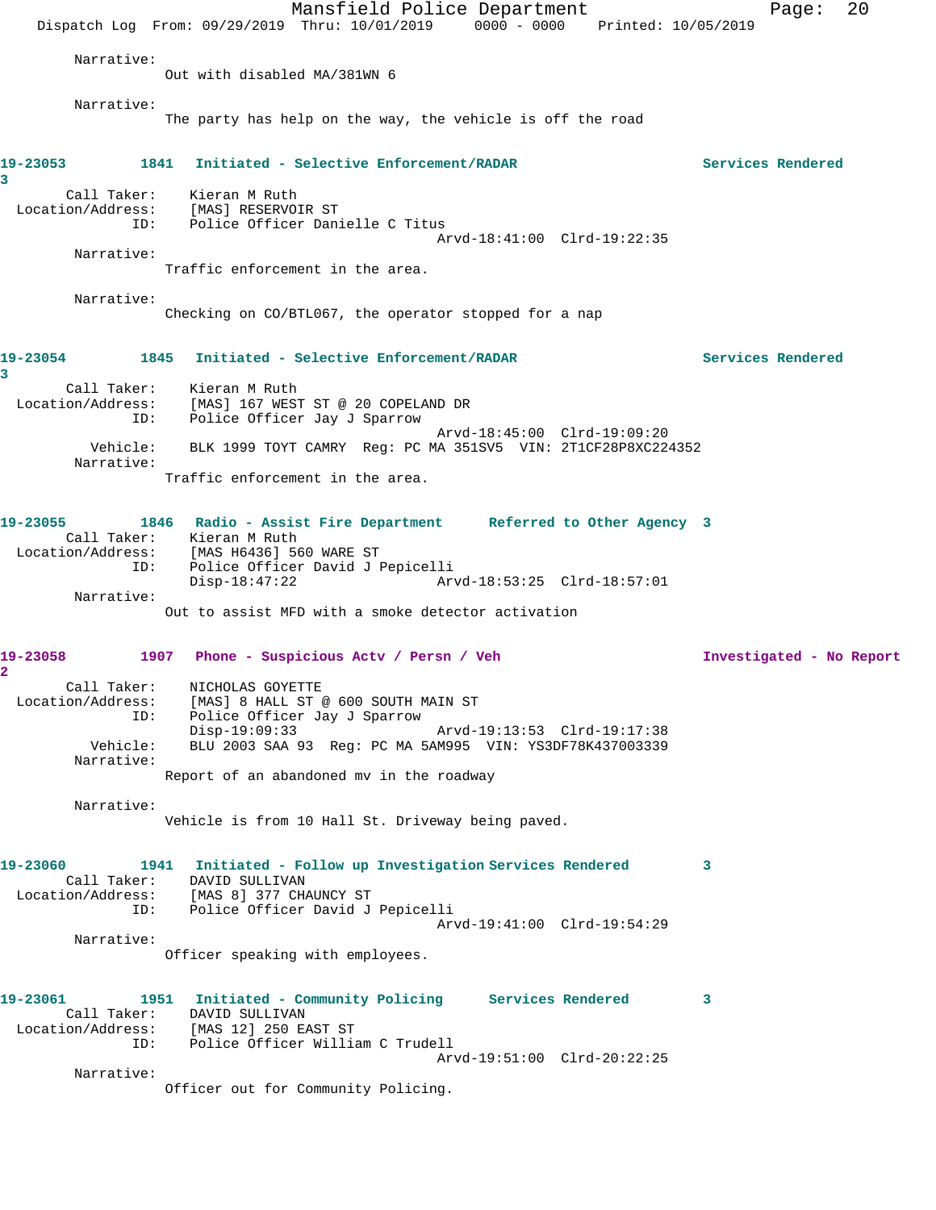Narrative:
Out with disabled MA/381WN 6

Narrative:
The party has help on the way, the vehicle is off the road

**19-23053 1841 Initiated - Selective Enforcement/RADAR Services Rendered 3**

Call Taker: Kieran M Ruth
Location/Address: [MAS] RESERVOIR ST
ID: Police Officer Danielle C Titus
Arvd-18:41:00 Clrd-19:22:35

Narrative:
Traffic enforcement in the area.

Narrative:
Checking on CO/BTL067, the operator stopped for a nap

**19-23054 1845 Initiated - Selective Enforcement/RADAR Services Rendered 3**

Call Taker: Kieran M Ruth
Location/Address: [MAS] 167 WEST ST @ 20 COPELAND DR
ID: Police Officer Jay J Sparrow
Arvd-18:45:00 Clrd-19:09:20
Vehicle: BLK 1999 TOYT CAMRY Reg: PC MA 351SV5 VIN: 2T1CF28P8XC224352

Narrative:
Traffic enforcement in the area.

**19-23055 1846 Radio - Assist Fire Department Referred to Other Agency 3**

Call Taker: Kieran M Ruth
Location/Address: [MAS H6436] 560 WARE ST
ID: Police Officer David J Pepicelli
Disp-18:47:22 Arvd-18:53:25 Clrd-18:57:01

Narrative:
Out to assist MFD with a smoke detector activation

**19-23058 1907 Phone - Suspicious Actv / Persn / Veh Investigated - No Report 2**

Call Taker: NICHOLAS GOYETTE
Location/Address: [MAS] 8 HALL ST @ 600 SOUTH MAIN ST
ID: Police Officer Jay J Sparrow
Disp-19:09:33 Arvd-19:13:53 Clrd-19:17:38
Vehicle: BLU 2003 SAA 93 Reg: PC MA 5AM995 VIN: YS3DF78K437003339

Narrative:
Report of an abandoned mv in the roadway

Narrative:
Vehicle is from 10 Hall St. Driveway being paved.

**19-23060 1941 Initiated - Follow up Investigation Services Rendered 3**

Call Taker: DAVID SULLIVAN
Location/Address: [MAS 8] 377 CHAUNCY ST
ID: Police Officer David J Pepicelli
Arvd-19:41:00 Clrd-19:54:29

Narrative:
Officer speaking with employees.

**19-23061 1951 Initiated - Community Policing Services Rendered 3**

Call Taker: DAVID SULLIVAN
Location/Address: [MAS 12] 250 EAST ST
ID: Police Officer William C Trudell
Arvd-19:51:00 Clrd-20:22:25

Narrative:
Officer out for Community Policing.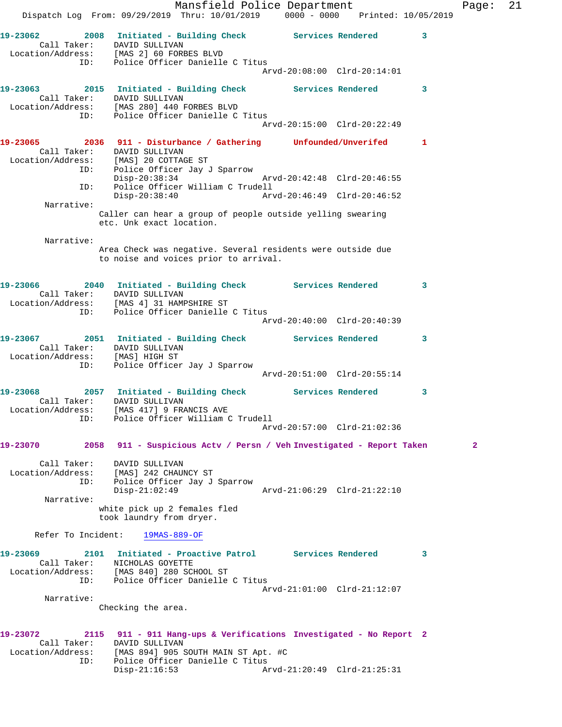19-23062 2008 Initiated - Building Check Services Rendered 3
Call Taker: DAVID SULLIVAN
Location/Address: [MAS 2] 60 FORBES BLVD
ID: Police Officer Danielle C Titus
Arvd-20:08:00 Clrd-20:14:01

19-23063 2015 Initiated - Building Check Services Rendered 3
Call Taker: DAVID SULLIVAN
Location/Address: [MAS 280] 440 FORBES BLVD
ID: Police Officer Danielle C Titus
Arvd-20:15:00 Clrd-20:22:49

19-23065 2036 911 - Disturbance / Gathering Unfounded/Unverifed 1
Call Taker: DAVID SULLIVAN
Location/Address: [MAS] 20 COTTAGE ST
ID: Police Officer Jay J Sparrow
Disp-20:38:34 Arvd-20:42:48 Clrd-20:46:55
ID: Police Officer William C Trudell
Disp-20:38:40 Arvd-20:46:49 Clrd-20:46:52
Narrative:
Caller can hear a group of people outside yelling swearing etc. Unk exact location.

Narrative:
Area Check was negative. Several residents were outside due to noise and voices prior to arrival.

19-23066 2040 Initiated - Building Check Services Rendered 3
Call Taker: DAVID SULLIVAN
Location/Address: [MAS 4] 31 HAMPSHIRE ST
ID: Police Officer Danielle C Titus
Arvd-20:40:00 Clrd-20:40:39

19-23067 2051 Initiated - Building Check Services Rendered 3
Call Taker: DAVID SULLIVAN
Location/Address: [MAS] HIGH ST
ID: Police Officer Jay J Sparrow
Arvd-20:51:00 Clrd-20:55:14

19-23068 2057 Initiated - Building Check Services Rendered 3
Call Taker: DAVID SULLIVAN
Location/Address: [MAS 417] 9 FRANCIS AVE
ID: Police Officer William C Trudell
Arvd-20:57:00 Clrd-21:02:36

19-23070 2058 911 - Suspicious Actv / Persn / Veh Investigated - Report Taken 2
Call Taker: DAVID SULLIVAN
Location/Address: [MAS] 242 CHAUNCY ST
ID: Police Officer Jay J Sparrow
Disp-21:02:49 Arvd-21:06:29 Clrd-21:22:10
Narrative:
white pick up 2 females fled took laundry from dryer.

Refer To Incident: 19MAS-889-OF

19-23069 2101 Initiated - Proactive Patrol Services Rendered 3
Call Taker: NICHOLAS GOYETTE
Location/Address: [MAS 840] 280 SCHOOL ST
ID: Police Officer Danielle C Titus
Arvd-21:01:00 Clrd-21:12:07
Narrative:
Checking the area.

19-23072 2115 911 - 911 Hang-ups & Verifications Investigated - No Report 2
Call Taker: DAVID SULLIVAN
Location/Address: [MAS 894] 905 SOUTH MAIN ST Apt. #C
ID: Police Officer Danielle C Titus
Disp-21:16:53 Arvd-21:20:49 Clrd-21:25:31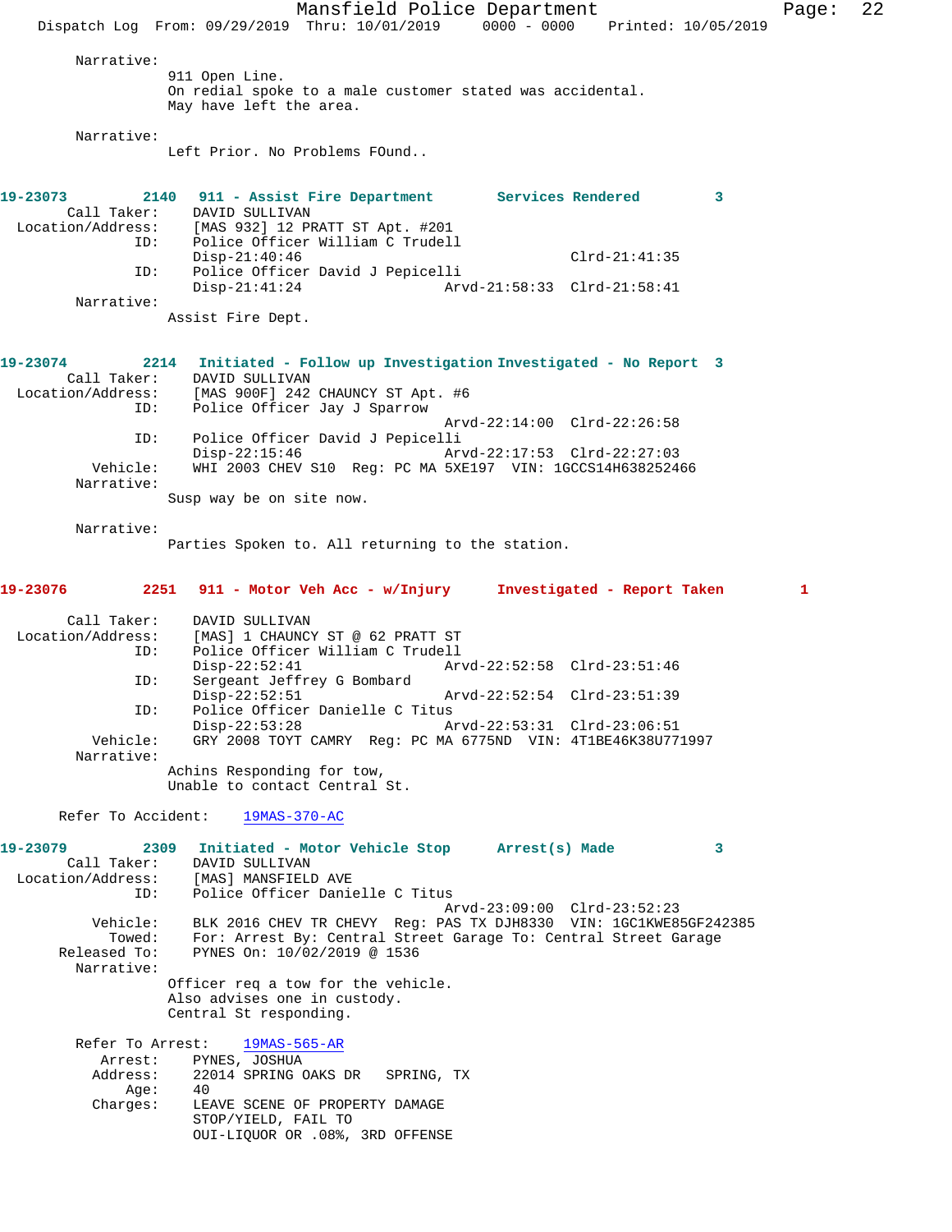Narrative:
911 Open Line.
On redial spoke to a male customer stated was accidental.
May have left the area.

Narrative:
Left Prior. No Problems FOund..

**19-23073 2140 911 - Assist Fire Department Services Rendered 3**

Call Taker: DAVID SULLIVAN
Location/Address: [MAS 932] 12 PRATT ST Apt. #201
ID: Police Officer William C Trudell
Disp-21:40:46 Clrd-21:41:35
ID: Police Officer David J Pepicelli
Disp-21:41:24 Arvd-21:58:33 Clrd-21:58:41
Narrative:
Assist Fire Dept.

**19-23074 2214 Initiated - Follow up Investigation Investigated - No Report 3**

Call Taker: DAVID SULLIVAN
Location/Address: [MAS 900F] 242 CHAUNCY ST Apt. #6
ID: Police Officer Jay J Sparrow
Arvd-22:14:00 Clrd-22:26:58
ID: Police Officer David J Pepicelli
Disp-22:15:46 Arvd-22:17:53 Clrd-22:27:03
Vehicle: WHI 2003 CHEV S10 Reg: PC MA 5XE197 VIN: 1GCCS14H638252466
Narrative:
Susp way be on site now.

Narrative:
Parties Spoken to. All returning to the station.

**19-23076 2251 911 - Motor Veh Acc - w/Injury Investigated - Report Taken 1**

Call Taker: DAVID SULLIVAN
Location/Address: [MAS] 1 CHAUNCY ST @ 62 PRATT ST
ID: Police Officer William C Trudell
Disp-22:52:41 Arvd-22:52:58 Clrd-23:51:46
ID: Sergeant Jeffrey G Bombard
Disp-22:52:51 Arvd-22:52:54 Clrd-23:51:39
ID: Police Officer Danielle C Titus
Disp-22:53:28 Arvd-22:53:31 Clrd-23:06:51
Vehicle: GRY 2008 TOYT CAMRY Reg: PC MA 6775ND VIN: 4T1BE46K38U771997
Narrative:
Achins Responding for tow,
Unable to contact Central St.

Refer To Accident: 19MAS-370-AC

**19-23079 2309 Initiated - Motor Vehicle Stop Arrest(s) Made 3**

Call Taker: DAVID SULLIVAN
Location/Address: [MAS] MANSFIELD AVE
ID: Police Officer Danielle C Titus
Arvd-23:09:00 Clrd-23:52:23
Vehicle: BLK 2016 CHEV TR CHEVY Reg: PAS TX DJH8330 VIN: 1GC1KWE85GF242385
Towed: For: Arrest By: Central Street Garage To: Central Street Garage
Released To: PYNES On: 10/02/2019 @ 1536
Narrative:
Officer req a tow for the vehicle.
Also advises one in custody.
Central St responding.

Refer To Arrest: 19MAS-565-AR
Arrest: PYNES, JOSHUA
Address: 22014 SPRING OAKS DR SPRING, TX
Age: 40
Charges: LEAVE SCENE OF PROPERTY DAMAGE
STOP/YIELD, FAIL TO
OUI-LIQUOR OR .08%, 3RD OFFENSE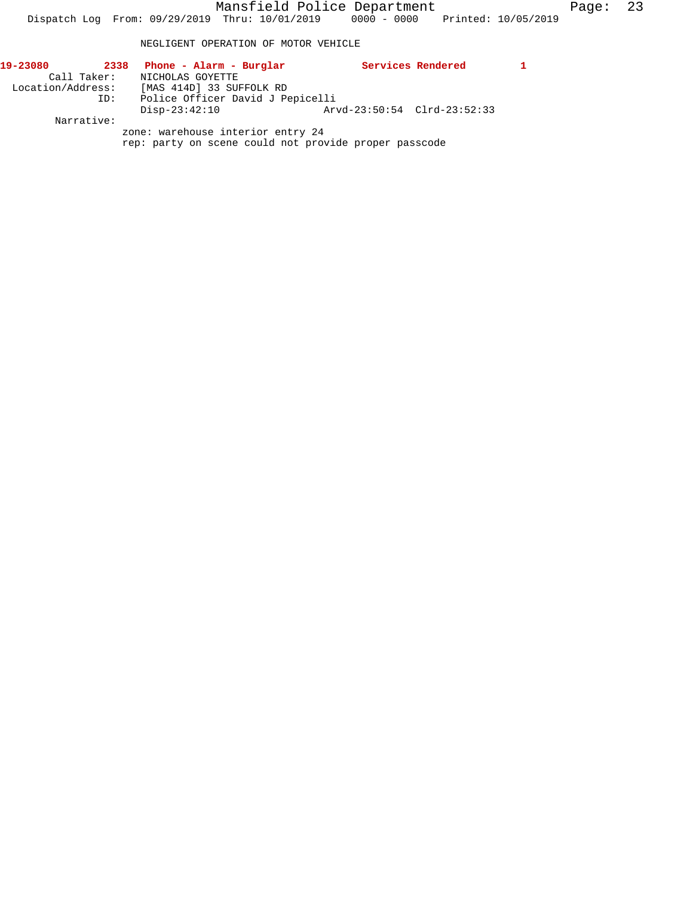NEGLIGENT OPERATION OF MOTOR VEHICLE

**19-23080 2338 Phone - Alarm - Burglar Services Rendered 1**

Call Taker: NICHOLAS GOYETTE
Location/Address: [MAS 414D] 33 SUFFOLK RD
ID: Police Officer David J Pepicelli
Disp-23:42:10 Arvd-23:50:54 Clrd-23:52:33

Narrative:
zone: warehouse interior entry 24
rep: party on scene could not provide proper passcode